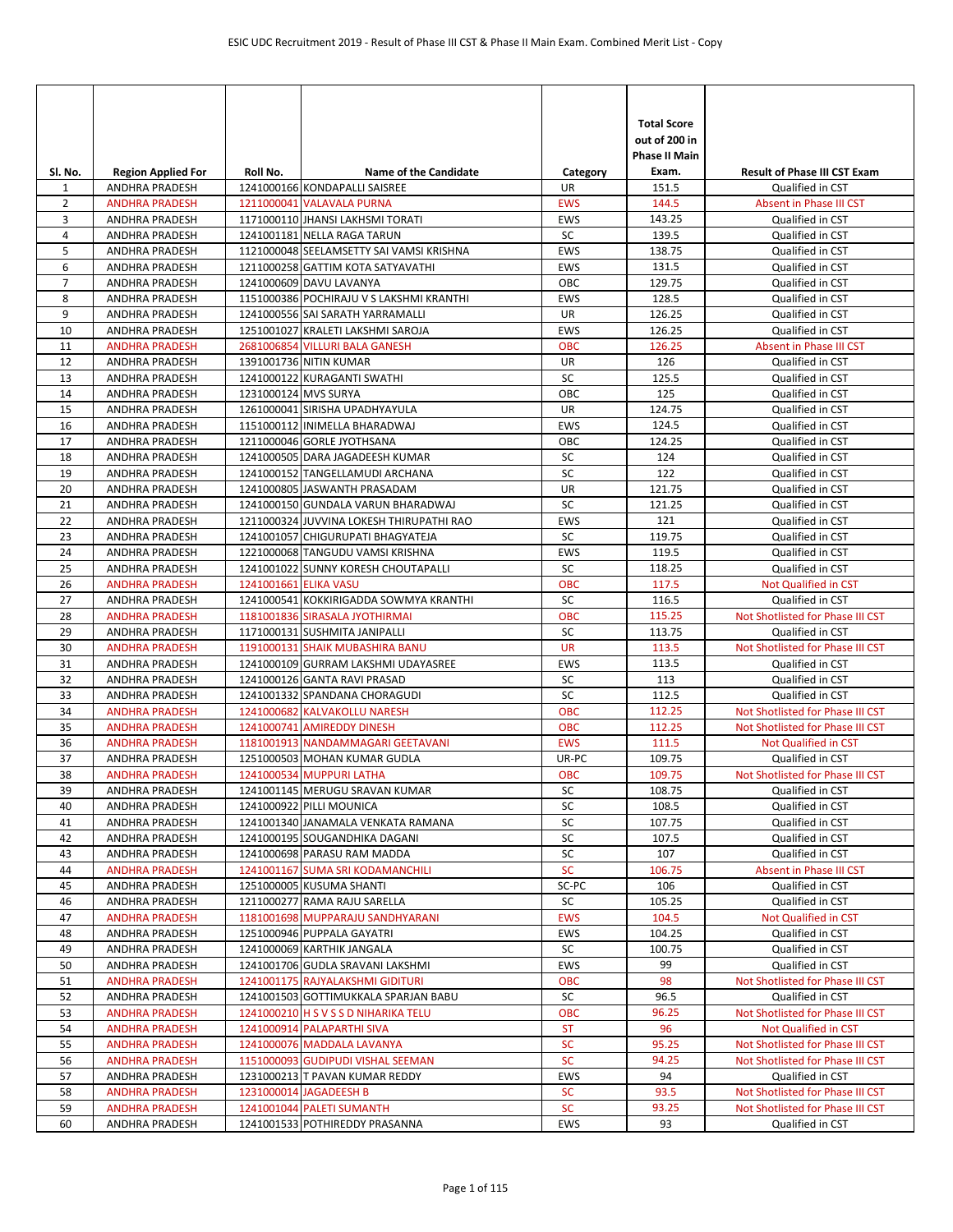| Sl. No. | Region Applied For | Roll No. | Name of the Candidate | Category | Total Score out of 200 in Phase II Main Exam. | Result of Phase III CST Exam |
|---|---|---|---|---|---|---|
| 1 | ANDHRA PRADESH | 1241000166 | KONDAPALLI SAISREE | UR | 151.5 | Qualified in CST |
| 2 | ANDHRA PRADESH | 1211000041 | VALAVALA PURNA | EWS | 144.5 | Absent in Phase III CST |
| 3 | ANDHRA PRADESH | 1171000110 | JHANSI LAKHSMI TORATI | EWS | 143.25 | Qualified in CST |
| 4 | ANDHRA PRADESH | 1241001181 | NELLA RAGA TARUN | SC | 139.5 | Qualified in CST |
| 5 | ANDHRA PRADESH | 1121000048 | SEELAMSETTY SAI VAMSI KRISHNA | EWS | 138.75 | Qualified in CST |
| 6 | ANDHRA PRADESH | 1211000258 | GATTIM KOTA SATYAVATHI | EWS | 131.5 | Qualified in CST |
| 7 | ANDHRA PRADESH | 1241000609 | DAVU LAVANYA | OBC | 129.75 | Qualified in CST |
| 8 | ANDHRA PRADESH | 1151000386 | POCHIRAJU V S LAKSHMI KRANTHI | EWS | 128.5 | Qualified in CST |
| 9 | ANDHRA PRADESH | 1241000556 | SAI SARATH YARRAMALLI | UR | 126.25 | Qualified in CST |
| 10 | ANDHRA PRADESH | 1251001027 | KRALETI LAKSHMI SAROJA | EWS | 126.25 | Qualified in CST |
| 11 | ANDHRA PRADESH | 2681006854 | VILLURI BALA GANESH | OBC | 126.25 | Absent in Phase III CST |
| 12 | ANDHRA PRADESH | 1391001736 | NITIN KUMAR | UR | 126 | Qualified in CST |
| 13 | ANDHRA PRADESH | 1241000122 | KURAGANTI SWATHI | SC | 125.5 | Qualified in CST |
| 14 | ANDHRA PRADESH | 1231000124 | MVS SURYA | OBC | 125 | Qualified in CST |
| 15 | ANDHRA PRADESH | 1261000041 | SIRISHA UPADHYAYULA | UR | 124.75 | Qualified in CST |
| 16 | ANDHRA PRADESH | 1151000112 | INIMELLA BHARADWAJ | EWS | 124.5 | Qualified in CST |
| 17 | ANDHRA PRADESH | 1211000046 | GORLE JYOTHSANA | OBC | 124.25 | Qualified in CST |
| 18 | ANDHRA PRADESH | 1241000505 | DARA JAGADEESH KUMAR | SC | 124 | Qualified in CST |
| 19 | ANDHRA PRADESH | 1241000152 | TANGELLAMUDI ARCHANA | SC | 122 | Qualified in CST |
| 20 | ANDHRA PRADESH | 1241000805 | JASWANTH PRASADAM | UR | 121.75 | Qualified in CST |
| 21 | ANDHRA PRADESH | 1241000150 | GUNDALA VARUN BHARADWAJ | SC | 121.25 | Qualified in CST |
| 22 | ANDHRA PRADESH | 1211000324 | JUVVINA LOKESH THIRUPATHI RAO | EWS | 121 | Qualified in CST |
| 23 | ANDHRA PRADESH | 1241001057 | CHIGURUPATI BHAGYATEJA | SC | 119.75 | Qualified in CST |
| 24 | ANDHRA PRADESH | 1221000068 | TANGUDU VAMSI KRISHNA | EWS | 119.5 | Qualified in CST |
| 25 | ANDHRA PRADESH | 1241001022 | SUNNY KORESH CHOUTAPALLI | SC | 118.25 | Qualified in CST |
| 26 | ANDHRA PRADESH | 1241001661 | ELIKA VASU | OBC | 117.5 | Not Qualified in CST |
| 27 | ANDHRA PRADESH | 1241000541 | KOKKIRIGADDA SOWMYA KRANTHI | SC | 116.5 | Qualified in CST |
| 28 | ANDHRA PRADESH | 1181001836 | SIRASALA JYOTHIRMAI | OBC | 115.25 | Not Shotlisted for Phase III CST |
| 29 | ANDHRA PRADESH | 1171000131 | SUSHMITA JANIPALLI | SC | 113.75 | Qualified in CST |
| 30 | ANDHRA PRADESH | 1191000131 | SHAIK MUBASHIRA BANU | UR | 113.5 | Not Shotlisted for Phase III CST |
| 31 | ANDHRA PRADESH | 1241000109 | GURRAM LAKSHMI UDAYASREE | EWS | 113.5 | Qualified in CST |
| 32 | ANDHRA PRADESH | 1241000126 | GANTA RAVI PRASAD | SC | 113 | Qualified in CST |
| 33 | ANDHRA PRADESH | 1241001332 | SPANDANA CHORAGUDI | SC | 112.5 | Qualified in CST |
| 34 | ANDHRA PRADESH | 1241000682 | KALVAKOLLU NARESH | OBC | 112.25 | Not Shotlisted for Phase III CST |
| 35 | ANDHRA PRADESH | 1241000741 | AMIREDDY DINESH | OBC | 112.25 | Not Shotlisted for Phase III CST |
| 36 | ANDHRA PRADESH | 1181001913 | NANDAMMAGARI GEETAVANI | EWS | 111.5 | Not Qualified in CST |
| 37 | ANDHRA PRADESH | 1251000503 | MOHAN KUMAR GUDLA | UR-PC | 109.75 | Qualified in CST |
| 38 | ANDHRA PRADESH | 1241000534 | MUPPURI LATHA | OBC | 109.75 | Not Shotlisted for Phase III CST |
| 39 | ANDHRA PRADESH | 1241001145 | MERUGU SRAVAN KUMAR | SC | 108.75 | Qualified in CST |
| 40 | ANDHRA PRADESH | 1241000922 | PILLI MOUNICA | SC | 108.5 | Qualified in CST |
| 41 | ANDHRA PRADESH | 1241001340 | JANAMALA VENKATA RAMANA | SC | 107.75 | Qualified in CST |
| 42 | ANDHRA PRADESH | 1241000195 | SOUGANDHIKA DAGANI | SC | 107.5 | Qualified in CST |
| 43 | ANDHRA PRADESH | 1241000698 | PARASU RAM MADDA | SC | 107 | Qualified in CST |
| 44 | ANDHRA PRADESH | 1241001167 | SUMA SRI KODAMANCHILI | SC | 106.75 | Absent in Phase III CST |
| 45 | ANDHRA PRADESH | 1251000005 | KUSUMA SHANTI | SC-PC | 106 | Qualified in CST |
| 46 | ANDHRA PRADESH | 1211000277 | RAMA RAJU SARELLA | SC | 105.25 | Qualified in CST |
| 47 | ANDHRA PRADESH | 1181001698 | MUPPARAJU SANDHYARANI | EWS | 104.5 | Not Qualified in CST |
| 48 | ANDHRA PRADESH | 1251000946 | PUPPALA GAYATRI | EWS | 104.25 | Qualified in CST |
| 49 | ANDHRA PRADESH | 1241000069 | KARTHIK JANGALA | SC | 100.75 | Qualified in CST |
| 50 | ANDHRA PRADESH | 1241001706 | GUDLA SRAVANI LAKSHMI | EWS | 99 | Qualified in CST |
| 51 | ANDHRA PRADESH | 1241001175 | RAJYALAKSHMI GIDITURI | OBC | 98 | Not Shotlisted for Phase III CST |
| 52 | ANDHRA PRADESH | 1241001503 | GOTTIMUKKALA SPARJAN BABU | SC | 96.5 | Qualified in CST |
| 53 | ANDHRA PRADESH | 1241000210 | H S V S S D NIHARIKA TELU | OBC | 96.25 | Not Shotlisted for Phase III CST |
| 54 | ANDHRA PRADESH | 1241000914 | PALAPARTHI SIVA | ST | 96 | Not Qualified in CST |
| 55 | ANDHRA PRADESH | 1241000076 | MADDALA LAVANYA | SC | 95.25 | Not Shotlisted for Phase III CST |
| 56 | ANDHRA PRADESH | 1151000093 | GUDIPUDI VISHAL SEEMAN | SC | 94.25 | Not Shotlisted for Phase III CST |
| 57 | ANDHRA PRADESH | 1231000213 | T PAVAN KUMAR REDDY | EWS | 94 | Qualified in CST |
| 58 | ANDHRA PRADESH | 1231000014 | JAGADEESH B | SC | 93.5 | Not Shotlisted for Phase III CST |
| 59 | ANDHRA PRADESH | 1241001044 | PALETI SUMANTH | SC | 93.25 | Not Shotlisted for Phase III CST |
| 60 | ANDHRA PRADESH | 1241001533 | POTHIREDDY PRASANNA | EWS | 93 | Qualified in CST |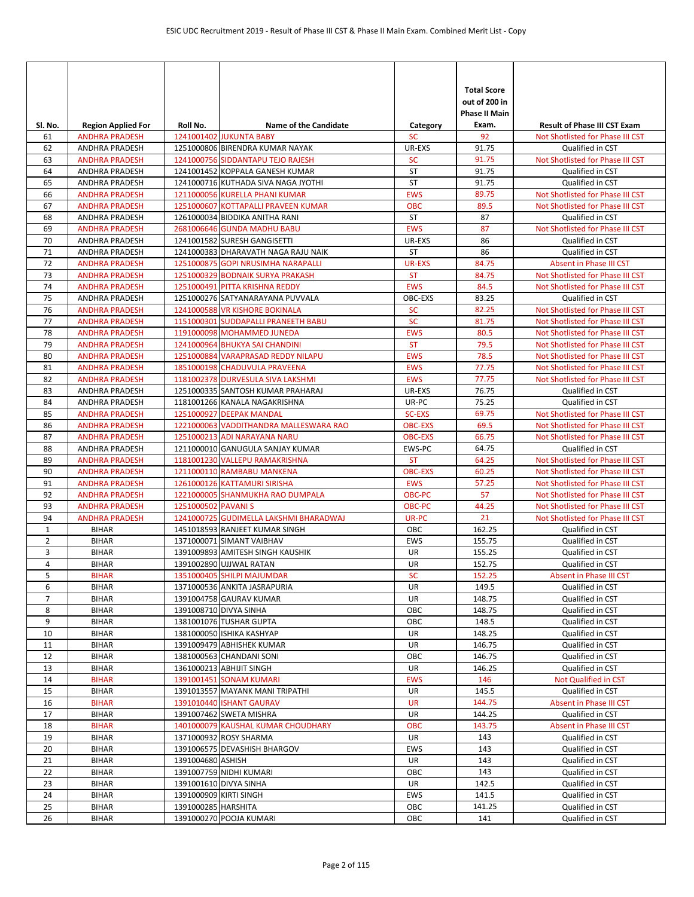| Sl. No. | Region Applied For | Roll No. | Name of the Candidate | Category | Total Score out of 200 in Phase II Main Exam. | Result of Phase III CST Exam |
|---|---|---|---|---|---|---|
| 61 | ANDHRA PRADESH | 1241001402 | JUKUNTA BABY | SC | 92 | Not Shotlisted for Phase III CST |
| 62 | ANDHRA PRADESH | 1251000806 | BIRENDRA KUMAR NAYAK | UR-EXS | 91.75 | Qualified in CST |
| 63 | ANDHRA PRADESH | 1241000756 | SIDDANTAPU TEJO RAJESH | SC | 91.75 | Not Shotlisted for Phase III CST |
| 64 | ANDHRA PRADESH | 1241001452 | KOPPALA GANESH KUMAR | ST | 91.75 | Qualified in CST |
| 65 | ANDHRA PRADESH | 1241000716 | KUTHADA SIVA NAGA JYOTHI | ST | 91.75 | Qualified in CST |
| 66 | ANDHRA PRADESH | 1211000056 | KURELLA PHANI KUMAR | EWS | 89.75 | Not Shotlisted for Phase III CST |
| 67 | ANDHRA PRADESH | 1251000607 | KOTTAPALLI PRAVEEN KUMAR | OBC | 89.5 | Not Shotlisted for Phase III CST |
| 68 | ANDHRA PRADESH | 1261000034 | BIDDIKA ANITHA RANI | ST | 87 | Qualified in CST |
| 69 | ANDHRA PRADESH | 2681006646 | GUNDA MADHU BABU | EWS | 87 | Not Shotlisted for Phase III CST |
| 70 | ANDHRA PRADESH | 1241001582 | SURESH GANGISETTI | UR-EXS | 86 | Qualified in CST |
| 71 | ANDHRA PRADESH | 1241000383 | DHARAVATH NAGA RAJU NAIK | ST | 86 | Qualified in CST |
| 72 | ANDHRA PRADESH | 1251000875 | GOPI NRUSIMHA NARAPALLI | UR-EXS | 84.75 | Absent in Phase III CST |
| 73 | ANDHRA PRADESH | 1251000329 | BODNAIK SURYA PRAKASH | ST | 84.75 | Not Shotlisted for Phase III CST |
| 74 | ANDHRA PRADESH | 1251000491 | PITTA KRISHNA REDDY | EWS | 84.5 | Not Shotlisted for Phase III CST |
| 75 | ANDHRA PRADESH | 1251000276 | SATYANARAYANA PUVVALA | OBC-EXS | 83.25 | Qualified in CST |
| 76 | ANDHRA PRADESH | 1241000588 | VR KISHORE BOKINALA | SC | 82.25 | Not Shotlisted for Phase III CST |
| 77 | ANDHRA PRADESH | 1151000301 | SUDDAPALLI PRANEETH BABU | SC | 81.75 | Not Shotlisted for Phase III CST |
| 78 | ANDHRA PRADESH | 1191000098 | MOHAMMED JUNEDA | EWS | 80.5 | Not Shotlisted for Phase III CST |
| 79 | ANDHRA PRADESH | 1241000964 | BHUKYA SAI CHANDINI | ST | 79.5 | Not Shotlisted for Phase III CST |
| 80 | ANDHRA PRADESH | 1251000884 | VARAPRASAD REDDY NILAPU | EWS | 78.5 | Not Shotlisted for Phase III CST |
| 81 | ANDHRA PRADESH | 1851000198 | CHADUVULA PRAVEENA | EWS | 77.75 | Not Shotlisted for Phase III CST |
| 82 | ANDHRA PRADESH | 1181002378 | DURVESULA SIVA LAKSHMI | EWS | 77.75 | Not Shotlisted for Phase III CST |
| 83 | ANDHRA PRADESH | 1251000335 | SANTOSH KUMAR PRAHARAJ | UR-EXS | 76.75 | Qualified in CST |
| 84 | ANDHRA PRADESH | 1181001266 | KANALA NAGAKRISHNA | UR-PC | 75.25 | Qualified in CST |
| 85 | ANDHRA PRADESH | 1251000927 | DEEPAK MANDAL | SC-EXS | 69.75 | Not Shotlisted for Phase III CST |
| 86 | ANDHRA PRADESH | 1221000063 | VADDITHANDRA MALLESWARA RAO | OBC-EXS | 69.5 | Not Shotlisted for Phase III CST |
| 87 | ANDHRA PRADESH | 1251000213 | ADI NARAYANA NARU | OBC-EXS | 66.75 | Not Shotlisted for Phase III CST |
| 88 | ANDHRA PRADESH | 1211000010 | GANUGULA SANJAY KUMAR | EWS-PC | 64.75 | Qualified in CST |
| 89 | ANDHRA PRADESH | 1181001230 | VALLEPU RAMAKRISHNA | ST | 64.25 | Not Shotlisted for Phase III CST |
| 90 | ANDHRA PRADESH | 1211000110 | RAMBABU MANKENA | OBC-EXS | 60.25 | Not Shotlisted for Phase III CST |
| 91 | ANDHRA PRADESH | 1261000126 | KATTAMURI SIRISHA | EWS | 57.25 | Not Shotlisted for Phase III CST |
| 92 | ANDHRA PRADESH | 1221000005 | SHANMUKHA RAO DUMPALA | OBC-PC | 57 | Not Shotlisted for Phase III CST |
| 93 | ANDHRA PRADESH | 1251000502 | PAVANI S | OBC-PC | 44.25 | Not Shotlisted for Phase III CST |
| 94 | ANDHRA PRADESH | 1241000725 | GUDIMELLA LAKSHMI BHARADWAJ | UR-PC | 21 | Not Shotlisted for Phase III CST |
| 1 | BIHAR | 1451018593 | RANJEET KUMAR SINGH | OBC | 162.25 | Qualified in CST |
| 2 | BIHAR | 1371000071 | SIMANT VAIBHAV | EWS | 155.75 | Qualified in CST |
| 3 | BIHAR | 1391009893 | AMITESH SINGH KAUSHIK | UR | 155.25 | Qualified in CST |
| 4 | BIHAR | 1391002890 | UJJWAL RATAN | UR | 152.75 | Qualified in CST |
| 5 | BIHAR | 1351000405 | SHILPI MAJUMDAR | SC | 152.25 | Absent in Phase III CST |
| 6 | BIHAR | 1371000536 | ANKITA JASRAPURIA | UR | 149.5 | Qualified in CST |
| 7 | BIHAR | 1391004758 | GAURAV KUMAR | UR | 148.75 | Qualified in CST |
| 8 | BIHAR | 1391008710 | DIVYA SINHA | OBC | 148.75 | Qualified in CST |
| 9 | BIHAR | 1381001076 | TUSHAR GUPTA | OBC | 148.5 | Qualified in CST |
| 10 | BIHAR | 1381000050 | ISHIKA KASHYAP | UR | 148.25 | Qualified in CST |
| 11 | BIHAR | 1391009479 | ABHISHEK KUMAR | UR | 146.75 | Qualified in CST |
| 12 | BIHAR | 1381000563 | CHANDANI SONI | OBC | 146.75 | Qualified in CST |
| 13 | BIHAR | 1361000213 | ABHIJIT SINGH | UR | 146.25 | Qualified in CST |
| 14 | BIHAR | 1391001451 | SONAM KUMARI | EWS | 146 | Not Qualified in CST |
| 15 | BIHAR | 1391013557 | MAYANK MANI TRIPATHI | UR | 145.5 | Qualified in CST |
| 16 | BIHAR | 1391010440 | ISHANT GAURAV | UR | 144.75 | Absent in Phase III CST |
| 17 | BIHAR | 1391007462 | SWETA MISHRA | UR | 144.25 | Qualified in CST |
| 18 | BIHAR | 1401000079 | KAUSHAL KUMAR CHOUDHARY | OBC | 143.75 | Absent in Phase III CST |
| 19 | BIHAR | 1371000932 | ROSY SHARMA | UR | 143 | Qualified in CST |
| 20 | BIHAR | 1391006575 | DEVASHISH BHARGOV | EWS | 143 | Qualified in CST |
| 21 | BIHAR | 1391004680 | ASHISH | UR | 143 | Qualified in CST |
| 22 | BIHAR | 1391007759 | NIDHI KUMARI | OBC | 143 | Qualified in CST |
| 23 | BIHAR | 1391001610 | DIVYA SINHA | UR | 142.5 | Qualified in CST |
| 24 | BIHAR | 1391000909 | KIRTI SINGH | EWS | 141.5 | Qualified in CST |
| 25 | BIHAR | 1391000285 | HARSHITA | OBC | 141.25 | Qualified in CST |
| 26 | BIHAR | 1391000270 | POOJA KUMARI | OBC | 141 | Qualified in CST |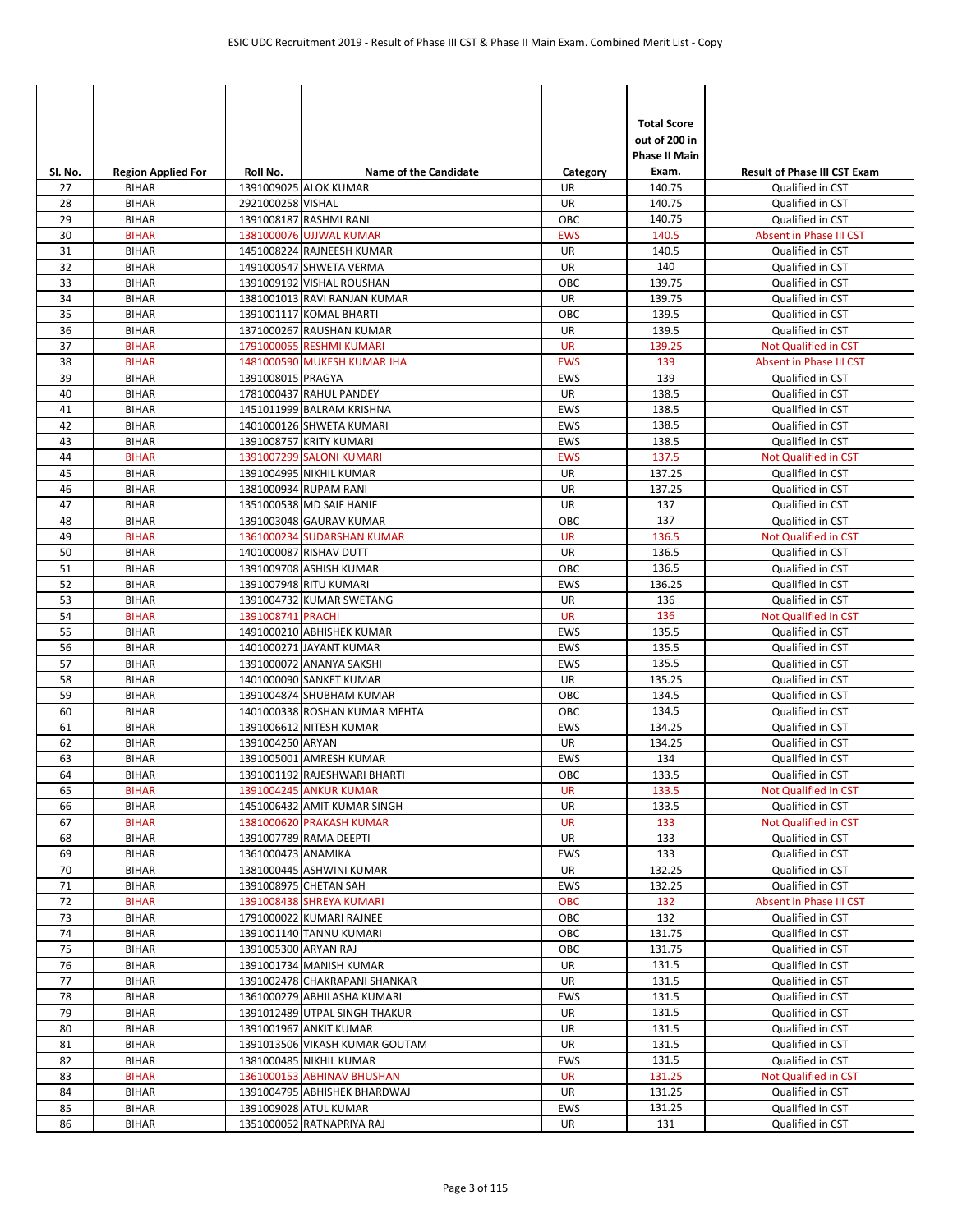| Sl. No. | Region Applied For | Roll No. | Name of the Candidate | Category | Total Score out of 200 in Phase II Main Exam. | Result of Phase III CST Exam |
|---|---|---|---|---|---|---|
| 27 | BIHAR | 1391009025 | ALOK KUMAR | UR | 140.75 | Qualified in CST |
| 28 | BIHAR | 2921000258 | VISHAL | UR | 140.75 | Qualified in CST |
| 29 | BIHAR | 1391008187 | RASHMI RANI | OBC | 140.75 | Qualified in CST |
| 30 | BIHAR | 1381000076 | UJJWAL KUMAR | EWS | 140.5 | Absent in Phase III CST |
| 31 | BIHAR | 1451008224 | RAJNEESH KUMAR | UR | 140.5 | Qualified in CST |
| 32 | BIHAR | 1491000547 | SHWETA VERMA | UR | 140 | Qualified in CST |
| 33 | BIHAR | 1391009192 | VISHAL ROUSHAN | OBC | 139.75 | Qualified in CST |
| 34 | BIHAR | 1381001013 | RAVI RANJAN KUMAR | UR | 139.75 | Qualified in CST |
| 35 | BIHAR | 1391001117 | KOMAL BHARTI | OBC | 139.5 | Qualified in CST |
| 36 | BIHAR | 1371000267 | RAUSHAN KUMAR | UR | 139.5 | Qualified in CST |
| 37 | BIHAR | 1791000055 | RESHMI KUMARI | UR | 139.25 | Not Qualified in CST |
| 38 | BIHAR | 1481000590 | MUKESH KUMAR JHA | EWS | 139 | Absent in Phase III CST |
| 39 | BIHAR | 1391008015 | PRAGYA | EWS | 139 | Qualified in CST |
| 40 | BIHAR | 1781000437 | RAHUL PANDEY | UR | 138.5 | Qualified in CST |
| 41 | BIHAR | 1451011999 | BALRAM KRISHNA | EWS | 138.5 | Qualified in CST |
| 42 | BIHAR | 1401000126 | SHWETA KUMARI | EWS | 138.5 | Qualified in CST |
| 43 | BIHAR | 1391008757 | KRITY KUMARI | EWS | 138.5 | Qualified in CST |
| 44 | BIHAR | 1391007299 | SALONI KUMARI | EWS | 137.5 | Not Qualified in CST |
| 45 | BIHAR | 1391004995 | NIKHIL KUMAR | UR | 137.25 | Qualified in CST |
| 46 | BIHAR | 1381000934 | RUPAM RANI | UR | 137.25 | Qualified in CST |
| 47 | BIHAR | 1351000538 | MD SAIF HANIF | UR | 137 | Qualified in CST |
| 48 | BIHAR | 1391003048 | GAURAV KUMAR | OBC | 137 | Qualified in CST |
| 49 | BIHAR | 1361000234 | SUDARSHAN KUMAR | UR | 136.5 | Not Qualified in CST |
| 50 | BIHAR | 1401000087 | RISHAV DUTT | UR | 136.5 | Qualified in CST |
| 51 | BIHAR | 1391009708 | ASHISH KUMAR | OBC | 136.5 | Qualified in CST |
| 52 | BIHAR | 1391007948 | RITU KUMARI | EWS | 136.25 | Qualified in CST |
| 53 | BIHAR | 1391004732 | KUMAR SWETANG | UR | 136 | Qualified in CST |
| 54 | BIHAR | 1391008741 | PRACHI | UR | 136 | Not Qualified in CST |
| 55 | BIHAR | 1491000210 | ABHISHEK KUMAR | EWS | 135.5 | Qualified in CST |
| 56 | BIHAR | 1401000271 | JAYANT KUMAR | EWS | 135.5 | Qualified in CST |
| 57 | BIHAR | 1391000072 | ANANYA SAKSHI | EWS | 135.5 | Qualified in CST |
| 58 | BIHAR | 1401000090 | SANKET KUMAR | UR | 135.25 | Qualified in CST |
| 59 | BIHAR | 1391004874 | SHUBHAM KUMAR | OBC | 134.5 | Qualified in CST |
| 60 | BIHAR | 1401000338 | ROSHAN KUMAR MEHTA | OBC | 134.5 | Qualified in CST |
| 61 | BIHAR | 1391006612 | NITESH KUMAR | EWS | 134.25 | Qualified in CST |
| 62 | BIHAR | 1391004250 | ARYAN | UR | 134.25 | Qualified in CST |
| 63 | BIHAR | 1391005001 | AMRESH KUMAR | EWS | 134 | Qualified in CST |
| 64 | BIHAR | 1391001192 | RAJESHWARI BHARTI | OBC | 133.5 | Qualified in CST |
| 65 | BIHAR | 1391004245 | ANKUR KUMAR | UR | 133.5 | Not Qualified in CST |
| 66 | BIHAR | 1451006432 | AMIT KUMAR SINGH | UR | 133.5 | Qualified in CST |
| 67 | BIHAR | 1381000620 | PRAKASH KUMAR | UR | 133 | Not Qualified in CST |
| 68 | BIHAR | 1391007789 | RAMA DEEPTI | UR | 133 | Qualified in CST |
| 69 | BIHAR | 1361000473 | ANAMIKA | EWS | 133 | Qualified in CST |
| 70 | BIHAR | 1381000445 | ASHWINI KUMAR | UR | 132.25 | Qualified in CST |
| 71 | BIHAR | 1391008975 | CHETAN SAH | EWS | 132.25 | Qualified in CST |
| 72 | BIHAR | 1391008438 | SHREYA KUMARI | OBC | 132 | Absent in Phase III CST |
| 73 | BIHAR | 1791000022 | KUMARI RAJNEE | OBC | 132 | Qualified in CST |
| 74 | BIHAR | 1391001140 | TANNU KUMARI | OBC | 131.75 | Qualified in CST |
| 75 | BIHAR | 1391005300 | ARYAN RAJ | OBC | 131.75 | Qualified in CST |
| 76 | BIHAR | 1391001734 | MANISH KUMAR | UR | 131.5 | Qualified in CST |
| 77 | BIHAR | 1391002478 | CHAKRAPANI SHANKAR | UR | 131.5 | Qualified in CST |
| 78 | BIHAR | 1361000279 | ABHILASHA KUMARI | EWS | 131.5 | Qualified in CST |
| 79 | BIHAR | 1391012489 | UTPAL SINGH THAKUR | UR | 131.5 | Qualified in CST |
| 80 | BIHAR | 1391001967 | ANKIT KUMAR | UR | 131.5 | Qualified in CST |
| 81 | BIHAR | 1391013506 | VIKASH KUMAR GOUTAM | UR | 131.5 | Qualified in CST |
| 82 | BIHAR | 1381000485 | NIKHIL KUMAR | EWS | 131.5 | Qualified in CST |
| 83 | BIHAR | 1361000153 | ABHINAV BHUSHAN | UR | 131.25 | Not Qualified in CST |
| 84 | BIHAR | 1391004795 | ABHISHEK BHARDWAJ | UR | 131.25 | Qualified in CST |
| 85 | BIHAR | 1391009028 | ATUL KUMAR | EWS | 131.25 | Qualified in CST |
| 86 | BIHAR | 1351000052 | RATNAPRIYA RAJ | UR | 131 | Qualified in CST |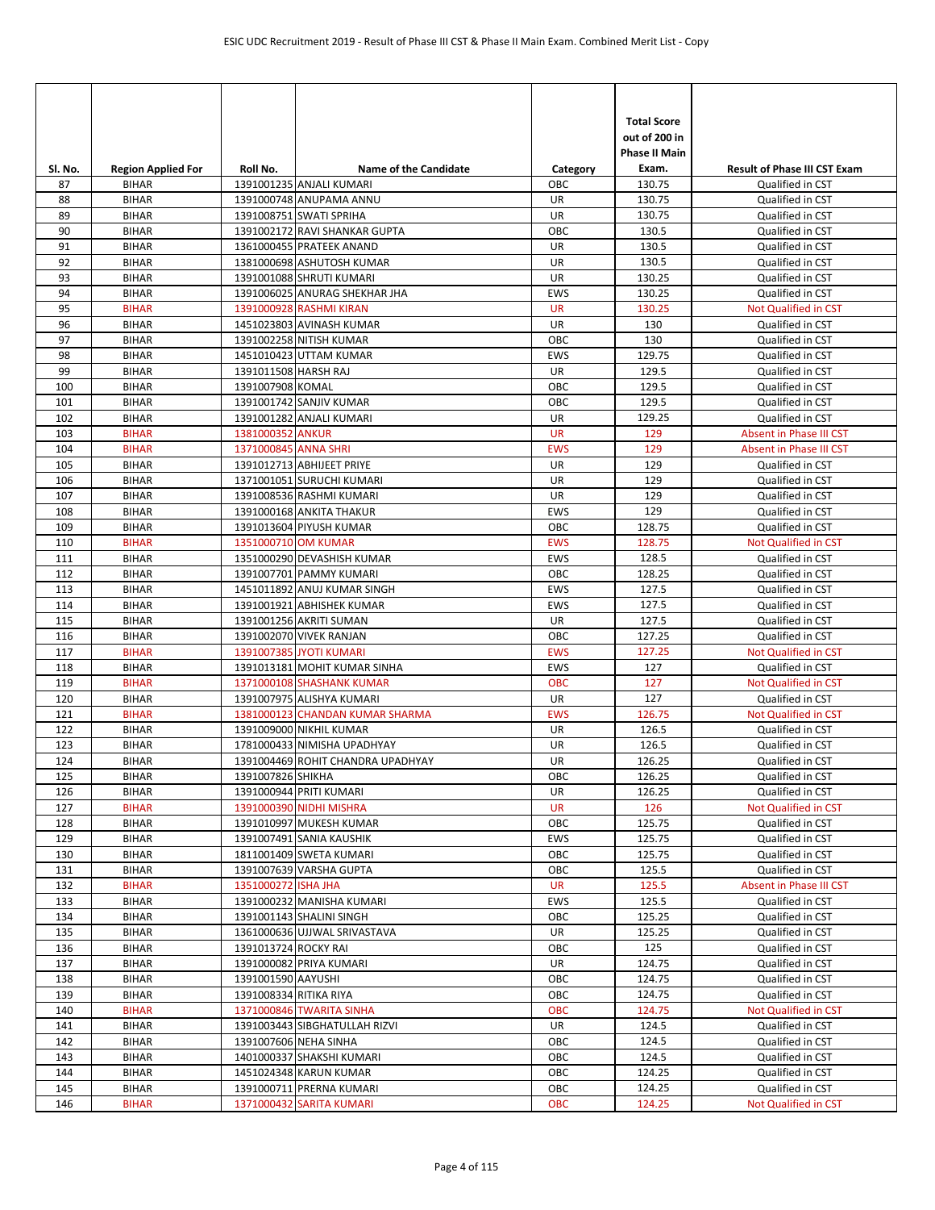| Sl. No. | Region Applied For | Roll No. | Name of the Candidate | Category | Total Score out of 200 in Phase II Main Exam. | Result of Phase III CST Exam |
|---|---|---|---|---|---|---|
| 87 | BIHAR | 1391001235 | ANJALI KUMARI | OBC | 130.75 | Qualified in CST |
| 88 | BIHAR | 1391000748 | ANUPAMA ANNU | UR | 130.75 | Qualified in CST |
| 89 | BIHAR | 1391008751 | SWATI SPRIHA | UR | 130.75 | Qualified in CST |
| 90 | BIHAR | 1391002172 | RAVI SHANKAR GUPTA | OBC | 130.5 | Qualified in CST |
| 91 | BIHAR | 1361000455 | PRATEEK ANAND | UR | 130.5 | Qualified in CST |
| 92 | BIHAR | 1381000698 | ASHUTOSH KUMAR | UR | 130.5 | Qualified in CST |
| 93 | BIHAR | 1391001088 | SHRUTI KUMARI | UR | 130.25 | Qualified in CST |
| 94 | BIHAR | 1391006025 | ANURAG SHEKHAR JHA | EWS | 130.25 | Qualified in CST |
| 95 | BIHAR | 1391000928 | RASHMI KIRAN | UR | 130.25 | Not Qualified in CST |
| 96 | BIHAR | 1451023803 | AVINASH KUMAR | UR | 130 | Qualified in CST |
| 97 | BIHAR | 1391002258 | NITISH KUMAR | OBC | 130 | Qualified in CST |
| 98 | BIHAR | 1451010423 | UTTAM KUMAR | EWS | 129.75 | Qualified in CST |
| 99 | BIHAR | 1391011508 | HARSH RAJ | UR | 129.5 | Qualified in CST |
| 100 | BIHAR | 1391007908 | KOMAL | OBC | 129.5 | Qualified in CST |
| 101 | BIHAR | 1391001742 | SANJIV KUMAR | OBC | 129.5 | Qualified in CST |
| 102 | BIHAR | 1391001282 | ANJALI KUMARI | UR | 129.25 | Qualified in CST |
| 103 | BIHAR | 1381000352 | ANKUR | UR | 129 | Absent in Phase III CST |
| 104 | BIHAR | 1371000845 | ANNA SHRI | EWS | 129 | Absent in Phase III CST |
| 105 | BIHAR | 1391012713 | ABHIJEET PRIYE | UR | 129 | Qualified in CST |
| 106 | BIHAR | 1371001051 | SURUCHI KUMARI | UR | 129 | Qualified in CST |
| 107 | BIHAR | 1391008536 | RASHMI KUMARI | UR | 129 | Qualified in CST |
| 108 | BIHAR | 1391000168 | ANKITA THAKUR | EWS | 129 | Qualified in CST |
| 109 | BIHAR | 1391013604 | PIYUSH KUMAR | OBC | 128.75 | Qualified in CST |
| 110 | BIHAR | 1351000710 | OM KUMAR | EWS | 128.75 | Not Qualified in CST |
| 111 | BIHAR | 1351000290 | DEVASHISH KUMAR | EWS | 128.5 | Qualified in CST |
| 112 | BIHAR | 1391007701 | PAMMY KUMARI | OBC | 128.25 | Qualified in CST |
| 113 | BIHAR | 1451011892 | ANUJ KUMAR SINGH | EWS | 127.5 | Qualified in CST |
| 114 | BIHAR | 1391001921 | ABHISHEK KUMAR | EWS | 127.5 | Qualified in CST |
| 115 | BIHAR | 1391001256 | AKRITI SUMAN | UR | 127.5 | Qualified in CST |
| 116 | BIHAR | 1391002070 | VIVEK RANJAN | OBC | 127.25 | Qualified in CST |
| 117 | BIHAR | 1391007385 | JYOTI KUMARI | EWS | 127.25 | Not Qualified in CST |
| 118 | BIHAR | 1391013181 | MOHIT KUMAR SINHA | EWS | 127 | Qualified in CST |
| 119 | BIHAR | 1371000108 | SHASHANK KUMAR | OBC | 127 | Not Qualified in CST |
| 120 | BIHAR | 1391007975 | ALISHYA KUMARI | UR | 127 | Qualified in CST |
| 121 | BIHAR | 1381000123 | CHANDAN KUMAR SHARMA | EWS | 126.75 | Not Qualified in CST |
| 122 | BIHAR | 1391009000 | NIKHIL KUMAR | UR | 126.5 | Qualified in CST |
| 123 | BIHAR | 1781000433 | NIMISHA UPADHYAY | UR | 126.5 | Qualified in CST |
| 124 | BIHAR | 1391004469 | ROHIT CHANDRA UPADHYAY | UR | 126.25 | Qualified in CST |
| 125 | BIHAR | 1391007826 | SHIKHA | OBC | 126.25 | Qualified in CST |
| 126 | BIHAR | 1391000944 | PRITI KUMARI | UR | 126.25 | Qualified in CST |
| 127 | BIHAR | 1391000390 | NIDHI MISHRA | UR | 126 | Not Qualified in CST |
| 128 | BIHAR | 1391010997 | MUKESH KUMAR | OBC | 125.75 | Qualified in CST |
| 129 | BIHAR | 1391007491 | SANIA KAUSHIK | EWS | 125.75 | Qualified in CST |
| 130 | BIHAR | 1811001409 | SWETA KUMARI | OBC | 125.75 | Qualified in CST |
| 131 | BIHAR | 1391007639 | VARSHA GUPTA | OBC | 125.5 | Qualified in CST |
| 132 | BIHAR | 1351000272 | ISHA JHA | UR | 125.5 | Absent in Phase III CST |
| 133 | BIHAR | 1391000232 | MANISHA KUMARI | EWS | 125.5 | Qualified in CST |
| 134 | BIHAR | 1391001143 | SHALINI SINGH | OBC | 125.25 | Qualified in CST |
| 135 | BIHAR | 1361000636 | UJJWAL SRIVASTAVA | UR | 125.25 | Qualified in CST |
| 136 | BIHAR | 1391013724 | ROCKY RAI | OBC | 125 | Qualified in CST |
| 137 | BIHAR | 1391000082 | PRIYA KUMARI | UR | 124.75 | Qualified in CST |
| 138 | BIHAR | 1391001590 | AAYUSHI | OBC | 124.75 | Qualified in CST |
| 139 | BIHAR | 1391008334 | RITIKA RIYA | OBC | 124.75 | Qualified in CST |
| 140 | BIHAR | 1371000846 | TWARITA SINHA | OBC | 124.75 | Not Qualified in CST |
| 141 | BIHAR | 1391003443 | SIBGHATULLAH RIZVI | UR | 124.5 | Qualified in CST |
| 142 | BIHAR | 1391007606 | NEHA SINHA | OBC | 124.5 | Qualified in CST |
| 143 | BIHAR | 1401000337 | SHAKSHI KUMARI | OBC | 124.5 | Qualified in CST |
| 144 | BIHAR | 1451024348 | KARUN KUMAR | OBC | 124.25 | Qualified in CST |
| 145 | BIHAR | 1391000711 | PRERNA KUMARI | OBC | 124.25 | Qualified in CST |
| 146 | BIHAR | 1371000432 | SARITA KUMARI | OBC | 124.25 | Not Qualified in CST |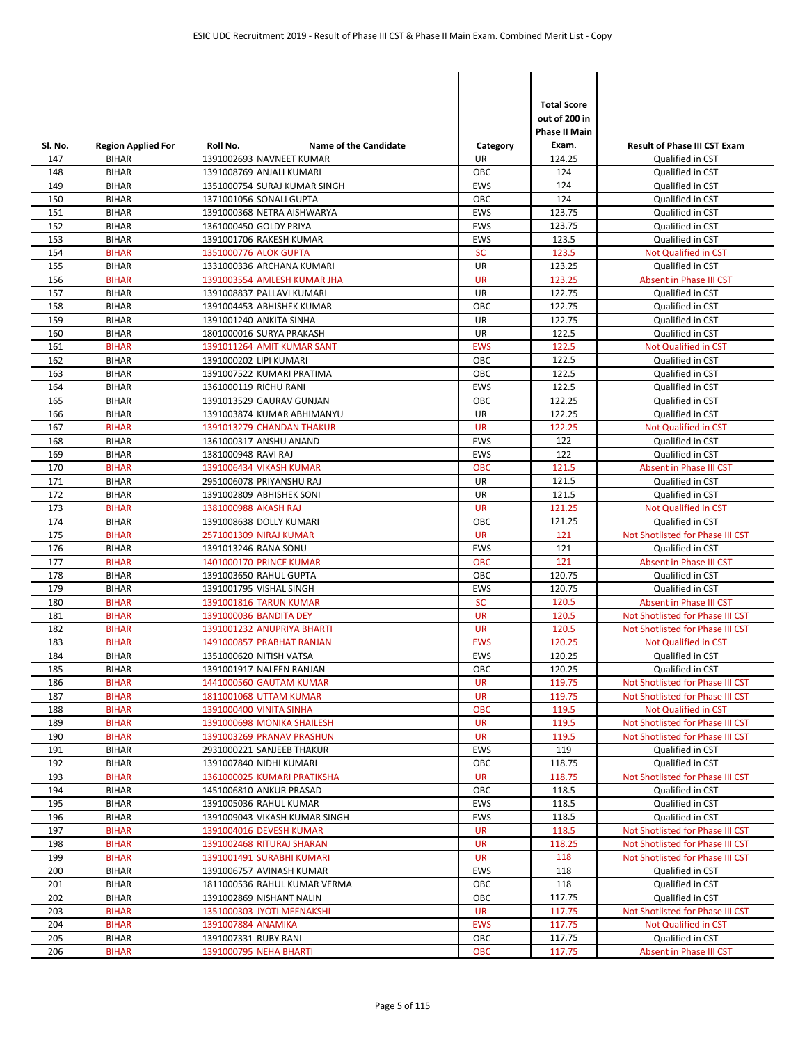| Sl. No. | Region Applied For | Roll No. | Name of the Candidate | Category | Total Score out of 200 in Phase II Main Exam. | Result of Phase III CST Exam |
|---|---|---|---|---|---|---|
| 147 | BIHAR | 1391002693 | NAVNEET KUMAR | UR | 124.25 | Qualified in CST |
| 148 | BIHAR | 1391008769 | ANJALI KUMARI | OBC | 124 | Qualified in CST |
| 149 | BIHAR | 1351000754 | SURAJ KUMAR SINGH | EWS | 124 | Qualified in CST |
| 150 | BIHAR | 1371001056 | SONALI GUPTA | OBC | 124 | Qualified in CST |
| 151 | BIHAR | 1391000368 | NETRA AISHWARYA | EWS | 123.75 | Qualified in CST |
| 152 | BIHAR | 1361000450 | GOLDY PRIYA | EWS | 123.75 | Qualified in CST |
| 153 | BIHAR | 1391001706 | RAKESH KUMAR | EWS | 123.5 | Qualified in CST |
| 154 | BIHAR | 1351000776 | ALOK GUPTA | SC | 123.5 | Not Qualified in CST |
| 155 | BIHAR | 1331000336 | ARCHANA KUMARI | UR | 123.25 | Qualified in CST |
| 156 | BIHAR | 1391003554 | AMLESH KUMAR JHA | UR | 123.25 | Absent in Phase III CST |
| 157 | BIHAR | 1391008837 | PALLAVI KUMARI | UR | 122.75 | Qualified in CST |
| 158 | BIHAR | 1391004453 | ABHISHEK KUMAR | OBC | 122.75 | Qualified in CST |
| 159 | BIHAR | 1391001240 | ANKITA SINHA | UR | 122.75 | Qualified in CST |
| 160 | BIHAR | 1801000016 | SURYA PRAKASH | UR | 122.5 | Qualified in CST |
| 161 | BIHAR | 1391011264 | AMIT KUMAR SANT | EWS | 122.5 | Not Qualified in CST |
| 162 | BIHAR | 1391000202 | LIPI KUMARI | OBC | 122.5 | Qualified in CST |
| 163 | BIHAR | 1391007522 | KUMARI PRATIMA | OBC | 122.5 | Qualified in CST |
| 164 | BIHAR | 1361000119 | RICHU RANI | EWS | 122.5 | Qualified in CST |
| 165 | BIHAR | 1391013529 | GAURAV GUNJAN | OBC | 122.25 | Qualified in CST |
| 166 | BIHAR | 1391003874 | KUMAR ABHIMANYU | UR | 122.25 | Qualified in CST |
| 167 | BIHAR | 1391013279 | CHANDAN THAKUR | UR | 122.25 | Not Qualified in CST |
| 168 | BIHAR | 1361000317 | ANSHU ANAND | EWS | 122 | Qualified in CST |
| 169 | BIHAR | 1381000948 | RAVI RAJ | EWS | 122 | Qualified in CST |
| 170 | BIHAR | 1391006434 | VIKASH KUMAR | OBC | 121.5 | Absent in Phase III CST |
| 171 | BIHAR | 2951006078 | PRIYANSHU RAJ | UR | 121.5 | Qualified in CST |
| 172 | BIHAR | 1391002809 | ABHISHEK SONI | UR | 121.5 | Qualified in CST |
| 173 | BIHAR | 1381000988 | AKASH RAJ | UR | 121.25 | Not Qualified in CST |
| 174 | BIHAR | 1391008638 | DOLLY KUMARI | OBC | 121.25 | Qualified in CST |
| 175 | BIHAR | 2571001309 | NIRAJ KUMAR | UR | 121 | Not Shotlisted for Phase III CST |
| 176 | BIHAR | 1391013246 | RANA SONU | EWS | 121 | Qualified in CST |
| 177 | BIHAR | 1401000170 | PRINCE KUMAR | OBC | 121 | Absent in Phase III CST |
| 178 | BIHAR | 1391003650 | RAHUL GUPTA | OBC | 120.75 | Qualified in CST |
| 179 | BIHAR | 1391001795 | VISHAL SINGH | EWS | 120.75 | Qualified in CST |
| 180 | BIHAR | 1391001816 | TARUN KUMAR | SC | 120.5 | Absent in Phase III CST |
| 181 | BIHAR | 1391000036 | BANDITA DEY | UR | 120.5 | Not Shotlisted for Phase III CST |
| 182 | BIHAR | 1391001232 | ANUPRIYA BHARTI | UR | 120.5 | Not Shotlisted for Phase III CST |
| 183 | BIHAR | 1491000857 | PRABHAT RANJAN | EWS | 120.25 | Not Qualified in CST |
| 184 | BIHAR | 1351000620 | NITISH VATSA | EWS | 120.25 | Qualified in CST |
| 185 | BIHAR | 1391001917 | NALEEN RANJAN | OBC | 120.25 | Qualified in CST |
| 186 | BIHAR | 1441000560 | GAUTAM KUMAR | UR | 119.75 | Not Shotlisted for Phase III CST |
| 187 | BIHAR | 1811001068 | UTTAM KUMAR | UR | 119.75 | Not Shotlisted for Phase III CST |
| 188 | BIHAR | 1391000400 | VINITA SINHA | OBC | 119.5 | Not Qualified in CST |
| 189 | BIHAR | 1391000698 | MONIKA SHAILESH | UR | 119.5 | Not Shotlisted for Phase III CST |
| 190 | BIHAR | 1391003269 | PRANAV PRASHUN | UR | 119.5 | Not Shotlisted for Phase III CST |
| 191 | BIHAR | 2931000221 | SANJEEB THAKUR | EWS | 119 | Qualified in CST |
| 192 | BIHAR | 1391007840 | NIDHI KUMARI | OBC | 118.75 | Qualified in CST |
| 193 | BIHAR | 1361000025 | KUMARI PRATIKSHA | UR | 118.75 | Not Shotlisted for Phase III CST |
| 194 | BIHAR | 1451006810 | ANKUR PRASAD | OBC | 118.5 | Qualified in CST |
| 195 | BIHAR | 1391005036 | RAHUL KUMAR | EWS | 118.5 | Qualified in CST |
| 196 | BIHAR | 1391009043 | VIKASH KUMAR SINGH | EWS | 118.5 | Qualified in CST |
| 197 | BIHAR | 1391004016 | DEVESH KUMAR | UR | 118.5 | Not Shotlisted for Phase III CST |
| 198 | BIHAR | 1391002468 | RITURAJ SHARAN | UR | 118.25 | Not Shotlisted for Phase III CST |
| 199 | BIHAR | 1391001491 | SURABHI KUMARI | UR | 118 | Not Shotlisted for Phase III CST |
| 200 | BIHAR | 1391006757 | AVINASH KUMAR | EWS | 118 | Qualified in CST |
| 201 | BIHAR | 1811000536 | RAHUL KUMAR VERMA | OBC | 118 | Qualified in CST |
| 202 | BIHAR | 1391002869 | NISHANT NALIN | OBC | 117.75 | Qualified in CST |
| 203 | BIHAR | 1351000303 | JYOTI MEENAKSHI | UR | 117.75 | Not Shotlisted for Phase III CST |
| 204 | BIHAR | 1391007884 | ANAMIKA | EWS | 117.75 | Not Qualified in CST |
| 205 | BIHAR | 1391007331 | RUBY RANI | OBC | 117.75 | Qualified in CST |
| 206 | BIHAR | 1391000795 | NEHA BHARTI | OBC | 117.75 | Absent in Phase III CST |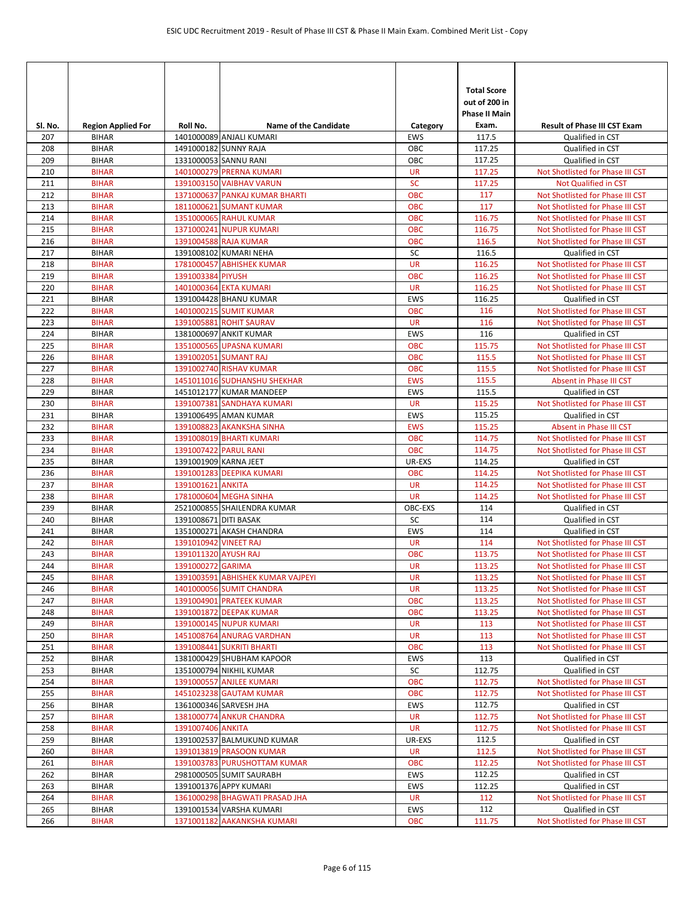| Sl. No. | Region Applied For | Roll No. | Name of the Candidate | Category | Total Score out of 200 in Phase II Main Exam. | Result of Phase III CST Exam |
|---|---|---|---|---|---|---|
| 207 | BIHAR | 1401000089 | ANJALI KUMARI | EWS | 117.5 | Qualified in CST |
| 208 | BIHAR | 1491000182 | SUNNY RAJA | OBC | 117.25 | Qualified in CST |
| 209 | BIHAR | 1331000053 | SANNU RANI | OBC | 117.25 | Qualified in CST |
| 210 | BIHAR | 1401000279 | PRERNA KUMARI | UR | 117.25 | Not Shotlisted for Phase III CST |
| 211 | BIHAR | 1391003150 | VAIBHAV VARUN | SC | 117.25 | Not Qualified in CST |
| 212 | BIHAR | 1371000637 | PANKAJ KUMAR BHARTI | OBC | 117 | Not Shotlisted for Phase III CST |
| 213 | BIHAR | 1811000621 | SUMANT KUMAR | OBC | 117 | Not Shotlisted for Phase III CST |
| 214 | BIHAR | 1351000065 | RAHUL KUMAR | OBC | 116.75 | Not Shotlisted for Phase III CST |
| 215 | BIHAR | 1371000241 | NUPUR KUMARI | OBC | 116.75 | Not Shotlisted for Phase III CST |
| 216 | BIHAR | 1391004588 | RAJA KUMAR | OBC | 116.5 | Not Shotlisted for Phase III CST |
| 217 | BIHAR | 1391008102 | KUMARI NEHA | SC | 116.5 | Qualified in CST |
| 218 | BIHAR | 1781000457 | ABHISHEK KUMAR | UR | 116.25 | Not Shotlisted for Phase III CST |
| 219 | BIHAR | 1391003384 | PIYUSH | OBC | 116.25 | Not Shotlisted for Phase III CST |
| 220 | BIHAR | 1401000364 | EKTA KUMARI | UR | 116.25 | Not Shotlisted for Phase III CST |
| 221 | BIHAR | 1391004428 | BHANU KUMAR | EWS | 116.25 | Qualified in CST |
| 222 | BIHAR | 1401000215 | SUMIT KUMAR | OBC | 116 | Not Shotlisted for Phase III CST |
| 223 | BIHAR | 1391005881 | ROHIT SAURAV | UR | 116 | Not Shotlisted for Phase III CST |
| 224 | BIHAR | 1381000697 | ANKIT KUMAR | EWS | 116 | Qualified in CST |
| 225 | BIHAR | 1351000565 | UPASNA KUMARI | OBC | 115.75 | Not Shotlisted for Phase III CST |
| 226 | BIHAR | 1391002051 | SUMANT RAJ | OBC | 115.5 | Not Shotlisted for Phase III CST |
| 227 | BIHAR | 1391002740 | RISHAV KUMAR | OBC | 115.5 | Not Shotlisted for Phase III CST |
| 228 | BIHAR | 1451011016 | SUDHANSHU SHEKHAR | EWS | 115.5 | Absent in Phase III CST |
| 229 | BIHAR | 1451012177 | KUMAR MANDEEP | EWS | 115.5 | Qualified in CST |
| 230 | BIHAR | 1391007381 | SANDHAYA KUMARI | UR | 115.25 | Not Shotlisted for Phase III CST |
| 231 | BIHAR | 1391006495 | AMAN KUMAR | EWS | 115.25 | Qualified in CST |
| 232 | BIHAR | 1391008823 | AKANKSHA SINHA | EWS | 115.25 | Absent in Phase III CST |
| 233 | BIHAR | 1391008019 | BHARTI KUMARI | OBC | 114.75 | Not Shotlisted for Phase III CST |
| 234 | BIHAR | 1391007422 | PARUL RANI | OBC | 114.75 | Not Shotlisted for Phase III CST |
| 235 | BIHAR | 1391001909 | KARNA JEET | UR-EXS | 114.25 | Qualified in CST |
| 236 | BIHAR | 1391001283 | DEEPIKA KUMARI | OBC | 114.25 | Not Shotlisted for Phase III CST |
| 237 | BIHAR | 1391001621 | ANKITA | UR | 114.25 | Not Shotlisted for Phase III CST |
| 238 | BIHAR | 1781000604 | MEGHA SINHA | UR | 114.25 | Not Shotlisted for Phase III CST |
| 239 | BIHAR | 2521000855 | SHAILENDRA KUMAR | OBC-EXS | 114 | Qualified in CST |
| 240 | BIHAR | 1391008671 | DITI BASAK | SC | 114 | Qualified in CST |
| 241 | BIHAR | 1351000271 | AKASH CHANDRA | EWS | 114 | Qualified in CST |
| 242 | BIHAR | 1391010942 | VINEET RAJ | UR | 114 | Not Shotlisted for Phase III CST |
| 243 | BIHAR | 1391011320 | AYUSH RAJ | OBC | 113.75 | Not Shotlisted for Phase III CST |
| 244 | BIHAR | 1391000272 | GARIMA | UR | 113.25 | Not Shotlisted for Phase III CST |
| 245 | BIHAR | 1391003591 | ABHISHEK KUMAR VAJPEYI | UR | 113.25 | Not Shotlisted for Phase III CST |
| 246 | BIHAR | 1401000056 | SUMIT CHANDRA | UR | 113.25 | Not Shotlisted for Phase III CST |
| 247 | BIHAR | 1391004901 | PRATEEK KUMAR | OBC | 113.25 | Not Shotlisted for Phase III CST |
| 248 | BIHAR | 1391001872 | DEEPAK KUMAR | OBC | 113.25 | Not Shotlisted for Phase III CST |
| 249 | BIHAR | 1391000145 | NUPUR KUMARI | UR | 113 | Not Shotlisted for Phase III CST |
| 250 | BIHAR | 1451008764 | ANURAG VARDHAN | UR | 113 | Not Shotlisted for Phase III CST |
| 251 | BIHAR | 1391008441 | SUKRITI BHARTI | OBC | 113 | Not Shotlisted for Phase III CST |
| 252 | BIHAR | 1381000429 | SHUBHAM KAPOOR | EWS | 113 | Qualified in CST |
| 253 | BIHAR | 1351000794 | NIKHIL KUMAR | SC | 112.75 | Qualified in CST |
| 254 | BIHAR | 1391000557 | ANJLEE KUMARI | OBC | 112.75 | Not Shotlisted for Phase III CST |
| 255 | BIHAR | 1451023238 | GAUTAM KUMAR | OBC | 112.75 | Not Shotlisted for Phase III CST |
| 256 | BIHAR | 1361000346 | SARVESH JHA | EWS | 112.75 | Qualified in CST |
| 257 | BIHAR | 1381000774 | ANKUR CHANDRA | UR | 112.75 | Not Shotlisted for Phase III CST |
| 258 | BIHAR | 1391007406 | ANKITA | UR | 112.75 | Not Shotlisted for Phase III CST |
| 259 | BIHAR | 1391002537 | BALMUKUND KUMAR | UR-EXS | 112.5 | Qualified in CST |
| 260 | BIHAR | 1391013819 | PRASOON KUMAR | UR | 112.5 | Not Shotlisted for Phase III CST |
| 261 | BIHAR | 1391003783 | PURUSHOTTAM KUMAR | OBC | 112.25 | Not Shotlisted for Phase III CST |
| 262 | BIHAR | 2981000505 | SUMIT SAURABH | EWS | 112.25 | Qualified in CST |
| 263 | BIHAR | 1391001376 | APPY KUMARI | EWS | 112.25 | Qualified in CST |
| 264 | BIHAR | 1361000298 | BHAGWATI PRASAD JHA | UR | 112 | Not Shotlisted for Phase III CST |
| 265 | BIHAR | 1391001534 | VARSHA KUMARI | EWS | 112 | Qualified in CST |
| 266 | BIHAR | 1371001182 | AAKANKSHA KUMARI | OBC | 111.75 | Not Shotlisted for Phase III CST |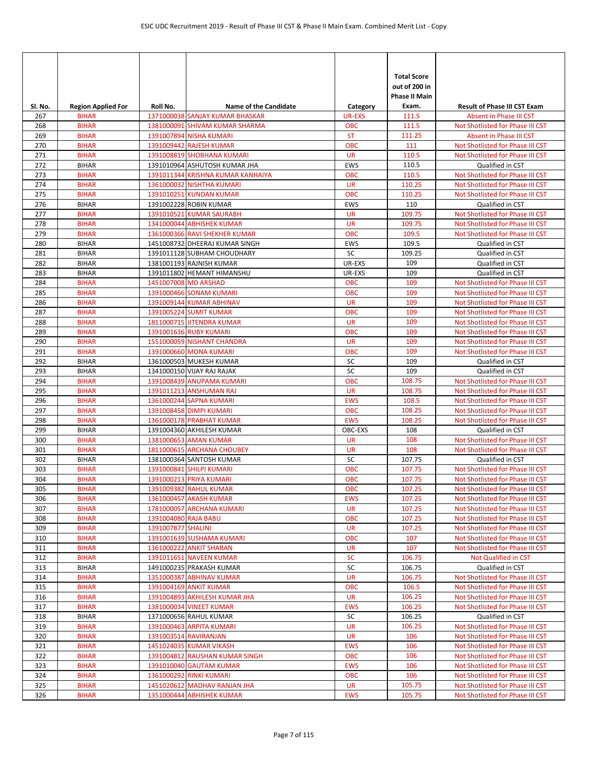| Sl. No. | Region Applied For | Roll No. | Name of the Candidate | Category | Total Score out of 200 in Phase II Main Exam. | Result of Phase III CST Exam |
|---|---|---|---|---|---|---|
| 267 | BIHAR | 1371000038 | SANJAY KUMAR BHASKAR | UR-EXS | 111.5 | Absent in Phase III CST |
| 268 | BIHAR | 1381000091 | SHIVAM KUMAR SHARMA | OBC | 111.5 | Not Shotlisted for Phase III CST |
| 269 | BIHAR | 1391007894 | NISHA KUMARI | ST | 111.25 | Absent in Phase III CST |
| 270 | BIHAR | 1391009442 | RAJESH KUMAR | OBC | 111 | Not Shotlisted for Phase III CST |
| 271 | BIHAR | 1391008819 | SHOBHANA KUMARI | UR | 110.5 | Not Shotlisted for Phase III CST |
| 272 | BIHAR | 1391010964 | ASHUTOSH KUMAR JHA | EWS | 110.5 | Qualified in CST |
| 273 | BIHAR | 1391011344 | KRISHNA KUMAR KANHAIYA | OBC | 110.5 | Not Shotlisted for Phase III CST |
| 274 | BIHAR | 1361000032 | NISHTHA KUMARI | UR | 110.25 | Not Shotlisted for Phase III CST |
| 275 | BIHAR | 1391010251 | KUNDAN KUMAR | OBC | 110.25 | Not Shotlisted for Phase III CST |
| 276 | BIHAR | 1391002228 | ROBIN KUMAR | EWS | 110 | Qualified in CST |
| 277 | BIHAR | 1391010521 | KUMAR SAURABH | UR | 109.75 | Not Shotlisted for Phase III CST |
| 278 | BIHAR | 1341000044 | ABHISHEK KUMAR | UR | 109.75 | Not Shotlisted for Phase III CST |
| 279 | BIHAR | 1361000366 | RAVI SHEKHER KUMAR | OBC | 109.5 | Not Shotlisted for Phase III CST |
| 280 | BIHAR | 1451008732 | DHEERAJ KUMAR SINGH | EWS | 109.5 | Qualified in CST |
| 281 | BIHAR | 1391011128 | SUBHAM CHOUDHARY | SC | 109.25 | Qualified in CST |
| 282 | BIHAR | 1381001193 | RAJNISH KUMAR | UR-EXS | 109 | Qualified in CST |
| 283 | BIHAR | 1391011802 | HEMANT HIMANSHU | UR-EXS | 109 | Qualified in CST |
| 284 | BIHAR | 1451007008 | MD ARSHAD | OBC | 109 | Not Shotlisted for Phase III CST |
| 285 | BIHAR | 1391000466 | SONAM KUMARI | OBC | 109 | Not Shotlisted for Phase III CST |
| 286 | BIHAR | 1391009144 | KUMAR ABHINAV | UR | 109 | Not Shotlisted for Phase III CST |
| 287 | BIHAR | 1391005224 | SUMIT KUMAR | OBC | 109 | Not Shotlisted for Phase III CST |
| 288 | BIHAR | 1811000715 | JITENDRA KUMAR | UR | 109 | Not Shotlisted for Phase III CST |
| 289 | BIHAR | 1391001636 | RUBY KUMARI | OBC | 109 | Not Shotlisted for Phase III CST |
| 290 | BIHAR | 1551000059 | NISHANT CHANDRA | UR | 109 | Not Shotlisted for Phase III CST |
| 291 | BIHAR | 1391000660 | MONA KUMARI | OBC | 109 | Not Shotlisted for Phase III CST |
| 292 | BIHAR | 1361000503 | MUKESH KUMAR | SC | 109 | Qualified in CST |
| 293 | BIHAR | 1341000150 | VIJAY RAJ RAJAK | SC | 109 | Qualified in CST |
| 294 | BIHAR | 1391008439 | ANUPAMA KUMARI | OBC | 108.75 | Not Shotlisted for Phase III CST |
| 295 | BIHAR | 1391011213 | ANSHUMAN RAJ | UR | 108.75 | Not Shotlisted for Phase III CST |
| 296 | BIHAR | 1361000244 | SAPNA KUMARI | EWS | 108.5 | Not Shotlisted for Phase III CST |
| 297 | BIHAR | 1391008458 | DIMPI KUMARI | OBC | 108.25 | Not Shotlisted for Phase III CST |
| 298 | BIHAR | 1361000178 | PRABHAT KUMAR | EWS | 108.25 | Not Shotlisted for Phase III CST |
| 299 | BIHAR | 1391004360 | AKHILESH KUMAR | OBC-EXS | 108 | Qualified in CST |
| 300 | BIHAR | 1381000653 | AMAN KUMAR | UR | 108 | Not Shotlisted for Phase III CST |
| 301 | BIHAR | 1811000615 | ARCHANA CHOUBEY | UR | 108 | Not Shotlisted for Phase III CST |
| 302 | BIHAR | 1381000364 | SANTOSH KUMAR | SC | 107.75 | Qualified in CST |
| 303 | BIHAR | 1391000841 | SHILPI KUMARI | OBC | 107.75 | Not Shotlisted for Phase III CST |
| 304 | BIHAR | 1391000213 | PRIYA KUMARI | OBC | 107.75 | Not Shotlisted for Phase III CST |
| 305 | BIHAR | 1391009382 | RAHUL KUMAR | OBC | 107.25 | Not Shotlisted for Phase III CST |
| 306 | BIHAR | 1361000457 | AKASH KUMAR | EWS | 107.25 | Not Shotlisted for Phase III CST |
| 307 | BIHAR | 1781000057 | ARCHANA KUMARI | UR | 107.25 | Not Shotlisted for Phase III CST |
| 308 | BIHAR | 1391004080 | RAJA BABU | OBC | 107.25 | Not Shotlisted for Phase III CST |
| 309 | BIHAR | 1391007877 | SHALINI | UR | 107.25 | Not Shotlisted for Phase III CST |
| 310 | BIHAR | 1391001639 | SUSHAMA KUMARI | OBC | 107 | Not Shotlisted for Phase III CST |
| 311 | BIHAR | 1361000222 | ANKIT SHARAN | UR | 107 | Not Shotlisted for Phase III CST |
| 312 | BIHAR | 1391011651 | NAVEEN KUMAR | SC | 106.75 | Not Qualified in CST |
| 313 | BIHAR | 1491000235 | PRAKASH KUMAR | SC | 106.75 | Qualified in CST |
| 314 | BIHAR | 1351000387 | ABHINAV KUMAR | UR | 106.75 | Not Shotlisted for Phase III CST |
| 315 | BIHAR | 1391004169 | ANKIT KUMAR | OBC | 106.5 | Not Shotlisted for Phase III CST |
| 316 | BIHAR | 1391004893 | AKHILESH KUMAR JHA | UR | 106.25 | Not Shotlisted for Phase III CST |
| 317 | BIHAR | 1381000034 | VINEET KUMAR | EWS | 106.25 | Not Shotlisted for Phase III CST |
| 318 | BIHAR | 1371000656 | RAHUL KUMAR | SC | 106.25 | Qualified in CST |
| 319 | BIHAR | 1391000463 | ARPITA KUMARI | UR | 106.25 | Not Shotlisted for Phase III CST |
| 320 | BIHAR | 1391003514 | RAVIRANJAN | UR | 106 | Not Shotlisted for Phase III CST |
| 321 | BIHAR | 1451024035 | KUMAR VIKASH | EWS | 106 | Not Shotlisted for Phase III CST |
| 322 | BIHAR | 1391004812 | RAUSHAN KUMAR SINGH | OBC | 106 | Not Shotlisted for Phase III CST |
| 323 | BIHAR | 1391010040 | GAUTAM KUMAR | EWS | 106 | Not Shotlisted for Phase III CST |
| 324 | BIHAR | 1361000292 | RINKI KUMARI | OBC | 106 | Not Shotlisted for Phase III CST |
| 325 | BIHAR | 1451020612 | MADHAV RANJAN JHA | UR | 105.75 | Not Shotlisted for Phase III CST |
| 326 | BIHAR | 1351000444 | ABHISHEK KUMAR | EWS | 105.75 | Not Shotlisted for Phase III CST |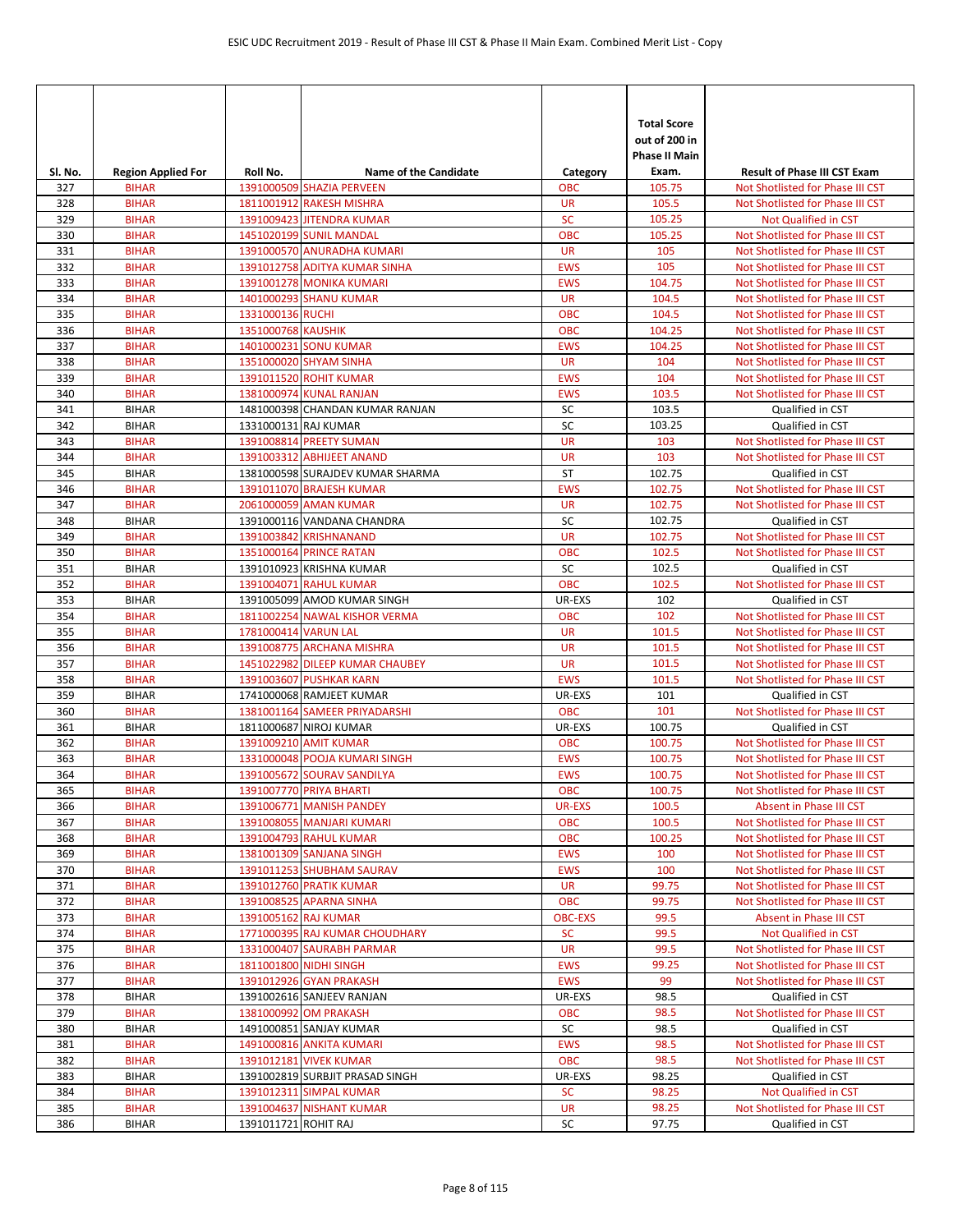| Sl. No. | Region Applied For | Roll No. | Name of the Candidate | Category | Total Score out of 200 in Phase II Main Exam. | Result of Phase III CST Exam |
|---|---|---|---|---|---|---|
| 327 | BIHAR | 1391000509 | SHAZIA PERVEEN | OBC | 105.75 | Not Shotlisted for Phase III CST |
| 328 | BIHAR | 1811001912 | RAKESH MISHRA | UR | 105.5 | Not Shotlisted for Phase III CST |
| 329 | BIHAR | 1391009423 | JITENDRA KUMAR | SC | 105.25 | Not Qualified in CST |
| 330 | BIHAR | 1451020199 | SUNIL MANDAL | OBC | 105.25 | Not Shotlisted for Phase III CST |
| 331 | BIHAR | 1391000570 | ANURADHA KUMARI | UR | 105 | Not Shotlisted for Phase III CST |
| 332 | BIHAR | 1391012758 | ADITYA KUMAR SINHA | EWS | 105 | Not Shotlisted for Phase III CST |
| 333 | BIHAR | 1391001278 | MONIKA KUMARI | EWS | 104.75 | Not Shotlisted for Phase III CST |
| 334 | BIHAR | 1401000293 | SHANU KUMAR | UR | 104.5 | Not Shotlisted for Phase III CST |
| 335 | BIHAR | 1331000136 | RUCHI | OBC | 104.5 | Not Shotlisted for Phase III CST |
| 336 | BIHAR | 1351000768 | KAUSHIK | OBC | 104.25 | Not Shotlisted for Phase III CST |
| 337 | BIHAR | 1401000231 | SONU KUMAR | EWS | 104.25 | Not Shotlisted for Phase III CST |
| 338 | BIHAR | 1351000020 | SHYAM SINHA | UR | 104 | Not Shotlisted for Phase III CST |
| 339 | BIHAR | 1391011520 | ROHIT KUMAR | EWS | 104 | Not Shotlisted for Phase III CST |
| 340 | BIHAR | 1381000974 | KUNAL RANJAN | EWS | 103.5 | Not Shotlisted for Phase III CST |
| 341 | BIHAR | 1481000398 | CHANDAN KUMAR RANJAN | SC | 103.5 | Qualified in CST |
| 342 | BIHAR | 1331000131 | RAJ KUMAR | SC | 103.25 | Qualified in CST |
| 343 | BIHAR | 1391008814 | PREETY SUMAN | UR | 103 | Not Shotlisted for Phase III CST |
| 344 | BIHAR | 1391003312 | ABHIJEET ANAND | UR | 103 | Not Shotlisted for Phase III CST |
| 345 | BIHAR | 1381000598 | SURAJDEV KUMAR SHARMA | ST | 102.75 | Qualified in CST |
| 346 | BIHAR | 1391011070 | BRAJESH KUMAR | EWS | 102.75 | Not Shotlisted for Phase III CST |
| 347 | BIHAR | 2061000059 | AMAN KUMAR | UR | 102.75 | Not Shotlisted for Phase III CST |
| 348 | BIHAR | 1391000116 | VANDANA CHANDRA | SC | 102.75 | Qualified in CST |
| 349 | BIHAR | 1391003842 | KRISHNANAND | UR | 102.75 | Not Shotlisted for Phase III CST |
| 350 | BIHAR | 1351000164 | PRINCE RATAN | OBC | 102.5 | Not Shotlisted for Phase III CST |
| 351 | BIHAR | 1391010923 | KRISHNA KUMAR | SC | 102.5 | Qualified in CST |
| 352 | BIHAR | 1391004071 | RAHUL KUMAR | OBC | 102.5 | Not Shotlisted for Phase III CST |
| 353 | BIHAR | 1391005099 | AMOD KUMAR SINGH | UR-EXS | 102 | Qualified in CST |
| 354 | BIHAR | 1811002254 | NAWAL KISHOR VERMA | OBC | 102 | Not Shotlisted for Phase III CST |
| 355 | BIHAR | 1781000414 | VARUN LAL | UR | 101.5 | Not Shotlisted for Phase III CST |
| 356 | BIHAR | 1391008775 | ARCHANA MISHRA | UR | 101.5 | Not Shotlisted for Phase III CST |
| 357 | BIHAR | 1451022982 | DILEEP KUMAR CHAUBEY | UR | 101.5 | Not Shotlisted for Phase III CST |
| 358 | BIHAR | 1391003607 | PUSHKAR KARN | EWS | 101.5 | Not Shotlisted for Phase III CST |
| 359 | BIHAR | 1741000068 | RAMJEET KUMAR | UR-EXS | 101 | Qualified in CST |
| 360 | BIHAR | 1381001164 | SAMEER PRIYADARSHI | OBC | 101 | Not Shotlisted for Phase III CST |
| 361 | BIHAR | 1811000687 | NIROJ KUMAR | UR-EXS | 100.75 | Qualified in CST |
| 362 | BIHAR | 1391009210 | AMIT KUMAR | OBC | 100.75 | Not Shotlisted for Phase III CST |
| 363 | BIHAR | 1331000048 | POOJA KUMARI SINGH | EWS | 100.75 | Not Shotlisted for Phase III CST |
| 364 | BIHAR | 1391005672 | SOURAV SANDILYA | EWS | 100.75 | Not Shotlisted for Phase III CST |
| 365 | BIHAR | 1391007770 | PRIYA BHARTI | OBC | 100.75 | Not Shotlisted for Phase III CST |
| 366 | BIHAR | 1391006771 | MANISH PANDEY | UR-EXS | 100.5 | Absent in Phase III CST |
| 367 | BIHAR | 1391008055 | MANJARI KUMARI | OBC | 100.5 | Not Shotlisted for Phase III CST |
| 368 | BIHAR | 1391004793 | RAHUL KUMAR | OBC | 100.25 | Not Shotlisted for Phase III CST |
| 369 | BIHAR | 1381001309 | SANJANA SINGH | EWS | 100 | Not Shotlisted for Phase III CST |
| 370 | BIHAR | 1391011253 | SHUBHAM SAURAV | EWS | 100 | Not Shotlisted for Phase III CST |
| 371 | BIHAR | 1391012760 | PRATIK KUMAR | UR | 99.75 | Not Shotlisted for Phase III CST |
| 372 | BIHAR | 1391008525 | APARNA SINHA | OBC | 99.75 | Not Shotlisted for Phase III CST |
| 373 | BIHAR | 1391005162 | RAJ KUMAR | OBC-EXS | 99.5 | Absent in Phase III CST |
| 374 | BIHAR | 1771000395 | RAJ KUMAR CHOUDHARY | SC | 99.5 | Not Qualified in CST |
| 375 | BIHAR | 1331000407 | SAURABH PARMAR | UR | 99.5 | Not Shotlisted for Phase III CST |
| 376 | BIHAR | 1811001800 | NIDHI SINGH | EWS | 99.25 | Not Shotlisted for Phase III CST |
| 377 | BIHAR | 1391012926 | GYAN PRAKASH | EWS | 99 | Not Shotlisted for Phase III CST |
| 378 | BIHAR | 1391002616 | SANJEEV RANJAN | UR-EXS | 98.5 | Qualified in CST |
| 379 | BIHAR | 1381000992 | OM PRAKASH | OBC | 98.5 | Not Shotlisted for Phase III CST |
| 380 | BIHAR | 1491000851 | SANJAY KUMAR | SC | 98.5 | Qualified in CST |
| 381 | BIHAR | 1491000816 | ANKITA KUMARI | EWS | 98.5 | Not Shotlisted for Phase III CST |
| 382 | BIHAR | 1391012181 | VIVEK KUMAR | OBC | 98.5 | Not Shotlisted for Phase III CST |
| 383 | BIHAR | 1391002819 | SURBJIT PRASAD SINGH | UR-EXS | 98.25 | Qualified in CST |
| 384 | BIHAR | 1391012311 | SIMPAL KUMAR | SC | 98.25 | Not Qualified in CST |
| 385 | BIHAR | 1391004637 | NISHANT KUMAR | UR | 98.25 | Not Shotlisted for Phase III CST |
| 386 | BIHAR | 1391011721 | ROHIT RAJ | SC | 97.75 | Qualified in CST |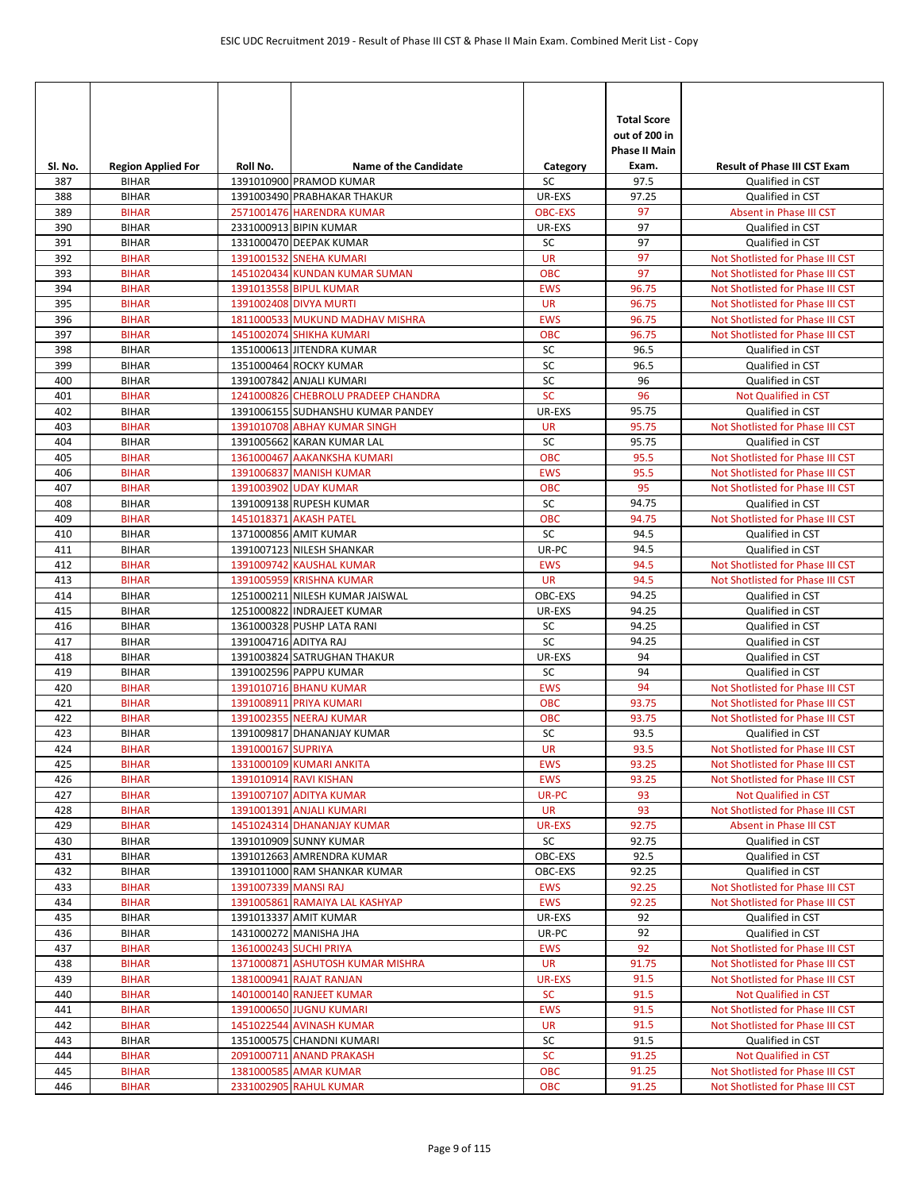| Sl. No. | Region Applied For | Roll No. | Name of the Candidate | Category | Total Score out of 200 in Phase II Main Exam. | Result of Phase III CST Exam |
|---|---|---|---|---|---|---|
| 387 | BIHAR | 1391010900 | PRAMOD KUMAR | SC | 97.5 | Qualified in CST |
| 388 | BIHAR | 1391003490 | PRABHAKAR THAKUR | UR-EXS | 97.25 | Qualified in CST |
| 389 | BIHAR | 2571001476 | HARENDRA KUMAR | OBC-EXS | 97 | Absent in Phase III CST |
| 390 | BIHAR | 2331000913 | BIPIN KUMAR | UR-EXS | 97 | Qualified in CST |
| 391 | BIHAR | 1331000470 | DEEPAK KUMAR | SC | 97 | Qualified in CST |
| 392 | BIHAR | 1391001532 | SNEHA KUMARI | UR | 97 | Not Shotlisted for Phase III CST |
| 393 | BIHAR | 1451020434 | KUNDAN KUMAR SUMAN | OBC | 97 | Not Shotlisted for Phase III CST |
| 394 | BIHAR | 1391013558 | BIPUL KUMAR | EWS | 96.75 | Not Shotlisted for Phase III CST |
| 395 | BIHAR | 1391002408 | DIVYA MURTI | UR | 96.75 | Not Shotlisted for Phase III CST |
| 396 | BIHAR | 1811000533 | MUKUND MADHAV MISHRA | EWS | 96.75 | Not Shotlisted for Phase III CST |
| 397 | BIHAR | 1451002074 | SHIKHA KUMARI | OBC | 96.75 | Not Shotlisted for Phase III CST |
| 398 | BIHAR | 1351000613 | JITENDRA KUMAR | SC | 96.5 | Qualified in CST |
| 399 | BIHAR | 1351000464 | ROCKY KUMAR | SC | 96.5 | Qualified in CST |
| 400 | BIHAR | 1391007842 | ANJALI KUMARI | SC | 96 | Qualified in CST |
| 401 | BIHAR | 1241000826 | CHEBROLU PRADEEP CHANDRA | SC | 96 | Not Qualified in CST |
| 402 | BIHAR | 1391006155 | SUDHANSHU KUMAR PANDEY | UR-EXS | 95.75 | Qualified in CST |
| 403 | BIHAR | 1391010708 | ABHAY KUMAR SINGH | UR | 95.75 | Not Shotlisted for Phase III CST |
| 404 | BIHAR | 1391005662 | KARAN KUMAR LAL | SC | 95.75 | Qualified in CST |
| 405 | BIHAR | 1361000467 | AAKANKSHA KUMARI | OBC | 95.5 | Not Shotlisted for Phase III CST |
| 406 | BIHAR | 1391006837 | MANISH KUMAR | EWS | 95.5 | Not Shotlisted for Phase III CST |
| 407 | BIHAR | 1391003902 | UDAY KUMAR | OBC | 95 | Not Shotlisted for Phase III CST |
| 408 | BIHAR | 1391009138 | RUPESH KUMAR | SC | 94.75 | Qualified in CST |
| 409 | BIHAR | 1451018371 | AKASH PATEL | OBC | 94.75 | Not Shotlisted for Phase III CST |
| 410 | BIHAR | 1371000856 | AMIT KUMAR | SC | 94.5 | Qualified in CST |
| 411 | BIHAR | 1391007123 | NILESH SHANKAR | UR-PC | 94.5 | Qualified in CST |
| 412 | BIHAR | 1391009742 | KAUSHAL KUMAR | EWS | 94.5 | Not Shotlisted for Phase III CST |
| 413 | BIHAR | 1391005959 | KRISHNA KUMAR | UR | 94.5 | Not Shotlisted for Phase III CST |
| 414 | BIHAR | 1251000211 | NILESH KUMAR JAISWAL | OBC-EXS | 94.25 | Qualified in CST |
| 415 | BIHAR | 1251000822 | INDRAJEET KUMAR | UR-EXS | 94.25 | Qualified in CST |
| 416 | BIHAR | 1361000328 | PUSHP LATA RANI | SC | 94.25 | Qualified in CST |
| 417 | BIHAR | 1391004716 | ADITYA RAJ | SC | 94.25 | Qualified in CST |
| 418 | BIHAR | 1391003824 | SATRUGHAN THAKUR | UR-EXS | 94 | Qualified in CST |
| 419 | BIHAR | 1391002596 | PAPPU KUMAR | SC | 94 | Qualified in CST |
| 420 | BIHAR | 1391010716 | BHANU KUMAR | EWS | 94 | Not Shotlisted for Phase III CST |
| 421 | BIHAR | 1391008911 | PRIYA KUMARI | OBC | 93.75 | Not Shotlisted for Phase III CST |
| 422 | BIHAR | 1391002355 | NEERAJ KUMAR | OBC | 93.75 | Not Shotlisted for Phase III CST |
| 423 | BIHAR | 1391009817 | DHANANJAY KUMAR | SC | 93.5 | Qualified in CST |
| 424 | BIHAR | 1391000167 | SUPRIYA | UR | 93.5 | Not Shotlisted for Phase III CST |
| 425 | BIHAR | 1331000109 | KUMARI ANKITA | EWS | 93.25 | Not Shotlisted for Phase III CST |
| 426 | BIHAR | 1391010914 | RAVI KISHAN | EWS | 93.25 | Not Shotlisted for Phase III CST |
| 427 | BIHAR | 1391007107 | ADITYA KUMAR | UR-PC | 93 | Not Qualified in CST |
| 428 | BIHAR | 1391001391 | ANJALI KUMARI | UR | 93 | Not Shotlisted for Phase III CST |
| 429 | BIHAR | 1451024314 | DHANANJAY KUMAR | UR-EXS | 92.75 | Absent in Phase III CST |
| 430 | BIHAR | 1391010909 | SUNNY KUMAR | SC | 92.75 | Qualified in CST |
| 431 | BIHAR | 1391012663 | AMRENDRA KUMAR | OBC-EXS | 92.5 | Qualified in CST |
| 432 | BIHAR | 1391011000 | RAM SHANKAR KUMAR | OBC-EXS | 92.25 | Qualified in CST |
| 433 | BIHAR | 1391007339 | MANSI RAJ | EWS | 92.25 | Not Shotlisted for Phase III CST |
| 434 | BIHAR | 1391005861 | RAMAIYA LAL KASHYAP | EWS | 92.25 | Not Shotlisted for Phase III CST |
| 435 | BIHAR | 1391013337 | AMIT KUMAR | UR-EXS | 92 | Qualified in CST |
| 436 | BIHAR | 1431000272 | MANISHA JHA | UR-PC | 92 | Qualified in CST |
| 437 | BIHAR | 1361000243 | SUCHI PRIYA | EWS | 92 | Not Shotlisted for Phase III CST |
| 438 | BIHAR | 1371000871 | ASHUTOSH KUMAR MISHRA | UR | 91.75 | Not Shotlisted for Phase III CST |
| 439 | BIHAR | 1381000941 | RAJAT RANJAN | UR-EXS | 91.5 | Not Shotlisted for Phase III CST |
| 440 | BIHAR | 1401000140 | RANJEET KUMAR | SC | 91.5 | Not Qualified in CST |
| 441 | BIHAR | 1391000650 | JUGNU KUMARI | EWS | 91.5 | Not Shotlisted for Phase III CST |
| 442 | BIHAR | 1451022544 | AVINASH KUMAR | UR | 91.5 | Not Shotlisted for Phase III CST |
| 443 | BIHAR | 1351000575 | CHANDNI KUMARI | SC | 91.5 | Qualified in CST |
| 444 | BIHAR | 2091000711 | ANAND PRAKASH | SC | 91.25 | Not Qualified in CST |
| 445 | BIHAR | 1381000585 | AMAR KUMAR | OBC | 91.25 | Not Shotlisted for Phase III CST |
| 446 | BIHAR | 2331002905 | RAHUL KUMAR | OBC | 91.25 | Not Shotlisted for Phase III CST |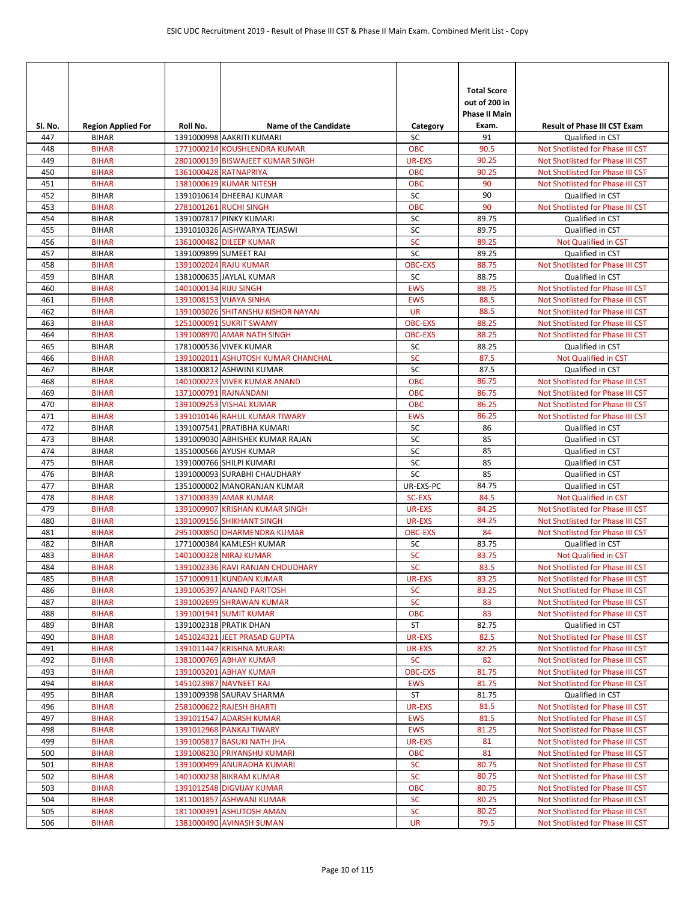| Sl. No. | Region Applied For | Roll No. | Name of the Candidate | Category | Total Score out of 200 in Phase II Main Exam. | Result of Phase III CST Exam |
|---|---|---|---|---|---|---|
| 447 | BIHAR | 1391000998 | AAKRITI KUMARI | SC | 91 | Qualified in CST |
| 448 | BIHAR | 1771000214 | KOUSHLENDRA KUMAR | OBC | 90.5 | Not Shotlisted for Phase III CST |
| 449 | BIHAR | 2801000139 | BISWAJEET KUMAR SINGH | UR-EXS | 90.25 | Not Shotlisted for Phase III CST |
| 450 | BIHAR | 1361000428 | RATNAPRIYA | OBC | 90.25 | Not Shotlisted for Phase III CST |
| 451 | BIHAR | 1381000619 | KUMAR NITESH | OBC | 90 | Not Shotlisted for Phase III CST |
| 452 | BIHAR | 1391010614 | DHEERAJ KUMAR | SC | 90 | Qualified in CST |
| 453 | BIHAR | 2781001261 | RUCHI SINGH | OBC | 90 | Not Shotlisted for Phase III CST |
| 454 | BIHAR | 1391007817 | PINKY KUMARI | SC | 89.75 | Qualified in CST |
| 455 | BIHAR | 1391010326 | AISHWARYA TEJASWI | SC | 89.75 | Qualified in CST |
| 456 | BIHAR | 1361000482 | DILEEP KUMAR | SC | 89.25 | Not Qualified in CST |
| 457 | BIHAR | 1391009899 | SUMEET RAJ | SC | 89.25 | Qualified in CST |
| 458 | BIHAR | 1391002024 | RAJU KUMAR | OBC-EXS | 88.75 | Not Shotlisted for Phase III CST |
| 459 | BIHAR | 1381000635 | JAYLAL KUMAR | SC | 88.75 | Qualified in CST |
| 460 | BIHAR | 1401000134 | RIJU SINGH | EWS | 88.75 | Not Shotlisted for Phase III CST |
| 461 | BIHAR | 1391008153 | VIJAYA SINHA | EWS | 88.5 | Not Shotlisted for Phase III CST |
| 462 | BIHAR | 1391003026 | SHITANSHU KISHOR NAYAN | UR | 88.5 | Not Shotlisted for Phase III CST |
| 463 | BIHAR | 1251000091 | SUKRIT SWAMY | OBC-EXS | 88.25 | Not Shotlisted for Phase III CST |
| 464 | BIHAR | 1391008970 | AMAR NATH SINGH | OBC-EXS | 88.25 | Not Shotlisted for Phase III CST |
| 465 | BIHAR | 1781000536 | VIVEK KUMAR | SC | 88.25 | Qualified in CST |
| 466 | BIHAR | 1391002011 | ASHUTOSH KUMAR CHANCHAL | SC | 87.5 | Not Qualified in CST |
| 467 | BIHAR | 1381000812 | ASHWINI KUMAR | SC | 87.5 | Qualified in CST |
| 468 | BIHAR | 1401000223 | VIVEK KUMAR ANAND | OBC | 86.75 | Not Shotlisted for Phase III CST |
| 469 | BIHAR | 1371000791 | RAJNANDANI | OBC | 86.75 | Not Shotlisted for Phase III CST |
| 470 | BIHAR | 1391009253 | VISHAL KUMAR | OBC | 86.25 | Not Shotlisted for Phase III CST |
| 471 | BIHAR | 1391010146 | RAHUL KUMAR TIWARY | EWS | 86.25 | Not Shotlisted for Phase III CST |
| 472 | BIHAR | 1391007541 | PRATIBHA KUMARI | SC | 86 | Qualified in CST |
| 473 | BIHAR | 1391009030 | ABHISHEK KUMAR RAJAN | SC | 85 | Qualified in CST |
| 474 | BIHAR | 1351000566 | AYUSH KUMAR | SC | 85 | Qualified in CST |
| 475 | BIHAR | 1391000766 | SHILPI KUMARI | SC | 85 | Qualified in CST |
| 476 | BIHAR | 1391000093 | SURABHI CHAUDHARY | SC | 85 | Qualified in CST |
| 477 | BIHAR | 1351000002 | MANORANJAN KUMAR | UR-EXS-PC | 84.75 | Qualified in CST |
| 478 | BIHAR | 1371000339 | AMAR KUMAR | SC-EXS | 84.5 | Not Qualified in CST |
| 479 | BIHAR | 1391009907 | KRISHAN KUMAR SINGH | UR-EXS | 84.25 | Not Shotlisted for Phase III CST |
| 480 | BIHAR | 1391009156 | SHIKHANT SINGH | UR-EXS | 84.25 | Not Shotlisted for Phase III CST |
| 481 | BIHAR | 2951000850 | DHARMENDRA KUMAR | OBC-EXS | 84 | Not Shotlisted for Phase III CST |
| 482 | BIHAR | 1771000384 | KAMLESH KUMAR | SC | 83.75 | Qualified in CST |
| 483 | BIHAR | 1401000328 | NIRAJ KUMAR | SC | 83.75 | Not Qualified in CST |
| 484 | BIHAR | 1391002336 | RAVI RANJAN CHOUDHARY | SC | 83.5 | Not Shotlisted for Phase III CST |
| 485 | BIHAR | 1571000911 | KUNDAN KUMAR | UR-EXS | 83.25 | Not Shotlisted for Phase III CST |
| 486 | BIHAR | 1391005397 | ANAND PARITOSH | SC | 83.25 | Not Shotlisted for Phase III CST |
| 487 | BIHAR | 1391002699 | SHRAWAN KUMAR | SC | 83 | Not Shotlisted for Phase III CST |
| 488 | BIHAR | 1391001941 | SUMIT KUMAR | OBC | 83 | Not Shotlisted for Phase III CST |
| 489 | BIHAR | 1391002318 | PRATIK DHAN | ST | 82.75 | Qualified in CST |
| 490 | BIHAR | 1451024321 | JEET PRASAD GUPTA | UR-EXS | 82.5 | Not Shotlisted for Phase III CST |
| 491 | BIHAR | 1391011447 | KRISHNA MURARI | UR-EXS | 82.25 | Not Shotlisted for Phase III CST |
| 492 | BIHAR | 1381000769 | ABHAY KUMAR | SC | 82 | Not Shotlisted for Phase III CST |
| 493 | BIHAR | 1391003201 | ABHAY KUMAR | OBC-EXS | 81.75 | Not Shotlisted for Phase III CST |
| 494 | BIHAR | 1451023987 | NAVNEET RAJ | EWS | 81.75 | Not Shotlisted for Phase III CST |
| 495 | BIHAR | 1391009398 | SAURAV SHARMA | ST | 81.75 | Qualified in CST |
| 496 | BIHAR | 2581000622 | RAJESH BHARTI | UR-EXS | 81.5 | Not Shotlisted for Phase III CST |
| 497 | BIHAR | 1391011547 | ADARSH KUMAR | EWS | 81.5 | Not Shotlisted for Phase III CST |
| 498 | BIHAR | 1391012968 | PANKAJ TIWARY | EWS | 81.25 | Not Shotlisted for Phase III CST |
| 499 | BIHAR | 1391005817 | BASUKI NATH JHA | UR-EXS | 81 | Not Shotlisted for Phase III CST |
| 500 | BIHAR | 1391008230 | PRIYANSHU KUMARI | OBC | 81 | Not Shotlisted for Phase III CST |
| 501 | BIHAR | 1391000499 | ANURADHA KUMARI | SC | 80.75 | Not Shotlisted for Phase III CST |
| 502 | BIHAR | 1401000238 | BIKRAM KUMAR | SC | 80.75 | Not Shotlisted for Phase III CST |
| 503 | BIHAR | 1391012548 | DIGVIJAY KUMAR | OBC | 80.75 | Not Shotlisted for Phase III CST |
| 504 | BIHAR | 1811001857 | ASHWANI KUMAR | SC | 80.25 | Not Shotlisted for Phase III CST |
| 505 | BIHAR | 1811000391 | ASHUTOSH AMAN | SC | 80.25 | Not Shotlisted for Phase III CST |
| 506 | BIHAR | 1381000490 | AVINASH SUMAN | UR | 79.5 | Not Shotlisted for Phase III CST |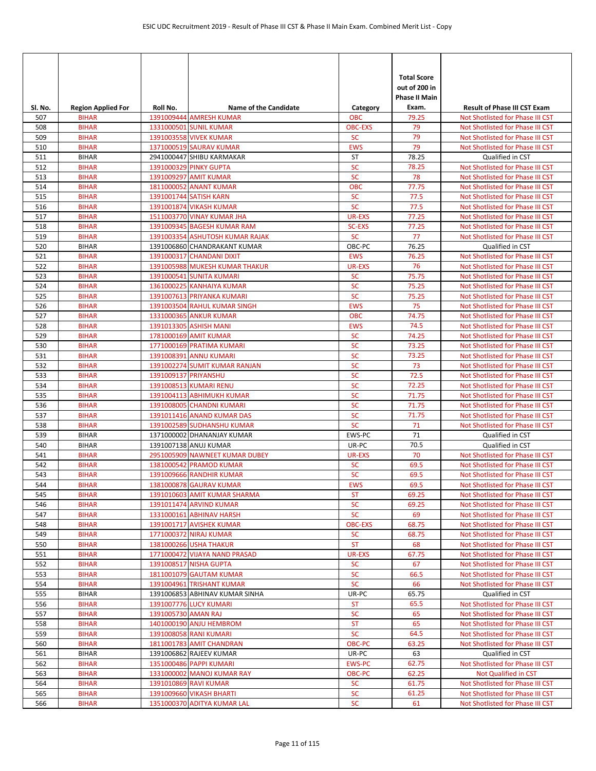| Sl. No. | Region Applied For | Roll No. | Name of the Candidate | Category | Total Score out of 200 in Phase II Main Exam. | Result of Phase III CST Exam |
|---|---|---|---|---|---|---|
| 507 | BIHAR | 1391009444 | AMRESH KUMAR | OBC | 79.25 | Not Shotlisted for Phase III CST |
| 508 | BIHAR | 1331000501 | SUNIL KUMAR | OBC-EXS | 79 | Not Shotlisted for Phase III CST |
| 509 | BIHAR | 1391003558 | VIVEK KUMAR | SC | 79 | Not Shotlisted for Phase III CST |
| 510 | BIHAR | 1371000519 | SAURAV KUMAR | EWS | 79 | Not Shotlisted for Phase III CST |
| 511 | BIHAR | 2941000447 | SHIBU KARMAKAR | ST | 78.25 | Qualified in CST |
| 512 | BIHAR | 1391000329 | PINKY GUPTA | SC | 78.25 | Not Shotlisted for Phase III CST |
| 513 | BIHAR | 1391009297 | AMIT KUMAR | SC | 78 | Not Shotlisted for Phase III CST |
| 514 | BIHAR | 1811000052 | ANANT KUMAR | OBC | 77.75 | Not Shotlisted for Phase III CST |
| 515 | BIHAR | 1391001744 | SATISH KARN | SC | 77.5 | Not Shotlisted for Phase III CST |
| 516 | BIHAR | 1391001874 | VIKASH KUMAR | SC | 77.5 | Not Shotlisted for Phase III CST |
| 517 | BIHAR | 1511003770 | VINAY KUMAR JHA | UR-EXS | 77.25 | Not Shotlisted for Phase III CST |
| 518 | BIHAR | 1391009345 | BAGESH KUMAR RAM | SC-EXS | 77.25 | Not Shotlisted for Phase III CST |
| 519 | BIHAR | 1391003354 | ASHUTOSH KUMAR RAJAK | SC | 77 | Not Shotlisted for Phase III CST |
| 520 | BIHAR | 1391006860 | CHANDRAKANT KUMAR | OBC-PC | 76.25 | Qualified in CST |
| 521 | BIHAR | 1391000317 | CHANDANI DIXIT | EWS | 76.25 | Not Shotlisted for Phase III CST |
| 522 | BIHAR | 1391005988 | MUKESH KUMAR THAKUR | UR-EXS | 76 | Not Shotlisted for Phase III CST |
| 523 | BIHAR | 1391000541 | SUNITA KUMARI | SC | 75.75 | Not Shotlisted for Phase III CST |
| 524 | BIHAR | 1361000225 | KANHAIYA KUMAR | SC | 75.25 | Not Shotlisted for Phase III CST |
| 525 | BIHAR | 1391007613 | PRIYANKA KUMARI | SC | 75.25 | Not Shotlisted for Phase III CST |
| 526 | BIHAR | 1391003504 | RAHUL KUMAR SINGH | EWS | 75 | Not Shotlisted for Phase III CST |
| 527 | BIHAR | 1331000365 | ANKUR KUMAR | OBC | 74.75 | Not Shotlisted for Phase III CST |
| 528 | BIHAR | 1391013305 | ASHISH MANI | EWS | 74.5 | Not Shotlisted for Phase III CST |
| 529 | BIHAR | 1781000169 | AMIT KUMAR | SC | 74.25 | Not Shotlisted for Phase III CST |
| 530 | BIHAR | 1771000169 | PRATIMA KUMARI | SC | 73.25 | Not Shotlisted for Phase III CST |
| 531 | BIHAR | 1391008391 | ANNU KUMARI | SC | 73.25 | Not Shotlisted for Phase III CST |
| 532 | BIHAR | 1391002274 | SUMIT KUMAR RANJAN | SC | 73 | Not Shotlisted for Phase III CST |
| 533 | BIHAR | 1391009137 | PRIYANSHU | SC | 72.5 | Not Shotlisted for Phase III CST |
| 534 | BIHAR | 1391008513 | KUMARI RENU | SC | 72.25 | Not Shotlisted for Phase III CST |
| 535 | BIHAR | 1391004113 | ABHIMUKH KUMAR | SC | 71.75 | Not Shotlisted for Phase III CST |
| 536 | BIHAR | 1391008005 | CHANDNI KUMARI | SC | 71.75 | Not Shotlisted for Phase III CST |
| 537 | BIHAR | 1391011416 | ANAND KUMAR DAS | SC | 71.75 | Not Shotlisted for Phase III CST |
| 538 | BIHAR | 1391002589 | SUDHANSHU KUMAR | SC | 71 | Not Shotlisted for Phase III CST |
| 539 | BIHAR | 1371000002 | DHANANJAY KUMAR | EWS-PC | 71 | Qualified in CST |
| 540 | BIHAR | 1391007138 | ANUJ KUMAR | UR-PC | 70.5 | Qualified in CST |
| 541 | BIHAR | 2951005909 | NAWNEET KUMAR DUBEY | UR-EXS | 70 | Not Shotlisted for Phase III CST |
| 542 | BIHAR | 1381000542 | PRAMOD KUMAR | SC | 69.5 | Not Shotlisted for Phase III CST |
| 543 | BIHAR | 1391009666 | RANDHIR KUMAR | SC | 69.5 | Not Shotlisted for Phase III CST |
| 544 | BIHAR | 1381000878 | GAURAV KUMAR | EWS | 69.5 | Not Shotlisted for Phase III CST |
| 545 | BIHAR | 1391010603 | AMIT KUMAR SHARMA | ST | 69.25 | Not Shotlisted for Phase III CST |
| 546 | BIHAR | 1391011474 | ARVIND KUMAR | SC | 69.25 | Not Shotlisted for Phase III CST |
| 547 | BIHAR | 1331000161 | ABHINAV HARSH | SC | 69 | Not Shotlisted for Phase III CST |
| 548 | BIHAR | 1391001717 | AVISHEK KUMAR | OBC-EXS | 68.75 | Not Shotlisted for Phase III CST |
| 549 | BIHAR | 1771000372 | NIRAJ KUMAR | SC | 68.75 | Not Shotlisted for Phase III CST |
| 550 | BIHAR | 1381000266 | USHA THAKUR | ST | 68 | Not Shotlisted for Phase III CST |
| 551 | BIHAR | 1771000472 | VIJAYA NAND PRASAD | UR-EXS | 67.75 | Not Shotlisted for Phase III CST |
| 552 | BIHAR | 1391008517 | NISHA GUPTA | SC | 67 | Not Shotlisted for Phase III CST |
| 553 | BIHAR | 1811001079 | GAUTAM KUMAR | SC | 66.5 | Not Shotlisted for Phase III CST |
| 554 | BIHAR | 1391004961 | TRISHANT KUMAR | SC | 66 | Not Shotlisted for Phase III CST |
| 555 | BIHAR | 1391006853 | ABHINAV KUMAR SINHA | UR-PC | 65.75 | Qualified in CST |
| 556 | BIHAR | 1391007776 | LUCY KUMARI | ST | 65.5 | Not Shotlisted for Phase III CST |
| 557 | BIHAR | 1391005730 | AMAN RAJ | SC | 65 | Not Shotlisted for Phase III CST |
| 558 | BIHAR | 1401000190 | ANJU HEMBROM | ST | 65 | Not Shotlisted for Phase III CST |
| 559 | BIHAR | 1391008058 | RANI KUMARI | SC | 64.5 | Not Shotlisted for Phase III CST |
| 560 | BIHAR | 1811001783 | AMIT CHANDRAN | OBC-PC | 63.25 | Not Shotlisted for Phase III CST |
| 561 | BIHAR | 1391006862 | RAJEEV KUMAR | UR-PC | 63 | Qualified in CST |
| 562 | BIHAR | 1351000486 | PAPPI KUMARI | EWS-PC | 62.75 | Not Shotlisted for Phase III CST |
| 563 | BIHAR | 1331000002 | MANOJ KUMAR RAY | OBC-PC | 62.25 | Not Qualified in CST |
| 564 | BIHAR | 1391010869 | RAVI KUMAR | SC | 61.75 | Not Shotlisted for Phase III CST |
| 565 | BIHAR | 1391009660 | VIKASH BHARTI | SC | 61.25 | Not Shotlisted for Phase III CST |
| 566 | BIHAR | 1351000370 | ADITYA KUMAR LAL | SC | 61 | Not Shotlisted for Phase III CST |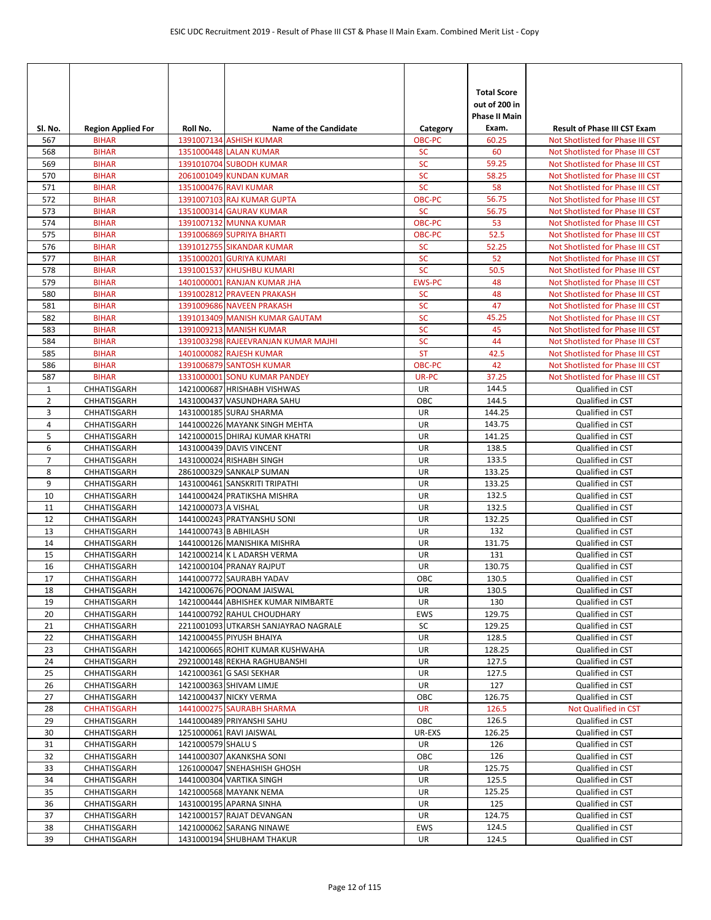| Sl. No. | Region Applied For | Roll No. | Name of the Candidate | Category | Total Score out of 200 in Phase II Main Exam. | Result of Phase III CST Exam |
|---|---|---|---|---|---|---|
| 567 | BIHAR | 1391007134 | ASHISH KUMAR | OBC-PC | 60.25 | Not Shotlisted for Phase III CST |
| 568 | BIHAR | 1351000448 | LALAN KUMAR | SC | 60 | Not Shotlisted for Phase III CST |
| 569 | BIHAR | 1391010704 | SUBODH KUMAR | SC | 59.25 | Not Shotlisted for Phase III CST |
| 570 | BIHAR | 2061001049 | KUNDAN KUMAR | SC | 58.25 | Not Shotlisted for Phase III CST |
| 571 | BIHAR | 1351000476 | RAVI KUMAR | SC | 58 | Not Shotlisted for Phase III CST |
| 572 | BIHAR | 1391007103 | RAJ KUMAR GUPTA | OBC-PC | 56.75 | Not Shotlisted for Phase III CST |
| 573 | BIHAR | 1351000314 | GAURAV KUMAR | SC | 56.75 | Not Shotlisted for Phase III CST |
| 574 | BIHAR | 1391007132 | MUNNA KUMAR | OBC-PC | 53 | Not Shotlisted for Phase III CST |
| 575 | BIHAR | 1391006869 | SUPRIYA BHARTI | OBC-PC | 52.5 | Not Shotlisted for Phase III CST |
| 576 | BIHAR | 1391012755 | SIKANDAR KUMAR | SC | 52.25 | Not Shotlisted for Phase III CST |
| 577 | BIHAR | 1351000201 | GURIYA KUMARI | SC | 52 | Not Shotlisted for Phase III CST |
| 578 | BIHAR | 1391001537 | KHUSHBU KUMARI | SC | 50.5 | Not Shotlisted for Phase III CST |
| 579 | BIHAR | 1401000001 | RANJAN KUMAR JHA | EWS-PC | 48 | Not Shotlisted for Phase III CST |
| 580 | BIHAR | 1391002812 | PRAVEEN PRAKASH | SC | 48 | Not Shotlisted for Phase III CST |
| 581 | BIHAR | 1391009686 | NAVEEN PRAKASH | SC | 47 | Not Shotlisted for Phase III CST |
| 582 | BIHAR | 1391013409 | MANISH KUMAR GAUTAM | SC | 45.25 | Not Shotlisted for Phase III CST |
| 583 | BIHAR | 1391009213 | MANISH KUMAR | SC | 45 | Not Shotlisted for Phase III CST |
| 584 | BIHAR | 1391003298 | RAJEEVRANJAN KUMAR MAJHI | SC | 44 | Not Shotlisted for Phase III CST |
| 585 | BIHAR | 1401000082 | RAJESH KUMAR | ST | 42.5 | Not Shotlisted for Phase III CST |
| 586 | BIHAR | 1391006879 | SANTOSH KUMAR | OBC-PC | 42 | Not Shotlisted for Phase III CST |
| 587 | BIHAR | 1331000001 | SONU KUMAR PANDEY | UR-PC | 37.25 | Not Shotlisted for Phase III CST |
| 1 | CHHATISGARH | 1421000687 | HRISHABH VISHWAS | UR | 144.5 | Qualified in CST |
| 2 | CHHATISGARH | 1431000437 | VASUNDHARA SAHU | OBC | 144.5 | Qualified in CST |
| 3 | CHHATISGARH | 1431000185 | SURAJ SHARMA | UR | 144.25 | Qualified in CST |
| 4 | CHHATISGARH | 1441000226 | MAYANK SINGH MEHTA | UR | 143.75 | Qualified in CST |
| 5 | CHHATISGARH | 1421000015 | DHIRAJ KUMAR KHATRI | UR | 141.25 | Qualified in CST |
| 6 | CHHATISGARH | 1431000439 | DAVIS VINCENT | UR | 138.5 | Qualified in CST |
| 7 | CHHATISGARH | 1431000024 | RISHABH SINGH | UR | 133.5 | Qualified in CST |
| 8 | CHHATISGARH | 2861000329 | SANKALP SUMAN | UR | 133.25 | Qualified in CST |
| 9 | CHHATISGARH | 1431000461 | SANSKRITI TRIPATHI | UR | 133.25 | Qualified in CST |
| 10 | CHHATISGARH | 1441000424 | PRATIKSHA MISHRA | UR | 132.5 | Qualified in CST |
| 11 | CHHATISGARH | 1421000073 | A VISHAL | UR | 132.5 | Qualified in CST |
| 12 | CHHATISGARH | 1441000243 | PRATYANSHU SONI | UR | 132.25 | Qualified in CST |
| 13 | CHHATISGARH | 1441000743 | B ABHILASH | UR | 132 | Qualified in CST |
| 14 | CHHATISGARH | 1441000126 | MANISHIKA MISHRA | UR | 131.75 | Qualified in CST |
| 15 | CHHATISGARH | 1421000214 | K L ADARSH VERMA | UR | 131 | Qualified in CST |
| 16 | CHHATISGARH | 1421000104 | PRANAY RAJPUT | UR | 130.75 | Qualified in CST |
| 17 | CHHATISGARH | 1441000772 | SAURABH YADAV | OBC | 130.5 | Qualified in CST |
| 18 | CHHATISGARH | 1421000676 | POONAM JAISWAL | UR | 130.5 | Qualified in CST |
| 19 | CHHATISGARH | 1421000444 | ABHISHEK KUMAR NIMBARTE | UR | 130 | Qualified in CST |
| 20 | CHHATISGARH | 1441000792 | RAHUL CHOUDHARY | EWS | 129.75 | Qualified in CST |
| 21 | CHHATISGARH | 2211001093 | UTKARSH SANJAYRAO NAGRALE | SC | 129.25 | Qualified in CST |
| 22 | CHHATISGARH | 1421000455 | PIYUSH BHAIYA | UR | 128.5 | Qualified in CST |
| 23 | CHHATISGARH | 1421000665 | ROHIT KUMAR KUSHWAHA | UR | 128.25 | Qualified in CST |
| 24 | CHHATISGARH | 2921000148 | REKHA RAGHUBANSHI | UR | 127.5 | Qualified in CST |
| 25 | CHHATISGARH | 1421000361 | G SASI SEKHAR | UR | 127.5 | Qualified in CST |
| 26 | CHHATISGARH | 1421000363 | SHIVAM LIMJE | UR | 127 | Qualified in CST |
| 27 | CHHATISGARH | 1421000437 | NICKY VERMA | OBC | 126.75 | Qualified in CST |
| 28 | CHHATISGARH | 1441000275 | SAURABH SHARMA | UR | 126.5 | Not Qualified in CST |
| 29 | CHHATISGARH | 1441000489 | PRIYANSHI SAHU | OBC | 126.5 | Qualified in CST |
| 30 | CHHATISGARH | 1251000061 | RAVI JAISWAL | UR-EXS | 126.25 | Qualified in CST |
| 31 | CHHATISGARH | 1421000579 | SHALU S | UR | 126 | Qualified in CST |
| 32 | CHHATISGARH | 1441000307 | AKANKSHA SONI | OBC | 126 | Qualified in CST |
| 33 | CHHATISGARH | 1261000047 | SNEHASHISH GHOSH | UR | 125.75 | Qualified in CST |
| 34 | CHHATISGARH | 1441000304 | VARTIKA SINGH | UR | 125.5 | Qualified in CST |
| 35 | CHHATISGARH | 1421000568 | MAYANK NEMA | UR | 125.25 | Qualified in CST |
| 36 | CHHATISGARH | 1431000195 | APARNA SINHA | UR | 125 | Qualified in CST |
| 37 | CHHATISGARH | 1421000157 | RAJAT DEVANGAN | UR | 124.75 | Qualified in CST |
| 38 | CHHATISGARH | 1421000062 | SARANG NINAWE | EWS | 124.5 | Qualified in CST |
| 39 | CHHATISGARH | 1431000194 | SHUBHAM THAKUR | UR | 124.5 | Qualified in CST |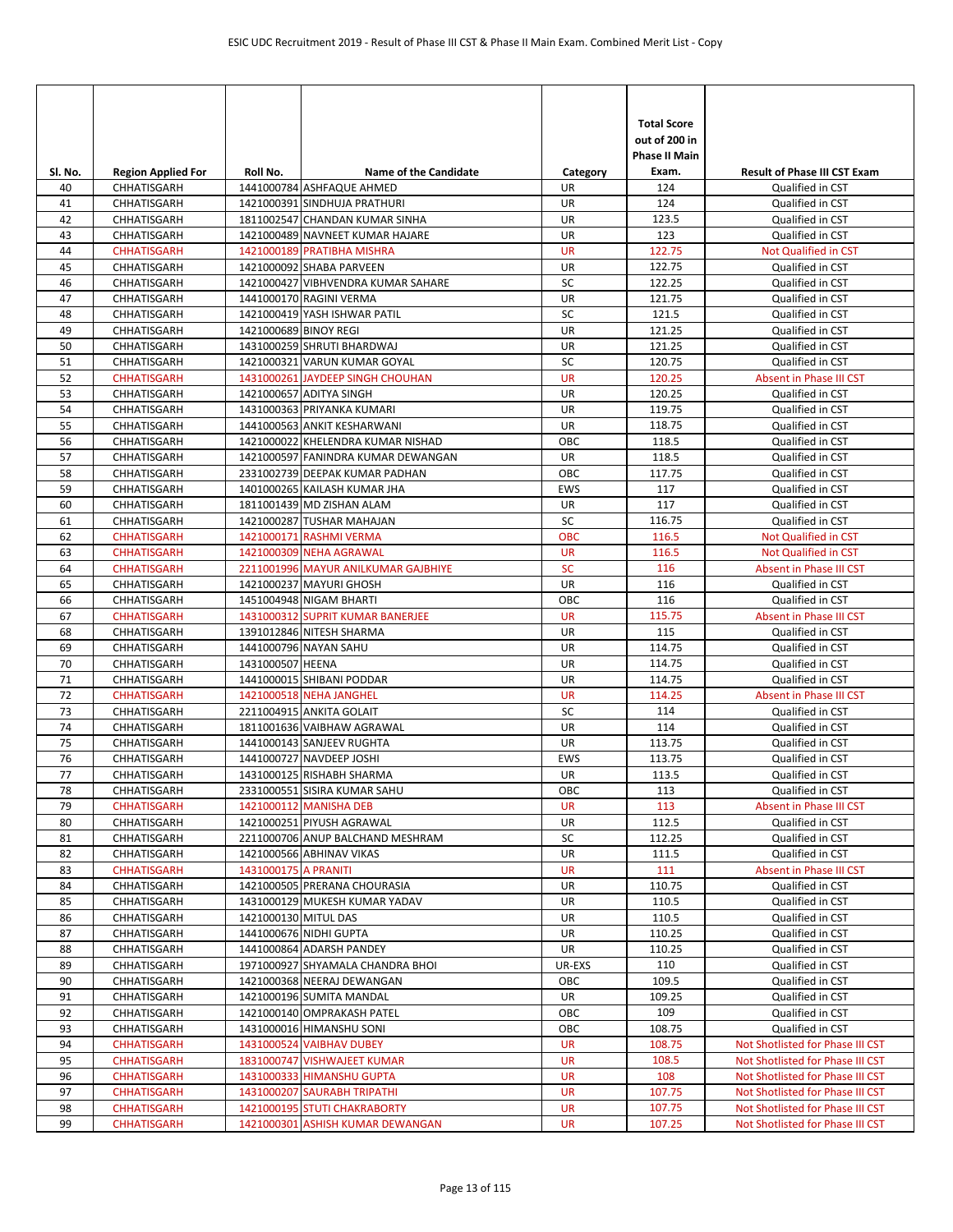| Sl. No. | Region Applied For | Roll No. | Name of the Candidate | Category | Total Score out of 200 in Phase II Main Exam. | Result of Phase III CST Exam |
|---|---|---|---|---|---|---|
| 40 | CHHATISGARH | 1441000784 | ASHFAQUE AHMED | UR | 124 | Qualified in CST |
| 41 | CHHATISGARH | 1421000391 | SINDHUJA PRATHURI | UR | 124 | Qualified in CST |
| 42 | CHHATISGARH | 1811002547 | CHANDAN KUMAR SINHA | UR | 123.5 | Qualified in CST |
| 43 | CHHATISGARH | 1421000489 | NAVNEET KUMAR HAJARE | UR | 123 | Qualified in CST |
| 44 | CHHATISGARH | 1421000189 | PRATIBHA MISHRA | UR | 122.75 | Not Qualified in CST |
| 45 | CHHATISGARH | 1421000092 | SHABA PARVEEN | UR | 122.75 | Qualified in CST |
| 46 | CHHATISGARH | 1421000427 | VIBHVENDRA KUMAR SAHARE | SC | 122.25 | Qualified in CST |
| 47 | CHHATISGARH | 1441000170 | RAGINI VERMA | UR | 121.75 | Qualified in CST |
| 48 | CHHATISGARH | 1421000419 | YASH ISHWAR PATIL | SC | 121.5 | Qualified in CST |
| 49 | CHHATISGARH | 1421000689 | BINOY REGI | UR | 121.25 | Qualified in CST |
| 50 | CHHATISGARH | 1431000259 | SHRUTI BHARDWAJ | UR | 121.25 | Qualified in CST |
| 51 | CHHATISGARH | 1421000321 | VARUN KUMAR GOYAL | SC | 120.75 | Qualified in CST |
| 52 | CHHATISGARH | 1431000261 | JAYDEEP SINGH CHOUHAN | UR | 120.25 | Absent in Phase III CST |
| 53 | CHHATISGARH | 1421000657 | ADITYA SINGH | UR | 120.25 | Qualified in CST |
| 54 | CHHATISGARH | 1431000363 | PRIYANKA KUMARI | UR | 119.75 | Qualified in CST |
| 55 | CHHATISGARH | 1441000563 | ANKIT KESHARWANI | UR | 118.75 | Qualified in CST |
| 56 | CHHATISGARH | 1421000022 | KHELENDRA KUMAR NISHAD | OBC | 118.5 | Qualified in CST |
| 57 | CHHATISGARH | 1421000597 | FANINDRA KUMAR DEWANGAN | UR | 118.5 | Qualified in CST |
| 58 | CHHATISGARH | 2331002739 | DEEPAK KUMAR PADHAN | OBC | 117.75 | Qualified in CST |
| 59 | CHHATISGARH | 1401000265 | KAILASH KUMAR JHA | EWS | 117 | Qualified in CST |
| 60 | CHHATISGARH | 1811001439 | MD ZISHAN ALAM | UR | 117 | Qualified in CST |
| 61 | CHHATISGARH | 1421000287 | TUSHAR MAHAJAN | SC | 116.75 | Qualified in CST |
| 62 | CHHATISGARH | 1421000171 | RASHMI VERMA | OBC | 116.5 | Not Qualified in CST |
| 63 | CHHATISGARH | 1421000309 | NEHA AGRAWAL | UR | 116.5 | Not Qualified in CST |
| 64 | CHHATISGARH | 2211001996 | MAYUR ANILKUMAR GAJBHIYE | SC | 116 | Absent in Phase III CST |
| 65 | CHHATISGARH | 1421000237 | MAYURI GHOSH | UR | 116 | Qualified in CST |
| 66 | CHHATISGARH | 1451004948 | NIGAM BHARTI | OBC | 116 | Qualified in CST |
| 67 | CHHATISGARH | 1431000312 | SUPRIT KUMAR BANERJEE | UR | 115.75 | Absent in Phase III CST |
| 68 | CHHATISGARH | 1391012846 | NITESH SHARMA | UR | 115 | Qualified in CST |
| 69 | CHHATISGARH | 1441000796 | NAYAN SAHU | UR | 114.75 | Qualified in CST |
| 70 | CHHATISGARH | 1431000507 | HEENA | UR | 114.75 | Qualified in CST |
| 71 | CHHATISGARH | 1441000015 | SHIBANI PODDAR | UR | 114.75 | Qualified in CST |
| 72 | CHHATISGARH | 1421000518 | NEHA JANGHEL | UR | 114.25 | Absent in Phase III CST |
| 73 | CHHATISGARH | 2211004915 | ANKITA GOLAIT | SC | 114 | Qualified in CST |
| 74 | CHHATISGARH | 1811001636 | VAIBHAW AGRAWAL | UR | 114 | Qualified in CST |
| 75 | CHHATISGARH | 1441000143 | SANJEEV RUGHTA | UR | 113.75 | Qualified in CST |
| 76 | CHHATISGARH | 1441000727 | NAVDEEP JOSHI | EWS | 113.75 | Qualified in CST |
| 77 | CHHATISGARH | 1431000125 | RISHABH SHARMA | UR | 113.5 | Qualified in CST |
| 78 | CHHATISGARH | 2331000551 | SISIRA KUMAR SAHU | OBC | 113 | Qualified in CST |
| 79 | CHHATISGARH | 1421000112 | MANISHA DEB | UR | 113 | Absent in Phase III CST |
| 80 | CHHATISGARH | 1421000251 | PIYUSH AGRAWAL | UR | 112.5 | Qualified in CST |
| 81 | CHHATISGARH | 2211000706 | ANUP BALCHAND MESHRAM | SC | 112.25 | Qualified in CST |
| 82 | CHHATISGARH | 1421000566 | ABHINAV VIKAS | UR | 111.5 | Qualified in CST |
| 83 | CHHATISGARH | 1431000175 | A PRANITI | UR | 111 | Absent in Phase III CST |
| 84 | CHHATISGARH | 1421000505 | PRERANA CHOURASIA | UR | 110.75 | Qualified in CST |
| 85 | CHHATISGARH | 1431000129 | MUKESH KUMAR YADAV | UR | 110.5 | Qualified in CST |
| 86 | CHHATISGARH | 1421000130 | MITUL DAS | UR | 110.5 | Qualified in CST |
| 87 | CHHATISGARH | 1441000676 | NIDHI GUPTA | UR | 110.25 | Qualified in CST |
| 88 | CHHATISGARH | 1441000864 | ADARSH PANDEY | UR | 110.25 | Qualified in CST |
| 89 | CHHATISGARH | 1971000927 | SHYAMALA CHANDRA BHOI | UR-EXS | 110 | Qualified in CST |
| 90 | CHHATISGARH | 1421000368 | NEERAJ DEWANGAN | OBC | 109.5 | Qualified in CST |
| 91 | CHHATISGARH | 1421000196 | SUMITA MANDAL | UR | 109.25 | Qualified in CST |
| 92 | CHHATISGARH | 1421000140 | OMPRAKASH PATEL | OBC | 109 | Qualified in CST |
| 93 | CHHATISGARH | 1431000016 | HIMANSHU SONI | OBC | 108.75 | Qualified in CST |
| 94 | CHHATISGARH | 1431000524 | VAIBHAV DUBEY | UR | 108.75 | Not Shotlisted for Phase III CST |
| 95 | CHHATISGARH | 1831000747 | VISHWAJEET KUMAR | UR | 108.5 | Not Shotlisted for Phase III CST |
| 96 | CHHATISGARH | 1431000333 | HIMANSHU GUPTA | UR | 108 | Not Shotlisted for Phase III CST |
| 97 | CHHATISGARH | 1431000207 | SAURABH TRIPATHI | UR | 107.75 | Not Shotlisted for Phase III CST |
| 98 | CHHATISGARH | 1421000195 | STUTI CHAKRABORTY | UR | 107.75 | Not Shotlisted for Phase III CST |
| 99 | CHHATISGARH | 1421000301 | ASHISH KUMAR DEWANGAN | UR | 107.25 | Not Shotlisted for Phase III CST |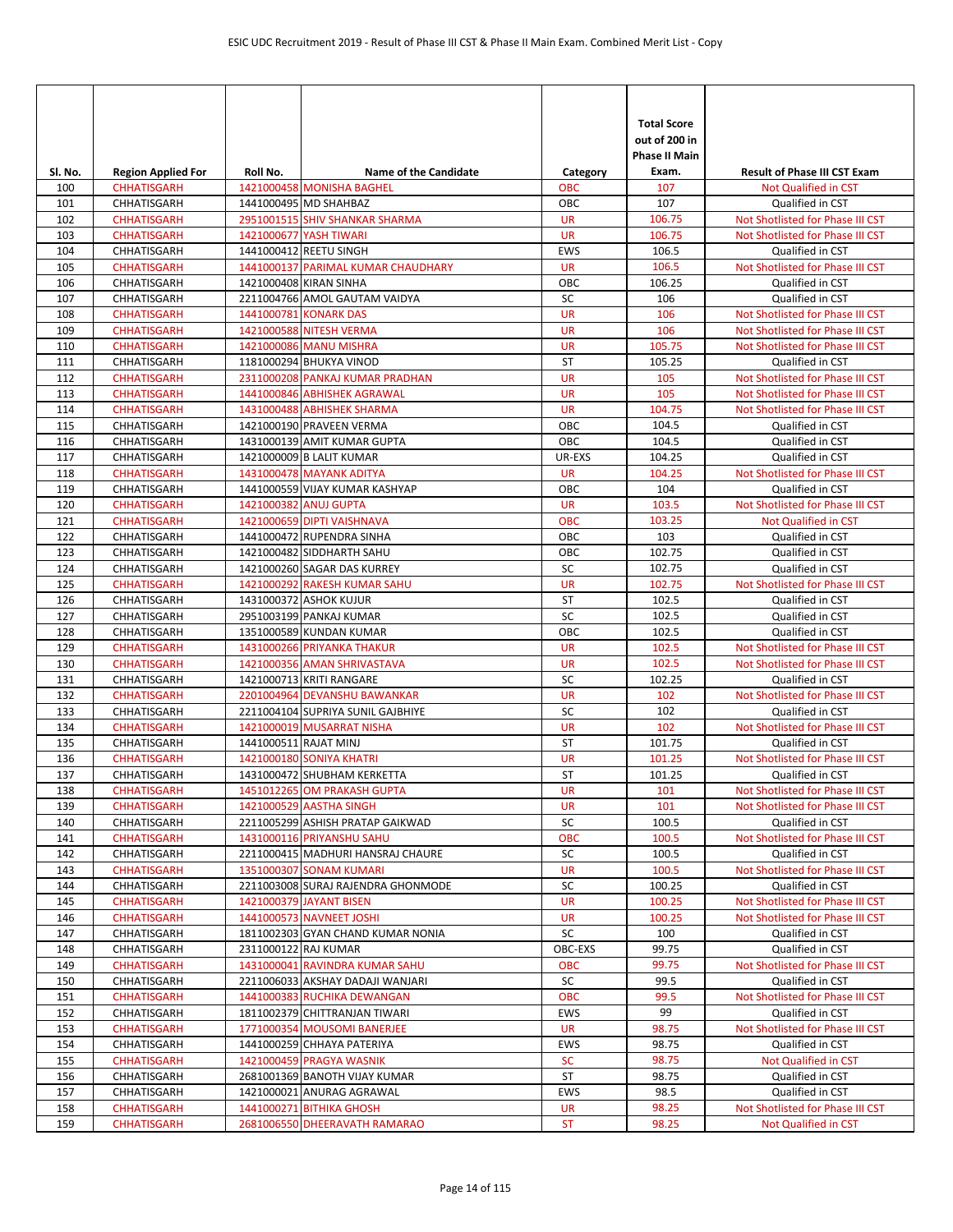| Sl. No. | Region Applied For | Roll No. | Name of the Candidate | Category | Total Score out of 200 in Phase II Main Exam. | Result of Phase III CST Exam |
|---|---|---|---|---|---|---|
| 100 | CHHATISGARH | 1421000458 | MONISHA BAGHEL | OBC | 107 | Not Qualified in CST |
| 101 | CHHATISGARH | 1441000495 | MD SHAHBAZ | OBC | 107 | Qualified in CST |
| 102 | CHHATISGARH | 2951001515 | SHIV SHANKAR SHARMA | UR | 106.75 | Not Shotlisted for Phase III CST |
| 103 | CHHATISGARH | 1421000677 | YASH TIWARI | UR | 106.75 | Not Shotlisted for Phase III CST |
| 104 | CHHATISGARH | 1441000412 | REETU SINGH | EWS | 106.5 | Qualified in CST |
| 105 | CHHATISGARH | 1441000137 | PARIMAL KUMAR CHAUDHARY | UR | 106.5 | Not Shotlisted for Phase III CST |
| 106 | CHHATISGARH | 1421000408 | KIRAN SINHA | OBC | 106.25 | Qualified in CST |
| 107 | CHHATISGARH | 2211004766 | AMOL GAUTAM VAIDYA | SC | 106 | Qualified in CST |
| 108 | CHHATISGARH | 1441000781 | KONARK DAS | UR | 106 | Not Shotlisted for Phase III CST |
| 109 | CHHATISGARH | 1421000588 | NITESH VERMA | UR | 106 | Not Shotlisted for Phase III CST |
| 110 | CHHATISGARH | 1421000086 | MANU MISHRA | UR | 105.75 | Not Shotlisted for Phase III CST |
| 111 | CHHATISGARH | 1181000294 | BHUKYA VINOD | ST | 105.25 | Qualified in CST |
| 112 | CHHATISGARH | 2311000208 | PANKAJ KUMAR PRADHAN | UR | 105 | Not Shotlisted for Phase III CST |
| 113 | CHHATISGARH | 1441000846 | ABHISHEK AGRAWAL | UR | 105 | Not Shotlisted for Phase III CST |
| 114 | CHHATISGARH | 1431000488 | ABHISHEK SHARMA | UR | 104.75 | Not Shotlisted for Phase III CST |
| 115 | CHHATISGARH | 1421000190 | PRAVEEN VERMA | OBC | 104.5 | Qualified in CST |
| 116 | CHHATISGARH | 1431000139 | AMIT KUMAR GUPTA | OBC | 104.5 | Qualified in CST |
| 117 | CHHATISGARH | 1421000009 | B LALIT KUMAR | UR-EXS | 104.25 | Qualified in CST |
| 118 | CHHATISGARH | 1431000478 | MAYANK ADITYA | UR | 104.25 | Not Shotlisted for Phase III CST |
| 119 | CHHATISGARH | 1441000559 | VIJAY KUMAR KASHYAP | OBC | 104 | Qualified in CST |
| 120 | CHHATISGARH | 1421000382 | ANUJ GUPTA | UR | 103.5 | Not Shotlisted for Phase III CST |
| 121 | CHHATISGARH | 1421000659 | DIPTI VAISHNAVA | OBC | 103.25 | Not Qualified in CST |
| 122 | CHHATISGARH | 1441000472 | RUPENDRA SINHA | OBC | 103 | Qualified in CST |
| 123 | CHHATISGARH | 1421000482 | SIDDHARTH SAHU | OBC | 102.75 | Qualified in CST |
| 124 | CHHATISGARH | 1421000260 | SAGAR DAS KURREY | SC | 102.75 | Qualified in CST |
| 125 | CHHATISGARH | 1421000292 | RAKESH KUMAR SAHU | UR | 102.75 | Not Shotlisted for Phase III CST |
| 126 | CHHATISGARH | 1431000372 | ASHOK KUJUR | ST | 102.5 | Qualified in CST |
| 127 | CHHATISGARH | 2951003199 | PANKAJ KUMAR | SC | 102.5 | Qualified in CST |
| 128 | CHHATISGARH | 1351000589 | KUNDAN KUMAR | OBC | 102.5 | Qualified in CST |
| 129 | CHHATISGARH | 1431000266 | PRIYANKA THAKUR | UR | 102.5 | Not Shotlisted for Phase III CST |
| 130 | CHHATISGARH | 1421000356 | AMAN SHRIVASTAVA | UR | 102.5 | Not Shotlisted for Phase III CST |
| 131 | CHHATISGARH | 1421000713 | KRITI RANGARE | SC | 102.25 | Qualified in CST |
| 132 | CHHATISGARH | 2201004964 | DEVANSHU BAWANKAR | UR | 102 | Not Shotlisted for Phase III CST |
| 133 | CHHATISGARH | 2211004104 | SUPRIYA SUNIL GAJBHIYE | SC | 102 | Qualified in CST |
| 134 | CHHATISGARH | 1421000019 | MUSARRAT NISHA | UR | 102 | Not Shotlisted for Phase III CST |
| 135 | CHHATISGARH | 1441000511 | RAJAT MINJ | ST | 101.75 | Qualified in CST |
| 136 | CHHATISGARH | 1421000180 | SONIYA KHATRI | UR | 101.25 | Not Shotlisted for Phase III CST |
| 137 | CHHATISGARH | 1431000472 | SHUBHAM KERKETTA | ST | 101.25 | Qualified in CST |
| 138 | CHHATISGARH | 1451012265 | OM PRAKASH GUPTA | UR | 101 | Not Shotlisted for Phase III CST |
| 139 | CHHATISGARH | 1421000529 | AASTHA SINGH | UR | 101 | Not Shotlisted for Phase III CST |
| 140 | CHHATISGARH | 2211005299 | ASHISH PRATAP GAIKWAD | SC | 100.5 | Qualified in CST |
| 141 | CHHATISGARH | 1431000116 | PRIYANSHU SAHU | OBC | 100.5 | Not Shotlisted for Phase III CST |
| 142 | CHHATISGARH | 2211000415 | MADHURI HANSRAJ CHAURE | SC | 100.5 | Qualified in CST |
| 143 | CHHATISGARH | 1351000307 | SONAM KUMARI | UR | 100.5 | Not Shotlisted for Phase III CST |
| 144 | CHHATISGARH | 2211003008 | SURAJ RAJENDRA GHONMODE | SC | 100.25 | Qualified in CST |
| 145 | CHHATISGARH | 1421000379 | JAYANT BISEN | UR | 100.25 | Not Shotlisted for Phase III CST |
| 146 | CHHATISGARH | 1441000573 | NAVNEET JOSHI | UR | 100.25 | Not Shotlisted for Phase III CST |
| 147 | CHHATISGARH | 1811002303 | GYAN CHAND KUMAR NONIA | SC | 100 | Qualified in CST |
| 148 | CHHATISGARH | 2311000122 | RAJ KUMAR | OBC-EXS | 99.75 | Qualified in CST |
| 149 | CHHATISGARH | 1431000041 | RAVINDRA KUMAR SAHU | OBC | 99.75 | Not Shotlisted for Phase III CST |
| 150 | CHHATISGARH | 2211006033 | AKSHAY DADAJI WANJARI | SC | 99.5 | Qualified in CST |
| 151 | CHHATISGARH | 1441000383 | RUCHIKA DEWANGAN | OBC | 99.5 | Not Shotlisted for Phase III CST |
| 152 | CHHATISGARH | 1811002379 | CHITTRANJAN TIWARI | EWS | 99 | Qualified in CST |
| 153 | CHHATISGARH | 1771000354 | MOUSOMI BANERJEE | UR | 98.75 | Not Shotlisted for Phase III CST |
| 154 | CHHATISGARH | 1441000259 | CHHAYA PATERIYA | EWS | 98.75 | Qualified in CST |
| 155 | CHHATISGARH | 1421000459 | PRAGYA WASNIK | SC | 98.75 | Not Qualified in CST |
| 156 | CHHATISGARH | 2681001369 | BANOTH VIJAY KUMAR | ST | 98.75 | Qualified in CST |
| 157 | CHHATISGARH | 1421000021 | ANURAG AGRAWAL | EWS | 98.5 | Qualified in CST |
| 158 | CHHATISGARH | 1441000271 | BITHIKA GHOSH | UR | 98.25 | Not Shotlisted for Phase III CST |
| 159 | CHHATISGARH | 2681006550 | DHEERAVATH RAMARAO | ST | 98.25 | Not Qualified in CST |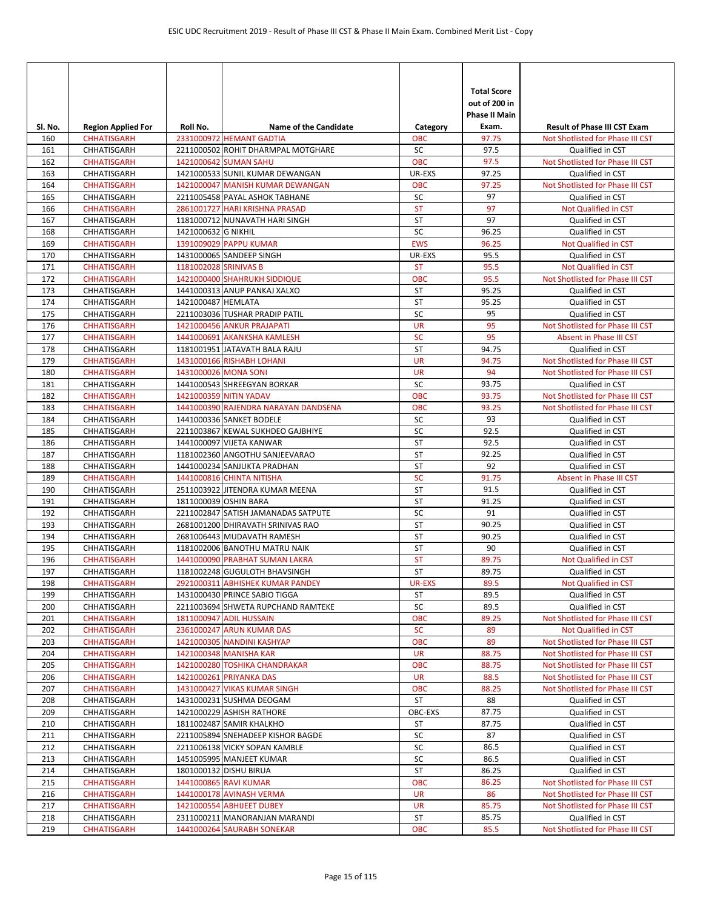| Sl. No. | Region Applied For | Roll No. | Name of the Candidate | Category | Total Score out of 200 in Phase II Main Exam. | Result of Phase III CST Exam |
|---|---|---|---|---|---|---|
| 160 | CHHATISGARH | 2331000972 | HEMANT GADTIA | OBC | 97.75 | Not Shotlisted for Phase III CST |
| 161 | CHHATISGARH | 2211000502 | ROHIT DHARMPAL MOTGHARE | SC | 97.5 | Qualified in CST |
| 162 | CHHATISGARH | 1421000642 | SUMAN SAHU | OBC | 97.5 | Not Shotlisted for Phase III CST |
| 163 | CHHATISGARH | 1421000533 | SUNIL KUMAR DEWANGAN | UR-EXS | 97.25 | Qualified in CST |
| 164 | CHHATISGARH | 1421000047 | MANISH KUMAR DEWANGAN | OBC | 97.25 | Not Shotlisted for Phase III CST |
| 165 | CHHATISGARH | 2211005458 | PAYAL ASHOK TABHANE | SC | 97 | Qualified in CST |
| 166 | CHHATISGARH | 2861001727 | HARI KRISHNA PRASAD | ST | 97 | Not Qualified in CST |
| 167 | CHHATISGARH | 1181000712 | NUNAVATH HARI SINGH | ST | 97 | Qualified in CST |
| 168 | CHHATISGARH | 1421000632 | G NIKHIL | SC | 96.25 | Qualified in CST |
| 169 | CHHATISGARH | 1391009029 | PAPPU KUMAR | EWS | 96.25 | Not Qualified in CST |
| 170 | CHHATISGARH | 1431000065 | SANDEEP SINGH | UR-EXS | 95.5 | Qualified in CST |
| 171 | CHHATISGARH | 1181002028 | SRINIVAS B | ST | 95.5 | Not Qualified in CST |
| 172 | CHHATISGARH | 1421000400 | SHAHRUKH SIDDIQUE | OBC | 95.5 | Not Shotlisted for Phase III CST |
| 173 | CHHATISGARH | 1441000313 | ANUP PANKAJ XALXO | ST | 95.25 | Qualified in CST |
| 174 | CHHATISGARH | 1421000487 | HEMLATA | ST | 95.25 | Qualified in CST |
| 175 | CHHATISGARH | 2211003036 | TUSHAR PRADIP PATIL | SC | 95 | Qualified in CST |
| 176 | CHHATISGARH | 1421000456 | ANKUR PRAJAPATI | UR | 95 | Not Shotlisted for Phase III CST |
| 177 | CHHATISGARH | 1441000691 | AKANKSHA KAMLESH | SC | 95 | Absent in Phase III CST |
| 178 | CHHATISGARH | 1181001951 | JATAVATH BALA RAJU | ST | 94.75 | Qualified in CST |
| 179 | CHHATISGARH | 1431000166 | RISHABH LOHANI | UR | 94.75 | Not Shotlisted for Phase III CST |
| 180 | CHHATISGARH | 1431000026 | MONA SONI | UR | 94 | Not Shotlisted for Phase III CST |
| 181 | CHHATISGARH | 1441000543 | SHREEGYAN BORKAR | SC | 93.75 | Qualified in CST |
| 182 | CHHATISGARH | 1421000359 | NITIN YADAV | OBC | 93.75 | Not Shotlisted for Phase III CST |
| 183 | CHHATISGARH | 1441000390 | RAJENDRA NARAYAN DANDSENA | OBC | 93.25 | Not Shotlisted for Phase III CST |
| 184 | CHHATISGARH | 1441000336 | SANKET BODELE | SC | 93 | Qualified in CST |
| 185 | CHHATISGARH | 2211003867 | KEWAL SUKHDEO GAJBHIYE | SC | 92.5 | Qualified in CST |
| 186 | CHHATISGARH | 1441000097 | VIJETA KANWAR | ST | 92.5 | Qualified in CST |
| 187 | CHHATISGARH | 1181002360 | ANGOTHU SANJEEVARAO | ST | 92.25 | Qualified in CST |
| 188 | CHHATISGARH | 1441000234 | SANJUKTA PRADHAN | ST | 92 | Qualified in CST |
| 189 | CHHATISGARH | 1441000816 | CHINTA NITISHA | SC | 91.75 | Absent in Phase III CST |
| 190 | CHHATISGARH | 2511003922 | JITENDRA KUMAR MEENA | ST | 91.5 | Qualified in CST |
| 191 | CHHATISGARH | 1811000039 | OSHIN BARA | ST | 91.25 | Qualified in CST |
| 192 | CHHATISGARH | 2211002847 | SATISH JAMANADAS SATPUTE | SC | 91 | Qualified in CST |
| 193 | CHHATISGARH | 2681001200 | DHIRAVATH SRINIVAS RAO | ST | 90.25 | Qualified in CST |
| 194 | CHHATISGARH | 2681006443 | MUDAVATH RAMESH | ST | 90.25 | Qualified in CST |
| 195 | CHHATISGARH | 1181002006 | BANOTHU MATRU NAIK | ST | 90 | Qualified in CST |
| 196 | CHHATISGARH | 1441000090 | PRABHAT SUMAN LAKRA | ST | 89.75 | Not Qualified in CST |
| 197 | CHHATISGARH | 1181002248 | GUGULOTH BHAVSINGH | ST | 89.75 | Qualified in CST |
| 198 | CHHATISGARH | 2921000311 | ABHISHEK KUMAR PANDEY | UR-EXS | 89.5 | Not Qualified in CST |
| 199 | CHHATISGARH | 1431000430 | PRINCE SABIO TIGGA | ST | 89.5 | Qualified in CST |
| 200 | CHHATISGARH | 2211003694 | SHWETA RUPCHAND RAMTEKE | SC | 89.5 | Qualified in CST |
| 201 | CHHATISGARH | 1811000947 | ADIL HUSSAIN | OBC | 89.25 | Not Shotlisted for Phase III CST |
| 202 | CHHATISGARH | 2361000247 | ARUN KUMAR DAS | SC | 89 | Not Qualified in CST |
| 203 | CHHATISGARH | 1421000305 | NANDINI KASHYAP | OBC | 89 | Not Shotlisted for Phase III CST |
| 204 | CHHATISGARH | 1421000348 | MANISHA KAR | UR | 88.75 | Not Shotlisted for Phase III CST |
| 205 | CHHATISGARH | 1421000280 | TOSHIKA CHANDRAKAR | OBC | 88.75 | Not Shotlisted for Phase III CST |
| 206 | CHHATISGARH | 1421000261 | PRIYANKA DAS | UR | 88.5 | Not Shotlisted for Phase III CST |
| 207 | CHHATISGARH | 1431000427 | VIKAS KUMAR SINGH | OBC | 88.25 | Not Shotlisted for Phase III CST |
| 208 | CHHATISGARH | 1431000231 | SUSHMA DEOGAM | ST | 88 | Qualified in CST |
| 209 | CHHATISGARH | 1421000229 | ASHISH RATHORE | OBC-EXS | 87.75 | Qualified in CST |
| 210 | CHHATISGARH | 1811002487 | SAMIR KHALKHO | ST | 87.75 | Qualified in CST |
| 211 | CHHATISGARH | 2211005894 | SNEHADEEP KISHOR BAGDE | SC | 87 | Qualified in CST |
| 212 | CHHATISGARH | 2211006138 | VICKY SOPAN KAMBLE | SC | 86.5 | Qualified in CST |
| 213 | CHHATISGARH | 1451005995 | MANJEET KUMAR | SC | 86.5 | Qualified in CST |
| 214 | CHHATISGARH | 1801000132 | DISHU BIRUA | ST | 86.25 | Qualified in CST |
| 215 | CHHATISGARH | 1441000865 | RAVI KUMAR | OBC | 86.25 | Not Shotlisted for Phase III CST |
| 216 | CHHATISGARH | 1441000178 | AVINASH VERMA | UR | 86 | Not Shotlisted for Phase III CST |
| 217 | CHHATISGARH | 1421000554 | ABHIJEET DUBEY | UR | 85.75 | Not Shotlisted for Phase III CST |
| 218 | CHHATISGARH | 2311000211 | MANORANJAN MARANDI | ST | 85.75 | Qualified in CST |
| 219 | CHHATISGARH | 1441000264 | SAURABH SONEKAR | OBC | 85.5 | Not Shotlisted for Phase III CST |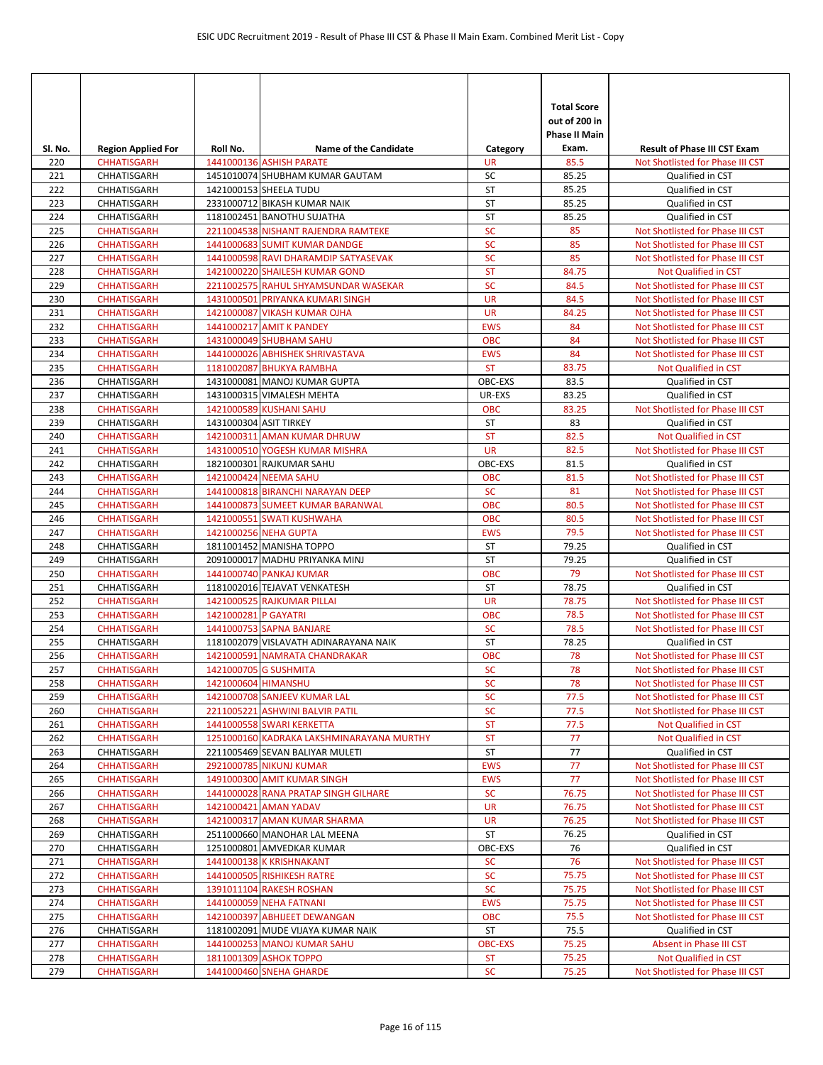| Sl. No. | Region Applied For | Roll No. | Name of the Candidate | Category | Total Score out of 200 in Phase II Main Exam. | Result of Phase III CST Exam |
|---|---|---|---|---|---|---|
| 220 | CHHATISGARH | 1441000136 | ASHISH PARATE | UR | 85.5 | Not Shotlisted for Phase III CST |
| 221 | CHHATISGARH | 1451010074 | SHUBHAM KUMAR GAUTAM | SC | 85.25 | Qualified in CST |
| 222 | CHHATISGARH | 1421000153 | SHEELA TUDU | ST | 85.25 | Qualified in CST |
| 223 | CHHATISGARH | 2331000712 | BIKASH KUMAR NAIK | ST | 85.25 | Qualified in CST |
| 224 | CHHATISGARH | 1181002451 | BANOTHU SUJATHA | ST | 85.25 | Qualified in CST |
| 225 | CHHATISGARH | 2211004538 | NISHANT RAJENDRA RAMTEKE | SC | 85 | Not Shotlisted for Phase III CST |
| 226 | CHHATISGARH | 1441000683 | SUMIT KUMAR DANDGE | SC | 85 | Not Shotlisted for Phase III CST |
| 227 | CHHATISGARH | 1441000598 | RAVI DHARAMDIP SATYASEVAK | SC | 85 | Not Shotlisted for Phase III CST |
| 228 | CHHATISGARH | 1421000220 | SHAILESH KUMAR GOND | ST | 84.75 | Not Qualified in CST |
| 229 | CHHATISGARH | 2211002575 | RAHUL SHYAMSUNDAR WASEKAR | SC | 84.5 | Not Shotlisted for Phase III CST |
| 230 | CHHATISGARH | 1431000501 | PRIYANKA KUMARI SINGH | UR | 84.5 | Not Shotlisted for Phase III CST |
| 231 | CHHATISGARH | 1421000087 | VIKASH KUMAR OJHA | UR | 84.25 | Not Shotlisted for Phase III CST |
| 232 | CHHATISGARH | 1441000217 | AMIT K PANDEY | EWS | 84 | Not Shotlisted for Phase III CST |
| 233 | CHHATISGARH | 1431000049 | SHUBHAM SAHU | OBC | 84 | Not Shotlisted for Phase III CST |
| 234 | CHHATISGARH | 1441000026 | ABHISHEK SHRIVASTAVA | EWS | 84 | Not Shotlisted for Phase III CST |
| 235 | CHHATISGARH | 1181002087 | BHUKYA RAMBHA | ST | 83.75 | Not Qualified in CST |
| 236 | CHHATISGARH | 1431000081 | MANOJ KUMAR GUPTA | OBC-EXS | 83.5 | Qualified in CST |
| 237 | CHHATISGARH | 1431000315 | VIMALESH MEHTA | UR-EXS | 83.25 | Qualified in CST |
| 238 | CHHATISGARH | 1421000589 | KUSHANI SAHU | OBC | 83.25 | Not Shotlisted for Phase III CST |
| 239 | CHHATISGARH | 1431000304 | ASIT TIRKEY | ST | 83 | Qualified in CST |
| 240 | CHHATISGARH | 1421000311 | AMAN KUMAR DHRUW | ST | 82.5 | Not Qualified in CST |
| 241 | CHHATISGARH | 1431000510 | YOGESH KUMAR MISHRA | UR | 82.5 | Not Shotlisted for Phase III CST |
| 242 | CHHATISGARH | 1821000301 | RAJKUMAR SAHU | OBC-EXS | 81.5 | Qualified in CST |
| 243 | CHHATISGARH | 1421000424 | NEEMA SAHU | OBC | 81.5 | Not Shotlisted for Phase III CST |
| 244 | CHHATISGARH | 1441000818 | BIRANCHI NARAYAN DEEP | SC | 81 | Not Shotlisted for Phase III CST |
| 245 | CHHATISGARH | 1441000873 | SUMEET KUMAR BARANWAL | OBC | 80.5 | Not Shotlisted for Phase III CST |
| 246 | CHHATISGARH | 1421000551 | SWATI KUSHWAHA | OBC | 80.5 | Not Shotlisted for Phase III CST |
| 247 | CHHATISGARH | 1421000256 | NEHA GUPTA | EWS | 79.5 | Not Shotlisted for Phase III CST |
| 248 | CHHATISGARH | 1811001452 | MANISHA TOPPO | ST | 79.25 | Qualified in CST |
| 249 | CHHATISGARH | 2091000017 | MADHU PRIYANKA MINJ | ST | 79.25 | Qualified in CST |
| 250 | CHHATISGARH | 1441000740 | PANKAJ KUMAR | OBC | 79 | Not Shotlisted for Phase III CST |
| 251 | CHHATISGARH | 1181002016 | TEJAVAT VENKATESH | ST | 78.75 | Qualified in CST |
| 252 | CHHATISGARH | 1421000525 | RAJKUMAR PILLAI | UR | 78.75 | Not Shotlisted for Phase III CST |
| 253 | CHHATISGARH | 1421000281 | P GAYATRI | OBC | 78.5 | Not Shotlisted for Phase III CST |
| 254 | CHHATISGARH | 1441000753 | SAPNA BANJARE | SC | 78.5 | Not Shotlisted for Phase III CST |
| 255 | CHHATISGARH | 1181002079 | VISLAVATH ADINARAYANA NAIK | ST | 78.25 | Qualified in CST |
| 256 | CHHATISGARH | 1421000591 | NAMRATA CHANDRAKAR | OBC | 78 | Not Shotlisted for Phase III CST |
| 257 | CHHATISGARH | 1421000705 | G SUSHMITA | SC | 78 | Not Shotlisted for Phase III CST |
| 258 | CHHATISGARH | 1421000604 | HIMANSHU | SC | 78 | Not Shotlisted for Phase III CST |
| 259 | CHHATISGARH | 1421000708 | SANJEEV KUMAR LAL | SC | 77.5 | Not Shotlisted for Phase III CST |
| 260 | CHHATISGARH | 2211005221 | ASHWINI BALVIR PATIL | SC | 77.5 | Not Shotlisted for Phase III CST |
| 261 | CHHATISGARH | 1441000558 | SWARI KERKETTA | ST | 77.5 | Not Qualified in CST |
| 262 | CHHATISGARH | 1251000160 | KADRAKA LAKSHMINARAYANA MURTHY | ST | 77 | Not Qualified in CST |
| 263 | CHHATISGARH | 2211005469 | SEVAN BALIYAR MULETI | ST | 77 | Qualified in CST |
| 264 | CHHATISGARH | 2921000785 | NIKUNJ KUMAR | EWS | 77 | Not Shotlisted for Phase III CST |
| 265 | CHHATISGARH | 1491000300 | AMIT KUMAR SINGH | EWS | 77 | Not Shotlisted for Phase III CST |
| 266 | CHHATISGARH | 1441000028 | RANA PRATAP SINGH GILHARE | SC | 76.75 | Not Shotlisted for Phase III CST |
| 267 | CHHATISGARH | 1421000421 | AMAN YADAV | UR | 76.75 | Not Shotlisted for Phase III CST |
| 268 | CHHATISGARH | 1421000317 | AMAN KUMAR SHARMA | UR | 76.25 | Not Shotlisted for Phase III CST |
| 269 | CHHATISGARH | 2511000660 | MANOHAR LAL MEENA | ST | 76.25 | Qualified in CST |
| 270 | CHHATISGARH | 1251000801 | AMVEDKAR KUMAR | OBC-EXS | 76 | Qualified in CST |
| 271 | CHHATISGARH | 1441000138 | K KRISHNAKANT | SC | 76 | Not Shotlisted for Phase III CST |
| 272 | CHHATISGARH | 1441000505 | RISHIKESH RATRE | SC | 75.75 | Not Shotlisted for Phase III CST |
| 273 | CHHATISGARH | 1391011104 | RAKESH ROSHAN | SC | 75.75 | Not Shotlisted for Phase III CST |
| 274 | CHHATISGARH | 1441000059 | NEHA FATNANI | EWS | 75.75 | Not Shotlisted for Phase III CST |
| 275 | CHHATISGARH | 1421000397 | ABHIJEET DEWANGAN | OBC | 75.5 | Not Shotlisted for Phase III CST |
| 276 | CHHATISGARH | 1181002091 | MUDE VIJAYA KUMAR NAIK | ST | 75.5 | Qualified in CST |
| 277 | CHHATISGARH | 1441000253 | MANOJ KUMAR SAHU | OBC-EXS | 75.25 | Absent in Phase III CST |
| 278 | CHHATISGARH | 1811001309 | ASHOK TOPPO | ST | 75.25 | Not Qualified in CST |
| 279 | CHHATISGARH | 1441000460 | SNEHA GHARDE | SC | 75.25 | Not Shotlisted for Phase III CST |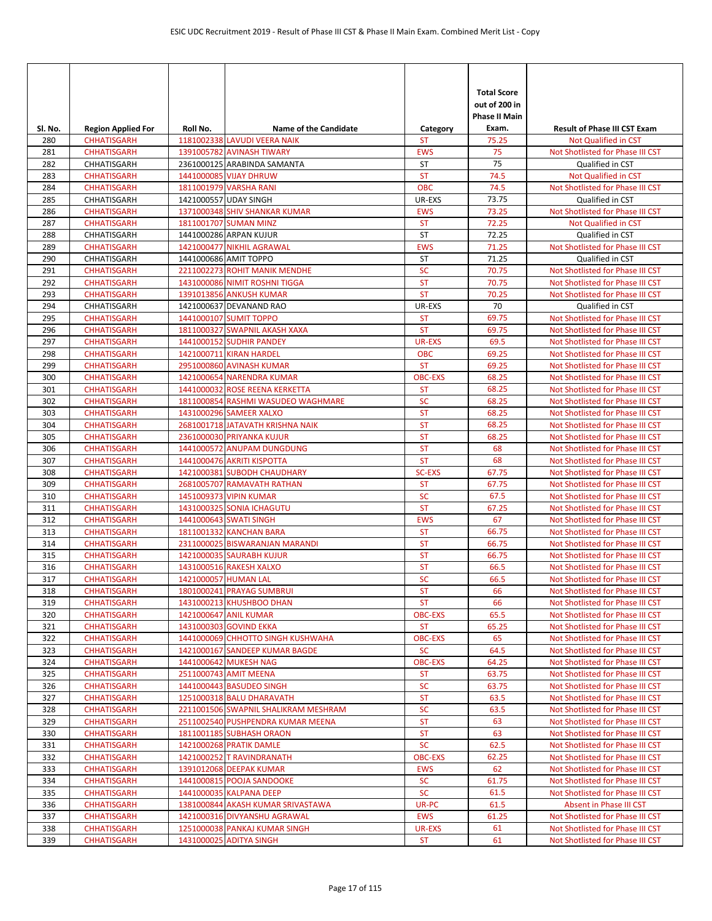| Sl. No. | Region Applied For | Roll No. | Name of the Candidate | Category | Total Score out of 200 in Phase II Main Exam. | Result of Phase III CST Exam |
|---|---|---|---|---|---|---|
| 280 | CHHATISGARH | 1181002338 | LAVUDI VEERA NAIK | ST | 75.25 | Not Qualified in CST |
| 281 | CHHATISGARH | 1391005782 | AVINASH TIWARY | EWS | 75 | Not Shotlisted for Phase III CST |
| 282 | CHHATISGARH | 2361000125 | ARABINDA SAMANTA | ST | 75 | Qualified in CST |
| 283 | CHHATISGARH | 1441000085 | VIJAY DHRUW | ST | 74.5 | Not Qualified in CST |
| 284 | CHHATISGARH | 1811001979 | VARSHA RANI | OBC | 74.5 | Not Shotlisted for Phase III CST |
| 285 | CHHATISGARH | 1421000557 | UDAY SINGH | UR-EXS | 73.75 | Qualified in CST |
| 286 | CHHATISGARH | 1371000348 | SHIV SHANKAR KUMAR | EWS | 73.25 | Not Shotlisted for Phase III CST |
| 287 | CHHATISGARH | 1811001707 | SUMAN MINZ | ST | 72.25 | Not Qualified in CST |
| 288 | CHHATISGARH | 1441000286 | ARPAN KUJUR | ST | 72.25 | Qualified in CST |
| 289 | CHHATISGARH | 1421000477 | NIKHIL AGRAWAL | EWS | 71.25 | Not Shotlisted for Phase III CST |
| 290 | CHHATISGARH | 1441000686 | AMIT TOPPO | ST | 71.25 | Qualified in CST |
| 291 | CHHATISGARH | 2211002273 | ROHIT MANIK MENDHE | SC | 70.75 | Not Shotlisted for Phase III CST |
| 292 | CHHATISGARH | 1431000086 | NIMIT ROSHNI TIGGA | ST | 70.75 | Not Shotlisted for Phase III CST |
| 293 | CHHATISGARH | 1391013856 | ANKUSH KUMAR | ST | 70.25 | Not Shotlisted for Phase III CST |
| 294 | CHHATISGARH | 1421000637 | DEVANAND RAO | UR-EXS | 70 | Qualified in CST |
| 295 | CHHATISGARH | 1441000107 | SUMIT TOPPO | ST | 69.75 | Not Shotlisted for Phase III CST |
| 296 | CHHATISGARH | 1811000327 | SWAPNIL AKASH XAXA | ST | 69.75 | Not Shotlisted for Phase III CST |
| 297 | CHHATISGARH | 1441000152 | SUDHIR PANDEY | UR-EXS | 69.5 | Not Shotlisted for Phase III CST |
| 298 | CHHATISGARH | 1421000711 | KIRAN HARDEL | OBC | 69.25 | Not Shotlisted for Phase III CST |
| 299 | CHHATISGARH | 2951000860 | AVINASH KUMAR | ST | 69.25 | Not Shotlisted for Phase III CST |
| 300 | CHHATISGARH | 1421000654 | NARENDRA KUMAR | OBC-EXS | 68.25 | Not Shotlisted for Phase III CST |
| 301 | CHHATISGARH | 1441000032 | ROSE REENA KERKETTA | ST | 68.25 | Not Shotlisted for Phase III CST |
| 302 | CHHATISGARH | 1811000854 | RASHMI WASUDEO WAGHMARE | SC | 68.25 | Not Shotlisted for Phase III CST |
| 303 | CHHATISGARH | 1431000296 | SAMEER XALXO | ST | 68.25 | Not Shotlisted for Phase III CST |
| 304 | CHHATISGARH | 2681001718 | JATAVATH KRISHNA NAIK | ST | 68.25 | Not Shotlisted for Phase III CST |
| 305 | CHHATISGARH | 2361000030 | PRIYANKA KUJUR | ST | 68.25 | Not Shotlisted for Phase III CST |
| 306 | CHHATISGARH | 1441000572 | ANUPAM DUNGDUNG | ST | 68 | Not Shotlisted for Phase III CST |
| 307 | CHHATISGARH | 1441000476 | AKRITI KISPOTTA | ST | 68 | Not Shotlisted for Phase III CST |
| 308 | CHHATISGARH | 1421000381 | SUBODH CHAUDHARY | SC-EXS | 67.75 | Not Shotlisted for Phase III CST |
| 309 | CHHATISGARH | 2681005707 | RAMAVATH RATHAN | ST | 67.75 | Not Shotlisted for Phase III CST |
| 310 | CHHATISGARH | 1451009373 | VIPIN KUMAR | SC | 67.5 | Not Shotlisted for Phase III CST |
| 311 | CHHATISGARH | 1431000325 | SONIA ICHAGUTU | ST | 67.25 | Not Shotlisted for Phase III CST |
| 312 | CHHATISGARH | 1441000643 | SWATI SINGH | EWS | 67 | Not Shotlisted for Phase III CST |
| 313 | CHHATISGARH | 1811001332 | KANCHAN BARA | ST | 66.75 | Not Shotlisted for Phase III CST |
| 314 | CHHATISGARH | 2311000025 | BISWARANJAN MARANDI | ST | 66.75 | Not Shotlisted for Phase III CST |
| 315 | CHHATISGARH | 1421000035 | SAURABH KUJUR | ST | 66.75 | Not Shotlisted for Phase III CST |
| 316 | CHHATISGARH | 1431000516 | RAKESH XALXO | ST | 66.5 | Not Shotlisted for Phase III CST |
| 317 | CHHATISGARH | 1421000057 | HUMAN LAL | SC | 66.5 | Not Shotlisted for Phase III CST |
| 318 | CHHATISGARH | 1801000241 | PRAYAG SUMBRUI | ST | 66 | Not Shotlisted for Phase III CST |
| 319 | CHHATISGARH | 1431000213 | KHUSHBOO DHAN | ST | 66 | Not Shotlisted for Phase III CST |
| 320 | CHHATISGARH | 1421000647 | ANIL KUMAR | OBC-EXS | 65.5 | Not Shotlisted for Phase III CST |
| 321 | CHHATISGARH | 1431000303 | GOVIND EKKA | ST | 65.25 | Not Shotlisted for Phase III CST |
| 322 | CHHATISGARH | 1441000069 | CHHOTTO SINGH KUSHWAHA | OBC-EXS | 65 | Not Shotlisted for Phase III CST |
| 323 | CHHATISGARH | 1421000167 | SANDEEP KUMAR BAGDE | SC | 64.5 | Not Shotlisted for Phase III CST |
| 324 | CHHATISGARH | 1441000642 | MUKESH NAG | OBC-EXS | 64.25 | Not Shotlisted for Phase III CST |
| 325 | CHHATISGARH | 2511000743 | AMIT MEENA | ST | 63.75 | Not Shotlisted for Phase III CST |
| 326 | CHHATISGARH | 1441000443 | BASUDEO SINGH | SC | 63.75 | Not Shotlisted for Phase III CST |
| 327 | CHHATISGARH | 1251000318 | BALU DHARAVATH | ST | 63.5 | Not Shotlisted for Phase III CST |
| 328 | CHHATISGARH | 2211001506 | SWAPNIL SHALIKRAM MESHRAM | SC | 63.5 | Not Shotlisted for Phase III CST |
| 329 | CHHATISGARH | 2511002540 | PUSHPENDRA KUMAR MEENA | ST | 63 | Not Shotlisted for Phase III CST |
| 330 | CHHATISGARH | 1811001185 | SUBHASH ORAON | ST | 63 | Not Shotlisted for Phase III CST |
| 331 | CHHATISGARH | 1421000268 | PRATIK DAMLE | SC | 62.5 | Not Shotlisted for Phase III CST |
| 332 | CHHATISGARH | 1421000252 | T RAVINDRANATH | OBC-EXS | 62.25 | Not Shotlisted for Phase III CST |
| 333 | CHHATISGARH | 1391012068 | DEEPAK KUMAR | EWS | 62 | Not Shotlisted for Phase III CST |
| 334 | CHHATISGARH | 1441000815 | POOJA SANDOOKE | SC | 61.75 | Not Shotlisted for Phase III CST |
| 335 | CHHATISGARH | 1441000035 | KALPANA DEEP | SC | 61.5 | Not Shotlisted for Phase III CST |
| 336 | CHHATISGARH | 1381000844 | AKASH KUMAR SRIVASTAWA | UR-PC | 61.5 | Absent in Phase III CST |
| 337 | CHHATISGARH | 1421000316 | DIVYANSHU AGRAWAL | EWS | 61.25 | Not Shotlisted for Phase III CST |
| 338 | CHHATISGARH | 1251000038 | PANKAJ KUMAR SINGH | UR-EXS | 61 | Not Shotlisted for Phase III CST |
| 339 | CHHATISGARH | 1431000025 | ADITYA SINGH | ST | 61 | Not Shotlisted for Phase III CST |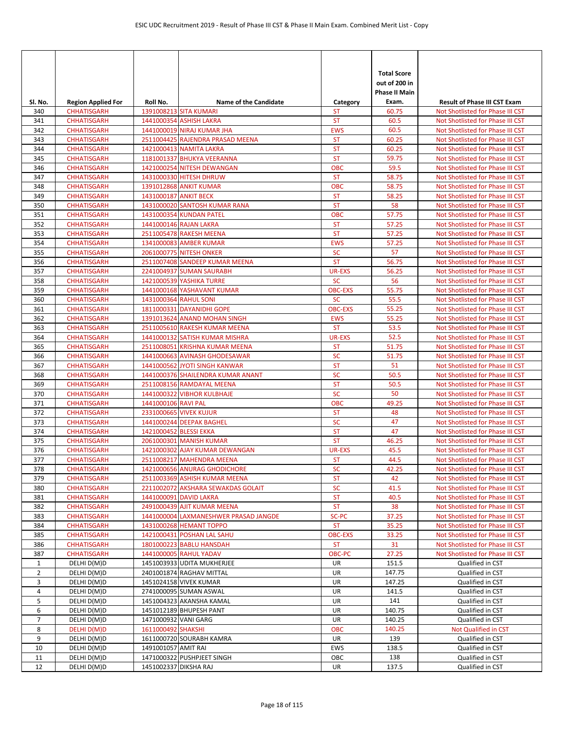| Sl. No. | Region Applied For | Roll No. | Name of the Candidate | Category | Total Score out of 200 in Phase II Main Exam. | Result of Phase III CST Exam |
|---|---|---|---|---|---|---|
| 340 | CHHATISGARH | 1391008213 | SITA KUMARI | ST | 60.75 | Not Shotlisted for Phase III CST |
| 341 | CHHATISGARH | 1441000354 | ASHISH LAKRA | ST | 60.5 | Not Shotlisted for Phase III CST |
| 342 | CHHATISGARH | 1441000019 | NIRAJ KUMAR JHA | EWS | 60.5 | Not Shotlisted for Phase III CST |
| 343 | CHHATISGARH | 2511004425 | RAJENDRA PRASAD MEENA | ST | 60.25 | Not Shotlisted for Phase III CST |
| 344 | CHHATISGARH | 1421000413 | NAMITA LAKRA | ST | 60.25 | Not Shotlisted for Phase III CST |
| 345 | CHHATISGARH | 1181001337 | BHUKYA VEERANNA | ST | 59.75 | Not Shotlisted for Phase III CST |
| 346 | CHHATISGARH | 1421000254 | NITESH DEWANGAN | OBC | 59.5 | Not Shotlisted for Phase III CST |
| 347 | CHHATISGARH | 1431000330 | HITESH DHRUW | ST | 58.75 | Not Shotlisted for Phase III CST |
| 348 | CHHATISGARH | 1391012868 | ANKIT KUMAR | OBC | 58.75 | Not Shotlisted for Phase III CST |
| 349 | CHHATISGARH | 1431000187 | ANKIT BECK | ST | 58.25 | Not Shotlisted for Phase III CST |
| 350 | CHHATISGARH | 1431000020 | SANTOSH KUMAR RANA | ST | 58 | Not Shotlisted for Phase III CST |
| 351 | CHHATISGARH | 1431000354 | KUNDAN PATEL | OBC | 57.75 | Not Shotlisted for Phase III CST |
| 352 | CHHATISGARH | 1441000146 | RAJAN LAKRA | ST | 57.25 | Not Shotlisted for Phase III CST |
| 353 | CHHATISGARH | 2511005478 | RAKESH MEENA | ST | 57.25 | Not Shotlisted for Phase III CST |
| 354 | CHHATISGARH | 1341000083 | AMBER KUMAR | EWS | 57.25 | Not Shotlisted for Phase III CST |
| 355 | CHHATISGARH | 2061000775 | NITESH ONKER | SC | 57 | Not Shotlisted for Phase III CST |
| 356 | CHHATISGARH | 2511007408 | SANDEEP KUMAR MEENA | ST | 56.75 | Not Shotlisted for Phase III CST |
| 357 | CHHATISGARH | 2241004937 | SUMAN SAURABH | UR-EXS | 56.25 | Not Shotlisted for Phase III CST |
| 358 | CHHATISGARH | 1421000539 | YASHIKA TURRE | SC | 56 | Not Shotlisted for Phase III CST |
| 359 | CHHATISGARH | 1441000168 | YASHAVANT KUMAR | OBC-EXS | 55.75 | Not Shotlisted for Phase III CST |
| 360 | CHHATISGARH | 1431000364 | RAHUL SONI | SC | 55.5 | Not Shotlisted for Phase III CST |
| 361 | CHHATISGARH | 1811000331 | DAYANIDHI GOPE | OBC-EXS | 55.25 | Not Shotlisted for Phase III CST |
| 362 | CHHATISGARH | 1391013624 | ANAND MOHAN SINGH | EWS | 55.25 | Not Shotlisted for Phase III CST |
| 363 | CHHATISGARH | 2511005610 | RAKESH KUMAR MEENA | ST | 53.5 | Not Shotlisted for Phase III CST |
| 364 | CHHATISGARH | 1441000132 | SATISH KUMAR MISHRA | UR-EXS | 52.5 | Not Shotlisted for Phase III CST |
| 365 | CHHATISGARH | 2511008051 | KRISHNA KUMAR MEENA | ST | 51.75 | Not Shotlisted for Phase III CST |
| 366 | CHHATISGARH | 1441000663 | AVINASH GHODESAWAR | SC | 51.75 | Not Shotlisted for Phase III CST |
| 367 | CHHATISGARH | 1441000562 | JYOTI SINGH KANWAR | ST | 51 | Not Shotlisted for Phase III CST |
| 368 | CHHATISGARH | 1441000376 | SHAILENDRA KUMAR ANANT | SC | 50.5 | Not Shotlisted for Phase III CST |
| 369 | CHHATISGARH | 2511008156 | RAMDAYAL MEENA | ST | 50.5 | Not Shotlisted for Phase III CST |
| 370 | CHHATISGARH | 1441000322 | VIBHOR KULBHAJE | SC | 50 | Not Shotlisted for Phase III CST |
| 371 | CHHATISGARH | 1441000106 | RAVI PAL | OBC | 49.25 | Not Shotlisted for Phase III CST |
| 372 | CHHATISGARH | 2331000665 | VIVEK KUJUR | ST | 48 | Not Shotlisted for Phase III CST |
| 373 | CHHATISGARH | 1441000244 | DEEPAK BAGHEL | SC | 47 | Not Shotlisted for Phase III CST |
| 374 | CHHATISGARH | 1421000452 | BLESSI EKKA | ST | 47 | Not Shotlisted for Phase III CST |
| 375 | CHHATISGARH | 2061000301 | MANISH KUMAR | ST | 46.25 | Not Shotlisted for Phase III CST |
| 376 | CHHATISGARH | 1421000302 | AJAY KUMAR DEWANGAN | UR-EXS | 45.5 | Not Shotlisted for Phase III CST |
| 377 | CHHATISGARH | 2511008217 | MAHENDRA MEENA | ST | 44.5 | Not Shotlisted for Phase III CST |
| 378 | CHHATISGARH | 1421000656 | ANURAG GHODICHORE | SC | 42.25 | Not Shotlisted for Phase III CST |
| 379 | CHHATISGARH | 2511003369 | ASHISH KUMAR MEENA | ST | 42 | Not Shotlisted for Phase III CST |
| 380 | CHHATISGARH | 2211002072 | AKSHARA SEWAKDAS GOLAIT | SC | 41.5 | Not Shotlisted for Phase III CST |
| 381 | CHHATISGARH | 1441000091 | DAVID LAKRA | ST | 40.5 | Not Shotlisted for Phase III CST |
| 382 | CHHATISGARH | 2491000439 | AJIT KUMAR MEENA | ST | 38 | Not Shotlisted for Phase III CST |
| 383 | CHHATISGARH | 1441000004 | LAXMANESHWER PRASAD JANGDE | SC-PC | 37.25 | Not Shotlisted for Phase III CST |
| 384 | CHHATISGARH | 1431000268 | HEMANT TOPPO | ST | 35.25 | Not Shotlisted for Phase III CST |
| 385 | CHHATISGARH | 1421000431 | POSHAN LAL SAHU | OBC-EXS | 33.25 | Not Shotlisted for Phase III CST |
| 386 | CHHATISGARH | 1801000223 | BABLU HANSDAH | ST | 31 | Not Shotlisted for Phase III CST |
| 387 | CHHATISGARH | 1441000005 | RAHUL YADAV | OBC-PC | 27.25 | Not Shotlisted for Phase III CST |
| 1 | DELHI D(M)D | 1451003933 | UDITA MUKHERJEE | UR | 151.5 | Qualified in CST |
| 2 | DELHI D(M)D | 2401001874 | RAGHAV MITTAL | UR | 147.75 | Qualified in CST |
| 3 | DELHI D(M)D | 1451024158 | VIVEK KUMAR | UR | 147.25 | Qualified in CST |
| 4 | DELHI D(M)D | 2741000095 | SUMAN ASWAL | UR | 141.5 | Qualified in CST |
| 5 | DELHI D(M)D | 1451004323 | AKANSHA KAMAL | UR | 141 | Qualified in CST |
| 6 | DELHI D(M)D | 1451012189 | BHUPESH PANT | UR | 140.75 | Qualified in CST |
| 7 | DELHI D(M)D | 1471000932 | VANI GARG | UR | 140.25 | Qualified in CST |
| 8 | DELHI D(M)D | 1611000492 | SHAKSHI | OBC | 140.25 | Not Qualified in CST |
| 9 | DELHI D(M)D | 1611000720 | SOURABH KAMRA | UR | 139 | Qualified in CST |
| 10 | DELHI D(M)D | 1491001057 | AMIT RAI | EWS | 138.5 | Qualified in CST |
| 11 | DELHI D(M)D | 1471000322 | PUSHPJEET SINGH | OBC | 138 | Qualified in CST |
| 12 | DELHI D(M)D | 1451002337 | DIKSHA RAJ | UR | 137.5 | Qualified in CST |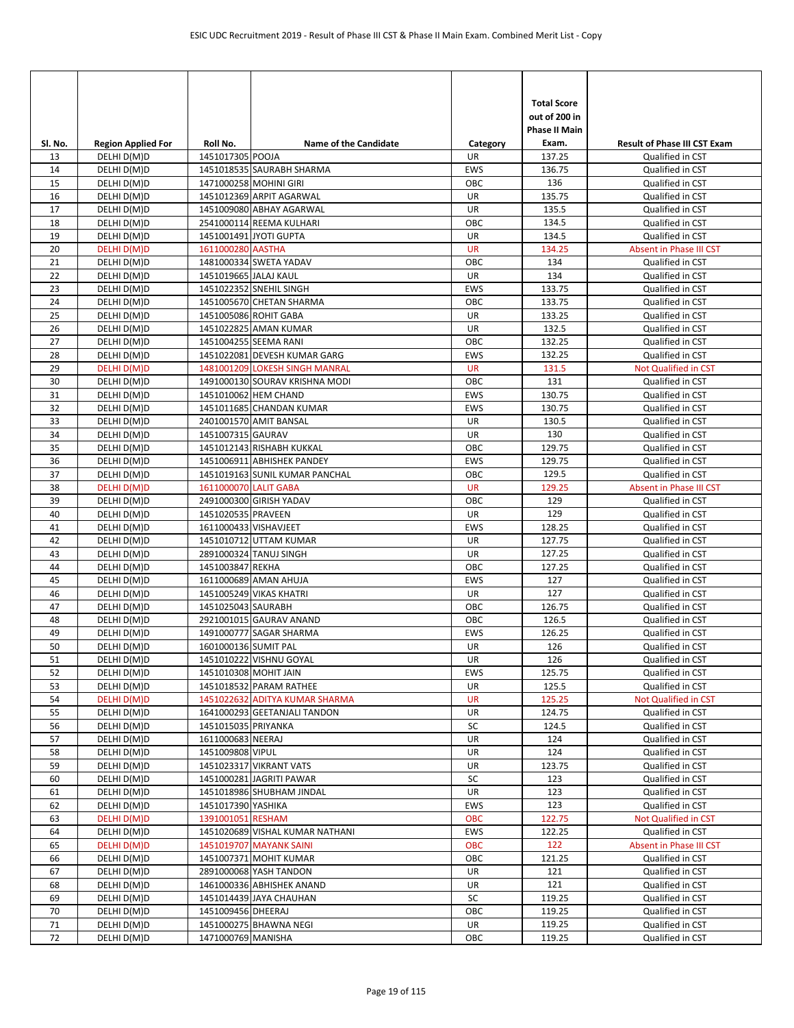| Sl. No. | Region Applied For | Roll No. | Name of the Candidate | Category | Total Score out of 200 in Phase II Main Exam. | Result of Phase III CST Exam |
|---|---|---|---|---|---|---|
| 13 | DELHI D(M)D | 1451017305 | POOJA | UR | 137.25 | Qualified in CST |
| 14 | DELHI D(M)D | 1451018535 | SAURABH SHARMA | EWS | 136.75 | Qualified in CST |
| 15 | DELHI D(M)D | 1471000258 | MOHINI GIRI | OBC | 136 | Qualified in CST |
| 16 | DELHI D(M)D | 1451012369 | ARPIT AGARWAL | UR | 135.75 | Qualified in CST |
| 17 | DELHI D(M)D | 1451009080 | ABHAY AGARWAL | UR | 135.5 | Qualified in CST |
| 18 | DELHI D(M)D | 2541000114 | REEMA KULHARI | OBC | 134.5 | Qualified in CST |
| 19 | DELHI D(M)D | 1451001491 | JYOTI GUPTA | UR | 134.5 | Qualified in CST |
| 20 | DELHI D(M)D | 1611000280 | AASTHA | UR | 134.25 | Absent in Phase III CST |
| 21 | DELHI D(M)D | 1481000334 | SWETA YADAV | OBC | 134 | Qualified in CST |
| 22 | DELHI D(M)D | 1451019665 | JALAJ KAUL | UR | 134 | Qualified in CST |
| 23 | DELHI D(M)D | 1451022352 | SNEHIL SINGH | EWS | 133.75 | Qualified in CST |
| 24 | DELHI D(M)D | 1451005670 | CHETAN SHARMA | OBC | 133.75 | Qualified in CST |
| 25 | DELHI D(M)D | 1451005086 | ROHIT GABA | UR | 133.25 | Qualified in CST |
| 26 | DELHI D(M)D | 1451022825 | AMAN KUMAR | UR | 132.5 | Qualified in CST |
| 27 | DELHI D(M)D | 1451004255 | SEEMA RANI | OBC | 132.25 | Qualified in CST |
| 28 | DELHI D(M)D | 1451022081 | DEVESH KUMAR GARG | EWS | 132.25 | Qualified in CST |
| 29 | DELHI D(M)D | 1481001209 | LOKESH SINGH MANRAL | UR | 131.5 | Not Qualified in CST |
| 30 | DELHI D(M)D | 1491000130 | SOURAV KRISHNA MODI | OBC | 131 | Qualified in CST |
| 31 | DELHI D(M)D | 1451010062 | HEM CHAND | EWS | 130.75 | Qualified in CST |
| 32 | DELHI D(M)D | 1451011685 | CHANDAN KUMAR | EWS | 130.75 | Qualified in CST |
| 33 | DELHI D(M)D | 2401001570 | AMIT BANSAL | UR | 130.5 | Qualified in CST |
| 34 | DELHI D(M)D | 1451007315 | GAURAV | UR | 130 | Qualified in CST |
| 35 | DELHI D(M)D | 1451012143 | RISHABH KUKKAL | OBC | 129.75 | Qualified in CST |
| 36 | DELHI D(M)D | 1451006911 | ABHISHEK PANDEY | EWS | 129.75 | Qualified in CST |
| 37 | DELHI D(M)D | 1451019163 | SUNIL KUMAR PANCHAL | OBC | 129.5 | Qualified in CST |
| 38 | DELHI D(M)D | 1611000070 | LALIT GABA | UR | 129.25 | Absent in Phase III CST |
| 39 | DELHI D(M)D | 2491000300 | GIRISH YADAV | OBC | 129 | Qualified in CST |
| 40 | DELHI D(M)D | 1451020535 | PRAVEEN | UR | 129 | Qualified in CST |
| 41 | DELHI D(M)D | 1611000433 | VISHAVJEET | EWS | 128.25 | Qualified in CST |
| 42 | DELHI D(M)D | 1451010712 | UTTAM KUMAR | UR | 127.75 | Qualified in CST |
| 43 | DELHI D(M)D | 2891000324 | TANUJ SINGH | UR | 127.25 | Qualified in CST |
| 44 | DELHI D(M)D | 1451003847 | REKHA | OBC | 127.25 | Qualified in CST |
| 45 | DELHI D(M)D | 1611000689 | AMAN AHUJA | EWS | 127 | Qualified in CST |
| 46 | DELHI D(M)D | 1451005249 | VIKAS KHATRI | UR | 127 | Qualified in CST |
| 47 | DELHI D(M)D | 1451025043 | SAURABH | OBC | 126.75 | Qualified in CST |
| 48 | DELHI D(M)D | 2921001015 | GAURAV ANAND | OBC | 126.5 | Qualified in CST |
| 49 | DELHI D(M)D | 1491000777 | SAGAR SHARMA | EWS | 126.25 | Qualified in CST |
| 50 | DELHI D(M)D | 1601000136 | SUMIT PAL | UR | 126 | Qualified in CST |
| 51 | DELHI D(M)D | 1451010222 | VISHNU GOYAL | UR | 126 | Qualified in CST |
| 52 | DELHI D(M)D | 1451010308 | MOHIT JAIN | EWS | 125.75 | Qualified in CST |
| 53 | DELHI D(M)D | 1451018532 | PARAM RATHEE | UR | 125.5 | Qualified in CST |
| 54 | DELHI D(M)D | 1451022632 | ADITYA KUMAR SHARMA | UR | 125.25 | Not Qualified in CST |
| 55 | DELHI D(M)D | 1641000293 | GEETANJALI TANDON | UR | 124.75 | Qualified in CST |
| 56 | DELHI D(M)D | 1451015035 | PRIYANKA | SC | 124.5 | Qualified in CST |
| 57 | DELHI D(M)D | 1611000683 | NEERAJ | UR | 124 | Qualified in CST |
| 58 | DELHI D(M)D | 1451009808 | VIPUL | UR | 124 | Qualified in CST |
| 59 | DELHI D(M)D | 1451023317 | VIKRANT VATS | UR | 123.75 | Qualified in CST |
| 60 | DELHI D(M)D | 1451000281 | JAGRITI PAWAR | SC | 123 | Qualified in CST |
| 61 | DELHI D(M)D | 1451018986 | SHUBHAM JINDAL | UR | 123 | Qualified in CST |
| 62 | DELHI D(M)D | 1451017390 | YASHIKA | EWS | 123 | Qualified in CST |
| 63 | DELHI D(M)D | 1391001051 | RESHAM | OBC | 122.75 | Not Qualified in CST |
| 64 | DELHI D(M)D | 1451020689 | VISHAL KUMAR NATHANI | EWS | 122.25 | Qualified in CST |
| 65 | DELHI D(M)D | 1451019707 | MAYANK SAINI | OBC | 122 | Absent in Phase III CST |
| 66 | DELHI D(M)D | 1451007371 | MOHIT KUMAR | OBC | 121.25 | Qualified in CST |
| 67 | DELHI D(M)D | 2891000068 | YASH TANDON | UR | 121 | Qualified in CST |
| 68 | DELHI D(M)D | 1461000336 | ABHISHEK ANAND | UR | 121 | Qualified in CST |
| 69 | DELHI D(M)D | 1451014439 | JAYA CHAUHAN | SC | 119.25 | Qualified in CST |
| 70 | DELHI D(M)D | 1451009456 | DHEERAJ | OBC | 119.25 | Qualified in CST |
| 71 | DELHI D(M)D | 1451000275 | BHAWNA NEGI | UR | 119.25 | Qualified in CST |
| 72 | DELHI D(M)D | 1471000769 | MANISHA | OBC | 119.25 | Qualified in CST |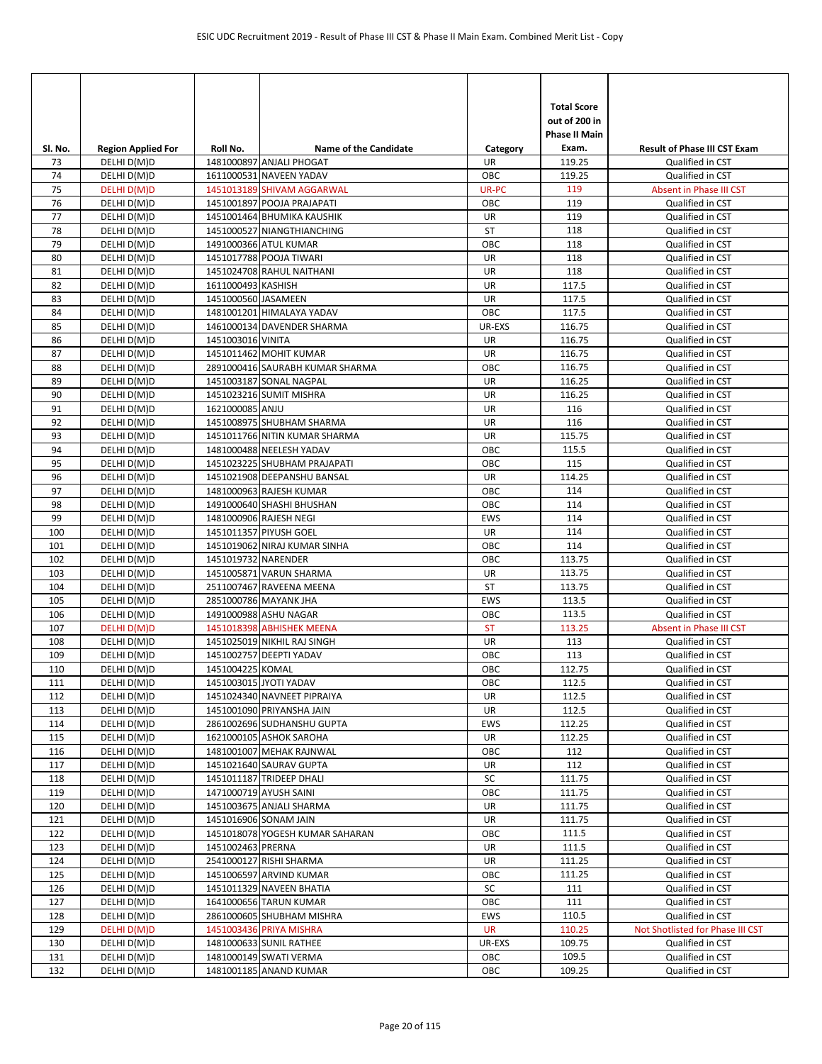| Sl. No. | Region Applied For | Roll No. | Name of the Candidate | Category | Total Score out of 200 in Phase II Main Exam. | Result of Phase III CST Exam |
|---|---|---|---|---|---|---|
| 73 | DELHI D(M)D | 1481000897 | ANJALI PHOGAT | UR | 119.25 | Qualified in CST |
| 74 | DELHI D(M)D | 1611000531 | NAVEEN YADAV | OBC | 119.25 | Qualified in CST |
| 75 | DELHI D(M)D | 1451013189 | SHIVAM AGGARWAL | UR-PC | 119 | Absent in Phase III CST |
| 76 | DELHI D(M)D | 1451001897 | POOJA PRAJAPATI | OBC | 119 | Qualified in CST |
| 77 | DELHI D(M)D | 1451001464 | BHUMIKA KAUSHIK | UR | 119 | Qualified in CST |
| 78 | DELHI D(M)D | 1451000527 | NIANGTHIANCHING | ST | 118 | Qualified in CST |
| 79 | DELHI D(M)D | 1491000366 | ATUL KUMAR | OBC | 118 | Qualified in CST |
| 80 | DELHI D(M)D | 1451017788 | POOJA TIWARI | UR | 118 | Qualified in CST |
| 81 | DELHI D(M)D | 1451024708 | RAHUL NAITHANI | UR | 118 | Qualified in CST |
| 82 | DELHI D(M)D | 1611000493 | KASHISH | UR | 117.5 | Qualified in CST |
| 83 | DELHI D(M)D | 1451000560 | JASAMEEN | UR | 117.5 | Qualified in CST |
| 84 | DELHI D(M)D | 1481001201 | HIMALAYA YADAV | OBC | 117.5 | Qualified in CST |
| 85 | DELHI D(M)D | 1461000134 | DAVENDER SHARMA | UR-EXS | 116.75 | Qualified in CST |
| 86 | DELHI D(M)D | 1451003016 | VINITA | UR | 116.75 | Qualified in CST |
| 87 | DELHI D(M)D | 1451011462 | MOHIT KUMAR | UR | 116.75 | Qualified in CST |
| 88 | DELHI D(M)D | 2891000416 | SAURABH KUMAR SHARMA | OBC | 116.75 | Qualified in CST |
| 89 | DELHI D(M)D | 1451003187 | SONAL NAGPAL | UR | 116.25 | Qualified in CST |
| 90 | DELHI D(M)D | 1451023216 | SUMIT MISHRA | UR | 116.25 | Qualified in CST |
| 91 | DELHI D(M)D | 1621000085 | ANJU | UR | 116 | Qualified in CST |
| 92 | DELHI D(M)D | 1451008975 | SHUBHAM SHARMA | UR | 116 | Qualified in CST |
| 93 | DELHI D(M)D | 1451011766 | NITIN KUMAR SHARMA | UR | 115.75 | Qualified in CST |
| 94 | DELHI D(M)D | 1481000488 | NEELESH YADAV | OBC | 115.5 | Qualified in CST |
| 95 | DELHI D(M)D | 1451023225 | SHUBHAM PRAJAPATI | OBC | 115 | Qualified in CST |
| 96 | DELHI D(M)D | 1451021908 | DEEPANSHU BANSAL | UR | 114.25 | Qualified in CST |
| 97 | DELHI D(M)D | 1481000963 | RAJESH KUMAR | OBC | 114 | Qualified in CST |
| 98 | DELHI D(M)D | 1491000640 | SHASHI BHUSHAN | OBC | 114 | Qualified in CST |
| 99 | DELHI D(M)D | 1481000906 | RAJESH NEGI | EWS | 114 | Qualified in CST |
| 100 | DELHI D(M)D | 1451011357 | PIYUSH GOEL | UR | 114 | Qualified in CST |
| 101 | DELHI D(M)D | 1451019062 | NIRAJ KUMAR SINHA | OBC | 114 | Qualified in CST |
| 102 | DELHI D(M)D | 1451019732 | NARENDER | OBC | 113.75 | Qualified in CST |
| 103 | DELHI D(M)D | 1451005871 | VARUN SHARMA | UR | 113.75 | Qualified in CST |
| 104 | DELHI D(M)D | 2511007467 | RAVEENA MEENA | ST | 113.75 | Qualified in CST |
| 105 | DELHI D(M)D | 2851000786 | MAYANK JHA | EWS | 113.5 | Qualified in CST |
| 106 | DELHI D(M)D | 1491000988 | ASHU NAGAR | OBC | 113.5 | Qualified in CST |
| 107 | DELHI D(M)D | 1451018398 | ABHISHEK MEENA | ST | 113.25 | Absent in Phase III CST |
| 108 | DELHI D(M)D | 1451025019 | NIKHIL RAJ SINGH | UR | 113 | Qualified in CST |
| 109 | DELHI D(M)D | 1451002757 | DEEPTI YADAV | OBC | 113 | Qualified in CST |
| 110 | DELHI D(M)D | 1451004225 | KOMAL | OBC | 112.75 | Qualified in CST |
| 111 | DELHI D(M)D | 1451003015 | JYOTI YADAV | OBC | 112.5 | Qualified in CST |
| 112 | DELHI D(M)D | 1451024340 | NAVNEET PIPRAIYA | UR | 112.5 | Qualified in CST |
| 113 | DELHI D(M)D | 1451001090 | PRIYANSHA JAIN | UR | 112.5 | Qualified in CST |
| 114 | DELHI D(M)D | 2861002696 | SUDHANSHU GUPTA | EWS | 112.25 | Qualified in CST |
| 115 | DELHI D(M)D | 1621000105 | ASHOK SAROHA | UR | 112.25 | Qualified in CST |
| 116 | DELHI D(M)D | 1481001007 | MEHAK RAJNWAL | OBC | 112 | Qualified in CST |
| 117 | DELHI D(M)D | 1451021640 | SAURAV GUPTA | UR | 112 | Qualified in CST |
| 118 | DELHI D(M)D | 1451011187 | TRIDEEP DHALI | SC | 111.75 | Qualified in CST |
| 119 | DELHI D(M)D | 1471000719 | AYUSH SAINI | OBC | 111.75 | Qualified in CST |
| 120 | DELHI D(M)D | 1451003675 | ANJALI SHARMA | UR | 111.75 | Qualified in CST |
| 121 | DELHI D(M)D | 1451016906 | SONAM JAIN | UR | 111.75 | Qualified in CST |
| 122 | DELHI D(M)D | 1451018078 | YOGESH KUMAR SAHARAN | OBC | 111.5 | Qualified in CST |
| 123 | DELHI D(M)D | 1451002463 | PRERNA | UR | 111.5 | Qualified in CST |
| 124 | DELHI D(M)D | 2541000127 | RISHI SHARMA | UR | 111.25 | Qualified in CST |
| 125 | DELHI D(M)D | 1451006597 | ARVIND KUMAR | OBC | 111.25 | Qualified in CST |
| 126 | DELHI D(M)D | 1451011329 | NAVEEN BHATIA | SC | 111 | Qualified in CST |
| 127 | DELHI D(M)D | 1641000656 | TARUN KUMAR | OBC | 111 | Qualified in CST |
| 128 | DELHI D(M)D | 2861000605 | SHUBHAM MISHRA | EWS | 110.5 | Qualified in CST |
| 129 | DELHI D(M)D | 1451003436 | PRIYA MISHRA | UR | 110.25 | Not Shotlisted for Phase III CST |
| 130 | DELHI D(M)D | 1481000633 | SUNIL RATHEE | UR-EXS | 109.75 | Qualified in CST |
| 131 | DELHI D(M)D | 1481000149 | SWATI VERMA | OBC | 109.5 | Qualified in CST |
| 132 | DELHI D(M)D | 1481001185 | ANAND KUMAR | OBC | 109.25 | Qualified in CST |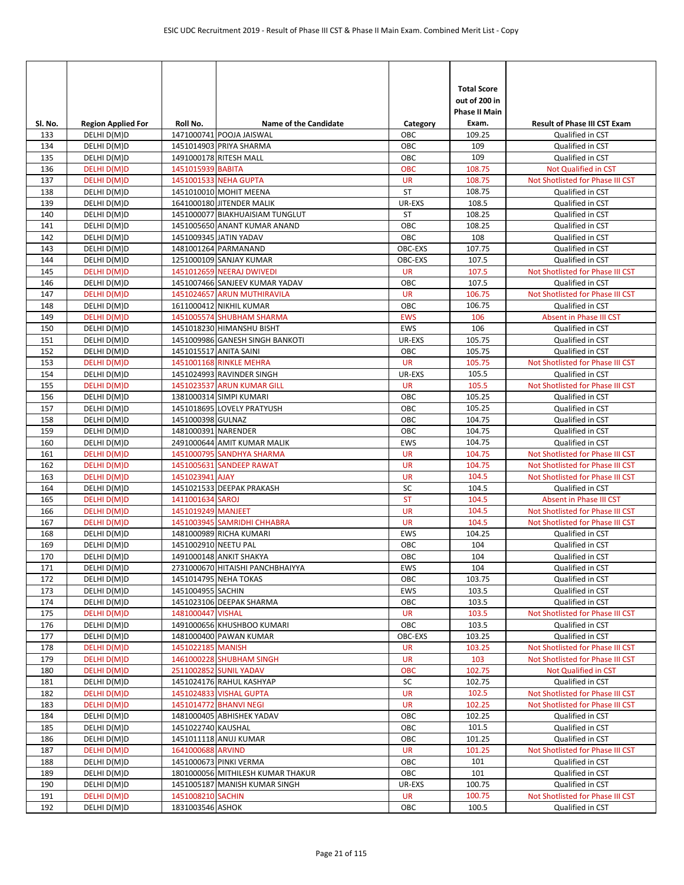| Sl. No. | Region Applied For | Roll No. | Name of the Candidate | Category | Total Score out of 200 in Phase II Main Exam. | Result of Phase III CST Exam |
|---|---|---|---|---|---|---|
| 133 | DELHI D(M)D | 1471000741 | POOJA JAISWAL | OBC | 109.25 | Qualified in CST |
| 134 | DELHI D(M)D | 1451014903 | PRIYA SHARMA | OBC | 109 | Qualified in CST |
| 135 | DELHI D(M)D | 1491000178 | RITESH MALL | OBC | 109 | Qualified in CST |
| 136 | DELHI D(M)D | 1451015939 | BABITA | OBC | 108.75 | Not Qualified in CST |
| 137 | DELHI D(M)D | 1451001533 | NEHA GUPTA | UR | 108.75 | Not Shotlisted for Phase III CST |
| 138 | DELHI D(M)D | 1451010010 | MOHIT MEENA | ST | 108.75 | Qualified in CST |
| 139 | DELHI D(M)D | 1641000180 | JITENDER MALIK | UR-EXS | 108.5 | Qualified in CST |
| 140 | DELHI D(M)D | 1451000077 | BIAKHUAISIAM TUNGLUT | ST | 108.25 | Qualified in CST |
| 141 | DELHI D(M)D | 1451005650 | ANANT KUMAR ANAND | OBC | 108.25 | Qualified in CST |
| 142 | DELHI D(M)D | 1451009345 | JATIN YADAV | OBC | 108 | Qualified in CST |
| 143 | DELHI D(M)D | 1481001264 | PARMANAND | OBC-EXS | 107.75 | Qualified in CST |
| 144 | DELHI D(M)D | 1251000109 | SANJAY KUMAR | OBC-EXS | 107.5 | Qualified in CST |
| 145 | DELHI D(M)D | 1451012659 | NEERAJ DWIVEDI | UR | 107.5 | Not Shotlisted for Phase III CST |
| 146 | DELHI D(M)D | 1451007466 | SANJEEV KUMAR YADAV | OBC | 107.5 | Qualified in CST |
| 147 | DELHI D(M)D | 1451024657 | ARUN MUTHIRAVILA | UR | 106.75 | Not Shotlisted for Phase III CST |
| 148 | DELHI D(M)D | 1611000412 | NIKHIL KUMAR | OBC | 106.75 | Qualified in CST |
| 149 | DELHI D(M)D | 1451005574 | SHUBHAM SHARMA | EWS | 106 | Absent in Phase III CST |
| 150 | DELHI D(M)D | 1451018230 | HIMANSHU BISHT | EWS | 106 | Qualified in CST |
| 151 | DELHI D(M)D | 1451009986 | GANESH SINGH BANKOTI | UR-EXS | 105.75 | Qualified in CST |
| 152 | DELHI D(M)D | 1451015517 | ANITA SAINI | OBC | 105.75 | Qualified in CST |
| 153 | DELHI D(M)D | 1451001168 | RINKLE MEHRA | UR | 105.75 | Not Shotlisted for Phase III CST |
| 154 | DELHI D(M)D | 1451024993 | RAVINDER SINGH | UR-EXS | 105.5 | Qualified in CST |
| 155 | DELHI D(M)D | 1451023537 | ARUN KUMAR GILL | UR | 105.5 | Not Shotlisted for Phase III CST |
| 156 | DELHI D(M)D | 1381000314 | SIMPI KUMARI | OBC | 105.25 | Qualified in CST |
| 157 | DELHI D(M)D | 1451018695 | LOVELY PRATYUSH | OBC | 105.25 | Qualified in CST |
| 158 | DELHI D(M)D | 1451000398 | GULNAZ | OBC | 104.75 | Qualified in CST |
| 159 | DELHI D(M)D | 1481000391 | NARENDER | OBC | 104.75 | Qualified in CST |
| 160 | DELHI D(M)D | 2491000644 | AMIT KUMAR MALIK | EWS | 104.75 | Qualified in CST |
| 161 | DELHI D(M)D | 1451000795 | SANDHYA SHARMA | UR | 104.75 | Not Shotlisted for Phase III CST |
| 162 | DELHI D(M)D | 1451005631 | SANDEEP RAWAT | UR | 104.75 | Not Shotlisted for Phase III CST |
| 163 | DELHI D(M)D | 1451023941 | AJAY | UR | 104.5 | Not Shotlisted for Phase III CST |
| 164 | DELHI D(M)D | 1451021533 | DEEPAK PRAKASH | SC | 104.5 | Qualified in CST |
| 165 | DELHI D(M)D | 1411001634 | SAROJ | ST | 104.5 | Absent in Phase III CST |
| 166 | DELHI D(M)D | 1451019249 | MANJEET | UR | 104.5 | Not Shotlisted for Phase III CST |
| 167 | DELHI D(M)D | 1451003945 | SAMRIDHI CHHABRA | UR | 104.5 | Not Shotlisted for Phase III CST |
| 168 | DELHI D(M)D | 1481000989 | RICHA KUMARI | EWS | 104.25 | Qualified in CST |
| 169 | DELHI D(M)D | 1451002910 | NEETU PAL | OBC | 104 | Qualified in CST |
| 170 | DELHI D(M)D | 1491000148 | ANKIT SHAKYA | OBC | 104 | Qualified in CST |
| 171 | DELHI D(M)D | 2731000670 | HITAISHI PANCHBHAIYYA | EWS | 104 | Qualified in CST |
| 172 | DELHI D(M)D | 1451014795 | NEHA TOKAS | OBC | 103.75 | Qualified in CST |
| 173 | DELHI D(M)D | 1451004955 | SACHIN | EWS | 103.5 | Qualified in CST |
| 174 | DELHI D(M)D | 1451023106 | DEEPAK SHARMA | OBC | 103.5 | Qualified in CST |
| 175 | DELHI D(M)D | 1481000447 | VISHAL | UR | 103.5 | Not Shotlisted for Phase III CST |
| 176 | DELHI D(M)D | 1491000656 | KHUSHBOO KUMARI | OBC | 103.5 | Qualified in CST |
| 177 | DELHI D(M)D | 1481000400 | PAWAN KUMAR | OBC-EXS | 103.25 | Qualified in CST |
| 178 | DELHI D(M)D | 1451022185 | MANISH | UR | 103.25 | Not Shotlisted for Phase III CST |
| 179 | DELHI D(M)D | 1461000228 | SHUBHAM SINGH | UR | 103 | Not Shotlisted for Phase III CST |
| 180 | DELHI D(M)D | 2511002852 | SUNIL YADAV | OBC | 102.75 | Not Qualified in CST |
| 181 | DELHI D(M)D | 1451024176 | RAHUL KASHYAP | SC | 102.75 | Qualified in CST |
| 182 | DELHI D(M)D | 1451024833 | VISHAL GUPTA | UR | 102.5 | Not Shotlisted for Phase III CST |
| 183 | DELHI D(M)D | 1451014772 | BHANVI NEGI | UR | 102.25 | Not Shotlisted for Phase III CST |
| 184 | DELHI D(M)D | 1481000405 | ABHISHEK YADAV | OBC | 102.25 | Qualified in CST |
| 185 | DELHI D(M)D | 1451022740 | KAUSHAL | OBC | 101.5 | Qualified in CST |
| 186 | DELHI D(M)D | 1451011118 | ANUJ KUMAR | OBC | 101.25 | Qualified in CST |
| 187 | DELHI D(M)D | 1641000688 | ARVIND | UR | 101.25 | Not Shotlisted for Phase III CST |
| 188 | DELHI D(M)D | 1451000673 | PINKI VERMA | OBC | 101 | Qualified in CST |
| 189 | DELHI D(M)D | 1801000056 | MITHILESH KUMAR THAKUR | OBC | 101 | Qualified in CST |
| 190 | DELHI D(M)D | 1451005187 | MANISH KUMAR SINGH | UR-EXS | 100.75 | Qualified in CST |
| 191 | DELHI D(M)D | 1451008210 | SACHIN | UR | 100.75 | Not Shotlisted for Phase III CST |
| 192 | DELHI D(M)D | 1831003546 | ASHOK | OBC | 100.5 | Qualified in CST |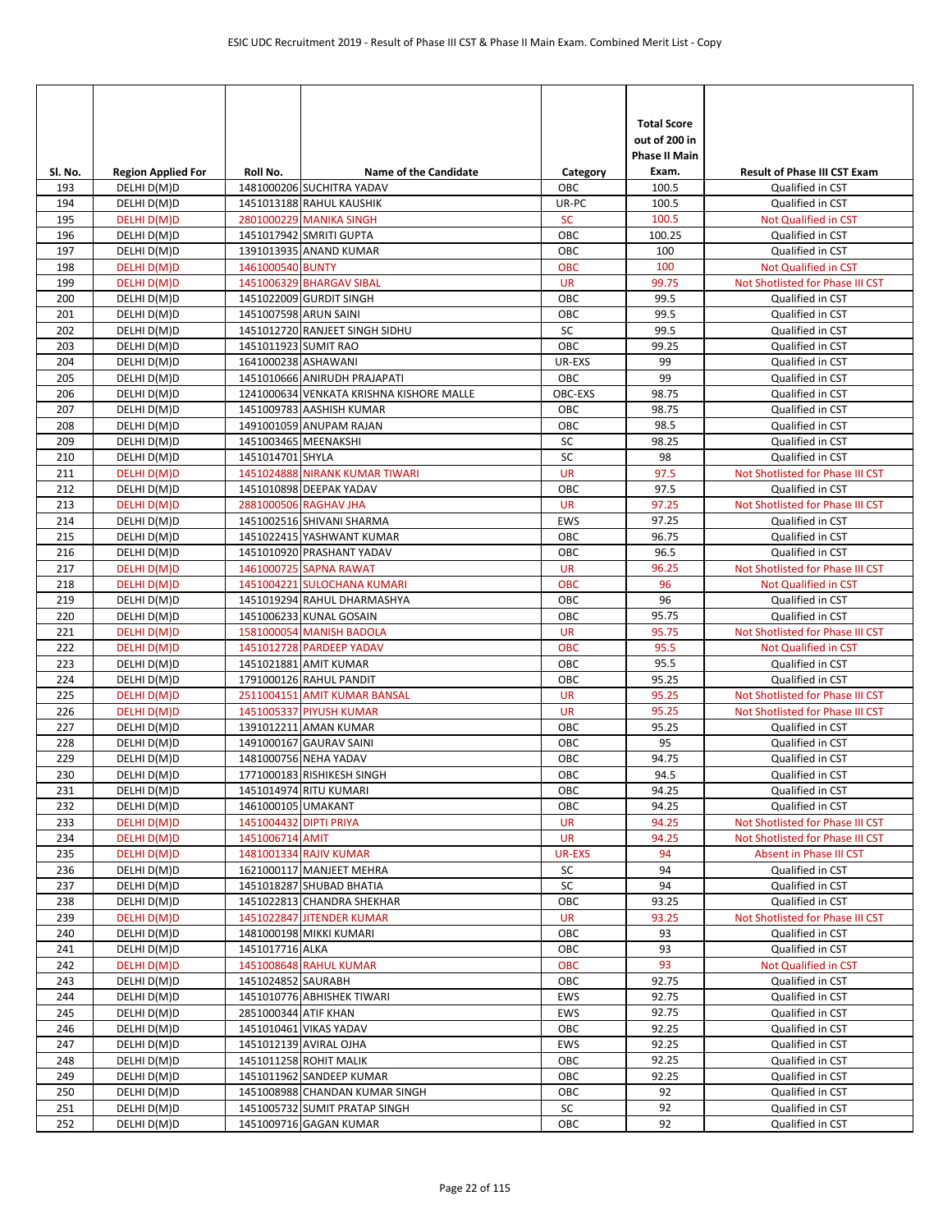| Sl. No. | Region Applied For | Roll No. | Name of the Candidate | Category | Total Score out of 200 in Phase II Main Exam. | Result of Phase III CST Exam |
|---|---|---|---|---|---|---|
| 193 | DELHI D(M)D | 1481000206 | SUCHITRA YADAV | OBC | 100.5 | Qualified in CST |
| 194 | DELHI D(M)D | 1451013188 | RAHUL KAUSHIK | UR-PC | 100.5 | Qualified in CST |
| 195 | DELHI D(M)D | 2801000229 | MANIKA SINGH | SC | 100.5 | Not Qualified in CST |
| 196 | DELHI D(M)D | 1451017942 | SMRITI GUPTA | OBC | 100.25 | Qualified in CST |
| 197 | DELHI D(M)D | 1391013935 | ANAND KUMAR | OBC | 100 | Qualified in CST |
| 198 | DELHI D(M)D | 1461000540 | BUNTY | OBC | 100 | Not Qualified in CST |
| 199 | DELHI D(M)D | 1451006329 | BHARGAV SIBAL | UR | 99.75 | Not Shotlisted for Phase III CST |
| 200 | DELHI D(M)D | 1451022009 | GURDIT SINGH | OBC | 99.5 | Qualified in CST |
| 201 | DELHI D(M)D | 1451007598 | ARUN SAINI | OBC | 99.5 | Qualified in CST |
| 202 | DELHI D(M)D | 1451012720 | RANJEET SINGH SIDHU | SC | 99.5 | Qualified in CST |
| 203 | DELHI D(M)D | 1451011923 | SUMIT RAO | OBC | 99.25 | Qualified in CST |
| 204 | DELHI D(M)D | 1641000238 | ASHAWANI | UR-EXS | 99 | Qualified in CST |
| 205 | DELHI D(M)D | 1451010666 | ANIRUDH PRAJAPATI | OBC | 99 | Qualified in CST |
| 206 | DELHI D(M)D | 1241000634 | VENKATA KRISHNA KISHORE MALLE | OBC-EXS | 98.75 | Qualified in CST |
| 207 | DELHI D(M)D | 1451009783 | AASHISH KUMAR | OBC | 98.75 | Qualified in CST |
| 208 | DELHI D(M)D | 1491001059 | ANUPAM RAJAN | OBC | 98.5 | Qualified in CST |
| 209 | DELHI D(M)D | 1451003465 | MEENAKSHI | SC | 98.25 | Qualified in CST |
| 210 | DELHI D(M)D | 1451014701 | SHYLA | SC | 98 | Qualified in CST |
| 211 | DELHI D(M)D | 1451024888 | NIRANK KUMAR TIWARI | UR | 97.5 | Not Shotlisted for Phase III CST |
| 212 | DELHI D(M)D | 1451010898 | DEEPAK YADAV | OBC | 97.5 | Qualified in CST |
| 213 | DELHI D(M)D | 2881000506 | RAGHAV JHA | UR | 97.25 | Not Shotlisted for Phase III CST |
| 214 | DELHI D(M)D | 1451002516 | SHIVANI SHARMA | EWS | 97.25 | Qualified in CST |
| 215 | DELHI D(M)D | 1451022415 | YASHWANT KUMAR | OBC | 96.75 | Qualified in CST |
| 216 | DELHI D(M)D | 1451010920 | PRASHANT YADAV | OBC | 96.5 | Qualified in CST |
| 217 | DELHI D(M)D | 1461000725 | SAPNA RAWAT | UR | 96.25 | Not Shotlisted for Phase III CST |
| 218 | DELHI D(M)D | 1451004221 | SULOCHANA KUMARI | OBC | 96 | Not Qualified in CST |
| 219 | DELHI D(M)D | 1451019294 | RAHUL DHARMASHYA | OBC | 96 | Qualified in CST |
| 220 | DELHI D(M)D | 1451006233 | KUNAL GOSAIN | OBC | 95.75 | Qualified in CST |
| 221 | DELHI D(M)D | 1581000054 | MANISH BADOLA | UR | 95.75 | Not Shotlisted for Phase III CST |
| 222 | DELHI D(M)D | 1451012728 | PARDEEP YADAV | OBC | 95.5 | Not Qualified in CST |
| 223 | DELHI D(M)D | 1451021881 | AMIT KUMAR | OBC | 95.5 | Qualified in CST |
| 224 | DELHI D(M)D | 1791000126 | RAHUL PANDIT | OBC | 95.25 | Qualified in CST |
| 225 | DELHI D(M)D | 2511004151 | AMIT KUMAR BANSAL | UR | 95.25 | Not Shotlisted for Phase III CST |
| 226 | DELHI D(M)D | 1451005337 | PIYUSH KUMAR | UR | 95.25 | Not Shotlisted for Phase III CST |
| 227 | DELHI D(M)D | 1391012211 | AMAN KUMAR | OBC | 95.25 | Qualified in CST |
| 228 | DELHI D(M)D | 1491000167 | GAURAV SAINI | OBC | 95 | Qualified in CST |
| 229 | DELHI D(M)D | 1481000756 | NEHA YADAV | OBC | 94.75 | Qualified in CST |
| 230 | DELHI D(M)D | 1771000183 | RISHIKESH SINGH | OBC | 94.5 | Qualified in CST |
| 231 | DELHI D(M)D | 1451014974 | RITU KUMARI | OBC | 94.25 | Qualified in CST |
| 232 | DELHI D(M)D | 1461000105 | UMAKANT | OBC | 94.25 | Qualified in CST |
| 233 | DELHI D(M)D | 1451004432 | DIPTI PRIYA | UR | 94.25 | Not Shotlisted for Phase III CST |
| 234 | DELHI D(M)D | 1451006714 | AMIT | UR | 94.25 | Not Shotlisted for Phase III CST |
| 235 | DELHI D(M)D | 1481001334 | RAJIV KUMAR | UR-EXS | 94 | Absent in Phase III CST |
| 236 | DELHI D(M)D | 1621000117 | MANJEET MEHRA | SC | 94 | Qualified in CST |
| 237 | DELHI D(M)D | 1451018287 | SHUBAD BHATIA | SC | 94 | Qualified in CST |
| 238 | DELHI D(M)D | 1451022813 | CHANDRA SHEKHAR | OBC | 93.25 | Qualified in CST |
| 239 | DELHI D(M)D | 1451022847 | JITENDER KUMAR | UR | 93.25 | Not Shotlisted for Phase III CST |
| 240 | DELHI D(M)D | 1481000198 | MIKKI KUMARI | OBC | 93 | Qualified in CST |
| 241 | DELHI D(M)D | 1451017716 | ALKA | OBC | 93 | Qualified in CST |
| 242 | DELHI D(M)D | 1451008648 | RAHUL KUMAR | OBC | 93 | Not Qualified in CST |
| 243 | DELHI D(M)D | 1451024852 | SAURABH | OBC | 92.75 | Qualified in CST |
| 244 | DELHI D(M)D | 1451010776 | ABHISHEK TIWARI | EWS | 92.75 | Qualified in CST |
| 245 | DELHI D(M)D | 2851000344 | ATIF KHAN | EWS | 92.75 | Qualified in CST |
| 246 | DELHI D(M)D | 1451010461 | VIKAS YADAV | OBC | 92.25 | Qualified in CST |
| 247 | DELHI D(M)D | 1451012139 | AVIRAL OJHA | EWS | 92.25 | Qualified in CST |
| 248 | DELHI D(M)D | 1451011258 | ROHIT MALIK | OBC | 92.25 | Qualified in CST |
| 249 | DELHI D(M)D | 1451011962 | SANDEEP KUMAR | OBC | 92.25 | Qualified in CST |
| 250 | DELHI D(M)D | 1451008988 | CHANDAN KUMAR SINGH | OBC | 92 | Qualified in CST |
| 251 | DELHI D(M)D | 1451005732 | SUMIT PRATAP SINGH | SC | 92 | Qualified in CST |
| 252 | DELHI D(M)D | 1451009716 | GAGAN KUMAR | OBC | 92 | Qualified in CST |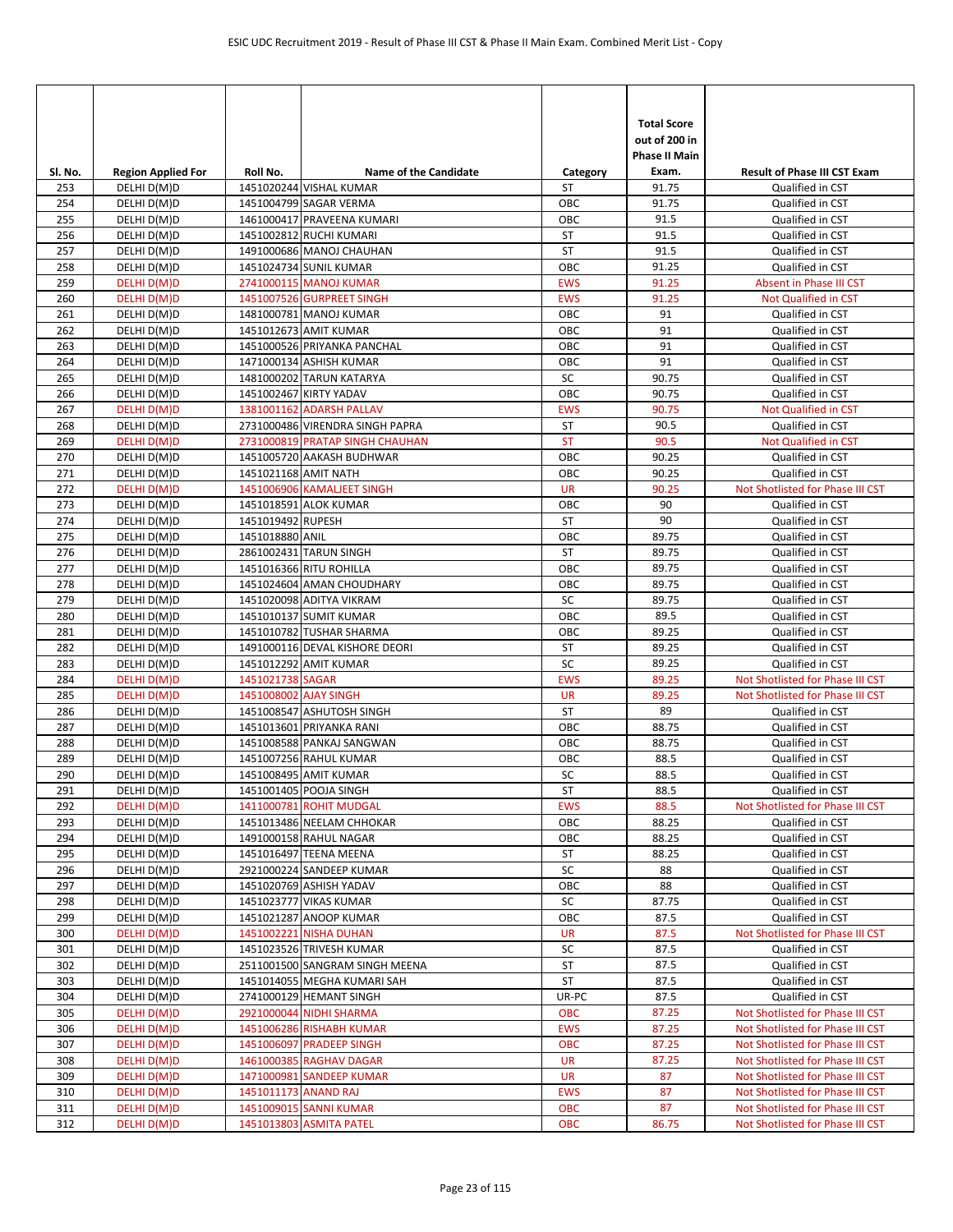| Sl. No. | Region Applied For | Roll No. | Name of the Candidate | Category | Total Score out of 200 in Phase II Main Exam. | Result of Phase III CST Exam |
|---|---|---|---|---|---|---|
| 253 | DELHI D(M)D | 1451020244 | VISHAL KUMAR | ST | 91.75 | Qualified in CST |
| 254 | DELHI D(M)D | 1451004799 | SAGAR VERMA | OBC | 91.75 | Qualified in CST |
| 255 | DELHI D(M)D | 1461000417 | PRAVEENA KUMARI | OBC | 91.5 | Qualified in CST |
| 256 | DELHI D(M)D | 1451002812 | RUCHI KUMARI | ST | 91.5 | Qualified in CST |
| 257 | DELHI D(M)D | 1491000686 | MANOJ CHAUHAN | ST | 91.5 | Qualified in CST |
| 258 | DELHI D(M)D | 1451024734 | SUNIL KUMAR | OBC | 91.25 | Qualified in CST |
| 259 | DELHI D(M)D | 2741000115 | MANOJ KUMAR | EWS | 91.25 | Absent in Phase III CST |
| 260 | DELHI D(M)D | 1451007526 | GURPREET SINGH | EWS | 91.25 | Not Qualified in CST |
| 261 | DELHI D(M)D | 1481000781 | MANOJ KUMAR | OBC | 91 | Qualified in CST |
| 262 | DELHI D(M)D | 1451012673 | AMIT KUMAR | OBC | 91 | Qualified in CST |
| 263 | DELHI D(M)D | 1451000526 | PRIYANKA PANCHAL | OBC | 91 | Qualified in CST |
| 264 | DELHI D(M)D | 1471000134 | ASHISH KUMAR | OBC | 91 | Qualified in CST |
| 265 | DELHI D(M)D | 1481000202 | TARUN KATARYA | SC | 90.75 | Qualified in CST |
| 266 | DELHI D(M)D | 1451002467 | KIRTY YADAV | OBC | 90.75 | Qualified in CST |
| 267 | DELHI D(M)D | 1381001162 | ADARSH PALLAV | EWS | 90.75 | Not Qualified in CST |
| 268 | DELHI D(M)D | 2731000486 | VIRENDRA SINGH PAPRA | ST | 90.5 | Qualified in CST |
| 269 | DELHI D(M)D | 2731000819 | PRATAP SINGH CHAUHAN | ST | 90.5 | Not Qualified in CST |
| 270 | DELHI D(M)D | 1451005720 | AAKASH BUDHWAR | OBC | 90.25 | Qualified in CST |
| 271 | DELHI D(M)D | 1451021168 | AMIT NATH | OBC | 90.25 | Qualified in CST |
| 272 | DELHI D(M)D | 1451006906 | KAMALJEET SINGH | UR | 90.25 | Not Shotlisted for Phase III CST |
| 273 | DELHI D(M)D | 1451018591 | ALOK KUMAR | OBC | 90 | Qualified in CST |
| 274 | DELHI D(M)D | 1451019492 | RUPESH | ST | 90 | Qualified in CST |
| 275 | DELHI D(M)D | 1451018880 | ANIL | OBC | 89.75 | Qualified in CST |
| 276 | DELHI D(M)D | 2861002431 | TARUN SINGH | ST | 89.75 | Qualified in CST |
| 277 | DELHI D(M)D | 1451016366 | RITU ROHILLA | OBC | 89.75 | Qualified in CST |
| 278 | DELHI D(M)D | 1451024604 | AMAN CHOUDHARY | OBC | 89.75 | Qualified in CST |
| 279 | DELHI D(M)D | 1451020098 | ADITYA VIKRAM | SC | 89.75 | Qualified in CST |
| 280 | DELHI D(M)D | 1451010137 | SUMIT KUMAR | OBC | 89.5 | Qualified in CST |
| 281 | DELHI D(M)D | 1451010782 | TUSHAR SHARMA | OBC | 89.25 | Qualified in CST |
| 282 | DELHI D(M)D | 1491000116 | DEVAL KISHORE DEORI | ST | 89.25 | Qualified in CST |
| 283 | DELHI D(M)D | 1451012292 | AMIT KUMAR | SC | 89.25 | Qualified in CST |
| 284 | DELHI D(M)D | 1451021738 | SAGAR | EWS | 89.25 | Not Shotlisted for Phase III CST |
| 285 | DELHI D(M)D | 1451008002 | AJAY SINGH | UR | 89.25 | Not Shotlisted for Phase III CST |
| 286 | DELHI D(M)D | 1451008547 | ASHUTOSH SINGH | ST | 89 | Qualified in CST |
| 287 | DELHI D(M)D | 1451013601 | PRIYANKA RANI | OBC | 88.75 | Qualified in CST |
| 288 | DELHI D(M)D | 1451008588 | PANKAJ SANGWAN | OBC | 88.75 | Qualified in CST |
| 289 | DELHI D(M)D | 1451007256 | RAHUL KUMAR | OBC | 88.5 | Qualified in CST |
| 290 | DELHI D(M)D | 1451008495 | AMIT KUMAR | SC | 88.5 | Qualified in CST |
| 291 | DELHI D(M)D | 1451001405 | POOJA SINGH | ST | 88.5 | Qualified in CST |
| 292 | DELHI D(M)D | 1411000781 | ROHIT MUDGAL | EWS | 88.5 | Not Shotlisted for Phase III CST |
| 293 | DELHI D(M)D | 1451013486 | NEELAM CHHOKAR | OBC | 88.25 | Qualified in CST |
| 294 | DELHI D(M)D | 1491000158 | RAHUL NAGAR | OBC | 88.25 | Qualified in CST |
| 295 | DELHI D(M)D | 1451016497 | TEENA MEENA | ST | 88.25 | Qualified in CST |
| 296 | DELHI D(M)D | 2921000224 | SANDEEP KUMAR | SC | 88 | Qualified in CST |
| 297 | DELHI D(M)D | 1451020769 | ASHISH YADAV | OBC | 88 | Qualified in CST |
| 298 | DELHI D(M)D | 1451023777 | VIKAS KUMAR | SC | 87.75 | Qualified in CST |
| 299 | DELHI D(M)D | 1451021287 | ANOOP KUMAR | OBC | 87.5 | Qualified in CST |
| 300 | DELHI D(M)D | 1451002221 | NISHA DUHAN | UR | 87.5 | Not Shotlisted for Phase III CST |
| 301 | DELHI D(M)D | 1451023526 | TRIVESH KUMAR | SC | 87.5 | Qualified in CST |
| 302 | DELHI D(M)D | 2511001500 | SANGRAM SINGH MEENA | ST | 87.5 | Qualified in CST |
| 303 | DELHI D(M)D | 1451014055 | MEGHA KUMARI SAH | ST | 87.5 | Qualified in CST |
| 304 | DELHI D(M)D | 2741000129 | HEMANT SINGH | UR-PC | 87.5 | Qualified in CST |
| 305 | DELHI D(M)D | 2921000044 | NIDHI SHARMA | OBC | 87.25 | Not Shotlisted for Phase III CST |
| 306 | DELHI D(M)D | 1451006286 | RISHABH KUMAR | EWS | 87.25 | Not Shotlisted for Phase III CST |
| 307 | DELHI D(M)D | 1451006097 | PRADEEP SINGH | OBC | 87.25 | Not Shotlisted for Phase III CST |
| 308 | DELHI D(M)D | 1461000385 | RAGHAV DAGAR | UR | 87.25 | Not Shotlisted for Phase III CST |
| 309 | DELHI D(M)D | 1471000981 | SANDEEP KUMAR | UR | 87 | Not Shotlisted for Phase III CST |
| 310 | DELHI D(M)D | 1451011173 | ANAND RAJ | EWS | 87 | Not Shotlisted for Phase III CST |
| 311 | DELHI D(M)D | 1451009015 | SANNI KUMAR | OBC | 87 | Not Shotlisted for Phase III CST |
| 312 | DELHI D(M)D | 1451013803 | ASMITA PATEL | OBC | 86.75 | Not Shotlisted for Phase III CST |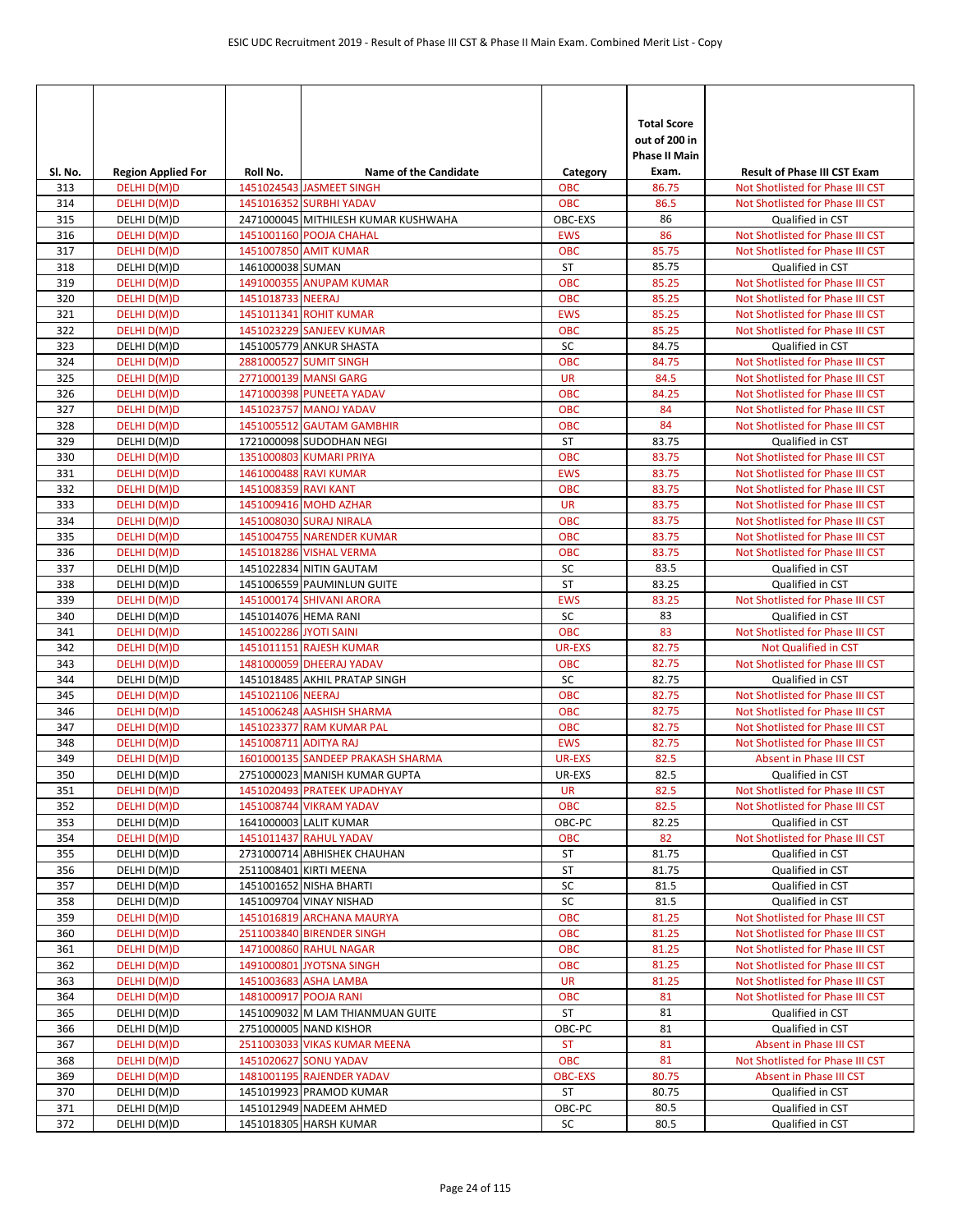| Sl. No. | Region Applied For | Roll No. | Name of the Candidate | Category | Total Score out of 200 in Phase II Main Exam. | Result of Phase III CST Exam |
|---|---|---|---|---|---|---|
| 313 | DELHI D(M)D | 1451024543 | JASMEET SINGH | OBC | 86.75 | Not Shotlisted for Phase III CST |
| 314 | DELHI D(M)D | 1451016352 | SURBHI YADAV | OBC | 86.5 | Not Shotlisted for Phase III CST |
| 315 | DELHI D(M)D | 2471000045 | MITHILESH KUMAR KUSHWAHA | OBC-EXS | 86 | Qualified in CST |
| 316 | DELHI D(M)D | 1451001160 | POOJA CHAHAL | EWS | 86 | Not Shotlisted for Phase III CST |
| 317 | DELHI D(M)D | 1451007850 | AMIT KUMAR | OBC | 85.75 | Not Shotlisted for Phase III CST |
| 318 | DELHI D(M)D | 1461000038 | SUMAN | ST | 85.75 | Qualified in CST |
| 319 | DELHI D(M)D | 1491000355 | ANUPAM KUMAR | OBC | 85.25 | Not Shotlisted for Phase III CST |
| 320 | DELHI D(M)D | 1451018733 | NEERAJ | OBC | 85.25 | Not Shotlisted for Phase III CST |
| 321 | DELHI D(M)D | 1451011341 | ROHIT KUMAR | EWS | 85.25 | Not Shotlisted for Phase III CST |
| 322 | DELHI D(M)D | 1451023229 | SANJEEV KUMAR | OBC | 85.25 | Not Shotlisted for Phase III CST |
| 323 | DELHI D(M)D | 1451005779 | ANKUR SHASTA | SC | 84.75 | Qualified in CST |
| 324 | DELHI D(M)D | 2881000527 | SUMIT SINGH | OBC | 84.75 | Not Shotlisted for Phase III CST |
| 325 | DELHI D(M)D | 2771000139 | MANSI GARG | UR | 84.5 | Not Shotlisted for Phase III CST |
| 326 | DELHI D(M)D | 1471000398 | PUNEETA YADAV | OBC | 84.25 | Not Shotlisted for Phase III CST |
| 327 | DELHI D(M)D | 1451023757 | MANOJ YADAV | OBC | 84 | Not Shotlisted for Phase III CST |
| 328 | DELHI D(M)D | 1451005512 | GAUTAM GAMBHIR | OBC | 84 | Not Shotlisted for Phase III CST |
| 329 | DELHI D(M)D | 1721000098 | SUDODHAN NEGI | ST | 83.75 | Qualified in CST |
| 330 | DELHI D(M)D | 1351000803 | KUMARI PRIYA | OBC | 83.75 | Not Shotlisted for Phase III CST |
| 331 | DELHI D(M)D | 1461000488 | RAVI KUMAR | EWS | 83.75 | Not Shotlisted for Phase III CST |
| 332 | DELHI D(M)D | 1451008359 | RAVI KANT | OBC | 83.75 | Not Shotlisted for Phase III CST |
| 333 | DELHI D(M)D | 1451009416 | MOHD AZHAR | UR | 83.75 | Not Shotlisted for Phase III CST |
| 334 | DELHI D(M)D | 1451008030 | SURAJ NIRALA | OBC | 83.75 | Not Shotlisted for Phase III CST |
| 335 | DELHI D(M)D | 1451004755 | NARENDER KUMAR | OBC | 83.75 | Not Shotlisted for Phase III CST |
| 336 | DELHI D(M)D | 1451018286 | VISHAL VERMA | OBC | 83.75 | Not Shotlisted for Phase III CST |
| 337 | DELHI D(M)D | 1451022834 | NITIN GAUTAM | SC | 83.5 | Qualified in CST |
| 338 | DELHI D(M)D | 1451006559 | PAUMINLUN GUITE | ST | 83.25 | Qualified in CST |
| 339 | DELHI D(M)D | 1451000174 | SHIVANI ARORA | EWS | 83.25 | Not Shotlisted for Phase III CST |
| 340 | DELHI D(M)D | 1451014076 | HEMA RANI | SC | 83 | Qualified in CST |
| 341 | DELHI D(M)D | 1451002286 | JYOTI SAINI | OBC | 83 | Not Shotlisted for Phase III CST |
| 342 | DELHI D(M)D | 1451011151 | RAJESH KUMAR | UR-EXS | 82.75 | Not Qualified in CST |
| 343 | DELHI D(M)D | 1481000059 | DHEERAJ YADAV | OBC | 82.75 | Not Shotlisted for Phase III CST |
| 344 | DELHI D(M)D | 1451018485 | AKHIL PRATAP SINGH | SC | 82.75 | Qualified in CST |
| 345 | DELHI D(M)D | 1451021106 | NEERAJ | OBC | 82.75 | Not Shotlisted for Phase III CST |
| 346 | DELHI D(M)D | 1451006248 | AASHISH SHARMA | OBC | 82.75 | Not Shotlisted for Phase III CST |
| 347 | DELHI D(M)D | 1451023377 | RAM KUMAR PAL | OBC | 82.75 | Not Shotlisted for Phase III CST |
| 348 | DELHI D(M)D | 1451008711 | ADITYA RAJ | EWS | 82.75 | Not Shotlisted for Phase III CST |
| 349 | DELHI D(M)D | 1601000135 | SANDEEP PRAKASH SHARMA | UR-EXS | 82.5 | Absent in Phase III CST |
| 350 | DELHI D(M)D | 2751000023 | MANISH KUMAR GUPTA | UR-EXS | 82.5 | Qualified in CST |
| 351 | DELHI D(M)D | 1451020493 | PRATEEK UPADHYAY | UR | 82.5 | Not Shotlisted for Phase III CST |
| 352 | DELHI D(M)D | 1451008744 | VIKRAM YADAV | OBC | 82.5 | Not Shotlisted for Phase III CST |
| 353 | DELHI D(M)D | 1641000003 | LALIT KUMAR | OBC-PC | 82.25 | Qualified in CST |
| 354 | DELHI D(M)D | 1451011437 | RAHUL YADAV | OBC | 82 | Not Shotlisted for Phase III CST |
| 355 | DELHI D(M)D | 2731000714 | ABHISHEK CHAUHAN | ST | 81.75 | Qualified in CST |
| 356 | DELHI D(M)D | 2511008401 | KIRTI MEENA | ST | 81.75 | Qualified in CST |
| 357 | DELHI D(M)D | 1451001652 | NISHA BHARTI | SC | 81.5 | Qualified in CST |
| 358 | DELHI D(M)D | 1451009704 | VINAY NISHAD | SC | 81.5 | Qualified in CST |
| 359 | DELHI D(M)D | 1451016819 | ARCHANA MAURYA | OBC | 81.25 | Not Shotlisted for Phase III CST |
| 360 | DELHI D(M)D | 2511003840 | BIRENDER SINGH | OBC | 81.25 | Not Shotlisted for Phase III CST |
| 361 | DELHI D(M)D | 1471000860 | RAHUL NAGAR | OBC | 81.25 | Not Shotlisted for Phase III CST |
| 362 | DELHI D(M)D | 1491000801 | JYOTSNA SINGH | OBC | 81.25 | Not Shotlisted for Phase III CST |
| 363 | DELHI D(M)D | 1451003683 | ASHA LAMBA | UR | 81.25 | Not Shotlisted for Phase III CST |
| 364 | DELHI D(M)D | 1481000917 | POOJA RANI | OBC | 81 | Not Shotlisted for Phase III CST |
| 365 | DELHI D(M)D | 1451009032 | M LAM THIANMUAN GUITE | ST | 81 | Qualified in CST |
| 366 | DELHI D(M)D | 2751000005 | NAND KISHOR | OBC-PC | 81 | Qualified in CST |
| 367 | DELHI D(M)D | 2511003033 | VIKAS KUMAR MEENA | ST | 81 | Absent in Phase III CST |
| 368 | DELHI D(M)D | 1451020627 | SONU YADAV | OBC | 81 | Not Shotlisted for Phase III CST |
| 369 | DELHI D(M)D | 1481001195 | RAJENDER YADAV | OBC-EXS | 80.75 | Absent in Phase III CST |
| 370 | DELHI D(M)D | 1451019923 | PRAMOD KUMAR | ST | 80.75 | Qualified in CST |
| 371 | DELHI D(M)D | 1451012949 | NADEEM AHMED | OBC-PC | 80.5 | Qualified in CST |
| 372 | DELHI D(M)D | 1451018305 | HARSH KUMAR | SC | 80.5 | Qualified in CST |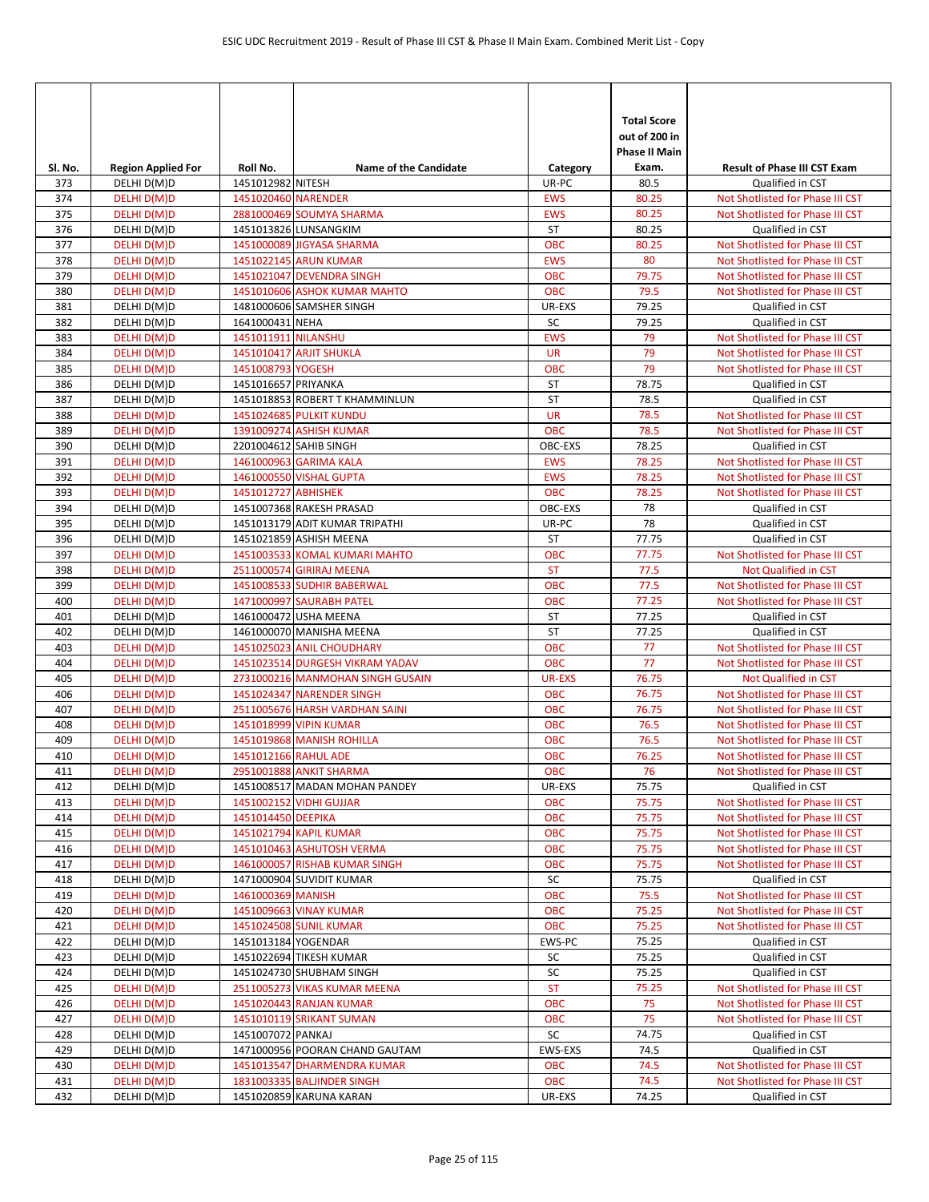| Sl. No. | Region Applied For | Roll No. | Name of the Candidate | Category | Total Score out of 200 in Phase II Main Exam. | Result of Phase III CST Exam |
|---|---|---|---|---|---|---|
| 373 | DELHI D(M)D | 1451012982 | NITESH | UR-PC | 80.5 | Qualified in CST |
| 374 | DELHI D(M)D | 1451020460 | NARENDER | EWS | 80.25 | Not Shotlisted for Phase III CST |
| 375 | DELHI D(M)D | 2881000469 | SOUMYA SHARMA | EWS | 80.25 | Not Shotlisted for Phase III CST |
| 376 | DELHI D(M)D | 1451013826 | LUNSANGKIM | ST | 80.25 | Qualified in CST |
| 377 | DELHI D(M)D | 1451000089 | JIGYASA SHARMA | OBC | 80.25 | Not Shotlisted for Phase III CST |
| 378 | DELHI D(M)D | 1451022145 | ARUN KUMAR | EWS | 80 | Not Shotlisted for Phase III CST |
| 379 | DELHI D(M)D | 1451021047 | DEVENDRA SINGH | OBC | 79.75 | Not Shotlisted for Phase III CST |
| 380 | DELHI D(M)D | 1451010606 | ASHOK KUMAR MAHTO | OBC | 79.5 | Not Shotlisted for Phase III CST |
| 381 | DELHI D(M)D | 1481000606 | SAMSHER SINGH | UR-EXS | 79.25 | Qualified in CST |
| 382 | DELHI D(M)D | 1641000431 | NEHA | SC | 79.25 | Qualified in CST |
| 383 | DELHI D(M)D | 1451011911 | NILANSHU | EWS | 79 | Not Shotlisted for Phase III CST |
| 384 | DELHI D(M)D | 1451010417 | ARJIT SHUKLA | UR | 79 | Not Shotlisted for Phase III CST |
| 385 | DELHI D(M)D | 1451008793 | YOGESH | OBC | 79 | Not Shotlisted for Phase III CST |
| 386 | DELHI D(M)D | 1451016657 | PRIYANKA | ST | 78.75 | Qualified in CST |
| 387 | DELHI D(M)D | 1451018853 | ROBERT T KHAMMINLUN | ST | 78.5 | Qualified in CST |
| 388 | DELHI D(M)D | 1451024685 | PULKIT KUNDU | UR | 78.5 | Not Shotlisted for Phase III CST |
| 389 | DELHI D(M)D | 1391009274 | ASHISH KUMAR | OBC | 78.5 | Not Shotlisted for Phase III CST |
| 390 | DELHI D(M)D | 2201004612 | SAHIB SINGH | OBC-EXS | 78.25 | Qualified in CST |
| 391 | DELHI D(M)D | 1461000963 | GARIMA KALA | EWS | 78.25 | Not Shotlisted for Phase III CST |
| 392 | DELHI D(M)D | 1461000550 | VISHAL GUPTA | EWS | 78.25 | Not Shotlisted for Phase III CST |
| 393 | DELHI D(M)D | 1451012727 | ABHISHEK | OBC | 78.25 | Not Shotlisted for Phase III CST |
| 394 | DELHI D(M)D | 1451007368 | RAKESH PRASAD | OBC-EXS | 78 | Qualified in CST |
| 395 | DELHI D(M)D | 1451013179 | ADIT KUMAR TRIPATHI | UR-PC | 78 | Qualified in CST |
| 396 | DELHI D(M)D | 1451021859 | ASHISH MEENA | ST | 77.75 | Qualified in CST |
| 397 | DELHI D(M)D | 1451003533 | KOMAL KUMARI MAHTO | OBC | 77.75 | Not Shotlisted for Phase III CST |
| 398 | DELHI D(M)D | 2511000574 | GIRIRAJ MEENA | ST | 77.5 | Not Qualified in CST |
| 399 | DELHI D(M)D | 1451008533 | SUDHIR BABERWAL | OBC | 77.5 | Not Shotlisted for Phase III CST |
| 400 | DELHI D(M)D | 1471000997 | SAURABH PATEL | OBC | 77.25 | Not Shotlisted for Phase III CST |
| 401 | DELHI D(M)D | 1461000472 | USHA MEENA | ST | 77.25 | Qualified in CST |
| 402 | DELHI D(M)D | 1461000070 | MANISHA MEENA | ST | 77.25 | Qualified in CST |
| 403 | DELHI D(M)D | 1451025023 | ANIL CHOUDHARY | OBC | 77 | Not Shotlisted for Phase III CST |
| 404 | DELHI D(M)D | 1451023514 | DURGESH VIKRAM YADAV | OBC | 77 | Not Shotlisted for Phase III CST |
| 405 | DELHI D(M)D | 2731000216 | MANMOHAN SINGH GUSAIN | UR-EXS | 76.75 | Not Qualified in CST |
| 406 | DELHI D(M)D | 1451024347 | NARENDER SINGH | OBC | 76.75 | Not Shotlisted for Phase III CST |
| 407 | DELHI D(M)D | 2511005676 | HARSH VARDHAN SAINI | OBC | 76.75 | Not Shotlisted for Phase III CST |
| 408 | DELHI D(M)D | 1451018999 | VIPIN KUMAR | OBC | 76.5 | Not Shotlisted for Phase III CST |
| 409 | DELHI D(M)D | 1451019868 | MANISH ROHILLA | OBC | 76.5 | Not Shotlisted for Phase III CST |
| 410 | DELHI D(M)D | 1451012166 | RAHUL ADE | OBC | 76.25 | Not Shotlisted for Phase III CST |
| 411 | DELHI D(M)D | 2951001888 | ANKIT SHARMA | OBC | 76 | Not Shotlisted for Phase III CST |
| 412 | DELHI D(M)D | 1451008517 | MADAN MOHAN PANDEY | UR-EXS | 75.75 | Qualified in CST |
| 413 | DELHI D(M)D | 1451002152 | VIDHI GUJJAR | OBC | 75.75 | Not Shotlisted for Phase III CST |
| 414 | DELHI D(M)D | 1451014450 | DEEPIKA | OBC | 75.75 | Not Shotlisted for Phase III CST |
| 415 | DELHI D(M)D | 1451021794 | KAPIL KUMAR | OBC | 75.75 | Not Shotlisted for Phase III CST |
| 416 | DELHI D(M)D | 1451010463 | ASHUTOSH VERMA | OBC | 75.75 | Not Shotlisted for Phase III CST |
| 417 | DELHI D(M)D | 1461000057 | RISHAB KUMAR SINGH | OBC | 75.75 | Not Shotlisted for Phase III CST |
| 418 | DELHI D(M)D | 1471000904 | SUVIDIT KUMAR | SC | 75.75 | Qualified in CST |
| 419 | DELHI D(M)D | 1461000369 | MANISH | OBC | 75.5 | Not Shotlisted for Phase III CST |
| 420 | DELHI D(M)D | 1451009663 | VINAY KUMAR | OBC | 75.25 | Not Shotlisted for Phase III CST |
| 421 | DELHI D(M)D | 1451024508 | SUNIL KUMAR | OBC | 75.25 | Not Shotlisted for Phase III CST |
| 422 | DELHI D(M)D | 1451013184 | YOGENDAR | EWS-PC | 75.25 | Qualified in CST |
| 423 | DELHI D(M)D | 1451022694 | TIKESH KUMAR | SC | 75.25 | Qualified in CST |
| 424 | DELHI D(M)D | 1451024730 | SHUBHAM SINGH | SC | 75.25 | Qualified in CST |
| 425 | DELHI D(M)D | 2511005273 | VIKAS KUMAR MEENA | ST | 75.25 | Not Shotlisted for Phase III CST |
| 426 | DELHI D(M)D | 1451020443 | RANJAN KUMAR | OBC | 75 | Not Shotlisted for Phase III CST |
| 427 | DELHI D(M)D | 1451010119 | SRIKANT SUMAN | OBC | 75 | Not Shotlisted for Phase III CST |
| 428 | DELHI D(M)D | 1451007072 | PANKAJ | SC | 74.75 | Qualified in CST |
| 429 | DELHI D(M)D | 1471000956 | POORAN CHAND GAUTAM | EWS-EXS | 74.5 | Qualified in CST |
| 430 | DELHI D(M)D | 1451013547 | DHARMENDRA KUMAR | OBC | 74.5 | Not Shotlisted for Phase III CST |
| 431 | DELHI D(M)D | 1831003335 | BALJINDER SINGH | OBC | 74.5 | Not Shotlisted for Phase III CST |
| 432 | DELHI D(M)D | 1451020859 | KARUNA KARAN | UR-EXS | 74.25 | Qualified in CST |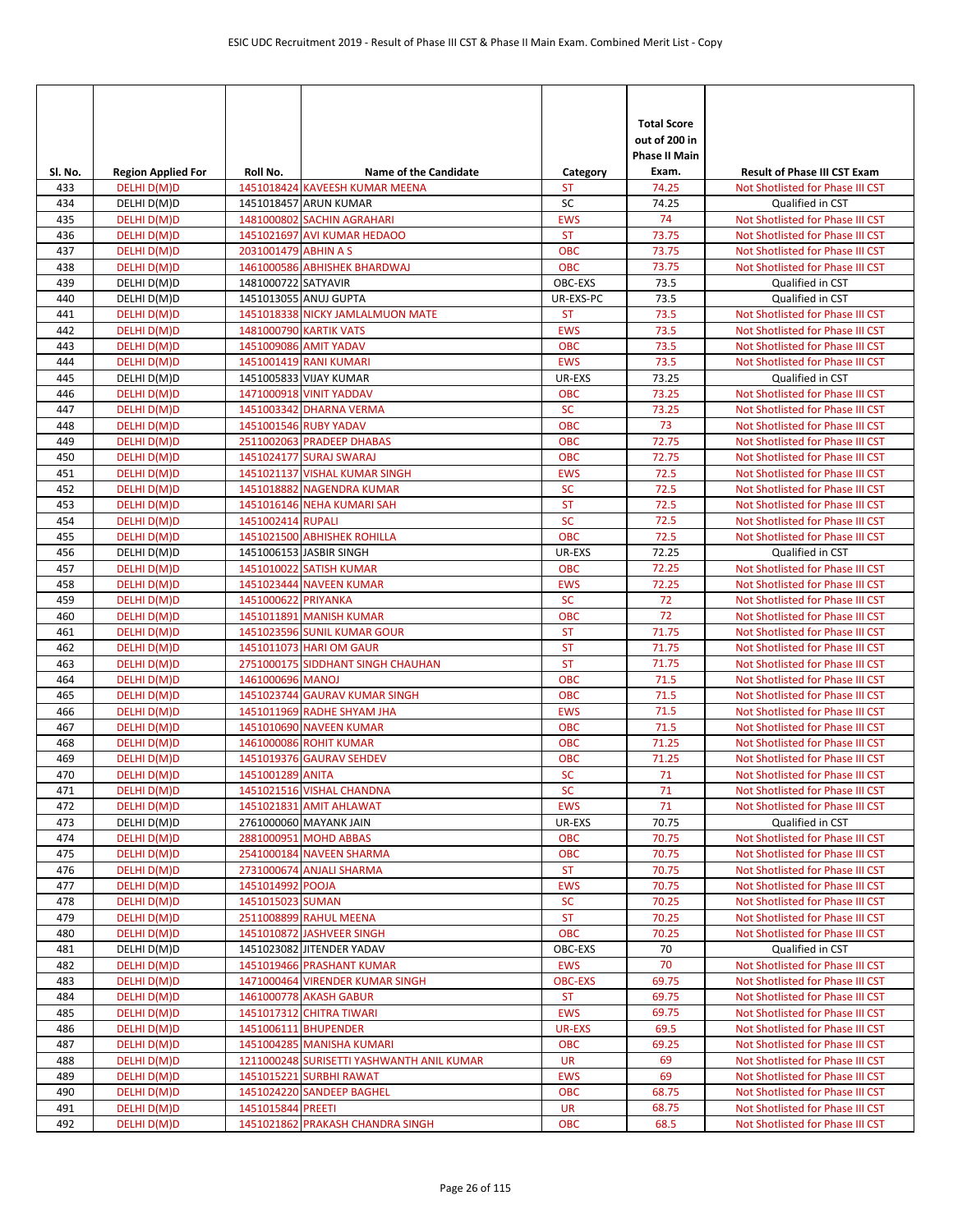| Sl. No. | Region Applied For | Roll No. | Name of the Candidate | Category | Total Score out of 200 in Phase II Main Exam. | Result of Phase III CST Exam |
|---|---|---|---|---|---|---|
| 433 | DELHI D(M)D | 1451018424 | KAVEESH KUMAR MEENA | ST | 74.25 | Not Shotlisted for Phase III CST |
| 434 | DELHI D(M)D | 1451018457 | ARUN KUMAR | SC | 74.25 | Qualified in CST |
| 435 | DELHI D(M)D | 1481000802 | SACHIN AGRAHARI | EWS | 74 | Not Shotlisted for Phase III CST |
| 436 | DELHI D(M)D | 1451021697 | AVI KUMAR HEDAOO | ST | 73.75 | Not Shotlisted for Phase III CST |
| 437 | DELHI D(M)D | 2031001479 | ABHIN A S | OBC | 73.75 | Not Shotlisted for Phase III CST |
| 438 | DELHI D(M)D | 1461000586 | ABHISHEK BHARDWAJ | OBC | 73.75 | Not Shotlisted for Phase III CST |
| 439 | DELHI D(M)D | 1481000722 | SATYAVIR | OBC-EXS | 73.5 | Qualified in CST |
| 440 | DELHI D(M)D | 1451013055 | ANUJ GUPTA | UR-EXS-PC | 73.5 | Qualified in CST |
| 441 | DELHI D(M)D | 1451018338 | NICKY JAMLALMUON MATE | ST | 73.5 | Not Shotlisted for Phase III CST |
| 442 | DELHI D(M)D | 1481000790 | KARTIK VATS | EWS | 73.5 | Not Shotlisted for Phase III CST |
| 443 | DELHI D(M)D | 1451009086 | AMIT YADAV | OBC | 73.5 | Not Shotlisted for Phase III CST |
| 444 | DELHI D(M)D | 1451001419 | RANI KUMARI | EWS | 73.5 | Not Shotlisted for Phase III CST |
| 445 | DELHI D(M)D | 1451005833 | VIJAY KUMAR | UR-EXS | 73.25 | Qualified in CST |
| 446 | DELHI D(M)D | 1471000918 | VINIT YADDAV | OBC | 73.25 | Not Shotlisted for Phase III CST |
| 447 | DELHI D(M)D | 1451003342 | DHARNA VERMA | SC | 73.25 | Not Shotlisted for Phase III CST |
| 448 | DELHI D(M)D | 1451001546 | RUBY YADAV | OBC | 73 | Not Shotlisted for Phase III CST |
| 449 | DELHI D(M)D | 2511002063 | PRADEEP DHABAS | OBC | 72.75 | Not Shotlisted for Phase III CST |
| 450 | DELHI D(M)D | 1451024177 | SURAJ SWARAJ | OBC | 72.75 | Not Shotlisted for Phase III CST |
| 451 | DELHI D(M)D | 1451021137 | VISHAL KUMAR SINGH | EWS | 72.5 | Not Shotlisted for Phase III CST |
| 452 | DELHI D(M)D | 1451018882 | NAGENDRA KUMAR | SC | 72.5 | Not Shotlisted for Phase III CST |
| 453 | DELHI D(M)D | 1451016146 | NEHA KUMARI SAH | ST | 72.5 | Not Shotlisted for Phase III CST |
| 454 | DELHI D(M)D | 1451002414 | RUPALI | SC | 72.5 | Not Shotlisted for Phase III CST |
| 455 | DELHI D(M)D | 1451021500 | ABHISHEK ROHILLA | OBC | 72.5 | Not Shotlisted for Phase III CST |
| 456 | DELHI D(M)D | 1451006153 | JASBIR SINGH | UR-EXS | 72.25 | Qualified in CST |
| 457 | DELHI D(M)D | 1451010022 | SATISH KUMAR | OBC | 72.25 | Not Shotlisted for Phase III CST |
| 458 | DELHI D(M)D | 1451023444 | NAVEEN KUMAR | EWS | 72.25 | Not Shotlisted for Phase III CST |
| 459 | DELHI D(M)D | 1451000622 | PRIYANKA | SC | 72 | Not Shotlisted for Phase III CST |
| 460 | DELHI D(M)D | 1451011891 | MANISH KUMAR | OBC | 72 | Not Shotlisted for Phase III CST |
| 461 | DELHI D(M)D | 1451023596 | SUNIL KUMAR GOUR | ST | 71.75 | Not Shotlisted for Phase III CST |
| 462 | DELHI D(M)D | 1451011073 | HARI OM GAUR | ST | 71.75 | Not Shotlisted for Phase III CST |
| 463 | DELHI D(M)D | 2751000175 | SIDDHANT SINGH CHAUHAN | ST | 71.75 | Not Shotlisted for Phase III CST |
| 464 | DELHI D(M)D | 1461000696 | MANOJ | OBC | 71.5 | Not Shotlisted for Phase III CST |
| 465 | DELHI D(M)D | 1451023744 | GAURAV KUMAR SINGH | OBC | 71.5 | Not Shotlisted for Phase III CST |
| 466 | DELHI D(M)D | 1451011969 | RADHE SHYAM JHA | EWS | 71.5 | Not Shotlisted for Phase III CST |
| 467 | DELHI D(M)D | 1451010690 | NAVEEN KUMAR | OBC | 71.5 | Not Shotlisted for Phase III CST |
| 468 | DELHI D(M)D | 1461000086 | ROHIT KUMAR | OBC | 71.25 | Not Shotlisted for Phase III CST |
| 469 | DELHI D(M)D | 1451019376 | GAURAV SEHDEV | OBC | 71.25 | Not Shotlisted for Phase III CST |
| 470 | DELHI D(M)D | 1451001289 | ANITA | SC | 71 | Not Shotlisted for Phase III CST |
| 471 | DELHI D(M)D | 1451021516 | VISHAL CHANDNA | SC | 71 | Not Shotlisted for Phase III CST |
| 472 | DELHI D(M)D | 1451021831 | AMIT AHLAWAT | EWS | 71 | Not Shotlisted for Phase III CST |
| 473 | DELHI D(M)D | 2761000060 | MAYANK JAIN | UR-EXS | 70.75 | Qualified in CST |
| 474 | DELHI D(M)D | 2881000951 | MOHD ABBAS | OBC | 70.75 | Not Shotlisted for Phase III CST |
| 475 | DELHI D(M)D | 2541000184 | NAVEEN SHARMA | OBC | 70.75 | Not Shotlisted for Phase III CST |
| 476 | DELHI D(M)D | 2731000674 | ANJALI SHARMA | ST | 70.75 | Not Shotlisted for Phase III CST |
| 477 | DELHI D(M)D | 1451014992 | POOJA | EWS | 70.75 | Not Shotlisted for Phase III CST |
| 478 | DELHI D(M)D | 1451015023 | SUMAN | SC | 70.25 | Not Shotlisted for Phase III CST |
| 479 | DELHI D(M)D | 2511008899 | RAHUL MEENA | ST | 70.25 | Not Shotlisted for Phase III CST |
| 480 | DELHI D(M)D | 1451010872 | JASHVEER SINGH | OBC | 70.25 | Not Shotlisted for Phase III CST |
| 481 | DELHI D(M)D | 1451023082 | JITENDER YADAV | OBC-EXS | 70 | Qualified in CST |
| 482 | DELHI D(M)D | 1451019466 | PRASHANT KUMAR | EWS | 70 | Not Shotlisted for Phase III CST |
| 483 | DELHI D(M)D | 1471000464 | VIRENDER KUMAR SINGH | OBC-EXS | 69.75 | Not Shotlisted for Phase III CST |
| 484 | DELHI D(M)D | 1461000778 | AKASH GABUR | ST | 69.75 | Not Shotlisted for Phase III CST |
| 485 | DELHI D(M)D | 1451017312 | CHITRA TIWARI | EWS | 69.75 | Not Shotlisted for Phase III CST |
| 486 | DELHI D(M)D | 1451006111 | BHUPENDER | UR-EXS | 69.5 | Not Shotlisted for Phase III CST |
| 487 | DELHI D(M)D | 1451004285 | MANISHA KUMARI | OBC | 69.25 | Not Shotlisted for Phase III CST |
| 488 | DELHI D(M)D | 1211000248 | SURISETTI YASHWANTH ANIL KUMAR | UR | 69 | Not Shotlisted for Phase III CST |
| 489 | DELHI D(M)D | 1451015221 | SURBHI RAWAT | EWS | 69 | Not Shotlisted for Phase III CST |
| 490 | DELHI D(M)D | 1451024220 | SANDEEP BAGHEL | OBC | 68.75 | Not Shotlisted for Phase III CST |
| 491 | DELHI D(M)D | 1451015844 | PREETI | UR | 68.75 | Not Shotlisted for Phase III CST |
| 492 | DELHI D(M)D | 1451021862 | PRAKASH CHANDRA SINGH | OBC | 68.5 | Not Shotlisted for Phase III CST |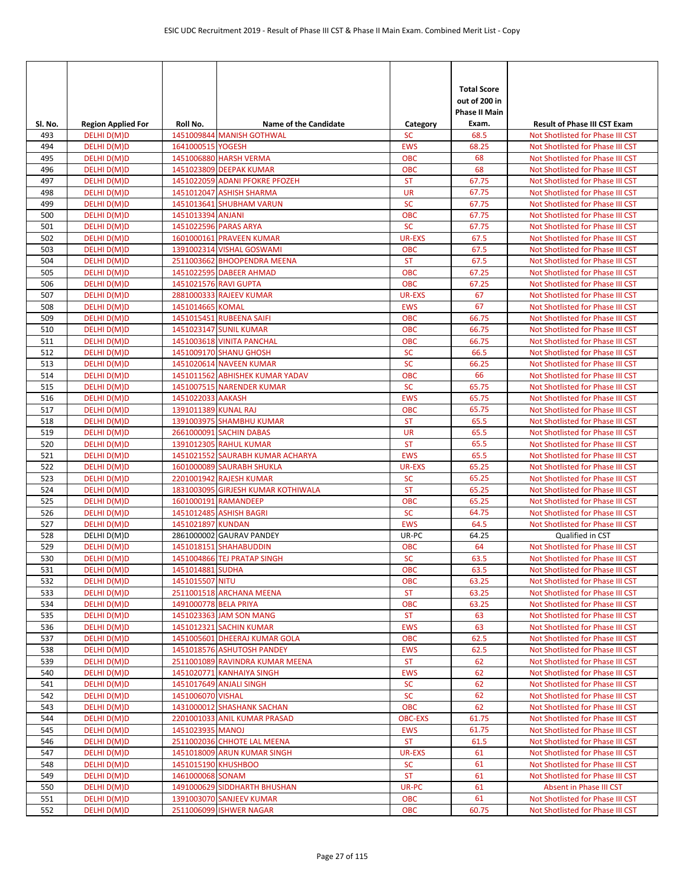| Sl. No. | Region Applied For | Roll No. | Name of the Candidate | Category | Total Score out of 200 in Phase II Main Exam. | Result of Phase III CST Exam |
|---|---|---|---|---|---|---|
| 493 | DELHI D(M)D | 1451009844 | MANISH GOTHWAL | SC | 68.5 | Not Shotlisted for Phase III CST |
| 494 | DELHI D(M)D | 1641000515 | YOGESH | EWS | 68.25 | Not Shotlisted for Phase III CST |
| 495 | DELHI D(M)D | 1451006880 | HARSH VERMA | OBC | 68 | Not Shotlisted for Phase III CST |
| 496 | DELHI D(M)D | 1451023809 | DEEPAK KUMAR | OBC | 68 | Not Shotlisted for Phase III CST |
| 497 | DELHI D(M)D | 1451022059 | ADANI PFOKRE PFOZEH | ST | 67.75 | Not Shotlisted for Phase III CST |
| 498 | DELHI D(M)D | 1451012047 | ASHISH SHARMA | UR | 67.75 | Not Shotlisted for Phase III CST |
| 499 | DELHI D(M)D | 1451013641 | SHUBHAM VARUN | SC | 67.75 | Not Shotlisted for Phase III CST |
| 500 | DELHI D(M)D | 1451013394 | ANJANI | OBC | 67.75 | Not Shotlisted for Phase III CST |
| 501 | DELHI D(M)D | 1451022596 | PARAS ARYA | SC | 67.75 | Not Shotlisted for Phase III CST |
| 502 | DELHI D(M)D | 1601000161 | PRAVEEN KUMAR | UR-EXS | 67.5 | Not Shotlisted for Phase III CST |
| 503 | DELHI D(M)D | 1391002314 | VISHAL GOSWAMI | OBC | 67.5 | Not Shotlisted for Phase III CST |
| 504 | DELHI D(M)D | 2511003662 | BHOOPENDRA MEENA | ST | 67.5 | Not Shotlisted for Phase III CST |
| 505 | DELHI D(M)D | 1451022595 | DABEER AHMAD | OBC | 67.25 | Not Shotlisted for Phase III CST |
| 506 | DELHI D(M)D | 1451021576 | RAVI GUPTA | OBC | 67.25 | Not Shotlisted for Phase III CST |
| 507 | DELHI D(M)D | 2881000333 | RAJEEV KUMAR | UR-EXS | 67 | Not Shotlisted for Phase III CST |
| 508 | DELHI D(M)D | 1451014665 | KOMAL | EWS | 67 | Not Shotlisted for Phase III CST |
| 509 | DELHI D(M)D | 1451015451 | RUBEENA SAIFI | OBC | 66.75 | Not Shotlisted for Phase III CST |
| 510 | DELHI D(M)D | 1451023147 | SUNIL KUMAR | OBC | 66.75 | Not Shotlisted for Phase III CST |
| 511 | DELHI D(M)D | 1451003618 | VINITA PANCHAL | OBC | 66.75 | Not Shotlisted for Phase III CST |
| 512 | DELHI D(M)D | 1451009170 | SHANU GHOSH | SC | 66.5 | Not Shotlisted for Phase III CST |
| 513 | DELHI D(M)D | 1451020614 | NAVEEN KUMAR | SC | 66.25 | Not Shotlisted for Phase III CST |
| 514 | DELHI D(M)D | 1451011562 | ABHISHEK KUMAR YADAV | OBC | 66 | Not Shotlisted for Phase III CST |
| 515 | DELHI D(M)D | 1451007515 | NARENDER KUMAR | SC | 65.75 | Not Shotlisted for Phase III CST |
| 516 | DELHI D(M)D | 1451022033 | AAKASH | EWS | 65.75 | Not Shotlisted for Phase III CST |
| 517 | DELHI D(M)D | 1391011389 | KUNAL RAJ | OBC | 65.75 | Not Shotlisted for Phase III CST |
| 518 | DELHI D(M)D | 1391003975 | SHAMBHU KUMAR | ST | 65.5 | Not Shotlisted for Phase III CST |
| 519 | DELHI D(M)D | 2661000091 | SACHIN DABAS | UR | 65.5 | Not Shotlisted for Phase III CST |
| 520 | DELHI D(M)D | 1391012305 | RAHUL KUMAR | ST | 65.5 | Not Shotlisted for Phase III CST |
| 521 | DELHI D(M)D | 1451021552 | SAURABH KUMAR ACHARYA | EWS | 65.5 | Not Shotlisted for Phase III CST |
| 522 | DELHI D(M)D | 1601000089 | SAURABH SHUKLA | UR-EXS | 65.25 | Not Shotlisted for Phase III CST |
| 523 | DELHI D(M)D | 2201001942 | RAJESH KUMAR | SC | 65.25 | Not Shotlisted for Phase III CST |
| 524 | DELHI D(M)D | 1831003095 | GIRJESH KUMAR KOTHIWALA | ST | 65.25 | Not Shotlisted for Phase III CST |
| 525 | DELHI D(M)D | 1601000191 | RAMANDEEP | OBC | 65.25 | Not Shotlisted for Phase III CST |
| 526 | DELHI D(M)D | 1451012485 | ASHISH BAGRI | SC | 64.75 | Not Shotlisted for Phase III CST |
| 527 | DELHI D(M)D | 1451021897 | KUNDAN | EWS | 64.5 | Not Shotlisted for Phase III CST |
| 528 | DELHI D(M)D | 2861000002 | GAURAV PANDEY | UR-PC | 64.25 | Qualified in CST |
| 529 | DELHI D(M)D | 1451018151 | SHAHABUDDIN | OBC | 64 | Not Shotlisted for Phase III CST |
| 530 | DELHI D(M)D | 1451004866 | TEJ PRATAP SINGH | SC | 63.5 | Not Shotlisted for Phase III CST |
| 531 | DELHI D(M)D | 1451014881 | SUDHA | OBC | 63.5 | Not Shotlisted for Phase III CST |
| 532 | DELHI D(M)D | 1451015507 | NITU | OBC | 63.25 | Not Shotlisted for Phase III CST |
| 533 | DELHI D(M)D | 2511001518 | ARCHANA MEENA | ST | 63.25 | Not Shotlisted for Phase III CST |
| 534 | DELHI D(M)D | 1491000778 | BELA PRIYA | OBC | 63.25 | Not Shotlisted for Phase III CST |
| 535 | DELHI D(M)D | 1451023363 | JAM SON MANG | ST | 63 | Not Shotlisted for Phase III CST |
| 536 | DELHI D(M)D | 1451012321 | SACHIN KUMAR | EWS | 63 | Not Shotlisted for Phase III CST |
| 537 | DELHI D(M)D | 1451005601 | DHEERAJ KUMAR GOLA | OBC | 62.5 | Not Shotlisted for Phase III CST |
| 538 | DELHI D(M)D | 1451018576 | ASHUTOSH PANDEY | EWS | 62.5 | Not Shotlisted for Phase III CST |
| 539 | DELHI D(M)D | 2511001089 | RAVINDRA KUMAR MEENA | ST | 62 | Not Shotlisted for Phase III CST |
| 540 | DELHI D(M)D | 1451020771 | KANHAIYA SINGH | EWS | 62 | Not Shotlisted for Phase III CST |
| 541 | DELHI D(M)D | 1451017649 | ANJALI SINGH | SC | 62 | Not Shotlisted for Phase III CST |
| 542 | DELHI D(M)D | 1451006070 | VISHAL | SC | 62 | Not Shotlisted for Phase III CST |
| 543 | DELHI D(M)D | 1431000012 | SHASHANK SACHAN | OBC | 62 | Not Shotlisted for Phase III CST |
| 544 | DELHI D(M)D | 2201001033 | ANIL KUMAR PRASAD | OBC-EXS | 61.75 | Not Shotlisted for Phase III CST |
| 545 | DELHI D(M)D | 1451023935 | MANOJ | EWS | 61.75 | Not Shotlisted for Phase III CST |
| 546 | DELHI D(M)D | 2511002036 | CHHOTE LAL MEENA | ST | 61.5 | Not Shotlisted for Phase III CST |
| 547 | DELHI D(M)D | 1451018009 | ARUN KUMAR SINGH | UR-EXS | 61 | Not Shotlisted for Phase III CST |
| 548 | DELHI D(M)D | 1451015190 | KHUSHBOO | SC | 61 | Not Shotlisted for Phase III CST |
| 549 | DELHI D(M)D | 1461000068 | SONAM | ST | 61 | Not Shotlisted for Phase III CST |
| 550 | DELHI D(M)D | 1491000629 | SIDDHARTH BHUSHAN | UR-PC | 61 | Absent in Phase III CST |
| 551 | DELHI D(M)D | 1391003070 | SANJEEV KUMAR | OBC | 61 | Not Shotlisted for Phase III CST |
| 552 | DELHI D(M)D | 2511006099 | ISHWER NAGAR | OBC | 60.75 | Not Shotlisted for Phase III CST |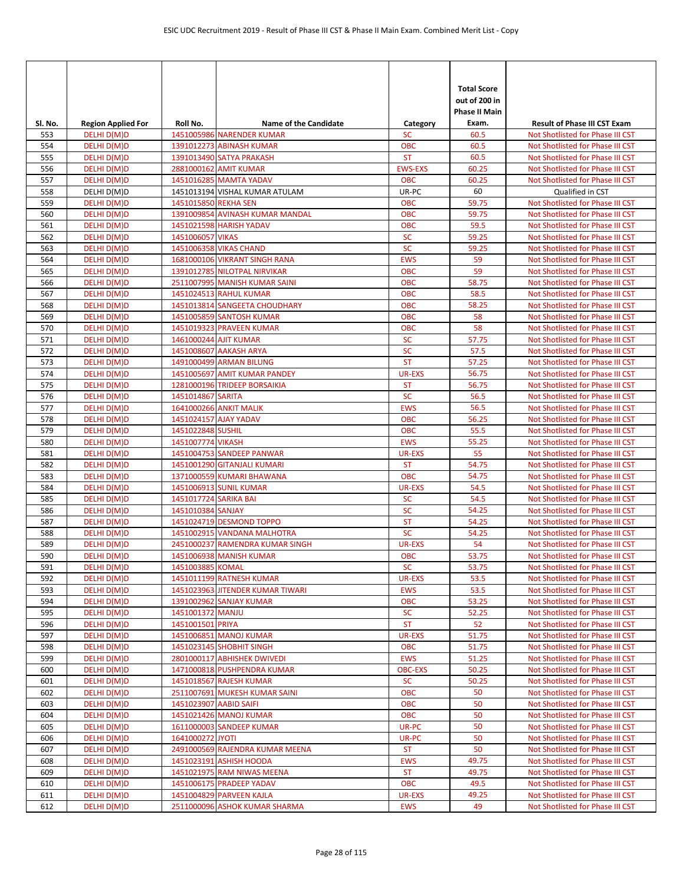| Sl. No. | Region Applied For | Roll No. | Name of the Candidate | Category | Total Score out of 200 in Phase II Main Exam. | Result of Phase III CST Exam |
|---|---|---|---|---|---|---|
| 553 | DELHI D(M)D | 1451005986 | NARENDER KUMAR | SC | 60.5 | Not Shotlisted for Phase III CST |
| 554 | DELHI D(M)D | 1391012273 | ABINASH KUMAR | OBC | 60.5 | Not Shotlisted for Phase III CST |
| 555 | DELHI D(M)D | 1391013490 | SATYA PRAKASH | ST | 60.5 | Not Shotlisted for Phase III CST |
| 556 | DELHI D(M)D | 2881000162 | AMIT KUMAR | EWS-EXS | 60.25 | Not Shotlisted for Phase III CST |
| 557 | DELHI D(M)D | 1451016285 | MAMTA YADAV | OBC | 60.25 | Not Shotlisted for Phase III CST |
| 558 | DELHI D(M)D | 1451013194 | VISHAL KUMAR ATULAM | UR-PC | 60 | Qualified in CST |
| 559 | DELHI D(M)D | 1451015850 | REKHA SEN | OBC | 59.75 | Not Shotlisted for Phase III CST |
| 560 | DELHI D(M)D | 1391009854 | AVINASH KUMAR MANDAL | OBC | 59.75 | Not Shotlisted for Phase III CST |
| 561 | DELHI D(M)D | 1451021598 | HARISH YADAV | OBC | 59.5 | Not Shotlisted for Phase III CST |
| 562 | DELHI D(M)D | 1451006057 | VIKAS | SC | 59.25 | Not Shotlisted for Phase III CST |
| 563 | DELHI D(M)D | 1451006358 | VIKAS CHAND | SC | 59.25 | Not Shotlisted for Phase III CST |
| 564 | DELHI D(M)D | 1681000106 | VIKRANT SINGH RANA | EWS | 59 | Not Shotlisted for Phase III CST |
| 565 | DELHI D(M)D | 1391012785 | NILOTPAL NIRVIKAR | OBC | 59 | Not Shotlisted for Phase III CST |
| 566 | DELHI D(M)D | 2511007995 | MANISH KUMAR SAINI | OBC | 58.75 | Not Shotlisted for Phase III CST |
| 567 | DELHI D(M)D | 1451024513 | RAHUL KUMAR | OBC | 58.5 | Not Shotlisted for Phase III CST |
| 568 | DELHI D(M)D | 1451013814 | SANGEETA CHOUDHARY | OBC | 58.25 | Not Shotlisted for Phase III CST |
| 569 | DELHI D(M)D | 1451005859 | SANTOSH KUMAR | OBC | 58 | Not Shotlisted for Phase III CST |
| 570 | DELHI D(M)D | 1451019323 | PRAVEEN KUMAR | OBC | 58 | Not Shotlisted for Phase III CST |
| 571 | DELHI D(M)D | 1461000244 | AJIT KUMAR | SC | 57.75 | Not Shotlisted for Phase III CST |
| 572 | DELHI D(M)D | 1451008607 | AAKASH ARYA | SC | 57.5 | Not Shotlisted for Phase III CST |
| 573 | DELHI D(M)D | 1491000499 | ARMAN BILUNG | ST | 57.25 | Not Shotlisted for Phase III CST |
| 574 | DELHI D(M)D | 1451005697 | AMIT KUMAR PANDEY | UR-EXS | 56.75 | Not Shotlisted for Phase III CST |
| 575 | DELHI D(M)D | 1281000196 | TRIDEEP BORSAIKIA | ST | 56.75 | Not Shotlisted for Phase III CST |
| 576 | DELHI D(M)D | 1451014867 | SARITA | SC | 56.5 | Not Shotlisted for Phase III CST |
| 577 | DELHI D(M)D | 1641000266 | ANKIT MALIK | EWS | 56.5 | Not Shotlisted for Phase III CST |
| 578 | DELHI D(M)D | 1451024157 | AJAY YADAV | OBC | 56.25 | Not Shotlisted for Phase III CST |
| 579 | DELHI D(M)D | 1451022848 | SUSHIL | OBC | 55.5 | Not Shotlisted for Phase III CST |
| 580 | DELHI D(M)D | 1451007774 | VIKASH | EWS | 55.25 | Not Shotlisted for Phase III CST |
| 581 | DELHI D(M)D | 1451004753 | SANDEEP PANWAR | UR-EXS | 55 | Not Shotlisted for Phase III CST |
| 582 | DELHI D(M)D | 1451001290 | GITANJALI KUMARI | ST | 54.75 | Not Shotlisted for Phase III CST |
| 583 | DELHI D(M)D | 1371000559 | KUMARI BHAWANA | OBC | 54.75 | Not Shotlisted for Phase III CST |
| 584 | DELHI D(M)D | 1451006913 | SUNIL KUMAR | UR-EXS | 54.5 | Not Shotlisted for Phase III CST |
| 585 | DELHI D(M)D | 1451017724 | SARIKA BAI | SC | 54.5 | Not Shotlisted for Phase III CST |
| 586 | DELHI D(M)D | 1451010384 | SANJAY | SC | 54.25 | Not Shotlisted for Phase III CST |
| 587 | DELHI D(M)D | 1451024719 | DESMOND TOPPO | ST | 54.25 | Not Shotlisted for Phase III CST |
| 588 | DELHI D(M)D | 1451002915 | VANDANA MALHOTRA | SC | 54.25 | Not Shotlisted for Phase III CST |
| 589 | DELHI D(M)D | 2451000237 | RAMENDRA KUMAR SINGH | UR-EXS | 54 | Not Shotlisted for Phase III CST |
| 590 | DELHI D(M)D | 1451006938 | MANISH KUMAR | OBC | 53.75 | Not Shotlisted for Phase III CST |
| 591 | DELHI D(M)D | 1451003885 | KOMAL | SC | 53.75 | Not Shotlisted for Phase III CST |
| 592 | DELHI D(M)D | 1451011199 | RATNESH KUMAR | UR-EXS | 53.5 | Not Shotlisted for Phase III CST |
| 593 | DELHI D(M)D | 1451023963 | JITENDER KUMAR TIWARI | EWS | 53.5 | Not Shotlisted for Phase III CST |
| 594 | DELHI D(M)D | 1391002962 | SANJAY KUMAR | OBC | 53.25 | Not Shotlisted for Phase III CST |
| 595 | DELHI D(M)D | 1451001372 | MANJU | SC | 52.25 | Not Shotlisted for Phase III CST |
| 596 | DELHI D(M)D | 1451001501 | PRIYA | ST | 52 | Not Shotlisted for Phase III CST |
| 597 | DELHI D(M)D | 1451006851 | MANOJ KUMAR | UR-EXS | 51.75 | Not Shotlisted for Phase III CST |
| 598 | DELHI D(M)D | 1451023145 | SHOBHIT SINGH | OBC | 51.75 | Not Shotlisted for Phase III CST |
| 599 | DELHI D(M)D | 2801000117 | ABHISHEK DWIVEDI | EWS | 51.25 | Not Shotlisted for Phase III CST |
| 600 | DELHI D(M)D | 1471000818 | PUSHPENDRA KUMAR | OBC-EXS | 50.25 | Not Shotlisted for Phase III CST |
| 601 | DELHI D(M)D | 1451018567 | RAJESH KUMAR | SC | 50.25 | Not Shotlisted for Phase III CST |
| 602 | DELHI D(M)D | 2511007691 | MUKESH KUMAR SAINI | OBC | 50 | Not Shotlisted for Phase III CST |
| 603 | DELHI D(M)D | 1451023907 | AABID SAIFI | OBC | 50 | Not Shotlisted for Phase III CST |
| 604 | DELHI D(M)D | 1451021426 | MANOJ KUMAR | OBC | 50 | Not Shotlisted for Phase III CST |
| 605 | DELHI D(M)D | 1611000003 | SANDEEP KUMAR | UR-PC | 50 | Not Shotlisted for Phase III CST |
| 606 | DELHI D(M)D | 1641000272 | JYOTI | UR-PC | 50 | Not Shotlisted for Phase III CST |
| 607 | DELHI D(M)D | 2491000569 | RAJENDRA KUMAR MEENA | ST | 50 | Not Shotlisted for Phase III CST |
| 608 | DELHI D(M)D | 1451023191 | ASHISH HOODA | EWS | 49.75 | Not Shotlisted for Phase III CST |
| 609 | DELHI D(M)D | 1451021975 | RAM NIWAS MEENA | ST | 49.75 | Not Shotlisted for Phase III CST |
| 610 | DELHI D(M)D | 1451006175 | PRADEEP YADAV | OBC | 49.5 | Not Shotlisted for Phase III CST |
| 611 | DELHI D(M)D | 1451004829 | PARVEEN KAJLA | UR-EXS | 49.25 | Not Shotlisted for Phase III CST |
| 612 | DELHI D(M)D | 2511000096 | ASHOK KUMAR SHARMA | EWS | 49 | Not Shotlisted for Phase III CST |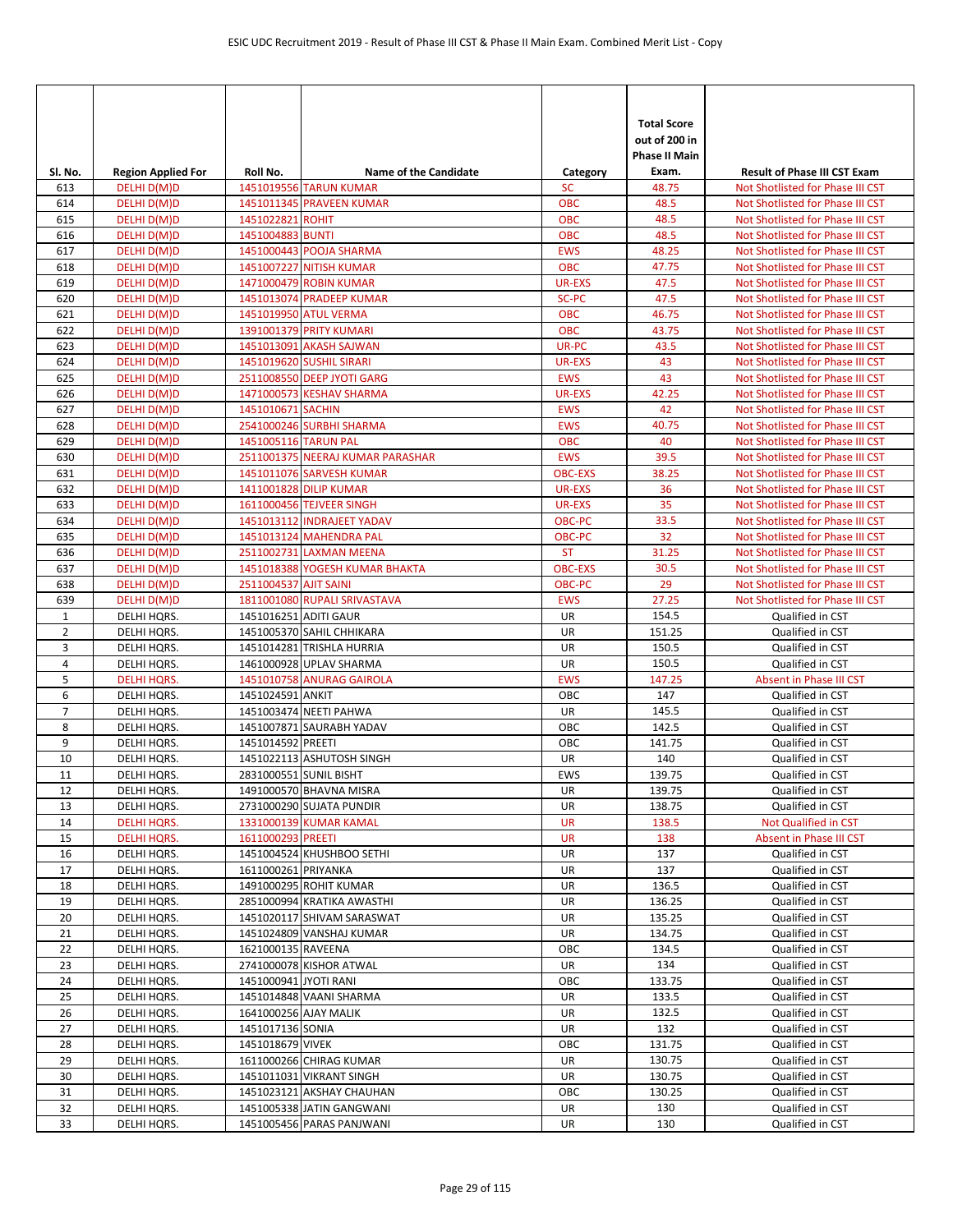| Sl. No. | Region Applied For | Roll No. | Name of the Candidate | Category | Total Score out of 200 in Phase II Main Exam. | Result of Phase III CST Exam |
|---|---|---|---|---|---|---|
| 613 | DELHI D(M)D | 1451019556 | TARUN KUMAR | SC | 48.75 | Not Shotlisted for Phase III CST |
| 614 | DELHI D(M)D | 1451011345 | PRAVEEN KUMAR | OBC | 48.5 | Not Shotlisted for Phase III CST |
| 615 | DELHI D(M)D | 1451022821 | ROHIT | OBC | 48.5 | Not Shotlisted for Phase III CST |
| 616 | DELHI D(M)D | 1451004883 | BUNTI | OBC | 48.5 | Not Shotlisted for Phase III CST |
| 617 | DELHI D(M)D | 1451000443 | POOJA SHARMA | EWS | 48.25 | Not Shotlisted for Phase III CST |
| 618 | DELHI D(M)D | 1451007227 | NITISH KUMAR | OBC | 47.75 | Not Shotlisted for Phase III CST |
| 619 | DELHI D(M)D | 1471000479 | ROBIN KUMAR | UR-EXS | 47.5 | Not Shotlisted for Phase III CST |
| 620 | DELHI D(M)D | 1451013074 | PRADEEP KUMAR | SC-PC | 47.5 | Not Shotlisted for Phase III CST |
| 621 | DELHI D(M)D | 1451019950 | ATUL VERMA | OBC | 46.75 | Not Shotlisted for Phase III CST |
| 622 | DELHI D(M)D | 1391001379 | PRITY KUMARI | OBC | 43.75 | Not Shotlisted for Phase III CST |
| 623 | DELHI D(M)D | 1451013091 | AKASH SAJWAN | UR-PC | 43.5 | Not Shotlisted for Phase III CST |
| 624 | DELHI D(M)D | 1451019620 | SUSHIL SIRARI | UR-EXS | 43 | Not Shotlisted for Phase III CST |
| 625 | DELHI D(M)D | 2511008550 | DEEP JYOTI GARG | EWS | 43 | Not Shotlisted for Phase III CST |
| 626 | DELHI D(M)D | 1471000573 | KESHAV SHARMA | UR-EXS | 42.25 | Not Shotlisted for Phase III CST |
| 627 | DELHI D(M)D | 1451010671 | SACHIN | EWS | 42 | Not Shotlisted for Phase III CST |
| 628 | DELHI D(M)D | 2541000246 | SURBHI SHARMA | EWS | 40.75 | Not Shotlisted for Phase III CST |
| 629 | DELHI D(M)D | 1451005116 | TARUN PAL | OBC | 40 | Not Shotlisted for Phase III CST |
| 630 | DELHI D(M)D | 2511001375 | NEERAJ KUMAR PARASHAR | EWS | 39.5 | Not Shotlisted for Phase III CST |
| 631 | DELHI D(M)D | 1451011076 | SARVESH KUMAR | OBC-EXS | 38.25 | Not Shotlisted for Phase III CST |
| 632 | DELHI D(M)D | 1411001828 | DILIP KUMAR | UR-EXS | 36 | Not Shotlisted for Phase III CST |
| 633 | DELHI D(M)D | 1611000456 | TEJVEER SINGH | UR-EXS | 35 | Not Shotlisted for Phase III CST |
| 634 | DELHI D(M)D | 1451013112 | INDRAJEET YADAV | OBC-PC | 33.5 | Not Shotlisted for Phase III CST |
| 635 | DELHI D(M)D | 1451013124 | MAHENDRA PAL | OBC-PC | 32 | Not Shotlisted for Phase III CST |
| 636 | DELHI D(M)D | 2511002731 | LAXMAN MEENA | ST | 31.25 | Not Shotlisted for Phase III CST |
| 637 | DELHI D(M)D | 1451018388 | YOGESH KUMAR BHAKTA | OBC-EXS | 30.5 | Not Shotlisted for Phase III CST |
| 638 | DELHI D(M)D | 2511004537 | AJIT SAINI | OBC-PC | 29 | Not Shotlisted for Phase III CST |
| 639 | DELHI D(M)D | 1811001080 | RUPALI SRIVASTAVA | EWS | 27.25 | Not Shotlisted for Phase III CST |
| 1 | DELHI HQRS. | 1451016251 | ADITI GAUR | UR | 154.5 | Qualified in CST |
| 2 | DELHI HQRS. | 1451005370 | SAHIL CHHIKARA | UR | 151.25 | Qualified in CST |
| 3 | DELHI HQRS. | 1451014281 | TRISHLA HURRIA | UR | 150.5 | Qualified in CST |
| 4 | DELHI HQRS. | 1461000928 | UPLAV SHARMA | UR | 150.5 | Qualified in CST |
| 5 | DELHI HQRS. | 1451010758 | ANURAG GAIROLA | EWS | 147.25 | Absent in Phase III CST |
| 6 | DELHI HQRS. | 1451024591 | ANKIT | OBC | 147 | Qualified in CST |
| 7 | DELHI HQRS. | 1451003474 | NEETI PAHWA | UR | 145.5 | Qualified in CST |
| 8 | DELHI HQRS. | 1451007871 | SAURABH YADAV | OBC | 142.5 | Qualified in CST |
| 9 | DELHI HQRS. | 1451014592 | PREETI | OBC | 141.75 | Qualified in CST |
| 10 | DELHI HQRS. | 1451022113 | ASHUTOSH SINGH | UR | 140 | Qualified in CST |
| 11 | DELHI HQRS. | 2831000551 | SUNIL BISHT | EWS | 139.75 | Qualified in CST |
| 12 | DELHI HQRS. | 1491000570 | BHAVNA MISRA | UR | 139.75 | Qualified in CST |
| 13 | DELHI HQRS. | 2731000290 | SUJATA PUNDIR | UR | 138.75 | Qualified in CST |
| 14 | DELHI HQRS. | 1331000139 | KUMAR KAMAL | UR | 138.5 | Not Qualified in CST |
| 15 | DELHI HQRS. | 1611000293 | PREETI | UR | 138 | Absent in Phase III CST |
| 16 | DELHI HQRS. | 1451004524 | KHUSHBOO SETHI | UR | 137 | Qualified in CST |
| 17 | DELHI HQRS. | 1611000261 | PRIYANKA | UR | 137 | Qualified in CST |
| 18 | DELHI HQRS. | 1491000295 | ROHIT KUMAR | UR | 136.5 | Qualified in CST |
| 19 | DELHI HQRS. | 2851000994 | KRATIKA AWASTHI | UR | 136.25 | Qualified in CST |
| 20 | DELHI HQRS. | 1451020117 | SHIVAM SARASWAT | UR | 135.25 | Qualified in CST |
| 21 | DELHI HQRS. | 1451024809 | VANSHAJ KUMAR | UR | 134.75 | Qualified in CST |
| 22 | DELHI HQRS. | 1621000135 | RAVEENA | OBC | 134.5 | Qualified in CST |
| 23 | DELHI HQRS. | 2741000078 | KISHOR ATWAL | UR | 134 | Qualified in CST |
| 24 | DELHI HQRS. | 1451000941 | JYOTI RANI | OBC | 133.75 | Qualified in CST |
| 25 | DELHI HQRS. | 1451014848 | VAANI SHARMA | UR | 133.5 | Qualified in CST |
| 26 | DELHI HQRS. | 1641000256 | AJAY MALIK | UR | 132.5 | Qualified in CST |
| 27 | DELHI HQRS. | 1451017136 | SONIA | UR | 132 | Qualified in CST |
| 28 | DELHI HQRS. | 1451018679 | VIVEK | OBC | 131.75 | Qualified in CST |
| 29 | DELHI HQRS. | 1611000266 | CHIRAG KUMAR | UR | 130.75 | Qualified in CST |
| 30 | DELHI HQRS. | 1451011031 | VIKRANT SINGH | UR | 130.75 | Qualified in CST |
| 31 | DELHI HQRS. | 1451023121 | AKSHAY CHAUHAN | OBC | 130.25 | Qualified in CST |
| 32 | DELHI HQRS. | 1451005338 | JATIN GANGWANI | UR | 130 | Qualified in CST |
| 33 | DELHI HQRS. | 1451005456 | PARAS PANJWANI | UR | 130 | Qualified in CST |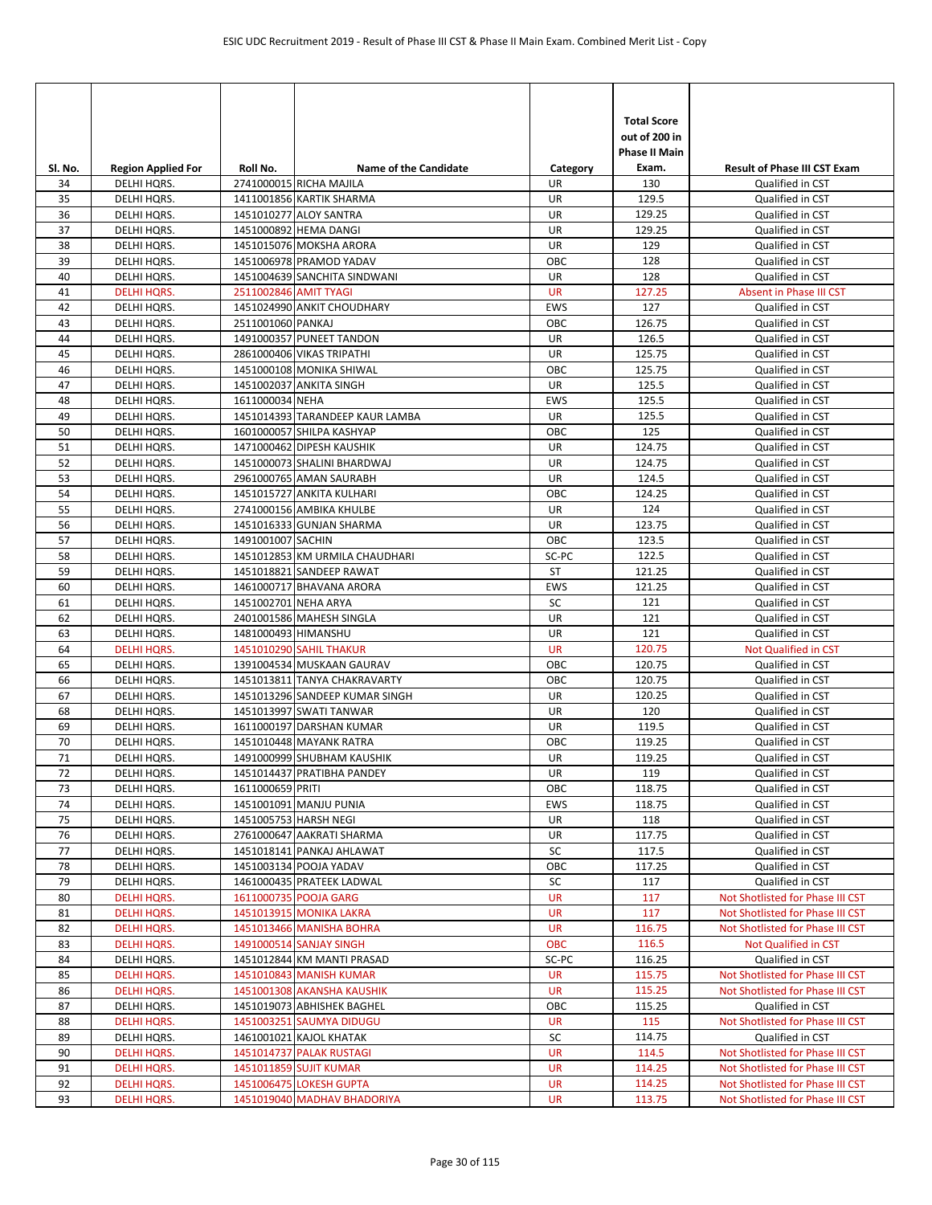| Sl. No. | Region Applied For | Roll No. | Name of the Candidate | Category | Total Score out of 200 in Phase II Main Exam. | Result of Phase III CST Exam |
|---|---|---|---|---|---|---|
| 34 | DELHI HQRS. | 2741000015 | RICHA MAJILA | UR | 130 | Qualified in CST |
| 35 | DELHI HQRS. | 1411001856 | KARTIK SHARMA | UR | 129.5 | Qualified in CST |
| 36 | DELHI HQRS. | 1451010277 | ALOY SANTRA | UR | 129.25 | Qualified in CST |
| 37 | DELHI HQRS. | 1451000892 | HEMA DANGI | UR | 129.25 | Qualified in CST |
| 38 | DELHI HQRS. | 1451015076 | MOKSHA ARORA | UR | 129 | Qualified in CST |
| 39 | DELHI HQRS. | 1451006978 | PRAMOD YADAV | OBC | 128 | Qualified in CST |
| 40 | DELHI HQRS. | 1451004639 | SANCHITA SINDWANI | UR | 128 | Qualified in CST |
| 41 | DELHI HQRS. | 2511002846 | AMIT TYAGI | UR | 127.25 | Absent in Phase III CST |
| 42 | DELHI HQRS. | 1451024990 | ANKIT CHOUDHARY | EWS | 127 | Qualified in CST |
| 43 | DELHI HQRS. | 2511001060 | PANKAJ | OBC | 126.75 | Qualified in CST |
| 44 | DELHI HQRS. | 1491000357 | PUNEET TANDON | UR | 126.5 | Qualified in CST |
| 45 | DELHI HQRS. | 2861000406 | VIKAS TRIPATHI | UR | 125.75 | Qualified in CST |
| 46 | DELHI HQRS. | 1451000108 | MONIKA SHIWAL | OBC | 125.75 | Qualified in CST |
| 47 | DELHI HQRS. | 1451002037 | ANKITA SINGH | UR | 125.5 | Qualified in CST |
| 48 | DELHI HQRS. | 1611000034 | NEHA | EWS | 125.5 | Qualified in CST |
| 49 | DELHI HQRS. | 1451014393 | TARANDEEP KAUR LAMBA | UR | 125.5 | Qualified in CST |
| 50 | DELHI HQRS. | 1601000057 | SHILPA KASHYAP | OBC | 125 | Qualified in CST |
| 51 | DELHI HQRS. | 1471000462 | DIPESH KAUSHIK | UR | 124.75 | Qualified in CST |
| 52 | DELHI HQRS. | 1451000073 | SHALINI BHARDWAJ | UR | 124.75 | Qualified in CST |
| 53 | DELHI HQRS. | 2961000765 | AMAN SAURABH | UR | 124.5 | Qualified in CST |
| 54 | DELHI HQRS. | 1451015727 | ANKITA KULHARI | OBC | 124.25 | Qualified in CST |
| 55 | DELHI HQRS. | 2741000156 | AMBIKA KHULBE | UR | 124 | Qualified in CST |
| 56 | DELHI HQRS. | 1451016333 | GUNJAN SHARMA | UR | 123.75 | Qualified in CST |
| 57 | DELHI HQRS. | 1491001007 | SACHIN | OBC | 123.5 | Qualified in CST |
| 58 | DELHI HQRS. | 1451012853 | KM URMILA CHAUDHARI | SC-PC | 122.5 | Qualified in CST |
| 59 | DELHI HQRS. | 1451018821 | SANDEEP RAWAT | ST | 121.25 | Qualified in CST |
| 60 | DELHI HQRS. | 1461000717 | BHAVANA ARORA | EWS | 121.25 | Qualified in CST |
| 61 | DELHI HQRS. | 1451002701 | NEHA ARYA | SC | 121 | Qualified in CST |
| 62 | DELHI HQRS. | 2401001586 | MAHESH SINGLA | UR | 121 | Qualified in CST |
| 63 | DELHI HQRS. | 1481000493 | HIMANSHU | UR | 121 | Qualified in CST |
| 64 | DELHI HQRS. | 1451010290 | SAHIL THAKUR | UR | 120.75 | Not Qualified in CST |
| 65 | DELHI HQRS. | 1391004534 | MUSKAAN GAURAV | OBC | 120.75 | Qualified in CST |
| 66 | DELHI HQRS. | 1451013811 | TANYA CHAKRAVARTY | OBC | 120.75 | Qualified in CST |
| 67 | DELHI HQRS. | 1451013296 | SANDEEP KUMAR SINGH | UR | 120.25 | Qualified in CST |
| 68 | DELHI HQRS. | 1451013997 | SWATI TANWAR | UR | 120 | Qualified in CST |
| 69 | DELHI HQRS. | 1611000197 | DARSHAN KUMAR | UR | 119.5 | Qualified in CST |
| 70 | DELHI HQRS. | 1451010448 | MAYANK RATRA | OBC | 119.25 | Qualified in CST |
| 71 | DELHI HQRS. | 1491000999 | SHUBHAM KAUSHIK | UR | 119.25 | Qualified in CST |
| 72 | DELHI HQRS. | 1451014437 | PRATIBHA PANDEY | UR | 119 | Qualified in CST |
| 73 | DELHI HQRS. | 1611000659 | PRITI | OBC | 118.75 | Qualified in CST |
| 74 | DELHI HQRS. | 1451001091 | MANJU PUNIA | EWS | 118.75 | Qualified in CST |
| 75 | DELHI HQRS. | 1451005753 | HARSH NEGI | UR | 118 | Qualified in CST |
| 76 | DELHI HQRS. | 2761000647 | AAKRATI SHARMA | UR | 117.75 | Qualified in CST |
| 77 | DELHI HQRS. | 1451018141 | PANKAJ AHLAWAT | SC | 117.5 | Qualified in CST |
| 78 | DELHI HQRS. | 1451003134 | POOJA YADAV | OBC | 117.25 | Qualified in CST |
| 79 | DELHI HQRS. | 1461000435 | PRATEEK LADWAL | SC | 117 | Qualified in CST |
| 80 | DELHI HQRS. | 1611000735 | POOJA GARG | UR | 117 | Not Shotlisted for Phase III CST |
| 81 | DELHI HQRS. | 1451013915 | MONIKA LAKRA | UR | 117 | Not Shotlisted for Phase III CST |
| 82 | DELHI HQRS. | 1451013466 | MANISHA BOHRA | UR | 116.75 | Not Shotlisted for Phase III CST |
| 83 | DELHI HQRS. | 1491000514 | SANJAY SINGH | OBC | 116.5 | Not Qualified in CST |
| 84 | DELHI HQRS. | 1451012844 | KM MANTI PRASAD | SC-PC | 116.25 | Qualified in CST |
| 85 | DELHI HQRS. | 1451010843 | MANISH KUMAR | UR | 115.75 | Not Shotlisted for Phase III CST |
| 86 | DELHI HQRS. | 1451001308 | AKANSHA KAUSHIK | UR | 115.25 | Not Shotlisted for Phase III CST |
| 87 | DELHI HQRS. | 1451019073 | ABHISHEK BAGHEL | OBC | 115.25 | Qualified in CST |
| 88 | DELHI HQRS. | 1451003251 | SAUMYA DIDUGU | UR | 115 | Not Shotlisted for Phase III CST |
| 89 | DELHI HQRS. | 1461001021 | KAJOL KHATAK | SC | 114.75 | Qualified in CST |
| 90 | DELHI HQRS. | 1451014737 | PALAK RUSTAGI | UR | 114.5 | Not Shotlisted for Phase III CST |
| 91 | DELHI HQRS. | 1451011859 | SUJIT KUMAR | UR | 114.25 | Not Shotlisted for Phase III CST |
| 92 | DELHI HQRS. | 1451006475 | LOKESH GUPTA | UR | 114.25 | Not Shotlisted for Phase III CST |
| 93 | DELHI HQRS. | 1451019040 | MADHAV BHADORIYA | UR | 113.75 | Not Shotlisted for Phase III CST |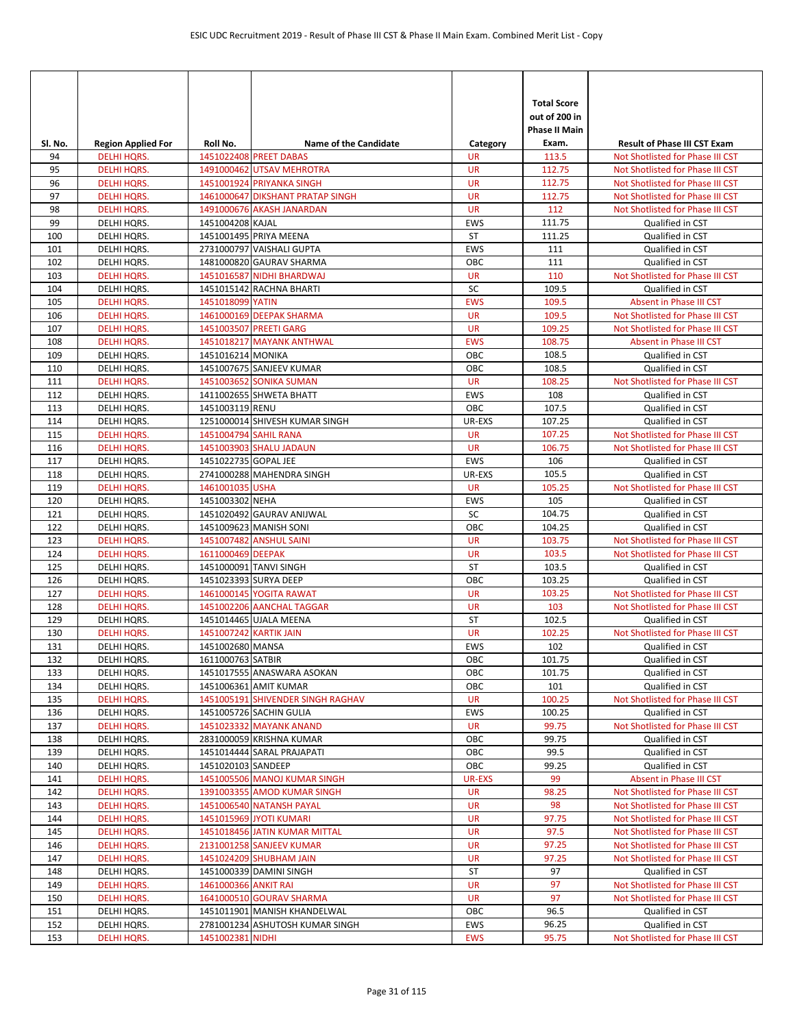| Sl. No. | Region Applied For | Roll No. | Name of the Candidate | Category | Total Score out of 200 in Phase II Main Exam. | Result of Phase III CST Exam |
|---|---|---|---|---|---|---|
| 94 | DELHI HQRS. | 1451022408 | PREET DABAS | UR | 113.5 | Not Shotlisted for Phase III CST |
| 95 | DELHI HQRS. | 1491000462 | UTSAV MEHROTRA | UR | 112.75 | Not Shotlisted for Phase III CST |
| 96 | DELHI HQRS. | 1451001924 | PRIYANKA SINGH | UR | 112.75 | Not Shotlisted for Phase III CST |
| 97 | DELHI HQRS. | 1461000647 | DIKSHANT PRATAP SINGH | UR | 112.75 | Not Shotlisted for Phase III CST |
| 98 | DELHI HQRS. | 1491000676 | AKASH JANARDAN | UR | 112 | Not Shotlisted for Phase III CST |
| 99 | DELHI HQRS. | 1451004208 | KAJAL | EWS | 111.75 | Qualified in CST |
| 100 | DELHI HQRS. | 1451001495 | PRIYA MEENA | ST | 111.25 | Qualified in CST |
| 101 | DELHI HQRS. | 2731000797 | VAISHALI GUPTA | EWS | 111 | Qualified in CST |
| 102 | DELHI HQRS. | 1481000820 | GAURAV SHARMA | OBC | 111 | Qualified in CST |
| 103 | DELHI HQRS. | 1451016587 | NIDHI BHARDWAJ | UR | 110 | Not Shotlisted for Phase III CST |
| 104 | DELHI HQRS. | 1451015142 | RACHNA BHARTI | SC | 109.5 | Qualified in CST |
| 105 | DELHI HQRS. | 1451018099 | YATIN | EWS | 109.5 | Absent in Phase III CST |
| 106 | DELHI HQRS. | 1461000169 | DEEPAK SHARMA | UR | 109.5 | Not Shotlisted for Phase III CST |
| 107 | DELHI HQRS. | 1451003507 | PREETI GARG | UR | 109.25 | Not Shotlisted for Phase III CST |
| 108 | DELHI HQRS. | 1451018217 | MAYANK ANTHWAL | EWS | 108.75 | Absent in Phase III CST |
| 109 | DELHI HQRS. | 1451016214 | MONIKA | OBC | 108.5 | Qualified in CST |
| 110 | DELHI HQRS. | 1451007675 | SANJEEV KUMAR | OBC | 108.5 | Qualified in CST |
| 111 | DELHI HQRS. | 1451003652 | SONIKA SUMAN | UR | 108.25 | Not Shotlisted for Phase III CST |
| 112 | DELHI HQRS. | 1411002655 | SHWETA BHATT | EWS | 108 | Qualified in CST |
| 113 | DELHI HQRS. | 1451003119 | RENU | OBC | 107.5 | Qualified in CST |
| 114 | DELHI HQRS. | 1251000014 | SHIVESH KUMAR SINGH | UR-EXS | 107.25 | Qualified in CST |
| 115 | DELHI HQRS. | 1451004794 | SAHIL RANA | UR | 107.25 | Not Shotlisted for Phase III CST |
| 116 | DELHI HQRS. | 1451003903 | SHALU JADAUN | UR | 106.75 | Not Shotlisted for Phase III CST |
| 117 | DELHI HQRS. | 1451022735 | GOPAL JEE | EWS | 106 | Qualified in CST |
| 118 | DELHI HQRS. | 2741000288 | MAHENDRA SINGH | UR-EXS | 105.5 | Qualified in CST |
| 119 | DELHI HQRS. | 1461001035 | USHA | UR | 105.25 | Not Shotlisted for Phase III CST |
| 120 | DELHI HQRS. | 1451003302 | NEHA | EWS | 105 | Qualified in CST |
| 121 | DELHI HQRS. | 1451020492 | GAURAV ANIJWAL | SC | 104.75 | Qualified in CST |
| 122 | DELHI HQRS. | 1451009623 | MANISH SONI | OBC | 104.25 | Qualified in CST |
| 123 | DELHI HQRS. | 1451007482 | ANSHUL SAINI | UR | 103.75 | Not Shotlisted for Phase III CST |
| 124 | DELHI HQRS. | 1611000469 | DEEPAK | UR | 103.5 | Not Shotlisted for Phase III CST |
| 125 | DELHI HQRS. | 1451000091 | TANVI SINGH | ST | 103.5 | Qualified in CST |
| 126 | DELHI HQRS. | 1451023393 | SURYA DEEP | OBC | 103.25 | Qualified in CST |
| 127 | DELHI HQRS. | 1461000145 | YOGITA RAWAT | UR | 103.25 | Not Shotlisted for Phase III CST |
| 128 | DELHI HQRS. | 1451002206 | AANCHAL TAGGAR | UR | 103 | Not Shotlisted for Phase III CST |
| 129 | DELHI HQRS. | 1451014465 | UJALA MEENA | ST | 102.5 | Qualified in CST |
| 130 | DELHI HQRS. | 1451007242 | KARTIK JAIN | UR | 102.25 | Not Shotlisted for Phase III CST |
| 131 | DELHI HQRS. | 1451002680 | MANSA | EWS | 102 | Qualified in CST |
| 132 | DELHI HQRS. | 1611000763 | SATBIR | OBC | 101.75 | Qualified in CST |
| 133 | DELHI HQRS. | 1451017555 | ANASWARA ASOKAN | OBC | 101.75 | Qualified in CST |
| 134 | DELHI HQRS. | 1451006361 | AMIT KUMAR | OBC | 101 | Qualified in CST |
| 135 | DELHI HQRS. | 1451005191 | SHIVENDER SINGH RAGHAV | UR | 100.25 | Not Shotlisted for Phase III CST |
| 136 | DELHI HQRS. | 1451005726 | SACHIN GULIA | EWS | 100.25 | Qualified in CST |
| 137 | DELHI HQRS. | 1451023332 | MAYANK ANAND | UR | 99.75 | Not Shotlisted for Phase III CST |
| 138 | DELHI HQRS. | 2831000059 | KRISHNA KUMAR | OBC | 99.75 | Qualified in CST |
| 139 | DELHI HQRS. | 1451014444 | SARAL PRAJAPATI | OBC | 99.5 | Qualified in CST |
| 140 | DELHI HQRS. | 1451020103 | SANDEEP | OBC | 99.25 | Qualified in CST |
| 141 | DELHI HQRS. | 1451005506 | MANOJ KUMAR SINGH | UR-EXS | 99 | Absent in Phase III CST |
| 142 | DELHI HQRS. | 1391003355 | AMOD KUMAR SINGH | UR | 98.25 | Not Shotlisted for Phase III CST |
| 143 | DELHI HQRS. | 1451006540 | NATANSH PAYAL | UR | 98 | Not Shotlisted for Phase III CST |
| 144 | DELHI HQRS. | 1451015969 | JYOTI KUMARI | UR | 97.75 | Not Shotlisted for Phase III CST |
| 145 | DELHI HQRS. | 1451018456 | JATIN KUMAR MITTAL | UR | 97.5 | Not Shotlisted for Phase III CST |
| 146 | DELHI HQRS. | 2131001258 | SANJEEV KUMAR | UR | 97.25 | Not Shotlisted for Phase III CST |
| 147 | DELHI HQRS. | 1451024209 | SHUBHAM JAIN | UR | 97.25 | Not Shotlisted for Phase III CST |
| 148 | DELHI HQRS. | 1451000339 | DAMINI SINGH | ST | 97 | Qualified in CST |
| 149 | DELHI HQRS. | 1461000366 | ANKIT RAI | UR | 97 | Not Shotlisted for Phase III CST |
| 150 | DELHI HQRS. | 1641000510 | GOURAV SHARMA | UR | 97 | Not Shotlisted for Phase III CST |
| 151 | DELHI HQRS. | 1451011901 | MANISH KHANDELWAL | OBC | 96.5 | Qualified in CST |
| 152 | DELHI HQRS. | 2781001234 | ASHUTOSH KUMAR SINGH | EWS | 96.25 | Qualified in CST |
| 153 | DELHI HQRS. | 1451002381 | NIDHI | EWS | 95.75 | Not Shotlisted for Phase III CST |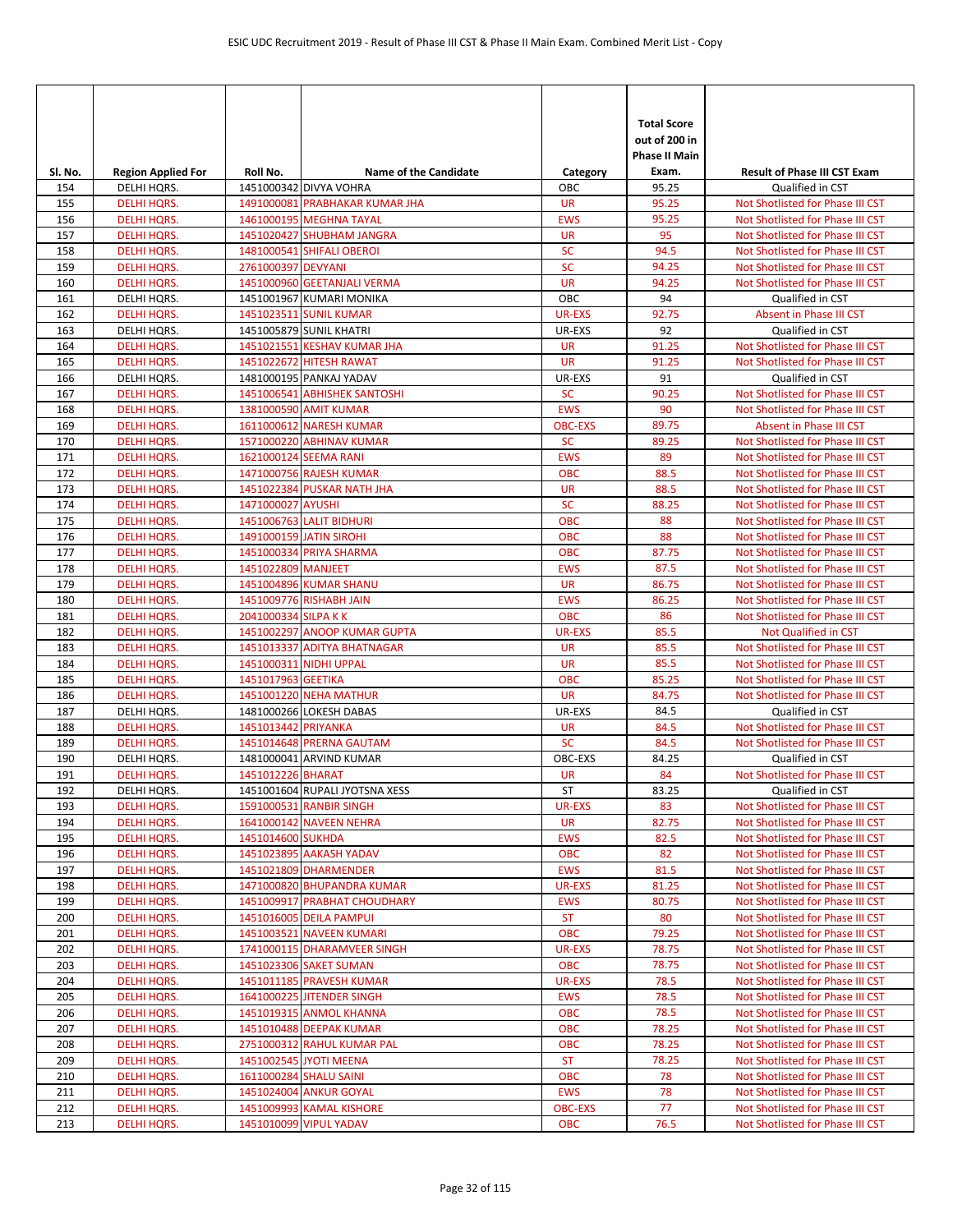| Sl. No. | Region Applied For | Roll No. | Name of the Candidate | Category | Total Score out of 200 in Phase II Main Exam. | Result of Phase III CST Exam |
|---|---|---|---|---|---|---|
| 154 | DELHI HQRS. | 1451000342 | DIVYA VOHRA | OBC | 95.25 | Qualified in CST |
| 155 | DELHI HQRS. | 1491000081 | PRABHAKAR KUMAR JHA | UR | 95.25 | Not Shotlisted for Phase III CST |
| 156 | DELHI HQRS. | 1461000195 | MEGHNA TAYAL | EWS | 95.25 | Not Shotlisted for Phase III CST |
| 157 | DELHI HQRS. | 1451020427 | SHUBHAM JANGRA | UR | 95 | Not Shotlisted for Phase III CST |
| 158 | DELHI HQRS. | 1481000541 | SHIFALI OBEROI | SC | 94.5 | Not Shotlisted for Phase III CST |
| 159 | DELHI HQRS. | 2761000397 | DEVYANI | SC | 94.25 | Not Shotlisted for Phase III CST |
| 160 | DELHI HQRS. | 1451000960 | GEETANJALI VERMA | UR | 94.25 | Not Shotlisted for Phase III CST |
| 161 | DELHI HQRS. | 1451001967 | KUMARI MONIKA | OBC | 94 | Qualified in CST |
| 162 | DELHI HQRS. | 1451023511 | SUNIL KUMAR | UR-EXS | 92.75 | Absent in Phase III CST |
| 163 | DELHI HQRS. | 1451005879 | SUNIL KHATRI | UR-EXS | 92 | Qualified in CST |
| 164 | DELHI HQRS. | 1451021551 | KESHAV KUMAR JHA | UR | 91.25 | Not Shotlisted for Phase III CST |
| 165 | DELHI HQRS. | 1451022672 | HITESH RAWAT | UR | 91.25 | Not Shotlisted for Phase III CST |
| 166 | DELHI HQRS. | 1481000195 | PANKAJ YADAV | UR-EXS | 91 | Qualified in CST |
| 167 | DELHI HQRS. | 1451006541 | ABHISHEK SANTOSHI | SC | 90.25 | Not Shotlisted for Phase III CST |
| 168 | DELHI HQRS. | 1381000590 | AMIT KUMAR | EWS | 90 | Not Shotlisted for Phase III CST |
| 169 | DELHI HQRS. | 1611000612 | NARESH KUMAR | OBC-EXS | 89.75 | Absent in Phase III CST |
| 170 | DELHI HQRS. | 1571000220 | ABHINAV KUMAR | SC | 89.25 | Not Shotlisted for Phase III CST |
| 171 | DELHI HQRS. | 1621000124 | SEEMA RANI | EWS | 89 | Not Shotlisted for Phase III CST |
| 172 | DELHI HQRS. | 1471000756 | RAJESH KUMAR | OBC | 88.5 | Not Shotlisted for Phase III CST |
| 173 | DELHI HQRS. | 1451022384 | PUSKAR NATH JHA | UR | 88.5 | Not Shotlisted for Phase III CST |
| 174 | DELHI HQRS. | 1471000027 | AYUSHI | SC | 88.25 | Not Shotlisted for Phase III CST |
| 175 | DELHI HQRS. | 1451006763 | LALIT BIDHURI | OBC | 88 | Not Shotlisted for Phase III CST |
| 176 | DELHI HQRS. | 1491000159 | JATIN SIROHI | OBC | 88 | Not Shotlisted for Phase III CST |
| 177 | DELHI HQRS. | 1451000334 | PRIYA SHARMA | OBC | 87.75 | Not Shotlisted for Phase III CST |
| 178 | DELHI HQRS. | 1451022809 | MANJEET | EWS | 87.5 | Not Shotlisted for Phase III CST |
| 179 | DELHI HQRS. | 1451004896 | KUMAR SHANU | UR | 86.75 | Not Shotlisted for Phase III CST |
| 180 | DELHI HQRS. | 1451009776 | RISHABH JAIN | EWS | 86.25 | Not Shotlisted for Phase III CST |
| 181 | DELHI HQRS. | 2041000334 | SILPA K K | OBC | 86 | Not Shotlisted for Phase III CST |
| 182 | DELHI HQRS. | 1451002297 | ANOOP KUMAR GUPTA | UR-EXS | 85.5 | Not Qualified in CST |
| 183 | DELHI HQRS. | 1451013337 | ADITYA BHATNAGAR | UR | 85.5 | Not Shotlisted for Phase III CST |
| 184 | DELHI HQRS. | 1451000311 | NIDHI UPPAL | UR | 85.5 | Not Shotlisted for Phase III CST |
| 185 | DELHI HQRS. | 1451017963 | GEETIKA | OBC | 85.25 | Not Shotlisted for Phase III CST |
| 186 | DELHI HQRS. | 1451001220 | NEHA MATHUR | UR | 84.75 | Not Shotlisted for Phase III CST |
| 187 | DELHI HQRS. | 1481000266 | LOKESH DABAS | UR-EXS | 84.5 | Qualified in CST |
| 188 | DELHI HQRS. | 1451013442 | PRIYANKA | UR | 84.5 | Not Shotlisted for Phase III CST |
| 189 | DELHI HQRS. | 1451014648 | PRERNA GAUTAM | SC | 84.5 | Not Shotlisted for Phase III CST |
| 190 | DELHI HQRS. | 1481000041 | ARVIND KUMAR | OBC-EXS | 84.25 | Qualified in CST |
| 191 | DELHI HQRS. | 1451012226 | BHARAT | UR | 84 | Not Shotlisted for Phase III CST |
| 192 | DELHI HQRS. | 1451001604 | RUPALI JYOTSNA XESS | ST | 83.25 | Qualified in CST |
| 193 | DELHI HQRS. | 1591000531 | RANBIR SINGH | UR-EXS | 83 | Not Shotlisted for Phase III CST |
| 194 | DELHI HQRS. | 1641000142 | NAVEEN NEHRA | UR | 82.75 | Not Shotlisted for Phase III CST |
| 195 | DELHI HQRS. | 1451014600 | SUKHDA | EWS | 82.5 | Not Shotlisted for Phase III CST |
| 196 | DELHI HQRS. | 1451023895 | AAKASH YADAV | OBC | 82 | Not Shotlisted for Phase III CST |
| 197 | DELHI HQRS. | 1451021809 | DHARMENDER | EWS | 81.5 | Not Shotlisted for Phase III CST |
| 198 | DELHI HQRS. | 1471000820 | BHUPANDRA KUMAR | UR-EXS | 81.25 | Not Shotlisted for Phase III CST |
| 199 | DELHI HQRS. | 1451009917 | PRABHAT CHOUDHARY | EWS | 80.75 | Not Shotlisted for Phase III CST |
| 200 | DELHI HQRS. | 1451016005 | DEILA PAMPUI | ST | 80 | Not Shotlisted for Phase III CST |
| 201 | DELHI HQRS. | 1451003521 | NAVEEN KUMARI | OBC | 79.25 | Not Shotlisted for Phase III CST |
| 202 | DELHI HQRS. | 1741000115 | DHARAMVEER SINGH | UR-EXS | 78.75 | Not Shotlisted for Phase III CST |
| 203 | DELHI HQRS. | 1451023306 | SAKET SUMAN | OBC | 78.75 | Not Shotlisted for Phase III CST |
| 204 | DELHI HQRS. | 1451011185 | PRAVESH KUMAR | UR-EXS | 78.5 | Not Shotlisted for Phase III CST |
| 205 | DELHI HQRS. | 1641000225 | JITENDER SINGH | EWS | 78.5 | Not Shotlisted for Phase III CST |
| 206 | DELHI HQRS. | 1451019315 | ANMOL KHANNA | OBC | 78.5 | Not Shotlisted for Phase III CST |
| 207 | DELHI HQRS. | 1451010488 | DEEPAK KUMAR | OBC | 78.25 | Not Shotlisted for Phase III CST |
| 208 | DELHI HQRS. | 2751000312 | RAHUL KUMAR PAL | OBC | 78.25 | Not Shotlisted for Phase III CST |
| 209 | DELHI HQRS. | 1451002545 | JYOTI MEENA | ST | 78.25 | Not Shotlisted for Phase III CST |
| 210 | DELHI HQRS. | 1611000284 | SHALU SAINI | OBC | 78 | Not Shotlisted for Phase III CST |
| 211 | DELHI HQRS. | 1451024004 | ANKUR GOYAL | EWS | 78 | Not Shotlisted for Phase III CST |
| 212 | DELHI HQRS. | 1451009993 | KAMAL KISHORE | OBC-EXS | 77 | Not Shotlisted for Phase III CST |
| 213 | DELHI HQRS. | 1451010099 | VIPUL YADAV | OBC | 76.5 | Not Shotlisted for Phase III CST |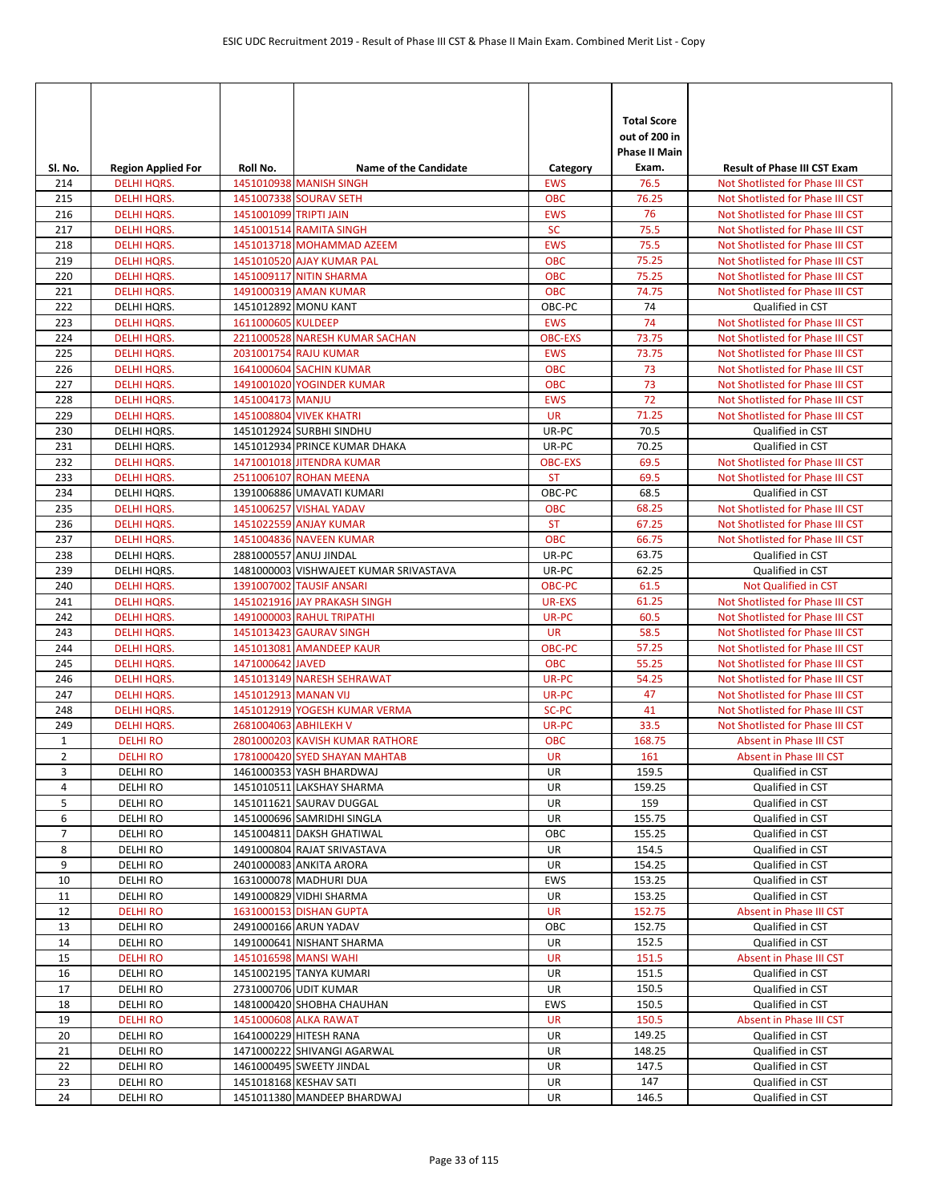| Sl. No. | Region Applied For | Roll No. | Name of the Candidate | Category | Total Score out of 200 in Phase II Main Exam. | Result of Phase III CST Exam |
|---|---|---|---|---|---|---|
| 214 | DELHI HQRS. | 1451010938 | MANISH SINGH | EWS | 76.5 | Not Shotlisted for Phase III CST |
| 215 | DELHI HQRS. | 1451007338 | SOURAV SETH | OBC | 76.25 | Not Shotlisted for Phase III CST |
| 216 | DELHI HQRS. | 1451001099 | TRIPTI JAIN | EWS | 76 | Not Shotlisted for Phase III CST |
| 217 | DELHI HQRS. | 1451001514 | RAMITA SINGH | SC | 75.5 | Not Shotlisted for Phase III CST |
| 218 | DELHI HQRS. | 1451013718 | MOHAMMAD AZEEM | EWS | 75.5 | Not Shotlisted for Phase III CST |
| 219 | DELHI HQRS. | 1451010520 | AJAY KUMAR PAL | OBC | 75.25 | Not Shotlisted for Phase III CST |
| 220 | DELHI HQRS. | 1451009117 | NITIN SHARMA | OBC | 75.25 | Not Shotlisted for Phase III CST |
| 221 | DELHI HQRS. | 1491000319 | AMAN KUMAR | OBC | 74.75 | Not Shotlisted for Phase III CST |
| 222 | DELHI HQRS. | 1451012892 | MONU KANT | OBC-PC | 74 | Qualified in CST |
| 223 | DELHI HQRS. | 1611000605 | KULDEEP | EWS | 74 | Not Shotlisted for Phase III CST |
| 224 | DELHI HQRS. | 2211000528 | NARESH KUMAR SACHAN | OBC-EXS | 73.75 | Not Shotlisted for Phase III CST |
| 225 | DELHI HQRS. | 2031001754 | RAJU KUMAR | EWS | 73.75 | Not Shotlisted for Phase III CST |
| 226 | DELHI HQRS. | 1641000604 | SACHIN KUMAR | OBC | 73 | Not Shotlisted for Phase III CST |
| 227 | DELHI HQRS. | 1491001020 | YOGINDER KUMAR | OBC | 73 | Not Shotlisted for Phase III CST |
| 228 | DELHI HQRS. | 1451004173 | MANJU | EWS | 72 | Not Shotlisted for Phase III CST |
| 229 | DELHI HQRS. | 1451008804 | VIVEK KHATRI | UR | 71.25 | Not Shotlisted for Phase III CST |
| 230 | DELHI HQRS. | 1451012924 | SURBHI SINDHU | UR-PC | 70.5 | Qualified in CST |
| 231 | DELHI HQRS. | 1451012934 | PRINCE KUMAR DHAKA | UR-PC | 70.25 | Qualified in CST |
| 232 | DELHI HQRS. | 1471001018 | JITENDRA KUMAR | OBC-EXS | 69.5 | Not Shotlisted for Phase III CST |
| 233 | DELHI HQRS. | 2511006107 | ROHAN MEENA | ST | 69.5 | Not Shotlisted for Phase III CST |
| 234 | DELHI HQRS. | 1391006886 | UMAVATI KUMARI | OBC-PC | 68.5 | Qualified in CST |
| 235 | DELHI HQRS. | 1451006257 | VISHAL YADAV | OBC | 68.25 | Not Shotlisted for Phase III CST |
| 236 | DELHI HQRS. | 1451022559 | ANJAY KUMAR | ST | 67.25 | Not Shotlisted for Phase III CST |
| 237 | DELHI HQRS. | 1451004836 | NAVEEN KUMAR | OBC | 66.75 | Not Shotlisted for Phase III CST |
| 238 | DELHI HQRS. | 2881000557 | ANUJ JINDAL | UR-PC | 63.75 | Qualified in CST |
| 239 | DELHI HQRS. | 1481000003 | VISHWAJEET KUMAR SRIVASTAVA | UR-PC | 62.25 | Qualified in CST |
| 240 | DELHI HQRS. | 1391007002 | TAUSIF ANSARI | OBC-PC | 61.5 | Not Qualified in CST |
| 241 | DELHI HQRS. | 1451021916 | JAY PRAKASH SINGH | UR-EXS | 61.25 | Not Shotlisted for Phase III CST |
| 242 | DELHI HQRS. | 1491000003 | RAHUL TRIPATHI | UR-PC | 60.5 | Not Shotlisted for Phase III CST |
| 243 | DELHI HQRS. | 1451013423 | GAURAV SINGH | UR | 58.5 | Not Shotlisted for Phase III CST |
| 244 | DELHI HQRS. | 1451013081 | AMANDEEP KAUR | OBC-PC | 57.25 | Not Shotlisted for Phase III CST |
| 245 | DELHI HQRS. | 1471000642 | JAVED | OBC | 55.25 | Not Shotlisted for Phase III CST |
| 246 | DELHI HQRS. | 1451013149 | NARESH SEHRAWAT | UR-PC | 54.25 | Not Shotlisted for Phase III CST |
| 247 | DELHI HQRS. | 1451012913 | MANAN VIJ | UR-PC | 47 | Not Shotlisted for Phase III CST |
| 248 | DELHI HQRS. | 1451012919 | YOGESH KUMAR VERMA | SC-PC | 41 | Not Shotlisted for Phase III CST |
| 249 | DELHI HQRS. | 2681004063 | ABHILEKH V | UR-PC | 33.5 | Not Shotlisted for Phase III CST |
| 1 | DELHI RO | 2801000203 | KAVISH KUMAR RATHORE | OBC | 168.75 | Absent in Phase III CST |
| 2 | DELHI RO | 1781000420 | SYED SHAYAN MAHTAB | UR | 161 | Absent in Phase III CST |
| 3 | DELHI RO | 1461000353 | YASH BHARDWAJ | UR | 159.5 | Qualified in CST |
| 4 | DELHI RO | 1451010511 | LAKSHAY SHARMA | UR | 159.25 | Qualified in CST |
| 5 | DELHI RO | 1451011621 | SAURAV DUGGAL | UR | 159 | Qualified in CST |
| 6 | DELHI RO | 1451000696 | SAMRIDHI SINGLA | UR | 155.75 | Qualified in CST |
| 7 | DELHI RO | 1451004811 | DAKSH GHATIWAL | OBC | 155.25 | Qualified in CST |
| 8 | DELHI RO | 1491000804 | RAJAT SRIVASTAVA | UR | 154.5 | Qualified in CST |
| 9 | DELHI RO | 2401000083 | ANKITA ARORA | UR | 154.25 | Qualified in CST |
| 10 | DELHI RO | 1631000078 | MADHURI DUA | EWS | 153.25 | Qualified in CST |
| 11 | DELHI RO | 1491000829 | VIDHI SHARMA | UR | 153.25 | Qualified in CST |
| 12 | DELHI RO | 1631000153 | DISHAN GUPTA | UR | 152.75 | Absent in Phase III CST |
| 13 | DELHI RO | 2491000166 | ARUN YADAV | OBC | 152.75 | Qualified in CST |
| 14 | DELHI RO | 1491000641 | NISHANT SHARMA | UR | 152.5 | Qualified in CST |
| 15 | DELHI RO | 1451016598 | MANSI WAHI | UR | 151.5 | Absent in Phase III CST |
| 16 | DELHI RO | 1451002195 | TANYA KUMARI | UR | 151.5 | Qualified in CST |
| 17 | DELHI RO | 2731000706 | UDIT KUMAR | UR | 150.5 | Qualified in CST |
| 18 | DELHI RO | 1481000420 | SHOBHA CHAUHAN | EWS | 150.5 | Qualified in CST |
| 19 | DELHI RO | 1451000608 | ALKA RAWAT | UR | 150.5 | Absent in Phase III CST |
| 20 | DELHI RO | 1641000229 | HITESH RANA | UR | 149.25 | Qualified in CST |
| 21 | DELHI RO | 1471000222 | SHIVANGI AGARWAL | UR | 148.25 | Qualified in CST |
| 22 | DELHI RO | 1461000495 | SWEETY JINDAL | UR | 147.5 | Qualified in CST |
| 23 | DELHI RO | 1451018168 | KESHAV SATI | UR | 147 | Qualified in CST |
| 24 | DELHI RO | 1451011380 | MANDEEP BHARDWAJ | UR | 146.5 | Qualified in CST |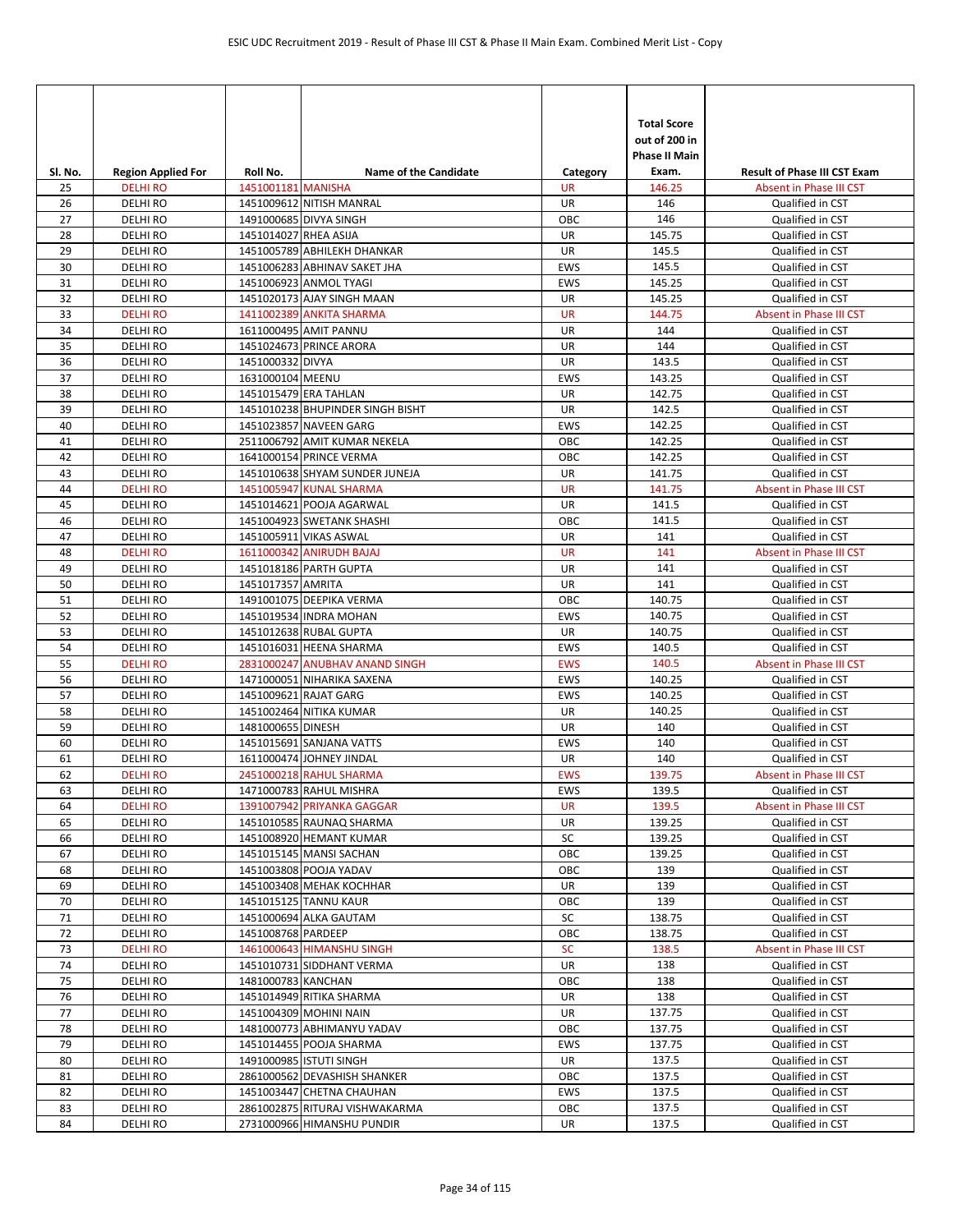| Sl. No. | Region Applied For | Roll No. | Name of the Candidate | Category | Total Score out of 200 in Phase II Main Exam. | Result of Phase III CST Exam |
|---|---|---|---|---|---|---|
| 25 | DELHI RO | 1451001181 | MANISHA | UR | 146.25 | Absent in Phase III CST |
| 26 | DELHI RO | 1451009612 | NITISH MANRAL | UR | 146 | Qualified in CST |
| 27 | DELHI RO | 1491000685 | DIVYA SINGH | OBC | 146 | Qualified in CST |
| 28 | DELHI RO | 1451014027 | RHEA ASIJA | UR | 145.75 | Qualified in CST |
| 29 | DELHI RO | 1451005789 | ABHILEKH DHANKAR | UR | 145.5 | Qualified in CST |
| 30 | DELHI RO | 1451006283 | ABHINAV SAKET JHA | EWS | 145.5 | Qualified in CST |
| 31 | DELHI RO | 1451006923 | ANMOL TYAGI | EWS | 145.25 | Qualified in CST |
| 32 | DELHI RO | 1451020173 | AJAY SINGH MAAN | UR | 145.25 | Qualified in CST |
| 33 | DELHI RO | 1411002389 | ANKITA SHARMA | UR | 144.75 | Absent in Phase III CST |
| 34 | DELHI RO | 1611000495 | AMIT PANNU | UR | 144 | Qualified in CST |
| 35 | DELHI RO | 1451024673 | PRINCE ARORA | UR | 144 | Qualified in CST |
| 36 | DELHI RO | 1451000332 | DIVYA | UR | 143.5 | Qualified in CST |
| 37 | DELHI RO | 1631000104 | MEENU | EWS | 143.25 | Qualified in CST |
| 38 | DELHI RO | 1451015479 | ERA TAHLAN | UR | 142.75 | Qualified in CST |
| 39 | DELHI RO | 1451010238 | BHUPINDER SINGH BISHT | UR | 142.5 | Qualified in CST |
| 40 | DELHI RO | 1451023857 | NAVEEN GARG | EWS | 142.25 | Qualified in CST |
| 41 | DELHI RO | 2511006792 | AMIT KUMAR NEKELA | OBC | 142.25 | Qualified in CST |
| 42 | DELHI RO | 1641000154 | PRINCE VERMA | OBC | 142.25 | Qualified in CST |
| 43 | DELHI RO | 1451010638 | SHYAM SUNDER JUNEJA | UR | 141.75 | Qualified in CST |
| 44 | DELHI RO | 1451005947 | KUNAL SHARMA | UR | 141.75 | Absent in Phase III CST |
| 45 | DELHI RO | 1451014621 | POOJA AGARWAL | UR | 141.5 | Qualified in CST |
| 46 | DELHI RO | 1451004923 | SWETANK SHASHI | OBC | 141.5 | Qualified in CST |
| 47 | DELHI RO | 1451005911 | VIKAS ASWAL | UR | 141 | Qualified in CST |
| 48 | DELHI RO | 1611000342 | ANIRUDH BAJAJ | UR | 141 | Absent in Phase III CST |
| 49 | DELHI RO | 1451018186 | PARTH GUPTA | UR | 141 | Qualified in CST |
| 50 | DELHI RO | 1451017357 | AMRITA | UR | 141 | Qualified in CST |
| 51 | DELHI RO | 1491001075 | DEEPIKA VERMA | OBC | 140.75 | Qualified in CST |
| 52 | DELHI RO | 1451019534 | INDRA MOHAN | EWS | 140.75 | Qualified in CST |
| 53 | DELHI RO | 1451012638 | RUBAL GUPTA | UR | 140.75 | Qualified in CST |
| 54 | DELHI RO | 1451016031 | HEENA SHARMA | EWS | 140.5 | Qualified in CST |
| 55 | DELHI RO | 2831000247 | ANUBHAV ANAND SINGH | EWS | 140.5 | Absent in Phase III CST |
| 56 | DELHI RO | 1471000051 | NIHARIKA SAXENA | EWS | 140.25 | Qualified in CST |
| 57 | DELHI RO | 1451009621 | RAJAT GARG | EWS | 140.25 | Qualified in CST |
| 58 | DELHI RO | 1451002464 | NITIKA KUMAR | UR | 140.25 | Qualified in CST |
| 59 | DELHI RO | 1481000655 | DINESH | UR | 140 | Qualified in CST |
| 60 | DELHI RO | 1451015691 | SANJANA VATTS | EWS | 140 | Qualified in CST |
| 61 | DELHI RO | 1611000474 | JOHNEY JINDAL | UR | 140 | Qualified in CST |
| 62 | DELHI RO | 2451000218 | RAHUL SHARMA | EWS | 139.75 | Absent in Phase III CST |
| 63 | DELHI RO | 1471000783 | RAHUL MISHRA | EWS | 139.5 | Qualified in CST |
| 64 | DELHI RO | 1391007942 | PRIYANKA GAGGAR | UR | 139.5 | Absent in Phase III CST |
| 65 | DELHI RO | 1451010585 | RAUNAQ SHARMA | UR | 139.25 | Qualified in CST |
| 66 | DELHI RO | 1451008920 | HEMANT KUMAR | SC | 139.25 | Qualified in CST |
| 67 | DELHI RO | 1451015145 | MANSI SACHAN | OBC | 139.25 | Qualified in CST |
| 68 | DELHI RO | 1451003808 | POOJA YADAV | OBC | 139 | Qualified in CST |
| 69 | DELHI RO | 1451003408 | MEHAK KOCHHAR | UR | 139 | Qualified in CST |
| 70 | DELHI RO | 1451015125 | TANNU KAUR | OBC | 139 | Qualified in CST |
| 71 | DELHI RO | 1451000694 | ALKA GAUTAM | SC | 138.75 | Qualified in CST |
| 72 | DELHI RO | 1451008768 | PARDEEP | OBC | 138.75 | Qualified in CST |
| 73 | DELHI RO | 1461000643 | HIMANSHU SINGH | SC | 138.5 | Absent in Phase III CST |
| 74 | DELHI RO | 1451010731 | SIDDHANT VERMA | UR | 138 | Qualified in CST |
| 75 | DELHI RO | 1481000783 | KANCHAN | OBC | 138 | Qualified in CST |
| 76 | DELHI RO | 1451014949 | RITIKA SHARMA | UR | 138 | Qualified in CST |
| 77 | DELHI RO | 1451004309 | MOHINI NAIN | UR | 137.75 | Qualified in CST |
| 78 | DELHI RO | 1481000773 | ABHIMANYU YADAV | OBC | 137.75 | Qualified in CST |
| 79 | DELHI RO | 1451014455 | POOJA SHARMA | EWS | 137.75 | Qualified in CST |
| 80 | DELHI RO | 1491000985 | ISTUTI SINGH | UR | 137.5 | Qualified in CST |
| 81 | DELHI RO | 2861000562 | DEVASHISH SHANKER | OBC | 137.5 | Qualified in CST |
| 82 | DELHI RO | 1451003447 | CHETNA CHAUHAN | EWS | 137.5 | Qualified in CST |
| 83 | DELHI RO | 2861002875 | RITURAJ VISHWAKARMA | OBC | 137.5 | Qualified in CST |
| 84 | DELHI RO | 2731000966 | HIMANSHU PUNDIR | UR | 137.5 | Qualified in CST |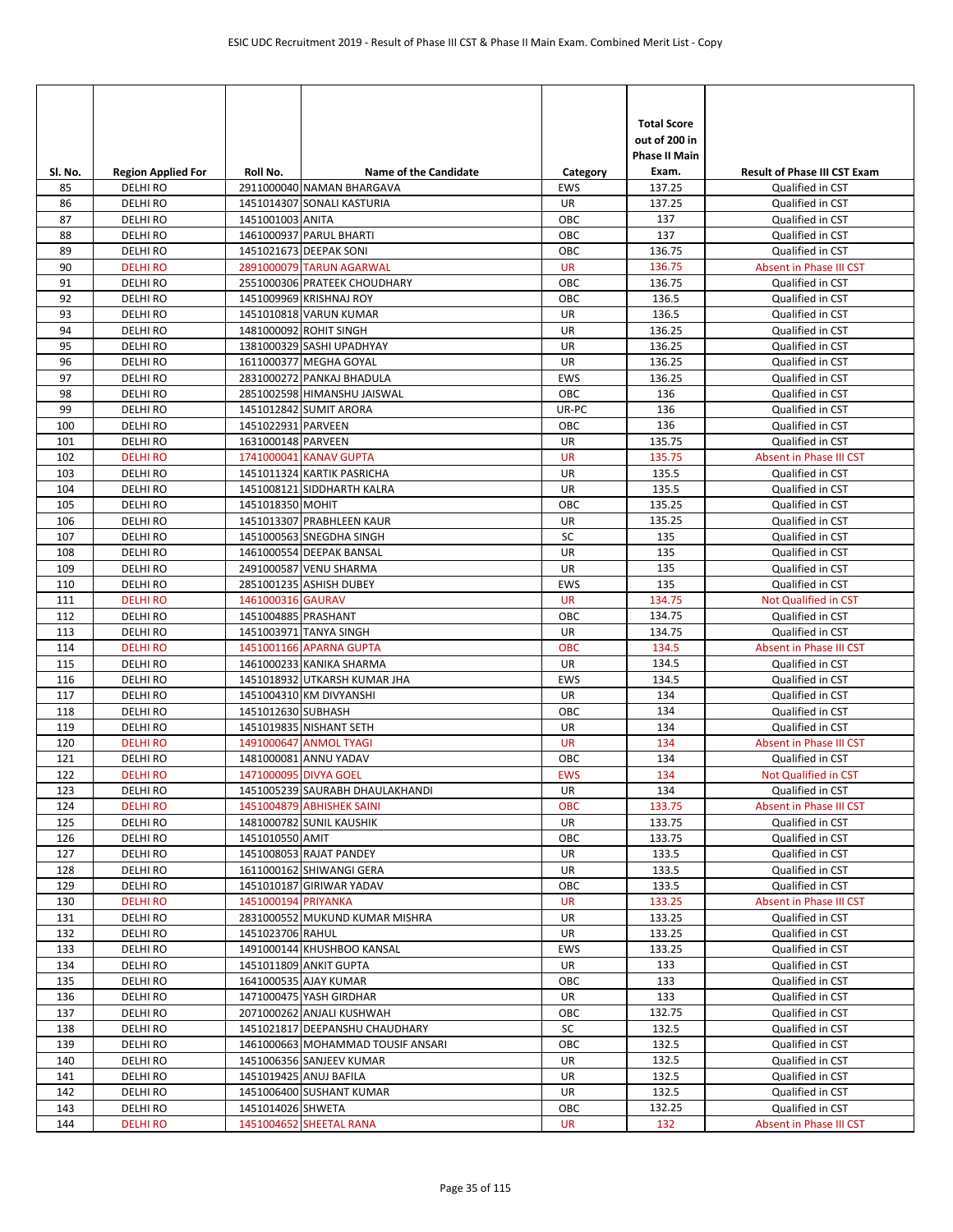| Sl. No. | Region Applied For | Roll No. | Name of the Candidate | Category | Total Score out of 200 in Phase II Main Exam. | Result of Phase III CST Exam |
|---|---|---|---|---|---|---|
| 85 | DELHI RO | 2911000040 | NAMAN BHARGAVA | EWS | 137.25 | Qualified in CST |
| 86 | DELHI RO | 1451014307 | SONALI KASTURIA | UR | 137.25 | Qualified in CST |
| 87 | DELHI RO | 1451001003 | ANITA | OBC | 137 | Qualified in CST |
| 88 | DELHI RO | 1461000937 | PARUL BHARTI | OBC | 137 | Qualified in CST |
| 89 | DELHI RO | 1451021673 | DEEPAK SONI | OBC | 136.75 | Qualified in CST |
| 90 | DELHI RO | 2891000079 | TARUN AGARWAL | UR | 136.75 | Absent in Phase III CST |
| 91 | DELHI RO | 2551000306 | PRATEEK CHOUDHARY | OBC | 136.75 | Qualified in CST |
| 92 | DELHI RO | 1451009969 | KRISHNAJ ROY | OBC | 136.5 | Qualified in CST |
| 93 | DELHI RO | 1451010818 | VARUN KUMAR | UR | 136.5 | Qualified in CST |
| 94 | DELHI RO | 1481000092 | ROHIT SINGH | UR | 136.25 | Qualified in CST |
| 95 | DELHI RO | 1381000329 | SASHI UPADHYAY | UR | 136.25 | Qualified in CST |
| 96 | DELHI RO | 1611000377 | MEGHA GOYAL | UR | 136.25 | Qualified in CST |
| 97 | DELHI RO | 2831000272 | PANKAJ BHADULA | EWS | 136.25 | Qualified in CST |
| 98 | DELHI RO | 2851002598 | HIMANSHU JAISWAL | OBC | 136 | Qualified in CST |
| 99 | DELHI RO | 1451012842 | SUMIT ARORA | UR-PC | 136 | Qualified in CST |
| 100 | DELHI RO | 1451022931 | PARVEEN | OBC | 136 | Qualified in CST |
| 101 | DELHI RO | 1631000148 | PARVEEN | UR | 135.75 | Qualified in CST |
| 102 | DELHI RO | 1741000041 | KANAV GUPTA | UR | 135.75 | Absent in Phase III CST |
| 103 | DELHI RO | 1451011324 | KARTIK PASRICHA | UR | 135.5 | Qualified in CST |
| 104 | DELHI RO | 1451008121 | SIDDHARTH KALRA | UR | 135.5 | Qualified in CST |
| 105 | DELHI RO | 1451018350 | MOHIT | OBC | 135.25 | Qualified in CST |
| 106 | DELHI RO | 1451013307 | PRABHLEEN KAUR | UR | 135.25 | Qualified in CST |
| 107 | DELHI RO | 1451000563 | SNEGDHA SINGH | SC | 135 | Qualified in CST |
| 108 | DELHI RO | 1461000554 | DEEPAK BANSAL | UR | 135 | Qualified in CST |
| 109 | DELHI RO | 2491000587 | VENU SHARMA | UR | 135 | Qualified in CST |
| 110 | DELHI RO | 2851001235 | ASHISH DUBEY | EWS | 135 | Qualified in CST |
| 111 | DELHI RO | 1461000316 | GAURAV | UR | 134.75 | Not Qualified in CST |
| 112 | DELHI RO | 1451004885 | PRASHANT | OBC | 134.75 | Qualified in CST |
| 113 | DELHI RO | 1451003971 | TANYA SINGH | UR | 134.75 | Qualified in CST |
| 114 | DELHI RO | 1451001166 | APARNA GUPTA | OBC | 134.5 | Absent in Phase III CST |
| 115 | DELHI RO | 1461000233 | KANIKA SHARMA | UR | 134.5 | Qualified in CST |
| 116 | DELHI RO | 1451018932 | UTKARSH KUMAR JHA | EWS | 134.5 | Qualified in CST |
| 117 | DELHI RO | 1451004310 | KM DIVYANSHI | UR | 134 | Qualified in CST |
| 118 | DELHI RO | 1451012630 | SUBHASH | OBC | 134 | Qualified in CST |
| 119 | DELHI RO | 1451019835 | NISHANT SETH | UR | 134 | Qualified in CST |
| 120 | DELHI RO | 1491000647 | ANMOL TYAGI | UR | 134 | Absent in Phase III CST |
| 121 | DELHI RO | 1481000081 | ANNU YADAV | OBC | 134 | Qualified in CST |
| 122 | DELHI RO | 1471000095 | DIVYA GOEL | EWS | 134 | Not Qualified in CST |
| 123 | DELHI RO | 1451005239 | SAURABH DHAULAKHANDI | UR | 134 | Qualified in CST |
| 124 | DELHI RO | 1451004879 | ABHISHEK SAINI | OBC | 133.75 | Absent in Phase III CST |
| 125 | DELHI RO | 1481000782 | SUNIL KAUSHIK | UR | 133.75 | Qualified in CST |
| 126 | DELHI RO | 1451010550 | AMIT | OBC | 133.75 | Qualified in CST |
| 127 | DELHI RO | 1451008053 | RAJAT PANDEY | UR | 133.5 | Qualified in CST |
| 128 | DELHI RO | 1611000162 | SHIWANGI GERA | UR | 133.5 | Qualified in CST |
| 129 | DELHI RO | 1451010187 | GIRIWAR YADAV | OBC | 133.5 | Qualified in CST |
| 130 | DELHI RO | 1451000194 | PRIYANKA | UR | 133.25 | Absent in Phase III CST |
| 131 | DELHI RO | 2831000552 | MUKUND KUMAR MISHRA | UR | 133.25 | Qualified in CST |
| 132 | DELHI RO | 1451023706 | RAHUL | UR | 133.25 | Qualified in CST |
| 133 | DELHI RO | 1491000144 | KHUSHBOO KANSAL | EWS | 133.25 | Qualified in CST |
| 134 | DELHI RO | 1451011809 | ANKIT GUPTA | UR | 133 | Qualified in CST |
| 135 | DELHI RO | 1641000535 | AJAY KUMAR | OBC | 133 | Qualified in CST |
| 136 | DELHI RO | 1471000475 | YASH GIRDHAR | UR | 133 | Qualified in CST |
| 137 | DELHI RO | 2071000262 | ANJALI KUSHWAH | OBC | 132.75 | Qualified in CST |
| 138 | DELHI RO | 1451021817 | DEEPANSHU CHAUDHARY | SC | 132.5 | Qualified in CST |
| 139 | DELHI RO | 1461000663 | MOHAMMAD TOUSIF ANSARI | OBC | 132.5 | Qualified in CST |
| 140 | DELHI RO | 1451006356 | SANJEEV KUMAR | UR | 132.5 | Qualified in CST |
| 141 | DELHI RO | 1451019425 | ANUJ BAFILA | UR | 132.5 | Qualified in CST |
| 142 | DELHI RO | 1451006400 | SUSHANT KUMAR | UR | 132.5 | Qualified in CST |
| 143 | DELHI RO | 1451014026 | SHWETA | OBC | 132.25 | Qualified in CST |
| 144 | DELHI RO | 1451004652 | SHEETAL RANA | UR | 132 | Absent in Phase III CST |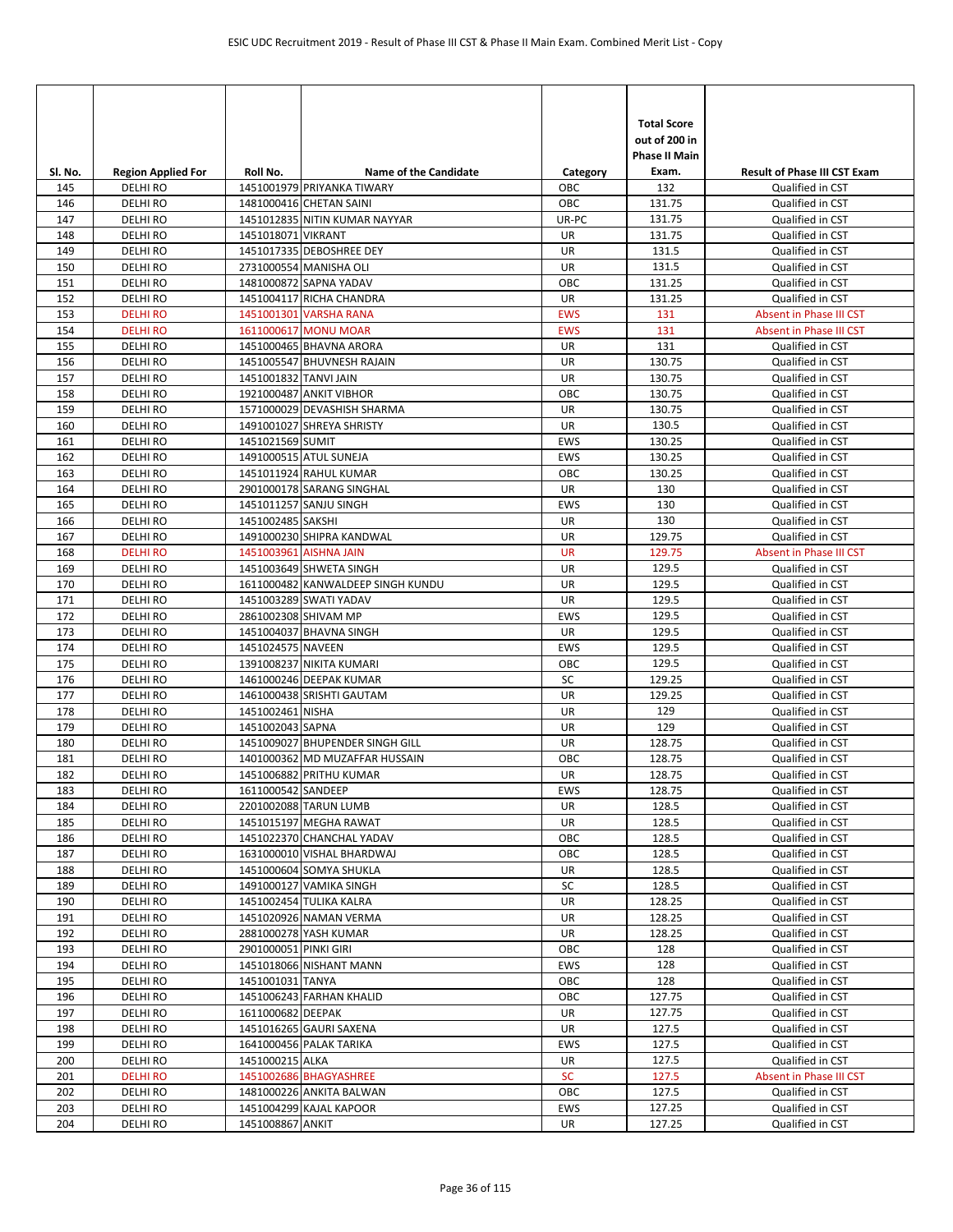| Sl. No. | Region Applied For | Roll No. | Name of the Candidate | Category | Total Score out of 200 in Phase II Main Exam. | Result of Phase III CST Exam |
|---|---|---|---|---|---|---|
| 145 | DELHI RO | 1451001979 | PRIYANKA TIWARY | OBC | 132 | Qualified in CST |
| 146 | DELHI RO | 1481000416 | CHETAN SAINI | OBC | 131.75 | Qualified in CST |
| 147 | DELHI RO | 1451012835 | NITIN KUMAR NAYYAR | UR-PC | 131.75 | Qualified in CST |
| 148 | DELHI RO | 1451018071 | VIKRANT | UR | 131.75 | Qualified in CST |
| 149 | DELHI RO | 1451017335 | DEBOSHREE DEY | UR | 131.5 | Qualified in CST |
| 150 | DELHI RO | 2731000554 | MANISHA OLI | UR | 131.5 | Qualified in CST |
| 151 | DELHI RO | 1481000872 | SAPNA YADAV | OBC | 131.25 | Qualified in CST |
| 152 | DELHI RO | 1451004117 | RICHA CHANDRA | UR | 131.25 | Qualified in CST |
| 153 | DELHI RO | 1451001301 | VARSHA RANA | EWS | 131 | Absent in Phase III CST |
| 154 | DELHI RO | 1611000617 | MONU MOAR | EWS | 131 | Absent in Phase III CST |
| 155 | DELHI RO | 1451000465 | BHAVNA ARORA | UR | 131 | Qualified in CST |
| 156 | DELHI RO | 1451005547 | BHUVNESH RAJAIN | UR | 130.75 | Qualified in CST |
| 157 | DELHI RO | 1451001832 | TANVI JAIN | UR | 130.75 | Qualified in CST |
| 158 | DELHI RO | 1921000487 | ANKIT VIBHOR | OBC | 130.75 | Qualified in CST |
| 159 | DELHI RO | 1571000029 | DEVASHISH SHARMA | UR | 130.75 | Qualified in CST |
| 160 | DELHI RO | 1491001027 | SHREYA SHRISTY | UR | 130.5 | Qualified in CST |
| 161 | DELHI RO | 1451021569 | SUMIT | EWS | 130.25 | Qualified in CST |
| 162 | DELHI RO | 1491000515 | ATUL SUNEJA | EWS | 130.25 | Qualified in CST |
| 163 | DELHI RO | 1451011924 | RAHUL KUMAR | OBC | 130.25 | Qualified in CST |
| 164 | DELHI RO | 2901000178 | SARANG SINGHAL | UR | 130 | Qualified in CST |
| 165 | DELHI RO | 1451011257 | SANJU SINGH | EWS | 130 | Qualified in CST |
| 166 | DELHI RO | 1451002485 | SAKSHI | UR | 130 | Qualified in CST |
| 167 | DELHI RO | 1491000230 | SHIPRA KANDWAL | UR | 129.75 | Qualified in CST |
| 168 | DELHI RO | 1451003961 | AISHNA JAIN | UR | 129.75 | Absent in Phase III CST |
| 169 | DELHI RO | 1451003649 | SHWETA SINGH | UR | 129.5 | Qualified in CST |
| 170 | DELHI RO | 1611000482 | KANWALDEEP SINGH KUNDU | UR | 129.5 | Qualified in CST |
| 171 | DELHI RO | 1451003289 | SWATI YADAV | UR | 129.5 | Qualified in CST |
| 172 | DELHI RO | 2861002308 | SHIVAM MP | EWS | 129.5 | Qualified in CST |
| 173 | DELHI RO | 1451004037 | BHAVNA SINGH | UR | 129.5 | Qualified in CST |
| 174 | DELHI RO | 1451024575 | NAVEEN | EWS | 129.5 | Qualified in CST |
| 175 | DELHI RO | 1391008237 | NIKITA KUMARI | OBC | 129.5 | Qualified in CST |
| 176 | DELHI RO | 1461000246 | DEEPAK KUMAR | SC | 129.25 | Qualified in CST |
| 177 | DELHI RO | 1461000438 | SRISHTI GAUTAM | UR | 129.25 | Qualified in CST |
| 178 | DELHI RO | 1451002461 | NISHA | UR | 129 | Qualified in CST |
| 179 | DELHI RO | 1451002043 | SAPNA | UR | 129 | Qualified in CST |
| 180 | DELHI RO | 1451009027 | BHUPENDER SINGH GILL | UR | 128.75 | Qualified in CST |
| 181 | DELHI RO | 1401000362 | MD MUZAFFAR HUSSAIN | OBC | 128.75 | Qualified in CST |
| 182 | DELHI RO | 1451006882 | PRITHU KUMAR | UR | 128.75 | Qualified in CST |
| 183 | DELHI RO | 1611000542 | SANDEEP | EWS | 128.75 | Qualified in CST |
| 184 | DELHI RO | 2201002088 | TARUN LUMB | UR | 128.5 | Qualified in CST |
| 185 | DELHI RO | 1451015197 | MEGHA RAWAT | UR | 128.5 | Qualified in CST |
| 186 | DELHI RO | 1451022370 | CHANCHAL YADAV | OBC | 128.5 | Qualified in CST |
| 187 | DELHI RO | 1631000010 | VISHAL BHARDWAJ | OBC | 128.5 | Qualified in CST |
| 188 | DELHI RO | 1451000604 | SOMYA SHUKLA | UR | 128.5 | Qualified in CST |
| 189 | DELHI RO | 1491000127 | VAMIKA SINGH | SC | 128.5 | Qualified in CST |
| 190 | DELHI RO | 1451002454 | TULIKA KALRA | UR | 128.25 | Qualified in CST |
| 191 | DELHI RO | 1451020926 | NAMAN VERMA | UR | 128.25 | Qualified in CST |
| 192 | DELHI RO | 2881000278 | YASH KUMAR | UR | 128.25 | Qualified in CST |
| 193 | DELHI RO | 2901000051 | PINKI GIRI | OBC | 128 | Qualified in CST |
| 194 | DELHI RO | 1451018066 | NISHANT MANN | EWS | 128 | Qualified in CST |
| 195 | DELHI RO | 1451001031 | TANYA | OBC | 128 | Qualified in CST |
| 196 | DELHI RO | 1451006243 | FARHAN KHALID | OBC | 127.75 | Qualified in CST |
| 197 | DELHI RO | 1611000682 | DEEPAK | UR | 127.75 | Qualified in CST |
| 198 | DELHI RO | 1451016265 | GAURI SAXENA | UR | 127.5 | Qualified in CST |
| 199 | DELHI RO | 1641000456 | PALAK TARIKA | EWS | 127.5 | Qualified in CST |
| 200 | DELHI RO | 1451000215 | ALKA | UR | 127.5 | Qualified in CST |
| 201 | DELHI RO | 1451002686 | BHAGYASHREE | SC | 127.5 | Absent in Phase III CST |
| 202 | DELHI RO | 1481000226 | ANKITA BALWAN | OBC | 127.5 | Qualified in CST |
| 203 | DELHI RO | 1451004299 | KAJAL KAPOOR | EWS | 127.25 | Qualified in CST |
| 204 | DELHI RO | 1451008867 | ANKIT | UR | 127.25 | Qualified in CST |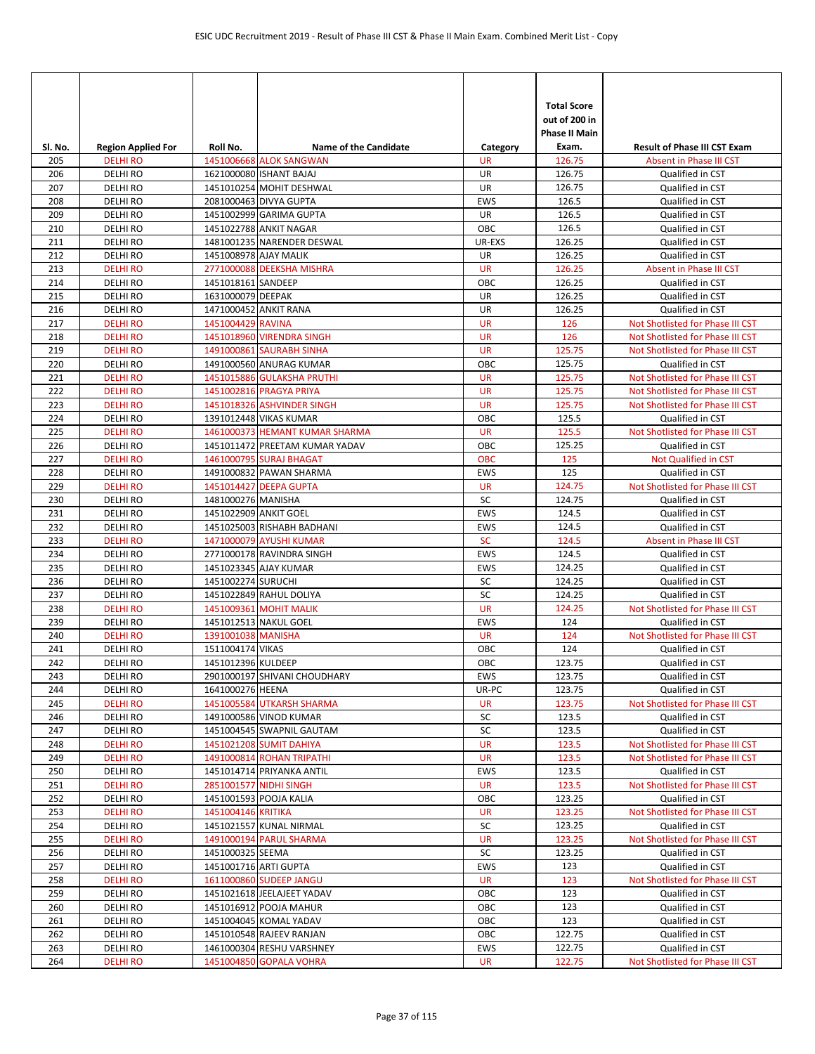| Sl. No. | Region Applied For | Roll No. | Name of the Candidate | Category | Total Score out of 200 in Phase II Main Exam. | Result of Phase III CST Exam |
|---|---|---|---|---|---|---|
| 205 | DELHI RO | 1451006668 | ALOK SANGWAN | UR | 126.75 | Absent in Phase III CST |
| 206 | DELHI RO | 1621000080 | ISHANT BAJAJ | UR | 126.75 | Qualified in CST |
| 207 | DELHI RO | 1451010254 | MOHIT DESHWAL | UR | 126.75 | Qualified in CST |
| 208 | DELHI RO | 2081000463 | DIVYA GUPTA | EWS | 126.5 | Qualified in CST |
| 209 | DELHI RO | 1451002999 | GARIMA GUPTA | UR | 126.5 | Qualified in CST |
| 210 | DELHI RO | 1451022788 | ANKIT NAGAR | OBC | 126.5 | Qualified in CST |
| 211 | DELHI RO | 1481001235 | NARENDER DESWAL | UR-EXS | 126.25 | Qualified in CST |
| 212 | DELHI RO | 1451008978 | AJAY MALIK | UR | 126.25 | Qualified in CST |
| 213 | DELHI RO | 2771000088 | DEEKSHA MISHRA | UR | 126.25 | Absent in Phase III CST |
| 214 | DELHI RO | 1451018161 | SANDEEP | OBC | 126.25 | Qualified in CST |
| 215 | DELHI RO | 1631000079 | DEEPAK | UR | 126.25 | Qualified in CST |
| 216 | DELHI RO | 1471000452 | ANKIT RANA | UR | 126.25 | Qualified in CST |
| 217 | DELHI RO | 1451004429 | RAVINA | UR | 126 | Not Shotlisted for Phase III CST |
| 218 | DELHI RO | 1451018960 | VIRENDRA SINGH | UR | 126 | Not Shotlisted for Phase III CST |
| 219 | DELHI RO | 1491000861 | SAURABH SINHA | UR | 125.75 | Not Shotlisted for Phase III CST |
| 220 | DELHI RO | 1491000560 | ANURAG KUMAR | OBC | 125.75 | Qualified in CST |
| 221 | DELHI RO | 1451015886 | GULAKSHA PRUTHI | UR | 125.75 | Not Shotlisted for Phase III CST |
| 222 | DELHI RO | 1451002816 | PRAGYA PRIYA | UR | 125.75 | Not Shotlisted for Phase III CST |
| 223 | DELHI RO | 1451018326 | ASHVINDER SINGH | UR | 125.75 | Not Shotlisted for Phase III CST |
| 224 | DELHI RO | 1391012448 | VIKAS KUMAR | OBC | 125.5 | Qualified in CST |
| 225 | DELHI RO | 1461000373 | HEMANT KUMAR SHARMA | UR | 125.5 | Not Shotlisted for Phase III CST |
| 226 | DELHI RO | 1451011472 | PREETAM KUMAR YADAV | OBC | 125.25 | Qualified in CST |
| 227 | DELHI RO | 1461000795 | SURAJ BHAGAT | OBC | 125 | Not Qualified in CST |
| 228 | DELHI RO | 1491000832 | PAWAN SHARMA | EWS | 125 | Qualified in CST |
| 229 | DELHI RO | 1451014427 | DEEPA GUPTA | UR | 124.75 | Not Shotlisted for Phase III CST |
| 230 | DELHI RO | 1481000276 | MANISHA | SC | 124.75 | Qualified in CST |
| 231 | DELHI RO | 1451022909 | ANKIT GOEL | EWS | 124.5 | Qualified in CST |
| 232 | DELHI RO | 1451025003 | RISHABH BADHANI | EWS | 124.5 | Qualified in CST |
| 233 | DELHI RO | 1471000079 | AYUSHI KUMAR | SC | 124.5 | Absent in Phase III CST |
| 234 | DELHI RO | 2771000178 | RAVINDRA SINGH | EWS | 124.5 | Qualified in CST |
| 235 | DELHI RO | 1451023345 | AJAY KUMAR | EWS | 124.25 | Qualified in CST |
| 236 | DELHI RO | 1451002274 | SURUCHI | SC | 124.25 | Qualified in CST |
| 237 | DELHI RO | 1451022849 | RAHUL DOLIYA | SC | 124.25 | Qualified in CST |
| 238 | DELHI RO | 1451009361 | MOHIT MALIK | UR | 124.25 | Not Shotlisted for Phase III CST |
| 239 | DELHI RO | 1451012513 | NAKUL GOEL | EWS | 124 | Qualified in CST |
| 240 | DELHI RO | 1391001038 | MANISHA | UR | 124 | Not Shotlisted for Phase III CST |
| 241 | DELHI RO | 1511004174 | VIKAS | OBC | 124 | Qualified in CST |
| 242 | DELHI RO | 1451012396 | KULDEEP | OBC | 123.75 | Qualified in CST |
| 243 | DELHI RO | 2901000197 | SHIVANI CHOUDHARY | EWS | 123.75 | Qualified in CST |
| 244 | DELHI RO | 1641000276 | HEENA | UR-PC | 123.75 | Qualified in CST |
| 245 | DELHI RO | 1451005584 | UTKARSH SHARMA | UR | 123.75 | Not Shotlisted for Phase III CST |
| 246 | DELHI RO | 1491000586 | VINOD KUMAR | SC | 123.5 | Qualified in CST |
| 247 | DELHI RO | 1451004545 | SWAPNIL GAUTAM | SC | 123.5 | Qualified in CST |
| 248 | DELHI RO | 1451021208 | SUMIT DAHIYA | UR | 123.5 | Not Shotlisted for Phase III CST |
| 249 | DELHI RO | 1491000814 | ROHAN TRIPATHI | UR | 123.5 | Not Shotlisted for Phase III CST |
| 250 | DELHI RO | 1451014714 | PRIYANKA ANTIL | EWS | 123.5 | Qualified in CST |
| 251 | DELHI RO | 2851001577 | NIDHI SINGH | UR | 123.5 | Not Shotlisted for Phase III CST |
| 252 | DELHI RO | 1451001593 | POOJA KALIA | OBC | 123.25 | Qualified in CST |
| 253 | DELHI RO | 1451004146 | KRITIKA | UR | 123.25 | Not Shotlisted for Phase III CST |
| 254 | DELHI RO | 1451021557 | KUNAL NIRMAL | SC | 123.25 | Qualified in CST |
| 255 | DELHI RO | 1491000194 | PARUL SHARMA | UR | 123.25 | Not Shotlisted for Phase III CST |
| 256 | DELHI RO | 1451000325 | SEEMA | SC | 123.25 | Qualified in CST |
| 257 | DELHI RO | 1451001716 | ARTI GUPTA | EWS | 123 | Qualified in CST |
| 258 | DELHI RO | 1611000860 | SUDEEP JANGU | UR | 123 | Not Shotlisted for Phase III CST |
| 259 | DELHI RO | 1451021618 | JEELAJEET YADAV | OBC | 123 | Qualified in CST |
| 260 | DELHI RO | 1451016912 | POOJA MAHUR | OBC | 123 | Qualified in CST |
| 261 | DELHI RO | 1451004045 | KOMAL YADAV | OBC | 123 | Qualified in CST |
| 262 | DELHI RO | 1451010548 | RAJEEV RANJAN | OBC | 122.75 | Qualified in CST |
| 263 | DELHI RO | 1461000304 | RESHU VARSHNEY | EWS | 122.75 | Qualified in CST |
| 264 | DELHI RO | 1451004850 | GOPALA VOHRA | UR | 122.75 | Not Shotlisted for Phase III CST |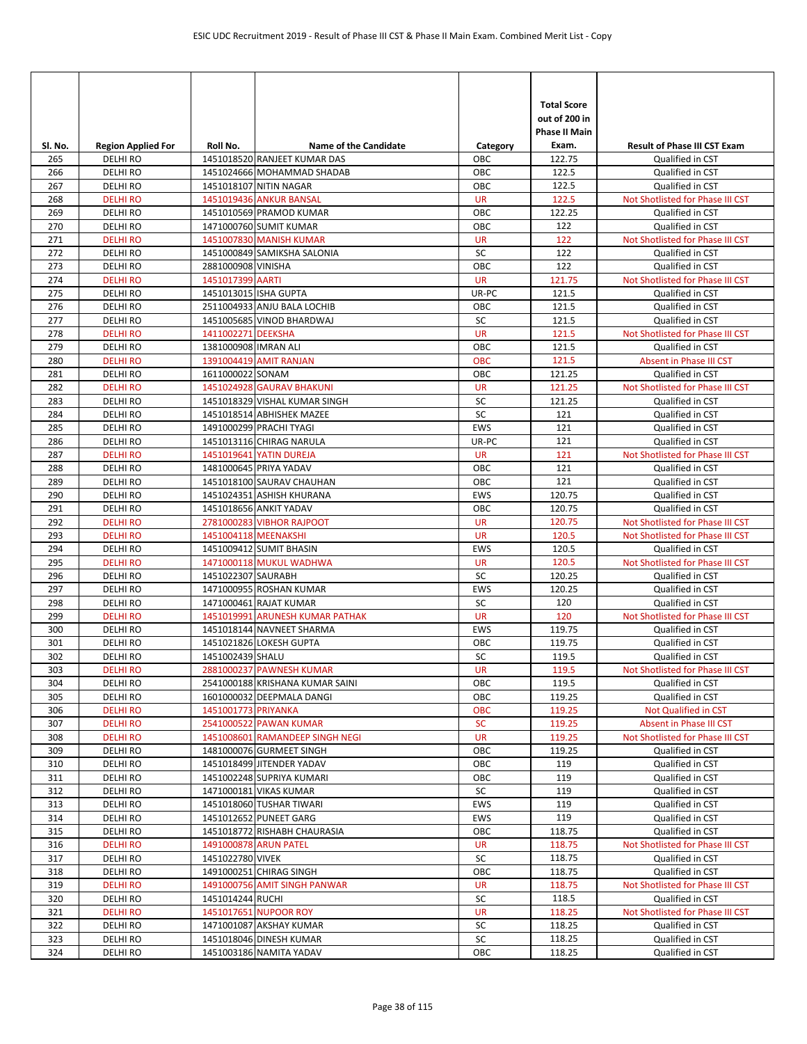| Sl. No. | Region Applied For | Roll No. | Name of the Candidate | Category | Total Score out of 200 in Phase II Main Exam. | Result of Phase III CST Exam |
|---|---|---|---|---|---|---|
| 265 | DELHI RO | 1451018520 | RANJEET KUMAR DAS | OBC | 122.75 | Qualified in CST |
| 266 | DELHI RO | 1451024666 | MOHAMMAD SHADAB | OBC | 122.5 | Qualified in CST |
| 267 | DELHI RO | 1451018107 | NITIN NAGAR | OBC | 122.5 | Qualified in CST |
| 268 | DELHI RO | 1451019436 | ANKUR BANSAL | UR | 122.5 | Not Shotlisted for Phase III CST |
| 269 | DELHI RO | 1451010569 | PRAMOD KUMAR | OBC | 122.25 | Qualified in CST |
| 270 | DELHI RO | 1471000760 | SUMIT KUMAR | OBC | 122 | Qualified in CST |
| 271 | DELHI RO | 1451007830 | MANISH KUMAR | UR | 122 | Not Shotlisted for Phase III CST |
| 272 | DELHI RO | 1451000849 | SAMIKSHA SALONIA | SC | 122 | Qualified in CST |
| 273 | DELHI RO | 2881000908 | VINISHA | OBC | 122 | Qualified in CST |
| 274 | DELHI RO | 1451017399 | AARTI | UR | 121.75 | Not Shotlisted for Phase III CST |
| 275 | DELHI RO | 1451013015 | ISHA GUPTA | UR-PC | 121.5 | Qualified in CST |
| 276 | DELHI RO | 2511004933 | ANJU BALA LOCHIB | OBC | 121.5 | Qualified in CST |
| 277 | DELHI RO | 1451005685 | VINOD BHARDWAJ | SC | 121.5 | Qualified in CST |
| 278 | DELHI RO | 1411002271 | DEEKSHA | UR | 121.5 | Not Shotlisted for Phase III CST |
| 279 | DELHI RO | 1381000908 | IMRAN ALI | OBC | 121.5 | Qualified in CST |
| 280 | DELHI RO | 1391004419 | AMIT RANJAN | OBC | 121.5 | Absent in Phase III CST |
| 281 | DELHI RO | 1611000022 | SONAM | OBC | 121.25 | Qualified in CST |
| 282 | DELHI RO | 1451024928 | GAURAV BHAKUNI | UR | 121.25 | Not Shotlisted for Phase III CST |
| 283 | DELHI RO | 1451018329 | VISHAL KUMAR SINGH | SC | 121.25 | Qualified in CST |
| 284 | DELHI RO | 1451018514 | ABHISHEK MAZEE | SC | 121 | Qualified in CST |
| 285 | DELHI RO | 1491000299 | PRACHI TYAGI | EWS | 121 | Qualified in CST |
| 286 | DELHI RO | 1451013116 | CHIRAG NARULA | UR-PC | 121 | Qualified in CST |
| 287 | DELHI RO | 1451019641 | YATIN DUREJA | UR | 121 | Not Shotlisted for Phase III CST |
| 288 | DELHI RO | 1481000645 | PRIYA YADAV | OBC | 121 | Qualified in CST |
| 289 | DELHI RO | 1451018100 | SAURAV CHAUHAN | OBC | 121 | Qualified in CST |
| 290 | DELHI RO | 1451024351 | ASHISH KHURANA | EWS | 120.75 | Qualified in CST |
| 291 | DELHI RO | 1451018656 | ANKIT YADAV | OBC | 120.75 | Qualified in CST |
| 292 | DELHI RO | 2781000283 | VIBHOR RAJPOOT | UR | 120.75 | Not Shotlisted for Phase III CST |
| 293 | DELHI RO | 1451004118 | MEENAKSHI | UR | 120.5 | Not Shotlisted for Phase III CST |
| 294 | DELHI RO | 1451009412 | SUMIT BHASIN | EWS | 120.5 | Qualified in CST |
| 295 | DELHI RO | 1471000118 | MUKUL WADHWA | UR | 120.5 | Not Shotlisted for Phase III CST |
| 296 | DELHI RO | 1451022307 | SAURABH | SC | 120.25 | Qualified in CST |
| 297 | DELHI RO | 1471000955 | ROSHAN KUMAR | EWS | 120.25 | Qualified in CST |
| 298 | DELHI RO | 1471000461 | RAJAT KUMAR | SC | 120 | Qualified in CST |
| 299 | DELHI RO | 1451019991 | ARUNESH KUMAR PATHAK | UR | 120 | Not Shotlisted for Phase III CST |
| 300 | DELHI RO | 1451018144 | NAVNEET SHARMA | EWS | 119.75 | Qualified in CST |
| 301 | DELHI RO | 1451021826 | LOKESH GUPTA | OBC | 119.75 | Qualified in CST |
| 302 | DELHI RO | 1451002439 | SHALU | SC | 119.5 | Qualified in CST |
| 303 | DELHI RO | 2881000237 | PAWNESH KUMAR | UR | 119.5 | Not Shotlisted for Phase III CST |
| 304 | DELHI RO | 2541000188 | KRISHANA KUMAR SAINI | OBC | 119.5 | Qualified in CST |
| 305 | DELHI RO | 1601000032 | DEEPMALA DANGI | OBC | 119.25 | Qualified in CST |
| 306 | DELHI RO | 1451001773 | PRIYANKA | OBC | 119.25 | Not Qualified in CST |
| 307 | DELHI RO | 2541000522 | PAWAN KUMAR | SC | 119.25 | Absent in Phase III CST |
| 308 | DELHI RO | 1451008601 | RAMANDEEP SINGH NEGI | UR | 119.25 | Not Shotlisted for Phase III CST |
| 309 | DELHI RO | 1481000076 | GURMEET SINGH | OBC | 119.25 | Qualified in CST |
| 310 | DELHI RO | 1451018499 | JITENDER YADAV | OBC | 119 | Qualified in CST |
| 311 | DELHI RO | 1451002248 | SUPRIYA KUMARI | OBC | 119 | Qualified in CST |
| 312 | DELHI RO | 1471000181 | VIKAS KUMAR | SC | 119 | Qualified in CST |
| 313 | DELHI RO | 1451018060 | TUSHAR TIWARI | EWS | 119 | Qualified in CST |
| 314 | DELHI RO | 1451012652 | PUNEET GARG | EWS | 119 | Qualified in CST |
| 315 | DELHI RO | 1451018772 | RISHABH CHAURASIA | OBC | 118.75 | Qualified in CST |
| 316 | DELHI RO | 1491000878 | ARUN PATEL | UR | 118.75 | Not Shotlisted for Phase III CST |
| 317 | DELHI RO | 1451022780 | VIVEK | SC | 118.75 | Qualified in CST |
| 318 | DELHI RO | 1491000251 | CHIRAG SINGH | OBC | 118.75 | Qualified in CST |
| 319 | DELHI RO | 1491000756 | AMIT SINGH PANWAR | UR | 118.75 | Not Shotlisted for Phase III CST |
| 320 | DELHI RO | 1451014244 | RUCHI | SC | 118.5 | Qualified in CST |
| 321 | DELHI RO | 1451017651 | NUPOOR ROY | UR | 118.25 | Not Shotlisted for Phase III CST |
| 322 | DELHI RO | 1471001087 | AKSHAY KUMAR | SC | 118.25 | Qualified in CST |
| 323 | DELHI RO | 1451018046 | DINESH KUMAR | SC | 118.25 | Qualified in CST |
| 324 | DELHI RO | 1451003186 | NAMITA YADAV | OBC | 118.25 | Qualified in CST |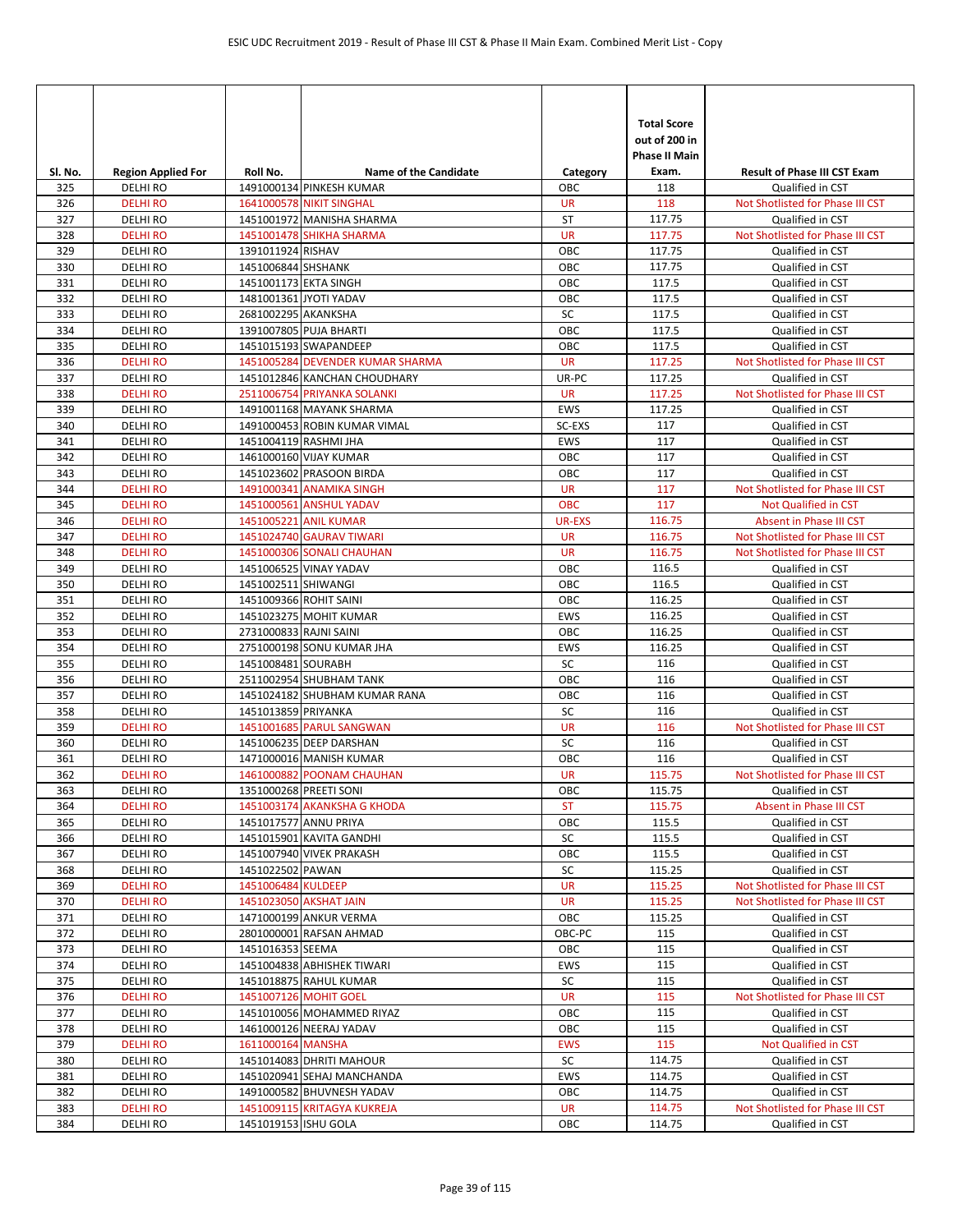| Sl. No. | Region Applied For | Roll No. | Name of the Candidate | Category | Total Score out of 200 in Phase II Main Exam. | Result of Phase III CST Exam |
|---|---|---|---|---|---|---|
| 325 | DELHI RO | 1491000134 | PINKESH KUMAR | OBC | 118 | Qualified in CST |
| 326 | DELHI RO | 1641000578 | NIKIT SINGHAL | UR | 118 | Not Shotlisted for Phase III CST |
| 327 | DELHI RO | 1451001972 | MANISHA SHARMA | ST | 117.75 | Qualified in CST |
| 328 | DELHI RO | 1451001478 | SHIKHA SHARMA | UR | 117.75 | Not Shotlisted for Phase III CST |
| 329 | DELHI RO | 1391011924 | RISHAV | OBC | 117.75 | Qualified in CST |
| 330 | DELHI RO | 1451006844 | SHSHANK | OBC | 117.75 | Qualified in CST |
| 331 | DELHI RO | 1451001173 | EKTA SINGH | OBC | 117.5 | Qualified in CST |
| 332 | DELHI RO | 1481001361 | JYOTI YADAV | OBC | 117.5 | Qualified in CST |
| 333 | DELHI RO | 2681002295 | AKANKSHA | SC | 117.5 | Qualified in CST |
| 334 | DELHI RO | 1391007805 | PUJA BHARTI | OBC | 117.5 | Qualified in CST |
| 335 | DELHI RO | 1451015193 | SWAPANDEEP | OBC | 117.5 | Qualified in CST |
| 336 | DELHI RO | 1451005284 | DEVENDER KUMAR SHARMA | UR | 117.25 | Not Shotlisted for Phase III CST |
| 337 | DELHI RO | 1451012846 | KANCHAN CHOUDHARY | UR-PC | 117.25 | Qualified in CST |
| 338 | DELHI RO | 2511006754 | PRIYANKA SOLANKI | UR | 117.25 | Not Shotlisted for Phase III CST |
| 339 | DELHI RO | 1491001168 | MAYANK SHARMA | EWS | 117.25 | Qualified in CST |
| 340 | DELHI RO | 1491000453 | ROBIN KUMAR VIMAL | SC-EXS | 117 | Qualified in CST |
| 341 | DELHI RO | 1451004119 | RASHMI JHA | EWS | 117 | Qualified in CST |
| 342 | DELHI RO | 1461000160 | VIJAY KUMAR | OBC | 117 | Qualified in CST |
| 343 | DELHI RO | 1451023602 | PRASOON BIRDA | OBC | 117 | Qualified in CST |
| 344 | DELHI RO | 1491000341 | ANAMIKA SINGH | UR | 117 | Not Shotlisted for Phase III CST |
| 345 | DELHI RO | 1451000561 | ANSHUL YADAV | OBC | 117 | Not Qualified in CST |
| 346 | DELHI RO | 1451005221 | ANIL KUMAR | UR-EXS | 116.75 | Absent in Phase III CST |
| 347 | DELHI RO | 1451024740 | GAURAV TIWARI | UR | 116.75 | Not Shotlisted for Phase III CST |
| 348 | DELHI RO | 1451000306 | SONALI CHAUHAN | UR | 116.75 | Not Shotlisted for Phase III CST |
| 349 | DELHI RO | 1451006525 | VINAY YADAV | OBC | 116.5 | Qualified in CST |
| 350 | DELHI RO | 1451002511 | SHIWANGI | OBC | 116.5 | Qualified in CST |
| 351 | DELHI RO | 1451009366 | ROHIT SAINI | OBC | 116.25 | Qualified in CST |
| 352 | DELHI RO | 1451023275 | MOHIT KUMAR | EWS | 116.25 | Qualified in CST |
| 353 | DELHI RO | 2731000833 | RAJNI SAINI | OBC | 116.25 | Qualified in CST |
| 354 | DELHI RO | 2751000198 | SONU KUMAR JHA | EWS | 116.25 | Qualified in CST |
| 355 | DELHI RO | 1451008481 | SOURABH | SC | 116 | Qualified in CST |
| 356 | DELHI RO | 2511002954 | SHUBHAM TANK | OBC | 116 | Qualified in CST |
| 357 | DELHI RO | 1451024182 | SHUBHAM KUMAR RANA | OBC | 116 | Qualified in CST |
| 358 | DELHI RO | 1451013859 | PRIYANKA | SC | 116 | Qualified in CST |
| 359 | DELHI RO | 1451001685 | PARUL SANGWAN | UR | 116 | Not Shotlisted for Phase III CST |
| 360 | DELHI RO | 1451006235 | DEEP DARSHAN | SC | 116 | Qualified in CST |
| 361 | DELHI RO | 1471000016 | MANISH KUMAR | OBC | 116 | Qualified in CST |
| 362 | DELHI RO | 1461000882 | POONAM CHAUHAN | UR | 115.75 | Not Shotlisted for Phase III CST |
| 363 | DELHI RO | 1351000268 | PREETI SONI | OBC | 115.75 | Qualified in CST |
| 364 | DELHI RO | 1451003174 | AKANKSHA G KHODA | ST | 115.75 | Absent in Phase III CST |
| 365 | DELHI RO | 1451017577 | ANNU PRIYA | OBC | 115.5 | Qualified in CST |
| 366 | DELHI RO | 1451015901 | KAVITA GANDHI | SC | 115.5 | Qualified in CST |
| 367 | DELHI RO | 1451007940 | VIVEK PRAKASH | OBC | 115.5 | Qualified in CST |
| 368 | DELHI RO | 1451022502 | PAWAN | SC | 115.25 | Qualified in CST |
| 369 | DELHI RO | 1451006484 | KULDEEP | UR | 115.25 | Not Shotlisted for Phase III CST |
| 370 | DELHI RO | 1451023050 | AKSHAT JAIN | UR | 115.25 | Not Shotlisted for Phase III CST |
| 371 | DELHI RO | 1471000199 | ANKUR VERMA | OBC | 115.25 | Qualified in CST |
| 372 | DELHI RO | 2801000001 | RAFSAN AHMAD | OBC-PC | 115 | Qualified in CST |
| 373 | DELHI RO | 1451016353 | SEEMA | OBC | 115 | Qualified in CST |
| 374 | DELHI RO | 1451004838 | ABHISHEK TIWARI | EWS | 115 | Qualified in CST |
| 375 | DELHI RO | 1451018875 | RAHUL KUMAR | SC | 115 | Qualified in CST |
| 376 | DELHI RO | 1451007126 | MOHIT GOEL | UR | 115 | Not Shotlisted for Phase III CST |
| 377 | DELHI RO | 1451010056 | MOHAMMED RIYAZ | OBC | 115 | Qualified in CST |
| 378 | DELHI RO | 1461000126 | NEERAJ YADAV | OBC | 115 | Qualified in CST |
| 379 | DELHI RO | 1611000164 | MANSHA | EWS | 115 | Not Qualified in CST |
| 380 | DELHI RO | 1451014083 | DHRITI MAHOUR | SC | 114.75 | Qualified in CST |
| 381 | DELHI RO | 1451020941 | SEHAJ MANCHANDA | EWS | 114.75 | Qualified in CST |
| 382 | DELHI RO | 1491000582 | BHUVNESH YADAV | OBC | 114.75 | Qualified in CST |
| 383 | DELHI RO | 1451009115 | KRITAGYA KUKREJA | UR | 114.75 | Not Shotlisted for Phase III CST |
| 384 | DELHI RO | 1451019153 | ISHU GOLA | OBC | 114.75 | Qualified in CST |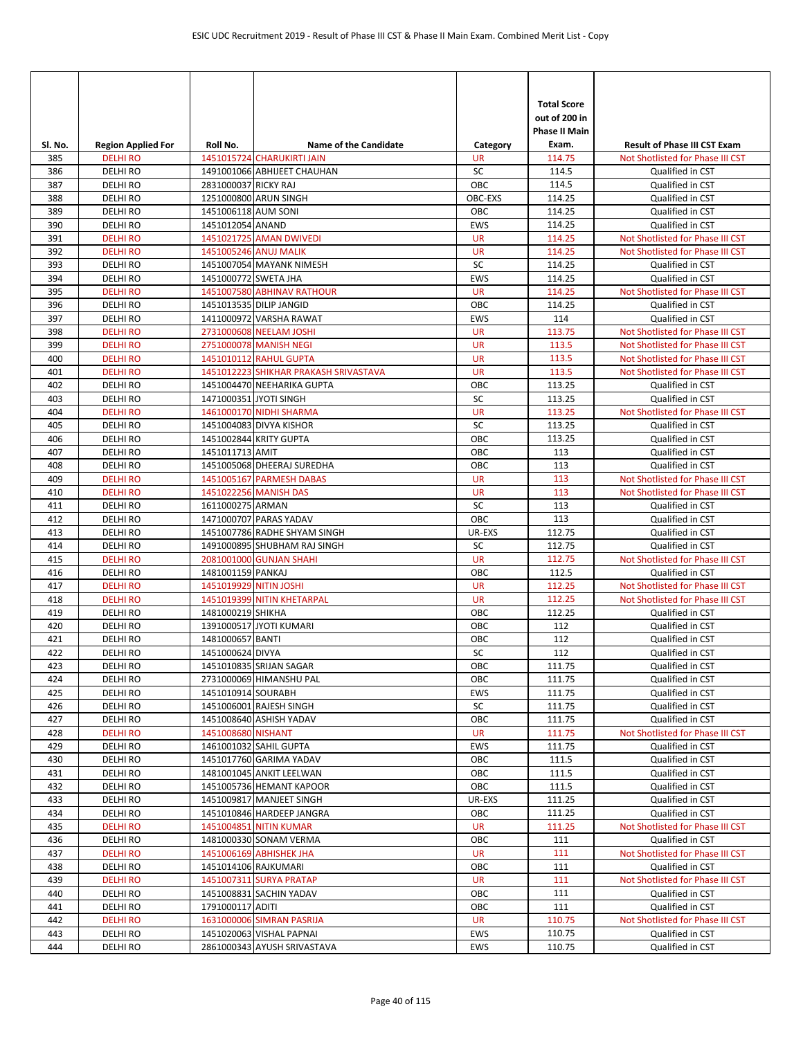| Sl. No. | Region Applied For | Roll No. | Name of the Candidate | Category | Total Score out of 200 in Phase II Main Exam. | Result of Phase III CST Exam |
|---|---|---|---|---|---|---|
| 385 | DELHI RO | 1451015724 | CHARUKIRTI JAIN | UR | 114.75 | Not Shotlisted for Phase III CST |
| 386 | DELHI RO | 1491001066 | ABHIJEET CHAUHAN | SC | 114.5 | Qualified in CST |
| 387 | DELHI RO | 2831000037 | RICKY RAJ | OBC | 114.5 | Qualified in CST |
| 388 | DELHI RO | 1251000800 | ARUN SINGH | OBC-EXS | 114.25 | Qualified in CST |
| 389 | DELHI RO | 1451006118 | AUM SONI | OBC | 114.25 | Qualified in CST |
| 390 | DELHI RO | 1451012054 | ANAND | EWS | 114.25 | Qualified in CST |
| 391 | DELHI RO | 1451021725 | AMAN DWIVEDI | UR | 114.25 | Not Shotlisted for Phase III CST |
| 392 | DELHI RO | 1451005246 | ANUJ MALIK | UR | 114.25 | Not Shotlisted for Phase III CST |
| 393 | DELHI RO | 1451007054 | MAYANK NIMESH | SC | 114.25 | Qualified in CST |
| 394 | DELHI RO | 1451000772 | SWETA JHA | EWS | 114.25 | Qualified in CST |
| 395 | DELHI RO | 1451007580 | ABHINAV RATHOUR | UR | 114.25 | Not Shotlisted for Phase III CST |
| 396 | DELHI RO | 1451013535 | DILIP JANGID | OBC | 114.25 | Qualified in CST |
| 397 | DELHI RO | 1411000972 | VARSHA RAWAT | EWS | 114 | Qualified in CST |
| 398 | DELHI RO | 2731000608 | NEELAM JOSHI | UR | 113.75 | Not Shotlisted for Phase III CST |
| 399 | DELHI RO | 2751000078 | MANISH NEGI | UR | 113.5 | Not Shotlisted for Phase III CST |
| 400 | DELHI RO | 1451010112 | RAHUL GUPTA | UR | 113.5 | Not Shotlisted for Phase III CST |
| 401 | DELHI RO | 1451012223 | SHIKHAR PRAKASH SRIVASTAVA | UR | 113.5 | Not Shotlisted for Phase III CST |
| 402 | DELHI RO | 1451004470 | NEEHARIKA GUPTA | OBC | 113.25 | Qualified in CST |
| 403 | DELHI RO | 1471000351 | JYOTI SINGH | SC | 113.25 | Qualified in CST |
| 404 | DELHI RO | 1461000170 | NIDHI SHARMA | UR | 113.25 | Not Shotlisted for Phase III CST |
| 405 | DELHI RO | 1451004083 | DIVYA KISHOR | SC | 113.25 | Qualified in CST |
| 406 | DELHI RO | 1451002844 | KRITY GUPTA | OBC | 113.25 | Qualified in CST |
| 407 | DELHI RO | 1451011713 | AMIT | OBC | 113 | Qualified in CST |
| 408 | DELHI RO | 1451005068 | DHEERAJ SUREDHA | OBC | 113 | Qualified in CST |
| 409 | DELHI RO | 1451005167 | PARMESH DABAS | UR | 113 | Not Shotlisted for Phase III CST |
| 410 | DELHI RO | 1451022256 | MANISH DAS | UR | 113 | Not Shotlisted for Phase III CST |
| 411 | DELHI RO | 1611000275 | ARMAN | SC | 113 | Qualified in CST |
| 412 | DELHI RO | 1471000707 | PARAS YADAV | OBC | 113 | Qualified in CST |
| 413 | DELHI RO | 1451007786 | RADHE SHYAM SINGH | UR-EXS | 112.75 | Qualified in CST |
| 414 | DELHI RO | 1491000895 | SHUBHAM RAJ SINGH | SC | 112.75 | Qualified in CST |
| 415 | DELHI RO | 2081001000 | GUNJAN SHAHI | UR | 112.75 | Not Shotlisted for Phase III CST |
| 416 | DELHI RO | 1481001159 | PANKAJ | OBC | 112.5 | Qualified in CST |
| 417 | DELHI RO | 1451019929 | NITIN JOSHI | UR | 112.25 | Not Shotlisted for Phase III CST |
| 418 | DELHI RO | 1451019399 | NITIN KHETARPAL | UR | 112.25 | Not Shotlisted for Phase III CST |
| 419 | DELHI RO | 1481000219 | SHIKHA | OBC | 112.25 | Qualified in CST |
| 420 | DELHI RO | 1391000517 | JYOTI KUMARI | OBC | 112 | Qualified in CST |
| 421 | DELHI RO | 1481000657 | BANTI | OBC | 112 | Qualified in CST |
| 422 | DELHI RO | 1451000624 | DIVYA | SC | 112 | Qualified in CST |
| 423 | DELHI RO | 1451010835 | SRIJAN SAGAR | OBC | 111.75 | Qualified in CST |
| 424 | DELHI RO | 2731000069 | HIMANSHU PAL | OBC | 111.75 | Qualified in CST |
| 425 | DELHI RO | 1451010914 | SOURABH | EWS | 111.75 | Qualified in CST |
| 426 | DELHI RO | 1451006001 | RAJESH SINGH | SC | 111.75 | Qualified in CST |
| 427 | DELHI RO | 1451008640 | ASHISH YADAV | OBC | 111.75 | Qualified in CST |
| 428 | DELHI RO | 1451008680 | NISHANT | UR | 111.75 | Not Shotlisted for Phase III CST |
| 429 | DELHI RO | 1461001032 | SAHIL GUPTA | EWS | 111.75 | Qualified in CST |
| 430 | DELHI RO | 1451017760 | GARIMA YADAV | OBC | 111.5 | Qualified in CST |
| 431 | DELHI RO | 1481001045 | ANKIT LEELWAN | OBC | 111.5 | Qualified in CST |
| 432 | DELHI RO | 1451005736 | HEMANT KAPOOR | OBC | 111.5 | Qualified in CST |
| 433 | DELHI RO | 1451009817 | MANJEET SINGH | UR-EXS | 111.25 | Qualified in CST |
| 434 | DELHI RO | 1451010846 | HARDEEP JANGRA | OBC | 111.25 | Qualified in CST |
| 435 | DELHI RO | 1451004851 | NITIN KUMAR | UR | 111.25 | Not Shotlisted for Phase III CST |
| 436 | DELHI RO | 1481000330 | SONAM VERMA | OBC | 111 | Qualified in CST |
| 437 | DELHI RO | 1451006169 | ABHISHEK JHA | UR | 111 | Not Shotlisted for Phase III CST |
| 438 | DELHI RO | 1451014106 | RAJKUMARI | OBC | 111 | Qualified in CST |
| 439 | DELHI RO | 1451007311 | SURYA PRATAP | UR | 111 | Not Shotlisted for Phase III CST |
| 440 | DELHI RO | 1451008831 | SACHIN YADAV | OBC | 111 | Qualified in CST |
| 441 | DELHI RO | 1791000117 | ADITI | OBC | 111 | Qualified in CST |
| 442 | DELHI RO | 1631000006 | SIMRAN PASRIJA | UR | 110.75 | Not Shotlisted for Phase III CST |
| 443 | DELHI RO | 1451020063 | VISHAL PAPNAI | EWS | 110.75 | Qualified in CST |
| 444 | DELHI RO | 2861000343 | AYUSH SRIVASTAVA | EWS | 110.75 | Qualified in CST |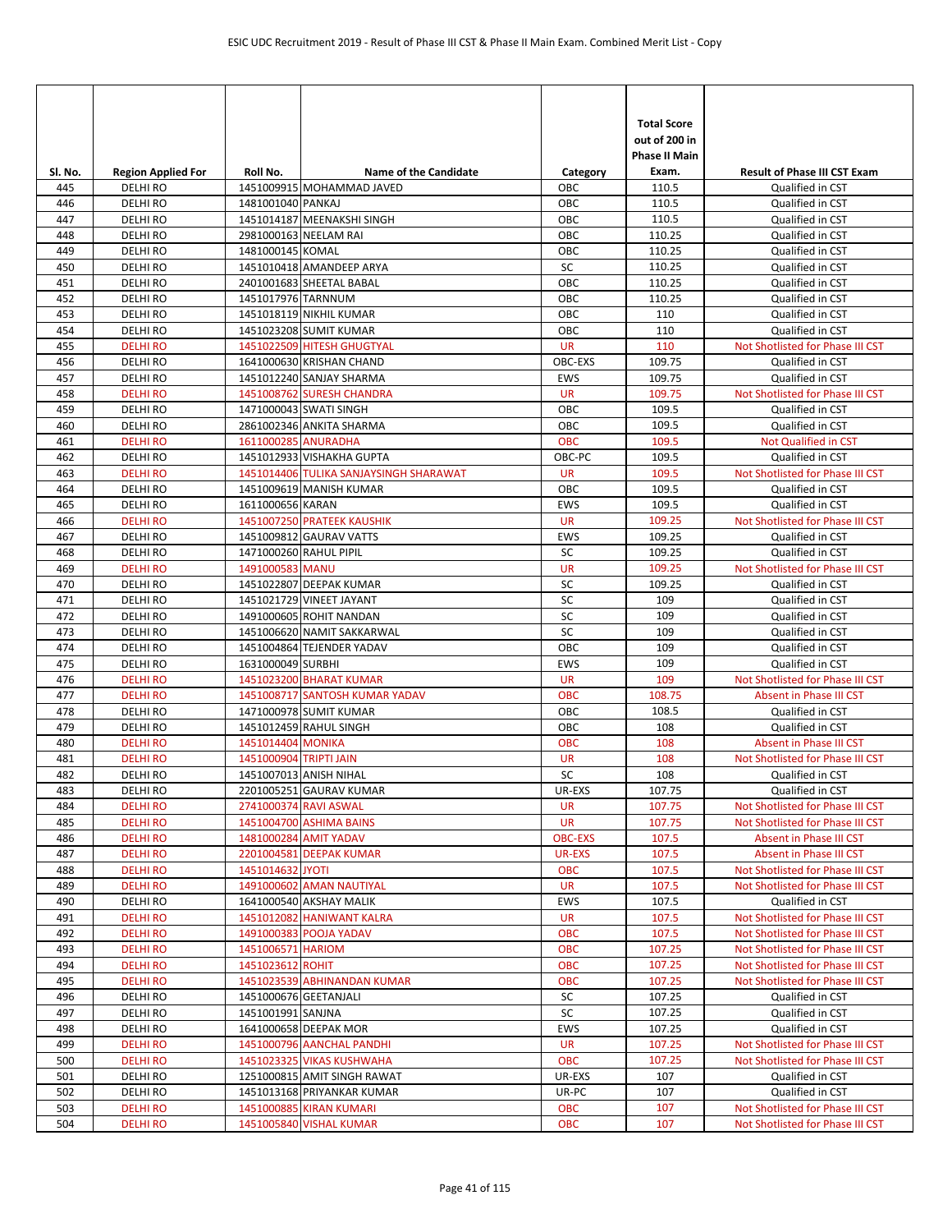| Sl. No. | Region Applied For | Roll No. | Name of the Candidate | Category | Total Score out of 200 in Phase II Main Exam. | Result of Phase III CST Exam |
|---|---|---|---|---|---|---|
| 445 | DELHI RO | 1451009915 | MOHAMMAD JAVED | OBC | 110.5 | Qualified in CST |
| 446 | DELHI RO | 1481001040 | PANKAJ | OBC | 110.5 | Qualified in CST |
| 447 | DELHI RO | 1451014187 | MEENAKSHI SINGH | OBC | 110.5 | Qualified in CST |
| 448 | DELHI RO | 2981000163 | NEELAM RAI | OBC | 110.25 | Qualified in CST |
| 449 | DELHI RO | 1481000145 | KOMAL | OBC | 110.25 | Qualified in CST |
| 450 | DELHI RO | 1451010418 | AMANDEEP ARYA | SC | 110.25 | Qualified in CST |
| 451 | DELHI RO | 2401001683 | SHEETAL BABAL | OBC | 110.25 | Qualified in CST |
| 452 | DELHI RO | 1451017976 | TARNNUM | OBC | 110.25 | Qualified in CST |
| 453 | DELHI RO | 1451018119 | NIKHIL KUMAR | OBC | 110 | Qualified in CST |
| 454 | DELHI RO | 1451023208 | SUMIT KUMAR | OBC | 110 | Qualified in CST |
| 455 | DELHI RO | 1451022509 | HITESH GHUGTYAL | UR | 110 | Not Shotlisted for Phase III CST |
| 456 | DELHI RO | 1641000630 | KRISHAN CHAND | OBC-EXS | 109.75 | Qualified in CST |
| 457 | DELHI RO | 1451012240 | SANJAY SHARMA | EWS | 109.75 | Qualified in CST |
| 458 | DELHI RO | 1451008762 | SURESH CHANDRA | UR | 109.75 | Not Shotlisted for Phase III CST |
| 459 | DELHI RO | 1471000043 | SWATI SINGH | OBC | 109.5 | Qualified in CST |
| 460 | DELHI RO | 2861002346 | ANKITA SHARMA | OBC | 109.5 | Qualified in CST |
| 461 | DELHI RO | 1611000285 | ANURADHA | OBC | 109.5 | Not Qualified in CST |
| 462 | DELHI RO | 1451012933 | VISHAKHA GUPTA | OBC-PC | 109.5 | Qualified in CST |
| 463 | DELHI RO | 1451014406 | TULIKA SANJAYSINGH SHARAWAT | UR | 109.5 | Not Shotlisted for Phase III CST |
| 464 | DELHI RO | 1451009619 | MANISH KUMAR | OBC | 109.5 | Qualified in CST |
| 465 | DELHI RO | 1611000656 | KARAN | EWS | 109.5 | Qualified in CST |
| 466 | DELHI RO | 1451007250 | PRATEEK KAUSHIK | UR | 109.25 | Not Shotlisted for Phase III CST |
| 467 | DELHI RO | 1451009812 | GAURAV VATTS | EWS | 109.25 | Qualified in CST |
| 468 | DELHI RO | 1471000260 | RAHUL PIPIL | SC | 109.25 | Qualified in CST |
| 469 | DELHI RO | 1491000583 | MANU | UR | 109.25 | Not Shotlisted for Phase III CST |
| 470 | DELHI RO | 1451022807 | DEEPAK KUMAR | SC | 109.25 | Qualified in CST |
| 471 | DELHI RO | 1451021729 | VINEET JAYANT | SC | 109 | Qualified in CST |
| 472 | DELHI RO | 1491000605 | ROHIT NANDAN | SC | 109 | Qualified in CST |
| 473 | DELHI RO | 1451006620 | NAMIT SAKKARWAL | SC | 109 | Qualified in CST |
| 474 | DELHI RO | 1451004864 | TEJENDER YADAV | OBC | 109 | Qualified in CST |
| 475 | DELHI RO | 1631000049 | SURBHI | EWS | 109 | Qualified in CST |
| 476 | DELHI RO | 1451023200 | BHARAT KUMAR | UR | 109 | Not Shotlisted for Phase III CST |
| 477 | DELHI RO | 1451008717 | SANTOSH KUMAR YADAV | OBC | 108.75 | Absent in Phase III CST |
| 478 | DELHI RO | 1471000978 | SUMIT KUMAR | OBC | 108.5 | Qualified in CST |
| 479 | DELHI RO | 1451012459 | RAHUL SINGH | OBC | 108 | Qualified in CST |
| 480 | DELHI RO | 1451014404 | MONIKA | OBC | 108 | Absent in Phase III CST |
| 481 | DELHI RO | 1451000904 | TRIPTI JAIN | UR | 108 | Not Shotlisted for Phase III CST |
| 482 | DELHI RO | 1451007013 | ANISH NIHAL | SC | 108 | Qualified in CST |
| 483 | DELHI RO | 2201005251 | GAURAV KUMAR | UR-EXS | 107.75 | Qualified in CST |
| 484 | DELHI RO | 2741000374 | RAVI ASWAL | UR | 107.75 | Not Shotlisted for Phase III CST |
| 485 | DELHI RO | 1451004700 | ASHIMA BAINS | UR | 107.75 | Not Shotlisted for Phase III CST |
| 486 | DELHI RO | 1481000284 | AMIT YADAV | OBC-EXS | 107.5 | Absent in Phase III CST |
| 487 | DELHI RO | 2201004581 | DEEPAK KUMAR | UR-EXS | 107.5 | Absent in Phase III CST |
| 488 | DELHI RO | 1451014632 | JYOTI | OBC | 107.5 | Not Shotlisted for Phase III CST |
| 489 | DELHI RO | 1491000602 | AMAN NAUTIYAL | UR | 107.5 | Not Shotlisted for Phase III CST |
| 490 | DELHI RO | 1641000540 | AKSHAY MALIK | EWS | 107.5 | Qualified in CST |
| 491 | DELHI RO | 1451012082 | HANIWANT KALRA | UR | 107.5 | Not Shotlisted for Phase III CST |
| 492 | DELHI RO | 1491000383 | POOJA YADAV | OBC | 107.5 | Not Shotlisted for Phase III CST |
| 493 | DELHI RO | 1451006571 | HARIOM | OBC | 107.25 | Not Shotlisted for Phase III CST |
| 494 | DELHI RO | 1451023612 | ROHIT | OBC | 107.25 | Not Shotlisted for Phase III CST |
| 495 | DELHI RO | 1451023539 | ABHINANDAN KUMAR | OBC | 107.25 | Not Shotlisted for Phase III CST |
| 496 | DELHI RO | 1451000676 | GEETANJALI | SC | 107.25 | Qualified in CST |
| 497 | DELHI RO | 1451001991 | SANJNA | SC | 107.25 | Qualified in CST |
| 498 | DELHI RO | 1641000658 | DEEPAK MOR | EWS | 107.25 | Qualified in CST |
| 499 | DELHI RO | 1451000796 | AANCHAL PANDHI | UR | 107.25 | Not Shotlisted for Phase III CST |
| 500 | DELHI RO | 1451023325 | VIKAS KUSHWAHA | OBC | 107.25 | Not Shotlisted for Phase III CST |
| 501 | DELHI RO | 1251000815 | AMIT SINGH RAWAT | UR-EXS | 107 | Qualified in CST |
| 502 | DELHI RO | 1451013168 | PRIYANKAR KUMAR | UR-PC | 107 | Qualified in CST |
| 503 | DELHI RO | 1451000885 | KIRAN KUMARI | OBC | 107 | Not Shotlisted for Phase III CST |
| 504 | DELHI RO | 1451005840 | VISHAL KUMAR | OBC | 107 | Not Shotlisted for Phase III CST |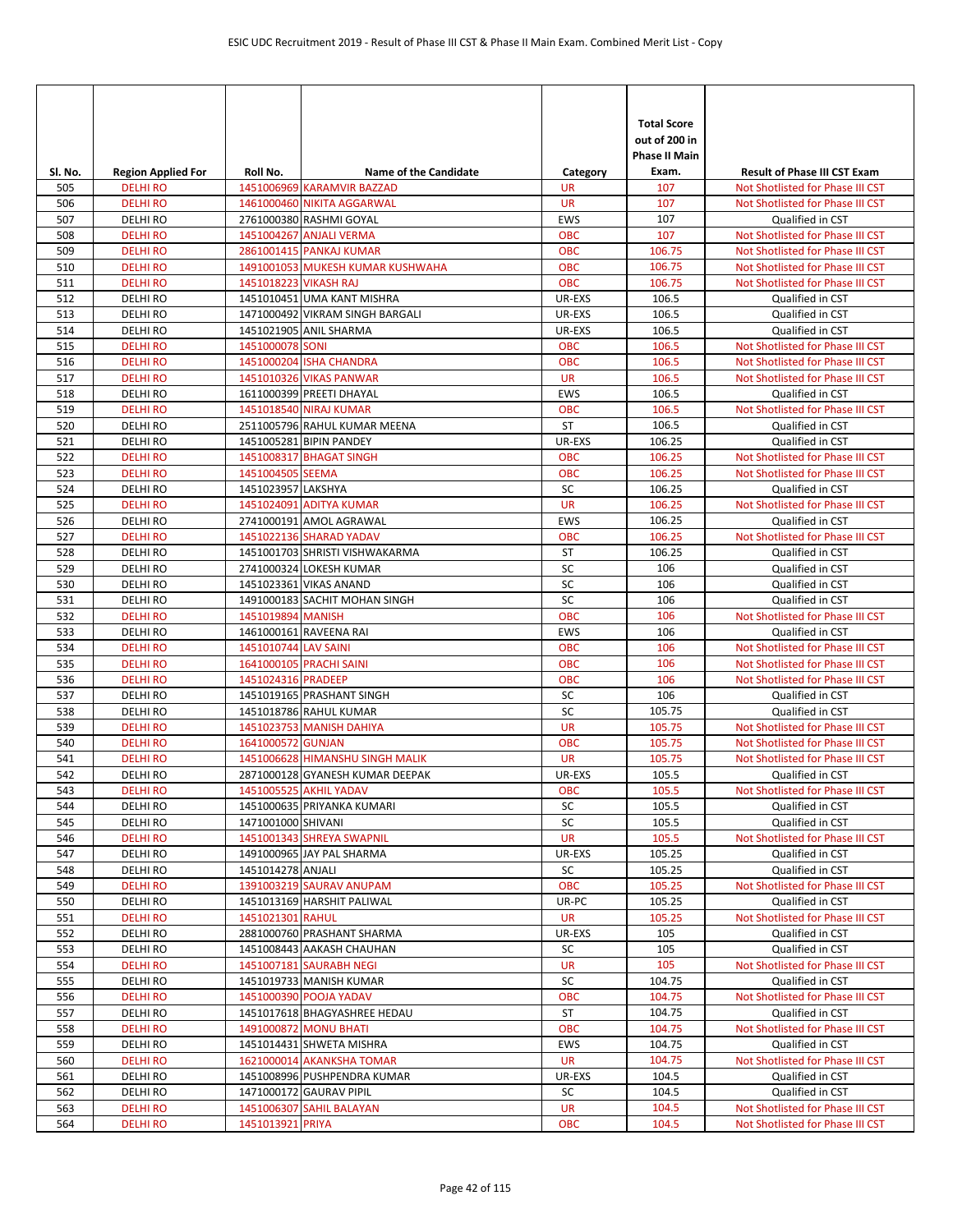| Sl. No. | Region Applied For | Roll No. | Name of the Candidate | Category | Total Score out of 200 in Phase II Main Exam. | Result of Phase III CST Exam |
|---|---|---|---|---|---|---|
| 505 | DELHI RO | 1451006969 | KARAMVIR BAZZAD | UR | 107 | Not Shotlisted for Phase III CST |
| 506 | DELHI RO | 1461000460 | NIKITA AGGARWAL | UR | 107 | Not Shotlisted for Phase III CST |
| 507 | DELHI RO | 2761000380 | RASHMI GOYAL | EWS | 107 | Qualified in CST |
| 508 | DELHI RO | 1451004267 | ANJALI VERMA | OBC | 107 | Not Shotlisted for Phase III CST |
| 509 | DELHI RO | 2861001415 | PANKAJ KUMAR | OBC | 106.75 | Not Shotlisted for Phase III CST |
| 510 | DELHI RO | 1491001053 | MUKESH KUMAR KUSHWAHA | OBC | 106.75 | Not Shotlisted for Phase III CST |
| 511 | DELHI RO | 1451018223 | VIKASH RAJ | OBC | 106.75 | Not Shotlisted for Phase III CST |
| 512 | DELHI RO | 1451010451 | UMA KANT MISHRA | UR-EXS | 106.5 | Qualified in CST |
| 513 | DELHI RO | 1471000492 | VIKRAM SINGH BARGALI | UR-EXS | 106.5 | Qualified in CST |
| 514 | DELHI RO | 1451021905 | ANIL SHARMA | UR-EXS | 106.5 | Qualified in CST |
| 515 | DELHI RO | 1451000078 | SONI | OBC | 106.5 | Not Shotlisted for Phase III CST |
| 516 | DELHI RO | 1451000204 | ISHA CHANDRA | OBC | 106.5 | Not Shotlisted for Phase III CST |
| 517 | DELHI RO | 1451010326 | VIKAS PANWAR | UR | 106.5 | Not Shotlisted for Phase III CST |
| 518 | DELHI RO | 1611000399 | PREETI DHAYAL | EWS | 106.5 | Qualified in CST |
| 519 | DELHI RO | 1451018540 | NIRAJ KUMAR | OBC | 106.5 | Not Shotlisted for Phase III CST |
| 520 | DELHI RO | 2511005796 | RAHUL KUMAR MEENA | ST | 106.5 | Qualified in CST |
| 521 | DELHI RO | 1451005281 | BIPIN PANDEY | UR-EXS | 106.25 | Qualified in CST |
| 522 | DELHI RO | 1451008317 | BHAGAT SINGH | OBC | 106.25 | Not Shotlisted for Phase III CST |
| 523 | DELHI RO | 1451004505 | SEEMA | OBC | 106.25 | Not Shotlisted for Phase III CST |
| 524 | DELHI RO | 1451023957 | LAKSHYA | SC | 106.25 | Qualified in CST |
| 525 | DELHI RO | 1451024091 | ADITYA KUMAR | UR | 106.25 | Not Shotlisted for Phase III CST |
| 526 | DELHI RO | 2741000191 | AMOL AGRAWAL | EWS | 106.25 | Qualified in CST |
| 527 | DELHI RO | 1451022136 | SHARAD YADAV | OBC | 106.25 | Not Shotlisted for Phase III CST |
| 528 | DELHI RO | 1451001703 | SHRISTI VISHWAKARMA | ST | 106.25 | Qualified in CST |
| 529 | DELHI RO | 2741000324 | LOKESH KUMAR | SC | 106 | Qualified in CST |
| 530 | DELHI RO | 1451023361 | VIKAS ANAND | SC | 106 | Qualified in CST |
| 531 | DELHI RO | 1491000183 | SACHIT MOHAN SINGH | SC | 106 | Qualified in CST |
| 532 | DELHI RO | 1451019894 | MANISH | OBC | 106 | Not Shotlisted for Phase III CST |
| 533 | DELHI RO | 1461000161 | RAVEENA RAI | EWS | 106 | Qualified in CST |
| 534 | DELHI RO | 1451010744 | LAV SAINI | OBC | 106 | Not Shotlisted for Phase III CST |
| 535 | DELHI RO | 1641000105 | PRACHI SAINI | OBC | 106 | Not Shotlisted for Phase III CST |
| 536 | DELHI RO | 1451024316 | PRADEEP | OBC | 106 | Not Shotlisted for Phase III CST |
| 537 | DELHI RO | 1451019165 | PRASHANT SINGH | SC | 106 | Qualified in CST |
| 538 | DELHI RO | 1451018786 | RAHUL KUMAR | SC | 105.75 | Qualified in CST |
| 539 | DELHI RO | 1451023753 | MANISH DAHIYA | UR | 105.75 | Not Shotlisted for Phase III CST |
| 540 | DELHI RO | 1641000572 | GUNJAN | OBC | 105.75 | Not Shotlisted for Phase III CST |
| 541 | DELHI RO | 1451006628 | HIMANSHU SINGH MALIK | UR | 105.75 | Not Shotlisted for Phase III CST |
| 542 | DELHI RO | 2871000128 | GYANESH KUMAR DEEPAK | UR-EXS | 105.5 | Qualified in CST |
| 543 | DELHI RO | 1451005525 | AKHIL YADAV | OBC | 105.5 | Not Shotlisted for Phase III CST |
| 544 | DELHI RO | 1451000635 | PRIYANKA KUMARI | SC | 105.5 | Qualified in CST |
| 545 | DELHI RO | 1471001000 | SHIVANI | SC | 105.5 | Qualified in CST |
| 546 | DELHI RO | 1451001343 | SHREYA SWAPNIL | UR | 105.5 | Not Shotlisted for Phase III CST |
| 547 | DELHI RO | 1491000965 | JAY PAL SHARMA | UR-EXS | 105.25 | Qualified in CST |
| 548 | DELHI RO | 1451014278 | ANJALI | SC | 105.25 | Qualified in CST |
| 549 | DELHI RO | 1391003219 | SAURAV ANUPAM | OBC | 105.25 | Not Shotlisted for Phase III CST |
| 550 | DELHI RO | 1451013169 | HARSHIT PALIWAL | UR-PC | 105.25 | Qualified in CST |
| 551 | DELHI RO | 1451021301 | RAHUL | UR | 105.25 | Not Shotlisted for Phase III CST |
| 552 | DELHI RO | 2881000760 | PRASHANT SHARMA | UR-EXS | 105 | Qualified in CST |
| 553 | DELHI RO | 1451008443 | AAKASH CHAUHAN | SC | 105 | Qualified in CST |
| 554 | DELHI RO | 1451007181 | SAURABH NEGI | UR | 105 | Not Shotlisted for Phase III CST |
| 555 | DELHI RO | 1451019733 | MANISH KUMAR | SC | 104.75 | Qualified in CST |
| 556 | DELHI RO | 1451000390 | POOJA YADAV | OBC | 104.75 | Not Shotlisted for Phase III CST |
| 557 | DELHI RO | 1451017618 | BHAGYASHREE HEDAU | ST | 104.75 | Qualified in CST |
| 558 | DELHI RO | 1491000872 | MONU BHATI | OBC | 104.75 | Not Shotlisted for Phase III CST |
| 559 | DELHI RO | 1451014431 | SHWETA MISHRA | EWS | 104.75 | Qualified in CST |
| 560 | DELHI RO | 1621000014 | AKANKSHA TOMAR | UR | 104.75 | Not Shotlisted for Phase III CST |
| 561 | DELHI RO | 1451008996 | PUSHPENDRA KUMAR | UR-EXS | 104.5 | Qualified in CST |
| 562 | DELHI RO | 1471000172 | GAURAV PIPIL | SC | 104.5 | Qualified in CST |
| 563 | DELHI RO | 1451006307 | SAHIL BALAYAN | UR | 104.5 | Not Shotlisted for Phase III CST |
| 564 | DELHI RO | 1451013921 | PRIYA | OBC | 104.5 | Not Shotlisted for Phase III CST |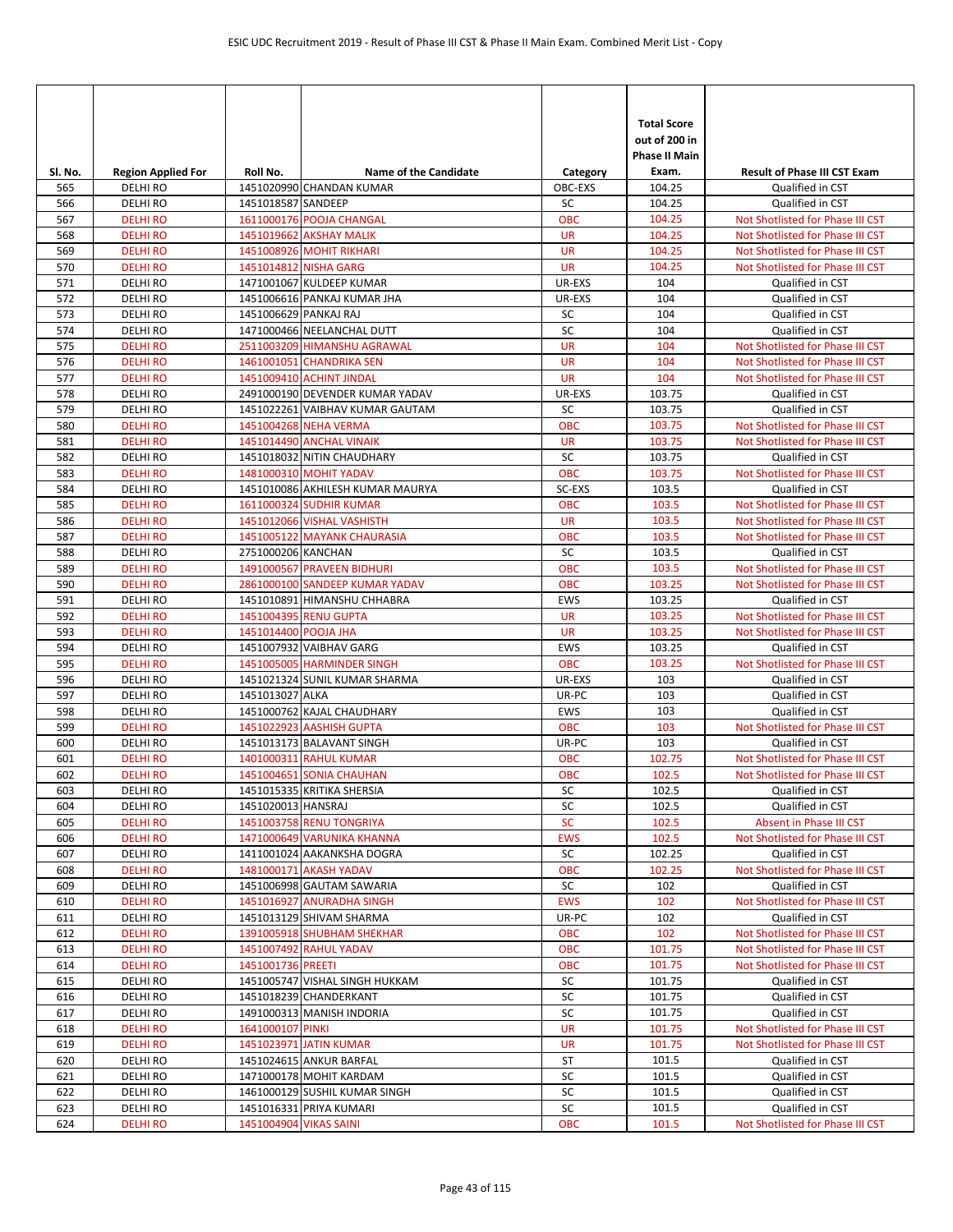| Sl. No. | Region Applied For | Roll No. | Name of the Candidate | Category | Total Score out of 200 in Phase II Main Exam. | Result of Phase III CST Exam |
|---|---|---|---|---|---|---|
| 565 | DELHI RO | 1451020990 | CHANDAN KUMAR | OBC-EXS | 104.25 | Qualified in CST |
| 566 | DELHI RO | 1451018587 | SANDEEP | SC | 104.25 | Qualified in CST |
| 567 | DELHI RO | 1611000176 | POOJA CHANGAL | OBC | 104.25 | Not Shotlisted for Phase III CST |
| 568 | DELHI RO | 1451019662 | AKSHAY MALIK | UR | 104.25 | Not Shotlisted for Phase III CST |
| 569 | DELHI RO | 1451008926 | MOHIT RIKHARI | UR | 104.25 | Not Shotlisted for Phase III CST |
| 570 | DELHI RO | 1451014812 | NISHA GARG | UR | 104.25 | Not Shotlisted for Phase III CST |
| 571 | DELHI RO | 1471001067 | KULDEEP KUMAR | UR-EXS | 104 | Qualified in CST |
| 572 | DELHI RO | 1451006616 | PANKAJ KUMAR JHA | UR-EXS | 104 | Qualified in CST |
| 573 | DELHI RO | 1451006629 | PANKAJ RAJ | SC | 104 | Qualified in CST |
| 574 | DELHI RO | 1471000466 | NEELANCHAL DUTT | SC | 104 | Qualified in CST |
| 575 | DELHI RO | 2511003209 | HIMANSHU AGRAWAL | UR | 104 | Not Shotlisted for Phase III CST |
| 576 | DELHI RO | 1461001051 | CHANDRIKA SEN | UR | 104 | Not Shotlisted for Phase III CST |
| 577 | DELHI RO | 1451009410 | ACHINT JINDAL | UR | 104 | Not Shotlisted for Phase III CST |
| 578 | DELHI RO | 2491000190 | DEVENDER KUMAR YADAV | UR-EXS | 103.75 | Qualified in CST |
| 579 | DELHI RO | 1451022261 | VAIBHAV KUMAR GAUTAM | SC | 103.75 | Qualified in CST |
| 580 | DELHI RO | 1451004268 | NEHA VERMA | OBC | 103.75 | Not Shotlisted for Phase III CST |
| 581 | DELHI RO | 1451014490 | ANCHAL VINAIK | UR | 103.75 | Not Shotlisted for Phase III CST |
| 582 | DELHI RO | 1451018032 | NITIN CHAUDHARY | SC | 103.75 | Qualified in CST |
| 583 | DELHI RO | 1481000310 | MOHIT YADAV | OBC | 103.75 | Not Shotlisted for Phase III CST |
| 584 | DELHI RO | 1451010086 | AKHILESH KUMAR MAURYA | SC-EXS | 103.5 | Qualified in CST |
| 585 | DELHI RO | 1611000324 | SUDHIR KUMAR | OBC | 103.5 | Not Shotlisted for Phase III CST |
| 586 | DELHI RO | 1451012066 | VISHAL VASHISTH | UR | 103.5 | Not Shotlisted for Phase III CST |
| 587 | DELHI RO | 1451005122 | MAYANK CHAURASIA | OBC | 103.5 | Not Shotlisted for Phase III CST |
| 588 | DELHI RO | 2751000206 | KANCHAN | SC | 103.5 | Qualified in CST |
| 589 | DELHI RO | 1491000567 | PRAVEEN BIDHURI | OBC | 103.5 | Not Shotlisted for Phase III CST |
| 590 | DELHI RO | 2861000100 | SANDEEP KUMAR YADAV | OBC | 103.25 | Not Shotlisted for Phase III CST |
| 591 | DELHI RO | 1451010891 | HIMANSHU CHHABRA | EWS | 103.25 | Qualified in CST |
| 592 | DELHI RO | 1451004395 | RENU GUPTA | UR | 103.25 | Not Shotlisted for Phase III CST |
| 593 | DELHI RO | 1451014400 | POOJA JHA | UR | 103.25 | Not Shotlisted for Phase III CST |
| 594 | DELHI RO | 1451007932 | VAIBHAV GARG | EWS | 103.25 | Qualified in CST |
| 595 | DELHI RO | 1451005005 | HARMINDER SINGH | OBC | 103.25 | Not Shotlisted for Phase III CST |
| 596 | DELHI RO | 1451021324 | SUNIL KUMAR SHARMA | UR-EXS | 103 | Qualified in CST |
| 597 | DELHI RO | 1451013027 | ALKA | UR-PC | 103 | Qualified in CST |
| 598 | DELHI RO | 1451000762 | KAJAL CHAUDHARY | EWS | 103 | Qualified in CST |
| 599 | DELHI RO | 1451022923 | AASHISH GUPTA | OBC | 103 | Not Shotlisted for Phase III CST |
| 600 | DELHI RO | 1451013173 | BALAVANT SINGH | UR-PC | 103 | Qualified in CST |
| 601 | DELHI RO | 1401000311 | RAHUL KUMAR | OBC | 102.75 | Not Shotlisted for Phase III CST |
| 602 | DELHI RO | 1451004651 | SONIA CHAUHAN | OBC | 102.5 | Not Shotlisted for Phase III CST |
| 603 | DELHI RO | 1451015335 | KRITIKA SHERSIA | SC | 102.5 | Qualified in CST |
| 604 | DELHI RO | 1451020013 | HANSRAJ | SC | 102.5 | Qualified in CST |
| 605 | DELHI RO | 1451003758 | RENU TONGRIYA | SC | 102.5 | Absent in Phase III CST |
| 606 | DELHI RO | 1471000649 | VARUNIKA KHANNA | EWS | 102.5 | Not Shotlisted for Phase III CST |
| 607 | DELHI RO | 1411001024 | AAKANKSHA DOGRA | SC | 102.25 | Qualified in CST |
| 608 | DELHI RO | 1481000171 | AKASH YADAV | OBC | 102.25 | Not Shotlisted for Phase III CST |
| 609 | DELHI RO | 1451006998 | GAUTAM SAWARIA | SC | 102 | Qualified in CST |
| 610 | DELHI RO | 1451016927 | ANURADHA SINGH | EWS | 102 | Not Shotlisted for Phase III CST |
| 611 | DELHI RO | 1451013129 | SHIVAM SHARMA | UR-PC | 102 | Qualified in CST |
| 612 | DELHI RO | 1391005918 | SHUBHAM SHEKHAR | OBC | 102 | Not Shotlisted for Phase III CST |
| 613 | DELHI RO | 1451007492 | RAHUL YADAV | OBC | 101.75 | Not Shotlisted for Phase III CST |
| 614 | DELHI RO | 1451001736 | PREETI | OBC | 101.75 | Not Shotlisted for Phase III CST |
| 615 | DELHI RO | 1451005747 | VISHAL SINGH HUKKAM | SC | 101.75 | Qualified in CST |
| 616 | DELHI RO | 1451018239 | CHANDERKANT | SC | 101.75 | Qualified in CST |
| 617 | DELHI RO | 1491000313 | MANISH INDORIA | SC | 101.75 | Qualified in CST |
| 618 | DELHI RO | 1641000107 | PINKI | UR | 101.75 | Not Shotlisted for Phase III CST |
| 619 | DELHI RO | 1451023971 | JATIN KUMAR | UR | 101.75 | Not Shotlisted for Phase III CST |
| 620 | DELHI RO | 1451024615 | ANKUR BARFAL | ST | 101.5 | Qualified in CST |
| 621 | DELHI RO | 1471000178 | MOHIT KARDAM | SC | 101.5 | Qualified in CST |
| 622 | DELHI RO | 1461000129 | SUSHIL KUMAR SINGH | SC | 101.5 | Qualified in CST |
| 623 | DELHI RO | 1451016331 | PRIYA KUMARI | SC | 101.5 | Qualified in CST |
| 624 | DELHI RO | 1451004904 | VIKAS SAINI | OBC | 101.5 | Not Shotlisted for Phase III CST |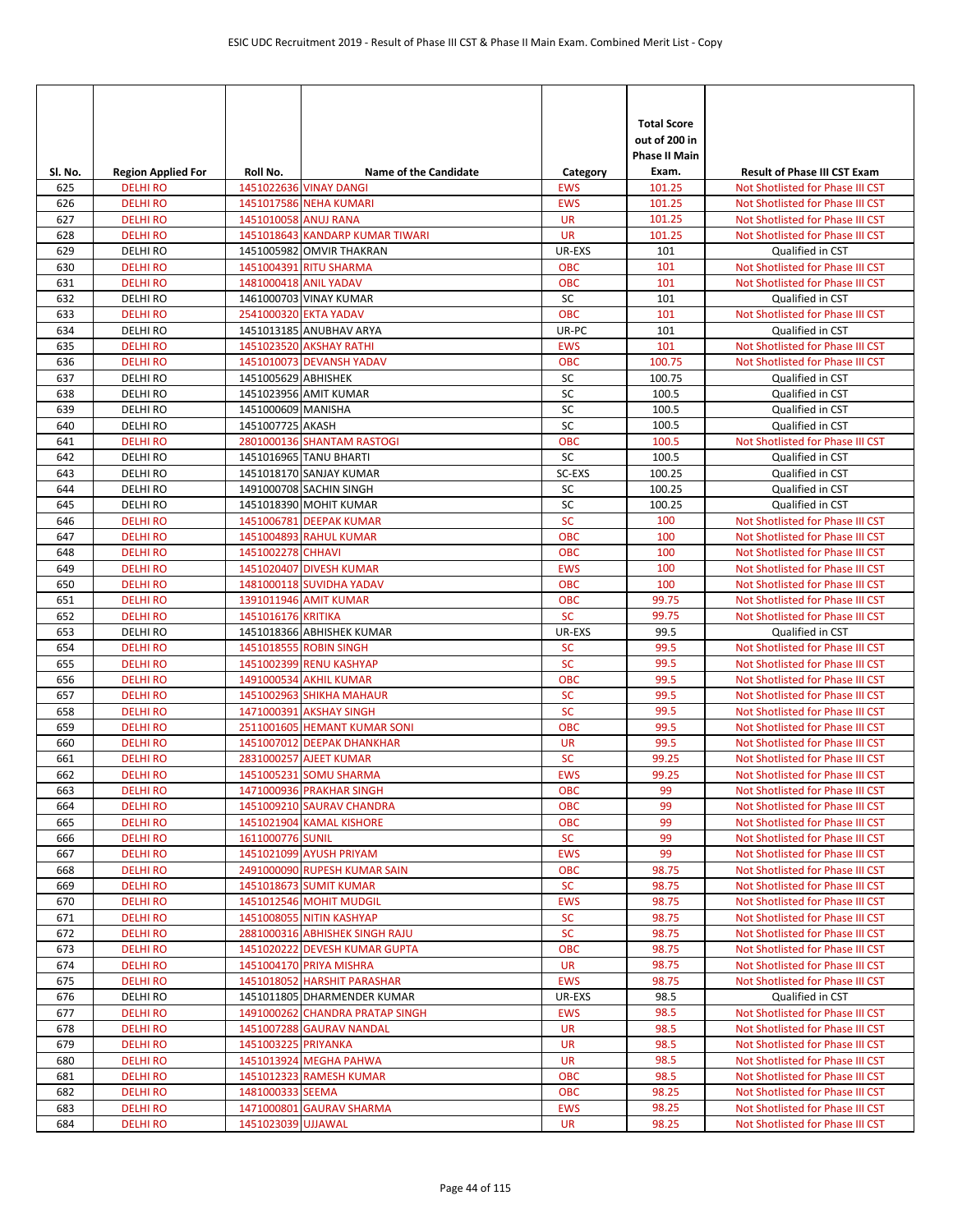| Sl. No. | Region Applied For | Roll No. | Name of the Candidate | Category | Total Score out of 200 in Phase II Main Exam. | Result of Phase III CST Exam |
|---|---|---|---|---|---|---|
| 625 | DELHI RO | 1451022636 | VINAY DANGI | EWS | 101.25 | Not Shotlisted for Phase III CST |
| 626 | DELHI RO | 1451017586 | NEHA KUMARI | EWS | 101.25 | Not Shotlisted for Phase III CST |
| 627 | DELHI RO | 1451010058 | ANUJ RANA | UR | 101.25 | Not Shotlisted for Phase III CST |
| 628 | DELHI RO | 1451018643 | KANDARP KUMAR TIWARI | UR | 101.25 | Not Shotlisted for Phase III CST |
| 629 | DELHI RO | 1451005982 | OMVIR THAKRAN | UR-EXS | 101 | Qualified in CST |
| 630 | DELHI RO | 1451004391 | RITU SHARMA | OBC | 101 | Not Shotlisted for Phase III CST |
| 631 | DELHI RO | 1481000418 | ANIL YADAV | OBC | 101 | Not Shotlisted for Phase III CST |
| 632 | DELHI RO | 1461000703 | VINAY KUMAR | SC | 101 | Qualified in CST |
| 633 | DELHI RO | 2541000320 | EKTA YADAV | OBC | 101 | Not Shotlisted for Phase III CST |
| 634 | DELHI RO | 1451013185 | ANUBHAV ARYA | UR-PC | 101 | Qualified in CST |
| 635 | DELHI RO | 1451023520 | AKSHAY RATHI | EWS | 101 | Not Shotlisted for Phase III CST |
| 636 | DELHI RO | 1451010073 | DEVANSH YADAV | OBC | 100.75 | Not Shotlisted for Phase III CST |
| 637 | DELHI RO | 1451005629 | ABHISHEK | SC | 100.75 | Qualified in CST |
| 638 | DELHI RO | 1451023956 | AMIT KUMAR | SC | 100.5 | Qualified in CST |
| 639 | DELHI RO | 1451000609 | MANISHA | SC | 100.5 | Qualified in CST |
| 640 | DELHI RO | 1451007725 | AKASH | SC | 100.5 | Qualified in CST |
| 641 | DELHI RO | 2801000136 | SHANTAM RASTOGI | OBC | 100.5 | Not Shotlisted for Phase III CST |
| 642 | DELHI RO | 1451016965 | TANU BHARTI | SC | 100.5 | Qualified in CST |
| 643 | DELHI RO | 1451018170 | SANJAY KUMAR | SC-EXS | 100.25 | Qualified in CST |
| 644 | DELHI RO | 1491000708 | SACHIN SINGH | SC | 100.25 | Qualified in CST |
| 645 | DELHI RO | 1451018390 | MOHIT KUMAR | SC | 100.25 | Qualified in CST |
| 646 | DELHI RO | 1451006781 | DEEPAK KUMAR | SC | 100 | Not Shotlisted for Phase III CST |
| 647 | DELHI RO | 1451004893 | RAHUL KUMAR | OBC | 100 | Not Shotlisted for Phase III CST |
| 648 | DELHI RO | 1451002278 | CHHAVI | OBC | 100 | Not Shotlisted for Phase III CST |
| 649 | DELHI RO | 1451020407 | DIVESH KUMAR | EWS | 100 | Not Shotlisted for Phase III CST |
| 650 | DELHI RO | 1481000118 | SUVIDHA YADAV | OBC | 100 | Not Shotlisted for Phase III CST |
| 651 | DELHI RO | 1391011946 | AMIT KUMAR | OBC | 99.75 | Not Shotlisted for Phase III CST |
| 652 | DELHI RO | 1451016176 | KRITIKA | SC | 99.75 | Not Shotlisted for Phase III CST |
| 653 | DELHI RO | 1451018366 | ABHISHEK KUMAR | UR-EXS | 99.5 | Qualified in CST |
| 654 | DELHI RO | 1451018555 | ROBIN SINGH | SC | 99.5 | Not Shotlisted for Phase III CST |
| 655 | DELHI RO | 1451002399 | RENU KASHYAP | SC | 99.5 | Not Shotlisted for Phase III CST |
| 656 | DELHI RO | 1491000534 | AKHIL KUMAR | OBC | 99.5 | Not Shotlisted for Phase III CST |
| 657 | DELHI RO | 1451002963 | SHIKHA MAHAUR | SC | 99.5 | Not Shotlisted for Phase III CST |
| 658 | DELHI RO | 1471000391 | AKSHAY SINGH | SC | 99.5 | Not Shotlisted for Phase III CST |
| 659 | DELHI RO | 2511001605 | HEMANT KUMAR SONI | OBC | 99.5 | Not Shotlisted for Phase III CST |
| 660 | DELHI RO | 1451007012 | DEEPAK DHANKHAR | UR | 99.5 | Not Shotlisted for Phase III CST |
| 661 | DELHI RO | 2831000257 | AJEET KUMAR | SC | 99.25 | Not Shotlisted for Phase III CST |
| 662 | DELHI RO | 1451005231 | SOMU SHARMA | EWS | 99.25 | Not Shotlisted for Phase III CST |
| 663 | DELHI RO | 1471000936 | PRAKHAR SINGH | OBC | 99 | Not Shotlisted for Phase III CST |
| 664 | DELHI RO | 1451009210 | SAURAV CHANDRA | OBC | 99 | Not Shotlisted for Phase III CST |
| 665 | DELHI RO | 1451021904 | KAMAL KISHORE | OBC | 99 | Not Shotlisted for Phase III CST |
| 666 | DELHI RO | 1611000776 | SUNIL | SC | 99 | Not Shotlisted for Phase III CST |
| 667 | DELHI RO | 1451021099 | AYUSH PRIYAM | EWS | 99 | Not Shotlisted for Phase III CST |
| 668 | DELHI RO | 2491000090 | RUPESH KUMAR SAIN | OBC | 98.75 | Not Shotlisted for Phase III CST |
| 669 | DELHI RO | 1451018673 | SUMIT KUMAR | SC | 98.75 | Not Shotlisted for Phase III CST |
| 670 | DELHI RO | 1451012546 | MOHIT MUDGIL | EWS | 98.75 | Not Shotlisted for Phase III CST |
| 671 | DELHI RO | 1451008055 | NITIN KASHYAP | SC | 98.75 | Not Shotlisted for Phase III CST |
| 672 | DELHI RO | 2881000316 | ABHISHEK SINGH RAJU | SC | 98.75 | Not Shotlisted for Phase III CST |
| 673 | DELHI RO | 1451020222 | DEVESH KUMAR GUPTA | OBC | 98.75 | Not Shotlisted for Phase III CST |
| 674 | DELHI RO | 1451004170 | PRIYA MISHRA | UR | 98.75 | Not Shotlisted for Phase III CST |
| 675 | DELHI RO | 1451018052 | HARSHIT PARASHAR | EWS | 98.75 | Not Shotlisted for Phase III CST |
| 676 | DELHI RO | 1451011805 | DHARMENDER KUMAR | UR-EXS | 98.5 | Qualified in CST |
| 677 | DELHI RO | 1491000262 | CHANDRA PRATAP SINGH | EWS | 98.5 | Not Shotlisted for Phase III CST |
| 678 | DELHI RO | 1451007288 | GAURAV NANDAL | UR | 98.5 | Not Shotlisted for Phase III CST |
| 679 | DELHI RO | 1451003225 | PRIYANKA | UR | 98.5 | Not Shotlisted for Phase III CST |
| 680 | DELHI RO | 1451013924 | MEGHA PAHWA | UR | 98.5 | Not Shotlisted for Phase III CST |
| 681 | DELHI RO | 1451012323 | RAMESH KUMAR | OBC | 98.5 | Not Shotlisted for Phase III CST |
| 682 | DELHI RO | 1481000333 | SEEMA | OBC | 98.25 | Not Shotlisted for Phase III CST |
| 683 | DELHI RO | 1471000801 | GAURAV SHARMA | EWS | 98.25 | Not Shotlisted for Phase III CST |
| 684 | DELHI RO | 1451023039 | UJJAWAL | UR | 98.25 | Not Shotlisted for Phase III CST |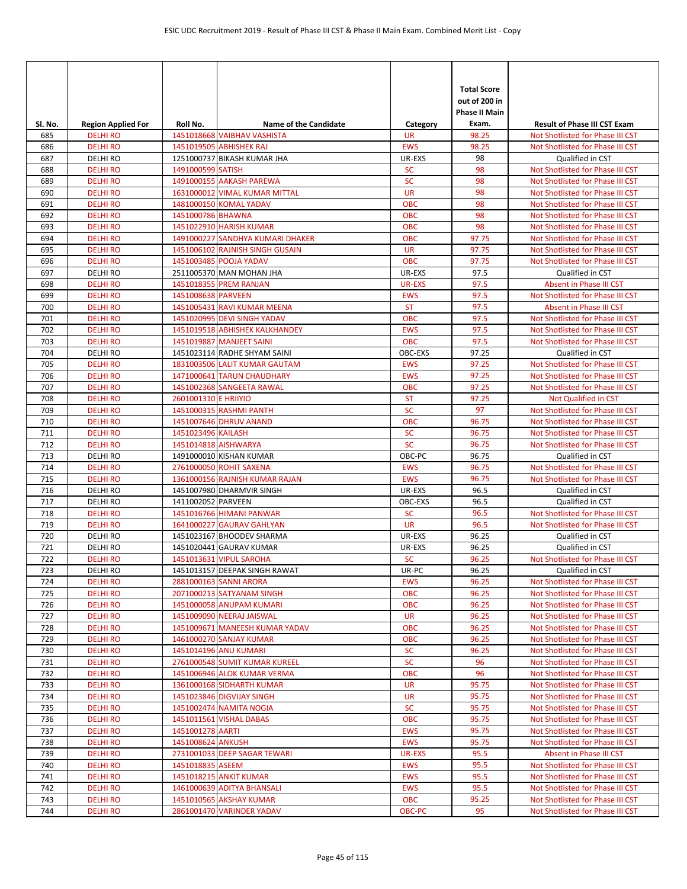| Sl. No. | Region Applied For | Roll No. | Name of the Candidate | Category | Total Score out of 200 in Phase II Main Exam. | Result of Phase III CST Exam |
|---|---|---|---|---|---|---|
| 685 | DELHI RO | 1451018668 | VAIBHAV VASHISTA | UR | 98.25 | Not Shotlisted for Phase III CST |
| 686 | DELHI RO | 1451019505 | ABHISHEK RAJ | EWS | 98.25 | Not Shotlisted for Phase III CST |
| 687 | DELHI RO | 1251000737 | BIKASH KUMAR JHA | UR-EXS | 98 | Qualified in CST |
| 688 | DELHI RO | 1491000599 | SATISH | SC | 98 | Not Shotlisted for Phase III CST |
| 689 | DELHI RO | 1491000155 | AAKASH PAREWA | SC | 98 | Not Shotlisted for Phase III CST |
| 690 | DELHI RO | 1631000012 | VIMAL KUMAR MITTAL | UR | 98 | Not Shotlisted for Phase III CST |
| 691 | DELHI RO | 1481000150 | KOMAL YADAV | OBC | 98 | Not Shotlisted for Phase III CST |
| 692 | DELHI RO | 1451000786 | BHAWNA | OBC | 98 | Not Shotlisted for Phase III CST |
| 693 | DELHI RO | 1451022910 | HARISH KUMAR | OBC | 98 | Not Shotlisted for Phase III CST |
| 694 | DELHI RO | 1491000227 | SANDHYA KUMARI DHAKER | OBC | 97.75 | Not Shotlisted for Phase III CST |
| 695 | DELHI RO | 1451006102 | RAJNISH SINGH GUSAIN | UR | 97.75 | Not Shotlisted for Phase III CST |
| 696 | DELHI RO | 1451003485 | POOJA YADAV | OBC | 97.75 | Not Shotlisted for Phase III CST |
| 697 | DELHI RO | 2511005370 | MAN MOHAN JHA | UR-EXS | 97.5 | Qualified in CST |
| 698 | DELHI RO | 1451018355 | PREM RANJAN | UR-EXS | 97.5 | Absent in Phase III CST |
| 699 | DELHI RO | 1451008638 | PARVEEN | EWS | 97.5 | Not Shotlisted for Phase III CST |
| 700 | DELHI RO | 1451005431 | RAVI KUMAR MEENA | ST | 97.5 | Absent in Phase III CST |
| 701 | DELHI RO | 1451020995 | DEVI SINGH YADAV | OBC | 97.5 | Not Shotlisted for Phase III CST |
| 702 | DELHI RO | 1451019518 | ABHISHEK KALKHANDEY | EWS | 97.5 | Not Shotlisted for Phase III CST |
| 703 | DELHI RO | 1451019887 | MANJEET SAINI | OBC | 97.5 | Not Shotlisted for Phase III CST |
| 704 | DELHI RO | 1451023114 | RADHE SHYAM SAINI | OBC-EXS | 97.25 | Qualified in CST |
| 705 | DELHI RO | 1831003506 | LALIT KUMAR GAUTAM | EWS | 97.25 | Not Shotlisted for Phase III CST |
| 706 | DELHI RO | 1471000641 | TARUN CHAUDHARY | EWS | 97.25 | Not Shotlisted for Phase III CST |
| 707 | DELHI RO | 1451002368 | SANGEETA RAWAL | OBC | 97.25 | Not Shotlisted for Phase III CST |
| 708 | DELHI RO | 2601001310 | E HRIIYIO | ST | 97.25 | Not Qualified in CST |
| 709 | DELHI RO | 1451000315 | RASHMI PANTH | SC | 97 | Not Shotlisted for Phase III CST |
| 710 | DELHI RO | 1451007646 | DHRUV ANAND | OBC | 96.75 | Not Shotlisted for Phase III CST |
| 711 | DELHI RO | 1451023496 | KAILASH | SC | 96.75 | Not Shotlisted for Phase III CST |
| 712 | DELHI RO | 1451014818 | AISHWARYA | SC | 96.75 | Not Shotlisted for Phase III CST |
| 713 | DELHI RO | 1491000010 | KISHAN KUMAR | OBC-PC | 96.75 | Qualified in CST |
| 714 | DELHI RO | 2761000050 | ROHIT SAXENA | EWS | 96.75 | Not Shotlisted for Phase III CST |
| 715 | DELHI RO | 1361000156 | RAJNISH KUMAR RAJAN | EWS | 96.75 | Not Shotlisted for Phase III CST |
| 716 | DELHI RO | 1451007980 | DHARMVIR SINGH | UR-EXS | 96.5 | Qualified in CST |
| 717 | DELHI RO | 1411002052 | PARVEEN | OBC-EXS | 96.5 | Qualified in CST |
| 718 | DELHI RO | 1451016766 | HIMANI PANWAR | SC | 96.5 | Not Shotlisted for Phase III CST |
| 719 | DELHI RO | 1641000227 | GAURAV GAHLYAN | UR | 96.5 | Not Shotlisted for Phase III CST |
| 720 | DELHI RO | 1451023167 | BHOODEV SHARMA | UR-EXS | 96.25 | Qualified in CST |
| 721 | DELHI RO | 1451020441 | GAURAV KUMAR | UR-EXS | 96.25 | Qualified in CST |
| 722 | DELHI RO | 1451013631 | VIPUL SAROHA | SC | 96.25 | Not Shotlisted for Phase III CST |
| 723 | DELHI RO | 1451013157 | DEEPAK SINGH RAWAT | UR-PC | 96.25 | Qualified in CST |
| 724 | DELHI RO | 2881000163 | SANNI ARORA | EWS | 96.25 | Not Shotlisted for Phase III CST |
| 725 | DELHI RO | 2071000213 | SATYANAM SINGH | OBC | 96.25 | Not Shotlisted for Phase III CST |
| 726 | DELHI RO | 1451000058 | ANUPAM KUMARI | OBC | 96.25 | Not Shotlisted for Phase III CST |
| 727 | DELHI RO | 1451009090 | NEERAJ JAISWAL | UR | 96.25 | Not Shotlisted for Phase III CST |
| 728 | DELHI RO | 1451009671 | MANEESH KUMAR YADAV | OBC | 96.25 | Not Shotlisted for Phase III CST |
| 729 | DELHI RO | 1461000270 | SANJAY KUMAR | OBC | 96.25 | Not Shotlisted for Phase III CST |
| 730 | DELHI RO | 1451014196 | ANU KUMARI | SC | 96.25 | Not Shotlisted for Phase III CST |
| 731 | DELHI RO | 2761000548 | SUMIT KUMAR KUREEL | SC | 96 | Not Shotlisted for Phase III CST |
| 732 | DELHI RO | 1451006946 | ALOK KUMAR VERMA | OBC | 96 | Not Shotlisted for Phase III CST |
| 733 | DELHI RO | 1361000168 | SIDHARTH KUMAR | UR | 95.75 | Not Shotlisted for Phase III CST |
| 734 | DELHI RO | 1451023846 | DIGVIJAY SINGH | UR | 95.75 | Not Shotlisted for Phase III CST |
| 735 | DELHI RO | 1451002474 | NAMITA NOGIA | SC | 95.75 | Not Shotlisted for Phase III CST |
| 736 | DELHI RO | 1451011561 | VISHAL DABAS | OBC | 95.75 | Not Shotlisted for Phase III CST |
| 737 | DELHI RO | 1451001278 | AARTI | EWS | 95.75 | Not Shotlisted for Phase III CST |
| 738 | DELHI RO | 1451008624 | ANKUSH | EWS | 95.75 | Not Shotlisted for Phase III CST |
| 739 | DELHI RO | 2731001033 | DEEP SAGAR TEWARI | UR-EXS | 95.5 | Absent in Phase III CST |
| 740 | DELHI RO | 1451018835 | ASEEM | EWS | 95.5 | Not Shotlisted for Phase III CST |
| 741 | DELHI RO | 1451018215 | ANKIT KUMAR | EWS | 95.5 | Not Shotlisted for Phase III CST |
| 742 | DELHI RO | 1461000639 | ADITYA BHANSALI | EWS | 95.5 | Not Shotlisted for Phase III CST |
| 743 | DELHI RO | 1451010565 | AKSHAY KUMAR | OBC | 95.25 | Not Shotlisted for Phase III CST |
| 744 | DELHI RO | 2861001470 | VARINDER YADAV | OBC-PC | 95 | Not Shotlisted for Phase III CST |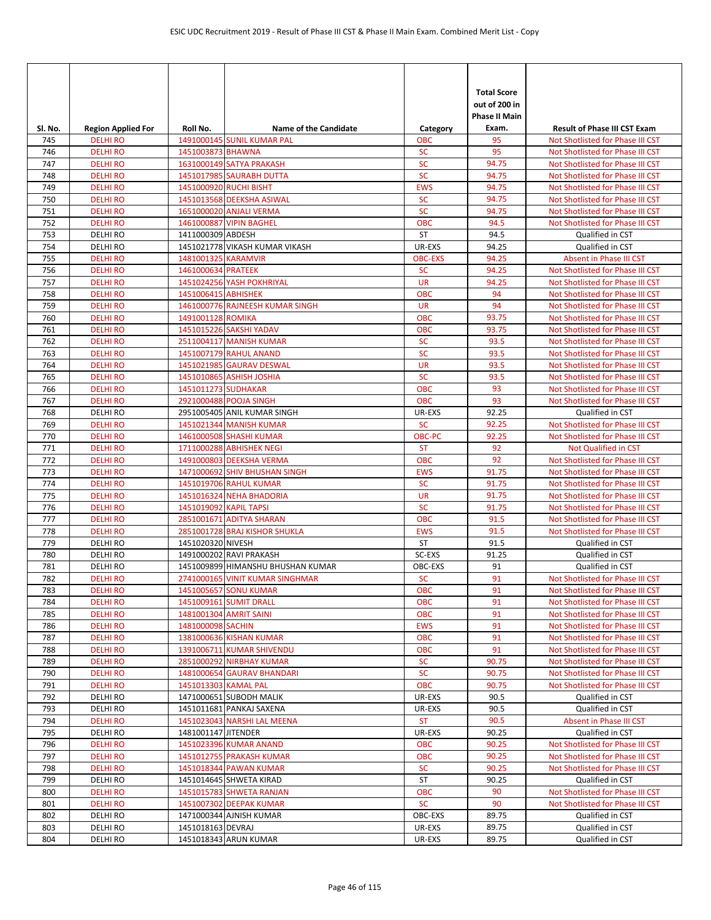| Sl. No. | Region Applied For | Roll No. | Name of the Candidate | Category | Total Score out of 200 in Phase II Main Exam. | Result of Phase III CST Exam |
|---|---|---|---|---|---|---|
| 745 | DELHI RO | 1491000145 | SUNIL KUMAR PAL | OBC | 95 | Not Shotlisted for Phase III CST |
| 746 | DELHI RO | 1451003873 | BHAWNA | SC | 95 | Not Shotlisted for Phase III CST |
| 747 | DELHI RO | 1631000149 | SATYA PRAKASH | SC | 94.75 | Not Shotlisted for Phase III CST |
| 748 | DELHI RO | 1451017985 | SAURABH DUTTA | SC | 94.75 | Not Shotlisted for Phase III CST |
| 749 | DELHI RO | 1451000920 | RUCHI BISHT | EWS | 94.75 | Not Shotlisted for Phase III CST |
| 750 | DELHI RO | 1451013568 | DEEKSHA ASIWAL | SC | 94.75 | Not Shotlisted for Phase III CST |
| 751 | DELHI RO | 1651000020 | ANJALI VERMA | SC | 94.75 | Not Shotlisted for Phase III CST |
| 752 | DELHI RO | 1461000887 | VIPIN BAGHEL | OBC | 94.5 | Not Shotlisted for Phase III CST |
| 753 | DELHI RO | 1411000309 | ABDESH | ST | 94.5 | Qualified in CST |
| 754 | DELHI RO | 1451021778 | VIKASH KUMAR VIKASH | UR-EXS | 94.25 | Qualified in CST |
| 755 | DELHI RO | 1481001325 | KARAMVIR | OBC-EXS | 94.25 | Absent in Phase III CST |
| 756 | DELHI RO | 1461000634 | PRATEEK | SC | 94.25 | Not Shotlisted for Phase III CST |
| 757 | DELHI RO | 1451024256 | YASH POKHRIYAL | UR | 94.25 | Not Shotlisted for Phase III CST |
| 758 | DELHI RO | 1451006415 | ABHISHEK | OBC | 94 | Not Shotlisted for Phase III CST |
| 759 | DELHI RO | 1461000776 | RAJNEESH KUMAR SINGH | UR | 94 | Not Shotlisted for Phase III CST |
| 760 | DELHI RO | 1491001128 | ROMIKA | OBC | 93.75 | Not Shotlisted for Phase III CST |
| 761 | DELHI RO | 1451015226 | SAKSHI YADAV | OBC | 93.75 | Not Shotlisted for Phase III CST |
| 762 | DELHI RO | 2511004117 | MANISH KUMAR | SC | 93.5 | Not Shotlisted for Phase III CST |
| 763 | DELHI RO | 1451007179 | RAHUL ANAND | SC | 93.5 | Not Shotlisted for Phase III CST |
| 764 | DELHI RO | 1451021985 | GAURAV DESWAL | UR | 93.5 | Not Shotlisted for Phase III CST |
| 765 | DELHI RO | 1451010865 | ASHISH JOSHIA | SC | 93.5 | Not Shotlisted for Phase III CST |
| 766 | DELHI RO | 1451011273 | SUDHAKAR | OBC | 93 | Not Shotlisted for Phase III CST |
| 767 | DELHI RO | 2921000488 | POOJA SINGH | OBC | 93 | Not Shotlisted for Phase III CST |
| 768 | DELHI RO | 2951005405 | ANIL KUMAR SINGH | UR-EXS | 92.25 | Qualified in CST |
| 769 | DELHI RO | 1451021344 | MANISH KUMAR | SC | 92.25 | Not Shotlisted for Phase III CST |
| 770 | DELHI RO | 1461000508 | SHASHI KUMAR | OBC-PC | 92.25 | Not Shotlisted for Phase III CST |
| 771 | DELHI RO | 1711000288 | ABHISHEK NEGI | ST | 92 | Not Qualified in CST |
| 772 | DELHI RO | 1491000803 | DEEKSHA VERMA | OBC | 92 | Not Shotlisted for Phase III CST |
| 773 | DELHI RO | 1471000692 | SHIV BHUSHAN SINGH | EWS | 91.75 | Not Shotlisted for Phase III CST |
| 774 | DELHI RO | 1451019706 | RAHUL KUMAR | SC | 91.75 | Not Shotlisted for Phase III CST |
| 775 | DELHI RO | 1451016324 | NEHA BHADORIA | UR | 91.75 | Not Shotlisted for Phase III CST |
| 776 | DELHI RO | 1451019092 | KAPIL TAPSI | SC | 91.75 | Not Shotlisted for Phase III CST |
| 777 | DELHI RO | 2851001671 | ADITYA SHARAN | OBC | 91.5 | Not Shotlisted for Phase III CST |
| 778 | DELHI RO | 2851001728 | BRAJ KISHOR SHUKLA | EWS | 91.5 | Not Shotlisted for Phase III CST |
| 779 | DELHI RO | 1451020320 | NIVESH | ST | 91.5 | Qualified in CST |
| 780 | DELHI RO | 1491000202 | RAVI PRAKASH | SC-EXS | 91.25 | Qualified in CST |
| 781 | DELHI RO | 1451009899 | HIMANSHU BHUSHAN KUMAR | OBC-EXS | 91 | Qualified in CST |
| 782 | DELHI RO | 2741000165 | VINIT KUMAR SINGHMAR | SC | 91 | Not Shotlisted for Phase III CST |
| 783 | DELHI RO | 1451005657 | SONU KUMAR | OBC | 91 | Not Shotlisted for Phase III CST |
| 784 | DELHI RO | 1451009161 | SUMIT DRALL | OBC | 91 | Not Shotlisted for Phase III CST |
| 785 | DELHI RO | 1481001304 | AMRIT SAINI | OBC | 91 | Not Shotlisted for Phase III CST |
| 786 | DELHI RO | 1481000098 | SACHIN | EWS | 91 | Not Shotlisted for Phase III CST |
| 787 | DELHI RO | 1381000636 | KISHAN KUMAR | OBC | 91 | Not Shotlisted for Phase III CST |
| 788 | DELHI RO | 1391006711 | KUMAR SHIVENDU | OBC | 91 | Not Shotlisted for Phase III CST |
| 789 | DELHI RO | 2851000292 | NIRBHAY KUMAR | SC | 90.75 | Not Shotlisted for Phase III CST |
| 790 | DELHI RO | 1481000654 | GAURAV BHANDARI | SC | 90.75 | Not Shotlisted for Phase III CST |
| 791 | DELHI RO | 1451013303 | KAMAL PAL | OBC | 90.75 | Not Shotlisted for Phase III CST |
| 792 | DELHI RO | 1471000651 | SUBODH MALIK | UR-EXS | 90.5 | Qualified in CST |
| 793 | DELHI RO | 1451011681 | PANKAJ SAXENA | UR-EXS | 90.5 | Qualified in CST |
| 794 | DELHI RO | 1451023043 | NARSHI LAL MEENA | ST | 90.5 | Absent in Phase III CST |
| 795 | DELHI RO | 1481001147 | JITENDER | UR-EXS | 90.25 | Qualified in CST |
| 796 | DELHI RO | 1451023396 | KUMAR ANAND | OBC | 90.25 | Not Shotlisted for Phase III CST |
| 797 | DELHI RO | 1451012755 | PRAKASH KUMAR | OBC | 90.25 | Not Shotlisted for Phase III CST |
| 798 | DELHI RO | 1451018344 | PAWAN KUMAR | SC | 90.25 | Not Shotlisted for Phase III CST |
| 799 | DELHI RO | 1451014645 | SHWETA KIRAD | ST | 90.25 | Qualified in CST |
| 800 | DELHI RO | 1451015783 | SHWETA RANJAN | OBC | 90 | Not Shotlisted for Phase III CST |
| 801 | DELHI RO | 1451007302 | DEEPAK KUMAR | SC | 90 | Not Shotlisted for Phase III CST |
| 802 | DELHI RO | 1471000344 | AJNISH KUMAR | OBC-EXS | 89.75 | Qualified in CST |
| 803 | DELHI RO | 1451018163 | DEVRAJ | UR-EXS | 89.75 | Qualified in CST |
| 804 | DELHI RO | 1451018343 | ARUN KUMAR | UR-EXS | 89.75 | Qualified in CST |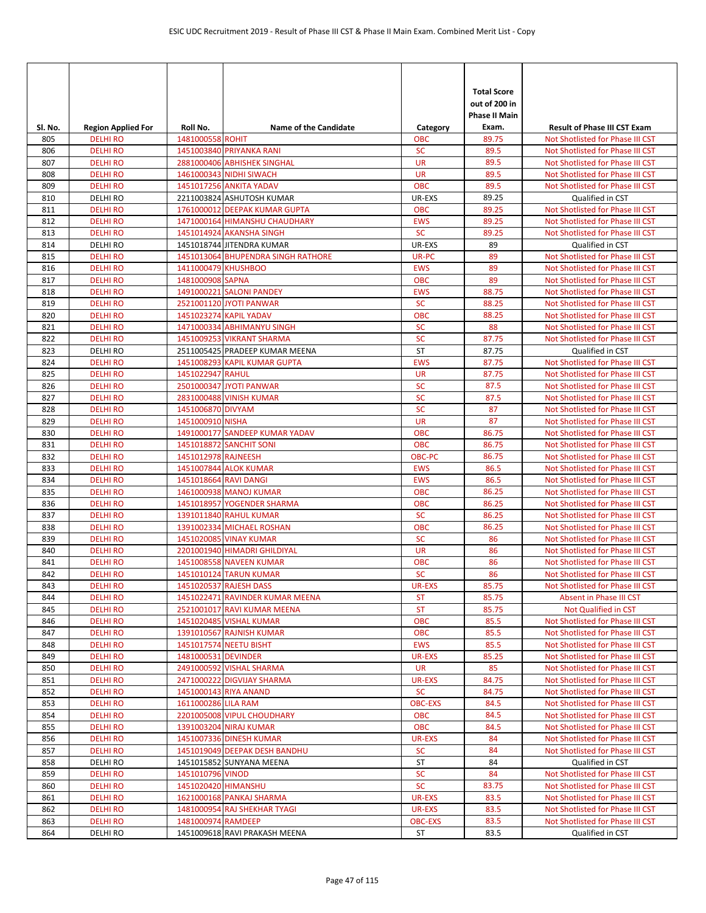| Sl. No. | Region Applied For | Roll No. | Name of the Candidate | Category | Total Score out of 200 in Phase II Main Exam. | Result of Phase III CST Exam |
|---|---|---|---|---|---|---|
| 805 | DELHI RO | 1481000558 | ROHIT | OBC | 89.75 | Not Shotlisted for Phase III CST |
| 806 | DELHI RO | 1451003840 | PRIYANKA RANI | SC | 89.5 | Not Shotlisted for Phase III CST |
| 807 | DELHI RO | 2881000406 | ABHISHEK SINGHAL | UR | 89.5 | Not Shotlisted for Phase III CST |
| 808 | DELHI RO | 1461000343 | NIDHI SIWACH | UR | 89.5 | Not Shotlisted for Phase III CST |
| 809 | DELHI RO | 1451017256 | ANKITA YADAV | OBC | 89.5 | Not Shotlisted for Phase III CST |
| 810 | DELHI RO | 2211003824 | ASHUTOSH KUMAR | UR-EXS | 89.25 | Qualified in CST |
| 811 | DELHI RO | 1761000012 | DEEPAK KUMAR GUPTA | OBC | 89.25 | Not Shotlisted for Phase III CST |
| 812 | DELHI RO | 1471000164 | HIMANSHU CHAUDHARY | EWS | 89.25 | Not Shotlisted for Phase III CST |
| 813 | DELHI RO | 1451014924 | AKANSHA SINGH | SC | 89.25 | Not Shotlisted for Phase III CST |
| 814 | DELHI RO | 1451018744 | JITENDRA KUMAR | UR-EXS | 89 | Qualified in CST |
| 815 | DELHI RO | 1451013064 | BHUPENDRA SINGH RATHORE | UR-PC | 89 | Not Shotlisted for Phase III CST |
| 816 | DELHI RO | 1411000479 | KHUSHBOO | EWS | 89 | Not Shotlisted for Phase III CST |
| 817 | DELHI RO | 1481000908 | SAPNA | OBC | 89 | Not Shotlisted for Phase III CST |
| 818 | DELHI RO | 1491000221 | SALONI PANDEY | EWS | 88.75 | Not Shotlisted for Phase III CST |
| 819 | DELHI RO | 2521001120 | JYOTI PANWAR | SC | 88.25 | Not Shotlisted for Phase III CST |
| 820 | DELHI RO | 1451023274 | KAPIL YADAV | OBC | 88.25 | Not Shotlisted for Phase III CST |
| 821 | DELHI RO | 1471000334 | ABHIMANYU SINGH | SC | 88 | Not Shotlisted for Phase III CST |
| 822 | DELHI RO | 1451009253 | VIKRANT SHARMA | SC | 87.75 | Not Shotlisted for Phase III CST |
| 823 | DELHI RO | 2511005425 | PRADEEP KUMAR MEENA | ST | 87.75 | Qualified in CST |
| 824 | DELHI RO | 1451008293 | KAPIL KUMAR GUPTA | EWS | 87.75 | Not Shotlisted for Phase III CST |
| 825 | DELHI RO | 1451022947 | RAHUL | UR | 87.75 | Not Shotlisted for Phase III CST |
| 826 | DELHI RO | 2501000347 | JYOTI PANWAR | SC | 87.5 | Not Shotlisted for Phase III CST |
| 827 | DELHI RO | 2831000488 | VINISH KUMAR | SC | 87.5 | Not Shotlisted for Phase III CST |
| 828 | DELHI RO | 1451006870 | DIVYAM | SC | 87 | Not Shotlisted for Phase III CST |
| 829 | DELHI RO | 1451000910 | NISHA | UR | 87 | Not Shotlisted for Phase III CST |
| 830 | DELHI RO | 1491000177 | SANDEEP KUMAR YADAV | OBC | 86.75 | Not Shotlisted for Phase III CST |
| 831 | DELHI RO | 1451018872 | SANCHIT SONI | OBC | 86.75 | Not Shotlisted for Phase III CST |
| 832 | DELHI RO | 1451012978 | RAJNEESH | OBC-PC | 86.75 | Not Shotlisted for Phase III CST |
| 833 | DELHI RO | 1451007844 | ALOK KUMAR | EWS | 86.5 | Not Shotlisted for Phase III CST |
| 834 | DELHI RO | 1451018664 | RAVI DANGI | EWS | 86.5 | Not Shotlisted for Phase III CST |
| 835 | DELHI RO | 1461000938 | MANOJ KUMAR | OBC | 86.25 | Not Shotlisted for Phase III CST |
| 836 | DELHI RO | 1451018957 | YOGENDER SHARMA | OBC | 86.25 | Not Shotlisted for Phase III CST |
| 837 | DELHI RO | 1391011840 | RAHUL KUMAR | SC | 86.25 | Not Shotlisted for Phase III CST |
| 838 | DELHI RO | 1391002334 | MICHAEL ROSHAN | OBC | 86.25 | Not Shotlisted for Phase III CST |
| 839 | DELHI RO | 1451020085 | VINAY KUMAR | SC | 86 | Not Shotlisted for Phase III CST |
| 840 | DELHI RO | 2201001940 | HIMADRI GHILDIYAL | UR | 86 | Not Shotlisted for Phase III CST |
| 841 | DELHI RO | 1451008558 | NAVEEN KUMAR | OBC | 86 | Not Shotlisted for Phase III CST |
| 842 | DELHI RO | 1451010124 | TARUN KUMAR | SC | 86 | Not Shotlisted for Phase III CST |
| 843 | DELHI RO | 1451020537 | RAJESH DASS | UR-EXS | 85.75 | Not Shotlisted for Phase III CST |
| 844 | DELHI RO | 1451022471 | RAVINDER KUMAR MEENA | ST | 85.75 | Absent in Phase III CST |
| 845 | DELHI RO | 2521001017 | RAVI KUMAR MEENA | ST | 85.75 | Not Qualified in CST |
| 846 | DELHI RO | 1451020485 | VISHAL KUMAR | OBC | 85.5 | Not Shotlisted for Phase III CST |
| 847 | DELHI RO | 1391010567 | RAJNISH KUMAR | OBC | 85.5 | Not Shotlisted for Phase III CST |
| 848 | DELHI RO | 1451017574 | NEETU BISHT | EWS | 85.5 | Not Shotlisted for Phase III CST |
| 849 | DELHI RO | 1481000531 | DEVINDER | UR-EXS | 85.25 | Not Shotlisted for Phase III CST |
| 850 | DELHI RO | 2491000592 | VISHAL SHARMA | UR | 85 | Not Shotlisted for Phase III CST |
| 851 | DELHI RO | 2471000222 | DIGVIJAY SHARMA | UR-EXS | 84.75 | Not Shotlisted for Phase III CST |
| 852 | DELHI RO | 1451000143 | RIYA ANAND | SC | 84.75 | Not Shotlisted for Phase III CST |
| 853 | DELHI RO | 1611000286 | LILA RAM | OBC-EXS | 84.5 | Not Shotlisted for Phase III CST |
| 854 | DELHI RO | 2201005008 | VIPUL CHOUDHARY | OBC | 84.5 | Not Shotlisted for Phase III CST |
| 855 | DELHI RO | 1391003204 | NIRAJ KUMAR | OBC | 84.5 | Not Shotlisted for Phase III CST |
| 856 | DELHI RO | 1451007336 | DINESH KUMAR | UR-EXS | 84 | Not Shotlisted for Phase III CST |
| 857 | DELHI RO | 1451019049 | DEEPAK DESH BANDHU | SC | 84 | Not Shotlisted for Phase III CST |
| 858 | DELHI RO | 1451015852 | SUNYANA MEENA | ST | 84 | Qualified in CST |
| 859 | DELHI RO | 1451010796 | VINOD | SC | 84 | Not Shotlisted for Phase III CST |
| 860 | DELHI RO | 1451020420 | HIMANSHU | SC | 83.75 | Not Shotlisted for Phase III CST |
| 861 | DELHI RO | 1621000168 | PANKAJ SHARMA | UR-EXS | 83.5 | Not Shotlisted for Phase III CST |
| 862 | DELHI RO | 1481000954 | RAJ SHEKHAR TYAGI | UR-EXS | 83.5 | Not Shotlisted for Phase III CST |
| 863 | DELHI RO | 1481000974 | RAMDEEP | OBC-EXS | 83.5 | Not Shotlisted for Phase III CST |
| 864 | DELHI RO | 1451009618 | RAVI PRAKASH MEENA | ST | 83.5 | Qualified in CST |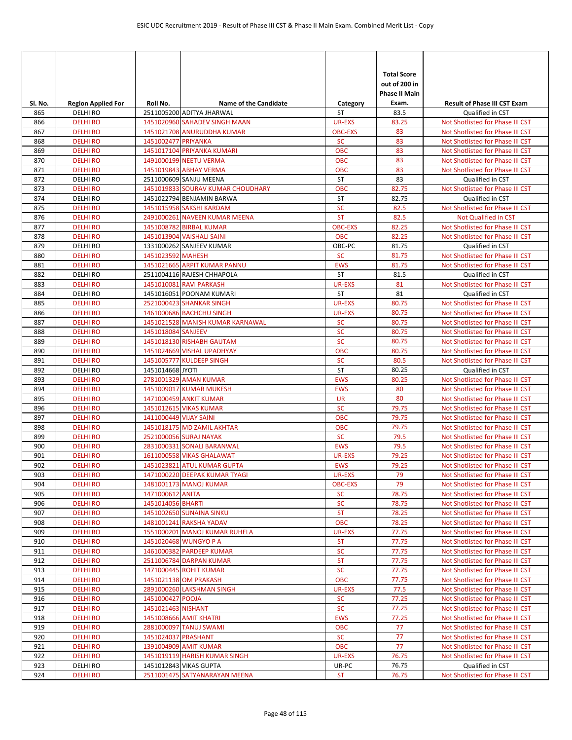| Sl. No. | Region Applied For | Roll No. | Name of the Candidate | Category | Total Score out of 200 in Phase II Main Exam. | Result of Phase III CST Exam |
|---|---|---|---|---|---|---|
| 865 | DELHI RO | 2511005200 | ADITYA JHARWAL | ST | 83.5 | Qualified in CST |
| 866 | DELHI RO | 1451020960 | SAHADEV SINGH MAAN | UR-EXS | 83.25 | Not Shotlisted for Phase III CST |
| 867 | DELHI RO | 1451021708 | ANURUDDHA KUMAR | OBC-EXS | 83 | Not Shotlisted for Phase III CST |
| 868 | DELHI RO | 1451002477 | PRIYANKA | SC | 83 | Not Shotlisted for Phase III CST |
| 869 | DELHI RO | 1451017104 | PRIYANKA KUMARI | OBC | 83 | Not Shotlisted for Phase III CST |
| 870 | DELHI RO | 1491000199 | NEETU VERMA | OBC | 83 | Not Shotlisted for Phase III CST |
| 871 | DELHI RO | 1451019843 | ABHAY VERMA | OBC | 83 | Not Shotlisted for Phase III CST |
| 872 | DELHI RO | 2511000609 | SANJU MEENA | ST | 83 | Qualified in CST |
| 873 | DELHI RO | 1451019833 | SOURAV KUMAR CHOUDHARY | OBC | 82.75 | Not Shotlisted for Phase III CST |
| 874 | DELHI RO | 1451022794 | BENJAMIN BARWA | ST | 82.75 | Qualified in CST |
| 875 | DELHI RO | 1451015958 | SAKSHI KARDAM | SC | 82.5 | Not Shotlisted for Phase III CST |
| 876 | DELHI RO | 2491000261 | NAVEEN KUMAR MEENA | ST | 82.5 | Not Qualified in CST |
| 877 | DELHI RO | 1451008782 | BIRBAL KUMAR | OBC-EXS | 82.25 | Not Shotlisted for Phase III CST |
| 878 | DELHI RO | 1451013904 | VAISHALI SAINI | OBC | 82.25 | Not Shotlisted for Phase III CST |
| 879 | DELHI RO | 1331000262 | SANJEEV KUMAR | OBC-PC | 81.75 | Qualified in CST |
| 880 | DELHI RO | 1451023592 | MAHESH | SC | 81.75 | Not Shotlisted for Phase III CST |
| 881 | DELHI RO | 1451021665 | ARPIT KUMAR PANNU | EWS | 81.75 | Not Shotlisted for Phase III CST |
| 882 | DELHI RO | 2511004116 | RAJESH CHHAPOLA | ST | 81.5 | Qualified in CST |
| 883 | DELHI RO | 1451010081 | RAVI PARKASH | UR-EXS | 81 | Not Shotlisted for Phase III CST |
| 884 | DELHI RO | 1451016051 | POONAM KUMARI | ST | 81 | Qualified in CST |
| 885 | DELHI RO | 2521000423 | SHANKAR SINGH | UR-EXS | 80.75 | Not Shotlisted for Phase III CST |
| 886 | DELHI RO | 1461000686 | BACHCHU SINGH | UR-EXS | 80.75 | Not Shotlisted for Phase III CST |
| 887 | DELHI RO | 1451021528 | MANISH KUMAR KARNAWAL | SC | 80.75 | Not Shotlisted for Phase III CST |
| 888 | DELHI RO | 1451018084 | SANJEEV | SC | 80.75 | Not Shotlisted for Phase III CST |
| 889 | DELHI RO | 1451018130 | RISHABH GAUTAM | SC | 80.75 | Not Shotlisted for Phase III CST |
| 890 | DELHI RO | 1451024669 | VISHAL UPADHYAY | OBC | 80.75 | Not Shotlisted for Phase III CST |
| 891 | DELHI RO | 1451005777 | KULDEEP SINGH | SC | 80.5 | Not Shotlisted for Phase III CST |
| 892 | DELHI RO | 1451014668 | JYOTI | ST | 80.25 | Qualified in CST |
| 893 | DELHI RO | 2781001329 | AMAN KUMAR | EWS | 80.25 | Not Shotlisted for Phase III CST |
| 894 | DELHI RO | 1451009017 | KUMAR MUKESH | EWS | 80 | Not Shotlisted for Phase III CST |
| 895 | DELHI RO | 1471000459 | ANKIT KUMAR | UR | 80 | Not Shotlisted for Phase III CST |
| 896 | DELHI RO | 1451012615 | VIKAS KUMAR | SC | 79.75 | Not Shotlisted for Phase III CST |
| 897 | DELHI RO | 1411000449 | VIJAY SAINI | OBC | 79.75 | Not Shotlisted for Phase III CST |
| 898 | DELHI RO | 1451018175 | MD ZAMIL AKHTAR | OBC | 79.75 | Not Shotlisted for Phase III CST |
| 899 | DELHI RO | 2521000056 | SURAJ NAYAK | SC | 79.5 | Not Shotlisted for Phase III CST |
| 900 | DELHI RO | 2831000331 | SONALI BARANWAL | EWS | 79.5 | Not Shotlisted for Phase III CST |
| 901 | DELHI RO | 1611000558 | VIKAS GHALAWAT | UR-EXS | 79.25 | Not Shotlisted for Phase III CST |
| 902 | DELHI RO | 1451023821 | ATUL KUMAR GUPTA | EWS | 79.25 | Not Shotlisted for Phase III CST |
| 903 | DELHI RO | 1471000220 | DEEPAK KUMAR TYAGI | UR-EXS | 79 | Not Shotlisted for Phase III CST |
| 904 | DELHI RO | 1481001173 | MANOJ KUMAR | OBC-EXS | 79 | Not Shotlisted for Phase III CST |
| 905 | DELHI RO | 1471000612 | ANITA | SC | 78.75 | Not Shotlisted for Phase III CST |
| 906 | DELHI RO | 1451014056 | BHARTI | SC | 78.75 | Not Shotlisted for Phase III CST |
| 907 | DELHI RO | 1451002650 | SUNAINA SINKU | ST | 78.25 | Not Shotlisted for Phase III CST |
| 908 | DELHI RO | 1481001241 | RAKSHA YADAV | OBC | 78.25 | Not Shotlisted for Phase III CST |
| 909 | DELHI RO | 1551000201 | MANOJ KUMAR RUHELA | UR-EXS | 77.75 | Not Shotlisted for Phase III CST |
| 910 | DELHI RO | 1451020468 | WUNGYO P A | ST | 77.75 | Not Shotlisted for Phase III CST |
| 911 | DELHI RO | 1461000382 | PARDEEP KUMAR | SC | 77.75 | Not Shotlisted for Phase III CST |
| 912 | DELHI RO | 2511006784 | DARPAN KUMAR | ST | 77.75 | Not Shotlisted for Phase III CST |
| 913 | DELHI RO | 1471000445 | ROHIT KUMAR | SC | 77.75 | Not Shotlisted for Phase III CST |
| 914 | DELHI RO | 1451021138 | OM PRAKASH | OBC | 77.75 | Not Shotlisted for Phase III CST |
| 915 | DELHI RO | 2891000260 | LAKSHMAN SINGH | UR-EXS | 77.5 | Not Shotlisted for Phase III CST |
| 916 | DELHI RO | 1451000427 | POOJA | SC | 77.25 | Not Shotlisted for Phase III CST |
| 917 | DELHI RO | 1451021463 | NISHANT | SC | 77.25 | Not Shotlisted for Phase III CST |
| 918 | DELHI RO | 1451008666 | AMIT KHATRI | EWS | 77.25 | Not Shotlisted for Phase III CST |
| 919 | DELHI RO | 2881000097 | TANUJ SWAMI | OBC | 77 | Not Shotlisted for Phase III CST |
| 920 | DELHI RO | 1451024037 | PRASHANT | SC | 77 | Not Shotlisted for Phase III CST |
| 921 | DELHI RO | 1391004909 | AMIT KUMAR | OBC | 77 | Not Shotlisted for Phase III CST |
| 922 | DELHI RO | 1451019119 | HARISH KUMAR SINGH | UR-EXS | 76.75 | Not Shotlisted for Phase III CST |
| 923 | DELHI RO | 1451012843 | VIKAS GUPTA | UR-PC | 76.75 | Qualified in CST |
| 924 | DELHI RO | 2511001475 | SATYANARAYAN MEENA | ST | 76.75 | Not Shotlisted for Phase III CST |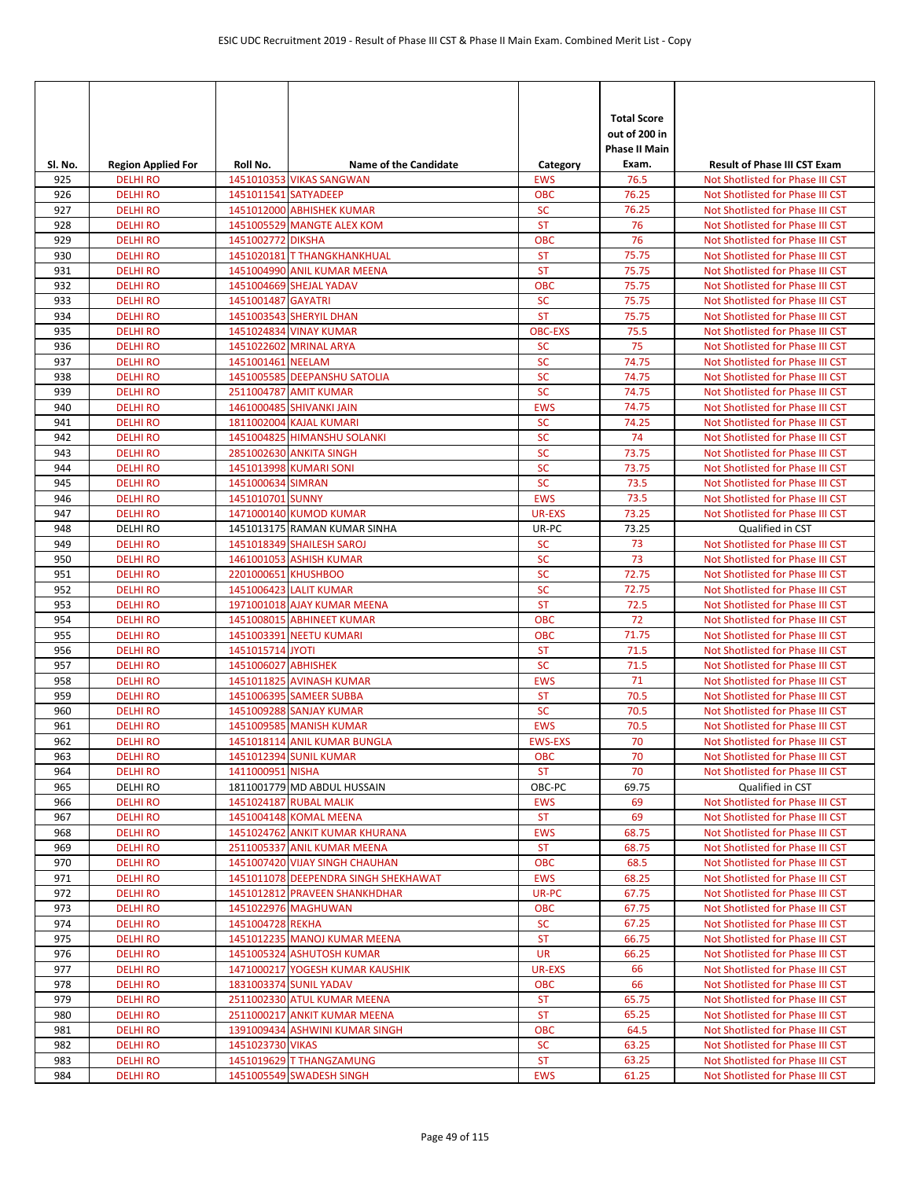| Sl. No. | Region Applied For | Roll No. | Name of the Candidate | Category | Total Score out of 200 in Phase II Main Exam. | Result of Phase III CST Exam |
|---|---|---|---|---|---|---|
| 925 | DELHI RO | 1451010353 | VIKAS SANGWAN | EWS | 76.5 | Not Shotlisted for Phase III CST |
| 926 | DELHI RO | 1451011541 | SATYADEEP | OBC | 76.25 | Not Shotlisted for Phase III CST |
| 927 | DELHI RO | 1451012000 | ABHISHEK KUMAR | SC | 76.25 | Not Shotlisted for Phase III CST |
| 928 | DELHI RO | 1451005529 | MANGTE ALEX KOM | ST | 76 | Not Shotlisted for Phase III CST |
| 929 | DELHI RO | 1451002772 | DIKSHA | OBC | 76 | Not Shotlisted for Phase III CST |
| 930 | DELHI RO | 1451020181 | T THANGKHANKHUAL | ST | 75.75 | Not Shotlisted for Phase III CST |
| 931 | DELHI RO | 1451004990 | ANIL KUMAR MEENA | ST | 75.75 | Not Shotlisted for Phase III CST |
| 932 | DELHI RO | 1451004669 | SHEJAL YADAV | OBC | 75.75 | Not Shotlisted for Phase III CST |
| 933 | DELHI RO | 1451001487 | GAYATRI | SC | 75.75 | Not Shotlisted for Phase III CST |
| 934 | DELHI RO | 1451003543 | SHERYIL DHAN | ST | 75.75 | Not Shotlisted for Phase III CST |
| 935 | DELHI RO | 1451024834 | VINAY KUMAR | OBC-EXS | 75.5 | Not Shotlisted for Phase III CST |
| 936 | DELHI RO | 1451022602 | MRINAL ARYA | SC | 75 | Not Shotlisted for Phase III CST |
| 937 | DELHI RO | 1451001461 | NEELAM | SC | 74.75 | Not Shotlisted for Phase III CST |
| 938 | DELHI RO | 1451005585 | DEEPANSHU SATOLIA | SC | 74.75 | Not Shotlisted for Phase III CST |
| 939 | DELHI RO | 2511004787 | AMIT KUMAR | SC | 74.75 | Not Shotlisted for Phase III CST |
| 940 | DELHI RO | 1461000485 | SHIVANKI JAIN | EWS | 74.75 | Not Shotlisted for Phase III CST |
| 941 | DELHI RO | 1811002004 | KAJAL KUMARI | SC | 74.25 | Not Shotlisted for Phase III CST |
| 942 | DELHI RO | 1451004825 | HIMANSHU SOLANKI | SC | 74 | Not Shotlisted for Phase III CST |
| 943 | DELHI RO | 2851002630 | ANKITA SINGH | SC | 73.75 | Not Shotlisted for Phase III CST |
| 944 | DELHI RO | 1451013998 | KUMARI SONI | SC | 73.75 | Not Shotlisted for Phase III CST |
| 945 | DELHI RO | 1451000634 | SIMRAN | SC | 73.5 | Not Shotlisted for Phase III CST |
| 946 | DELHI RO | 1451010701 | SUNNY | EWS | 73.5 | Not Shotlisted for Phase III CST |
| 947 | DELHI RO | 1471000140 | KUMOD KUMAR | UR-EXS | 73.25 | Not Shotlisted for Phase III CST |
| 948 | DELHI RO | 1451013175 | RAMAN KUMAR SINHA | UR-PC | 73.25 | Qualified in CST |
| 949 | DELHI RO | 1451018349 | SHAILESH SAROJ | SC | 73 | Not Shotlisted for Phase III CST |
| 950 | DELHI RO | 1461001053 | ASHISH KUMAR | SC | 73 | Not Shotlisted for Phase III CST |
| 951 | DELHI RO | 2201000651 | KHUSHBOO | SC | 72.75 | Not Shotlisted for Phase III CST |
| 952 | DELHI RO | 1451006423 | LALIT KUMAR | SC | 72.75 | Not Shotlisted for Phase III CST |
| 953 | DELHI RO | 1971001018 | AJAY KUMAR MEENA | ST | 72.5 | Not Shotlisted for Phase III CST |
| 954 | DELHI RO | 1451008015 | ABHINEET KUMAR | OBC | 72 | Not Shotlisted for Phase III CST |
| 955 | DELHI RO | 1451003391 | NEETU KUMARI | OBC | 71.75 | Not Shotlisted for Phase III CST |
| 956 | DELHI RO | 1451015714 | JYOTI | ST | 71.5 | Not Shotlisted for Phase III CST |
| 957 | DELHI RO | 1451006027 | ABHISHEK | SC | 71.5 | Not Shotlisted for Phase III CST |
| 958 | DELHI RO | 1451011825 | AVINASH KUMAR | EWS | 71 | Not Shotlisted for Phase III CST |
| 959 | DELHI RO | 1451006395 | SAMEER SUBBA | ST | 70.5 | Not Shotlisted for Phase III CST |
| 960 | DELHI RO | 1451009288 | SANJAY KUMAR | SC | 70.5 | Not Shotlisted for Phase III CST |
| 961 | DELHI RO | 1451009585 | MANISH KUMAR | EWS | 70.5 | Not Shotlisted for Phase III CST |
| 962 | DELHI RO | 1451018114 | ANIL KUMAR BUNGLA | EWS-EXS | 70 | Not Shotlisted for Phase III CST |
| 963 | DELHI RO | 1451012394 | SUNIL KUMAR | OBC | 70 | Not Shotlisted for Phase III CST |
| 964 | DELHI RO | 1411000951 | NISHA | ST | 70 | Not Shotlisted for Phase III CST |
| 965 | DELHI RO | 1811001779 | MD ABDUL HUSSAIN | OBC-PC | 69.75 | Qualified in CST |
| 966 | DELHI RO | 1451024187 | RUBAL MALIK | EWS | 69 | Not Shotlisted for Phase III CST |
| 967 | DELHI RO | 1451004148 | KOMAL MEENA | ST | 69 | Not Shotlisted for Phase III CST |
| 968 | DELHI RO | 1451024762 | ANKIT KUMAR KHURANA | EWS | 68.75 | Not Shotlisted for Phase III CST |
| 969 | DELHI RO | 2511005337 | ANIL KUMAR MEENA | ST | 68.75 | Not Shotlisted for Phase III CST |
| 970 | DELHI RO | 1451007420 | VIJAY SINGH CHAUHAN | OBC | 68.5 | Not Shotlisted for Phase III CST |
| 971 | DELHI RO | 1451011078 | DEEPENDRA SINGH SHEKHAWAT | EWS | 68.25 | Not Shotlisted for Phase III CST |
| 972 | DELHI RO | 1451012812 | PRAVEEN SHANKHDHAR | UR-PC | 67.75 | Not Shotlisted for Phase III CST |
| 973 | DELHI RO | 1451022976 | MAGHUWAN | OBC | 67.75 | Not Shotlisted for Phase III CST |
| 974 | DELHI RO | 1451004728 | REKHA | SC | 67.25 | Not Shotlisted for Phase III CST |
| 975 | DELHI RO | 1451012235 | MANOJ KUMAR MEENA | ST | 66.75 | Not Shotlisted for Phase III CST |
| 976 | DELHI RO | 1451005324 | ASHUTOSH KUMAR | UR | 66.25 | Not Shotlisted for Phase III CST |
| 977 | DELHI RO | 1471000217 | YOGESH KUMAR KAUSHIK | UR-EXS | 66 | Not Shotlisted for Phase III CST |
| 978 | DELHI RO | 1831003374 | SUNIL YADAV | OBC | 66 | Not Shotlisted for Phase III CST |
| 979 | DELHI RO | 2511002330 | ATUL KUMAR MEENA | ST | 65.75 | Not Shotlisted for Phase III CST |
| 980 | DELHI RO | 2511000217 | ANKIT KUMAR MEENA | ST | 65.25 | Not Shotlisted for Phase III CST |
| 981 | DELHI RO | 1391009434 | ASHWINI KUMAR SINGH | OBC | 64.5 | Not Shotlisted for Phase III CST |
| 982 | DELHI RO | 1451023730 | VIKAS | SC | 63.25 | Not Shotlisted for Phase III CST |
| 983 | DELHI RO | 1451019629 | T THANGZAMUNG | ST | 63.25 | Not Shotlisted for Phase III CST |
| 984 | DELHI RO | 1451005549 | SWADESH SINGH | EWS | 61.25 | Not Shotlisted for Phase III CST |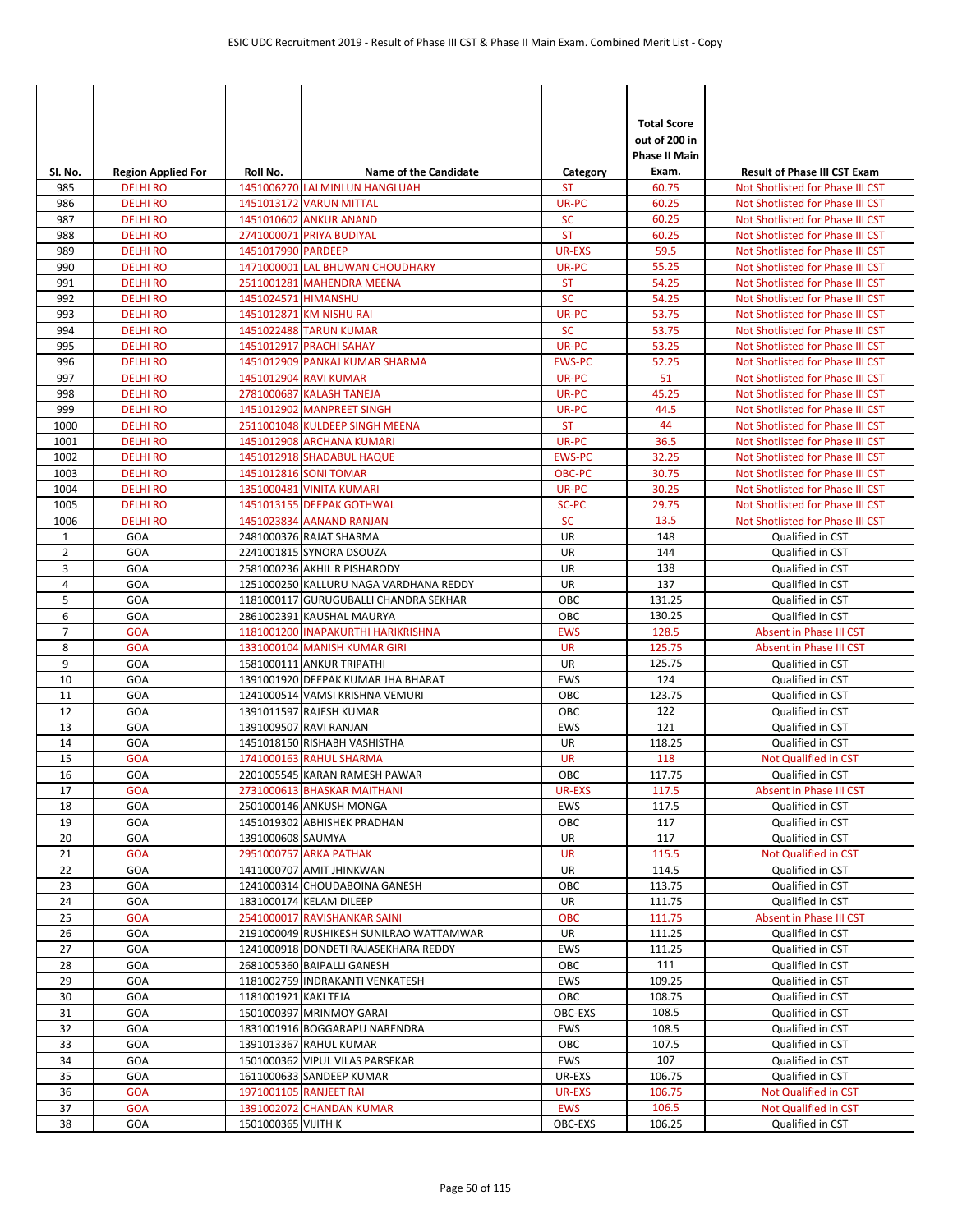| Sl. No. | Region Applied For | Roll No. | Name of the Candidate | Category | Total Score out of 200 in Phase II Main Exam. | Result of Phase III CST Exam |
|---|---|---|---|---|---|---|
| 985 | DELHI RO | 1451006270 | LALMINLUN HANGLUAH | ST | 60.75 | Not Shotlisted for Phase III CST |
| 986 | DELHI RO | 1451013172 | VARUN MITTAL | UR-PC | 60.25 | Not Shotlisted for Phase III CST |
| 987 | DELHI RO | 1451010602 | ANKUR ANAND | SC | 60.25 | Not Shotlisted for Phase III CST |
| 988 | DELHI RO | 2741000071 | PRIYA BUDIYAL | ST | 60.25 | Not Shotlisted for Phase III CST |
| 989 | DELHI RO | 1451017990 | PARDEEP | UR-EXS | 59.5 | Not Shotlisted for Phase III CST |
| 990 | DELHI RO | 1471000001 | LAL BHUWAN CHOUDHARY | UR-PC | 55.25 | Not Shotlisted for Phase III CST |
| 991 | DELHI RO | 2511001281 | MAHENDRA MEENA | ST | 54.25 | Not Shotlisted for Phase III CST |
| 992 | DELHI RO | 1451024571 | HIMANSHU | SC | 54.25 | Not Shotlisted for Phase III CST |
| 993 | DELHI RO | 1451012871 | KM NISHU RAI | UR-PC | 53.75 | Not Shotlisted for Phase III CST |
| 994 | DELHI RO | 1451022488 | TARUN KUMAR | SC | 53.75 | Not Shotlisted for Phase III CST |
| 995 | DELHI RO | 1451012917 | PRACHI SAHAY | UR-PC | 53.25 | Not Shotlisted for Phase III CST |
| 996 | DELHI RO | 1451012909 | PANKAJ KUMAR SHARMA | EWS-PC | 52.25 | Not Shotlisted for Phase III CST |
| 997 | DELHI RO | 1451012904 | RAVI KUMAR | UR-PC | 51 | Not Shotlisted for Phase III CST |
| 998 | DELHI RO | 2781000687 | KALASH TANEJA | UR-PC | 45.25 | Not Shotlisted for Phase III CST |
| 999 | DELHI RO | 1451012902 | MANPREET SINGH | UR-PC | 44.5 | Not Shotlisted for Phase III CST |
| 1000 | DELHI RO | 2511001048 | KULDEEP SINGH MEENA | ST | 44 | Not Shotlisted for Phase III CST |
| 1001 | DELHI RO | 1451012908 | ARCHANA KUMARI | UR-PC | 36.5 | Not Shotlisted for Phase III CST |
| 1002 | DELHI RO | 1451012918 | SHADABUL HAQUE | EWS-PC | 32.25 | Not Shotlisted for Phase III CST |
| 1003 | DELHI RO | 1451012816 | SONI TOMAR | OBC-PC | 30.75 | Not Shotlisted for Phase III CST |
| 1004 | DELHI RO | 1351000481 | VINITA KUMARI | UR-PC | 30.25 | Not Shotlisted for Phase III CST |
| 1005 | DELHI RO | 1451013155 | DEEPAK GOTHWAL | SC-PC | 29.75 | Not Shotlisted for Phase III CST |
| 1006 | DELHI RO | 1451023834 | AANAND RANJAN | SC | 13.5 | Not Shotlisted for Phase III CST |
| 1 | GOA | 2481000376 | RAJAT SHARMA | UR | 148 | Qualified in CST |
| 2 | GOA | 2241001815 | SYNORA DSOUZA | UR | 144 | Qualified in CST |
| 3 | GOA | 2581000236 | AKHIL R PISHARODY | UR | 138 | Qualified in CST |
| 4 | GOA | 1251000250 | KALLURU NAGA VARDHANA REDDY | UR | 137 | Qualified in CST |
| 5 | GOA | 1181000117 | GURUGUBALLI CHANDRA SEKHAR | OBC | 131.25 | Qualified in CST |
| 6 | GOA | 2861002391 | KAUSHAL MAURYA | OBC | 130.25 | Qualified in CST |
| 7 | GOA | 1181001200 | INAPAKURTHI HARIKRISHNA | EWS | 128.5 | Absent in Phase III CST |
| 8 | GOA | 1331000104 | MANISH KUMAR GIRI | UR | 125.75 | Absent in Phase III CST |
| 9 | GOA | 1581000111 | ANKUR TRIPATHI | UR | 125.75 | Qualified in CST |
| 10 | GOA | 1391001920 | DEEPAK KUMAR JHA BHARAT | EWS | 124 | Qualified in CST |
| 11 | GOA | 1241000514 | VAMSI KRISHNA VEMURI | OBC | 123.75 | Qualified in CST |
| 12 | GOA | 1391011597 | RAJESH KUMAR | OBC | 122 | Qualified in CST |
| 13 | GOA | 1391009507 | RAVI RANJAN | EWS | 121 | Qualified in CST |
| 14 | GOA | 1451018150 | RISHABH VASHISTHA | UR | 118.25 | Qualified in CST |
| 15 | GOA | 1741000163 | RAHUL SHARMA | UR | 118 | Not Qualified in CST |
| 16 | GOA | 2201005545 | KARAN RAMESH PAWAR | OBC | 117.75 | Qualified in CST |
| 17 | GOA | 2731000613 | BHASKAR MAITHANI | UR-EXS | 117.5 | Absent in Phase III CST |
| 18 | GOA | 2501000146 | ANKUSH MONGA | EWS | 117.5 | Qualified in CST |
| 19 | GOA | 1451019302 | ABHISHEK PRADHAN | OBC | 117 | Qualified in CST |
| 20 | GOA | 1391000608 | SAUMYA | UR | 117 | Qualified in CST |
| 21 | GOA | 2951000757 | ARKA PATHAK | UR | 115.5 | Not Qualified in CST |
| 22 | GOA | 1411000707 | AMIT JHINKWAN | UR | 114.5 | Qualified in CST |
| 23 | GOA | 1241000314 | CHOUDABOINA GANESH | OBC | 113.75 | Qualified in CST |
| 24 | GOA | 1831000174 | KELAM DILEEP | UR | 111.75 | Qualified in CST |
| 25 | GOA | 2541000017 | RAVISHANKAR SAINI | OBC | 111.75 | Absent in Phase III CST |
| 26 | GOA | 2191000049 | RUSHIKESH SUNILRAO WATTAMWAR | UR | 111.25 | Qualified in CST |
| 27 | GOA | 1241000918 | DONDETI RAJASEKHARA REDDY | EWS | 111.25 | Qualified in CST |
| 28 | GOA | 2681005360 | BAIPALLI GANESH | OBC | 111 | Qualified in CST |
| 29 | GOA | 1181002759 | INDRAKANTI VENKATESH | EWS | 109.25 | Qualified in CST |
| 30 | GOA | 1181001921 | KAKI TEJA | OBC | 108.75 | Qualified in CST |
| 31 | GOA | 1501000397 | MRINMOY GARAI | OBC-EXS | 108.5 | Qualified in CST |
| 32 | GOA | 1831001916 | BOGGARAPU NARENDRA | EWS | 108.5 | Qualified in CST |
| 33 | GOA | 1391013367 | RAHUL KUMAR | OBC | 107.5 | Qualified in CST |
| 34 | GOA | 1501000362 | VIPUL VILAS PARSEKAR | EWS | 107 | Qualified in CST |
| 35 | GOA | 1611000633 | SANDEEP KUMAR | UR-EXS | 106.75 | Qualified in CST |
| 36 | GOA | 1971001105 | RANJEET RAI | UR-EXS | 106.75 | Not Qualified in CST |
| 37 | GOA | 1391002072 | CHANDAN KUMAR | EWS | 106.5 | Not Qualified in CST |
| 38 | GOA | 1501000365 | VIJITH K | OBC-EXS | 106.25 | Qualified in CST |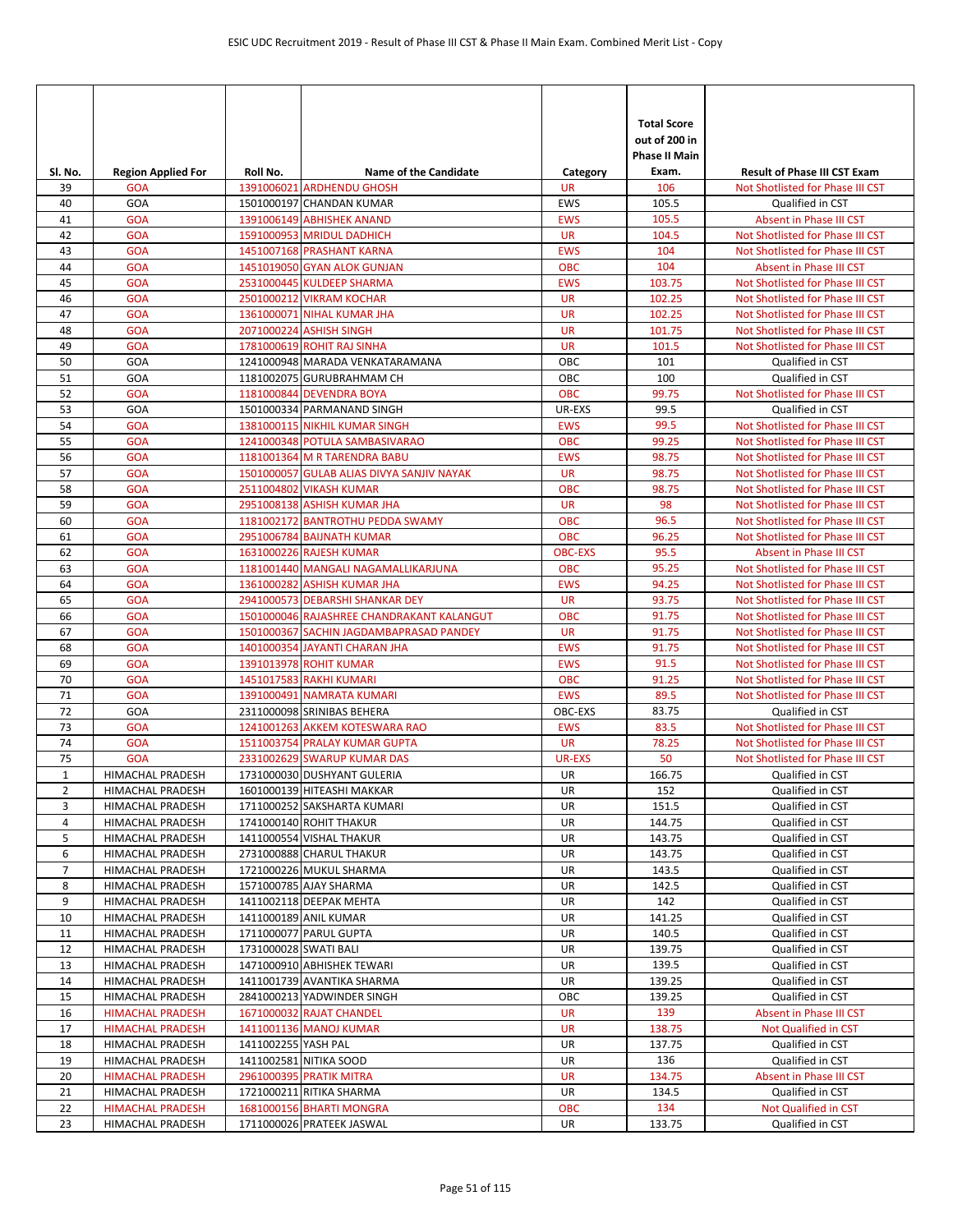| Sl. No. | Region Applied For | Roll No. | Name of the Candidate | Category | Total Score out of 200 in Phase II Main Exam. | Result of Phase III CST Exam |
|---|---|---|---|---|---|---|
| 39 | GOA | 1391006021 | ARDHENDU GHOSH | UR | 106 | Not Shotlisted for Phase III CST |
| 40 | GOA | 1501000197 | CHANDAN KUMAR | EWS | 105.5 | Qualified in CST |
| 41 | GOA | 1391006149 | ABHISHEK ANAND | EWS | 105.5 | Absent in Phase III CST |
| 42 | GOA | 1591000953 | MRIDUL DADHICH | UR | 104.5 | Not Shotlisted for Phase III CST |
| 43 | GOA | 1451007168 | PRASHANT KARNA | EWS | 104 | Not Shotlisted for Phase III CST |
| 44 | GOA | 1451019050 | GYAN ALOK GUNJAN | OBC | 104 | Absent in Phase III CST |
| 45 | GOA | 2531000445 | KULDEEP SHARMA | EWS | 103.75 | Not Shotlisted for Phase III CST |
| 46 | GOA | 2501000212 | VIKRAM KOCHAR | UR | 102.25 | Not Shotlisted for Phase III CST |
| 47 | GOA | 1361000071 | NIHAL KUMAR JHA | UR | 102.25 | Not Shotlisted for Phase III CST |
| 48 | GOA | 2071000224 | ASHISH SINGH | UR | 101.75 | Not Shotlisted for Phase III CST |
| 49 | GOA | 1781000619 | ROHIT RAJ SINHA | UR | 101.5 | Not Shotlisted for Phase III CST |
| 50 | GOA | 1241000948 | MARADA VENKATARAMANA | OBC | 101 | Qualified in CST |
| 51 | GOA | 1181002075 | GURUBRAHMAM CH | OBC | 100 | Qualified in CST |
| 52 | GOA | 1181000844 | DEVENDRA BOYA | OBC | 99.75 | Not Shotlisted for Phase III CST |
| 53 | GOA | 1501000334 | PARMANAND SINGH | UR-EXS | 99.5 | Qualified in CST |
| 54 | GOA | 1381000115 | NIKHIL KUMAR SINGH | EWS | 99.5 | Not Shotlisted for Phase III CST |
| 55 | GOA | 1241000348 | POTULA SAMBASIVARAO | OBC | 99.25 | Not Shotlisted for Phase III CST |
| 56 | GOA | 1181001364 | M R TARENDRA BABU | EWS | 98.75 | Not Shotlisted for Phase III CST |
| 57 | GOA | 1501000057 | GULAB ALIAS DIVYA SANJIV NAYAK | UR | 98.75 | Not Shotlisted for Phase III CST |
| 58 | GOA | 2511004802 | VIKASH KUMAR | OBC | 98.75 | Not Shotlisted for Phase III CST |
| 59 | GOA | 2951008138 | ASHISH KUMAR JHA | UR | 98 | Not Shotlisted for Phase III CST |
| 60 | GOA | 1181002172 | BANTROTHU PEDDA SWAMY | OBC | 96.5 | Not Shotlisted for Phase III CST |
| 61 | GOA | 2951006784 | BAIJNATH KUMAR | OBC | 96.25 | Not Shotlisted for Phase III CST |
| 62 | GOA | 1631000226 | RAJESH KUMAR | OBC-EXS | 95.5 | Absent in Phase III CST |
| 63 | GOA | 1181001440 | MANGALI NAGAMALLIKARJUNA | OBC | 95.25 | Not Shotlisted for Phase III CST |
| 64 | GOA | 1361000282 | ASHISH KUMAR JHA | EWS | 94.25 | Not Shotlisted for Phase III CST |
| 65 | GOA | 2941000573 | DEBARSHI SHANKAR DEY | UR | 93.75 | Not Shotlisted for Phase III CST |
| 66 | GOA | 1501000046 | RAJASHREE CHANDRAKANT KALANGUT | OBC | 91.75 | Not Shotlisted for Phase III CST |
| 67 | GOA | 1501000367 | SACHIN JAGDAMBAPRASAD PANDEY | UR | 91.75 | Not Shotlisted for Phase III CST |
| 68 | GOA | 1401000354 | JAYANTI CHARAN JHA | EWS | 91.75 | Not Shotlisted for Phase III CST |
| 69 | GOA | 1391013978 | ROHIT KUMAR | EWS | 91.5 | Not Shotlisted for Phase III CST |
| 70 | GOA | 1451017583 | RAKHI KUMARI | OBC | 91.25 | Not Shotlisted for Phase III CST |
| 71 | GOA | 1391000491 | NAMRATA KUMARI | EWS | 89.5 | Not Shotlisted for Phase III CST |
| 72 | GOA | 2311000098 | SRINIBAS BEHERA | OBC-EXS | 83.75 | Qualified in CST |
| 73 | GOA | 1241001263 | AKKEM KOTESWARA RAO | EWS | 83.5 | Not Shotlisted for Phase III CST |
| 74 | GOA | 1511003754 | PRALAY KUMAR GUPTA | UR | 78.25 | Not Shotlisted for Phase III CST |
| 75 | GOA | 2331002629 | SWARUP KUMAR DAS | UR-EXS | 50 | Not Shotlisted for Phase III CST |
| 1 | HIMACHAL PRADESH | 1731000030 | DUSHYANT GULERIA | UR | 166.75 | Qualified in CST |
| 2 | HIMACHAL PRADESH | 1601000139 | HITEASHI MAKKAR | UR | 152 | Qualified in CST |
| 3 | HIMACHAL PRADESH | 1711000252 | SAKSHARTA KUMARI | UR | 151.5 | Qualified in CST |
| 4 | HIMACHAL PRADESH | 1741000140 | ROHIT THAKUR | UR | 144.75 | Qualified in CST |
| 5 | HIMACHAL PRADESH | 1411000554 | VISHAL THAKUR | UR | 143.75 | Qualified in CST |
| 6 | HIMACHAL PRADESH | 2731000888 | CHARUL THAKUR | UR | 143.75 | Qualified in CST |
| 7 | HIMACHAL PRADESH | 1721000226 | MUKUL SHARMA | UR | 143.5 | Qualified in CST |
| 8 | HIMACHAL PRADESH | 1571000785 | AJAY SHARMA | UR | 142.5 | Qualified in CST |
| 9 | HIMACHAL PRADESH | 1411002118 | DEEPAK MEHTA | UR | 142 | Qualified in CST |
| 10 | HIMACHAL PRADESH | 1411000189 | ANIL KUMAR | UR | 141.25 | Qualified in CST |
| 11 | HIMACHAL PRADESH | 1711000077 | PARUL GUPTA | UR | 140.5 | Qualified in CST |
| 12 | HIMACHAL PRADESH | 1731000028 | SWATI BALI | UR | 139.75 | Qualified in CST |
| 13 | HIMACHAL PRADESH | 1471000910 | ABHISHEK TEWARI | UR | 139.5 | Qualified in CST |
| 14 | HIMACHAL PRADESH | 1411001739 | AVANTIKA SHARMA | UR | 139.25 | Qualified in CST |
| 15 | HIMACHAL PRADESH | 2841000213 | YADWINDER SINGH | OBC | 139.25 | Qualified in CST |
| 16 | HIMACHAL PRADESH | 1671000032 | RAJAT CHANDEL | UR | 139 | Absent in Phase III CST |
| 17 | HIMACHAL PRADESH | 1411001136 | MANOJ KUMAR | UR | 138.75 | Not Qualified in CST |
| 18 | HIMACHAL PRADESH | 1411002255 | YASH PAL | UR | 137.75 | Qualified in CST |
| 19 | HIMACHAL PRADESH | 1411002581 | NITIKA SOOD | UR | 136 | Qualified in CST |
| 20 | HIMACHAL PRADESH | 2961000395 | PRATIK MITRA | UR | 134.75 | Absent in Phase III CST |
| 21 | HIMACHAL PRADESH | 1721000211 | RITIKA SHARMA | UR | 134.5 | Qualified in CST |
| 22 | HIMACHAL PRADESH | 1681000156 | BHARTI MONGRA | OBC | 134 | Not Qualified in CST |
| 23 | HIMACHAL PRADESH | 1711000026 | PRATEEK JASWAL | UR | 133.75 | Qualified in CST |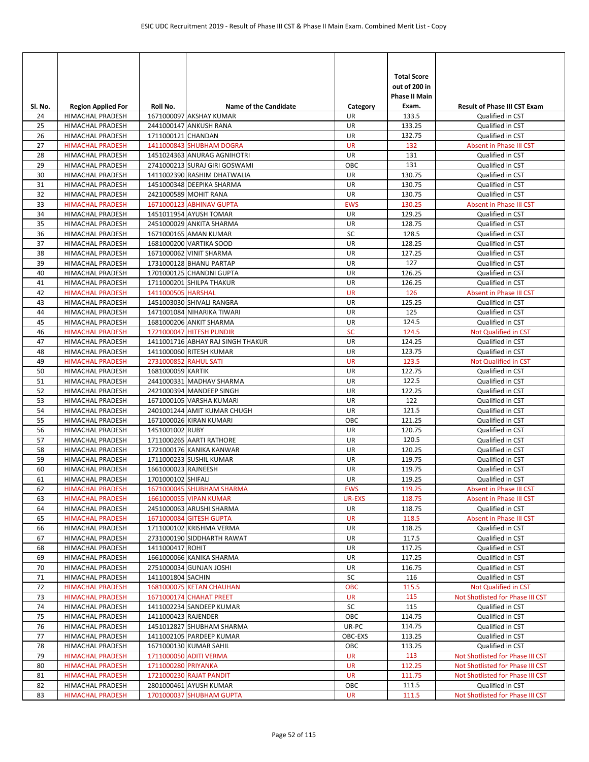| Sl. No. | Region Applied For | Roll No. | Name of the Candidate | Category | Total Score out of 200 in Phase II Main Exam. | Result of Phase III CST Exam |
|---|---|---|---|---|---|---|
| 24 | HIMACHAL PRADESH | 1671000097 | AKSHAY KUMAR | UR | 133.5 | Qualified in CST |
| 25 | HIMACHAL PRADESH | 2441000147 | ANKUSH RANA | UR | 133.25 | Qualified in CST |
| 26 | HIMACHAL PRADESH | 1711000121 | CHANDAN | UR | 132.75 | Qualified in CST |
| 27 | HIMACHAL PRADESH | 1411000843 | SHUBHAM DOGRA | UR | 132 | Absent in Phase III CST |
| 28 | HIMACHAL PRADESH | 1451024363 | ANURAG AGNIHOTRI | UR | 131 | Qualified in CST |
| 29 | HIMACHAL PRADESH | 2741000213 | SURAJ GIRI GOSWAMI | OBC | 131 | Qualified in CST |
| 30 | HIMACHAL PRADESH | 1411002390 | RASHIM DHATWALIA | UR | 130.75 | Qualified in CST |
| 31 | HIMACHAL PRADESH | 1451000348 | DEEPIKA SHARMA | UR | 130.75 | Qualified in CST |
| 32 | HIMACHAL PRADESH | 2421000589 | MOHIT RANA | UR | 130.75 | Qualified in CST |
| 33 | HIMACHAL PRADESH | 1671000123 | ABHINAV GUPTA | EWS | 130.25 | Absent in Phase III CST |
| 34 | HIMACHAL PRADESH | 1451011954 | AYUSH TOMAR | UR | 129.25 | Qualified in CST |
| 35 | HIMACHAL PRADESH | 2451000029 | ANKITA SHARMA | UR | 128.75 | Qualified in CST |
| 36 | HIMACHAL PRADESH | 1671000165 | AMAN KUMAR | SC | 128.5 | Qualified in CST |
| 37 | HIMACHAL PRADESH | 1681000200 | VARTIKA SOOD | UR | 128.25 | Qualified in CST |
| 38 | HIMACHAL PRADESH | 1671000062 | VINIT SHARMA | UR | 127.25 | Qualified in CST |
| 39 | HIMACHAL PRADESH | 1731000128 | BHANU PARTAP | UR | 127 | Qualified in CST |
| 40 | HIMACHAL PRADESH | 1701000125 | CHANDNI GUPTA | UR | 126.25 | Qualified in CST |
| 41 | HIMACHAL PRADESH | 1711000201 | SHILPA THAKUR | UR | 126.25 | Qualified in CST |
| 42 | HIMACHAL PRADESH | 1411000505 | HARSHAL | UR | 126 | Absent in Phase III CST |
| 43 | HIMACHAL PRADESH | 1451003030 | SHIVALI RANGRA | UR | 125.25 | Qualified in CST |
| 44 | HIMACHAL PRADESH | 1471001084 | NIHARIKA TIWARI | UR | 125 | Qualified in CST |
| 45 | HIMACHAL PRADESH | 1681000206 | ANKIT SHARMA | UR | 124.5 | Qualified in CST |
| 46 | HIMACHAL PRADESH | 1721000047 | HITESH PUNDIR | SC | 124.5 | Not Qualified in CST |
| 47 | HIMACHAL PRADESH | 1411001716 | ABHAY RAJ SINGH THAKUR | UR | 124.25 | Qualified in CST |
| 48 | HIMACHAL PRADESH | 1411000060 | RITESH KUMAR | UR | 123.75 | Qualified in CST |
| 49 | HIMACHAL PRADESH | 2731000852 | RAHUL SATI | UR | 123.5 | Not Qualified in CST |
| 50 | HIMACHAL PRADESH | 1681000059 | KARTIK | UR | 122.75 | Qualified in CST |
| 51 | HIMACHAL PRADESH | 2441000331 | MADHAV SHARMA | UR | 122.5 | Qualified in CST |
| 52 | HIMACHAL PRADESH | 2421000394 | MANDEEP SINGH | UR | 122.25 | Qualified in CST |
| 53 | HIMACHAL PRADESH | 1671000105 | VARSHA KUMARI | UR | 122 | Qualified in CST |
| 54 | HIMACHAL PRADESH | 2401001244 | AMIT KUMAR CHUGH | UR | 121.5 | Qualified in CST |
| 55 | HIMACHAL PRADESH | 1671000026 | KIRAN KUMARI | OBC | 121.25 | Qualified in CST |
| 56 | HIMACHAL PRADESH | 1451001002 | RUBY | UR | 120.75 | Qualified in CST |
| 57 | HIMACHAL PRADESH | 1711000265 | AARTI RATHORE | UR | 120.5 | Qualified in CST |
| 58 | HIMACHAL PRADESH | 1721000176 | KANIKA KANWAR | UR | 120.25 | Qualified in CST |
| 59 | HIMACHAL PRADESH | 1711000233 | SUSHIL KUMAR | UR | 119.75 | Qualified in CST |
| 60 | HIMACHAL PRADESH | 1661000023 | RAJNEESH | UR | 119.75 | Qualified in CST |
| 61 | HIMACHAL PRADESH | 1701000102 | SHIFALI | UR | 119.25 | Qualified in CST |
| 62 | HIMACHAL PRADESH | 1671000045 | SHUBHAM SHARMA | EWS | 119.25 | Absent in Phase III CST |
| 63 | HIMACHAL PRADESH | 1661000055 | VIPAN KUMAR | UR-EXS | 118.75 | Absent in Phase III CST |
| 64 | HIMACHAL PRADESH | 2451000063 | ARUSHI SHARMA | UR | 118.75 | Qualified in CST |
| 65 | HIMACHAL PRADESH | 1671000084 | GITESH GUPTA | UR | 118.5 | Absent in Phase III CST |
| 66 | HIMACHAL PRADESH | 1711000102 | KRISHMA VERMA | UR | 118.25 | Qualified in CST |
| 67 | HIMACHAL PRADESH | 2731000190 | SIDDHARTH RAWAT | UR | 117.5 | Qualified in CST |
| 68 | HIMACHAL PRADESH | 1411000417 | ROHIT | UR | 117.25 | Qualified in CST |
| 69 | HIMACHAL PRADESH | 1661000066 | KANIKA SHARMA | UR | 117.25 | Qualified in CST |
| 70 | HIMACHAL PRADESH | 2751000034 | GUNJAN JOSHI | UR | 116.75 | Qualified in CST |
| 71 | HIMACHAL PRADESH | 1411001804 | SACHIN | SC | 116 | Qualified in CST |
| 72 | HIMACHAL PRADESH | 1681000075 | KETAN CHAUHAN | OBC | 115.5 | Not Qualified in CST |
| 73 | HIMACHAL PRADESH | 1671000174 | CHAHAT PREET | UR | 115 | Not Shotlisted for Phase III CST |
| 74 | HIMACHAL PRADESH | 1411002234 | SANDEEP KUMAR | SC | 115 | Qualified in CST |
| 75 | HIMACHAL PRADESH | 1411000423 | RAJENDER | OBC | 114.75 | Qualified in CST |
| 76 | HIMACHAL PRADESH | 1451012827 | SHUBHAM SHARMA | UR-PC | 114.75 | Qualified in CST |
| 77 | HIMACHAL PRADESH | 1411002105 | PARDEEP KUMAR | OBC-EXS | 113.25 | Qualified in CST |
| 78 | HIMACHAL PRADESH | 1671000130 | KUMAR SAHIL | OBC | 113.25 | Qualified in CST |
| 79 | HIMACHAL PRADESH | 1711000050 | ADITI VERMA | UR | 113 | Not Shotlisted for Phase III CST |
| 80 | HIMACHAL PRADESH | 1711000280 | PRIYANKA | UR | 112.25 | Not Shotlisted for Phase III CST |
| 81 | HIMACHAL PRADESH | 1721000230 | RAJAT PANDIT | UR | 111.75 | Not Shotlisted for Phase III CST |
| 82 | HIMACHAL PRADESH | 2801000461 | AYUSH KUMAR | OBC | 111.5 | Qualified in CST |
| 83 | HIMACHAL PRADESH | 1701000037 | SHUBHAM GUPTA | UR | 111.5 | Not Shotlisted for Phase III CST |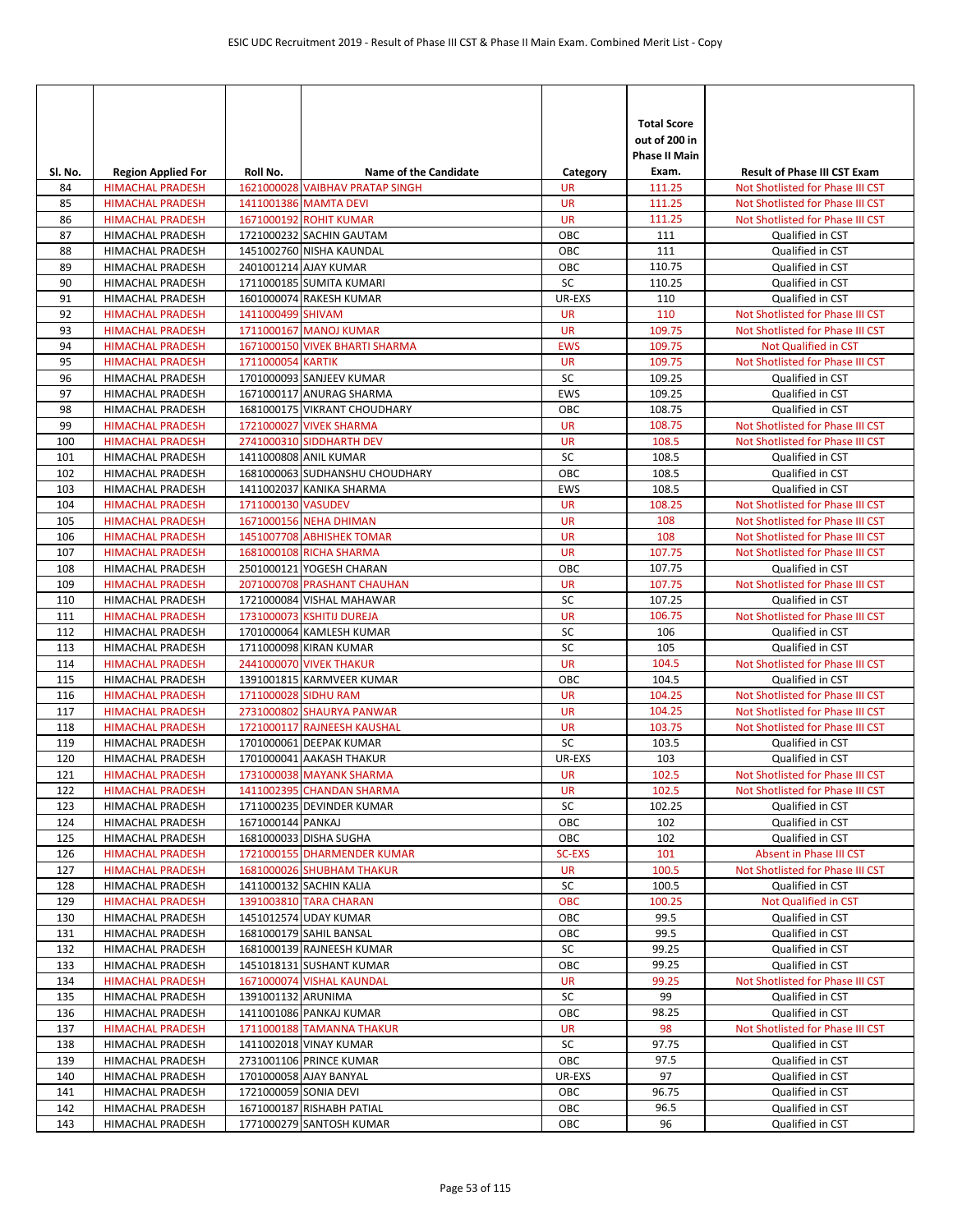| Sl. No. | Region Applied For | Roll No. | Name of the Candidate | Category | Total Score out of 200 in Phase II Main Exam. | Result of Phase III CST Exam |
|---|---|---|---|---|---|---|
| 84 | HIMACHAL PRADESH | 1621000028 | VAIBHAV PRATAP SINGH | UR | 111.25 | Not Shotlisted for Phase III CST |
| 85 | HIMACHAL PRADESH | 1411001386 | MAMTA DEVI | UR | 111.25 | Not Shotlisted for Phase III CST |
| 86 | HIMACHAL PRADESH | 1671000192 | ROHIT KUMAR | UR | 111.25 | Not Shotlisted for Phase III CST |
| 87 | HIMACHAL PRADESH | 1721000232 | SACHIN GAUTAM | OBC | 111 | Qualified in CST |
| 88 | HIMACHAL PRADESH | 1451002760 | NISHA KAUNDAL | OBC | 111 | Qualified in CST |
| 89 | HIMACHAL PRADESH | 2401001214 | AJAY KUMAR | OBC | 110.75 | Qualified in CST |
| 90 | HIMACHAL PRADESH | 1711000185 | SUMITA KUMARI | SC | 110.25 | Qualified in CST |
| 91 | HIMACHAL PRADESH | 1601000074 | RAKESH KUMAR | UR-EXS | 110 | Qualified in CST |
| 92 | HIMACHAL PRADESH | 1411000499 | SHIVAM | UR | 110 | Not Shotlisted for Phase III CST |
| 93 | HIMACHAL PRADESH | 1711000167 | MANOJ KUMAR | UR | 109.75 | Not Shotlisted for Phase III CST |
| 94 | HIMACHAL PRADESH | 1671000150 | VIVEK BHARTI SHARMA | EWS | 109.75 | Not Qualified in CST |
| 95 | HIMACHAL PRADESH | 1711000054 | KARTIK | UR | 109.75 | Not Shotlisted for Phase III CST |
| 96 | HIMACHAL PRADESH | 1701000093 | SANJEEV KUMAR | SC | 109.25 | Qualified in CST |
| 97 | HIMACHAL PRADESH | 1671000117 | ANURAG SHARMA | EWS | 109.25 | Qualified in CST |
| 98 | HIMACHAL PRADESH | 1681000175 | VIKRANT CHOUDHARY | OBC | 108.75 | Qualified in CST |
| 99 | HIMACHAL PRADESH | 1721000027 | VIVEK SHARMA | UR | 108.75 | Not Shotlisted for Phase III CST |
| 100 | HIMACHAL PRADESH | 2741000310 | SIDDHARTH DEV | UR | 108.5 | Not Shotlisted for Phase III CST |
| 101 | HIMACHAL PRADESH | 1411000808 | ANIL KUMAR | SC | 108.5 | Qualified in CST |
| 102 | HIMACHAL PRADESH | 1681000063 | SUDHANSHU CHOUDHARY | OBC | 108.5 | Qualified in CST |
| 103 | HIMACHAL PRADESH | 1411002037 | KANIKA SHARMA | EWS | 108.5 | Qualified in CST |
| 104 | HIMACHAL PRADESH | 1711000130 | VASUDEV | UR | 108.25 | Not Shotlisted for Phase III CST |
| 105 | HIMACHAL PRADESH | 1671000156 | NEHA DHIMAN | UR | 108 | Not Shotlisted for Phase III CST |
| 106 | HIMACHAL PRADESH | 1451007708 | ABHISHEK TOMAR | UR | 108 | Not Shotlisted for Phase III CST |
| 107 | HIMACHAL PRADESH | 1681000108 | RICHA SHARMA | UR | 107.75 | Not Shotlisted for Phase III CST |
| 108 | HIMACHAL PRADESH | 2501000121 | YOGESH CHARAN | OBC | 107.75 | Qualified in CST |
| 109 | HIMACHAL PRADESH | 2071000708 | PRASHANT CHAUHAN | UR | 107.75 | Not Shotlisted for Phase III CST |
| 110 | HIMACHAL PRADESH | 1721000084 | VISHAL MAHAWAR | SC | 107.25 | Qualified in CST |
| 111 | HIMACHAL PRADESH | 1731000073 | KSHITIJ DUREJA | UR | 106.75 | Not Shotlisted for Phase III CST |
| 112 | HIMACHAL PRADESH | 1701000064 | KAMLESH KUMAR | SC | 106 | Qualified in CST |
| 113 | HIMACHAL PRADESH | 1711000098 | KIRAN KUMAR | SC | 105 | Qualified in CST |
| 114 | HIMACHAL PRADESH | 2441000070 | VIVEK THAKUR | UR | 104.5 | Not Shotlisted for Phase III CST |
| 115 | HIMACHAL PRADESH | 1391001815 | KARMVEER KUMAR | OBC | 104.5 | Qualified in CST |
| 116 | HIMACHAL PRADESH | 1711000028 | SIDHU RAM | UR | 104.25 | Not Shotlisted for Phase III CST |
| 117 | HIMACHAL PRADESH | 2731000802 | SHAURYA PANWAR | UR | 104.25 | Not Shotlisted for Phase III CST |
| 118 | HIMACHAL PRADESH | 1721000117 | RAJNEESH KAUSHAL | UR | 103.75 | Not Shotlisted for Phase III CST |
| 119 | HIMACHAL PRADESH | 1701000061 | DEEPAK KUMAR | SC | 103.5 | Qualified in CST |
| 120 | HIMACHAL PRADESH | 1701000041 | AAKASH THAKUR | UR-EXS | 103 | Qualified in CST |
| 121 | HIMACHAL PRADESH | 1731000038 | MAYANK SHARMA | UR | 102.5 | Not Shotlisted for Phase III CST |
| 122 | HIMACHAL PRADESH | 1411002395 | CHANDAN SHARMA | UR | 102.5 | Not Shotlisted for Phase III CST |
| 123 | HIMACHAL PRADESH | 1711000235 | DEVINDER KUMAR | SC | 102.25 | Qualified in CST |
| 124 | HIMACHAL PRADESH | 1671000144 | PANKAJ | OBC | 102 | Qualified in CST |
| 125 | HIMACHAL PRADESH | 1681000033 | DISHA SUGHA | OBC | 102 | Qualified in CST |
| 126 | HIMACHAL PRADESH | 1721000155 | DHARMENDER KUMAR | SC-EXS | 101 | Absent in Phase III CST |
| 127 | HIMACHAL PRADESH | 1681000026 | SHUBHAM THAKUR | UR | 100.5 | Not Shotlisted for Phase III CST |
| 128 | HIMACHAL PRADESH | 1411000132 | SACHIN KALIA | SC | 100.5 | Qualified in CST |
| 129 | HIMACHAL PRADESH | 1391003810 | TARA CHARAN | OBC | 100.25 | Not Qualified in CST |
| 130 | HIMACHAL PRADESH | 1451012574 | UDAY KUMAR | OBC | 99.5 | Qualified in CST |
| 131 | HIMACHAL PRADESH | 1681000179 | SAHIL BANSAL | OBC | 99.5 | Qualified in CST |
| 132 | HIMACHAL PRADESH | 1681000139 | RAJNEESH KUMAR | SC | 99.25 | Qualified in CST |
| 133 | HIMACHAL PRADESH | 1451018131 | SUSHANT KUMAR | OBC | 99.25 | Qualified in CST |
| 134 | HIMACHAL PRADESH | 1671000074 | VISHAL KAUNDAL | UR | 99.25 | Not Shotlisted for Phase III CST |
| 135 | HIMACHAL PRADESH | 1391001132 | ARUNIMA | SC | 99 | Qualified in CST |
| 136 | HIMACHAL PRADESH | 1411001086 | PANKAJ KUMAR | OBC | 98.25 | Qualified in CST |
| 137 | HIMACHAL PRADESH | 1711000188 | TAMANNA THAKUR | UR | 98 | Not Shotlisted for Phase III CST |
| 138 | HIMACHAL PRADESH | 1411002018 | VINAY KUMAR | SC | 97.75 | Qualified in CST |
| 139 | HIMACHAL PRADESH | 2731001106 | PRINCE KUMAR | OBC | 97.5 | Qualified in CST |
| 140 | HIMACHAL PRADESH | 1701000058 | AJAY BANYAL | UR-EXS | 97 | Qualified in CST |
| 141 | HIMACHAL PRADESH | 1721000059 | SONIA DEVI | OBC | 96.75 | Qualified in CST |
| 142 | HIMACHAL PRADESH | 1671000187 | RISHABH PATIAL | OBC | 96.5 | Qualified in CST |
| 143 | HIMACHAL PRADESH | 1771000279 | SANTOSH KUMAR | OBC | 96 | Qualified in CST |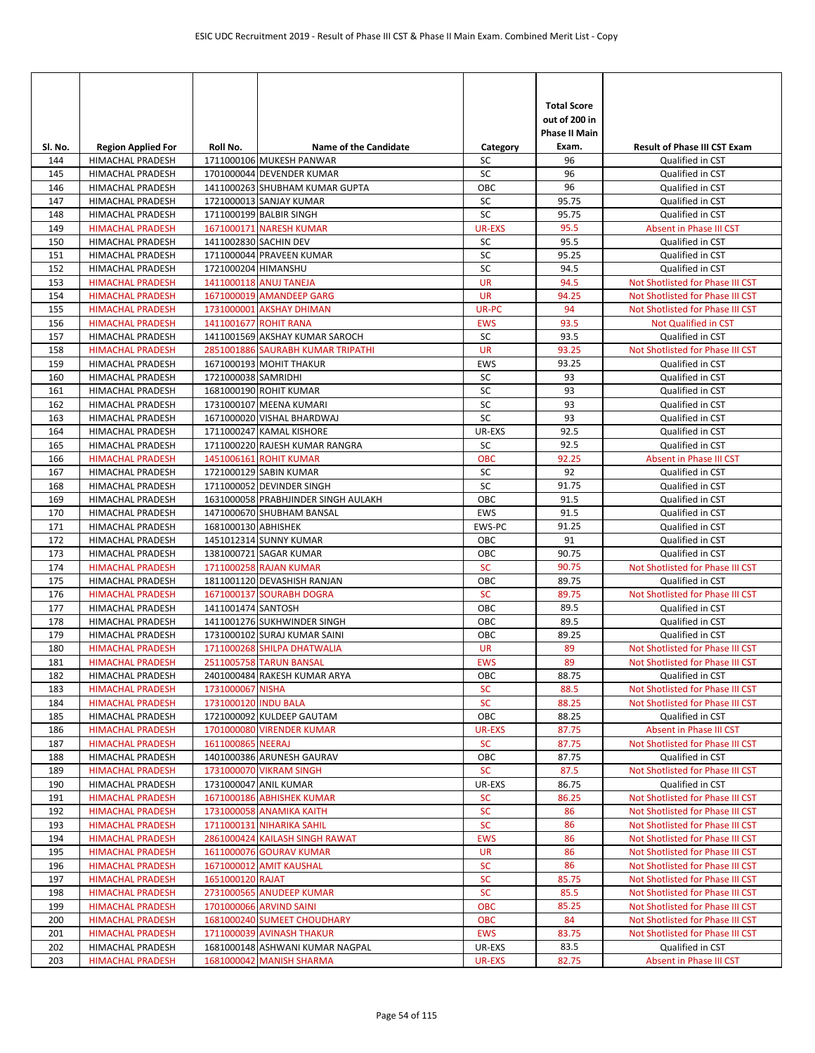| Sl. No. | Region Applied For | Roll No. | Name of the Candidate | Category | Total Score out of 200 in Phase II Main Exam. | Result of Phase III CST Exam |
|---|---|---|---|---|---|---|
| 144 | HIMACHAL PRADESH | 1711000106 | MUKESH PANWAR | SC | 96 | Qualified in CST |
| 145 | HIMACHAL PRADESH | 1701000044 | DEVENDER KUMAR | SC | 96 | Qualified in CST |
| 146 | HIMACHAL PRADESH | 1411000263 | SHUBHAM KUMAR GUPTA | OBC | 96 | Qualified in CST |
| 147 | HIMACHAL PRADESH | 1721000013 | SANJAY KUMAR | SC | 95.75 | Qualified in CST |
| 148 | HIMACHAL PRADESH | 1711000199 | BALBIR SINGH | SC | 95.75 | Qualified in CST |
| 149 | HIMACHAL PRADESH | 1671000171 | NARESH KUMAR | UR-EXS | 95.5 | Absent in Phase III CST |
| 150 | HIMACHAL PRADESH | 1411002830 | SACHIN DEV | SC | 95.5 | Qualified in CST |
| 151 | HIMACHAL PRADESH | 1711000044 | PRAVEEN KUMAR | SC | 95.25 | Qualified in CST |
| 152 | HIMACHAL PRADESH | 1721000204 | HIMANSHU | SC | 94.5 | Qualified in CST |
| 153 | HIMACHAL PRADESH | 1411000118 | ANUJ TANEJA | UR | 94.5 | Not Shotlisted for Phase III CST |
| 154 | HIMACHAL PRADESH | 1671000019 | AMANDEEP GARG | UR | 94.25 | Not Shotlisted for Phase III CST |
| 155 | HIMACHAL PRADESH | 1731000001 | AKSHAY DHIMAN | UR-PC | 94 | Not Shotlisted for Phase III CST |
| 156 | HIMACHAL PRADESH | 1411001677 | ROHIT RANA | EWS | 93.5 | Not Qualified in CST |
| 157 | HIMACHAL PRADESH | 1411001569 | AKSHAY KUMAR SAROCH | SC | 93.5 | Qualified in CST |
| 158 | HIMACHAL PRADESH | 2851001886 | SAURABH KUMAR TRIPATHI | UR | 93.25 | Not Shotlisted for Phase III CST |
| 159 | HIMACHAL PRADESH | 1671000193 | MOHIT THAKUR | EWS | 93.25 | Qualified in CST |
| 160 | HIMACHAL PRADESH | 1721000038 | SAMRIDHI | SC | 93 | Qualified in CST |
| 161 | HIMACHAL PRADESH | 1681000190 | ROHIT KUMAR | SC | 93 | Qualified in CST |
| 162 | HIMACHAL PRADESH | 1731000107 | MEENA KUMARI | SC | 93 | Qualified in CST |
| 163 | HIMACHAL PRADESH | 1671000020 | VISHAL BHARDWAJ | SC | 93 | Qualified in CST |
| 164 | HIMACHAL PRADESH | 1711000247 | KAMAL KISHORE | UR-EXS | 92.5 | Qualified in CST |
| 165 | HIMACHAL PRADESH | 1711000220 | RAJESH KUMAR RANGRA | SC | 92.5 | Qualified in CST |
| 166 | HIMACHAL PRADESH | 1451006161 | ROHIT KUMAR | OBC | 92.25 | Absent in Phase III CST |
| 167 | HIMACHAL PRADESH | 1721000129 | SABIN KUMAR | SC | 92 | Qualified in CST |
| 168 | HIMACHAL PRADESH | 1711000052 | DEVINDER SINGH | SC | 91.75 | Qualified in CST |
| 169 | HIMACHAL PRADESH | 1631000058 | PRABHJINDER SINGH AULAKH | OBC | 91.5 | Qualified in CST |
| 170 | HIMACHAL PRADESH | 1471000670 | SHUBHAM BANSAL | EWS | 91.5 | Qualified in CST |
| 171 | HIMACHAL PRADESH | 1681000130 | ABHISHEK | EWS-PC | 91.25 | Qualified in CST |
| 172 | HIMACHAL PRADESH | 1451012314 | SUNNY KUMAR | OBC | 91 | Qualified in CST |
| 173 | HIMACHAL PRADESH | 1381000721 | SAGAR KUMAR | OBC | 90.75 | Qualified in CST |
| 174 | HIMACHAL PRADESH | 1711000258 | RAJAN KUMAR | SC | 90.75 | Not Shotlisted for Phase III CST |
| 175 | HIMACHAL PRADESH | 1811001120 | DEVASHISH RANJAN | OBC | 89.75 | Qualified in CST |
| 176 | HIMACHAL PRADESH | 1671000137 | SOURABH DOGRA | SC | 89.75 | Not Shotlisted for Phase III CST |
| 177 | HIMACHAL PRADESH | 1411001474 | SANTOSH | OBC | 89.5 | Qualified in CST |
| 178 | HIMACHAL PRADESH | 1411001276 | SUKHWINDER SINGH | OBC | 89.5 | Qualified in CST |
| 179 | HIMACHAL PRADESH | 1731000102 | SURAJ KUMAR SAINI | OBC | 89.25 | Qualified in CST |
| 180 | HIMACHAL PRADESH | 1711000268 | SHILPA DHATWALIA | UR | 89 | Not Shotlisted for Phase III CST |
| 181 | HIMACHAL PRADESH | 2511005758 | TARUN BANSAL | EWS | 89 | Not Shotlisted for Phase III CST |
| 182 | HIMACHAL PRADESH | 2401000484 | RAKESH KUMAR ARYA | OBC | 88.75 | Qualified in CST |
| 183 | HIMACHAL PRADESH | 1731000067 | NISHA | SC | 88.5 | Not Shotlisted for Phase III CST |
| 184 | HIMACHAL PRADESH | 1731000120 | INDU BALA | SC | 88.25 | Not Shotlisted for Phase III CST |
| 185 | HIMACHAL PRADESH | 1721000092 | KULDEEP GAUTAM | OBC | 88.25 | Qualified in CST |
| 186 | HIMACHAL PRADESH | 1701000080 | VIRENDER KUMAR | UR-EXS | 87.75 | Absent in Phase III CST |
| 187 | HIMACHAL PRADESH | 1611000865 | NEERAJ | SC | 87.75 | Not Shotlisted for Phase III CST |
| 188 | HIMACHAL PRADESH | 1401000386 | ARUNESH GAURAV | OBC | 87.75 | Qualified in CST |
| 189 | HIMACHAL PRADESH | 1731000070 | VIKRAM SINGH | SC | 87.5 | Not Shotlisted for Phase III CST |
| 190 | HIMACHAL PRADESH | 1731000047 | ANIL KUMAR | UR-EXS | 86.75 | Qualified in CST |
| 191 | HIMACHAL PRADESH | 1671000186 | ABHISHEK KUMAR | SC | 86.25 | Not Shotlisted for Phase III CST |
| 192 | HIMACHAL PRADESH | 1731000058 | ANAMIKA KAITH | SC | 86 | Not Shotlisted for Phase III CST |
| 193 | HIMACHAL PRADESH | 1711000131 | NIHARIKA SAHIL | SC | 86 | Not Shotlisted for Phase III CST |
| 194 | HIMACHAL PRADESH | 2861000424 | KAILASH SINGH RAWAT | EWS | 86 | Not Shotlisted for Phase III CST |
| 195 | HIMACHAL PRADESH | 1611000076 | GOURAV KUMAR | UR | 86 | Not Shotlisted for Phase III CST |
| 196 | HIMACHAL PRADESH | 1671000012 | AMIT KAUSHAL | SC | 86 | Not Shotlisted for Phase III CST |
| 197 | HIMACHAL PRADESH | 1651000120 | RAJAT | SC | 85.75 | Not Shotlisted for Phase III CST |
| 198 | HIMACHAL PRADESH | 2731000565 | ANUDEEP KUMAR | SC | 85.5 | Not Shotlisted for Phase III CST |
| 199 | HIMACHAL PRADESH | 1701000066 | ARVIND SAINI | OBC | 85.25 | Not Shotlisted for Phase III CST |
| 200 | HIMACHAL PRADESH | 1681000240 | SUMEET CHOUDHARY | OBC | 84 | Not Shotlisted for Phase III CST |
| 201 | HIMACHAL PRADESH | 1711000039 | AVINASH THAKUR | EWS | 83.75 | Not Shotlisted for Phase III CST |
| 202 | HIMACHAL PRADESH | 1681000148 | ASHWANI KUMAR NAGPAL | UR-EXS | 83.5 | Qualified in CST |
| 203 | HIMACHAL PRADESH | 1681000042 | MANISH SHARMA | UR-EXS | 82.75 | Absent in Phase III CST |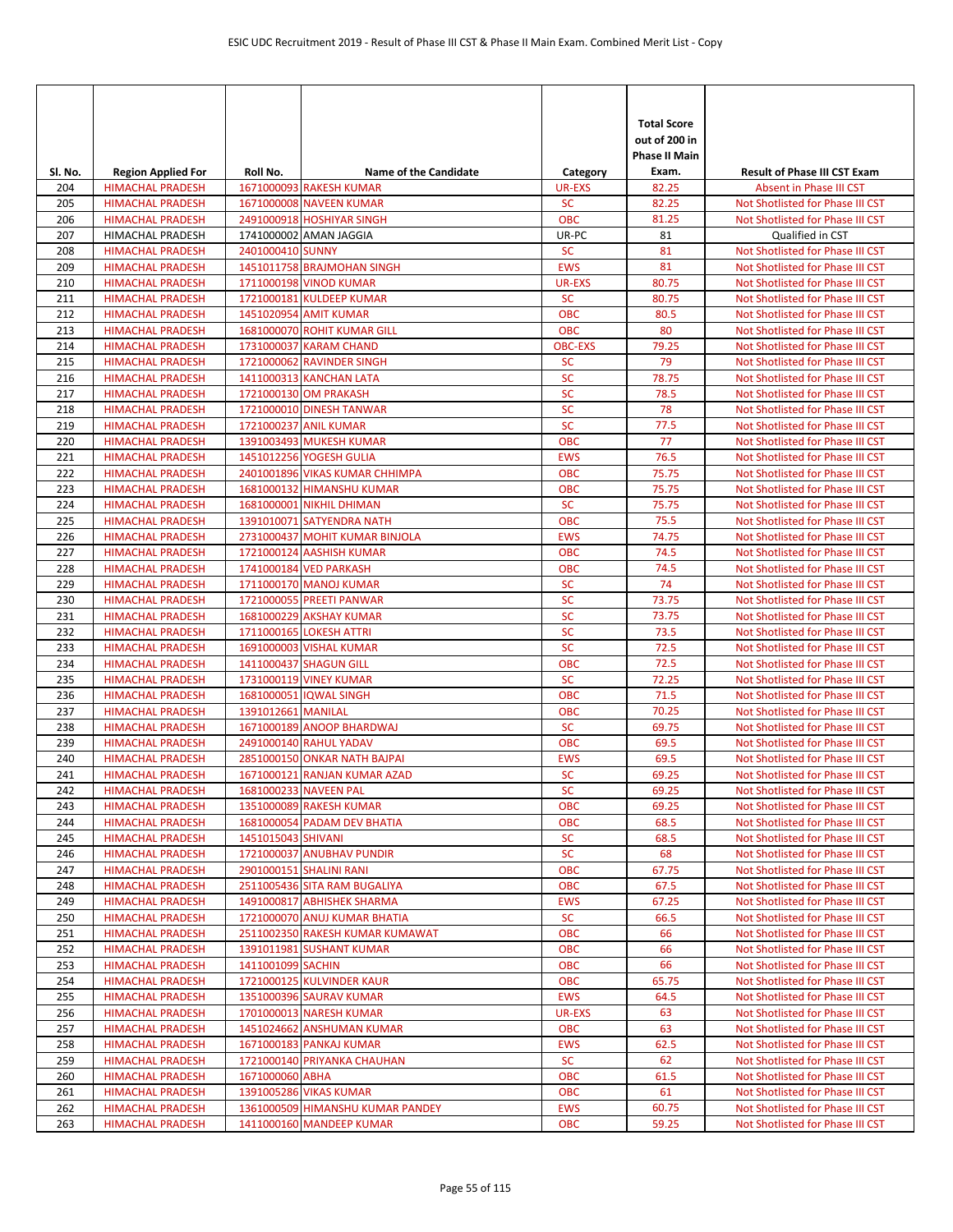| Sl. No. | Region Applied For | Roll No. | Name of the Candidate | Category | Total Score out of 200 in Phase II Main Exam. | Result of Phase III CST Exam |
|---|---|---|---|---|---|---|
| 204 | HIMACHAL PRADESH | 1671000093 | RAKESH KUMAR | UR-EXS | 82.25 | Absent in Phase III CST |
| 205 | HIMACHAL PRADESH | 1671000008 | NAVEEN KUMAR | SC | 82.25 | Not Shotlisted for Phase III CST |
| 206 | HIMACHAL PRADESH | 2491000918 | HOSHIYAR SINGH | OBC | 81.25 | Not Shotlisted for Phase III CST |
| 207 | HIMACHAL PRADESH | 1741000002 | AMAN JAGGIA | UR-PC | 81 | Qualified in CST |
| 208 | HIMACHAL PRADESH | 2401000410 | SUNNY | SC | 81 | Not Shotlisted for Phase III CST |
| 209 | HIMACHAL PRADESH | 1451011758 | BRAJMOHAN SINGH | EWS | 81 | Not Shotlisted for Phase III CST |
| 210 | HIMACHAL PRADESH | 1711000198 | VINOD KUMAR | UR-EXS | 80.75 | Not Shotlisted for Phase III CST |
| 211 | HIMACHAL PRADESH | 1721000181 | KULDEEP KUMAR | SC | 80.75 | Not Shotlisted for Phase III CST |
| 212 | HIMACHAL PRADESH | 1451020954 | AMIT KUMAR | OBC | 80.5 | Not Shotlisted for Phase III CST |
| 213 | HIMACHAL PRADESH | 1681000070 | ROHIT KUMAR GILL | OBC | 80 | Not Shotlisted for Phase III CST |
| 214 | HIMACHAL PRADESH | 1731000037 | KARAM CHAND | OBC-EXS | 79.25 | Not Shotlisted for Phase III CST |
| 215 | HIMACHAL PRADESH | 1721000062 | RAVINDER SINGH | SC | 79 | Not Shotlisted for Phase III CST |
| 216 | HIMACHAL PRADESH | 1411000313 | KANCHAN LATA | SC | 78.75 | Not Shotlisted for Phase III CST |
| 217 | HIMACHAL PRADESH | 1721000130 | OM PRAKASH | SC | 78.5 | Not Shotlisted for Phase III CST |
| 218 | HIMACHAL PRADESH | 1721000010 | DINESH TANWAR | SC | 78 | Not Shotlisted for Phase III CST |
| 219 | HIMACHAL PRADESH | 1721000237 | ANIL KUMAR | SC | 77.5 | Not Shotlisted for Phase III CST |
| 220 | HIMACHAL PRADESH | 1391003493 | MUKESH KUMAR | OBC | 77 | Not Shotlisted for Phase III CST |
| 221 | HIMACHAL PRADESH | 1451012256 | YOGESH GULIA | EWS | 76.5 | Not Shotlisted for Phase III CST |
| 222 | HIMACHAL PRADESH | 2401001896 | VIKAS KUMAR CHHIMPA | OBC | 75.75 | Not Shotlisted for Phase III CST |
| 223 | HIMACHAL PRADESH | 1681000132 | HIMANSHU KUMAR | OBC | 75.75 | Not Shotlisted for Phase III CST |
| 224 | HIMACHAL PRADESH | 1681000001 | NIKHIL DHIMAN | SC | 75.75 | Not Shotlisted for Phase III CST |
| 225 | HIMACHAL PRADESH | 1391010071 | SATYENDRA NATH | OBC | 75.5 | Not Shotlisted for Phase III CST |
| 226 | HIMACHAL PRADESH | 2731000437 | MOHIT KUMAR BINJOLA | EWS | 74.75 | Not Shotlisted for Phase III CST |
| 227 | HIMACHAL PRADESH | 1721000124 | AASHISH KUMAR | OBC | 74.5 | Not Shotlisted for Phase III CST |
| 228 | HIMACHAL PRADESH | 1741000184 | VED PARKASH | OBC | 74.5 | Not Shotlisted for Phase III CST |
| 229 | HIMACHAL PRADESH | 1711000170 | MANOJ KUMAR | SC | 74 | Not Shotlisted for Phase III CST |
| 230 | HIMACHAL PRADESH | 1721000055 | PREETI PANWAR | SC | 73.75 | Not Shotlisted for Phase III CST |
| 231 | HIMACHAL PRADESH | 1681000229 | AKSHAY KUMAR | SC | 73.75 | Not Shotlisted for Phase III CST |
| 232 | HIMACHAL PRADESH | 1711000165 | LOKESH ATTRI | SC | 73.5 | Not Shotlisted for Phase III CST |
| 233 | HIMACHAL PRADESH | 1691000003 | VISHAL KUMAR | SC | 72.5 | Not Shotlisted for Phase III CST |
| 234 | HIMACHAL PRADESH | 1411000437 | SHAGUN GILL | OBC | 72.5 | Not Shotlisted for Phase III CST |
| 235 | HIMACHAL PRADESH | 1731000119 | VINEY KUMAR | SC | 72.25 | Not Shotlisted for Phase III CST |
| 236 | HIMACHAL PRADESH | 1681000051 | IQWAL SINGH | OBC | 71.5 | Not Shotlisted for Phase III CST |
| 237 | HIMACHAL PRADESH | 1391012661 | MANILAL | OBC | 70.25 | Not Shotlisted for Phase III CST |
| 238 | HIMACHAL PRADESH | 1671000189 | ANOOP BHARDWAJ | SC | 69.75 | Not Shotlisted for Phase III CST |
| 239 | HIMACHAL PRADESH | 2491000140 | RAHUL YADAV | OBC | 69.5 | Not Shotlisted for Phase III CST |
| 240 | HIMACHAL PRADESH | 2851000150 | ONKAR NATH BAJPAI | EWS | 69.5 | Not Shotlisted for Phase III CST |
| 241 | HIMACHAL PRADESH | 1671000121 | RANJAN KUMAR AZAD | SC | 69.25 | Not Shotlisted for Phase III CST |
| 242 | HIMACHAL PRADESH | 1681000233 | NAVEEN PAL | SC | 69.25 | Not Shotlisted for Phase III CST |
| 243 | HIMACHAL PRADESH | 1351000089 | RAKESH KUMAR | OBC | 69.25 | Not Shotlisted for Phase III CST |
| 244 | HIMACHAL PRADESH | 1681000054 | PADAM DEV BHATIA | OBC | 68.5 | Not Shotlisted for Phase III CST |
| 245 | HIMACHAL PRADESH | 1451015043 | SHIVANI | SC | 68.5 | Not Shotlisted for Phase III CST |
| 246 | HIMACHAL PRADESH | 1721000037 | ANUBHAV PUNDIR | SC | 68 | Not Shotlisted for Phase III CST |
| 247 | HIMACHAL PRADESH | 2901000151 | SHALINI RANI | OBC | 67.75 | Not Shotlisted for Phase III CST |
| 248 | HIMACHAL PRADESH | 2511005436 | SITA RAM BUGALIYA | OBC | 67.5 | Not Shotlisted for Phase III CST |
| 249 | HIMACHAL PRADESH | 1491000817 | ABHISHEK SHARMA | EWS | 67.25 | Not Shotlisted for Phase III CST |
| 250 | HIMACHAL PRADESH | 1721000070 | ANUJ KUMAR BHATIA | SC | 66.5 | Not Shotlisted for Phase III CST |
| 251 | HIMACHAL PRADESH | 2511002350 | RAKESH KUMAR KUMAWAT | OBC | 66 | Not Shotlisted for Phase III CST |
| 252 | HIMACHAL PRADESH | 1391011981 | SUSHANT KUMAR | OBC | 66 | Not Shotlisted for Phase III CST |
| 253 | HIMACHAL PRADESH | 1411001099 | SACHIN | OBC | 66 | Not Shotlisted for Phase III CST |
| 254 | HIMACHAL PRADESH | 1721000125 | KULVINDER KAUR | OBC | 65.75 | Not Shotlisted for Phase III CST |
| 255 | HIMACHAL PRADESH | 1351000396 | SAURAV KUMAR | EWS | 64.5 | Not Shotlisted for Phase III CST |
| 256 | HIMACHAL PRADESH | 1701000013 | NARESH KUMAR | UR-EXS | 63 | Not Shotlisted for Phase III CST |
| 257 | HIMACHAL PRADESH | 1451024662 | ANSHUMAN KUMAR | OBC | 63 | Not Shotlisted for Phase III CST |
| 258 | HIMACHAL PRADESH | 1671000183 | PANKAJ KUMAR | EWS | 62.5 | Not Shotlisted for Phase III CST |
| 259 | HIMACHAL PRADESH | 1721000140 | PRIYANKA CHAUHAN | SC | 62 | Not Shotlisted for Phase III CST |
| 260 | HIMACHAL PRADESH | 1671000060 | ABHA | OBC | 61.5 | Not Shotlisted for Phase III CST |
| 261 | HIMACHAL PRADESH | 1391005286 | VIKAS KUMAR | OBC | 61 | Not Shotlisted for Phase III CST |
| 262 | HIMACHAL PRADESH | 1361000509 | HIMANSHU KUMAR PANDEY | EWS | 60.75 | Not Shotlisted for Phase III CST |
| 263 | HIMACHAL PRADESH | 1411000160 | MANDEEP KUMAR | OBC | 59.25 | Not Shotlisted for Phase III CST |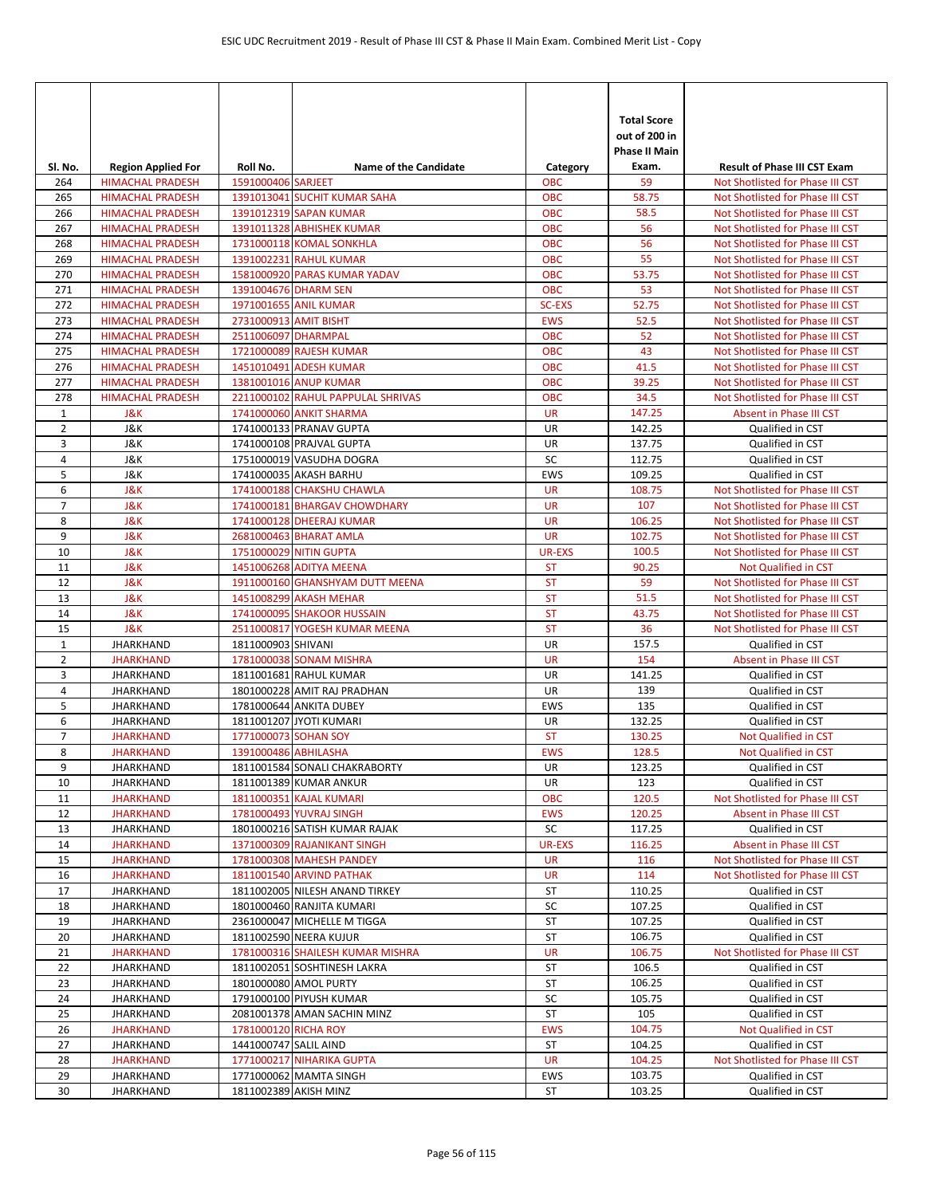| Sl. No. | Region Applied For | Roll No. | Name of the Candidate | Category | Total Score out of 200 in Phase II Main Exam. | Result of Phase III CST Exam |
|---|---|---|---|---|---|---|
| 264 | HIMACHAL PRADESH | 1591000406 | SARJEET | OBC | 59 | Not Shotlisted for Phase III CST |
| 265 | HIMACHAL PRADESH | 1391013041 | SUCHIT KUMAR SAHA | OBC | 58.75 | Not Shotlisted for Phase III CST |
| 266 | HIMACHAL PRADESH | 1391012319 | SAPAN KUMAR | OBC | 58.5 | Not Shotlisted for Phase III CST |
| 267 | HIMACHAL PRADESH | 1391011328 | ABHISHEK KUMAR | OBC | 56 | Not Shotlisted for Phase III CST |
| 268 | HIMACHAL PRADESH | 1731000118 | KOMAL SONKHLA | OBC | 56 | Not Shotlisted for Phase III CST |
| 269 | HIMACHAL PRADESH | 1391002231 | RAHUL KUMAR | OBC | 55 | Not Shotlisted for Phase III CST |
| 270 | HIMACHAL PRADESH | 1581000920 | PARAS KUMAR YADAV | OBC | 53.75 | Not Shotlisted for Phase III CST |
| 271 | HIMACHAL PRADESH | 1391004676 | DHARM SEN | OBC | 53 | Not Shotlisted for Phase III CST |
| 272 | HIMACHAL PRADESH | 1971001655 | ANIL KUMAR | SC-EXS | 52.75 | Not Shotlisted for Phase III CST |
| 273 | HIMACHAL PRADESH | 2731000913 | AMIT BISHT | EWS | 52.5 | Not Shotlisted for Phase III CST |
| 274 | HIMACHAL PRADESH | 2511006097 | DHARMPAL | OBC | 52 | Not Shotlisted for Phase III CST |
| 275 | HIMACHAL PRADESH | 1721000089 | RAJESH KUMAR | OBC | 43 | Not Shotlisted for Phase III CST |
| 276 | HIMACHAL PRADESH | 1451010491 | ADESH KUMAR | OBC | 41.5 | Not Shotlisted for Phase III CST |
| 277 | HIMACHAL PRADESH | 1381001016 | ANUP KUMAR | OBC | 39.25 | Not Shotlisted for Phase III CST |
| 278 | HIMACHAL PRADESH | 2211000102 | RAHUL PAPPULAL SHRIVAS | OBC | 34.5 | Not Shotlisted for Phase III CST |
| 1 | J&K | 1741000060 | ANKIT SHARMA | UR | 147.25 | Absent in Phase III CST |
| 2 | J&K | 1741000133 | PRANAV GUPTA | UR | 142.25 | Qualified in CST |
| 3 | J&K | 1741000108 | PRAJVAL GUPTA | UR | 137.75 | Qualified in CST |
| 4 | J&K | 1751000019 | VASUDHA DOGRA | SC | 112.75 | Qualified in CST |
| 5 | J&K | 1741000035 | AKASH BARHU | EWS | 109.25 | Qualified in CST |
| 6 | J&K | 1741000188 | CHAKSHU CHAWLA | UR | 108.75 | Not Shotlisted for Phase III CST |
| 7 | J&K | 1741000181 | BHARGAV CHOWDHARY | UR | 107 | Not Shotlisted for Phase III CST |
| 8 | J&K | 1741000128 | DHEERAJ KUMAR | UR | 106.25 | Not Shotlisted for Phase III CST |
| 9 | J&K | 2681000463 | BHARAT AMLA | UR | 102.75 | Not Shotlisted for Phase III CST |
| 10 | J&K | 1751000029 | NITIN GUPTA | UR-EXS | 100.5 | Not Shotlisted for Phase III CST |
| 11 | J&K | 1451006268 | ADITYA MEENA | ST | 90.25 | Not Qualified in CST |
| 12 | J&K | 1911000160 | GHANSHYAM DUTT MEENA | ST | 59 | Not Shotlisted for Phase III CST |
| 13 | J&K | 1451008299 | AKASH MEHAR | ST | 51.5 | Not Shotlisted for Phase III CST |
| 14 | J&K | 1741000095 | SHAKOOR HUSSAIN | ST | 43.75 | Not Shotlisted for Phase III CST |
| 15 | J&K | 2511000817 | YOGESH KUMAR MEENA | ST | 36 | Not Shotlisted for Phase III CST |
| 1 | JHARKHAND | 1811000903 | SHIVANI | UR | 157.5 | Qualified in CST |
| 2 | JHARKHAND | 1781000038 | SONAM MISHRA | UR | 154 | Absent in Phase III CST |
| 3 | JHARKHAND | 1811001681 | RAHUL KUMAR | UR | 141.25 | Qualified in CST |
| 4 | JHARKHAND | 1801000228 | AMIT RAJ PRADHAN | UR | 139 | Qualified in CST |
| 5 | JHARKHAND | 1781000644 | ANKITA DUBEY | EWS | 135 | Qualified in CST |
| 6 | JHARKHAND | 1811001207 | JYOTI KUMARI | UR | 132.25 | Qualified in CST |
| 7 | JHARKHAND | 1771000073 | SOHAN SOY | ST | 130.25 | Not Qualified in CST |
| 8 | JHARKHAND | 1391000486 | ABHILASHA | EWS | 128.5 | Not Qualified in CST |
| 9 | JHARKHAND | 1811001584 | SONALI CHAKRABORTY | UR | 123.25 | Qualified in CST |
| 10 | JHARKHAND | 1811001389 | KUMAR ANKUR | UR | 123 | Qualified in CST |
| 11 | JHARKHAND | 1811000351 | KAJAL KUMARI | OBC | 120.5 | Not Shotlisted for Phase III CST |
| 12 | JHARKHAND | 1781000493 | YUVRAJ SINGH | EWS | 120.25 | Absent in Phase III CST |
| 13 | JHARKHAND | 1801000216 | SATISH KUMAR RAJAK | SC | 117.25 | Qualified in CST |
| 14 | JHARKHAND | 1371000309 | RAJANIKANT SINGH | UR-EXS | 116.25 | Absent in Phase III CST |
| 15 | JHARKHAND | 1781000308 | MAHESH PANDEY | UR | 116 | Not Shotlisted for Phase III CST |
| 16 | JHARKHAND | 1811001540 | ARVIND PATHAK | UR | 114 | Not Shotlisted for Phase III CST |
| 17 | JHARKHAND | 1811002005 | NILESH ANAND TIRKEY | ST | 110.25 | Qualified in CST |
| 18 | JHARKHAND | 1801000460 | RANJITA KUMARI | SC | 107.25 | Qualified in CST |
| 19 | JHARKHAND | 2361000047 | MICHELLE M TIGGA | ST | 107.25 | Qualified in CST |
| 20 | JHARKHAND | 1811002590 | NEERA KUJUR | ST | 106.75 | Qualified in CST |
| 21 | JHARKHAND | 1781000316 | SHAILESH KUMAR MISHRA | UR | 106.75 | Not Shotlisted for Phase III CST |
| 22 | JHARKHAND | 1811002051 | SOSHTINESH LAKRA | ST | 106.5 | Qualified in CST |
| 23 | JHARKHAND | 1801000080 | AMOL PURTY | ST | 106.25 | Qualified in CST |
| 24 | JHARKHAND | 1791000100 | PIYUSH KUMAR | SC | 105.75 | Qualified in CST |
| 25 | JHARKHAND | 2081001378 | AMAN SACHIN MINZ | ST | 105 | Qualified in CST |
| 26 | JHARKHAND | 1781000120 | RICHA ROY | EWS | 104.75 | Not Qualified in CST |
| 27 | JHARKHAND | 1441000747 | SALIL AIND | ST | 104.25 | Qualified in CST |
| 28 | JHARKHAND | 1771000217 | NIHARIKA GUPTA | UR | 104.25 | Not Shotlisted for Phase III CST |
| 29 | JHARKHAND | 1771000062 | MAMTA SINGH | EWS | 103.75 | Qualified in CST |
| 30 | JHARKHAND | 1811002389 | AKISH MINZ | ST | 103.25 | Qualified in CST |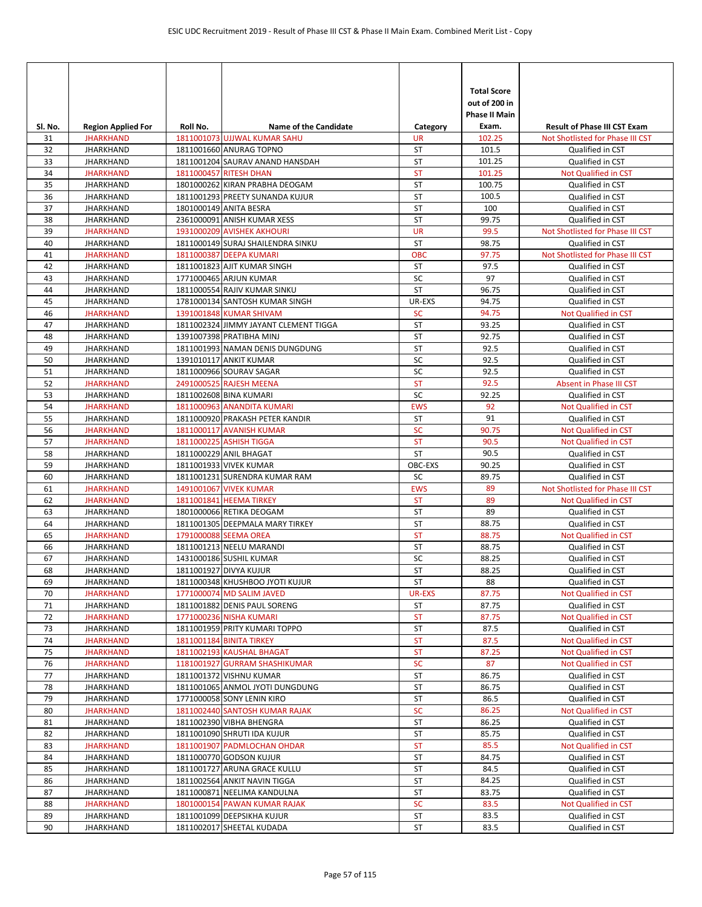| Sl. No. | Region Applied For | Roll No. | Name of the Candidate | Category | Total Score out of 200 in Phase II Main Exam. | Result of Phase III CST Exam |
|---|---|---|---|---|---|---|
| 31 | JHARKHAND | 1811001073 | UJJWAL KUMAR SAHU | UR | 102.25 | Not Shotlisted for Phase III CST |
| 32 | JHARKHAND | 1811001660 | ANURAG TOPNO | ST | 101.5 | Qualified in CST |
| 33 | JHARKHAND | 1811001204 | SAURAV ANAND HANSDAH | ST | 101.25 | Qualified in CST |
| 34 | JHARKHAND | 1811000457 | RITESH DHAN | ST | 101.25 | Not Qualified in CST |
| 35 | JHARKHAND | 1801000262 | KIRAN PRABHA DEOGAM | ST | 100.75 | Qualified in CST |
| 36 | JHARKHAND | 1811001293 | PREETY SUNANDA KUJUR | ST | 100.5 | Qualified in CST |
| 37 | JHARKHAND | 1801000149 | ANITA BESRA | ST | 100 | Qualified in CST |
| 38 | JHARKHAND | 2361000091 | ANISH KUMAR XESS | ST | 99.75 | Qualified in CST |
| 39 | JHARKHAND | 1931000209 | AVISHEK AKHOURI | UR | 99.5 | Not Shotlisted for Phase III CST |
| 40 | JHARKHAND | 1811000149 | SURAJ SHAILENDRA SINKU | ST | 98.75 | Qualified in CST |
| 41 | JHARKHAND | 1811000387 | DEEPA KUMARI | OBC | 97.75 | Not Shotlisted for Phase III CST |
| 42 | JHARKHAND | 1811001823 | AJIT KUMAR SINGH | ST | 97.5 | Qualified in CST |
| 43 | JHARKHAND | 1771000465 | ARJUN KUMAR | SC | 97 | Qualified in CST |
| 44 | JHARKHAND | 1811000554 | RAJIV KUMAR SINKU | ST | 96.75 | Qualified in CST |
| 45 | JHARKHAND | 1781000134 | SANTOSH KUMAR SINGH | UR-EXS | 94.75 | Qualified in CST |
| 46 | JHARKHAND | 1391001848 | KUMAR SHIVAM | SC | 94.75 | Not Qualified in CST |
| 47 | JHARKHAND | 1811002324 | JIMMY JAYANT CLEMENT TIGGA | ST | 93.25 | Qualified in CST |
| 48 | JHARKHAND | 1391007398 | PRATIBHA MINJ | ST | 92.75 | Qualified in CST |
| 49 | JHARKHAND | 1811001993 | NAMAN DENIS DUNGDUNG | ST | 92.5 | Qualified in CST |
| 50 | JHARKHAND | 1391010117 | ANKIT KUMAR | SC | 92.5 | Qualified in CST |
| 51 | JHARKHAND | 1811000966 | SOURAV SAGAR | SC | 92.5 | Qualified in CST |
| 52 | JHARKHAND | 2491000525 | RAJESH MEENA | ST | 92.5 | Absent in Phase III CST |
| 53 | JHARKHAND | 1811002608 | BINA KUMARI | SC | 92.25 | Qualified in CST |
| 54 | JHARKHAND | 1811000963 | ANANDITA KUMARI | EWS | 92 | Not Qualified in CST |
| 55 | JHARKHAND | 1811000920 | PRAKASH PETER KANDIR | ST | 91 | Qualified in CST |
| 56 | JHARKHAND | 1811000117 | AVANISH KUMAR | SC | 90.75 | Not Qualified in CST |
| 57 | JHARKHAND | 1811000225 | ASHISH TIGGA | ST | 90.5 | Not Qualified in CST |
| 58 | JHARKHAND | 1811000229 | ANIL BHAGAT | ST | 90.5 | Qualified in CST |
| 59 | JHARKHAND | 1811001933 | VIVEK KUMAR | OBC-EXS | 90.25 | Qualified in CST |
| 60 | JHARKHAND | 1811001231 | SURENDRA KUMAR RAM | SC | 89.75 | Qualified in CST |
| 61 | JHARKHAND | 1491001067 | VIVEK KUMAR | EWS | 89 | Not Shotlisted for Phase III CST |
| 62 | JHARKHAND | 1811001841 | HEEMA TIRKEY | ST | 89 | Not Qualified in CST |
| 63 | JHARKHAND | 1801000066 | RETIKA DEOGAM | ST | 89 | Qualified in CST |
| 64 | JHARKHAND | 1811001305 | DEEPMALA MARY TIRKEY | ST | 88.75 | Qualified in CST |
| 65 | JHARKHAND | 1791000088 | SEEMA OREA | ST | 88.75 | Not Qualified in CST |
| 66 | JHARKHAND | 1811001213 | NEELU MARANDI | ST | 88.75 | Qualified in CST |
| 67 | JHARKHAND | 1431000186 | SUSHIL KUMAR | SC | 88.25 | Qualified in CST |
| 68 | JHARKHAND | 1811001927 | DIVYA KUJUR | ST | 88.25 | Qualified in CST |
| 69 | JHARKHAND | 1811000348 | KHUSHBOO JYOTI KUJUR | ST | 88 | Qualified in CST |
| 70 | JHARKHAND | 1771000074 | MD SALIM JAVED | UR-EXS | 87.75 | Not Qualified in CST |
| 71 | JHARKHAND | 1811001882 | DENIS PAUL SORENG | ST | 87.75 | Qualified in CST |
| 72 | JHARKHAND | 1771000236 | NISHA KUMARI | ST | 87.75 | Not Qualified in CST |
| 73 | JHARKHAND | 1811001959 | PRITY KUMARI TOPPO | ST | 87.5 | Qualified in CST |
| 74 | JHARKHAND | 1811001184 | BINITA TIRKEY | ST | 87.5 | Not Qualified in CST |
| 75 | JHARKHAND | 1811002193 | KAUSHAL BHAGAT | ST | 87.25 | Not Qualified in CST |
| 76 | JHARKHAND | 1181001927 | GURRAM SHASHIKUMAR | SC | 87 | Not Qualified in CST |
| 77 | JHARKHAND | 1811001372 | VISHNU KUMAR | ST | 86.75 | Qualified in CST |
| 78 | JHARKHAND | 1811001065 | ANMOL JYOTI DUNGDUNG | ST | 86.75 | Qualified in CST |
| 79 | JHARKHAND | 1771000058 | SONY LENIN KIRO | ST | 86.5 | Qualified in CST |
| 80 | JHARKHAND | 1811002440 | SANTOSH KUMAR RAJAK | SC | 86.25 | Not Qualified in CST |
| 81 | JHARKHAND | 1811002390 | VIBHA BHENGRA | ST | 86.25 | Qualified in CST |
| 82 | JHARKHAND | 1811001090 | SHRUTI IDA KUJUR | ST | 85.75 | Qualified in CST |
| 83 | JHARKHAND | 1811001907 | PADMLOCHAN OHDAR | ST | 85.5 | Not Qualified in CST |
| 84 | JHARKHAND | 1811000770 | GODSON KUJUR | ST | 84.75 | Qualified in CST |
| 85 | JHARKHAND | 1811001727 | ARUNA GRACE KULLU | ST | 84.5 | Qualified in CST |
| 86 | JHARKHAND | 1811002564 | ANKIT NAVIN TIGGA | ST | 84.25 | Qualified in CST |
| 87 | JHARKHAND | 1811000871 | NEELIMA KANDULNA | ST | 83.75 | Qualified in CST |
| 88 | JHARKHAND | 1801000154 | PAWAN KUMAR RAJAK | SC | 83.5 | Not Qualified in CST |
| 89 | JHARKHAND | 1811001099 | DEEPSIKHA KUJUR | ST | 83.5 | Qualified in CST |
| 90 | JHARKHAND | 1811002017 | SHEETAL KUDADA | ST | 83.5 | Qualified in CST |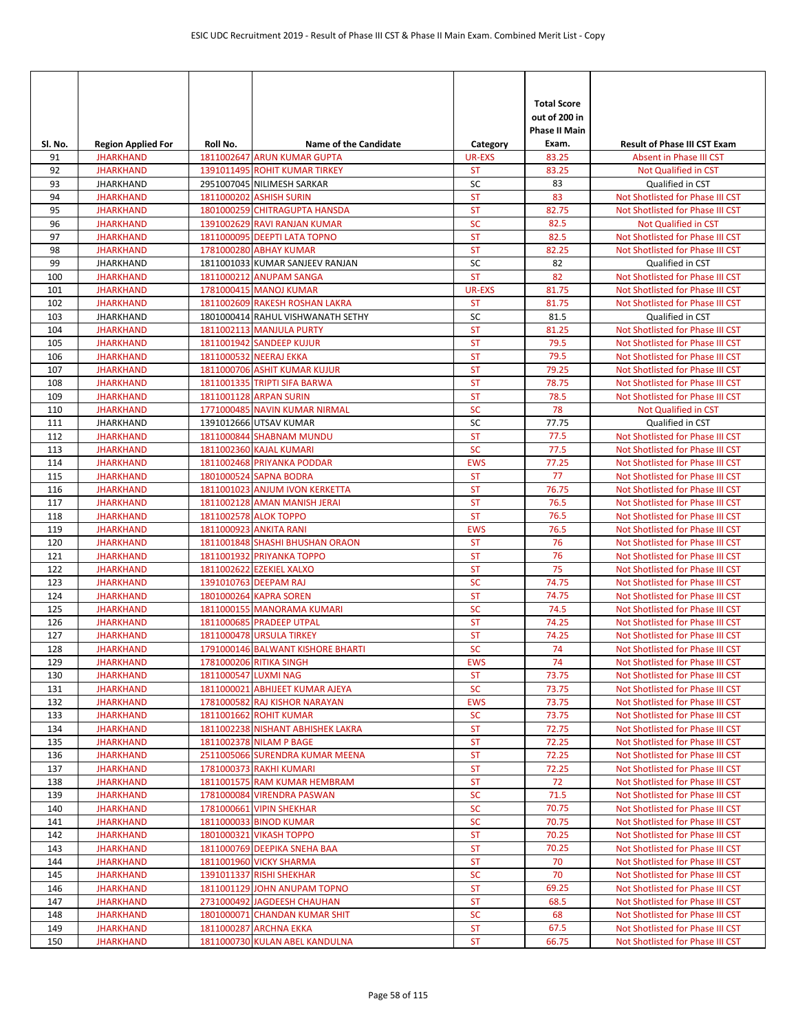| Sl. No. | Region Applied For | Roll No. | Name of the Candidate | Category | Total Score out of 200 in Phase II Main Exam. | Result of Phase III CST Exam |
|---|---|---|---|---|---|---|
| 91 | JHARKHAND | 1811002647 | ARUN KUMAR GUPTA | UR-EXS | 83.25 | Absent in Phase III CST |
| 92 | JHARKHAND | 1391011495 | ROHIT KUMAR TIRKEY | ST | 83.25 | Not Qualified in CST |
| 93 | JHARKHAND | 2951007045 | NILIMESH SARKAR | SC | 83 | Qualified in CST |
| 94 | JHARKHAND | 1811000202 | ASHISH SURIN | ST | 83 | Not Shotlisted for Phase III CST |
| 95 | JHARKHAND | 1801000259 | CHITRAGUPTA HANSDA | ST | 82.75 | Not Shotlisted for Phase III CST |
| 96 | JHARKHAND | 1391002629 | RAVI RANJAN KUMAR | SC | 82.5 | Not Qualified in CST |
| 97 | JHARKHAND | 1811000095 | DEEPTI LATA TOPNO | ST | 82.5 | Not Shotlisted for Phase III CST |
| 98 | JHARKHAND | 1781000280 | ABHAY KUMAR | ST | 82.25 | Not Shotlisted for Phase III CST |
| 99 | JHARKHAND | 1811001033 | KUMAR SANJEEV RANJAN | SC | 82 | Qualified in CST |
| 100 | JHARKHAND | 1811000212 | ANUPAM SANGA | ST | 82 | Not Shotlisted for Phase III CST |
| 101 | JHARKHAND | 1781000415 | MANOJ KUMAR | UR-EXS | 81.75 | Not Shotlisted for Phase III CST |
| 102 | JHARKHAND | 1811002609 | RAKESH ROSHAN LAKRA | ST | 81.75 | Not Shotlisted for Phase III CST |
| 103 | JHARKHAND | 1801000414 | RAHUL VISHWANATH SETHY | SC | 81.5 | Qualified in CST |
| 104 | JHARKHAND | 1811002113 | MANJULA PURTY | ST | 81.25 | Not Shotlisted for Phase III CST |
| 105 | JHARKHAND | 1811001942 | SANDEEP KUJUR | ST | 79.5 | Not Shotlisted for Phase III CST |
| 106 | JHARKHAND | 1811000532 | NEERAJ EKKA | ST | 79.5 | Not Shotlisted for Phase III CST |
| 107 | JHARKHAND | 1811000706 | ASHIT KUMAR KUJUR | ST | 79.25 | Not Shotlisted for Phase III CST |
| 108 | JHARKHAND | 1811001335 | TRIPTI SIFA BARWA | ST | 78.75 | Not Shotlisted for Phase III CST |
| 109 | JHARKHAND | 1811001128 | ARPAN SURIN | ST | 78.5 | Not Shotlisted for Phase III CST |
| 110 | JHARKHAND | 1771000485 | NAVIN KUMAR NIRMAL | SC | 78 | Not Qualified in CST |
| 111 | JHARKHAND | 1391012666 | UTSAV KUMAR | SC | 77.75 | Qualified in CST |
| 112 | JHARKHAND | 1811000844 | SHABNAM MUNDU | ST | 77.5 | Not Shotlisted for Phase III CST |
| 113 | JHARKHAND | 1811002360 | KAJAL KUMARI | SC | 77.5 | Not Shotlisted for Phase III CST |
| 114 | JHARKHAND | 1811002468 | PRIYANKA PODDAR | EWS | 77.25 | Not Shotlisted for Phase III CST |
| 115 | JHARKHAND | 1801000524 | SAPNA BODRA | ST | 77 | Not Shotlisted for Phase III CST |
| 116 | JHARKHAND | 1811001023 | ANJUM IVON KERKETTA | ST | 76.75 | Not Shotlisted for Phase III CST |
| 117 | JHARKHAND | 1811002128 | AMAN MANISH JERAI | ST | 76.5 | Not Shotlisted for Phase III CST |
| 118 | JHARKHAND | 1811002578 | ALOK TOPPO | ST | 76.5 | Not Shotlisted for Phase III CST |
| 119 | JHARKHAND | 1811000923 | ANKITA RANI | EWS | 76.5 | Not Shotlisted for Phase III CST |
| 120 | JHARKHAND | 1811001848 | SHASHI BHUSHAN ORAON | ST | 76 | Not Shotlisted for Phase III CST |
| 121 | JHARKHAND | 1811001932 | PRIYANKA TOPPO | ST | 76 | Not Shotlisted for Phase III CST |
| 122 | JHARKHAND | 1811002622 | EZEKIEL XALXO | ST | 75 | Not Shotlisted for Phase III CST |
| 123 | JHARKHAND | 1391010763 | DEEPAM RAJ | SC | 74.75 | Not Shotlisted for Phase III CST |
| 124 | JHARKHAND | 1801000264 | KAPRA SOREN | ST | 74.75 | Not Shotlisted for Phase III CST |
| 125 | JHARKHAND | 1811000155 | MANORAMA KUMARI | SC | 74.5 | Not Shotlisted for Phase III CST |
| 126 | JHARKHAND | 1811000685 | PRADEEP UTPAL | ST | 74.25 | Not Shotlisted for Phase III CST |
| 127 | JHARKHAND | 1811000478 | URSULA TIRKEY | ST | 74.25 | Not Shotlisted for Phase III CST |
| 128 | JHARKHAND | 1791000146 | BALWANT KISHORE BHARTI | SC | 74 | Not Shotlisted for Phase III CST |
| 129 | JHARKHAND | 1781000206 | RITIKA SINGH | EWS | 74 | Not Shotlisted for Phase III CST |
| 130 | JHARKHAND | 1811000547 | LUXMI NAG | ST | 73.75 | Not Shotlisted for Phase III CST |
| 131 | JHARKHAND | 1811000021 | ABHIJEET KUMAR AJEYA | SC | 73.75 | Not Shotlisted for Phase III CST |
| 132 | JHARKHAND | 1781000582 | RAJ KISHOR NARAYAN | EWS | 73.75 | Not Shotlisted for Phase III CST |
| 133 | JHARKHAND | 1811001662 | ROHIT KUMAR | SC | 73.75 | Not Shotlisted for Phase III CST |
| 134 | JHARKHAND | 1811002238 | NISHANT ABHISHEK LAKRA | ST | 72.75 | Not Shotlisted for Phase III CST |
| 135 | JHARKHAND | 1811002378 | NILAM P BAGE | ST | 72.25 | Not Shotlisted for Phase III CST |
| 136 | JHARKHAND | 2511005066 | SURENDRA KUMAR MEENA | ST | 72.25 | Not Shotlisted for Phase III CST |
| 137 | JHARKHAND | 1781000373 | RAKHI KUMARI | ST | 72.25 | Not Shotlisted for Phase III CST |
| 138 | JHARKHAND | 1811001575 | RAM KUMAR HEMBRAM | ST | 72 | Not Shotlisted for Phase III CST |
| 139 | JHARKHAND | 1781000084 | VIRENDRA PASWAN | SC | 71.5 | Not Shotlisted for Phase III CST |
| 140 | JHARKHAND | 1781000661 | VIPIN SHEKHAR | SC | 70.75 | Not Shotlisted for Phase III CST |
| 141 | JHARKHAND | 1811000033 | BINOD KUMAR | SC | 70.75 | Not Shotlisted for Phase III CST |
| 142 | JHARKHAND | 1801000321 | VIKASH TOPPO | ST | 70.25 | Not Shotlisted for Phase III CST |
| 143 | JHARKHAND | 1811000769 | DEEPIKA SNEHA BAA | ST | 70.25 | Not Shotlisted for Phase III CST |
| 144 | JHARKHAND | 1811001960 | VICKY SHARMA | ST | 70 | Not Shotlisted for Phase III CST |
| 145 | JHARKHAND | 1391011337 | RISHI SHEKHAR | SC | 70 | Not Shotlisted for Phase III CST |
| 146 | JHARKHAND | 1811001129 | JOHN ANUPAM TOPNO | ST | 69.25 | Not Shotlisted for Phase III CST |
| 147 | JHARKHAND | 2731000492 | JAGDEESH CHAUHAN | ST | 68.5 | Not Shotlisted for Phase III CST |
| 148 | JHARKHAND | 1801000071 | CHANDAN KUMAR SHIT | SC | 68 | Not Shotlisted for Phase III CST |
| 149 | JHARKHAND | 1811000287 | ARCHNA EKKA | ST | 67.5 | Not Shotlisted for Phase III CST |
| 150 | JHARKHAND | 1811000730 | KULAN ABEL KANDULNA | ST | 66.75 | Not Shotlisted for Phase III CST |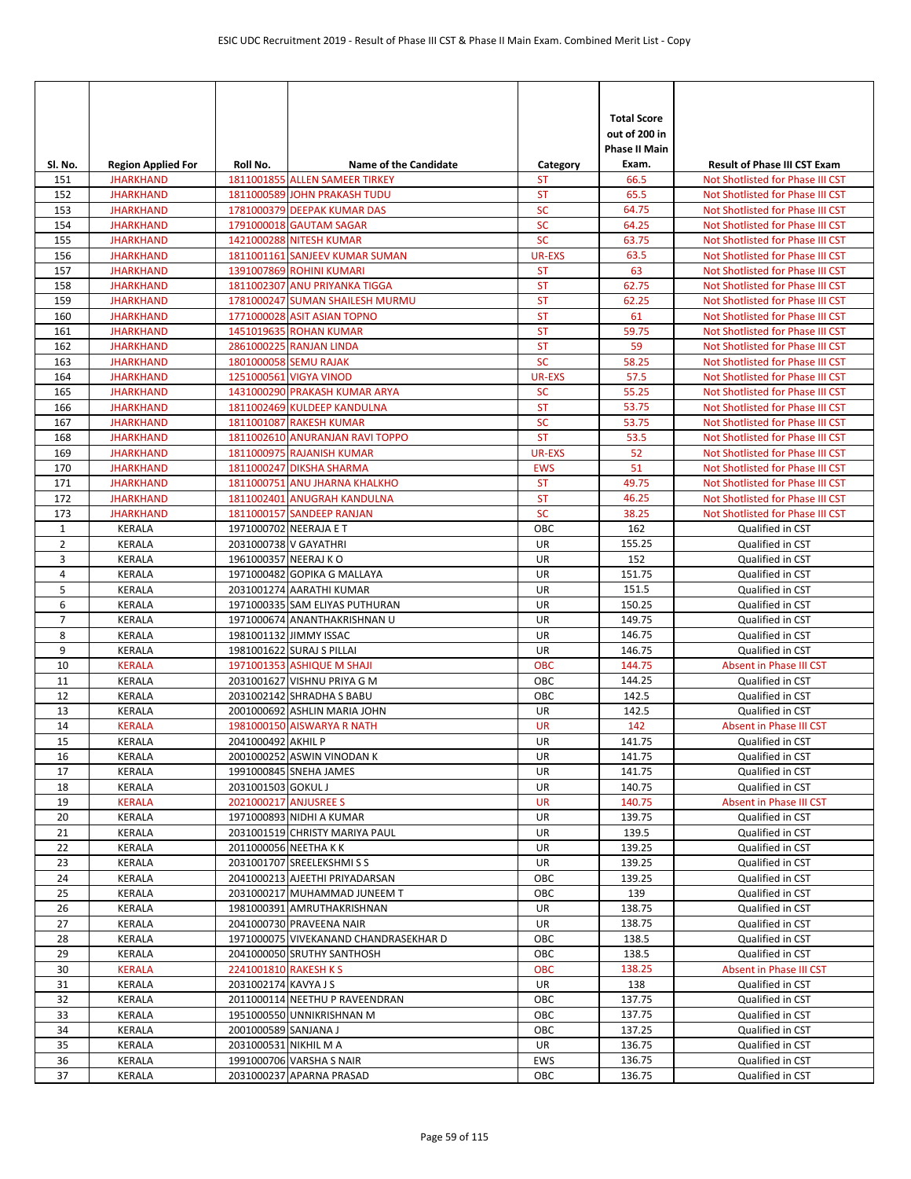| Sl. No. | Region Applied For | Roll No. | Name of the Candidate | Category | Total Score out of 200 in Phase II Main Exam. | Result of Phase III CST Exam |
|---|---|---|---|---|---|---|
| 151 | JHARKHAND | 1811001855 | ALLEN SAMEER TIRKEY | ST | 66.5 | Not Shotlisted for Phase III CST |
| 152 | JHARKHAND | 1811000589 | JOHN PRAKASH TUDU | ST | 65.5 | Not Shotlisted for Phase III CST |
| 153 | JHARKHAND | 1781000379 | DEEPAK KUMAR DAS | SC | 64.75 | Not Shotlisted for Phase III CST |
| 154 | JHARKHAND | 1791000018 | GAUTAM SAGAR | SC | 64.25 | Not Shotlisted for Phase III CST |
| 155 | JHARKHAND | 1421000288 | NITESH KUMAR | SC | 63.75 | Not Shotlisted for Phase III CST |
| 156 | JHARKHAND | 1811001161 | SANJEEV KUMAR SUMAN | UR-EXS | 63.5 | Not Shotlisted for Phase III CST |
| 157 | JHARKHAND | 1391007869 | ROHINI KUMARI | ST | 63 | Not Shotlisted for Phase III CST |
| 158 | JHARKHAND | 1811002307 | ANU PRIYANKA TIGGA | ST | 62.75 | Not Shotlisted for Phase III CST |
| 159 | JHARKHAND | 1781000247 | SUMAN SHAILESH MURMU | ST | 62.25 | Not Shotlisted for Phase III CST |
| 160 | JHARKHAND | 1771000028 | ASIT ASIAN TOPNO | ST | 61 | Not Shotlisted for Phase III CST |
| 161 | JHARKHAND | 1451019635 | ROHAN KUMAR | ST | 59.75 | Not Shotlisted for Phase III CST |
| 162 | JHARKHAND | 2861000225 | RANJAN LINDA | ST | 59 | Not Shotlisted for Phase III CST |
| 163 | JHARKHAND | 1801000058 | SEMU RAJAK | SC | 58.25 | Not Shotlisted for Phase III CST |
| 164 | JHARKHAND | 1251000561 | VIGYA VINOD | UR-EXS | 57.5 | Not Shotlisted for Phase III CST |
| 165 | JHARKHAND | 1431000290 | PRAKASH KUMAR ARYA | SC | 55.25 | Not Shotlisted for Phase III CST |
| 166 | JHARKHAND | 1811002469 | KULDEEP KANDULNA | ST | 53.75 | Not Shotlisted for Phase III CST |
| 167 | JHARKHAND | 1811001087 | RAKESH KUMAR | SC | 53.75 | Not Shotlisted for Phase III CST |
| 168 | JHARKHAND | 1811002610 | ANURANJAN RAVI TOPPO | ST | 53.5 | Not Shotlisted for Phase III CST |
| 169 | JHARKHAND | 1811000975 | RAJANISH KUMAR | UR-EXS | 52 | Not Shotlisted for Phase III CST |
| 170 | JHARKHAND | 1811000247 | DIKSHA SHARMA | EWS | 51 | Not Shotlisted for Phase III CST |
| 171 | JHARKHAND | 1811000751 | ANU JHARNA KHALKHO | ST | 49.75 | Not Shotlisted for Phase III CST |
| 172 | JHARKHAND | 1811002401 | ANUGRAH KANDULNA | ST | 46.25 | Not Shotlisted for Phase III CST |
| 173 | JHARKHAND | 1811000157 | SANDEEP RANJAN | SC | 38.25 | Not Shotlisted for Phase III CST |
| 1 | KERALA | 1971000702 | NEERAJA E T | OBC | 162 | Qualified in CST |
| 2 | KERALA | 2031000738 | V GAYATHRI | UR | 155.25 | Qualified in CST |
| 3 | KERALA | 1961000357 | NEERAJ K O | UR | 152 | Qualified in CST |
| 4 | KERALA | 1971000482 | GOPIKA G MALLAYA | UR | 151.75 | Qualified in CST |
| 5 | KERALA | 2031001274 | AARATHI KUMAR | UR | 151.5 | Qualified in CST |
| 6 | KERALA | 1971000335 | SAM ELIYAS PUTHURAN | UR | 150.25 | Qualified in CST |
| 7 | KERALA | 1971000674 | ANANTHAKRISHNAN U | UR | 149.75 | Qualified in CST |
| 8 | KERALA | 1981001132 | JIMMY ISSAC | UR | 146.75 | Qualified in CST |
| 9 | KERALA | 1981001622 | SURAJ S PILLAI | UR | 146.75 | Qualified in CST |
| 10 | KERALA | 1971001353 | ASHIQUE M SHAJI | OBC | 144.75 | Absent in Phase III CST |
| 11 | KERALA | 2031001627 | VISHNU PRIYA G M | OBC | 144.25 | Qualified in CST |
| 12 | KERALA | 2031002142 | SHRADHA S BABU | OBC | 142.5 | Qualified in CST |
| 13 | KERALA | 2001000692 | ASHLIN MARIA JOHN | UR | 142.5 | Qualified in CST |
| 14 | KERALA | 1981000150 | AISWARYA R NATH | UR | 142 | Absent in Phase III CST |
| 15 | KERALA | 2041000492 | AKHIL P | UR | 141.75 | Qualified in CST |
| 16 | KERALA | 2001000252 | ASWIN VINODAN K | UR | 141.75 | Qualified in CST |
| 17 | KERALA | 1991000845 | SNEHA JAMES | UR | 141.75 | Qualified in CST |
| 18 | KERALA | 2031001503 | GOKUL J | UR | 140.75 | Qualified in CST |
| 19 | KERALA | 2021000217 | ANJUSREE S | UR | 140.75 | Absent in Phase III CST |
| 20 | KERALA | 1971000893 | NIDHI A KUMAR | UR | 139.75 | Qualified in CST |
| 21 | KERALA | 2031001519 | CHRISTY MARIYA PAUL | UR | 139.5 | Qualified in CST |
| 22 | KERALA | 2011000056 | NEETHA K K | UR | 139.25 | Qualified in CST |
| 23 | KERALA | 2031001707 | SREELEKSHMI S S | UR | 139.25 | Qualified in CST |
| 24 | KERALA | 2041000213 | AJEETHI PRIYADARSAN | OBC | 139.25 | Qualified in CST |
| 25 | KERALA | 2031000217 | MUHAMMAD JUNEEM T | OBC | 139 | Qualified in CST |
| 26 | KERALA | 1981000391 | AMRUTHAKRISHNAN | UR | 138.75 | Qualified in CST |
| 27 | KERALA | 2041000730 | PRAVEENA NAIR | UR | 138.75 | Qualified in CST |
| 28 | KERALA | 1971000075 | VIVEKANAND CHANDRASEKHAR D | OBC | 138.5 | Qualified in CST |
| 29 | KERALA | 2041000050 | SRUTHY SANTHOSH | OBC | 138.5 | Qualified in CST |
| 30 | KERALA | 2241001810 | RAKESH K S | OBC | 138.25 | Absent in Phase III CST |
| 31 | KERALA | 2031002174 | KAVYA J S | UR | 138 | Qualified in CST |
| 32 | KERALA | 2011000114 | NEETHU P RAVEENDRAN | OBC | 137.75 | Qualified in CST |
| 33 | KERALA | 1951000550 | UNNIKRISHNAN M | OBC | 137.75 | Qualified in CST |
| 34 | KERALA | 2001000589 | SANJANA J | OBC | 137.25 | Qualified in CST |
| 35 | KERALA | 2031000531 | NIKHIL M A | UR | 136.75 | Qualified in CST |
| 36 | KERALA | 1991000706 | VARSHA S NAIR | EWS | 136.75 | Qualified in CST |
| 37 | KERALA | 2031000237 | APARNA PRASAD | OBC | 136.75 | Qualified in CST |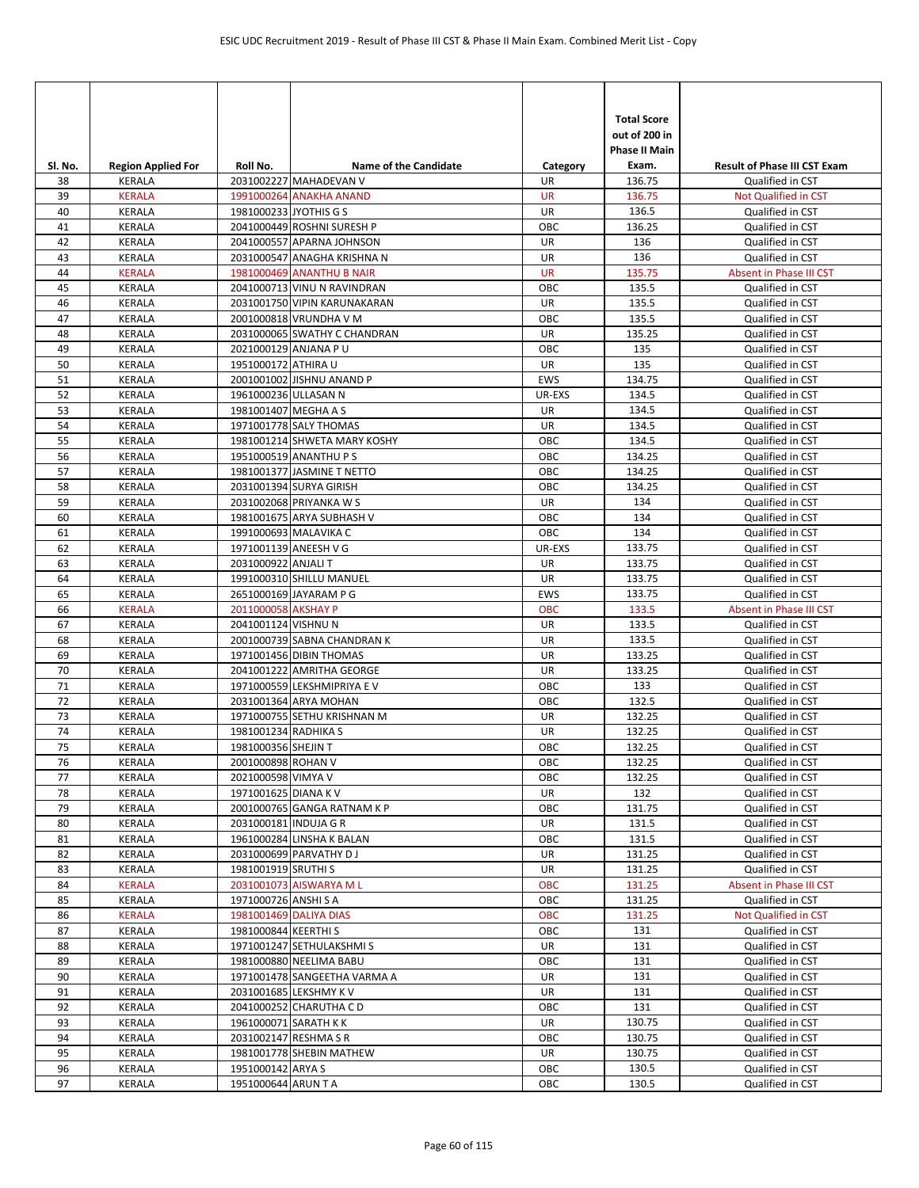| Sl. No. | Region Applied For | Roll No. | Name of the Candidate | Category | Total Score out of 200 in Phase II Main Exam. | Result of Phase III CST Exam |
|---|---|---|---|---|---|---|
| 38 | KERALA | 2031002227 | MAHADEVAN V | UR | 136.75 | Qualified in CST |
| 39 | KERALA | 1991000264 | ANAKHA ANAND | UR | 136.75 | Not Qualified in CST |
| 40 | KERALA | 1981000233 | JYOTHIS G S | UR | 136.5 | Qualified in CST |
| 41 | KERALA | 2041000449 | ROSHNI SURESH P | OBC | 136.25 | Qualified in CST |
| 42 | KERALA | 2041000557 | APARNA JOHNSON | UR | 136 | Qualified in CST |
| 43 | KERALA | 2031000547 | ANAGHA KRISHNA N | UR | 136 | Qualified in CST |
| 44 | KERALA | 1981000469 | ANANTHU B NAIR | UR | 135.75 | Absent in Phase III CST |
| 45 | KERALA | 2041000713 | VINU N RAVINDRAN | OBC | 135.5 | Qualified in CST |
| 46 | KERALA | 2031001750 | VIPIN KARUNAKARAN | UR | 135.5 | Qualified in CST |
| 47 | KERALA | 2001000818 | VRUNDHA V M | OBC | 135.5 | Qualified in CST |
| 48 | KERALA | 2031000065 | SWATHY C CHANDRAN | UR | 135.25 | Qualified in CST |
| 49 | KERALA | 2021000129 | ANJANA P U | OBC | 135 | Qualified in CST |
| 50 | KERALA | 1951000172 | ATHIRA U | UR | 135 | Qualified in CST |
| 51 | KERALA | 2001001002 | JISHNU ANAND P | EWS | 134.75 | Qualified in CST |
| 52 | KERALA | 1961000236 | ULLASAN N | UR-EXS | 134.5 | Qualified in CST |
| 53 | KERALA | 1981001407 | MEGHA A S | UR | 134.5 | Qualified in CST |
| 54 | KERALA | 1971001778 | SALY THOMAS | UR | 134.5 | Qualified in CST |
| 55 | KERALA | 1981001214 | SHWETA MARY KOSHY | OBC | 134.5 | Qualified in CST |
| 56 | KERALA | 1951000519 | ANANTHU P S | OBC | 134.25 | Qualified in CST |
| 57 | KERALA | 1981001377 | JASMINE T NETTO | OBC | 134.25 | Qualified in CST |
| 58 | KERALA | 2031001394 | SURYA GIRISH | OBC | 134.25 | Qualified in CST |
| 59 | KERALA | 2031002068 | PRIYANKA W S | UR | 134 | Qualified in CST |
| 60 | KERALA | 1981001675 | ARYA SUBHASH V | OBC | 134 | Qualified in CST |
| 61 | KERALA | 1991000693 | MALAVIKA C | OBC | 134 | Qualified in CST |
| 62 | KERALA | 1971001139 | ANEESH V G | UR-EXS | 133.75 | Qualified in CST |
| 63 | KERALA | 2031000922 | ANJALI T | UR | 133.75 | Qualified in CST |
| 64 | KERALA | 1991000310 | SHILLU MANUEL | UR | 133.75 | Qualified in CST |
| 65 | KERALA | 2651000169 | JAYARAM P G | EWS | 133.75 | Qualified in CST |
| 66 | KERALA | 2011000058 | AKSHAY P | OBC | 133.5 | Absent in Phase III CST |
| 67 | KERALA | 2041001124 | VISHNU N | UR | 133.5 | Qualified in CST |
| 68 | KERALA | 2001000739 | SABNA CHANDRAN K | UR | 133.5 | Qualified in CST |
| 69 | KERALA | 1971001456 | DIBIN THOMAS | UR | 133.25 | Qualified in CST |
| 70 | KERALA | 2041001222 | AMRITHA GEORGE | UR | 133.25 | Qualified in CST |
| 71 | KERALA | 1971000559 | LEKSHMIPRIYA E V | OBC | 133 | Qualified in CST |
| 72 | KERALA | 2031001364 | ARYA MOHAN | OBC | 132.5 | Qualified in CST |
| 73 | KERALA | 1971000755 | SETHU KRISHNAN M | UR | 132.25 | Qualified in CST |
| 74 | KERALA | 1981001234 | RADHIKA S | UR | 132.25 | Qualified in CST |
| 75 | KERALA | 1981000356 | SHEJIN T | OBC | 132.25 | Qualified in CST |
| 76 | KERALA | 2001000898 | ROHAN V | OBC | 132.25 | Qualified in CST |
| 77 | KERALA | 2021000598 | VIMYA V | OBC | 132.25 | Qualified in CST |
| 78 | KERALA | 1971001625 | DIANA K V | UR | 132 | Qualified in CST |
| 79 | KERALA | 2001000765 | GANGA RATNAM K P | OBC | 131.75 | Qualified in CST |
| 80 | KERALA | 2031000181 | INDUJA G R | UR | 131.5 | Qualified in CST |
| 81 | KERALA | 1961000284 | LINSHA K BALAN | OBC | 131.5 | Qualified in CST |
| 82 | KERALA | 2031000699 | PARVATHY D J | UR | 131.25 | Qualified in CST |
| 83 | KERALA | 1981001919 | SRUTHI S | UR | 131.25 | Qualified in CST |
| 84 | KERALA | 2031001073 | AISWARYA M L | OBC | 131.25 | Absent in Phase III CST |
| 85 | KERALA | 1971000726 | ANSHI S A | OBC | 131.25 | Qualified in CST |
| 86 | KERALA | 1981001469 | DALIYA DIAS | OBC | 131.25 | Not Qualified in CST |
| 87 | KERALA | 1981000844 | KEERTHI S | OBC | 131 | Qualified in CST |
| 88 | KERALA | 1971001247 | SETHULAKSHMI S | UR | 131 | Qualified in CST |
| 89 | KERALA | 1981000880 | NEELIMA BABU | OBC | 131 | Qualified in CST |
| 90 | KERALA | 1971001478 | SANGEETHA VARMA A | UR | 131 | Qualified in CST |
| 91 | KERALA | 2031001685 | LEKSHMY K V | UR | 131 | Qualified in CST |
| 92 | KERALA | 2041000252 | CHARUTHA C D | OBC | 131 | Qualified in CST |
| 93 | KERALA | 1961000071 | SARATH K K | UR | 130.75 | Qualified in CST |
| 94 | KERALA | 2031002147 | RESHMA S R | OBC | 130.75 | Qualified in CST |
| 95 | KERALA | 1981001778 | SHEBIN MATHEW | UR | 130.75 | Qualified in CST |
| 96 | KERALA | 1951000142 | ARYA S | OBC | 130.5 | Qualified in CST |
| 97 | KERALA | 1951000644 | ARUN T A | OBC | 130.5 | Qualified in CST |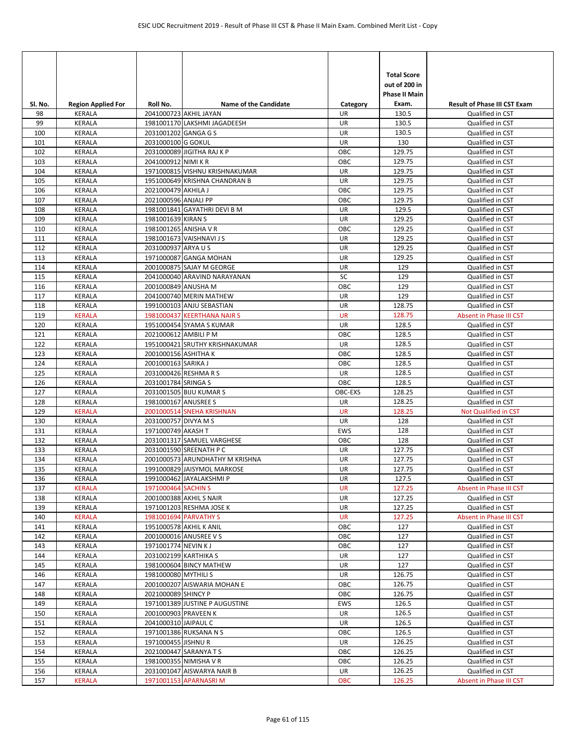| Sl. No. | Region Applied For | Roll No. | Name of the Candidate | Category | Total Score out of 200 in Phase II Main Exam. | Result of Phase III CST Exam |
|---|---|---|---|---|---|---|
| 98 | KERALA | 2041000723 | AKHIL JAYAN | UR | 130.5 | Qualified in CST |
| 99 | KERALA | 1981001170 | LAKSHMI JAGADEESH | UR | 130.5 | Qualified in CST |
| 100 | KERALA | 2031001202 | GANGA G S | UR | 130.5 | Qualified in CST |
| 101 | KERALA | 2031000100 | G GOKUL | UR | 130 | Qualified in CST |
| 102 | KERALA | 2031000089 | JIGITHA RAJ K P | OBC | 129.75 | Qualified in CST |
| 103 | KERALA | 2041000912 | NIMI K R | OBC | 129.75 | Qualified in CST |
| 104 | KERALA | 1971000815 | VISHNU KRISHNAKUMAR | UR | 129.75 | Qualified in CST |
| 105 | KERALA | 1951000649 | KRISHNA CHANDRAN B | UR | 129.75 | Qualified in CST |
| 106 | KERALA | 2021000479 | AKHILA J | OBC | 129.75 | Qualified in CST |
| 107 | KERALA | 2021000596 | ANJALI PP | OBC | 129.75 | Qualified in CST |
| 108 | KERALA | 1981001841 | GAYATHRI DEVI B M | UR | 129.5 | Qualified in CST |
| 109 | KERALA | 1981001639 | KIRAN S | UR | 129.25 | Qualified in CST |
| 110 | KERALA | 1981001265 | ANISHA V R | OBC | 129.25 | Qualified in CST |
| 111 | KERALA | 1981001673 | VAISHNAVI J S | UR | 129.25 | Qualified in CST |
| 112 | KERALA | 2031000937 | ARYA U S | UR | 129.25 | Qualified in CST |
| 113 | KERALA | 1971000087 | GANGA MOHAN | UR | 129.25 | Qualified in CST |
| 114 | KERALA | 2001000875 | SAJAY M GEORGE | UR | 129 | Qualified in CST |
| 115 | KERALA | 2041000040 | ARAVIND NARAYANAN | SC | 129 | Qualified in CST |
| 116 | KERALA | 2001000849 | ANUSHA M | OBC | 129 | Qualified in CST |
| 117 | KERALA | 2041000740 | MERIN MATHEW | UR | 129 | Qualified in CST |
| 118 | KERALA | 1991000103 | ANJU SEBASTIAN | UR | 128.75 | Qualified in CST |
| 119 | KERALA | 1981000437 | KEERTHANA NAIR S | UR | 128.75 | Absent in Phase III CST |
| 120 | KERALA | 1951000454 | SYAMA S KUMAR | UR | 128.5 | Qualified in CST |
| 121 | KERALA | 2021000612 | AMBILI P M | OBC | 128.5 | Qualified in CST |
| 122 | KERALA | 1951000421 | SRUTHY KRISHNAKUMAR | UR | 128.5 | Qualified in CST |
| 123 | KERALA | 2001000156 | ASHITHA K | OBC | 128.5 | Qualified in CST |
| 124 | KERALA | 2001000163 | SARIKA J | OBC | 128.5 | Qualified in CST |
| 125 | KERALA | 2031000426 | RESHMA R S | UR | 128.5 | Qualified in CST |
| 126 | KERALA | 2031001784 | SRINGA S | OBC | 128.5 | Qualified in CST |
| 127 | KERALA | 2031001505 | BIJU KUMAR S | OBC-EXS | 128.25 | Qualified in CST |
| 128 | KERALA | 1981000167 | ANUSREE S | UR | 128.25 | Qualified in CST |
| 129 | KERALA | 2001000514 | SNEHA KRISHNAN | UR | 128.25 | Not Qualified in CST |
| 130 | KERALA | 2031000757 | DIVYA M S | UR | 128 | Qualified in CST |
| 131 | KERALA | 1971000749 | AKASH T | EWS | 128 | Qualified in CST |
| 132 | KERALA | 2031001317 | SAMUEL VARGHESE | OBC | 128 | Qualified in CST |
| 133 | KERALA | 2031001590 | SREENATH P C | UR | 127.75 | Qualified in CST |
| 134 | KERALA | 2001000573 | ARUNDHATHY M KRISHNA | UR | 127.75 | Qualified in CST |
| 135 | KERALA | 1991000829 | JAISYMOL MARKOSE | UR | 127.75 | Qualified in CST |
| 136 | KERALA | 1991000462 | JAYALAKSHMI P | UR | 127.5 | Qualified in CST |
| 137 | KERALA | 1971000464 | SACHIN S | UR | 127.25 | Absent in Phase III CST |
| 138 | KERALA | 2001000388 | AKHIL S NAIR | UR | 127.25 | Qualified in CST |
| 139 | KERALA | 1971001203 | RESHMA JOSE K | UR | 127.25 | Qualified in CST |
| 140 | KERALA | 1981001694 | PARVATHY S | UR | 127.25 | Absent in Phase III CST |
| 141 | KERALA | 1951000578 | AKHIL K ANIL | OBC | 127 | Qualified in CST |
| 142 | KERALA | 2001000016 | ANUSREE V S | OBC | 127 | Qualified in CST |
| 143 | KERALA | 1971001774 | NEVIN K J | OBC | 127 | Qualified in CST |
| 144 | KERALA | 2031002199 | KARTHIKA S | UR | 127 | Qualified in CST |
| 145 | KERALA | 1981000604 | BINCY MATHEW | UR | 127 | Qualified in CST |
| 146 | KERALA | 1981000080 | MYTHILI S | UR | 126.75 | Qualified in CST |
| 147 | KERALA | 2001000207 | AISWARIA MOHAN E | OBC | 126.75 | Qualified in CST |
| 148 | KERALA | 2021000089 | SHINCY P | OBC | 126.75 | Qualified in CST |
| 149 | KERALA | 1971001389 | JUSTINE P AUGUSTINE | EWS | 126.5 | Qualified in CST |
| 150 | KERALA | 2001000903 | PRAVEEN K | UR | 126.5 | Qualified in CST |
| 151 | KERALA | 2041000310 | JAIPAUL C | UR | 126.5 | Qualified in CST |
| 152 | KERALA | 1971001386 | RUKSANA N S | OBC | 126.5 | Qualified in CST |
| 153 | KERALA | 1971000455 | JISHNU R | UR | 126.25 | Qualified in CST |
| 154 | KERALA | 2021000447 | SARANYA T S | OBC | 126.25 | Qualified in CST |
| 155 | KERALA | 1981000355 | NIMISHA V R | OBC | 126.25 | Qualified in CST |
| 156 | KERALA | 2031001047 | AISWARYA NAIR B | UR | 126.25 | Qualified in CST |
| 157 | KERALA | 1971001153 | APARNASRI M | OBC | 126.25 | Absent in Phase III CST |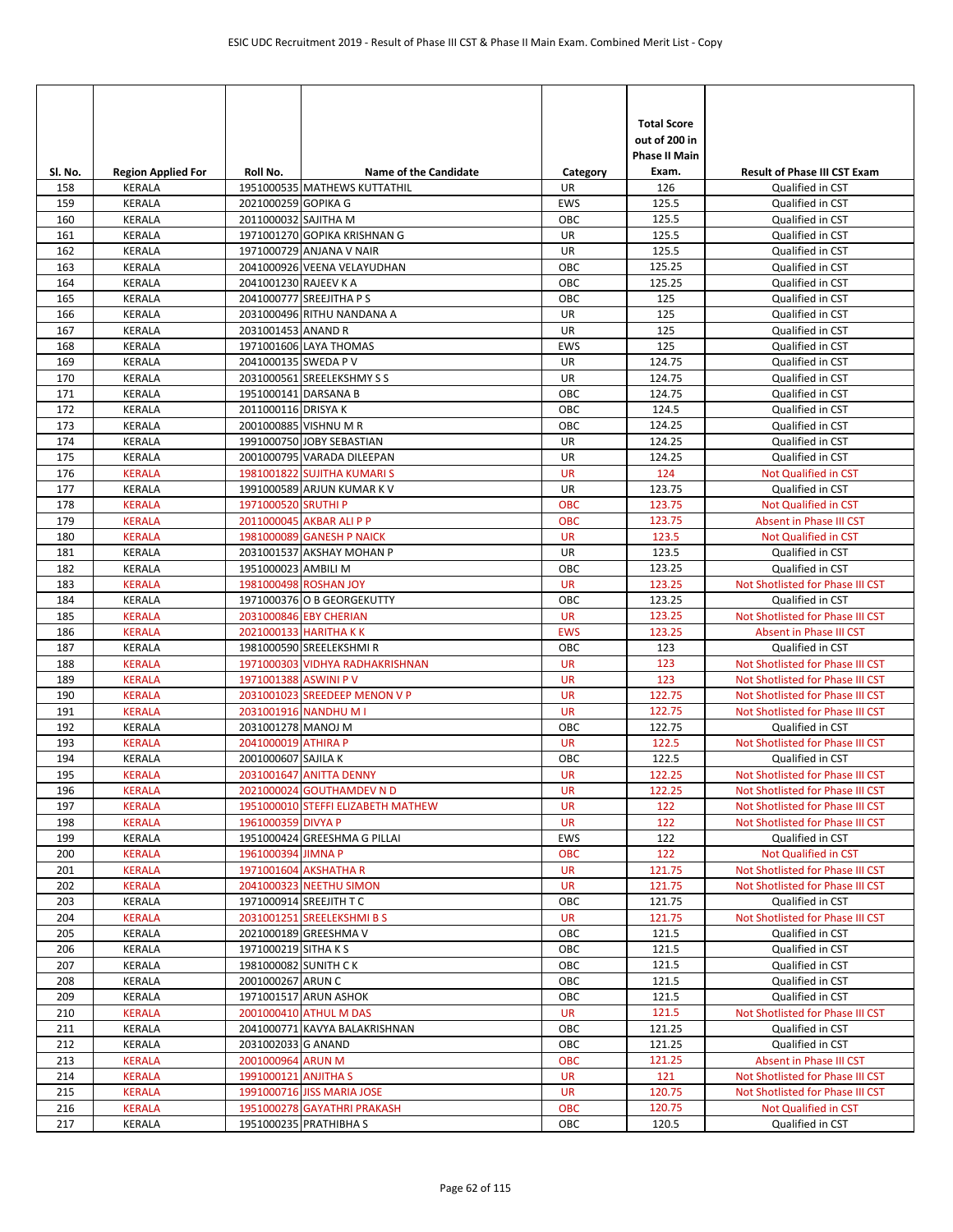| Sl. No. | Region Applied For | Roll No. | Name of the Candidate | Category | Total Score out of 200 in Phase II Main Exam. | Result of Phase III CST Exam |
|---|---|---|---|---|---|---|
| 158 | KERALA | 1951000535 | MATHEWS KUTTATHIL | UR | 126 | Qualified in CST |
| 159 | KERALA | 2021000259 | GOPIKA G | EWS | 125.5 | Qualified in CST |
| 160 | KERALA | 2011000032 | SAJITHA M | OBC | 125.5 | Qualified in CST |
| 161 | KERALA | 1971001270 | GOPIKA KRISHNAN G | UR | 125.5 | Qualified in CST |
| 162 | KERALA | 1971000729 | ANJANA V NAIR | UR | 125.5 | Qualified in CST |
| 163 | KERALA | 2041000926 | VEENA VELAYUDHAN | OBC | 125.25 | Qualified in CST |
| 164 | KERALA | 2041001230 | RAJEEV K A | OBC | 125.25 | Qualified in CST |
| 165 | KERALA | 2041000777 | SREEJITHA P S | OBC | 125 | Qualified in CST |
| 166 | KERALA | 2031000496 | RITHU NANDANA A | UR | 125 | Qualified in CST |
| 167 | KERALA | 2031001453 | ANAND R | UR | 125 | Qualified in CST |
| 168 | KERALA | 1971001606 | LAYA THOMAS | EWS | 125 | Qualified in CST |
| 169 | KERALA | 2041000135 | SWEDA P V | UR | 124.75 | Qualified in CST |
| 170 | KERALA | 2031000561 | SREELEKSHMY S S | UR | 124.75 | Qualified in CST |
| 171 | KERALA | 1951000141 | DARSANA B | OBC | 124.75 | Qualified in CST |
| 172 | KERALA | 2011000116 | DRISYA K | OBC | 124.5 | Qualified in CST |
| 173 | KERALA | 2001000885 | VISHNU M R | OBC | 124.25 | Qualified in CST |
| 174 | KERALA | 1991000750 | JOBY SEBASTIAN | UR | 124.25 | Qualified in CST |
| 175 | KERALA | 2001000795 | VARADA DILEEPAN | UR | 124.25 | Qualified in CST |
| 176 | KERALA | 1981001822 | SUJITHA KUMARI S | UR | 124 | Not Qualified in CST |
| 177 | KERALA | 1991000589 | ARJUN KUMAR K V | UR | 123.75 | Qualified in CST |
| 178 | KERALA | 1971000520 | SRUTHI P | OBC | 123.75 | Not Qualified in CST |
| 179 | KERALA | 2011000045 | AKBAR ALI P P | OBC | 123.75 | Absent in Phase III CST |
| 180 | KERALA | 1981000089 | GANESH P NAICK | UR | 123.5 | Not Qualified in CST |
| 181 | KERALA | 2031001537 | AKSHAY MOHAN P | UR | 123.5 | Qualified in CST |
| 182 | KERALA | 1951000023 | AMBILI M | OBC | 123.25 | Qualified in CST |
| 183 | KERALA | 1981000498 | ROSHAN JOY | UR | 123.25 | Not Shotlisted for Phase III CST |
| 184 | KERALA | 1971000376 | O B GEORGEKUTTY | OBC | 123.25 | Qualified in CST |
| 185 | KERALA | 2031000846 | EBY CHERIAN | UR | 123.25 | Not Shotlisted for Phase III CST |
| 186 | KERALA | 2021000133 | HARITHA K K | EWS | 123.25 | Absent in Phase III CST |
| 187 | KERALA | 1981000590 | SREELEKSHMI R | OBC | 123 | Qualified in CST |
| 188 | KERALA | 1971000303 | VIDHYA RADHAKRISHNAN | UR | 123 | Not Shotlisted for Phase III CST |
| 189 | KERALA | 1971001388 | ASWINI P V | UR | 123 | Not Shotlisted for Phase III CST |
| 190 | KERALA | 2031001023 | SREEDEEP MENON V P | UR | 122.75 | Not Shotlisted for Phase III CST |
| 191 | KERALA | 2031001916 | NANDHU M I | UR | 122.75 | Not Shotlisted for Phase III CST |
| 192 | KERALA | 2031001278 | MANOJ M | OBC | 122.75 | Qualified in CST |
| 193 | KERALA | 2041000019 | ATHIRA P | UR | 122.5 | Not Shotlisted for Phase III CST |
| 194 | KERALA | 2001000607 | SAJILA K | OBC | 122.5 | Qualified in CST |
| 195 | KERALA | 2031001647 | ANITTA DENNY | UR | 122.25 | Not Shotlisted for Phase III CST |
| 196 | KERALA | 2021000024 | GOUTHAMDEV N D | UR | 122.25 | Not Shotlisted for Phase III CST |
| 197 | KERALA | 1951000010 | STEFFI ELIZABETH MATHEW | UR | 122 | Not Shotlisted for Phase III CST |
| 198 | KERALA | 1961000359 | DIVYA P | UR | 122 | Not Shotlisted for Phase III CST |
| 199 | KERALA | 1951000424 | GREESHMA G PILLAI | EWS | 122 | Qualified in CST |
| 200 | KERALA | 1961000394 | JIMNA P | OBC | 122 | Not Qualified in CST |
| 201 | KERALA | 1971001604 | AKSHATHA R | UR | 121.75 | Not Shotlisted for Phase III CST |
| 202 | KERALA | 2041000323 | NEETHU SIMON | UR | 121.75 | Not Shotlisted for Phase III CST |
| 203 | KERALA | 1971000914 | SREEJITH T C | OBC | 121.75 | Qualified in CST |
| 204 | KERALA | 2031001251 | SREELEKSHMI B S | UR | 121.75 | Not Shotlisted for Phase III CST |
| 205 | KERALA | 2021000189 | GREESHMA V | OBC | 121.5 | Qualified in CST |
| 206 | KERALA | 1971000219 | SITHA K S | OBC | 121.5 | Qualified in CST |
| 207 | KERALA | 1981000082 | SUNITH C K | OBC | 121.5 | Qualified in CST |
| 208 | KERALA | 2001000267 | ARUN C | OBC | 121.5 | Qualified in CST |
| 209 | KERALA | 1971001517 | ARUN ASHOK | OBC | 121.5 | Qualified in CST |
| 210 | KERALA | 2001000410 | ATHUL M DAS | UR | 121.5 | Not Shotlisted for Phase III CST |
| 211 | KERALA | 2041000771 | KAVYA BALAKRISHNAN | OBC | 121.25 | Qualified in CST |
| 212 | KERALA | 2031002033 | G ANAND | OBC | 121.25 | Qualified in CST |
| 213 | KERALA | 2001000964 | ARUN M | OBC | 121.25 | Absent in Phase III CST |
| 214 | KERALA | 1991000121 | ANJITHA S | UR | 121 | Not Shotlisted for Phase III CST |
| 215 | KERALA | 1991000716 | JISS MARIA JOSE | UR | 120.75 | Not Shotlisted for Phase III CST |
| 216 | KERALA | 1951000278 | GAYATHRI PRAKASH | OBC | 120.75 | Not Qualified in CST |
| 217 | KERALA | 1951000235 | PRATHIBHA S | OBC | 120.5 | Qualified in CST |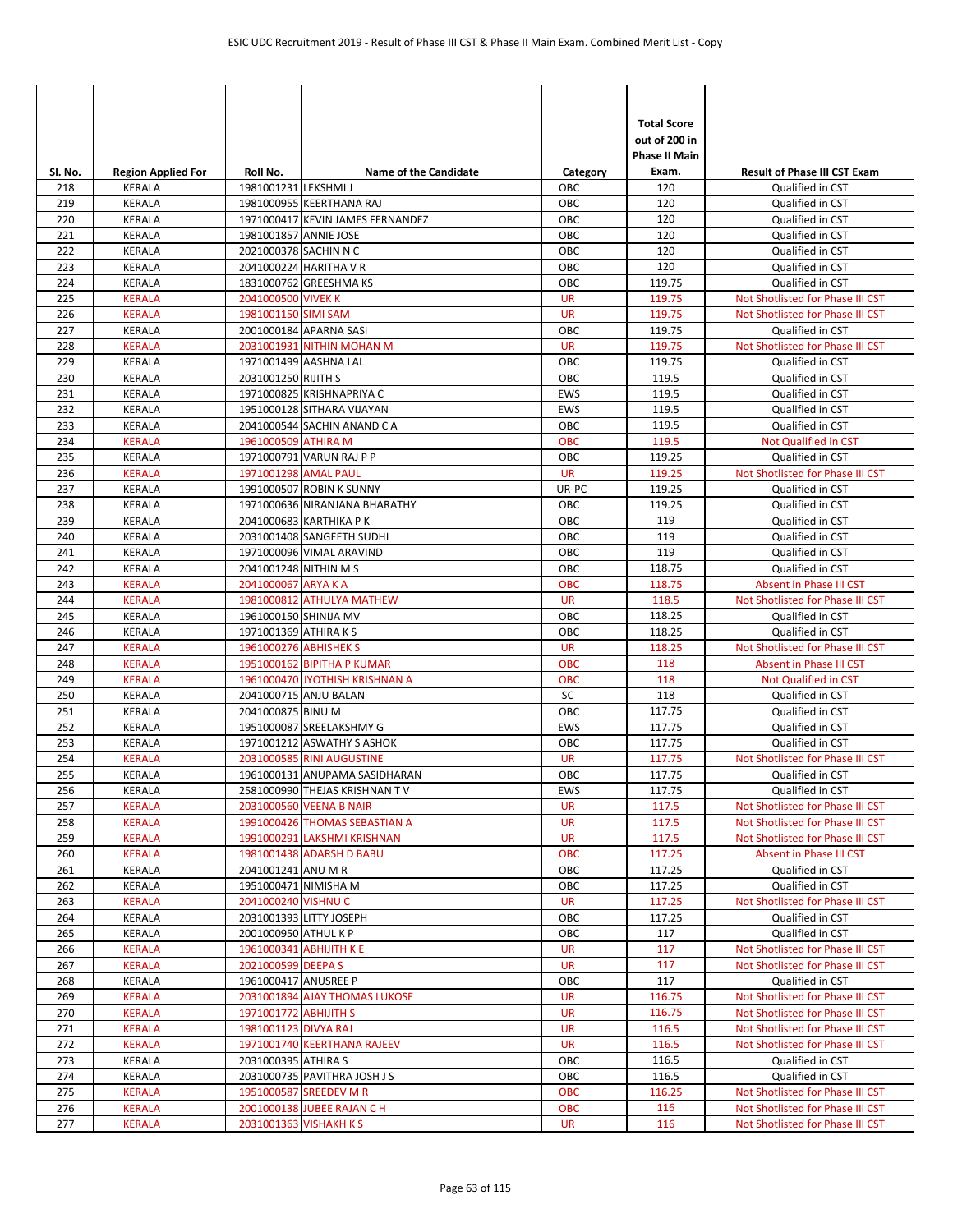| Sl. No. | Region Applied For | Roll No. | Name of the Candidate | Category | Total Score out of 200 in Phase II Main Exam. | Result of Phase III CST Exam |
|---|---|---|---|---|---|---|
| 218 | KERALA | 1981001231 | LEKSHMI J | OBC | 120 | Qualified in CST |
| 219 | KERALA | 1981000955 | KEERTHANA RAJ | OBC | 120 | Qualified in CST |
| 220 | KERALA | 1971000417 | KEVIN JAMES FERNANDEZ | OBC | 120 | Qualified in CST |
| 221 | KERALA | 1981001857 | ANNIE JOSE | OBC | 120 | Qualified in CST |
| 222 | KERALA | 2021000378 | SACHIN N C | OBC | 120 | Qualified in CST |
| 223 | KERALA | 2041000224 | HARITHA V R | OBC | 120 | Qualified in CST |
| 224 | KERALA | 1831000762 | GREESHMA KS | OBC | 119.75 | Qualified in CST |
| 225 | KERALA | 2041000500 | VIVEK K | UR | 119.75 | Not Shotlisted for Phase III CST |
| 226 | KERALA | 1981001150 | SIMI SAM | UR | 119.75 | Not Shotlisted for Phase III CST |
| 227 | KERALA | 2001000184 | APARNA SASI | OBC | 119.75 | Qualified in CST |
| 228 | KERALA | 2031001931 | NITHIN MOHAN M | UR | 119.75 | Not Shotlisted for Phase III CST |
| 229 | KERALA | 1971001499 | AASHNA LAL | OBC | 119.75 | Qualified in CST |
| 230 | KERALA | 2031001250 | RIJITH S | OBC | 119.5 | Qualified in CST |
| 231 | KERALA | 1971000825 | KRISHNAPRIYA C | EWS | 119.5 | Qualified in CST |
| 232 | KERALA | 1951000128 | SITHARA VIJAYAN | EWS | 119.5 | Qualified in CST |
| 233 | KERALA | 2041000544 | SACHIN ANAND C A | OBC | 119.5 | Qualified in CST |
| 234 | KERALA | 1961000509 | ATHIRA M | OBC | 119.5 | Not Qualified in CST |
| 235 | KERALA | 1971000791 | VARUN RAJ P P | OBC | 119.25 | Qualified in CST |
| 236 | KERALA | 1971001298 | AMAL PAUL | UR | 119.25 | Not Shotlisted for Phase III CST |
| 237 | KERALA | 1991000507 | ROBIN K SUNNY | UR-PC | 119.25 | Qualified in CST |
| 238 | KERALA | 1971000636 | NIRANJANA BHARATHY | OBC | 119.25 | Qualified in CST |
| 239 | KERALA | 2041000683 | KARTHIKA P K | OBC | 119 | Qualified in CST |
| 240 | KERALA | 2031001408 | SANGEETH SUDHI | OBC | 119 | Qualified in CST |
| 241 | KERALA | 1971000096 | VIMAL ARAVIND | OBC | 119 | Qualified in CST |
| 242 | KERALA | 2041001248 | NITHIN M S | OBC | 118.75 | Qualified in CST |
| 243 | KERALA | 2041000067 | ARYA K A | OBC | 118.75 | Absent in Phase III CST |
| 244 | KERALA | 1981000812 | ATHULYA MATHEW | UR | 118.5 | Not Shotlisted for Phase III CST |
| 245 | KERALA | 1961000150 | SHINIJA MV | OBC | 118.25 | Qualified in CST |
| 246 | KERALA | 1971001369 | ATHIRA K S | OBC | 118.25 | Qualified in CST |
| 247 | KERALA | 1961000276 | ABHISHEK S | UR | 118.25 | Not Shotlisted for Phase III CST |
| 248 | KERALA | 1951000162 | BIPITHA P KUMAR | OBC | 118 | Absent in Phase III CST |
| 249 | KERALA | 1961000470 | JYOTHISH KRISHNAN A | OBC | 118 | Not Qualified in CST |
| 250 | KERALA | 2041000715 | ANJU BALAN | SC | 118 | Qualified in CST |
| 251 | KERALA | 2041000875 | BINU M | OBC | 117.75 | Qualified in CST |
| 252 | KERALA | 1951000087 | SREELAKSHMY G | EWS | 117.75 | Qualified in CST |
| 253 | KERALA | 1971001212 | ASWATHY S ASHOK | OBC | 117.75 | Qualified in CST |
| 254 | KERALA | 2031000585 | RINI AUGUSTINE | UR | 117.75 | Not Shotlisted for Phase III CST |
| 255 | KERALA | 1961000131 | ANUPAMA SASIDHARAN | OBC | 117.75 | Qualified in CST |
| 256 | KERALA | 2581000990 | THEJAS KRISHNAN T V | EWS | 117.75 | Qualified in CST |
| 257 | KERALA | 2031000560 | VEENA B NAIR | UR | 117.5 | Not Shotlisted for Phase III CST |
| 258 | KERALA | 1991000426 | THOMAS SEBASTIAN A | UR | 117.5 | Not Shotlisted for Phase III CST |
| 259 | KERALA | 1991000291 | LAKSHMI KRISHNAN | UR | 117.5 | Not Shotlisted for Phase III CST |
| 260 | KERALA | 1981001438 | ADARSH D BABU | OBC | 117.25 | Absent in Phase III CST |
| 261 | KERALA | 2041001241 | ANU M R | OBC | 117.25 | Qualified in CST |
| 262 | KERALA | 1951000471 | NIMISHA M | OBC | 117.25 | Qualified in CST |
| 263 | KERALA | 2041000240 | VISHNU C | UR | 117.25 | Not Shotlisted for Phase III CST |
| 264 | KERALA | 2031001393 | LITTY JOSEPH | OBC | 117.25 | Qualified in CST |
| 265 | KERALA | 2001000950 | ATHUL K P | OBC | 117 | Qualified in CST |
| 266 | KERALA | 1961000341 | ABHIJITH K E | UR | 117 | Not Shotlisted for Phase III CST |
| 267 | KERALA | 2021000599 | DEEPA S | UR | 117 | Not Shotlisted for Phase III CST |
| 268 | KERALA | 1961000417 | ANUSREE P | OBC | 117 | Qualified in CST |
| 269 | KERALA | 2031001894 | AJAY THOMAS LUKOSE | UR | 116.75 | Not Shotlisted for Phase III CST |
| 270 | KERALA | 1971001772 | ABHIJITH S | UR | 116.75 | Not Shotlisted for Phase III CST |
| 271 | KERALA | 1981001123 | DIVYA RAJ | UR | 116.5 | Not Shotlisted for Phase III CST |
| 272 | KERALA | 1971001740 | KEERTHANA RAJEEV | UR | 116.5 | Not Shotlisted for Phase III CST |
| 273 | KERALA | 2031000395 | ATHIRA S | OBC | 116.5 | Qualified in CST |
| 274 | KERALA | 2031000735 | PAVITHRA JOSH J S | OBC | 116.5 | Qualified in CST |
| 275 | KERALA | 1951000587 | SREEDEV M R | OBC | 116.25 | Not Shotlisted for Phase III CST |
| 276 | KERALA | 2001000138 | JUBEE RAJAN C H | OBC | 116 | Not Shotlisted for Phase III CST |
| 277 | KERALA | 2031001363 | VISHAKH K S | UR | 116 | Not Shotlisted for Phase III CST |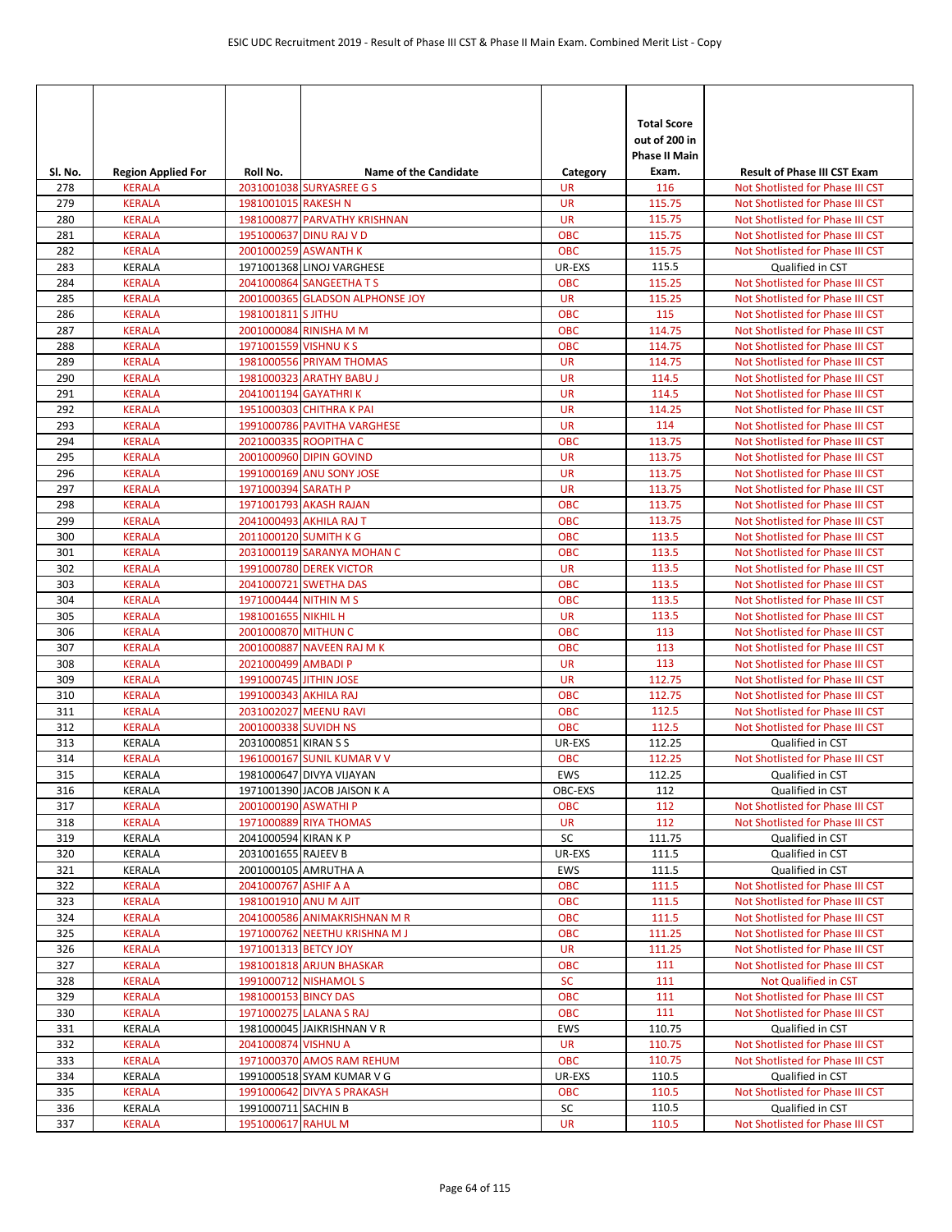| Sl. No. | Region Applied For | Roll No. | Name of the Candidate | Category | Total Score out of 200 in Phase II Main Exam. | Result of Phase III CST Exam |
|---|---|---|---|---|---|---|
| 278 | KERALA | 2031001038 | SURYASREE G S | UR | 116 | Not Shotlisted for Phase III CST |
| 279 | KERALA | 1981001015 | RAKESH N | UR | 115.75 | Not Shotlisted for Phase III CST |
| 280 | KERALA | 1981000877 | PARVATHY KRISHNAN | UR | 115.75 | Not Shotlisted for Phase III CST |
| 281 | KERALA | 1951000637 | DINU RAJ V D | OBC | 115.75 | Not Shotlisted for Phase III CST |
| 282 | KERALA | 2001000259 | ASWANTH K | OBC | 115.75 | Not Shotlisted for Phase III CST |
| 283 | KERALA | 1971001368 | LINOJ VARGHESE | UR-EXS | 115.5 | Qualified in CST |
| 284 | KERALA | 2041000864 | SANGEETHA T S | OBC | 115.25 | Not Shotlisted for Phase III CST |
| 285 | KERALA | 2001000365 | GLADSON ALPHONSE JOY | UR | 115.25 | Not Shotlisted for Phase III CST |
| 286 | KERALA | 1981001811 | S JITHU | OBC | 115 | Not Shotlisted for Phase III CST |
| 287 | KERALA | 2001000084 | RINISHA M M | OBC | 114.75 | Not Shotlisted for Phase III CST |
| 288 | KERALA | 1971001559 | VISHNU K S | OBC | 114.75 | Not Shotlisted for Phase III CST |
| 289 | KERALA | 1981000556 | PRIYAM THOMAS | UR | 114.75 | Not Shotlisted for Phase III CST |
| 290 | KERALA | 1981000323 | ARATHY BABU J | UR | 114.5 | Not Shotlisted for Phase III CST |
| 291 | KERALA | 2041001194 | GAYATHRI K | UR | 114.5 | Not Shotlisted for Phase III CST |
| 292 | KERALA | 1951000303 | CHITHRA K PAI | UR | 114.25 | Not Shotlisted for Phase III CST |
| 293 | KERALA | 1991000786 | PAVITHA VARGHESE | UR | 114 | Not Shotlisted for Phase III CST |
| 294 | KERALA | 2021000335 | ROOPITHA C | OBC | 113.75 | Not Shotlisted for Phase III CST |
| 295 | KERALA | 2001000960 | DIPIN GOVIND | UR | 113.75 | Not Shotlisted for Phase III CST |
| 296 | KERALA | 1991000169 | ANU SONY JOSE | UR | 113.75 | Not Shotlisted for Phase III CST |
| 297 | KERALA | 1971000394 | SARATH P | UR | 113.75 | Not Shotlisted for Phase III CST |
| 298 | KERALA | 1971001793 | AKASH RAJAN | OBC | 113.75 | Not Shotlisted for Phase III CST |
| 299 | KERALA | 2041000493 | AKHILA RAJ T | OBC | 113.75 | Not Shotlisted for Phase III CST |
| 300 | KERALA | 2011000120 | SUMITH K G | OBC | 113.5 | Not Shotlisted for Phase III CST |
| 301 | KERALA | 2031000119 | SARANYA MOHAN C | OBC | 113.5 | Not Shotlisted for Phase III CST |
| 302 | KERALA | 1991000780 | DEREK VICTOR | UR | 113.5 | Not Shotlisted for Phase III CST |
| 303 | KERALA | 2041000721 | SWETHA DAS | OBC | 113.5 | Not Shotlisted for Phase III CST |
| 304 | KERALA | 1971000444 | NITHIN M S | OBC | 113.5 | Not Shotlisted for Phase III CST |
| 305 | KERALA | 1981001655 | NIKHIL H | UR | 113.5 | Not Shotlisted for Phase III CST |
| 306 | KERALA | 2001000870 | MITHUN C | OBC | 113 | Not Shotlisted for Phase III CST |
| 307 | KERALA | 2001000887 | NAVEEN RAJ M K | OBC | 113 | Not Shotlisted for Phase III CST |
| 308 | KERALA | 2021000499 | AMBADI P | UR | 113 | Not Shotlisted for Phase III CST |
| 309 | KERALA | 1991000745 | JITHIN JOSE | UR | 112.75 | Not Shotlisted for Phase III CST |
| 310 | KERALA | 1991000343 | AKHILA RAJ | OBC | 112.75 | Not Shotlisted for Phase III CST |
| 311 | KERALA | 2031002027 | MEENU RAVI | OBC | 112.5 | Not Shotlisted for Phase III CST |
| 312 | KERALA | 2001000338 | SUVIDH NS | OBC | 112.5 | Not Shotlisted for Phase III CST |
| 313 | KERALA | 2031000851 | KIRAN S S | UR-EXS | 112.25 | Qualified in CST |
| 314 | KERALA | 1961000167 | SUNIL KUMAR V V | OBC | 112.25 | Not Shotlisted for Phase III CST |
| 315 | KERALA | 1981000647 | DIVYA VIJAYAN | EWS | 112.25 | Qualified in CST |
| 316 | KERALA | 1971001390 | JACOB JAISON K A | OBC-EXS | 112 | Qualified in CST |
| 317 | KERALA | 2001000190 | ASWATHI P | OBC | 112 | Not Shotlisted for Phase III CST |
| 318 | KERALA | 1971000889 | RIYA THOMAS | UR | 112 | Not Shotlisted for Phase III CST |
| 319 | KERALA | 2041000594 | KIRAN K P | SC | 111.75 | Qualified in CST |
| 320 | KERALA | 2031001565 | RAJEEV B | UR-EXS | 111.5 | Qualified in CST |
| 321 | KERALA | 2001000105 | AMRUTHA A | EWS | 111.5 | Qualified in CST |
| 322 | KERALA | 2041000767 | ASHIF A A | OBC | 111.5 | Not Shotlisted for Phase III CST |
| 323 | KERALA | 1981001910 | ANU M AJIT | OBC | 111.5 | Not Shotlisted for Phase III CST |
| 324 | KERALA | 2041000586 | ANIMAKRISHNAN M R | OBC | 111.5 | Not Shotlisted for Phase III CST |
| 325 | KERALA | 1971000762 | NEETHU KRISHNA M J | OBC | 111.25 | Not Shotlisted for Phase III CST |
| 326 | KERALA | 1971001313 | BETCY JOY | UR | 111.25 | Not Shotlisted for Phase III CST |
| 327 | KERALA | 1981001818 | ARJUN BHASKAR | OBC | 111 | Not Shotlisted for Phase III CST |
| 328 | KERALA | 1991000712 | NISHAMOL S | SC | 111 | Not Qualified in CST |
| 329 | KERALA | 1981000153 | BINCY DAS | OBC | 111 | Not Shotlisted for Phase III CST |
| 330 | KERALA | 1971000275 | LALANA S RAJ | OBC | 111 | Not Shotlisted for Phase III CST |
| 331 | KERALA | 1981000045 | JAIKRISHNAN V R | EWS | 110.75 | Qualified in CST |
| 332 | KERALA | 2041000874 | VISHNU A | UR | 110.75 | Not Shotlisted for Phase III CST |
| 333 | KERALA | 1971000370 | AMOS RAM REHUM | OBC | 110.75 | Not Shotlisted for Phase III CST |
| 334 | KERALA | 1991000518 | SYAM KUMAR V G | UR-EXS | 110.5 | Qualified in CST |
| 335 | KERALA | 1991000642 | DIVYA S PRAKASH | OBC | 110.5 | Not Shotlisted for Phase III CST |
| 336 | KERALA | 1991000711 | SACHIN B | SC | 110.5 | Qualified in CST |
| 337 | KERALA | 1951000617 | RAHUL M | UR | 110.5 | Not Shotlisted for Phase III CST |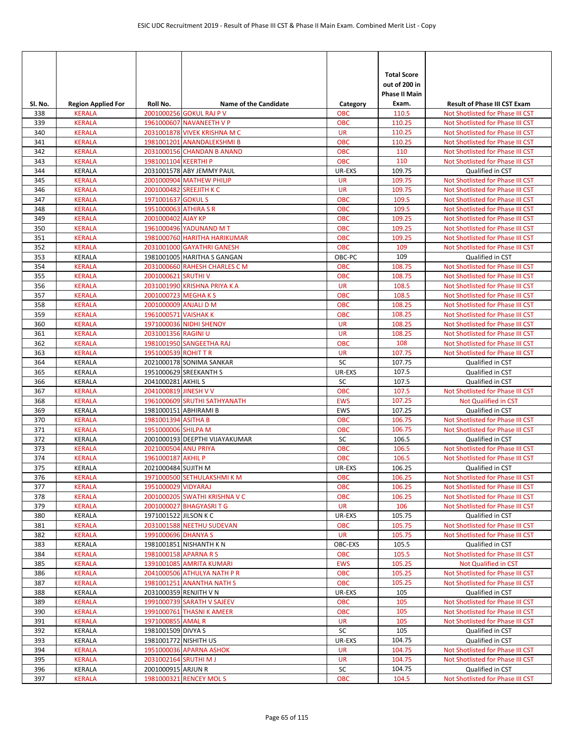| Sl. No. | Region Applied For | Roll No. | Name of the Candidate | Category | Total Score out of 200 in Phase II Main Exam. | Result of Phase III CST Exam |
|---|---|---|---|---|---|---|
| 338 | KERALA | 2001000256 | GOKUL RAJ P V | OBC | 110.5 | Not Shotlisted for Phase III CST |
| 339 | KERALA | 1961000607 | NAVANEETH V P | OBC | 110.25 | Not Shotlisted for Phase III CST |
| 340 | KERALA | 2031001878 | VIVEK KRISHNA M C | UR | 110.25 | Not Shotlisted for Phase III CST |
| 341 | KERALA | 1981001201 | ANANDALEKSHMI B | OBC | 110.25 | Not Shotlisted for Phase III CST |
| 342 | KERALA | 2031000156 | CHANDAN B ANAND | OBC | 110 | Not Shotlisted for Phase III CST |
| 343 | KERALA | 1981001104 | KEERTHI P | OBC | 110 | Not Shotlisted for Phase III CST |
| 344 | KERALA | 2031001578 | ABY JEMMY PAUL | UR-EXS | 109.75 | Qualified in CST |
| 345 | KERALA | 2001000904 | MATHEW PHILIP | UR | 109.75 | Not Shotlisted for Phase III CST |
| 346 | KERALA | 2001000482 | SREEJITH K C | UR | 109.75 | Not Shotlisted for Phase III CST |
| 347 | KERALA | 1971001637 | GOKUL S | OBC | 109.5 | Not Shotlisted for Phase III CST |
| 348 | KERALA | 1951000063 | ATHIRA S R | OBC | 109.5 | Not Shotlisted for Phase III CST |
| 349 | KERALA | 2001000402 | AJAY KP | OBC | 109.25 | Not Shotlisted for Phase III CST |
| 350 | KERALA | 1961000496 | YADUNAND M T | OBC | 109.25 | Not Shotlisted for Phase III CST |
| 351 | KERALA | 1981000760 | HARITHA HARIKUMAR | OBC | 109.25 | Not Shotlisted for Phase III CST |
| 352 | KERALA | 2031001000 | GAYATHRI GANESH | OBC | 109 | Not Shotlisted for Phase III CST |
| 353 | KERALA | 1981001005 | HARITHA S GANGAN | OBC-PC | 109 | Qualified in CST |
| 354 | KERALA | 2031000660 | RAHESH CHARLES C M | OBC | 108.75 | Not Shotlisted for Phase III CST |
| 355 | KERALA | 2001000621 | SRUTHI V | OBC | 108.75 | Not Shotlisted for Phase III CST |
| 356 | KERALA | 2031001990 | KRISHNA PRIYA K A | UR | 108.5 | Not Shotlisted for Phase III CST |
| 357 | KERALA | 2001000723 | MEGHA K S | OBC | 108.5 | Not Shotlisted for Phase III CST |
| 358 | KERALA | 2001000009 | ANJALI D M | OBC | 108.25 | Not Shotlisted for Phase III CST |
| 359 | KERALA | 1961000571 | VAISHAK K | OBC | 108.25 | Not Shotlisted for Phase III CST |
| 360 | KERALA | 1971000036 | NIDHI SHENOY | UR | 108.25 | Not Shotlisted for Phase III CST |
| 361 | KERALA | 2031001356 | RAGINI U | UR | 108.25 | Not Shotlisted for Phase III CST |
| 362 | KERALA | 1981001950 | SANGEETHA RAJ | OBC | 108 | Not Shotlisted for Phase III CST |
| 363 | KERALA | 1951000539 | ROHIT T R | UR | 107.75 | Not Shotlisted for Phase III CST |
| 364 | KERALA | 2021000178 | SONIMA SANKAR | SC | 107.75 | Qualified in CST |
| 365 | KERALA | 1951000629 | SREEKANTH S | UR-EXS | 107.5 | Qualified in CST |
| 366 | KERALA | 2041000281 | AKHIL S | SC | 107.5 | Qualified in CST |
| 367 | KERALA | 2041000819 | JINESH V V | OBC | 107.5 | Not Shotlisted for Phase III CST |
| 368 | KERALA | 1961000609 | SRUTHI SATHYANATH | EWS | 107.25 | Not Qualified in CST |
| 369 | KERALA | 1981000151 | ABHIRAMI B | EWS | 107.25 | Qualified in CST |
| 370 | KERALA | 1981001394 | ASITHA B | OBC | 106.75 | Not Shotlisted for Phase III CST |
| 371 | KERALA | 1951000006 | SHILPA M | OBC | 106.75 | Not Shotlisted for Phase III CST |
| 372 | KERALA | 2001000193 | DEEPTHI VIJAYAKUMAR | SC | 106.5 | Qualified in CST |
| 373 | KERALA | 2021000504 | ANU PRIYA | OBC | 106.5 | Not Shotlisted for Phase III CST |
| 374 | KERALA | 1961000187 | AKHIL P | OBC | 106.5 | Not Shotlisted for Phase III CST |
| 375 | KERALA | 2021000484 | SUJITH M | UR-EXS | 106.25 | Qualified in CST |
| 376 | KERALA | 1971000500 | SETHULAKSHMI K M | OBC | 106.25 | Not Shotlisted for Phase III CST |
| 377 | KERALA | 1951000029 | VIDYARAJ | OBC | 106.25 | Not Shotlisted for Phase III CST |
| 378 | KERALA | 2001000205 | SWATHI KRISHNA V C | OBC | 106.25 | Not Shotlisted for Phase III CST |
| 379 | KERALA | 2001000027 | BHAGYASRI T G | UR | 106 | Not Shotlisted for Phase III CST |
| 380 | KERALA | 1971001522 | JILSON K C | UR-EXS | 105.75 | Qualified in CST |
| 381 | KERALA | 2031001588 | NEETHU SUDEVAN | OBC | 105.75 | Not Shotlisted for Phase III CST |
| 382 | KERALA | 1991000696 | DHANYA S | UR | 105.75 | Not Shotlisted for Phase III CST |
| 383 | KERALA | 1981001851 | NISHANTH K N | OBC-EXS | 105.5 | Qualified in CST |
| 384 | KERALA | 1981000158 | APARNA R S | OBC | 105.5 | Not Shotlisted for Phase III CST |
| 385 | KERALA | 1391001085 | AMRITA KUMARI | EWS | 105.25 | Not Qualified in CST |
| 386 | KERALA | 2041000506 | ATHULYA NATH P R | OBC | 105.25 | Not Shotlisted for Phase III CST |
| 387 | KERALA | 1981001251 | ANANTHA NATH S | OBC | 105.25 | Not Shotlisted for Phase III CST |
| 388 | KERALA | 2031000359 | RENJITH V N | UR-EXS | 105 | Qualified in CST |
| 389 | KERALA | 1991000739 | SARATH V SAJEEV | OBC | 105 | Not Shotlisted for Phase III CST |
| 390 | KERALA | 1991000761 | THASNI K AMEER | OBC | 105 | Not Shotlisted for Phase III CST |
| 391 | KERALA | 1971000855 | AMAL R | UR | 105 | Not Shotlisted for Phase III CST |
| 392 | KERALA | 1981001509 | DIVYA S | SC | 105 | Qualified in CST |
| 393 | KERALA | 1981001772 | NISHITH US | UR-EXS | 104.75 | Qualified in CST |
| 394 | KERALA | 1951000036 | APARNA ASHOK | UR | 104.75 | Not Shotlisted for Phase III CST |
| 395 | KERALA | 2031002164 | SRUTHI M J | UR | 104.75 | Not Shotlisted for Phase III CST |
| 396 | KERALA | 2001000915 | ARJUN R | SC | 104.75 | Qualified in CST |
| 397 | KERALA | 1981000321 | RENCEY MOL S | OBC | 104.5 | Not Shotlisted for Phase III CST |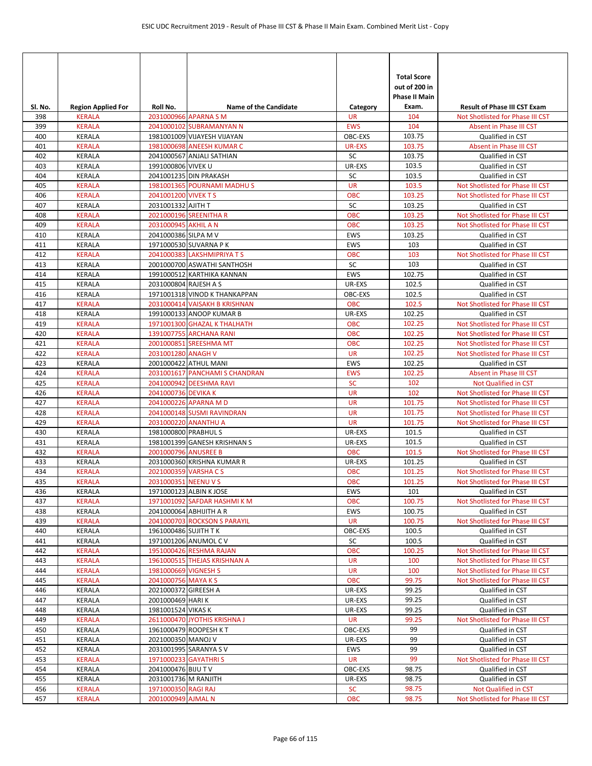| Sl. No. | Region Applied For | Roll No. | Name of the Candidate | Category | Total Score out of 200 in Phase II Main Exam. | Result of Phase III CST Exam |
|---|---|---|---|---|---|---|
| 398 | KERALA | 2031000966 | APARNA S M | UR | 104 | Not Shotlisted for Phase III CST |
| 399 | KERALA | 2041000102 | SUBRAMANYAN N | EWS | 104 | Absent in Phase III CST |
| 400 | KERALA | 1981001009 | VIJAYESH VIJAYAN | OBC-EXS | 103.75 | Qualified in CST |
| 401 | KERALA | 1981000698 | ANEESH KUMAR C | UR-EXS | 103.75 | Absent in Phase III CST |
| 402 | KERALA | 2041000567 | ANJALI SATHIAN | SC | 103.75 | Qualified in CST |
| 403 | KERALA | 1991000806 | VIVEK U | UR-EXS | 103.5 | Qualified in CST |
| 404 | KERALA | 2041001235 | DIN PRAKASH | SC | 103.5 | Qualified in CST |
| 405 | KERALA | 1981001365 | POURNAMI MADHU S | UR | 103.5 | Not Shotlisted for Phase III CST |
| 406 | KERALA | 2041001200 | VIVEK T S | OBC | 103.25 | Not Shotlisted for Phase III CST |
| 407 | KERALA | 2031001332 | AJITH T | SC | 103.25 | Qualified in CST |
| 408 | KERALA | 2021000196 | SREENITHA R | OBC | 103.25 | Not Shotlisted for Phase III CST |
| 409 | KERALA | 2031000945 | AKHIL A N | OBC | 103.25 | Not Shotlisted for Phase III CST |
| 410 | KERALA | 2041000386 | SILPA M V | EWS | 103.25 | Qualified in CST |
| 411 | KERALA | 1971000530 | SUVARNA P K | EWS | 103 | Qualified in CST |
| 412 | KERALA | 2041000383 | LAKSHMIPRIYA T S | OBC | 103 | Not Shotlisted for Phase III CST |
| 413 | KERALA | 2001000700 | ASWATHI SANTHOSH | SC | 103 | Qualified in CST |
| 414 | KERALA | 1991000512 | KARTHIKA KANNAN | EWS | 102.75 | Qualified in CST |
| 415 | KERALA | 2031000804 | RAJESH A S | UR-EXS | 102.5 | Qualified in CST |
| 416 | KERALA | 1971001318 | VINOD K THANKAPPAN | OBC-EXS | 102.5 | Qualified in CST |
| 417 | KERALA | 2031000414 | VAISAKH B KRISHNAN | OBC | 102.5 | Not Shotlisted for Phase III CST |
| 418 | KERALA | 1991000133 | ANOOP KUMAR B | UR-EXS | 102.25 | Qualified in CST |
| 419 | KERALA | 1971001300 | GHAZAL K THALHATH | OBC | 102.25 | Not Shotlisted for Phase III CST |
| 420 | KERALA | 1391007755 | ARCHANA RANI | OBC | 102.25 | Not Shotlisted for Phase III CST |
| 421 | KERALA | 2001000851 | SREESHMA MT | OBC | 102.25 | Not Shotlisted for Phase III CST |
| 422 | KERALA | 2031001280 | ANAGH V | UR | 102.25 | Not Shotlisted for Phase III CST |
| 423 | KERALA | 2001000422 | ATHUL MANI | EWS | 102.25 | Qualified in CST |
| 424 | KERALA | 2031001617 | PANCHAMI S CHANDRAN | EWS | 102.25 | Absent in Phase III CST |
| 425 | KERALA | 2041000942 | DEESHMA RAVI | SC | 102 | Not Qualified in CST |
| 426 | KERALA | 2041000736 | DEVIKA K | UR | 102 | Not Shotlisted for Phase III CST |
| 427 | KERALA | 2041000226 | APARNA M D | UR | 101.75 | Not Shotlisted for Phase III CST |
| 428 | KERALA | 2041000148 | SUSMI RAVINDRAN | UR | 101.75 | Not Shotlisted for Phase III CST |
| 429 | KERALA | 2031000220 | ANANTHU A | UR | 101.75 | Not Shotlisted for Phase III CST |
| 430 | KERALA | 1981000800 | PRABHUL S | UR-EXS | 101.5 | Qualified in CST |
| 431 | KERALA | 1981001399 | GANESH KRISHNAN S | UR-EXS | 101.5 | Qualified in CST |
| 432 | KERALA | 2001000796 | ANUSREE B | OBC | 101.5 | Not Shotlisted for Phase III CST |
| 433 | KERALA | 2031000360 | KRISHNA KUMAR R | UR-EXS | 101.25 | Qualified in CST |
| 434 | KERALA | 2021000359 | VARSHA C S | OBC | 101.25 | Not Shotlisted for Phase III CST |
| 435 | KERALA | 2031000351 | NEENU V S | OBC | 101.25 | Not Shotlisted for Phase III CST |
| 436 | KERALA | 1971000123 | ALBIN K JOSE | EWS | 101 | Qualified in CST |
| 437 | KERALA | 1971001092 | SAFDAR HASHMI K M | OBC | 100.75 | Not Shotlisted for Phase III CST |
| 438 | KERALA | 2041000064 | ABHIJITH A R | EWS | 100.75 | Qualified in CST |
| 439 | KERALA | 2041000703 | ROCKSON S PARAYIL | UR | 100.75 | Not Shotlisted for Phase III CST |
| 440 | KERALA | 1961000486 | SUJITH T K | OBC-EXS | 100.5 | Qualified in CST |
| 441 | KERALA | 1971001206 | ANUMOL C V | SC | 100.5 | Qualified in CST |
| 442 | KERALA | 1951000426 | RESHMA RAJAN | OBC | 100.25 | Not Shotlisted for Phase III CST |
| 443 | KERALA | 1961000515 | THEJAS KRISHNAN A | UR | 100 | Not Shotlisted for Phase III CST |
| 444 | KERALA | 1981000669 | VIGNESH S | UR | 100 | Not Shotlisted for Phase III CST |
| 445 | KERALA | 2041000756 | MAYA K S | OBC | 99.75 | Not Shotlisted for Phase III CST |
| 446 | KERALA | 2021000372 | GIREESH A | UR-EXS | 99.25 | Qualified in CST |
| 447 | KERALA | 2001000469 | HARI K | UR-EXS | 99.25 | Qualified in CST |
| 448 | KERALA | 1981001524 | VIKAS K | UR-EXS | 99.25 | Qualified in CST |
| 449 | KERALA | 2611000470 | JYOTHIS KRISHNA J | UR | 99.25 | Not Shotlisted for Phase III CST |
| 450 | KERALA | 1961000479 | ROOPESH K T | OBC-EXS | 99 | Qualified in CST |
| 451 | KERALA | 2021000350 | MANOJ V | UR-EXS | 99 | Qualified in CST |
| 452 | KERALA | 2031001995 | SARANYA S V | EWS | 99 | Qualified in CST |
| 453 | KERALA | 1971000233 | GAYATHRI S | UR | 99 | Not Shotlisted for Phase III CST |
| 454 | KERALA | 2041000476 | BIJU T V | OBC-EXS | 98.75 | Qualified in CST |
| 455 | KERALA | 2031001736 | M RANJITH | UR-EXS | 98.75 | Qualified in CST |
| 456 | KERALA | 1971000350 | RAGI RAJ | SC | 98.75 | Not Qualified in CST |
| 457 | KERALA | 2001000949 | AJMAL N | OBC | 98.75 | Not Shotlisted for Phase III CST |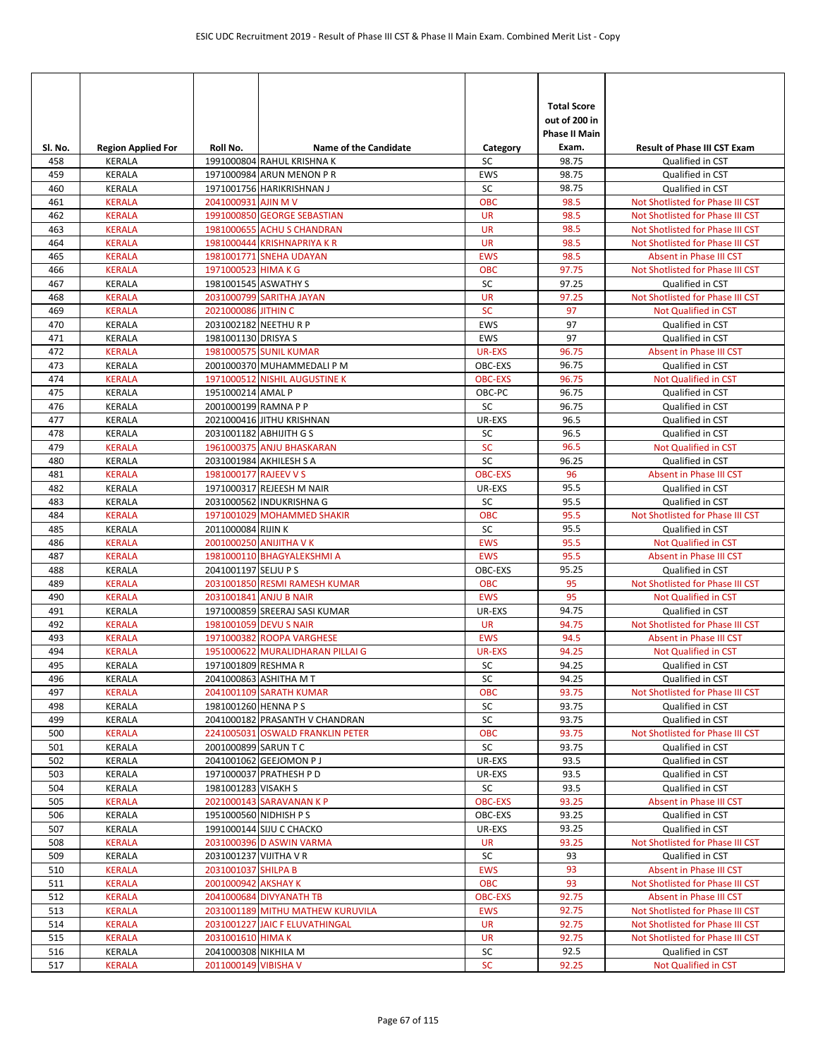| Sl. No. | Region Applied For | Roll No. | Name of the Candidate | Category | Total Score out of 200 in Phase II Main Exam. | Result of Phase III CST Exam |
|---|---|---|---|---|---|---|
| 458 | KERALA | 1991000804 | RAHUL KRISHNA K | SC | 98.75 | Qualified in CST |
| 459 | KERALA | 1971000984 | ARUN MENON P R | EWS | 98.75 | Qualified in CST |
| 460 | KERALA | 1971001756 | HARIKRISHNAN J | SC | 98.75 | Qualified in CST |
| 461 | KERALA | 2041000931 | AJIN M V | OBC | 98.5 | Not Shotlisted for Phase III CST |
| 462 | KERALA | 1991000850 | GEORGE SEBASTIAN | UR | 98.5 | Not Shotlisted for Phase III CST |
| 463 | KERALA | 1981000655 | ACHU S CHANDRAN | UR | 98.5 | Not Shotlisted for Phase III CST |
| 464 | KERALA | 1981000444 | KRISHNAPRIYA K R | UR | 98.5 | Not Shotlisted for Phase III CST |
| 465 | KERALA | 1981001771 | SNEHA UDAYAN | EWS | 98.5 | Absent in Phase III CST |
| 466 | KERALA | 1971000523 | HIMA K G | OBC | 97.75 | Not Shotlisted for Phase III CST |
| 467 | KERALA | 1981001545 | ASWATHY S | SC | 97.25 | Qualified in CST |
| 468 | KERALA | 2031000799 | SARITHA JAYAN | UR | 97.25 | Not Shotlisted for Phase III CST |
| 469 | KERALA | 2021000086 | JITHIN C | SC | 97 | Not Qualified in CST |
| 470 | KERALA | 2031002182 | NEETHU R P | EWS | 97 | Qualified in CST |
| 471 | KERALA | 1981001130 | DRISYA S | EWS | 97 | Qualified in CST |
| 472 | KERALA | 1981000575 | SUNIL KUMAR | UR-EXS | 96.75 | Absent in Phase III CST |
| 473 | KERALA | 2001000370 | MUHAMMEDALI P M | OBC-EXS | 96.75 | Qualified in CST |
| 474 | KERALA | 1971000512 | NISHIL AUGUSTINE K | OBC-EXS | 96.75 | Not Qualified in CST |
| 475 | KERALA | 1951000214 | AMAL P | OBC-PC | 96.75 | Qualified in CST |
| 476 | KERALA | 2001000199 | RAMNA P P | SC | 96.75 | Qualified in CST |
| 477 | KERALA | 2021000416 | JITHU KRISHNAN | UR-EXS | 96.5 | Qualified in CST |
| 478 | KERALA | 2031001182 | ABHIJITH G S | SC | 96.5 | Qualified in CST |
| 479 | KERALA | 1961000375 | ANJU BHASKARAN | SC | 96.5 | Not Qualified in CST |
| 480 | KERALA | 2031001984 | AKHILESH S A | SC | 96.25 | Qualified in CST |
| 481 | KERALA | 1981000177 | RAJEEV V S | OBC-EXS | 96 | Absent in Phase III CST |
| 482 | KERALA | 1971000317 | REJEESH M NAIR | UR-EXS | 95.5 | Qualified in CST |
| 483 | KERALA | 2031000562 | INDUKRISHNA G | SC | 95.5 | Qualified in CST |
| 484 | KERALA | 1971001029 | MOHAMMED SHAKIR | OBC | 95.5 | Not Shotlisted for Phase III CST |
| 485 | KERALA | 2011000084 | RIJIN K | SC | 95.5 | Qualified in CST |
| 486 | KERALA | 2001000250 | ANIJITHA V K | EWS | 95.5 | Not Qualified in CST |
| 487 | KERALA | 1981000110 | BHAGYALEKSHMI A | EWS | 95.5 | Absent in Phase III CST |
| 488 | KERALA | 2041001197 | SELJU P S | OBC-EXS | 95.25 | Qualified in CST |
| 489 | KERALA | 2031001850 | RESMI RAMESH KUMAR | OBC | 95 | Not Shotlisted for Phase III CST |
| 490 | KERALA | 2031001841 | ANJU B NAIR | EWS | 95 | Not Qualified in CST |
| 491 | KERALA | 1971000859 | SREERAJ SASI KUMAR | UR-EXS | 94.75 | Qualified in CST |
| 492 | KERALA | 1981001059 | DEVU S NAIR | UR | 94.75 | Not Shotlisted for Phase III CST |
| 493 | KERALA | 1971000382 | ROOPA VARGHESE | EWS | 94.5 | Absent in Phase III CST |
| 494 | KERALA | 1951000622 | MURALIDHARAN PILLAI G | UR-EXS | 94.25 | Not Qualified in CST |
| 495 | KERALA | 1971001809 | RESHMA R | SC | 94.25 | Qualified in CST |
| 496 | KERALA | 2041000863 | ASHITHA M T | SC | 94.25 | Qualified in CST |
| 497 | KERALA | 2041001109 | SARATH KUMAR | OBC | 93.75 | Not Shotlisted for Phase III CST |
| 498 | KERALA | 1981001260 | HENNA P S | SC | 93.75 | Qualified in CST |
| 499 | KERALA | 2041000182 | PRASANTH V CHANDRAN | SC | 93.75 | Qualified in CST |
| 500 | KERALA | 2241005031 | OSWALD FRANKLIN PETER | OBC | 93.75 | Not Shotlisted for Phase III CST |
| 501 | KERALA | 2001000899 | SARUN T C | SC | 93.75 | Qualified in CST |
| 502 | KERALA | 2041001062 | GEEJOMON P J | UR-EXS | 93.5 | Qualified in CST |
| 503 | KERALA | 1971000037 | PRATHESH P D | UR-EXS | 93.5 | Qualified in CST |
| 504 | KERALA | 1981001283 | VISAKH S | SC | 93.5 | Qualified in CST |
| 505 | KERALA | 2021000143 | SARAVANAN K P | OBC-EXS | 93.25 | Absent in Phase III CST |
| 506 | KERALA | 1951000560 | NIDHISH P S | OBC-EXS | 93.25 | Qualified in CST |
| 507 | KERALA | 1991000144 | SIJU C CHACKO | UR-EXS | 93.25 | Qualified in CST |
| 508 | KERALA | 2031000396 | D ASWIN VARMA | UR | 93.25 | Not Shotlisted for Phase III CST |
| 509 | KERALA | 2031001237 | VIJITHA V R | SC | 93 | Qualified in CST |
| 510 | KERALA | 2031001037 | SHILPA B | EWS | 93 | Absent in Phase III CST |
| 511 | KERALA | 2001000942 | AKSHAY K | OBC | 93 | Not Shotlisted for Phase III CST |
| 512 | KERALA | 2041000684 | DIVYANATH TB | OBC-EXS | 92.75 | Absent in Phase III CST |
| 513 | KERALA | 2031001189 | MITHU MATHEW KURUVILA | EWS | 92.75 | Not Shotlisted for Phase III CST |
| 514 | KERALA | 2031001227 | JAIC F ELUVATHINGAL | UR | 92.75 | Not Shotlisted for Phase III CST |
| 515 | KERALA | 2031001610 | HIMA K | UR | 92.75 | Not Shotlisted for Phase III CST |
| 516 | KERALA | 2041000308 | NIKHILA M | SC | 92.5 | Qualified in CST |
| 517 | KERALA | 2011000149 | VIBISHA V | SC | 92.25 | Not Qualified in CST |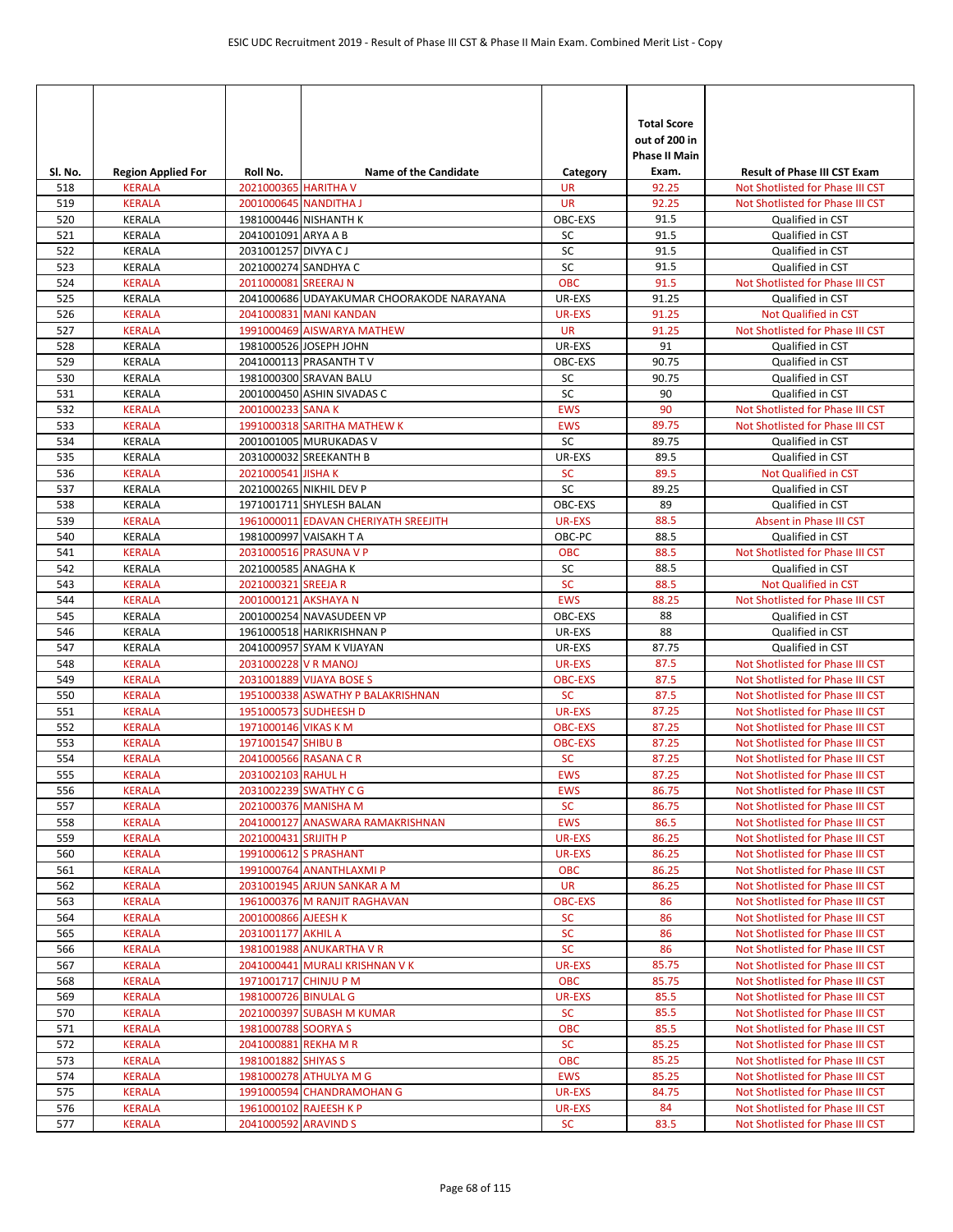| Sl. No. | Region Applied For | Roll No. | Name of the Candidate | Category | Total Score out of 200 in Phase II Main Exam. | Result of Phase III CST Exam |
|---|---|---|---|---|---|---|
| 518 | KERALA | 2021000365 | HARITHA V | UR | 92.25 | Not Shotlisted for Phase III CST |
| 519 | KERALA | 2001000645 | NANDITHA J | UR | 92.25 | Not Shotlisted for Phase III CST |
| 520 | KERALA | 1981000446 | NISHANTH K | OBC-EXS | 91.5 | Qualified in CST |
| 521 | KERALA | 2041001091 | ARYA A B | SC | 91.5 | Qualified in CST |
| 522 | KERALA | 2031001257 | DIVYA C J | SC | 91.5 | Qualified in CST |
| 523 | KERALA | 2021000274 | SANDHYA C | SC | 91.5 | Qualified in CST |
| 524 | KERALA | 2011000081 | SREERAJ N | OBC | 91.5 | Not Shotlisted for Phase III CST |
| 525 | KERALA | 2041000686 | UDAYAKUMAR CHOORAKODE NARAYANA | UR-EXS | 91.25 | Qualified in CST |
| 526 | KERALA | 2041000831 | MANI KANDAN | UR-EXS | 91.25 | Not Qualified in CST |
| 527 | KERALA | 1991000469 | AISWARYA MATHEW | UR | 91.25 | Not Shotlisted for Phase III CST |
| 528 | KERALA | 1981000526 | JOSEPH JOHN | UR-EXS | 91 | Qualified in CST |
| 529 | KERALA | 2041000113 | PRASANTH T V | OBC-EXS | 90.75 | Qualified in CST |
| 530 | KERALA | 1981000300 | SRAVAN BALU | SC | 90.75 | Qualified in CST |
| 531 | KERALA | 2001000450 | ASHIN SIVADAS C | SC | 90 | Qualified in CST |
| 532 | KERALA | 2001000233 | SANA K | EWS | 90 | Not Shotlisted for Phase III CST |
| 533 | KERALA | 1991000318 | SARITHA MATHEW K | EWS | 89.75 | Not Shotlisted for Phase III CST |
| 534 | KERALA | 2001001005 | MURUKADAS V | SC | 89.75 | Qualified in CST |
| 535 | KERALA | 2031000032 | SREEKANTH B | UR-EXS | 89.5 | Qualified in CST |
| 536 | KERALA | 2021000541 | JISHA K | SC | 89.5 | Not Qualified in CST |
| 537 | KERALA | 2021000265 | NIKHIL DEV P | SC | 89.25 | Qualified in CST |
| 538 | KERALA | 1971001711 | SHYLESH BALAN | OBC-EXS | 89 | Qualified in CST |
| 539 | KERALA | 1961000011 | EDAVAN CHERIYATH SREEJITH | UR-EXS | 88.5 | Absent in Phase III CST |
| 540 | KERALA | 1981000997 | VAISAKH T A | OBC-PC | 88.5 | Qualified in CST |
| 541 | KERALA | 2031000516 | PRASUNA V P | OBC | 88.5 | Not Shotlisted for Phase III CST |
| 542 | KERALA | 2021000585 | ANAGHA K | SC | 88.5 | Qualified in CST |
| 543 | KERALA | 2021000321 | SREEJA R | SC | 88.5 | Not Qualified in CST |
| 544 | KERALA | 2001000121 | AKSHAYA N | EWS | 88.25 | Not Shotlisted for Phase III CST |
| 545 | KERALA | 2001000254 | NAVASUDEEN VP | OBC-EXS | 88 | Qualified in CST |
| 546 | KERALA | 1961000518 | HARIKRISHNAN P | UR-EXS | 88 | Qualified in CST |
| 547 | KERALA | 2041000957 | SYAM K VIJAYAN | UR-EXS | 87.75 | Qualified in CST |
| 548 | KERALA | 2031000228 | V R MANOJ | UR-EXS | 87.5 | Not Shotlisted for Phase III CST |
| 549 | KERALA | 2031001889 | VIJAYA BOSE S | OBC-EXS | 87.5 | Not Shotlisted for Phase III CST |
| 550 | KERALA | 1951000338 | ASWATHY P BALAKRISHNAN | SC | 87.5 | Not Shotlisted for Phase III CST |
| 551 | KERALA | 1951000573 | SUDHEESH D | UR-EXS | 87.25 | Not Shotlisted for Phase III CST |
| 552 | KERALA | 1971000146 | VIKAS K M | OBC-EXS | 87.25 | Not Shotlisted for Phase III CST |
| 553 | KERALA | 1971001547 | SHIBU B | OBC-EXS | 87.25 | Not Shotlisted for Phase III CST |
| 554 | KERALA | 2041000566 | RASANA C R | SC | 87.25 | Not Shotlisted for Phase III CST |
| 555 | KERALA | 2031002103 | RAHUL H | EWS | 87.25 | Not Shotlisted for Phase III CST |
| 556 | KERALA | 2031002239 | SWATHY C G | EWS | 86.75 | Not Shotlisted for Phase III CST |
| 557 | KERALA | 2021000376 | MANISHA M | SC | 86.75 | Not Shotlisted for Phase III CST |
| 558 | KERALA | 2041000127 | ANASWARA RAMAKRISHNAN | EWS | 86.5 | Not Shotlisted for Phase III CST |
| 559 | KERALA | 2021000431 | SRIJITH P | UR-EXS | 86.25 | Not Shotlisted for Phase III CST |
| 560 | KERALA | 1991000612 | S PRASHANT | UR-EXS | 86.25 | Not Shotlisted for Phase III CST |
| 561 | KERALA | 1991000764 | ANANTHLAXMI P | OBC | 86.25 | Not Shotlisted for Phase III CST |
| 562 | KERALA | 2031001945 | ARJUN SANKAR A M | UR | 86.25 | Not Shotlisted for Phase III CST |
| 563 | KERALA | 1961000376 | M RANJIT RAGHAVAN | OBC-EXS | 86 | Not Shotlisted for Phase III CST |
| 564 | KERALA | 2001000866 | AJEESH K | SC | 86 | Not Shotlisted for Phase III CST |
| 565 | KERALA | 2031001177 | AKHIL A | SC | 86 | Not Shotlisted for Phase III CST |
| 566 | KERALA | 1981001988 | ANUKARTHA V R | SC | 86 | Not Shotlisted for Phase III CST |
| 567 | KERALA | 2041000441 | MURALI KRISHNAN V K | UR-EXS | 85.75 | Not Shotlisted for Phase III CST |
| 568 | KERALA | 1971001717 | CHINJU P M | OBC | 85.75 | Not Shotlisted for Phase III CST |
| 569 | KERALA | 1981000726 | BINULAL G | UR-EXS | 85.5 | Not Shotlisted for Phase III CST |
| 570 | KERALA | 2021000397 | SUBASH M KUMAR | SC | 85.5 | Not Shotlisted for Phase III CST |
| 571 | KERALA | 1981000788 | SOORYA S | OBC | 85.5 | Not Shotlisted for Phase III CST |
| 572 | KERALA | 2041000881 | REKHA M R | SC | 85.25 | Not Shotlisted for Phase III CST |
| 573 | KERALA | 1981001882 | SHIYAS S | OBC | 85.25 | Not Shotlisted for Phase III CST |
| 574 | KERALA | 1981000278 | ATHULYA M G | EWS | 85.25 | Not Shotlisted for Phase III CST |
| 575 | KERALA | 1991000594 | CHANDRAMOHAN G | UR-EXS | 84.75 | Not Shotlisted for Phase III CST |
| 576 | KERALA | 1961000102 | RAJEESH K P | UR-EXS | 84 | Not Shotlisted for Phase III CST |
| 577 | KERALA | 2041000592 | ARAVIND S | SC | 83.5 | Not Shotlisted for Phase III CST |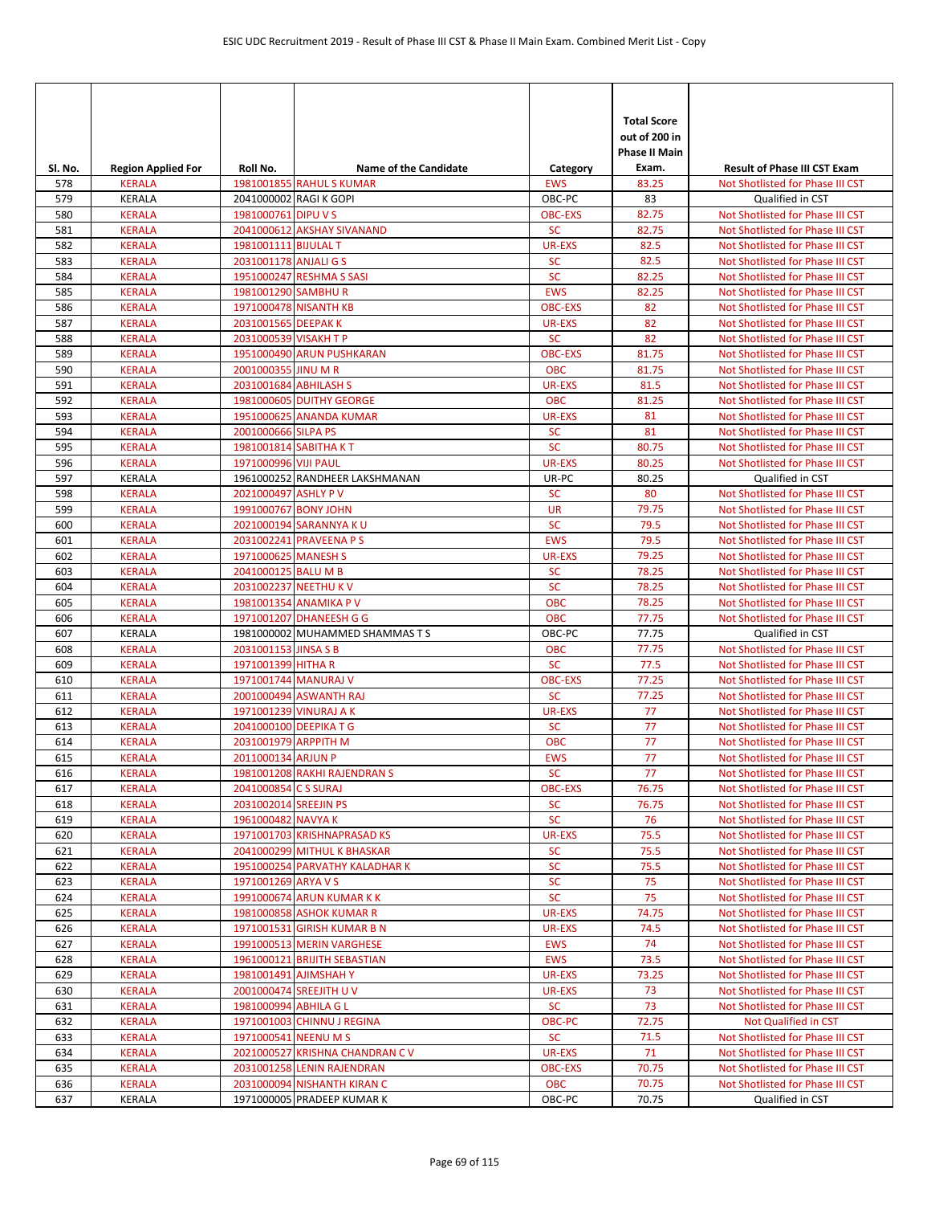| Sl. No. | Region Applied For | Roll No. | Name of the Candidate | Category | Total Score out of 200 in Phase II Main Exam. | Result of Phase III CST Exam |
|---|---|---|---|---|---|---|
| 578 | KERALA | 1981001855 | RAHUL S KUMAR | EWS | 83.25 | Not Shotlisted for Phase III CST |
| 579 | KERALA | 2041000002 | RAGI K GOPI | OBC-PC | 83 | Qualified in CST |
| 580 | KERALA | 1981000761 | DIPU V S | OBC-EXS | 82.75 | Not Shotlisted for Phase III CST |
| 581 | KERALA | 2041000612 | AKSHAY SIVANAND | SC | 82.75 | Not Shotlisted for Phase III CST |
| 582 | KERALA | 1981001111 | BIJULAL T | UR-EXS | 82.5 | Not Shotlisted for Phase III CST |
| 583 | KERALA | 2031001178 | ANJALI G S | SC | 82.5 | Not Shotlisted for Phase III CST |
| 584 | KERALA | 1951000247 | RESHMA S SASI | SC | 82.25 | Not Shotlisted for Phase III CST |
| 585 | KERALA | 1981001290 | SAMBHU R | EWS | 82.25 | Not Shotlisted for Phase III CST |
| 586 | KERALA | 1971000478 | NISANTH KB | OBC-EXS | 82 | Not Shotlisted for Phase III CST |
| 587 | KERALA | 2031001565 | DEEPAK K | UR-EXS | 82 | Not Shotlisted for Phase III CST |
| 588 | KERALA | 2031000539 | VISAKH T P | SC | 82 | Not Shotlisted for Phase III CST |
| 589 | KERALA | 1951000490 | ARUN PUSHKARAN | OBC-EXS | 81.75 | Not Shotlisted for Phase III CST |
| 590 | KERALA | 2001000355 | JINU M R | OBC | 81.75 | Not Shotlisted for Phase III CST |
| 591 | KERALA | 2031001684 | ABHILASH S | UR-EXS | 81.5 | Not Shotlisted for Phase III CST |
| 592 | KERALA | 1981000605 | DUITHY GEORGE | OBC | 81.25 | Not Shotlisted for Phase III CST |
| 593 | KERALA | 1951000625 | ANANDA KUMAR | UR-EXS | 81 | Not Shotlisted for Phase III CST |
| 594 | KERALA | 2001000666 | SILPA PS | SC | 81 | Not Shotlisted for Phase III CST |
| 595 | KERALA | 1981001814 | SABITHA K T | SC | 80.75 | Not Shotlisted for Phase III CST |
| 596 | KERALA | 1971000996 | VIJI PAUL | UR-EXS | 80.25 | Not Shotlisted for Phase III CST |
| 597 | KERALA | 1961000252 | RANDHEER LAKSHMANAN | UR-PC | 80.25 | Qualified in CST |
| 598 | KERALA | 2021000497 | ASHLY P V | SC | 80 | Not Shotlisted for Phase III CST |
| 599 | KERALA | 1991000767 | BONY JOHN | UR | 79.75 | Not Shotlisted for Phase III CST |
| 600 | KERALA | 2021000194 | SARANNYA K U | SC | 79.5 | Not Shotlisted for Phase III CST |
| 601 | KERALA | 2031002241 | PRAVEENA P S | EWS | 79.5 | Not Shotlisted for Phase III CST |
| 602 | KERALA | 1971000625 | MANESH S | UR-EXS | 79.25 | Not Shotlisted for Phase III CST |
| 603 | KERALA | 2041000125 | BALU M B | SC | 78.25 | Not Shotlisted for Phase III CST |
| 604 | KERALA | 2031002237 | NEETHU K V | SC | 78.25 | Not Shotlisted for Phase III CST |
| 605 | KERALA | 1981001354 | ANAMIKA P V | OBC | 78.25 | Not Shotlisted for Phase III CST |
| 606 | KERALA | 1971001207 | DHANEESH G G | OBC | 77.75 | Not Shotlisted for Phase III CST |
| 607 | KERALA | 1981000002 | MUHAMMED SHAMMAS T S | OBC-PC | 77.75 | Qualified in CST |
| 608 | KERALA | 2031001153 | JINSA S B | OBC | 77.75 | Not Shotlisted for Phase III CST |
| 609 | KERALA | 1971001399 | HITHA R | SC | 77.5 | Not Shotlisted for Phase III CST |
| 610 | KERALA | 1971001744 | MANURAJ V | OBC-EXS | 77.25 | Not Shotlisted for Phase III CST |
| 611 | KERALA | 2001000494 | ASWANTH RAJ | SC | 77.25 | Not Shotlisted for Phase III CST |
| 612 | KERALA | 1971001239 | VINURAJ A K | UR-EXS | 77 | Not Shotlisted for Phase III CST |
| 613 | KERALA | 2041000100 | DEEPIKA T G | SC | 77 | Not Shotlisted for Phase III CST |
| 614 | KERALA | 2031001979 | ARPPITH M | OBC | 77 | Not Shotlisted for Phase III CST |
| 615 | KERALA | 2011000134 | ARJUN P | EWS | 77 | Not Shotlisted for Phase III CST |
| 616 | KERALA | 1981001208 | RAKHI RAJENDRAN S | SC | 77 | Not Shotlisted for Phase III CST |
| 617 | KERALA | 2041000854 | C S SURAJ | OBC-EXS | 76.75 | Not Shotlisted for Phase III CST |
| 618 | KERALA | 2031002014 | SREEJIN PS | SC | 76.75 | Not Shotlisted for Phase III CST |
| 619 | KERALA | 1961000482 | NAVYA K | SC | 76 | Not Shotlisted for Phase III CST |
| 620 | KERALA | 1971001703 | KRISHNAPRASAD KS | UR-EXS | 75.5 | Not Shotlisted for Phase III CST |
| 621 | KERALA | 2041000299 | MITHUL K BHASKAR | SC | 75.5 | Not Shotlisted for Phase III CST |
| 622 | KERALA | 1951000254 | PARVATHY KALADHAR K | SC | 75.5 | Not Shotlisted for Phase III CST |
| 623 | KERALA | 1971001269 | ARYA V S | SC | 75 | Not Shotlisted for Phase III CST |
| 624 | KERALA | 1991000674 | ARUN KUMAR K K | SC | 75 | Not Shotlisted for Phase III CST |
| 625 | KERALA | 1981000858 | ASHOK KUMAR R | UR-EXS | 74.75 | Not Shotlisted for Phase III CST |
| 626 | KERALA | 1971001531 | GIRISH KUMAR B N | UR-EXS | 74.5 | Not Shotlisted for Phase III CST |
| 627 | KERALA | 1991000513 | MERIN VARGHESE | EWS | 74 | Not Shotlisted for Phase III CST |
| 628 | KERALA | 1961000121 | BRIJITH SEBASTIAN | EWS | 73.5 | Not Shotlisted for Phase III CST |
| 629 | KERALA | 1981001491 | AJIMSHAH Y | UR-EXS | 73.25 | Not Shotlisted for Phase III CST |
| 630 | KERALA | 2001000474 | SREEJITH U V | UR-EXS | 73 | Not Shotlisted for Phase III CST |
| 631 | KERALA | 1981000994 | ABHILA G L | SC | 73 | Not Shotlisted for Phase III CST |
| 632 | KERALA | 1971001003 | CHINNU J REGINA | OBC-PC | 72.75 | Not Qualified in CST |
| 633 | KERALA | 1971000541 | NEENU M S | SC | 71.5 | Not Shotlisted for Phase III CST |
| 634 | KERALA | 2021000527 | KRISHNA CHANDRAN C V | UR-EXS | 71 | Not Shotlisted for Phase III CST |
| 635 | KERALA | 2031001258 | LENIN RAJENDRAN | OBC-EXS | 70.75 | Not Shotlisted for Phase III CST |
| 636 | KERALA | 2031000094 | NISHANTH KIRAN C | OBC | 70.75 | Not Shotlisted for Phase III CST |
| 637 | KERALA | 1971000005 | PRADEEP KUMAR K | OBC-PC | 70.75 | Qualified in CST |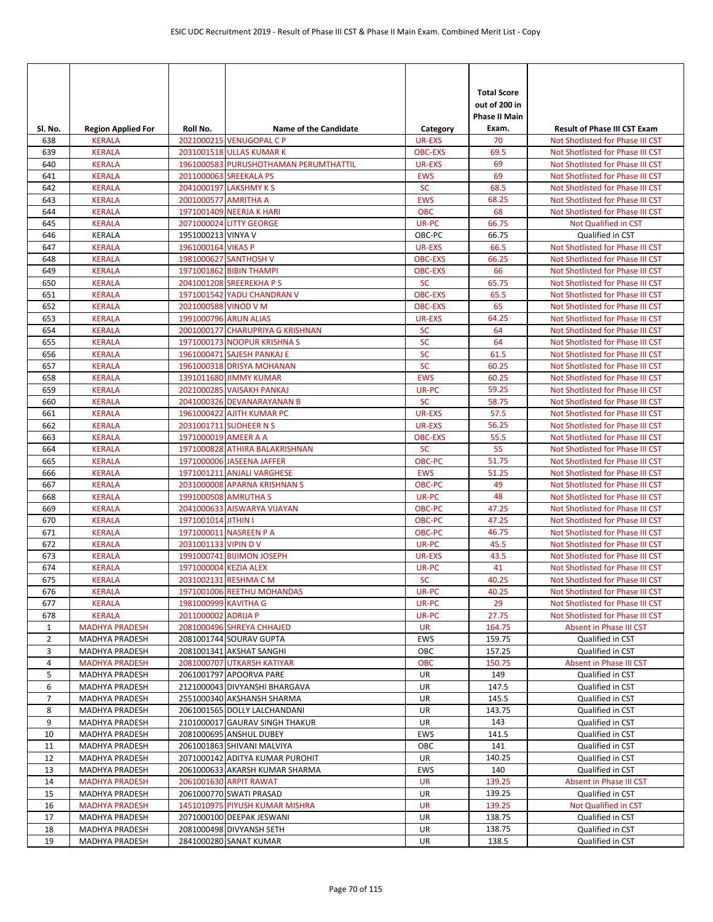| Sl. No. | Region Applied For | Roll No. | Name of the Candidate | Category | Total Score out of 200 in Phase II Main Exam. | Result of Phase III CST Exam |
|---|---|---|---|---|---|---|
| 638 | KERALA | 2021000215 | VENUGOPAL C P | UR-EXS | 70 | Not Shotlisted for Phase III CST |
| 639 | KERALA | 2031001518 | ULLAS KUMAR K | OBC-EXS | 69.5 | Not Shotlisted for Phase III CST |
| 640 | KERALA | 1961000583 | PURUSHOTHAMAN PERUMTHATTIL | UR-EXS | 69 | Not Shotlisted for Phase III CST |
| 641 | KERALA | 2011000063 | SREEKALA PS | EWS | 69 | Not Shotlisted for Phase III CST |
| 642 | KERALA | 2041000197 | LAKSHMY K S | SC | 68.5 | Not Shotlisted for Phase III CST |
| 643 | KERALA | 2001000577 | AMRITHA A | EWS | 68.25 | Not Shotlisted for Phase III CST |
| 644 | KERALA | 1971001409 | NEERJA K HARI | OBC | 68 | Not Shotlisted for Phase III CST |
| 645 | KERALA | 2071000024 | LITTY GEORGE | UR-PC | 66.75 | Not Qualified in CST |
| 646 | KERALA | 1951000213 | VINYA V | OBC-PC | 66.75 | Qualified in CST |
| 647 | KERALA | 1961000164 | VIKAS P | UR-EXS | 66.5 | Not Shotlisted for Phase III CST |
| 648 | KERALA | 1981000627 | SANTHOSH V | OBC-EXS | 66.25 | Not Shotlisted for Phase III CST |
| 649 | KERALA | 1971001862 | BIBIN THAMPI | OBC-EXS | 66 | Not Shotlisted for Phase III CST |
| 650 | KERALA | 2041001208 | SREEREKHA P S | SC | 65.75 | Not Shotlisted for Phase III CST |
| 651 | KERALA | 1971001542 | YADU CHANDRAN V | OBC-EXS | 65.5 | Not Shotlisted for Phase III CST |
| 652 | KERALA | 2021000588 | VINOD V M | OBC-EXS | 65 | Not Shotlisted for Phase III CST |
| 653 | KERALA | 1991000796 | ARUN ALIAS | UR-EXS | 64.25 | Not Shotlisted for Phase III CST |
| 654 | KERALA | 2001000177 | CHARUPRIYA G KRISHNAN | SC | 64 | Not Shotlisted for Phase III CST |
| 655 | KERALA | 1971000173 | NOOPUR KRISHNA S | SC | 64 | Not Shotlisted for Phase III CST |
| 656 | KERALA | 1961000471 | SAJESH PANKAJ E | SC | 61.5 | Not Shotlisted for Phase III CST |
| 657 | KERALA | 1961000318 | DRISYA MOHANAN | SC | 60.25 | Not Shotlisted for Phase III CST |
| 658 | KERALA | 1391011680 | JIMMY KUMAR | EWS | 60.25 | Not Shotlisted for Phase III CST |
| 659 | KERALA | 2021000285 | VAISAKH PANKAJ | UR-PC | 59.25 | Not Shotlisted for Phase III CST |
| 660 | KERALA | 2041000326 | DEVANARAYANAN B | SC | 58.75 | Not Shotlisted for Phase III CST |
| 661 | KERALA | 1961000422 | AJITH KUMAR PC | UR-EXS | 57.5 | Not Shotlisted for Phase III CST |
| 662 | KERALA | 2031001711 | SUDHEER N S | UR-EXS | 56.25 | Not Shotlisted for Phase III CST |
| 663 | KERALA | 1971000019 | AMEER A A | OBC-EXS | 55.5 | Not Shotlisted for Phase III CST |
| 664 | KERALA | 1971000828 | ATHIRA BALAKRISHNAN | SC | 55 | Not Shotlisted for Phase III CST |
| 665 | KERALA | 1971000006 | JASEENA JAFFER | OBC-PC | 51.75 | Not Shotlisted for Phase III CST |
| 666 | KERALA | 1971001211 | ANJALI VARGHESE | EWS | 51.25 | Not Shotlisted for Phase III CST |
| 667 | KERALA | 2031000008 | APARNA KRISHNAN S | OBC-PC | 49 | Not Shotlisted for Phase III CST |
| 668 | KERALA | 1991000508 | AMRUTHA S | UR-PC | 48 | Not Shotlisted for Phase III CST |
| 669 | KERALA | 2041000633 | AISWARYA VIJAYAN | OBC-PC | 47.25 | Not Shotlisted for Phase III CST |
| 670 | KERALA | 1971001014 | JITHIN I | OBC-PC | 47.25 | Not Shotlisted for Phase III CST |
| 671 | KERALA | 1971000011 | NASREEN P A | OBC-PC | 46.75 | Not Shotlisted for Phase III CST |
| 672 | KERALA | 2031001133 | VIPIN D V | UR-PC | 45.5 | Not Shotlisted for Phase III CST |
| 673 | KERALA | 1991000741 | BIJIMON JOSEPH | UR-EXS | 43.5 | Not Shotlisted for Phase III CST |
| 674 | KERALA | 1971000004 | KEZIA ALEX | UR-PC | 41 | Not Shotlisted for Phase III CST |
| 675 | KERALA | 2031002131 | RESHMA C M | SC | 40.25 | Not Shotlisted for Phase III CST |
| 676 | KERALA | 1971001006 | REETHU MOHANDAS | UR-PC | 40.25 | Not Shotlisted for Phase III CST |
| 677 | KERALA | 1981000999 | KAVITHA G | UR-PC | 29 | Not Shotlisted for Phase III CST |
| 678 | KERALA | 2011000002 | ADRIJA P | UR-PC | 27.75 | Not Shotlisted for Phase III CST |
| 1 | MADHYA PRADESH | 2081000496 | SHREYA CHHAJED | UR | 164.75 | Absent in Phase III CST |
| 2 | MADHYA PRADESH | 2081001744 | SOURAV GUPTA | EWS | 159.75 | Qualified in CST |
| 3 | MADHYA PRADESH | 2081001341 | AKSHAT SANGHI | OBC | 157.25 | Qualified in CST |
| 4 | MADHYA PRADESH | 2081000707 | UTKARSH KATIYAR | OBC | 150.75 | Absent in Phase III CST |
| 5 | MADHYA PRADESH | 2061001797 | APOORVA PARE | UR | 149 | Qualified in CST |
| 6 | MADHYA PRADESH | 2121000043 | DIVYANSHI BHARGAVA | UR | 147.5 | Qualified in CST |
| 7 | MADHYA PRADESH | 2551000340 | AKSHANSH SHARMA | UR | 145.5 | Qualified in CST |
| 8 | MADHYA PRADESH | 2061001565 | DOLLY LALCHANDANI | UR | 143.75 | Qualified in CST |
| 9 | MADHYA PRADESH | 2101000017 | GAURAV SINGH THAKUR | UR | 143 | Qualified in CST |
| 10 | MADHYA PRADESH | 2081000695 | ANSHUL DUBEY | EWS | 141.5 | Qualified in CST |
| 11 | MADHYA PRADESH | 2061001863 | SHIVANI MALVIYA | OBC | 141 | Qualified in CST |
| 12 | MADHYA PRADESH | 2071000142 | ADITYA KUMAR PUROHIT | UR | 140.25 | Qualified in CST |
| 13 | MADHYA PRADESH | 2061000633 | AKARSH KUMAR SHARMA | EWS | 140 | Qualified in CST |
| 14 | MADHYA PRADESH | 2061001630 | ARPIT RAWAT | UR | 139.25 | Absent in Phase III CST |
| 15 | MADHYA PRADESH | 2061000770 | SWATI PRASAD | UR | 139.25 | Qualified in CST |
| 16 | MADHYA PRADESH | 1451010975 | PIYUSH KUMAR MISHRA | UR | 139.25 | Not Qualified in CST |
| 17 | MADHYA PRADESH | 2071000100 | DEEPAK JESWANI | UR | 138.75 | Qualified in CST |
| 18 | MADHYA PRADESH | 2081000498 | DIVYANSH SETH | UR | 138.75 | Qualified in CST |
| 19 | MADHYA PRADESH | 2841000280 | SANAT KUMAR | UR | 138.5 | Qualified in CST |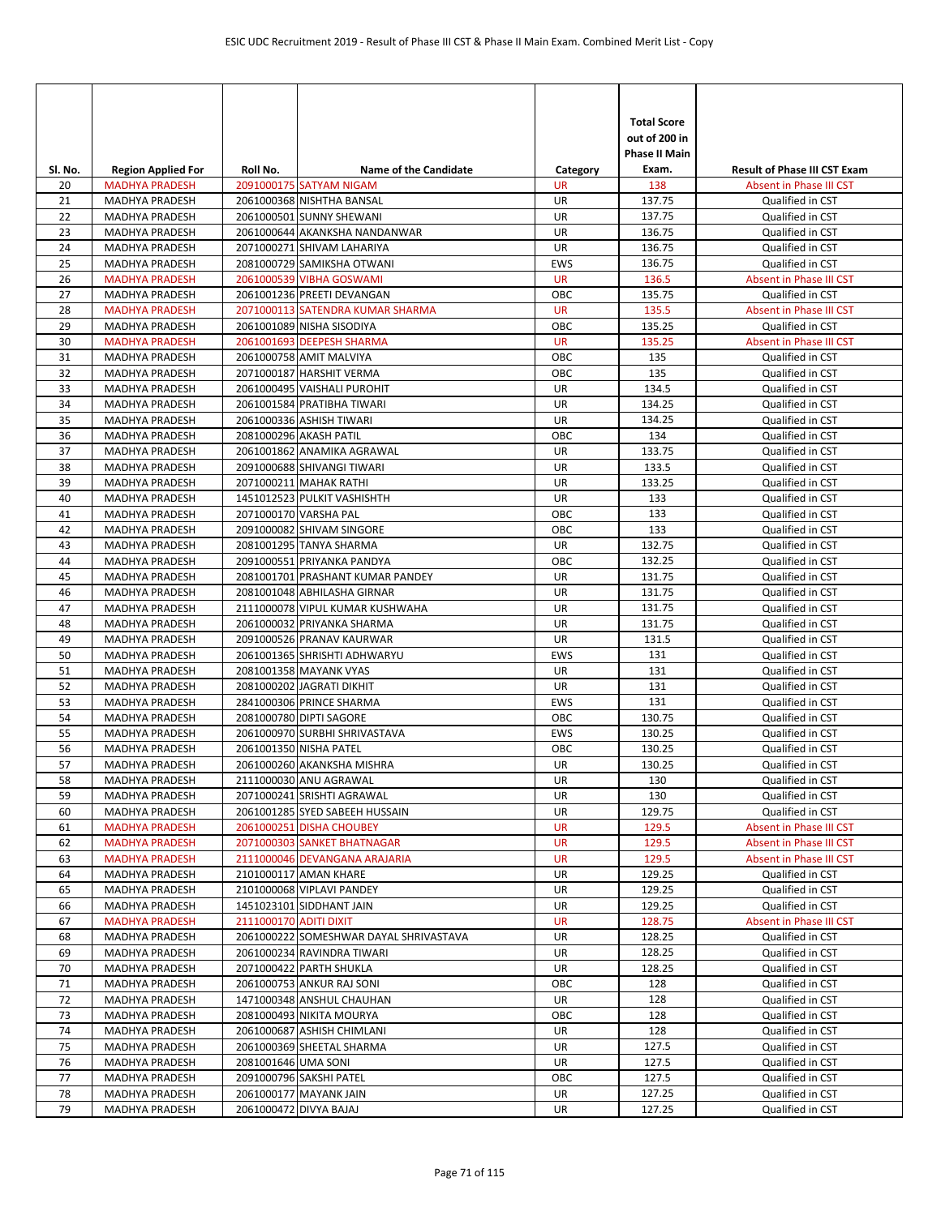| Sl. No. | Region Applied For | Roll No. | Name of the Candidate | Category | Total Score out of 200 in Phase II Main Exam. | Result of Phase III CST Exam |
|---|---|---|---|---|---|---|
| 20 | MADHYA PRADESH | 2091000175 | SATYAM NIGAM | UR | 138 | Absent in Phase III CST |
| 21 | MADHYA PRADESH | 2061000368 | NISHTHA BANSAL | UR | 137.75 | Qualified in CST |
| 22 | MADHYA PRADESH | 2061000501 | SUNNY SHEWANI | UR | 137.75 | Qualified in CST |
| 23 | MADHYA PRADESH | 2061000644 | AKANKSHA NANDANWAR | UR | 136.75 | Qualified in CST |
| 24 | MADHYA PRADESH | 2071000271 | SHIVAM LAHARIYA | UR | 136.75 | Qualified in CST |
| 25 | MADHYA PRADESH | 2081000729 | SAMIKSHA OTWANI | EWS | 136.75 | Qualified in CST |
| 26 | MADHYA PRADESH | 2061000539 | VIBHA GOSWAMI | UR | 136.5 | Absent in Phase III CST |
| 27 | MADHYA PRADESH | 2061001236 | PREETI DEVANGAN | OBC | 135.75 | Qualified in CST |
| 28 | MADHYA PRADESH | 2071000113 | SATENDRA KUMAR SHARMA | UR | 135.5 | Absent in Phase III CST |
| 29 | MADHYA PRADESH | 2061001089 | NISHA SISODIYA | OBC | 135.25 | Qualified in CST |
| 30 | MADHYA PRADESH | 2061001693 | DEEPESH SHARMA | UR | 135.25 | Absent in Phase III CST |
| 31 | MADHYA PRADESH | 2061000758 | AMIT MALVIYA | OBC | 135 | Qualified in CST |
| 32 | MADHYA PRADESH | 2071000187 | HARSHIT VERMA | OBC | 135 | Qualified in CST |
| 33 | MADHYA PRADESH | 2061000495 | VAISHALI PUROHIT | UR | 134.5 | Qualified in CST |
| 34 | MADHYA PRADESH | 2061001584 | PRATIBHA TIWARI | UR | 134.25 | Qualified in CST |
| 35 | MADHYA PRADESH | 2061000336 | ASHISH TIWARI | UR | 134.25 | Qualified in CST |
| 36 | MADHYA PRADESH | 2081000296 | AKASH PATIL | OBC | 134 | Qualified in CST |
| 37 | MADHYA PRADESH | 2061001862 | ANAMIKA AGRAWAL | UR | 133.75 | Qualified in CST |
| 38 | MADHYA PRADESH | 2091000688 | SHIVANGI TIWARI | UR | 133.5 | Qualified in CST |
| 39 | MADHYA PRADESH | 2071000211 | MAHAK RATHI | UR | 133.25 | Qualified in CST |
| 40 | MADHYA PRADESH | 1451012523 | PULKIT VASHISHTH | UR | 133 | Qualified in CST |
| 41 | MADHYA PRADESH | 2071000170 | VARSHA PAL | OBC | 133 | Qualified in CST |
| 42 | MADHYA PRADESH | 2091000082 | SHIVAM SINGORE | OBC | 133 | Qualified in CST |
| 43 | MADHYA PRADESH | 2081001295 | TANYA SHARMA | UR | 132.75 | Qualified in CST |
| 44 | MADHYA PRADESH | 2091000551 | PRIYANKA PANDYA | OBC | 132.25 | Qualified in CST |
| 45 | MADHYA PRADESH | 2081001701 | PRASHANT KUMAR PANDEY | UR | 131.75 | Qualified in CST |
| 46 | MADHYA PRADESH | 2081001048 | ABHILASHA GIRNAR | UR | 131.75 | Qualified in CST |
| 47 | MADHYA PRADESH | 2111000078 | VIPUL KUMAR KUSHWAHA | UR | 131.75 | Qualified in CST |
| 48 | MADHYA PRADESH | 2061000032 | PRIYANKA SHARMA | UR | 131.75 | Qualified in CST |
| 49 | MADHYA PRADESH | 2091000526 | PRANAV KAURWAR | UR | 131.5 | Qualified in CST |
| 50 | MADHYA PRADESH | 2061001365 | SHRISHTI ADHWARYU | EWS | 131 | Qualified in CST |
| 51 | MADHYA PRADESH | 2081001358 | MAYANK VYAS | UR | 131 | Qualified in CST |
| 52 | MADHYA PRADESH | 2081000202 | JAGRATI DIKHIT | UR | 131 | Qualified in CST |
| 53 | MADHYA PRADESH | 2841000306 | PRINCE SHARMA | EWS | 131 | Qualified in CST |
| 54 | MADHYA PRADESH | 2081000780 | DIPTI SAGORE | OBC | 130.75 | Qualified in CST |
| 55 | MADHYA PRADESH | 2061000970 | SURBHI SHRIVASTAVA | EWS | 130.25 | Qualified in CST |
| 56 | MADHYA PRADESH | 2061001350 | NISHA PATEL | OBC | 130.25 | Qualified in CST |
| 57 | MADHYA PRADESH | 2061000260 | AKANKSHA MISHRA | UR | 130.25 | Qualified in CST |
| 58 | MADHYA PRADESH | 2111000030 | ANU AGRAWAL | UR | 130 | Qualified in CST |
| 59 | MADHYA PRADESH | 2071000241 | SRISHTI AGRAWAL | UR | 130 | Qualified in CST |
| 60 | MADHYA PRADESH | 2061001285 | SYED SABEEH HUSSAIN | UR | 129.75 | Qualified in CST |
| 61 | MADHYA PRADESH | 2061000251 | DISHA CHOUBEY | UR | 129.5 | Absent in Phase III CST |
| 62 | MADHYA PRADESH | 2071000303 | SANKET BHATNAGAR | UR | 129.5 | Absent in Phase III CST |
| 63 | MADHYA PRADESH | 2111000046 | DEVANGANA ARAJARIA | UR | 129.5 | Absent in Phase III CST |
| 64 | MADHYA PRADESH | 2101000117 | AMAN KHARE | UR | 129.25 | Qualified in CST |
| 65 | MADHYA PRADESH | 2101000068 | VIPLAVI PANDEY | UR | 129.25 | Qualified in CST |
| 66 | MADHYA PRADESH | 1451023101 | SIDDHANT JAIN | UR | 129.25 | Qualified in CST |
| 67 | MADHYA PRADESH | 2111000170 | ADITI DIXIT | UR | 128.75 | Absent in Phase III CST |
| 68 | MADHYA PRADESH | 2061000222 | SOMESHWAR DAYAL SHRIVASTAVA | UR | 128.25 | Qualified in CST |
| 69 | MADHYA PRADESH | 2061000234 | RAVINDRA TIWARI | UR | 128.25 | Qualified in CST |
| 70 | MADHYA PRADESH | 2071000422 | PARTH SHUKLA | UR | 128.25 | Qualified in CST |
| 71 | MADHYA PRADESH | 2061000753 | ANKUR RAJ SONI | OBC | 128 | Qualified in CST |
| 72 | MADHYA PRADESH | 1471000348 | ANSHUL CHAUHAN | UR | 128 | Qualified in CST |
| 73 | MADHYA PRADESH | 2081000493 | NIKITA MOURYA | OBC | 128 | Qualified in CST |
| 74 | MADHYA PRADESH | 2061000687 | ASHISH CHIMLANI | UR | 128 | Qualified in CST |
| 75 | MADHYA PRADESH | 2061000369 | SHEETAL SHARMA | UR | 127.5 | Qualified in CST |
| 76 | MADHYA PRADESH | 2081001646 | UMA SONI | UR | 127.5 | Qualified in CST |
| 77 | MADHYA PRADESH | 2091000796 | SAKSHI PATEL | OBC | 127.5 | Qualified in CST |
| 78 | MADHYA PRADESH | 2061000177 | MAYANK JAIN | UR | 127.25 | Qualified in CST |
| 79 | MADHYA PRADESH | 2061000472 | DIVYA BAJAJ | UR | 127.25 | Qualified in CST |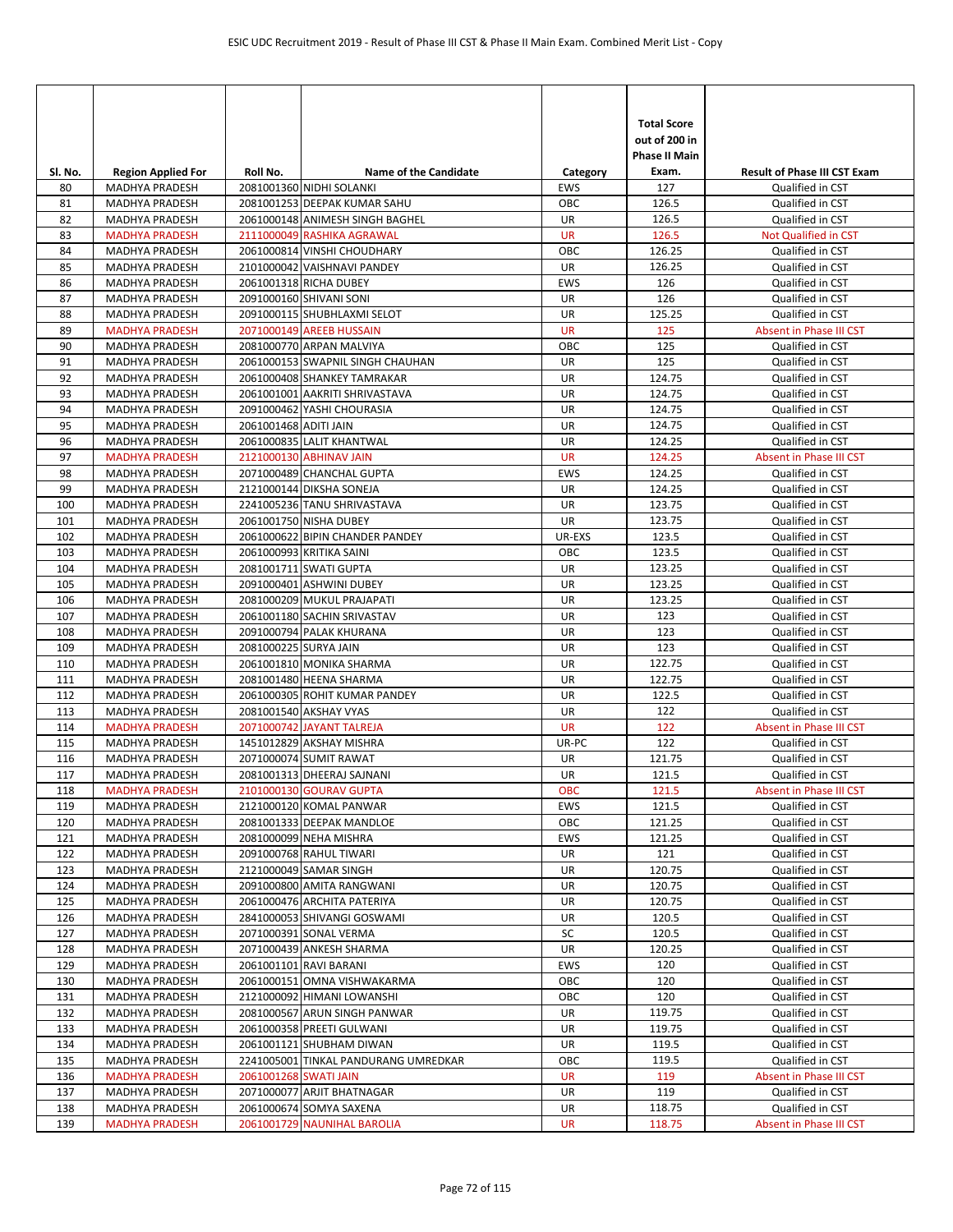| Sl. No. | Region Applied For | Roll No. | Name of the Candidate | Category | Total Score out of 200 in Phase II Main Exam. | Result of Phase III CST Exam |
|---|---|---|---|---|---|---|
| 80 | MADHYA PRADESH | 2081001360 | NIDHI SOLANKI | EWS | 127 | Qualified in CST |
| 81 | MADHYA PRADESH | 2081001253 | DEEPAK KUMAR SAHU | OBC | 126.5 | Qualified in CST |
| 82 | MADHYA PRADESH | 2061000148 | ANIMESH SINGH BAGHEL | UR | 126.5 | Qualified in CST |
| 83 | MADHYA PRADESH | 2111000049 | RASHIKA AGRAWAL | UR | 126.5 | Not Qualified in CST |
| 84 | MADHYA PRADESH | 2061000814 | VINSHI CHOUDHARY | OBC | 126.25 | Qualified in CST |
| 85 | MADHYA PRADESH | 2101000042 | VAISHNAVI PANDEY | UR | 126.25 | Qualified in CST |
| 86 | MADHYA PRADESH | 2061001318 | RICHA DUBEY | EWS | 126 | Qualified in CST |
| 87 | MADHYA PRADESH | 2091000160 | SHIVANI SONI | UR | 126 | Qualified in CST |
| 88 | MADHYA PRADESH | 2091000115 | SHUBHLAXMI SELOT | UR | 125.25 | Qualified in CST |
| 89 | MADHYA PRADESH | 2071000149 | AREEB HUSSAIN | UR | 125 | Absent in Phase III CST |
| 90 | MADHYA PRADESH | 2081000770 | ARPAN MALVIYA | OBC | 125 | Qualified in CST |
| 91 | MADHYA PRADESH | 2061000153 | SWAPNIL SINGH CHAUHAN | UR | 125 | Qualified in CST |
| 92 | MADHYA PRADESH | 2061000408 | SHANKEY TAMRAKAR | UR | 124.75 | Qualified in CST |
| 93 | MADHYA PRADESH | 2061001001 | AAKRITI SHRIVASTAVA | UR | 124.75 | Qualified in CST |
| 94 | MADHYA PRADESH | 2091000462 | YASHI CHOURASIA | UR | 124.75 | Qualified in CST |
| 95 | MADHYA PRADESH | 2061001468 | ADITI JAIN | UR | 124.75 | Qualified in CST |
| 96 | MADHYA PRADESH | 2061000835 | LALIT KHANTWAL | UR | 124.25 | Qualified in CST |
| 97 | MADHYA PRADESH | 2121000130 | ABHINAV JAIN | UR | 124.25 | Absent in Phase III CST |
| 98 | MADHYA PRADESH | 2071000489 | CHANCHAL GUPTA | EWS | 124.25 | Qualified in CST |
| 99 | MADHYA PRADESH | 2121000144 | DIKSHA SONEJA | UR | 124.25 | Qualified in CST |
| 100 | MADHYA PRADESH | 2241005236 | TANU SHRIVASTAVA | UR | 123.75 | Qualified in CST |
| 101 | MADHYA PRADESH | 2061001750 | NISHA DUBEY | UR | 123.75 | Qualified in CST |
| 102 | MADHYA PRADESH | 2061000622 | BIPIN CHANDER PANDEY | UR-EXS | 123.5 | Qualified in CST |
| 103 | MADHYA PRADESH | 2061000993 | KRITIKA SAINI | OBC | 123.5 | Qualified in CST |
| 104 | MADHYA PRADESH | 2081001711 | SWATI GUPTA | UR | 123.25 | Qualified in CST |
| 105 | MADHYA PRADESH | 2091000401 | ASHWINI DUBEY | UR | 123.25 | Qualified in CST |
| 106 | MADHYA PRADESH | 2081000209 | MUKUL PRAJAPATI | UR | 123.25 | Qualified in CST |
| 107 | MADHYA PRADESH | 2061001180 | SACHIN SRIVASTAV | UR | 123 | Qualified in CST |
| 108 | MADHYA PRADESH | 2091000794 | PALAK KHURANA | UR | 123 | Qualified in CST |
| 109 | MADHYA PRADESH | 2081000225 | SURYA JAIN | UR | 123 | Qualified in CST |
| 110 | MADHYA PRADESH | 2061001810 | MONIKA SHARMA | UR | 122.75 | Qualified in CST |
| 111 | MADHYA PRADESH | 2081001480 | HEENA SHARMA | UR | 122.75 | Qualified in CST |
| 112 | MADHYA PRADESH | 2061000305 | ROHIT KUMAR PANDEY | UR | 122.5 | Qualified in CST |
| 113 | MADHYA PRADESH | 2081001540 | AKSHAY VYAS | UR | 122 | Qualified in CST |
| 114 | MADHYA PRADESH | 2071000742 | JAYANT TALREJA | UR | 122 | Absent in Phase III CST |
| 115 | MADHYA PRADESH | 1451012829 | AKSHAY MISHRA | UR-PC | 122 | Qualified in CST |
| 116 | MADHYA PRADESH | 2071000074 | SUMIT RAWAT | UR | 121.75 | Qualified in CST |
| 117 | MADHYA PRADESH | 2081001313 | DHEERAJ SAJNANI | UR | 121.5 | Qualified in CST |
| 118 | MADHYA PRADESH | 2101000130 | GOURAV GUPTA | OBC | 121.5 | Absent in Phase III CST |
| 119 | MADHYA PRADESH | 2121000120 | KOMAL PANWAR | EWS | 121.5 | Qualified in CST |
| 120 | MADHYA PRADESH | 2081001333 | DEEPAK MANDLOE | OBC | 121.25 | Qualified in CST |
| 121 | MADHYA PRADESH | 2081000099 | NEHA MISHRA | EWS | 121.25 | Qualified in CST |
| 122 | MADHYA PRADESH | 2091000768 | RAHUL TIWARI | UR | 121 | Qualified in CST |
| 123 | MADHYA PRADESH | 2121000049 | SAMAR SINGH | UR | 120.75 | Qualified in CST |
| 124 | MADHYA PRADESH | 2091000800 | AMITA RANGWANI | UR | 120.75 | Qualified in CST |
| 125 | MADHYA PRADESH | 2061000476 | ARCHITA PATERIYA | UR | 120.75 | Qualified in CST |
| 126 | MADHYA PRADESH | 2841000053 | SHIVANGI GOSWAMI | UR | 120.5 | Qualified in CST |
| 127 | MADHYA PRADESH | 2071000391 | SONAL VERMA | SC | 120.5 | Qualified in CST |
| 128 | MADHYA PRADESH | 2071000439 | ANKESH SHARMA | UR | 120.25 | Qualified in CST |
| 129 | MADHYA PRADESH | 2061001101 | RAVI BARANI | EWS | 120 | Qualified in CST |
| 130 | MADHYA PRADESH | 2061000151 | OMNA VISHWAKARMA | OBC | 120 | Qualified in CST |
| 131 | MADHYA PRADESH | 2121000092 | HIMANI LOWANSHI | OBC | 120 | Qualified in CST |
| 132 | MADHYA PRADESH | 2081000567 | ARUN SINGH PANWAR | UR | 119.75 | Qualified in CST |
| 133 | MADHYA PRADESH | 2061000358 | PREETI GULWANI | UR | 119.75 | Qualified in CST |
| 134 | MADHYA PRADESH | 2061001121 | SHUBHAM DIWAN | UR | 119.5 | Qualified in CST |
| 135 | MADHYA PRADESH | 2241005001 | TINKAL PANDURANG UMREDKAR | OBC | 119.5 | Qualified in CST |
| 136 | MADHYA PRADESH | 2061001268 | SWATI JAIN | UR | 119 | Absent in Phase III CST |
| 137 | MADHYA PRADESH | 2071000077 | ARJIT BHATNAGAR | UR | 119 | Qualified in CST |
| 138 | MADHYA PRADESH | 2061000674 | SOMYA SAXENA | UR | 118.75 | Qualified in CST |
| 139 | MADHYA PRADESH | 2061001729 | NAUNIHAL BAROLIA | UR | 118.75 | Absent in Phase III CST |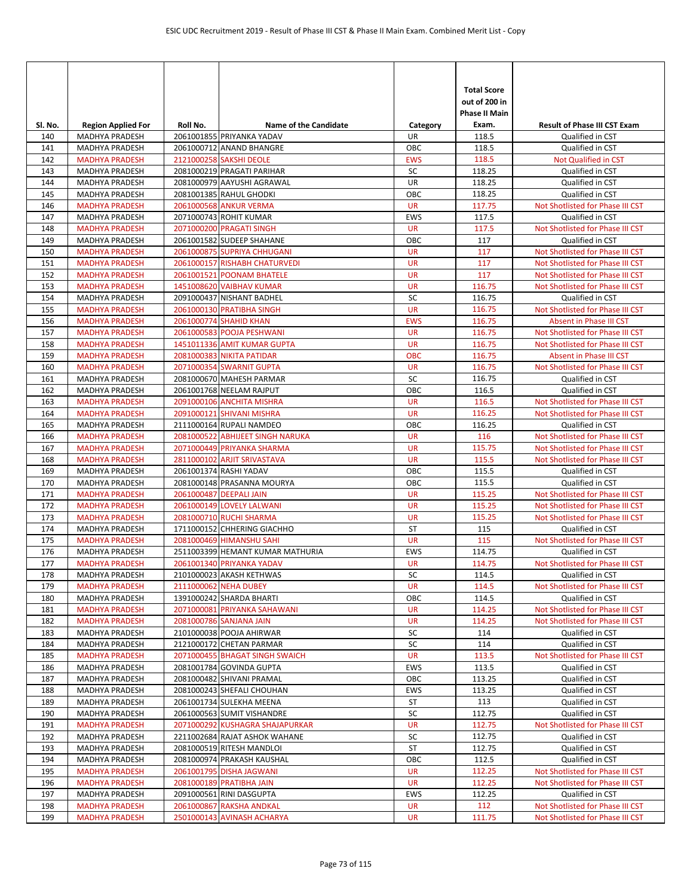| Sl. No. | Region Applied For | Roll No. | Name of the Candidate | Category | Total Score out of 200 in Phase II Main Exam. | Result of Phase III CST Exam |
|---|---|---|---|---|---|---|
| 140 | MADHYA PRADESH | 2061001855 | PRIYANKA YADAV | UR | 118.5 | Qualified in CST |
| 141 | MADHYA PRADESH | 2061000712 | ANAND BHANGRE | OBC | 118.5 | Qualified in CST |
| 142 | MADHYA PRADESH | 2121000258 | SAKSHI DEOLE | EWS | 118.5 | Not Qualified in CST |
| 143 | MADHYA PRADESH | 2081000219 | PRAGATI PARIHAR | SC | 118.25 | Qualified in CST |
| 144 | MADHYA PRADESH | 2081000979 | AAYUSHI AGRAWAL | UR | 118.25 | Qualified in CST |
| 145 | MADHYA PRADESH | 2081001385 | RAHUL GHODKI | OBC | 118.25 | Qualified in CST |
| 146 | MADHYA PRADESH | 2061000568 | ANKUR VERMA | UR | 117.75 | Not Shotlisted for Phase III CST |
| 147 | MADHYA PRADESH | 2071000743 | ROHIT KUMAR | EWS | 117.5 | Qualified in CST |
| 148 | MADHYA PRADESH | 2071000200 | PRAGATI SINGH | UR | 117.5 | Not Shotlisted for Phase III CST |
| 149 | MADHYA PRADESH | 2061001582 | SUDEEP SHAHANE | OBC | 117 | Qualified in CST |
| 150 | MADHYA PRADESH | 2061000875 | SUPRIYA CHHUGANI | UR | 117 | Not Shotlisted for Phase III CST |
| 151 | MADHYA PRADESH | 2061000157 | RISHABH CHATURVEDI | UR | 117 | Not Shotlisted for Phase III CST |
| 152 | MADHYA PRADESH | 2061001521 | POONAM BHATELE | UR | 117 | Not Shotlisted for Phase III CST |
| 153 | MADHYA PRADESH | 1451008620 | VAIBHAV KUMAR | UR | 116.75 | Not Shotlisted for Phase III CST |
| 154 | MADHYA PRADESH | 2091000437 | NISHANT BADHEL | SC | 116.75 | Qualified in CST |
| 155 | MADHYA PRADESH | 2061000130 | PRATIBHA SINGH | UR | 116.75 | Not Shotlisted for Phase III CST |
| 156 | MADHYA PRADESH | 2061000774 | SHAHID KHAN | EWS | 116.75 | Absent in Phase III CST |
| 157 | MADHYA PRADESH | 2061000583 | POOJA PESHWANI | UR | 116.75 | Not Shotlisted for Phase III CST |
| 158 | MADHYA PRADESH | 1451011336 | AMIT KUMAR GUPTA | UR | 116.75 | Not Shotlisted for Phase III CST |
| 159 | MADHYA PRADESH | 2081000383 | NIKITA PATIDAR | OBC | 116.75 | Absent in Phase III CST |
| 160 | MADHYA PRADESH | 2071000354 | SWARNIT GUPTA | UR | 116.75 | Not Shotlisted for Phase III CST |
| 161 | MADHYA PRADESH | 2081000670 | MAHESH PARMAR | SC | 116.75 | Qualified in CST |
| 162 | MADHYA PRADESH | 2061001768 | NEELAM RAJPUT | OBC | 116.5 | Qualified in CST |
| 163 | MADHYA PRADESH | 2091000106 | ANCHITA MISHRA | UR | 116.5 | Not Shotlisted for Phase III CST |
| 164 | MADHYA PRADESH | 2091000121 | SHIVANI MISHRA | UR | 116.25 | Not Shotlisted for Phase III CST |
| 165 | MADHYA PRADESH | 2111000164 | RUPALI NAMDEO | OBC | 116.25 | Qualified in CST |
| 166 | MADHYA PRADESH | 2081000522 | ABHIJEET SINGH NARUKA | UR | 116 | Not Shotlisted for Phase III CST |
| 167 | MADHYA PRADESH | 2071000449 | PRIYANKA SHARMA | UR | 115.75 | Not Shotlisted for Phase III CST |
| 168 | MADHYA PRADESH | 2811000102 | ARJIT SRIVASTAVA | UR | 115.5 | Not Shotlisted for Phase III CST |
| 169 | MADHYA PRADESH | 2061001374 | RASHI YADAV | OBC | 115.5 | Qualified in CST |
| 170 | MADHYA PRADESH | 2081000148 | PRASANNA MOURYA | OBC | 115.5 | Qualified in CST |
| 171 | MADHYA PRADESH | 2061000487 | DEEPALI JAIN | UR | 115.25 | Not Shotlisted for Phase III CST |
| 172 | MADHYA PRADESH | 2061000149 | LOVELY LALWANI | UR | 115.25 | Not Shotlisted for Phase III CST |
| 173 | MADHYA PRADESH | 2081000710 | RUCHI SHARMA | UR | 115.25 | Not Shotlisted for Phase III CST |
| 174 | MADHYA PRADESH | 1711000152 | CHHERING GIACHHO | ST | 115 | Qualified in CST |
| 175 | MADHYA PRADESH | 2081000469 | HIMANSHU SAHI | UR | 115 | Not Shotlisted for Phase III CST |
| 176 | MADHYA PRADESH | 2511003399 | HEMANT KUMAR MATHURIA | EWS | 114.75 | Qualified in CST |
| 177 | MADHYA PRADESH | 2061001340 | PRIYANKA YADAV | UR | 114.75 | Not Shotlisted for Phase III CST |
| 178 | MADHYA PRADESH | 2101000023 | AKASH KETHWAS | SC | 114.5 | Qualified in CST |
| 179 | MADHYA PRADESH | 2111000062 | NEHA DUBEY | UR | 114.5 | Not Shotlisted for Phase III CST |
| 180 | MADHYA PRADESH | 1391000242 | SHARDA BHARTI | OBC | 114.5 | Qualified in CST |
| 181 | MADHYA PRADESH | 2071000081 | PRIYANKA SAHAWANI | UR | 114.25 | Not Shotlisted for Phase III CST |
| 182 | MADHYA PRADESH | 2081000786 | SANJANA JAIN | UR | 114.25 | Not Shotlisted for Phase III CST |
| 183 | MADHYA PRADESH | 2101000038 | POOJA AHIRWAR | SC | 114 | Qualified in CST |
| 184 | MADHYA PRADESH | 2121000172 | CHETAN PARMAR | SC | 114 | Qualified in CST |
| 185 | MADHYA PRADESH | 2071000455 | BHAGAT SINGH SWAICH | UR | 113.5 | Not Shotlisted for Phase III CST |
| 186 | MADHYA PRADESH | 2081001784 | GOVINDA GUPTA | EWS | 113.5 | Qualified in CST |
| 187 | MADHYA PRADESH | 2081000482 | SHIVANI PRAMAL | OBC | 113.25 | Qualified in CST |
| 188 | MADHYA PRADESH | 2081000243 | SHEFALI CHOUHAN | EWS | 113.25 | Qualified in CST |
| 189 | MADHYA PRADESH | 2061001734 | SULEKHA MEENA | ST | 113 | Qualified in CST |
| 190 | MADHYA PRADESH | 2061000563 | SUMIT VISHANDRE | SC | 112.75 | Qualified in CST |
| 191 | MADHYA PRADESH | 2071000292 | KUSHAGRA SHAJAPURKAR | UR | 112.75 | Not Shotlisted for Phase III CST |
| 192 | MADHYA PRADESH | 2211002684 | RAJAT ASHOK WAHANE | SC | 112.75 | Qualified in CST |
| 193 | MADHYA PRADESH | 2081000519 | RITESH MANDLOI | ST | 112.75 | Qualified in CST |
| 194 | MADHYA PRADESH | 2081000974 | PRAKASH KAUSHAL | OBC | 112.5 | Qualified in CST |
| 195 | MADHYA PRADESH | 2061001795 | DISHA JAGWANI | UR | 112.25 | Not Shotlisted for Phase III CST |
| 196 | MADHYA PRADESH | 2081000189 | PRATIBHA JAIN | UR | 112.25 | Not Shotlisted for Phase III CST |
| 197 | MADHYA PRADESH | 2091000561 | RINI DASGUPTA | EWS | 112.25 | Qualified in CST |
| 198 | MADHYA PRADESH | 2061000867 | RAKSHA ANDKAL | UR | 112 | Not Shotlisted for Phase III CST |
| 199 | MADHYA PRADESH | 2501000143 | AVINASH ACHARYA | UR | 111.75 | Not Shotlisted for Phase III CST |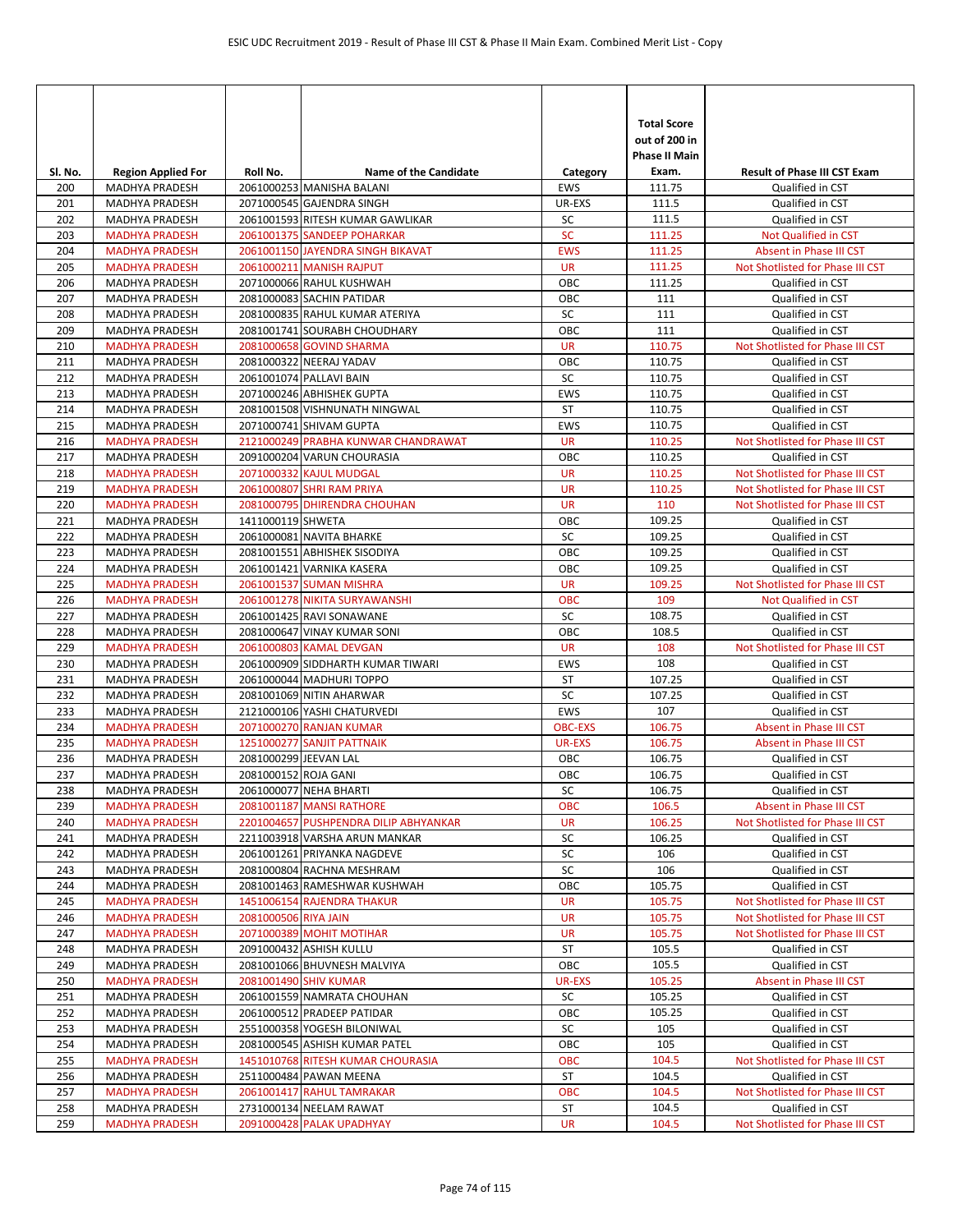| Sl. No. | Region Applied For | Roll No. | Name of the Candidate | Category | Total Score out of 200 in Phase II Main Exam. | Result of Phase III CST Exam |
|---|---|---|---|---|---|---|
| 200 | MADHYA PRADESH | 2061000253 | MANISHA BALANI | EWS | 111.75 | Qualified in CST |
| 201 | MADHYA PRADESH | 2071000545 | GAJENDRA SINGH | UR-EXS | 111.5 | Qualified in CST |
| 202 | MADHYA PRADESH | 2061001593 | RITESH KUMAR GAWLIKAR | SC | 111.5 | Qualified in CST |
| 203 | MADHYA PRADESH | 2061001375 | SANDEEP POHARKAR | SC | 111.25 | Not Qualified in CST |
| 204 | MADHYA PRADESH | 2061001150 | JAYENDRA SINGH BIKAVAT | EWS | 111.25 | Absent in Phase III CST |
| 205 | MADHYA PRADESH | 2061000211 | MANISH RAJPUT | UR | 111.25 | Not Shotlisted for Phase III CST |
| 206 | MADHYA PRADESH | 2071000066 | RAHUL KUSHWAH | OBC | 111.25 | Qualified in CST |
| 207 | MADHYA PRADESH | 2081000083 | SACHIN PATIDAR | OBC | 111 | Qualified in CST |
| 208 | MADHYA PRADESH | 2081000835 | RAHUL KUMAR ATERIYA | SC | 111 | Qualified in CST |
| 209 | MADHYA PRADESH | 2081001741 | SOURABH CHOUDHARY | OBC | 111 | Qualified in CST |
| 210 | MADHYA PRADESH | 2081000658 | GOVIND SHARMA | UR | 110.75 | Not Shotlisted for Phase III CST |
| 211 | MADHYA PRADESH | 2081000322 | NEERAJ YADAV | OBC | 110.75 | Qualified in CST |
| 212 | MADHYA PRADESH | 2061001074 | PALLAVI BAIN | SC | 110.75 | Qualified in CST |
| 213 | MADHYA PRADESH | 2071000246 | ABHISHEK GUPTA | EWS | 110.75 | Qualified in CST |
| 214 | MADHYA PRADESH | 2081001508 | VISHNUNATH NINGWAL | ST | 110.75 | Qualified in CST |
| 215 | MADHYA PRADESH | 2071000741 | SHIVAM GUPTA | EWS | 110.75 | Qualified in CST |
| 216 | MADHYA PRADESH | 2121000249 | PRABHA KUNWAR CHANDRAWAT | UR | 110.25 | Not Shotlisted for Phase III CST |
| 217 | MADHYA PRADESH | 2091000204 | VARUN CHOURASIA | OBC | 110.25 | Qualified in CST |
| 218 | MADHYA PRADESH | 2071000332 | KAJUL MUDGAL | UR | 110.25 | Not Shotlisted for Phase III CST |
| 219 | MADHYA PRADESH | 2061000807 | SHRI RAM PRIYA | UR | 110.25 | Not Shotlisted for Phase III CST |
| 220 | MADHYA PRADESH | 2081000795 | DHIRENDRA CHOUHAN | UR | 110 | Not Shotlisted for Phase III CST |
| 221 | MADHYA PRADESH | 1411000119 | SHWETA | OBC | 109.25 | Qualified in CST |
| 222 | MADHYA PRADESH | 2061000081 | NAVITA BHARKE | SC | 109.25 | Qualified in CST |
| 223 | MADHYA PRADESH | 2081001551 | ABHISHEK SISODIYA | OBC | 109.25 | Qualified in CST |
| 224 | MADHYA PRADESH | 2061001421 | VARNIKA KASERA | OBC | 109.25 | Qualified in CST |
| 225 | MADHYA PRADESH | 2061001537 | SUMAN MISHRA | UR | 109.25 | Not Shotlisted for Phase III CST |
| 226 | MADHYA PRADESH | 2061001278 | NIKITA SURYAWANSHI | OBC | 109 | Not Qualified in CST |
| 227 | MADHYA PRADESH | 2061001425 | RAVI SONAWANE | SC | 108.75 | Qualified in CST |
| 228 | MADHYA PRADESH | 2081000647 | VINAY KUMAR SONI | OBC | 108.5 | Qualified in CST |
| 229 | MADHYA PRADESH | 2061000803 | KAMAL DEVGAN | UR | 108 | Not Shotlisted for Phase III CST |
| 230 | MADHYA PRADESH | 2061000909 | SIDDHARTH KUMAR TIWARI | EWS | 108 | Qualified in CST |
| 231 | MADHYA PRADESH | 2061000044 | MADHURI TOPPO | ST | 107.25 | Qualified in CST |
| 232 | MADHYA PRADESH | 2081001069 | NITIN AHARWAR | SC | 107.25 | Qualified in CST |
| 233 | MADHYA PRADESH | 2121000106 | YASHI CHATURVEDI | EWS | 107 | Qualified in CST |
| 234 | MADHYA PRADESH | 2071000270 | RANJAN KUMAR | OBC-EXS | 106.75 | Absent in Phase III CST |
| 235 | MADHYA PRADESH | 1251000277 | SANJIT PATTNAIK | UR-EXS | 106.75 | Absent in Phase III CST |
| 236 | MADHYA PRADESH | 2081000299 | JEEVAN LAL | OBC | 106.75 | Qualified in CST |
| 237 | MADHYA PRADESH | 2081000152 | ROJA GANI | OBC | 106.75 | Qualified in CST |
| 238 | MADHYA PRADESH | 2061000077 | NEHA BHARTI | SC | 106.75 | Qualified in CST |
| 239 | MADHYA PRADESH | 2081001187 | MANSI RATHORE | OBC | 106.5 | Absent in Phase III CST |
| 240 | MADHYA PRADESH | 2201004657 | PUSHPENDRA DILIP ABHYANKAR | UR | 106.25 | Not Shotlisted for Phase III CST |
| 241 | MADHYA PRADESH | 2211003918 | VARSHA ARUN MANKAR | SC | 106.25 | Qualified in CST |
| 242 | MADHYA PRADESH | 2061001261 | PRIYANKA NAGDEVE | SC | 106 | Qualified in CST |
| 243 | MADHYA PRADESH | 2081000804 | RACHNA MESHRAM | SC | 106 | Qualified in CST |
| 244 | MADHYA PRADESH | 2081001463 | RAMESHWAR KUSHWAH | OBC | 105.75 | Qualified in CST |
| 245 | MADHYA PRADESH | 1451006154 | RAJENDRA THAKUR | UR | 105.75 | Not Shotlisted for Phase III CST |
| 246 | MADHYA PRADESH | 2081000506 | RIYA JAIN | UR | 105.75 | Not Shotlisted for Phase III CST |
| 247 | MADHYA PRADESH | 2071000389 | MOHIT MOTIHAR | UR | 105.75 | Not Shotlisted for Phase III CST |
| 248 | MADHYA PRADESH | 2091000432 | ASHISH KULLU | ST | 105.5 | Qualified in CST |
| 249 | MADHYA PRADESH | 2081001066 | BHUVNESH MALVIYA | OBC | 105.5 | Qualified in CST |
| 250 | MADHYA PRADESH | 2081001490 | SHIV KUMAR | UR-EXS | 105.25 | Absent in Phase III CST |
| 251 | MADHYA PRADESH | 2061001559 | NAMRATA CHOUHAN | SC | 105.25 | Qualified in CST |
| 252 | MADHYA PRADESH | 2061000512 | PRADEEP PATIDAR | OBC | 105.25 | Qualified in CST |
| 253 | MADHYA PRADESH | 2551000358 | YOGESH BILONIWAL | SC | 105 | Qualified in CST |
| 254 | MADHYA PRADESH | 2081000545 | ASHISH KUMAR PATEL | OBC | 105 | Qualified in CST |
| 255 | MADHYA PRADESH | 1451010768 | RITESH KUMAR CHOURASIA | OBC | 104.5 | Not Shotlisted for Phase III CST |
| 256 | MADHYA PRADESH | 2511000484 | PAWAN MEENA | ST | 104.5 | Qualified in CST |
| 257 | MADHYA PRADESH | 2061001417 | RAHUL TAMRAKAR | OBC | 104.5 | Not Shotlisted for Phase III CST |
| 258 | MADHYA PRADESH | 2731000134 | NEELAM RAWAT | ST | 104.5 | Qualified in CST |
| 259 | MADHYA PRADESH | 2091000428 | PALAK UPADHYAY | UR | 104.5 | Not Shotlisted for Phase III CST |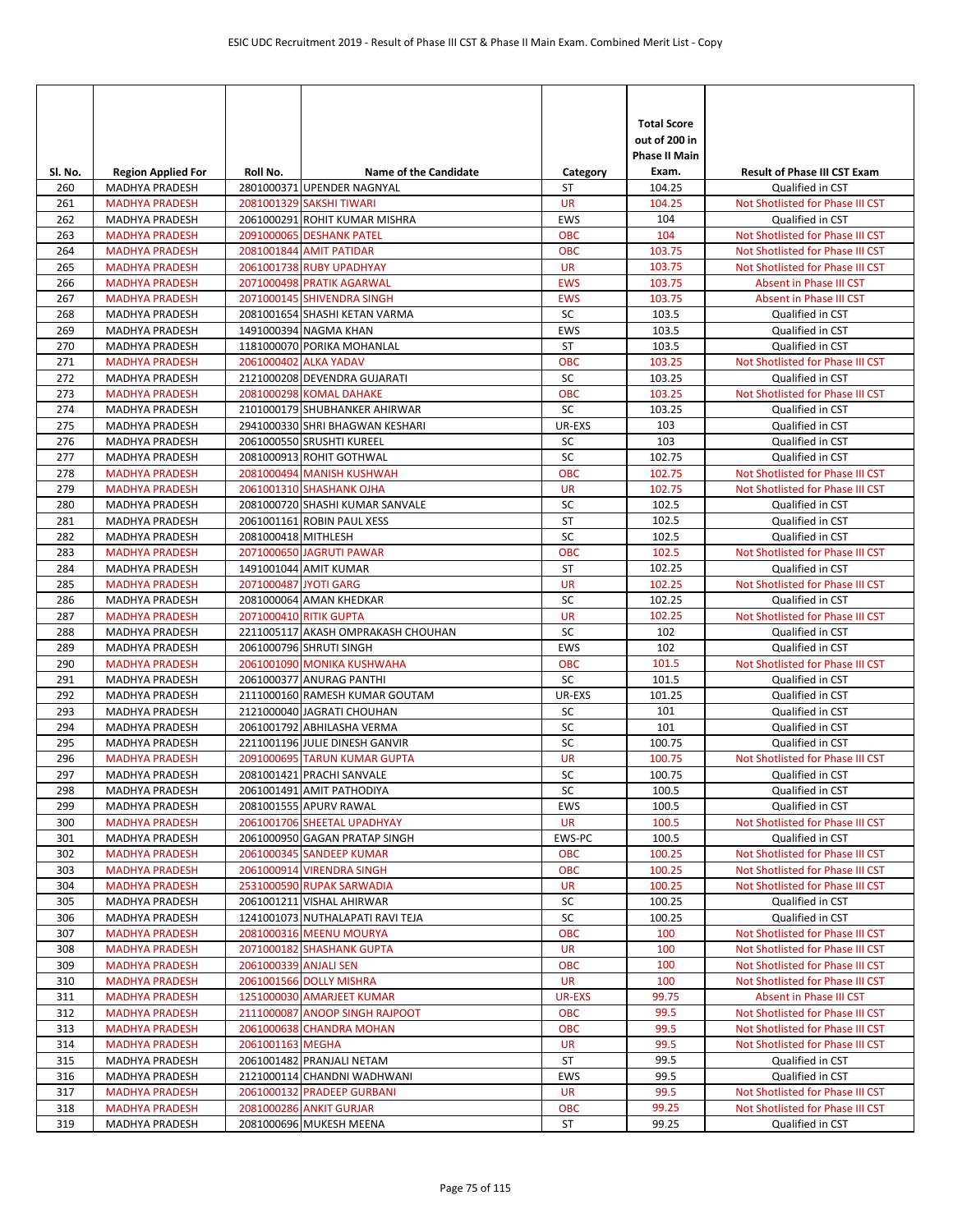| Sl. No. | Region Applied For | Roll No. | Name of the Candidate | Category | Total Score out of 200 in Phase II Main Exam. | Result of Phase III CST Exam |
|---|---|---|---|---|---|---|
| 260 | MADHYA PRADESH | 2801000371 | UPENDER NAGNYAL | ST | 104.25 | Qualified in CST |
| 261 | MADHYA PRADESH | 2081001329 | SAKSHI TIWARI | UR | 104.25 | Not Shotlisted for Phase III CST |
| 262 | MADHYA PRADESH | 2061000291 | ROHIT KUMAR MISHRA | EWS | 104 | Qualified in CST |
| 263 | MADHYA PRADESH | 2091000065 | DESHANK PATEL | OBC | 104 | Not Shotlisted for Phase III CST |
| 264 | MADHYA PRADESH | 2081001844 | AMIT PATIDAR | OBC | 103.75 | Not Shotlisted for Phase III CST |
| 265 | MADHYA PRADESH | 2061001738 | RUBY UPADHYAY | UR | 103.75 | Not Shotlisted for Phase III CST |
| 266 | MADHYA PRADESH | 2071000498 | PRATIK AGARWAL | EWS | 103.75 | Absent in Phase III CST |
| 267 | MADHYA PRADESH | 2071000145 | SHIVENDRA SINGH | EWS | 103.75 | Absent in Phase III CST |
| 268 | MADHYA PRADESH | 2081001654 | SHASHI KETAN VARMA | SC | 103.5 | Qualified in CST |
| 269 | MADHYA PRADESH | 1491000394 | NAGMA KHAN | EWS | 103.5 | Qualified in CST |
| 270 | MADHYA PRADESH | 1181000070 | PORIKA MOHANLAL | ST | 103.5 | Qualified in CST |
| 271 | MADHYA PRADESH | 2061000402 | ALKA YADAV | OBC | 103.25 | Not Shotlisted for Phase III CST |
| 272 | MADHYA PRADESH | 2121000208 | DEVENDRA GUJARATI | SC | 103.25 | Qualified in CST |
| 273 | MADHYA PRADESH | 2081000298 | KOMAL DAHAKE | OBC | 103.25 | Not Shotlisted for Phase III CST |
| 274 | MADHYA PRADESH | 2101000179 | SHUBHANKER AHIRWAR | SC | 103.25 | Qualified in CST |
| 275 | MADHYA PRADESH | 2941000330 | SHRI BHAGWAN KESHARI | UR-EXS | 103 | Qualified in CST |
| 276 | MADHYA PRADESH | 2061000550 | SRUSHTI KUREEL | SC | 103 | Qualified in CST |
| 277 | MADHYA PRADESH | 2081000913 | ROHIT GOTHWAL | SC | 102.75 | Qualified in CST |
| 278 | MADHYA PRADESH | 2081000494 | MANISH KUSHWAH | OBC | 102.75 | Not Shotlisted for Phase III CST |
| 279 | MADHYA PRADESH | 2061001310 | SHASHANK OJHA | UR | 102.75 | Not Shotlisted for Phase III CST |
| 280 | MADHYA PRADESH | 2081000720 | SHASHI KUMAR SANVALE | SC | 102.5 | Qualified in CST |
| 281 | MADHYA PRADESH | 2061001161 | ROBIN PAUL XESS | ST | 102.5 | Qualified in CST |
| 282 | MADHYA PRADESH | 2081000418 | MITHLESH | SC | 102.5 | Qualified in CST |
| 283 | MADHYA PRADESH | 2071000650 | JAGRUTI PAWAR | OBC | 102.5 | Not Shotlisted for Phase III CST |
| 284 | MADHYA PRADESH | 1491001044 | AMIT KUMAR | ST | 102.25 | Qualified in CST |
| 285 | MADHYA PRADESH | 2071000487 | JYOTI GARG | UR | 102.25 | Not Shotlisted for Phase III CST |
| 286 | MADHYA PRADESH | 2081000064 | AMAN KHEDKAR | SC | 102.25 | Qualified in CST |
| 287 | MADHYA PRADESH | 2071000410 | RITIK GUPTA | UR | 102.25 | Not Shotlisted for Phase III CST |
| 288 | MADHYA PRADESH | 2211005117 | AKASH OMPRAKASH CHOUHAN | SC | 102 | Qualified in CST |
| 289 | MADHYA PRADESH | 2061000796 | SHRUTI SINGH | EWS | 102 | Qualified in CST |
| 290 | MADHYA PRADESH | 2061001090 | MONIKA KUSHWAHA | OBC | 101.5 | Not Shotlisted for Phase III CST |
| 291 | MADHYA PRADESH | 2061000377 | ANURAG PANTHI | SC | 101.5 | Qualified in CST |
| 292 | MADHYA PRADESH | 2111000160 | RAMESH KUMAR GOUTAM | UR-EXS | 101.25 | Qualified in CST |
| 293 | MADHYA PRADESH | 2121000040 | JAGRATI CHOUHAN | SC | 101 | Qualified in CST |
| 294 | MADHYA PRADESH | 2061001792 | ABHILASHA VERMA | SC | 101 | Qualified in CST |
| 295 | MADHYA PRADESH | 2211001196 | JULIE DINESH GANVIR | SC | 100.75 | Qualified in CST |
| 296 | MADHYA PRADESH | 2091000695 | TARUN KUMAR GUPTA | UR | 100.75 | Not Shotlisted for Phase III CST |
| 297 | MADHYA PRADESH | 2081001421 | PRACHI SANVALE | SC | 100.75 | Qualified in CST |
| 298 | MADHYA PRADESH | 2061001491 | AMIT PATHODIYA | SC | 100.5 | Qualified in CST |
| 299 | MADHYA PRADESH | 2081001555 | APURV RAWAL | EWS | 100.5 | Qualified in CST |
| 300 | MADHYA PRADESH | 2061001706 | SHEETAL UPADHYAY | UR | 100.5 | Not Shotlisted for Phase III CST |
| 301 | MADHYA PRADESH | 2061000950 | GAGAN PRATAP SINGH | EWS-PC | 100.5 | Qualified in CST |
| 302 | MADHYA PRADESH | 2061000345 | SANDEEP KUMAR | OBC | 100.25 | Not Shotlisted for Phase III CST |
| 303 | MADHYA PRADESH | 2061000914 | VIRENDRA SINGH | OBC | 100.25 | Not Shotlisted for Phase III CST |
| 304 | MADHYA PRADESH | 2531000590 | RUPAK SARWADIA | UR | 100.25 | Not Shotlisted for Phase III CST |
| 305 | MADHYA PRADESH | 2061001211 | VISHAL AHIRWAR | SC | 100.25 | Qualified in CST |
| 306 | MADHYA PRADESH | 1241001073 | NUTHALAPATI RAVI TEJA | SC | 100.25 | Qualified in CST |
| 307 | MADHYA PRADESH | 2081000316 | MEENU MOURYA | OBC | 100 | Not Shotlisted for Phase III CST |
| 308 | MADHYA PRADESH | 2071000182 | SHASHANK GUPTA | UR | 100 | Not Shotlisted for Phase III CST |
| 309 | MADHYA PRADESH | 2061000339 | ANJALI SEN | OBC | 100 | Not Shotlisted for Phase III CST |
| 310 | MADHYA PRADESH | 2061001566 | DOLLY MISHRA | UR | 100 | Not Shotlisted for Phase III CST |
| 311 | MADHYA PRADESH | 1251000030 | AMARJEET KUMAR | UR-EXS | 99.75 | Absent in Phase III CST |
| 312 | MADHYA PRADESH | 2111000087 | ANOOP SINGH RAJPOOT | OBC | 99.5 | Not Shotlisted for Phase III CST |
| 313 | MADHYA PRADESH | 2061000638 | CHANDRA MOHAN | OBC | 99.5 | Not Shotlisted for Phase III CST |
| 314 | MADHYA PRADESH | 2061001163 | MEGHA | UR | 99.5 | Not Shotlisted for Phase III CST |
| 315 | MADHYA PRADESH | 2061001482 | PRANJALI NETAM | ST | 99.5 | Qualified in CST |
| 316 | MADHYA PRADESH | 2121000114 | CHANDNI WADHWANI | EWS | 99.5 | Qualified in CST |
| 317 | MADHYA PRADESH | 2061000132 | PRADEEP GURBANI | UR | 99.5 | Not Shotlisted for Phase III CST |
| 318 | MADHYA PRADESH | 2081000286 | ANKIT GURJAR | OBC | 99.25 | Not Shotlisted for Phase III CST |
| 319 | MADHYA PRADESH | 2081000696 | MUKESH MEENA | ST | 99.25 | Qualified in CST |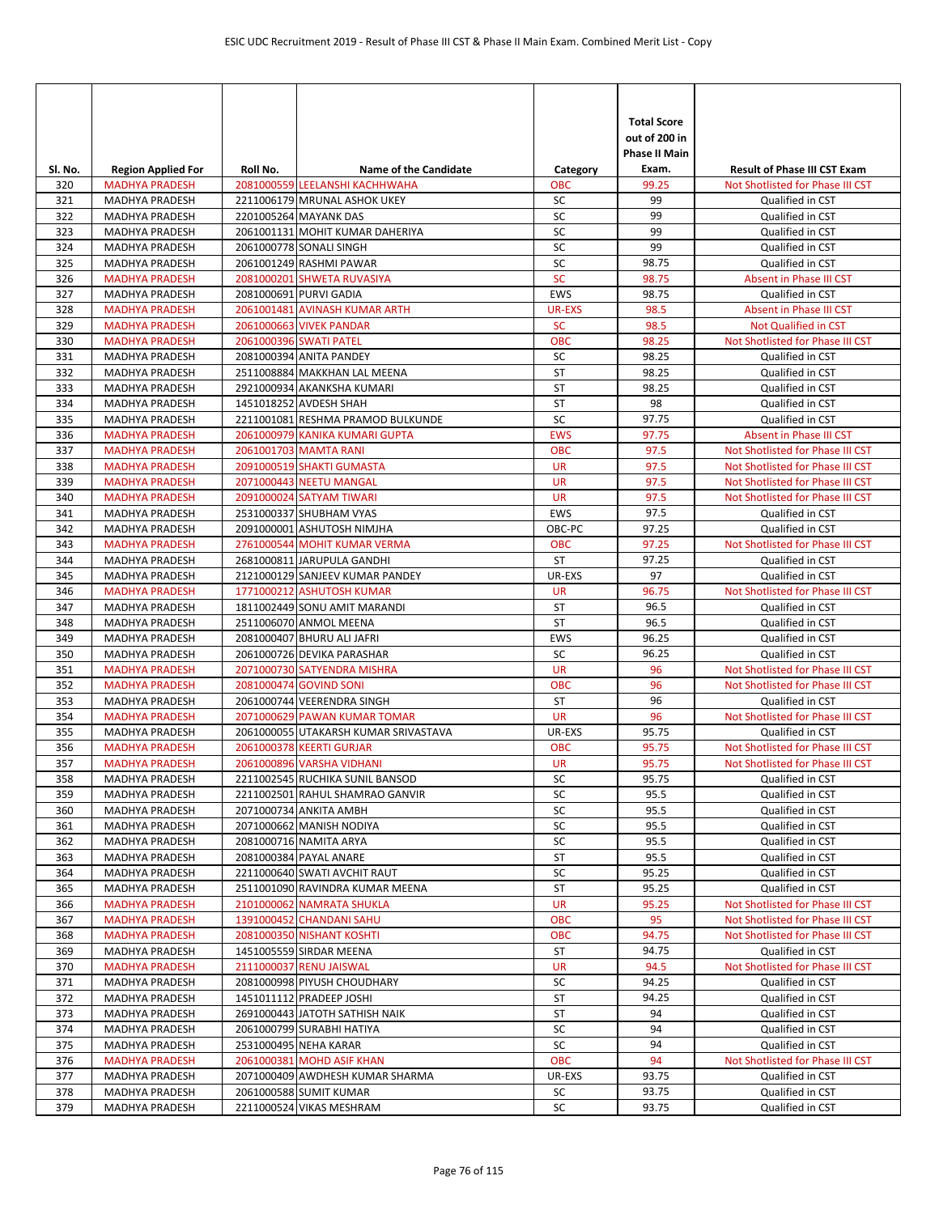| Sl. No. | Region Applied For | Roll No. | Name of the Candidate | Category | Total Score out of 200 in Phase II Main Exam. | Result of Phase III CST Exam |
|---|---|---|---|---|---|---|
| 320 | MADHYA PRADESH | 2081000559 | LEELANSHI KACHHWAHA | OBC | 99.25 | Not Shotlisted for Phase III CST |
| 321 | MADHYA PRADESH | 2211006179 | MRUNAL ASHOK UKEY | SC | 99 | Qualified in CST |
| 322 | MADHYA PRADESH | 2201005264 | MAYANK DAS | SC | 99 | Qualified in CST |
| 323 | MADHYA PRADESH | 2061001131 | MOHIT KUMAR DAHERIYA | SC | 99 | Qualified in CST |
| 324 | MADHYA PRADESH | 2061000778 | SONALI SINGH | SC | 99 | Qualified in CST |
| 325 | MADHYA PRADESH | 2061001249 | RASHMI PAWAR | SC | 98.75 | Qualified in CST |
| 326 | MADHYA PRADESH | 2081000201 | SHWETA RUVASIYA | SC | 98.75 | Absent in Phase III CST |
| 327 | MADHYA PRADESH | 2081000691 | PURVI GADIA | EWS | 98.75 | Qualified in CST |
| 328 | MADHYA PRADESH | 2061001481 | AVINASH KUMAR ARTH | UR-EXS | 98.5 | Absent in Phase III CST |
| 329 | MADHYA PRADESH | 2061000663 | VIVEK PANDAR | SC | 98.5 | Not Qualified in CST |
| 330 | MADHYA PRADESH | 2061000396 | SWATI PATEL | OBC | 98.25 | Not Shotlisted for Phase III CST |
| 331 | MADHYA PRADESH | 2081000394 | ANITA PANDEY | SC | 98.25 | Qualified in CST |
| 332 | MADHYA PRADESH | 2511008884 | MAKKHAN LAL MEENA | ST | 98.25 | Qualified in CST |
| 333 | MADHYA PRADESH | 2921000934 | AKANKSHA KUMARI | ST | 98.25 | Qualified in CST |
| 334 | MADHYA PRADESH | 1451018252 | AVDESH SHAH | ST | 98 | Qualified in CST |
| 335 | MADHYA PRADESH | 2211001081 | RESHMA PRAMOD BULKUNDE | SC | 97.75 | Qualified in CST |
| 336 | MADHYA PRADESH | 2061000979 | KANIKA KUMARI GUPTA | EWS | 97.75 | Absent in Phase III CST |
| 337 | MADHYA PRADESH | 2061001703 | MAMTA RANI | OBC | 97.5 | Not Shotlisted for Phase III CST |
| 338 | MADHYA PRADESH | 2091000519 | SHAKTI GUMASTA | UR | 97.5 | Not Shotlisted for Phase III CST |
| 339 | MADHYA PRADESH | 2071000443 | NEETU MANGAL | UR | 97.5 | Not Shotlisted for Phase III CST |
| 340 | MADHYA PRADESH | 2091000024 | SATYAM TIWARI | UR | 97.5 | Not Shotlisted for Phase III CST |
| 341 | MADHYA PRADESH | 2531000337 | SHUBHAM VYAS | EWS | 97.5 | Qualified in CST |
| 342 | MADHYA PRADESH | 2091000001 | ASHUTOSH NIMJHA | OBC-PC | 97.25 | Qualified in CST |
| 343 | MADHYA PRADESH | 2761000544 | MOHIT KUMAR VERMA | OBC | 97.25 | Not Shotlisted for Phase III CST |
| 344 | MADHYA PRADESH | 2681000811 | JARUPULA GANDHI | ST | 97.25 | Qualified in CST |
| 345 | MADHYA PRADESH | 2121000129 | SANJEEV KUMAR PANDEY | UR-EXS | 97 | Qualified in CST |
| 346 | MADHYA PRADESH | 1771000212 | ASHUTOSH KUMAR | UR | 96.75 | Not Shotlisted for Phase III CST |
| 347 | MADHYA PRADESH | 1811002449 | SONU AMIT MARANDI | ST | 96.5 | Qualified in CST |
| 348 | MADHYA PRADESH | 2511006070 | ANMOL MEENA | ST | 96.5 | Qualified in CST |
| 349 | MADHYA PRADESH | 2081000407 | BHURU ALI JAFRI | EWS | 96.25 | Qualified in CST |
| 350 | MADHYA PRADESH | 2061000726 | DEVIKA PARASHAR | SC | 96.25 | Qualified in CST |
| 351 | MADHYA PRADESH | 2071000730 | SATYENDRA MISHRA | UR | 96 | Not Shotlisted for Phase III CST |
| 352 | MADHYA PRADESH | 2081000474 | GOVIND SONI | OBC | 96 | Not Shotlisted for Phase III CST |
| 353 | MADHYA PRADESH | 2061000744 | VEERENDRA SINGH | ST | 96 | Qualified in CST |
| 354 | MADHYA PRADESH | 2071000629 | PAWAN KUMAR TOMAR | UR | 96 | Not Shotlisted for Phase III CST |
| 355 | MADHYA PRADESH | 2061000055 | UTAKARSH KUMAR SRIVASTAVA | UR-EXS | 95.75 | Qualified in CST |
| 356 | MADHYA PRADESH | 2061000378 | KEERTI GURJAR | OBC | 95.75 | Not Shotlisted for Phase III CST |
| 357 | MADHYA PRADESH | 2061000896 | VARSHA VIDHANI | UR | 95.75 | Not Shotlisted for Phase III CST |
| 358 | MADHYA PRADESH | 2211002545 | RUCHIKA SUNIL BANSOD | SC | 95.75 | Qualified in CST |
| 359 | MADHYA PRADESH | 2211002501 | RAHUL SHAMRAO GANVIR | SC | 95.5 | Qualified in CST |
| 360 | MADHYA PRADESH | 2071000734 | ANKITA AMBH | SC | 95.5 | Qualified in CST |
| 361 | MADHYA PRADESH | 2071000662 | MANISH NODIYA | SC | 95.5 | Qualified in CST |
| 362 | MADHYA PRADESH | 2081000716 | NAMITA ARYA | SC | 95.5 | Qualified in CST |
| 363 | MADHYA PRADESH | 2081000384 | PAYAL ANARE | ST | 95.5 | Qualified in CST |
| 364 | MADHYA PRADESH | 2211000640 | SWATI AVCHIT RAUT | SC | 95.25 | Qualified in CST |
| 365 | MADHYA PRADESH | 2511001090 | RAVINDRA KUMAR MEENA | ST | 95.25 | Qualified in CST |
| 366 | MADHYA PRADESH | 2101000062 | NAMRATA SHUKLA | UR | 95.25 | Not Shotlisted for Phase III CST |
| 367 | MADHYA PRADESH | 1391000452 | CHANDANI SAHU | OBC | 95 | Not Shotlisted for Phase III CST |
| 368 | MADHYA PRADESH | 2081000350 | NISHANT KOSHTI | OBC | 94.75 | Not Shotlisted for Phase III CST |
| 369 | MADHYA PRADESH | 1451005559 | SIRDAR MEENA | ST | 94.75 | Qualified in CST |
| 370 | MADHYA PRADESH | 2111000037 | RENU JAISWAL | UR | 94.5 | Not Shotlisted for Phase III CST |
| 371 | MADHYA PRADESH | 2081000998 | PIYUSH CHOUDHARY | SC | 94.25 | Qualified in CST |
| 372 | MADHYA PRADESH | 1451011112 | PRADEEP JOSHI | ST | 94.25 | Qualified in CST |
| 373 | MADHYA PRADESH | 2691000443 | JATOTH SATHISH NAIK | ST | 94 | Qualified in CST |
| 374 | MADHYA PRADESH | 2061000799 | SURABHI HATIYA | SC | 94 | Qualified in CST |
| 375 | MADHYA PRADESH | 2531000495 | NEHA KARAR | SC | 94 | Qualified in CST |
| 376 | MADHYA PRADESH | 2061000381 | MOHD ASIF KHAN | OBC | 94 | Not Shotlisted for Phase III CST |
| 377 | MADHYA PRADESH | 2071000409 | AWDHESH KUMAR SHARMA | UR-EXS | 93.75 | Qualified in CST |
| 378 | MADHYA PRADESH | 2061000588 | SUMIT KUMAR | SC | 93.75 | Qualified in CST |
| 379 | MADHYA PRADESH | 2211000524 | VIKAS MESHRAM | SC | 93.75 | Qualified in CST |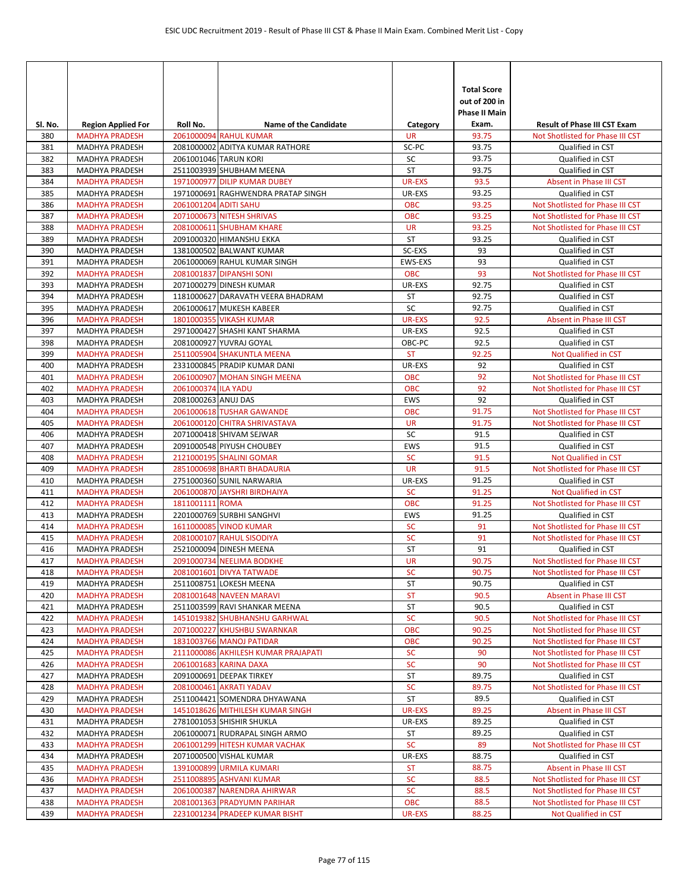| Sl. No. | Region Applied For | Roll No. | Name of the Candidate | Category | Total Score out of 200 in Phase II Main Exam. | Result of Phase III CST Exam |
|---|---|---|---|---|---|---|
| 380 | MADHYA PRADESH | 2061000094 | RAHUL KUMAR | UR | 93.75 | Not Shotlisted for Phase III CST |
| 381 | MADHYA PRADESH | 2081000002 | ADITYA KUMAR RATHORE | SC-PC | 93.75 | Qualified in CST |
| 382 | MADHYA PRADESH | 2061001046 | TARUN KORI | SC | 93.75 | Qualified in CST |
| 383 | MADHYA PRADESH | 2511003939 | SHUBHAM MEENA | ST | 93.75 | Qualified in CST |
| 384 | MADHYA PRADESH | 1971000977 | DILIP KUMAR DUBEY | UR-EXS | 93.5 | Absent in Phase III CST |
| 385 | MADHYA PRADESH | 1971000691 | RAGHWENDRA PRATAP SINGH | UR-EXS | 93.25 | Qualified in CST |
| 386 | MADHYA PRADESH | 2061001204 | ADITI SAHU | OBC | 93.25 | Not Shotlisted for Phase III CST |
| 387 | MADHYA PRADESH | 2071000673 | NITESH SHRIVAS | OBC | 93.25 | Not Shotlisted for Phase III CST |
| 388 | MADHYA PRADESH | 2081000611 | SHUBHAM KHARE | UR | 93.25 | Not Shotlisted for Phase III CST |
| 389 | MADHYA PRADESH | 2091000320 | HIMANSHU EKKA | ST | 93.25 | Qualified in CST |
| 390 | MADHYA PRADESH | 1381000502 | BALWANT KUMAR | SC-EXS | 93 | Qualified in CST |
| 391 | MADHYA PRADESH | 2061000069 | RAHUL KUMAR SINGH | EWS-EXS | 93 | Qualified in CST |
| 392 | MADHYA PRADESH | 2081001837 | DIPANSHI SONI | OBC | 93 | Not Shotlisted for Phase III CST |
| 393 | MADHYA PRADESH | 2071000279 | DINESH KUMAR | UR-EXS | 92.75 | Qualified in CST |
| 394 | MADHYA PRADESH | 1181000627 | DARAVATH VEERA BHADRAM | ST | 92.75 | Qualified in CST |
| 395 | MADHYA PRADESH | 2061000617 | MUKESH KABEER | SC | 92.75 | Qualified in CST |
| 396 | MADHYA PRADESH | 1801000355 | VIKASH KUMAR | UR-EXS | 92.5 | Absent in Phase III CST |
| 397 | MADHYA PRADESH | 2971000427 | SHASHI KANT SHARMA | UR-EXS | 92.5 | Qualified in CST |
| 398 | MADHYA PRADESH | 2081000927 | YUVRAJ GOYAL | OBC-PC | 92.5 | Qualified in CST |
| 399 | MADHYA PRADESH | 2511005904 | SHAKUNTLA MEENA | ST | 92.25 | Not Qualified in CST |
| 400 | MADHYA PRADESH | 2331000845 | PRADIP KUMAR DANI | UR-EXS | 92 | Qualified in CST |
| 401 | MADHYA PRADESH | 2061000907 | MOHAN SINGH MEENA | OBC | 92 | Not Shotlisted for Phase III CST |
| 402 | MADHYA PRADESH | 2061000374 | ILA YADU | OBC | 92 | Not Shotlisted for Phase III CST |
| 403 | MADHYA PRADESH | 2081000263 | ANUJ DAS | EWS | 92 | Qualified in CST |
| 404 | MADHYA PRADESH | 2061000618 | TUSHAR GAWANDE | OBC | 91.75 | Not Shotlisted for Phase III CST |
| 405 | MADHYA PRADESH | 2061000120 | CHITRA SHRIVASTAVA | UR | 91.75 | Not Shotlisted for Phase III CST |
| 406 | MADHYA PRADESH | 2071000418 | SHIVAM SEJWAR | SC | 91.5 | Qualified in CST |
| 407 | MADHYA PRADESH | 2091000548 | PIYUSH CHOUBEY | EWS | 91.5 | Qualified in CST |
| 408 | MADHYA PRADESH | 2121000195 | SHALINI GOMAR | SC | 91.5 | Not Qualified in CST |
| 409 | MADHYA PRADESH | 2851000698 | BHARTI BHADAURIA | UR | 91.5 | Not Shotlisted for Phase III CST |
| 410 | MADHYA PRADESH | 2751000360 | SUNIL NARWARIA | UR-EXS | 91.25 | Qualified in CST |
| 411 | MADHYA PRADESH | 2061000870 | JAYSHRI BIRDHAIYA | SC | 91.25 | Not Qualified in CST |
| 412 | MADHYA PRADESH | 1811001111 | ROMA | OBC | 91.25 | Not Shotlisted for Phase III CST |
| 413 | MADHYA PRADESH | 2201000769 | SURBHI SANGHVI | EWS | 91.25 | Qualified in CST |
| 414 | MADHYA PRADESH | 1611000085 | VINOD KUMAR | SC | 91 | Not Shotlisted for Phase III CST |
| 415 | MADHYA PRADESH | 2081000107 | RAHUL SISODIYA | SC | 91 | Not Shotlisted for Phase III CST |
| 416 | MADHYA PRADESH | 2521000094 | DINESH MEENA | ST | 91 | Qualified in CST |
| 417 | MADHYA PRADESH | 2091000734 | NEELIMA BODKHE | UR | 90.75 | Not Shotlisted for Phase III CST |
| 418 | MADHYA PRADESH | 2081001601 | DIVYA TATWADE | SC | 90.75 | Not Shotlisted for Phase III CST |
| 419 | MADHYA PRADESH | 2511008751 | LOKESH MEENA | ST | 90.75 | Qualified in CST |
| 420 | MADHYA PRADESH | 2081001648 | NAVEEN MARAVI | ST | 90.5 | Absent in Phase III CST |
| 421 | MADHYA PRADESH | 2511003599 | RAVI SHANKAR MEENA | ST | 90.5 | Qualified in CST |
| 422 | MADHYA PRADESH | 1451019382 | SHUBHANSHU GARHWAL | SC | 90.5 | Not Shotlisted for Phase III CST |
| 423 | MADHYA PRADESH | 2071000227 | KHUSHBU SWARNKAR | OBC | 90.25 | Not Shotlisted for Phase III CST |
| 424 | MADHYA PRADESH | 1831003766 | MANOJ PATIDAR | OBC | 90.25 | Not Shotlisted for Phase III CST |
| 425 | MADHYA PRADESH | 2111000086 | AKHILESH KUMAR PRAJAPATI | SC | 90 | Not Shotlisted for Phase III CST |
| 426 | MADHYA PRADESH | 2061001683 | KARINA DAXA | SC | 90 | Not Shotlisted for Phase III CST |
| 427 | MADHYA PRADESH | 2091000691 | DEEPAK TIRKEY | ST | 89.75 | Qualified in CST |
| 428 | MADHYA PRADESH | 2081000461 | AKRATI YADAV | SC | 89.75 | Not Shotlisted for Phase III CST |
| 429 | MADHYA PRADESH | 2511004421 | SOMENDRA DHYAWANA | ST | 89.5 | Qualified in CST |
| 430 | MADHYA PRADESH | 1451018626 | MITHILESH KUMAR SINGH | UR-EXS | 89.25 | Absent in Phase III CST |
| 431 | MADHYA PRADESH | 2781001053 | SHISHIR SHUKLA | UR-EXS | 89.25 | Qualified in CST |
| 432 | MADHYA PRADESH | 2061000071 | RUDRAPAL SINGH ARMO | ST | 89.25 | Qualified in CST |
| 433 | MADHYA PRADESH | 2061001299 | HITESH KUMAR VACHAK | SC | 89 | Not Shotlisted for Phase III CST |
| 434 | MADHYA PRADESH | 2071000500 | VISHAL KUMAR | UR-EXS | 88.75 | Qualified in CST |
| 435 | MADHYA PRADESH | 1391000899 | URMILA KUMARI | ST | 88.75 | Absent in Phase III CST |
| 436 | MADHYA PRADESH | 2511008895 | ASHVANI KUMAR | SC | 88.5 | Not Shotlisted for Phase III CST |
| 437 | MADHYA PRADESH | 2061000387 | NARENDRA AHIRWAR | SC | 88.5 | Not Shotlisted for Phase III CST |
| 438 | MADHYA PRADESH | 2081001363 | PRADYUMN PARIHAR | OBC | 88.5 | Not Shotlisted for Phase III CST |
| 439 | MADHYA PRADESH | 2231001234 | PRADEEP KUMAR BISHT | UR-EXS | 88.25 | Not Qualified in CST |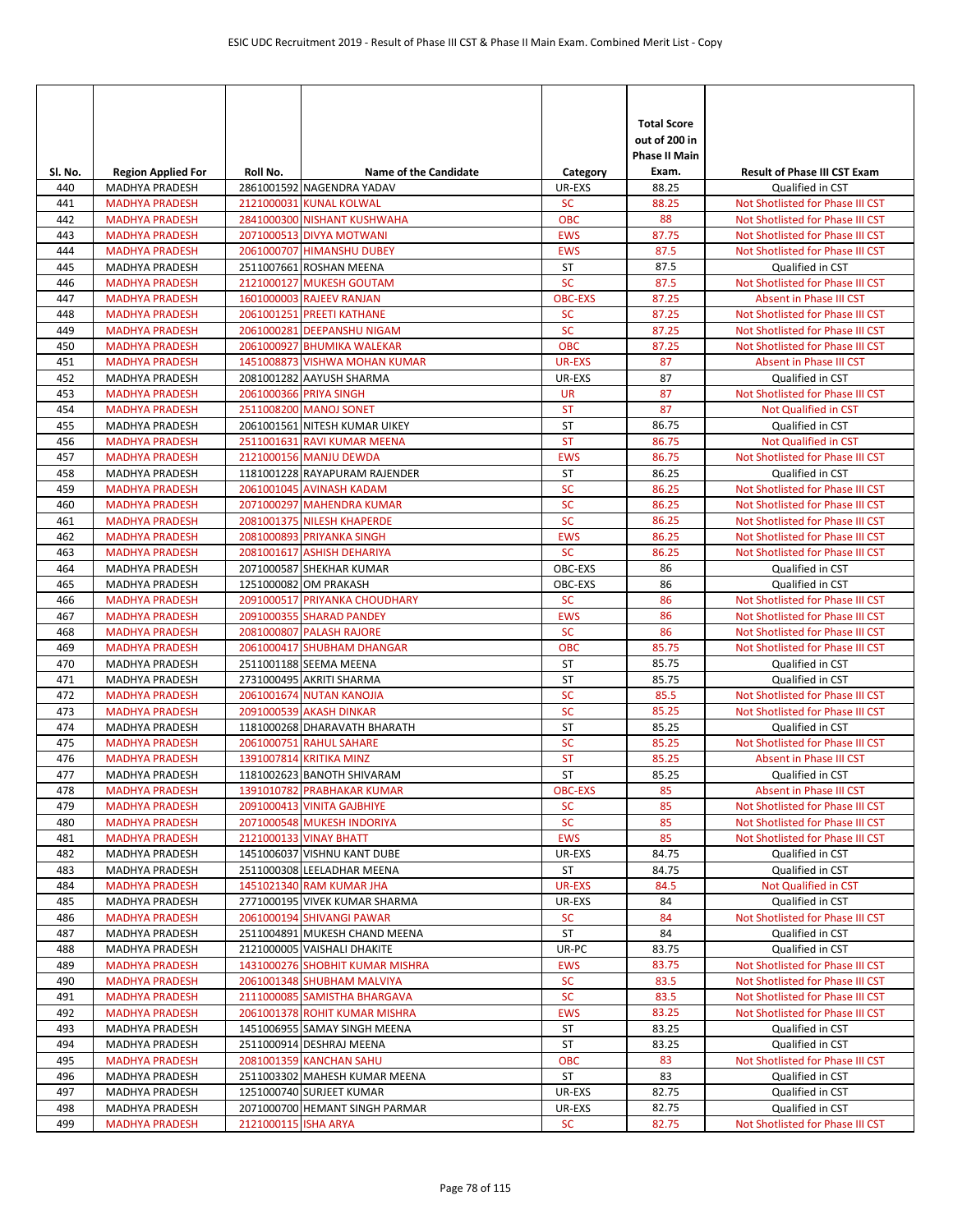| Sl. No. | Region Applied For | Roll No. | Name of the Candidate | Category | Total Score out of 200 in Phase II Main Exam. | Result of Phase III CST Exam |
|---|---|---|---|---|---|---|
| 440 | MADHYA PRADESH | 2861001592 | NAGENDRA YADAV | UR-EXS | 88.25 | Qualified in CST |
| 441 | MADHYA PRADESH | 2121000031 | KUNAL KOLWAL | SC | 88.25 | Not Shotlisted for Phase III CST |
| 442 | MADHYA PRADESH | 2841000300 | NISHANT KUSHWAHA | OBC | 88 | Not Shotlisted for Phase III CST |
| 443 | MADHYA PRADESH | 2071000513 | DIVYA MOTWANI | EWS | 87.75 | Not Shotlisted for Phase III CST |
| 444 | MADHYA PRADESH | 2061000707 | HIMANSHU DUBEY | EWS | 87.5 | Not Shotlisted for Phase III CST |
| 445 | MADHYA PRADESH | 2511007661 | ROSHAN MEENA | ST | 87.5 | Qualified in CST |
| 446 | MADHYA PRADESH | 2121000127 | MUKESH GOUTAM | SC | 87.5 | Not Shotlisted for Phase III CST |
| 447 | MADHYA PRADESH | 1601000003 | RAJEEV RANJAN | OBC-EXS | 87.25 | Absent in Phase III CST |
| 448 | MADHYA PRADESH | 2061001251 | PREETI KATHANE | SC | 87.25 | Not Shotlisted for Phase III CST |
| 449 | MADHYA PRADESH | 2061000281 | DEEPANSHU NIGAM | SC | 87.25 | Not Shotlisted for Phase III CST |
| 450 | MADHYA PRADESH | 2061000927 | BHUMIKA WALEKAR | OBC | 87.25 | Not Shotlisted for Phase III CST |
| 451 | MADHYA PRADESH | 1451008873 | VISHWA MOHAN KUMAR | UR-EXS | 87 | Absent in Phase III CST |
| 452 | MADHYA PRADESH | 2081001282 | AAYUSH SHARMA | UR-EXS | 87 | Qualified in CST |
| 453 | MADHYA PRADESH | 2061000366 | PRIYA SINGH | UR | 87 | Not Shotlisted for Phase III CST |
| 454 | MADHYA PRADESH | 2511008200 | MANOJ SONET | ST | 87 | Not Qualified in CST |
| 455 | MADHYA PRADESH | 2061001561 | NITESH KUMAR UIKEY | ST | 86.75 | Qualified in CST |
| 456 | MADHYA PRADESH | 2511001631 | RAVI KUMAR MEENA | ST | 86.75 | Not Qualified in CST |
| 457 | MADHYA PRADESH | 2121000156 | MANJU DEWDA | EWS | 86.75 | Not Shotlisted for Phase III CST |
| 458 | MADHYA PRADESH | 1181001228 | RAYAPURAM RAJENDER | ST | 86.25 | Qualified in CST |
| 459 | MADHYA PRADESH | 2061001045 | AVINASH KADAM | SC | 86.25 | Not Shotlisted for Phase III CST |
| 460 | MADHYA PRADESH | 2071000297 | MAHENDRA KUMAR | SC | 86.25 | Not Shotlisted for Phase III CST |
| 461 | MADHYA PRADESH | 2081001375 | NILESH KHAPERDE | SC | 86.25 | Not Shotlisted for Phase III CST |
| 462 | MADHYA PRADESH | 2081000893 | PRIYANKA SINGH | EWS | 86.25 | Not Shotlisted for Phase III CST |
| 463 | MADHYA PRADESH | 2081001617 | ASHISH DEHARIYA | SC | 86.25 | Not Shotlisted for Phase III CST |
| 464 | MADHYA PRADESH | 2071000587 | SHEKHAR KUMAR | OBC-EXS | 86 | Qualified in CST |
| 465 | MADHYA PRADESH | 1251000082 | OM PRAKASH | OBC-EXS | 86 | Qualified in CST |
| 466 | MADHYA PRADESH | 2091000517 | PRIYANKA CHOUDHARY | SC | 86 | Not Shotlisted for Phase III CST |
| 467 | MADHYA PRADESH | 2091000355 | SHARAD PANDEY | EWS | 86 | Not Shotlisted for Phase III CST |
| 468 | MADHYA PRADESH | 2081000807 | PALASH RAJORE | SC | 86 | Not Shotlisted for Phase III CST |
| 469 | MADHYA PRADESH | 2061000417 | SHUBHAM DHANGAR | OBC | 85.75 | Not Shotlisted for Phase III CST |
| 470 | MADHYA PRADESH | 2511001188 | SEEMA MEENA | ST | 85.75 | Qualified in CST |
| 471 | MADHYA PRADESH | 2731000495 | AKRITI SHARMA | ST | 85.75 | Qualified in CST |
| 472 | MADHYA PRADESH | 2061001674 | NUTAN KANOJIA | SC | 85.5 | Not Shotlisted for Phase III CST |
| 473 | MADHYA PRADESH | 2091000539 | AKASH DINKAR | SC | 85.25 | Not Shotlisted for Phase III CST |
| 474 | MADHYA PRADESH | 1181000268 | DHARAVATH BHARATH | ST | 85.25 | Qualified in CST |
| 475 | MADHYA PRADESH | 2061000751 | RAHUL SAHARE | SC | 85.25 | Not Shotlisted for Phase III CST |
| 476 | MADHYA PRADESH | 1391007814 | KRITIKA MINZ | ST | 85.25 | Absent in Phase III CST |
| 477 | MADHYA PRADESH | 1181002623 | BANOTH SHIVARAM | ST | 85.25 | Qualified in CST |
| 478 | MADHYA PRADESH | 1391010782 | PRABHAKAR KUMAR | OBC-EXS | 85 | Absent in Phase III CST |
| 479 | MADHYA PRADESH | 2091000413 | VINITA GAJBHIYE | SC | 85 | Not Shotlisted for Phase III CST |
| 480 | MADHYA PRADESH | 2071000548 | MUKESH INDORIYA | SC | 85 | Not Shotlisted for Phase III CST |
| 481 | MADHYA PRADESH | 2121000133 | VINAY BHATT | EWS | 85 | Not Shotlisted for Phase III CST |
| 482 | MADHYA PRADESH | 1451006037 | VISHNU KANT DUBE | UR-EXS | 84.75 | Qualified in CST |
| 483 | MADHYA PRADESH | 2511000308 | LEELADHAR MEENA | ST | 84.75 | Qualified in CST |
| 484 | MADHYA PRADESH | 1451021340 | RAM KUMAR JHA | UR-EXS | 84.5 | Not Qualified in CST |
| 485 | MADHYA PRADESH | 2771000195 | VIVEK KUMAR SHARMA | UR-EXS | 84 | Qualified in CST |
| 486 | MADHYA PRADESH | 2061000194 | SHIVANGI PAWAR | SC | 84 | Not Shotlisted for Phase III CST |
| 487 | MADHYA PRADESH | 2511004891 | MUKESH CHAND MEENA | ST | 84 | Qualified in CST |
| 488 | MADHYA PRADESH | 2121000005 | VAISHALI DHAKITE | UR-PC | 83.75 | Qualified in CST |
| 489 | MADHYA PRADESH | 1431000276 | SHOBHIT KUMAR MISHRA | EWS | 83.75 | Not Shotlisted for Phase III CST |
| 490 | MADHYA PRADESH | 2061001348 | SHUBHAM MALVIYA | SC | 83.5 | Not Shotlisted for Phase III CST |
| 491 | MADHYA PRADESH | 2111000085 | SAMISTHA BHARGAVA | SC | 83.5 | Not Shotlisted for Phase III CST |
| 492 | MADHYA PRADESH | 2061001378 | ROHIT KUMAR MISHRA | EWS | 83.25 | Not Shotlisted for Phase III CST |
| 493 | MADHYA PRADESH | 1451006955 | SAMAY SINGH MEENA | ST | 83.25 | Qualified in CST |
| 494 | MADHYA PRADESH | 2511000914 | DESHRAJ MEENA | ST | 83.25 | Qualified in CST |
| 495 | MADHYA PRADESH | 2081001359 | KANCHAN SAHU | OBC | 83 | Not Shotlisted for Phase III CST |
| 496 | MADHYA PRADESH | 2511003302 | MAHESH KUMAR MEENA | ST | 83 | Qualified in CST |
| 497 | MADHYA PRADESH | 1251000740 | SURJEET KUMAR | UR-EXS | 82.75 | Qualified in CST |
| 498 | MADHYA PRADESH | 2071000700 | HEMANT SINGH PARMAR | UR-EXS | 82.75 | Qualified in CST |
| 499 | MADHYA PRADESH | 2121000115 | ISHA ARYA | SC | 82.75 | Not Shotlisted for Phase III CST |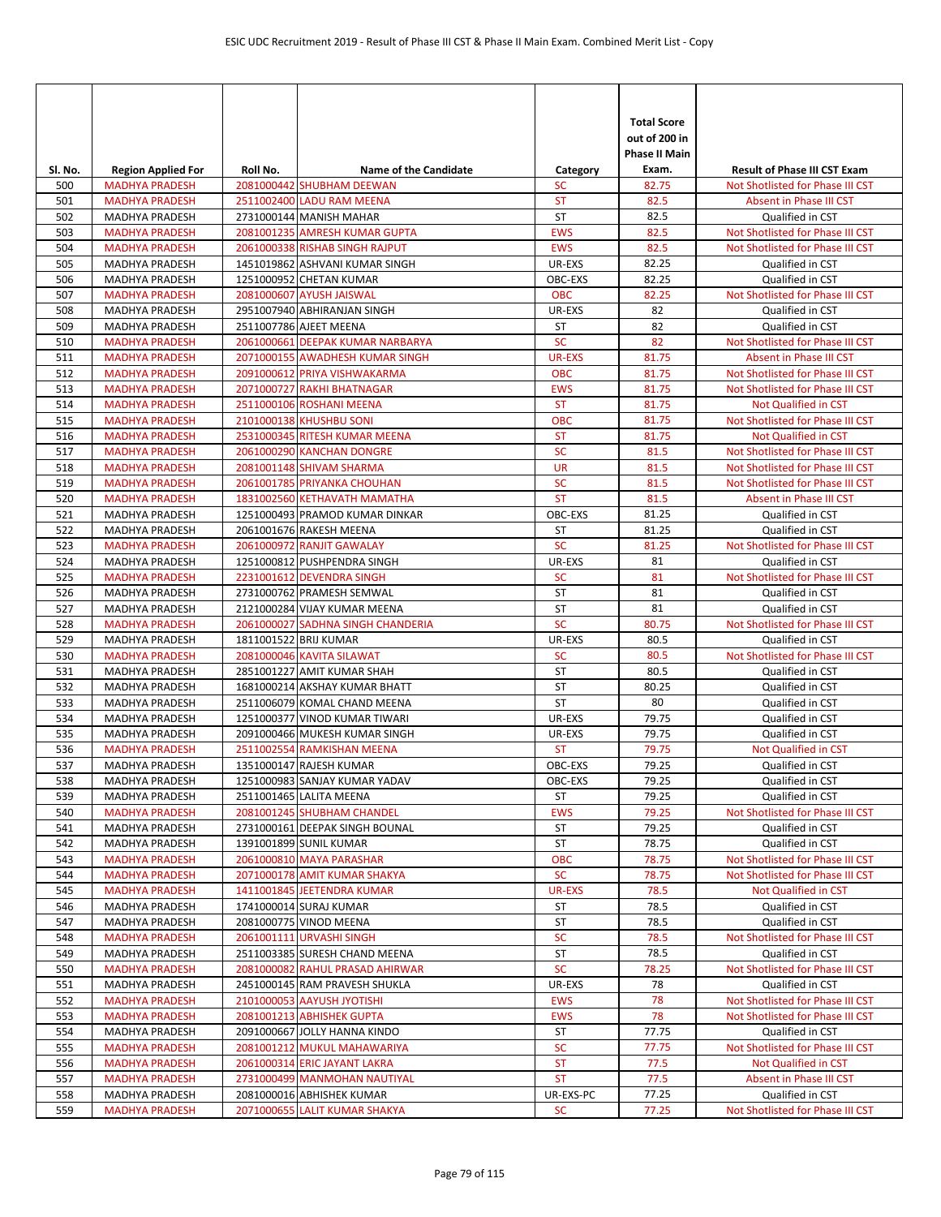| Sl. No. | Region Applied For | Roll No. | Name of the Candidate | Category | Total Score out of 200 in Phase II Main Exam. | Result of Phase III CST Exam |
|---|---|---|---|---|---|---|
| 500 | MADHYA PRADESH | 2081000442 | SHUBHAM DEEWAN | SC | 82.75 | Not Shotlisted for Phase III CST |
| 501 | MADHYA PRADESH | 2511002400 | LADU RAM MEENA | ST | 82.5 | Absent in Phase III CST |
| 502 | MADHYA PRADESH | 2731000144 | MANISH MAHAR | ST | 82.5 | Qualified in CST |
| 503 | MADHYA PRADESH | 2081001235 | AMRESH KUMAR GUPTA | EWS | 82.5 | Not Shotlisted for Phase III CST |
| 504 | MADHYA PRADESH | 2061000338 | RISHAB SINGH RAJPUT | EWS | 82.5 | Not Shotlisted for Phase III CST |
| 505 | MADHYA PRADESH | 1451019862 | ASHVANI KUMAR SINGH | UR-EXS | 82.25 | Qualified in CST |
| 506 | MADHYA PRADESH | 1251000952 | CHETAN KUMAR | OBC-EXS | 82.25 | Qualified in CST |
| 507 | MADHYA PRADESH | 2081000607 | AYUSH JAISWAL | OBC | 82.25 | Not Shotlisted for Phase III CST |
| 508 | MADHYA PRADESH | 2951007940 | ABHIRANJAN SINGH | UR-EXS | 82 | Qualified in CST |
| 509 | MADHYA PRADESH | 2511007786 | AJEET MEENA | ST | 82 | Qualified in CST |
| 510 | MADHYA PRADESH | 2061000661 | DEEPAK KUMAR NARBARYA | SC | 82 | Not Shotlisted for Phase III CST |
| 511 | MADHYA PRADESH | 2071000155 | AWADHESH KUMAR SINGH | UR-EXS | 81.75 | Absent in Phase III CST |
| 512 | MADHYA PRADESH | 2091000612 | PRIYA VISHWAKARMA | OBC | 81.75 | Not Shotlisted for Phase III CST |
| 513 | MADHYA PRADESH | 2071000727 | RAKHI BHATNAGAR | EWS | 81.75 | Not Shotlisted for Phase III CST |
| 514 | MADHYA PRADESH | 2511000106 | ROSHANI MEENA | ST | 81.75 | Not Qualified in CST |
| 515 | MADHYA PRADESH | 2101000138 | KHUSHBU SONI | OBC | 81.75 | Not Shotlisted for Phase III CST |
| 516 | MADHYA PRADESH | 2531000345 | RITESH KUMAR MEENA | ST | 81.75 | Not Qualified in CST |
| 517 | MADHYA PRADESH | 2061000290 | KANCHAN DONGRE | SC | 81.5 | Not Shotlisted for Phase III CST |
| 518 | MADHYA PRADESH | 2081001148 | SHIVAM SHARMA | UR | 81.5 | Not Shotlisted for Phase III CST |
| 519 | MADHYA PRADESH | 2061001785 | PRIYANKA CHOUHAN | SC | 81.5 | Not Shotlisted for Phase III CST |
| 520 | MADHYA PRADESH | 1831002560 | KETHAVATH MAMATHA | ST | 81.5 | Absent in Phase III CST |
| 521 | MADHYA PRADESH | 1251000493 | PRAMOD KUMAR DINKAR | OBC-EXS | 81.25 | Qualified in CST |
| 522 | MADHYA PRADESH | 2061001676 | RAKESH MEENA | ST | 81.25 | Qualified in CST |
| 523 | MADHYA PRADESH | 2061000972 | RANJIT GAWALAY | SC | 81.25 | Not Shotlisted for Phase III CST |
| 524 | MADHYA PRADESH | 1251000812 | PUSHPENDRA SINGH | UR-EXS | 81 | Qualified in CST |
| 525 | MADHYA PRADESH | 2231001612 | DEVENDRA SINGH | SC | 81 | Not Shotlisted for Phase III CST |
| 526 | MADHYA PRADESH | 2731000762 | PRAMESH SEMWAL | ST | 81 | Qualified in CST |
| 527 | MADHYA PRADESH | 2121000284 | VIJAY KUMAR MEENA | ST | 81 | Qualified in CST |
| 528 | MADHYA PRADESH | 2061000027 | SADHNA SINGH CHANDERIA | SC | 80.75 | Not Shotlisted for Phase III CST |
| 529 | MADHYA PRADESH | 1811001522 | BRIJ KUMAR | UR-EXS | 80.5 | Qualified in CST |
| 530 | MADHYA PRADESH | 2081000046 | KAVITA SILAWAT | SC | 80.5 | Not Shotlisted for Phase III CST |
| 531 | MADHYA PRADESH | 2851001227 | AMIT KUMAR SHAH | ST | 80.5 | Qualified in CST |
| 532 | MADHYA PRADESH | 1681000214 | AKSHAY KUMAR BHATT | ST | 80.25 | Qualified in CST |
| 533 | MADHYA PRADESH | 2511006079 | KOMAL CHAND MEENA | ST | 80 | Qualified in CST |
| 534 | MADHYA PRADESH | 1251000377 | VINOD KUMAR TIWARI | UR-EXS | 79.75 | Qualified in CST |
| 535 | MADHYA PRADESH | 2091000466 | MUKESH KUMAR SINGH | UR-EXS | 79.75 | Qualified in CST |
| 536 | MADHYA PRADESH | 2511002554 | RAMKISHAN MEENA | ST | 79.75 | Not Qualified in CST |
| 537 | MADHYA PRADESH | 1351000147 | RAJESH KUMAR | OBC-EXS | 79.25 | Qualified in CST |
| 538 | MADHYA PRADESH | 1251000983 | SANJAY KUMAR YADAV | OBC-EXS | 79.25 | Qualified in CST |
| 539 | MADHYA PRADESH | 2511001465 | LALITA MEENA | ST | 79.25 | Qualified in CST |
| 540 | MADHYA PRADESH | 2081001245 | SHUBHAM CHANDEL | EWS | 79.25 | Not Shotlisted for Phase III CST |
| 541 | MADHYA PRADESH | 2731000161 | DEEPAK SINGH BOUNAL | ST | 79.25 | Qualified in CST |
| 542 | MADHYA PRADESH | 1391001899 | SUNIL KUMAR | ST | 78.75 | Qualified in CST |
| 543 | MADHYA PRADESH | 2061000810 | MAYA PARASHAR | OBC | 78.75 | Not Shotlisted for Phase III CST |
| 544 | MADHYA PRADESH | 2071000178 | AMIT KUMAR SHAKYA | SC | 78.75 | Not Shotlisted for Phase III CST |
| 545 | MADHYA PRADESH | 1411001845 | JEETENDRA KUMAR | UR-EXS | 78.5 | Not Qualified in CST |
| 546 | MADHYA PRADESH | 1741000014 | SURAJ KUMAR | ST | 78.5 | Qualified in CST |
| 547 | MADHYA PRADESH | 2081000775 | VINOD MEENA | ST | 78.5 | Qualified in CST |
| 548 | MADHYA PRADESH | 2061001111 | URVASHI SINGH | SC | 78.5 | Not Shotlisted for Phase III CST |
| 549 | MADHYA PRADESH | 2511003385 | SURESH CHAND MEENA | ST | 78.5 | Qualified in CST |
| 550 | MADHYA PRADESH | 2081000082 | RAHUL PRASAD AHIRWAR | SC | 78.25 | Not Shotlisted for Phase III CST |
| 551 | MADHYA PRADESH | 2451000145 | RAM PRAVESH SHUKLA | UR-EXS | 78 | Qualified in CST |
| 552 | MADHYA PRADESH | 2101000053 | AAYUSH JYOTISHI | EWS | 78 | Not Shotlisted for Phase III CST |
| 553 | MADHYA PRADESH | 2081001213 | ABHISHEK GUPTA | EWS | 78 | Not Shotlisted for Phase III CST |
| 554 | MADHYA PRADESH | 2091000667 | JOLLY HANNA KINDO | ST | 77.75 | Qualified in CST |
| 555 | MADHYA PRADESH | 2081001212 | MUKUL MAHAWARIYA | SC | 77.75 | Not Shotlisted for Phase III CST |
| 556 | MADHYA PRADESH | 2061000314 | ERIC JAYANT LAKRA | ST | 77.5 | Not Qualified in CST |
| 557 | MADHYA PRADESH | 2731000499 | MANMOHAN NAUTIYAL | ST | 77.5 | Absent in Phase III CST |
| 558 | MADHYA PRADESH | 2081000016 | ABHISHEK KUMAR | UR-EXS-PC | 77.25 | Qualified in CST |
| 559 | MADHYA PRADESH | 2071000655 | LALIT KUMAR SHAKYA | SC | 77.25 | Not Shotlisted for Phase III CST |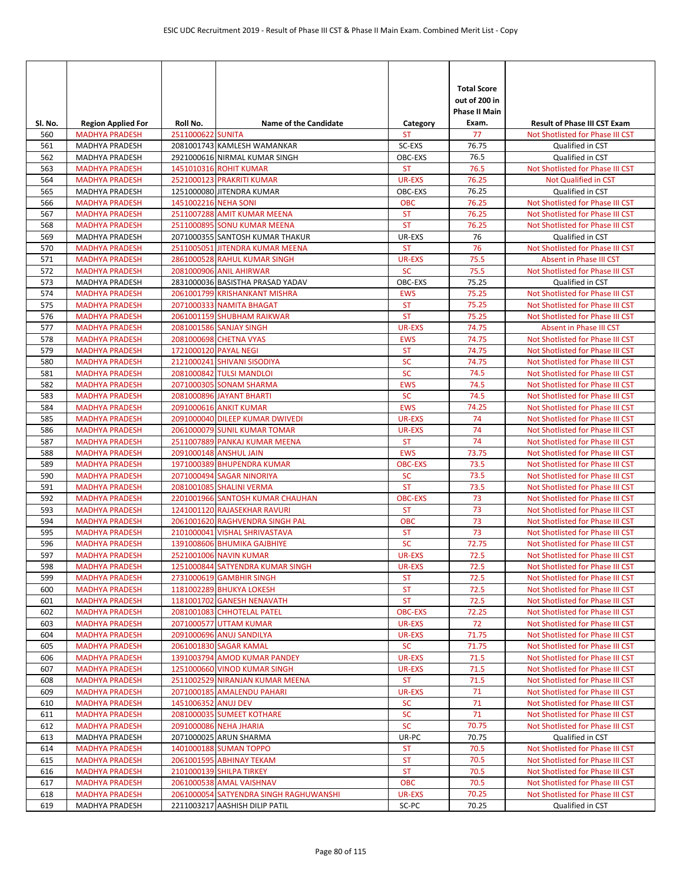| Sl. No. | Region Applied For | Roll No. | Name of the Candidate | Category | Total Score out of 200 in Phase II Main Exam. | Result of Phase III CST Exam |
|---|---|---|---|---|---|---|
| 560 | MADHYA PRADESH | 2511000622 | SUNITA | ST | 77 | Not Shotlisted for Phase III CST |
| 561 | MADHYA PRADESH | 2081001743 | KAMLESH WAMANKAR | SC-EXS | 76.75 | Qualified in CST |
| 562 | MADHYA PRADESH | 2921000616 | NIRMAL KUMAR SINGH | OBC-EXS | 76.5 | Qualified in CST |
| 563 | MADHYA PRADESH | 1451010316 | ROHIT KUMAR | ST | 76.5 | Not Shotlisted for Phase III CST |
| 564 | MADHYA PRADESH | 2521000123 | PRAKRITI KUMAR | UR-EXS | 76.25 | Not Qualified in CST |
| 565 | MADHYA PRADESH | 1251000080 | JITENDRA KUMAR | OBC-EXS | 76.25 | Qualified in CST |
| 566 | MADHYA PRADESH | 1451002216 | NEHA SONI | OBC | 76.25 | Not Shotlisted for Phase III CST |
| 567 | MADHYA PRADESH | 2511007288 | AMIT KUMAR MEENA | ST | 76.25 | Not Shotlisted for Phase III CST |
| 568 | MADHYA PRADESH | 2511000895 | SONU KUMAR MEENA | ST | 76.25 | Not Shotlisted for Phase III CST |
| 569 | MADHYA PRADESH | 2071000355 | SANTOSH KUMAR THAKUR | UR-EXS | 76 | Qualified in CST |
| 570 | MADHYA PRADESH | 2511005051 | JITENDRA KUMAR MEENA | ST | 76 | Not Shotlisted for Phase III CST |
| 571 | MADHYA PRADESH | 2861000528 | RAHUL KUMAR SINGH | UR-EXS | 75.5 | Absent in Phase III CST |
| 572 | MADHYA PRADESH | 2081000906 | ANIL AHIRWAR | SC | 75.5 | Not Shotlisted for Phase III CST |
| 573 | MADHYA PRADESH | 2831000036 | BASISTHA PRASAD YADAV | OBC-EXS | 75.25 | Qualified in CST |
| 574 | MADHYA PRADESH | 2061001799 | KRISHANKANT MISHRA | EWS | 75.25 | Not Shotlisted for Phase III CST |
| 575 | MADHYA PRADESH | 2071000333 | NAMITA BHAGAT | ST | 75.25 | Not Shotlisted for Phase III CST |
| 576 | MADHYA PRADESH | 2061001159 | SHUBHAM RAIKWAR | ST | 75.25 | Not Shotlisted for Phase III CST |
| 577 | MADHYA PRADESH | 2081001586 | SANJAY SINGH | UR-EXS | 74.75 | Absent in Phase III CST |
| 578 | MADHYA PRADESH | 2081000698 | CHETNA VYAS | EWS | 74.75 | Not Shotlisted for Phase III CST |
| 579 | MADHYA PRADESH | 1721000120 | PAYAL NEGI | ST | 74.75 | Not Shotlisted for Phase III CST |
| 580 | MADHYA PRADESH | 2121000241 | SHIVANI SISODIYA | SC | 74.75 | Not Shotlisted for Phase III CST |
| 581 | MADHYA PRADESH | 2081000842 | TULSI MANDLOI | SC | 74.5 | Not Shotlisted for Phase III CST |
| 582 | MADHYA PRADESH | 2071000305 | SONAM SHARMA | EWS | 74.5 | Not Shotlisted for Phase III CST |
| 583 | MADHYA PRADESH | 2081000896 | JAYANT BHARTI | SC | 74.5 | Not Shotlisted for Phase III CST |
| 584 | MADHYA PRADESH | 2091000616 | ANKIT KUMAR | EWS | 74.25 | Not Shotlisted for Phase III CST |
| 585 | MADHYA PRADESH | 2091000040 | DILEEP KUMAR DWIVEDI | UR-EXS | 74 | Not Shotlisted for Phase III CST |
| 586 | MADHYA PRADESH | 2061000079 | SUNIL KUMAR TOMAR | UR-EXS | 74 | Not Shotlisted for Phase III CST |
| 587 | MADHYA PRADESH | 2511007889 | PANKAJ KUMAR MEENA | ST | 74 | Not Shotlisted for Phase III CST |
| 588 | MADHYA PRADESH | 2091000148 | ANSHUL JAIN | EWS | 73.75 | Not Shotlisted for Phase III CST |
| 589 | MADHYA PRADESH | 1971000389 | BHUPENDRA KUMAR | OBC-EXS | 73.5 | Not Shotlisted for Phase III CST |
| 590 | MADHYA PRADESH | 2071000494 | SAGAR NINORIYA | SC | 73.5 | Not Shotlisted for Phase III CST |
| 591 | MADHYA PRADESH | 2081001085 | SHALINI VERMA | ST | 73.5 | Not Shotlisted for Phase III CST |
| 592 | MADHYA PRADESH | 2201001966 | SANTOSH KUMAR CHAUHAN | OBC-EXS | 73 | Not Shotlisted for Phase III CST |
| 593 | MADHYA PRADESH | 1241001120 | RAJASEKHAR RAVURI | ST | 73 | Not Shotlisted for Phase III CST |
| 594 | MADHYA PRADESH | 2061001620 | RAGHVENDRA SINGH PAL | OBC | 73 | Not Shotlisted for Phase III CST |
| 595 | MADHYA PRADESH | 2101000041 | VISHAL SHRIVASTAVA | ST | 73 | Not Shotlisted for Phase III CST |
| 596 | MADHYA PRADESH | 1391008606 | BHUMIKA GAJBHIYE | SC | 72.75 | Not Shotlisted for Phase III CST |
| 597 | MADHYA PRADESH | 2521001006 | NAVIN KUMAR | UR-EXS | 72.5 | Not Shotlisted for Phase III CST |
| 598 | MADHYA PRADESH | 1251000844 | SATYENDRA KUMAR SINGH | UR-EXS | 72.5 | Not Shotlisted for Phase III CST |
| 599 | MADHYA PRADESH | 2731000619 | GAMBHIR SINGH | ST | 72.5 | Not Shotlisted for Phase III CST |
| 600 | MADHYA PRADESH | 1181002289 | BHUKYA LOKESH | ST | 72.5 | Not Shotlisted for Phase III CST |
| 601 | MADHYA PRADESH | 1181001702 | GANESH NENAVATH | ST | 72.5 | Not Shotlisted for Phase III CST |
| 602 | MADHYA PRADESH | 2081001083 | CHHOTELAL PATEL | OBC-EXS | 72.25 | Not Shotlisted for Phase III CST |
| 603 | MADHYA PRADESH | 2071000577 | UTTAM KUMAR | UR-EXS | 72 | Not Shotlisted for Phase III CST |
| 604 | MADHYA PRADESH | 2091000696 | ANUJ SANDILYA | UR-EXS | 71.75 | Not Shotlisted for Phase III CST |
| 605 | MADHYA PRADESH | 2061001830 | SAGAR KAMAL | SC | 71.75 | Not Shotlisted for Phase III CST |
| 606 | MADHYA PRADESH | 1391003794 | AMOD KUMAR PANDEY | UR-EXS | 71.5 | Not Shotlisted for Phase III CST |
| 607 | MADHYA PRADESH | 1251000660 | VINOD KUMAR SINGH | UR-EXS | 71.5 | Not Shotlisted for Phase III CST |
| 608 | MADHYA PRADESH | 2511002529 | NIRANJAN KUMAR MEENA | ST | 71.5 | Not Shotlisted for Phase III CST |
| 609 | MADHYA PRADESH | 2071000185 | AMALENDU PAHARI | UR-EXS | 71 | Not Shotlisted for Phase III CST |
| 610 | MADHYA PRADESH | 1451006352 | ANUJ DEV | SC | 71 | Not Shotlisted for Phase III CST |
| 611 | MADHYA PRADESH | 2081000035 | SUMEET KOTHARE | SC | 71 | Not Shotlisted for Phase III CST |
| 612 | MADHYA PRADESH | 2091000086 | NEHA JHARIA | SC | 70.75 | Not Shotlisted for Phase III CST |
| 613 | MADHYA PRADESH | 2071000025 | ARUN SHARMA | UR-PC | 70.75 | Qualified in CST |
| 614 | MADHYA PRADESH | 1401000188 | SUMAN TOPPO | ST | 70.5 | Not Shotlisted for Phase III CST |
| 615 | MADHYA PRADESH | 2061001595 | ABHINAY TEKAM | ST | 70.5 | Not Shotlisted for Phase III CST |
| 616 | MADHYA PRADESH | 2101000139 | SHILPA TIRKEY | ST | 70.5 | Not Shotlisted for Phase III CST |
| 617 | MADHYA PRADESH | 2061000538 | AMAL VAISHNAV | OBC | 70.5 | Not Shotlisted for Phase III CST |
| 618 | MADHYA PRADESH | 2061000054 | SATYENDRA SINGH RAGHUWANSHI | UR-EXS | 70.25 | Not Shotlisted for Phase III CST |
| 619 | MADHYA PRADESH | 2211003217 | AASHISH DILIP PATIL | SC-PC | 70.25 | Qualified in CST |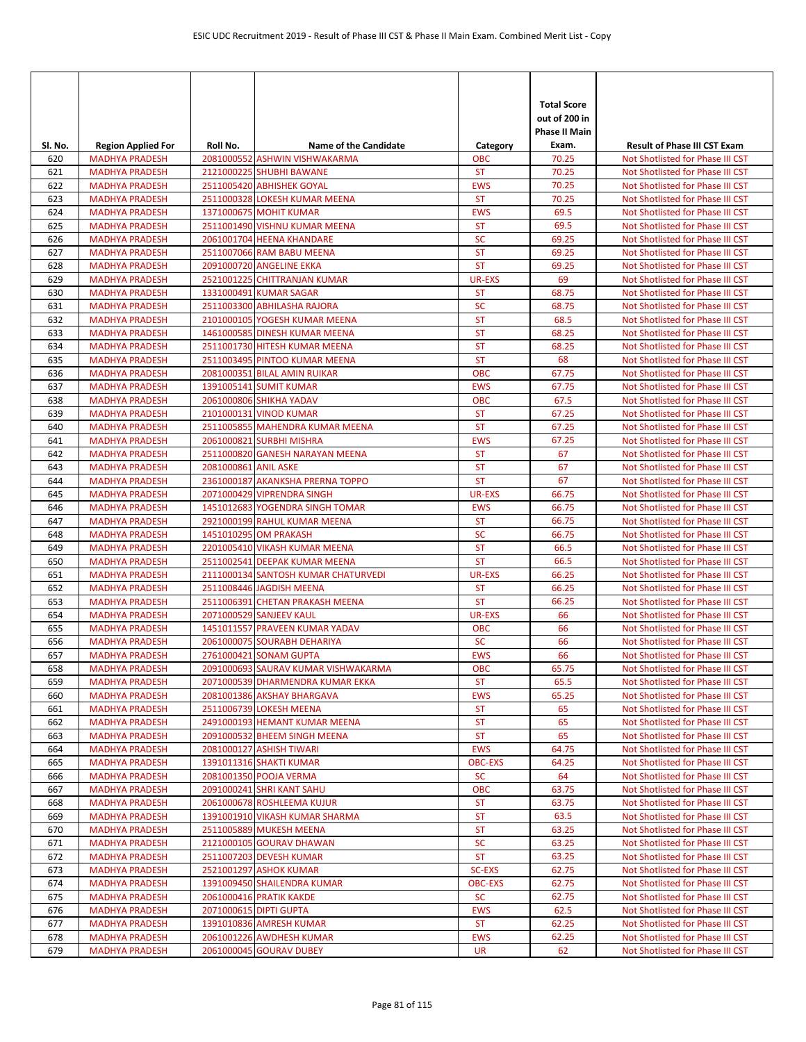| Sl. No. | Region Applied For | Roll No. | Name of the Candidate | Category | Total Score out of 200 in Phase II Main Exam. | Result of Phase III CST Exam |
|---|---|---|---|---|---|---|
| 620 | MADHYA PRADESH | 2081000552 | ASHWIN VISHWAKARMA | OBC | 70.25 | Not Shotlisted for Phase III CST |
| 621 | MADHYA PRADESH | 2121000225 | SHUBHI BAWANE | ST | 70.25 | Not Shotlisted for Phase III CST |
| 622 | MADHYA PRADESH | 2511005420 | ABHISHEK GOYAL | EWS | 70.25 | Not Shotlisted for Phase III CST |
| 623 | MADHYA PRADESH | 2511000328 | LOKESH KUMAR MEENA | ST | 70.25 | Not Shotlisted for Phase III CST |
| 624 | MADHYA PRADESH | 1371000675 | MOHIT KUMAR | EWS | 69.5 | Not Shotlisted for Phase III CST |
| 625 | MADHYA PRADESH | 2511001490 | VISHNU KUMAR MEENA | ST | 69.5 | Not Shotlisted for Phase III CST |
| 626 | MADHYA PRADESH | 2061001704 | HEENA KHANDARE | SC | 69.25 | Not Shotlisted for Phase III CST |
| 627 | MADHYA PRADESH | 2511007066 | RAM BABU MEENA | ST | 69.25 | Not Shotlisted for Phase III CST |
| 628 | MADHYA PRADESH | 2091000720 | ANGELINE EKKA | ST | 69.25 | Not Shotlisted for Phase III CST |
| 629 | MADHYA PRADESH | 2521001225 | CHITTRANJAN KUMAR | UR-EXS | 69 | Not Shotlisted for Phase III CST |
| 630 | MADHYA PRADESH | 1331000491 | KUMAR SAGAR | ST | 68.75 | Not Shotlisted for Phase III CST |
| 631 | MADHYA PRADESH | 2511003300 | ABHILASHA RAJORA | SC | 68.75 | Not Shotlisted for Phase III CST |
| 632 | MADHYA PRADESH | 2101000105 | YOGESH KUMAR MEENA | ST | 68.5 | Not Shotlisted for Phase III CST |
| 633 | MADHYA PRADESH | 1461000585 | DINESH KUMAR MEENA | ST | 68.25 | Not Shotlisted for Phase III CST |
| 634 | MADHYA PRADESH | 2511001730 | HITESH KUMAR MEENA | ST | 68.25 | Not Shotlisted for Phase III CST |
| 635 | MADHYA PRADESH | 2511003495 | PINTOO KUMAR MEENA | ST | 68 | Not Shotlisted for Phase III CST |
| 636 | MADHYA PRADESH | 2081000351 | BILAL AMIN RUIKAR | OBC | 67.75 | Not Shotlisted for Phase III CST |
| 637 | MADHYA PRADESH | 1391005141 | SUMIT KUMAR | EWS | 67.75 | Not Shotlisted for Phase III CST |
| 638 | MADHYA PRADESH | 2061000806 | SHIKHA YADAV | OBC | 67.5 | Not Shotlisted for Phase III CST |
| 639 | MADHYA PRADESH | 2101000131 | VINOD KUMAR | ST | 67.25 | Not Shotlisted for Phase III CST |
| 640 | MADHYA PRADESH | 2511005855 | MAHENDRA KUMAR MEENA | ST | 67.25 | Not Shotlisted for Phase III CST |
| 641 | MADHYA PRADESH | 2061000821 | SURBHI MISHRA | EWS | 67.25 | Not Shotlisted for Phase III CST |
| 642 | MADHYA PRADESH | 2511000820 | GANESH NARAYAN MEENA | ST | 67 | Not Shotlisted for Phase III CST |
| 643 | MADHYA PRADESH | 2081000861 | ANIL ASKE | ST | 67 | Not Shotlisted for Phase III CST |
| 644 | MADHYA PRADESH | 2361000187 | AKANKSHA PRERNA TOPPO | ST | 67 | Not Shotlisted for Phase III CST |
| 645 | MADHYA PRADESH | 2071000429 | VIPRENDRA SINGH | UR-EXS | 66.75 | Not Shotlisted for Phase III CST |
| 646 | MADHYA PRADESH | 1451012683 | YOGENDRA SINGH TOMAR | EWS | 66.75 | Not Shotlisted for Phase III CST |
| 647 | MADHYA PRADESH | 2921000199 | RAHUL KUMAR MEENA | ST | 66.75 | Not Shotlisted for Phase III CST |
| 648 | MADHYA PRADESH | 1451010295 | OM PRAKASH | SC | 66.75 | Not Shotlisted for Phase III CST |
| 649 | MADHYA PRADESH | 2201005410 | VIKASH KUMAR MEENA | ST | 66.5 | Not Shotlisted for Phase III CST |
| 650 | MADHYA PRADESH | 2511002541 | DEEPAK KUMAR MEENA | ST | 66.5 | Not Shotlisted for Phase III CST |
| 651 | MADHYA PRADESH | 2111000134 | SANTOSH KUMAR CHATURVEDI | UR-EXS | 66.25 | Not Shotlisted for Phase III CST |
| 652 | MADHYA PRADESH | 2511008446 | JAGDISH MEENA | ST | 66.25 | Not Shotlisted for Phase III CST |
| 653 | MADHYA PRADESH | 2511006391 | CHETAN PRAKASH MEENA | ST | 66.25 | Not Shotlisted for Phase III CST |
| 654 | MADHYA PRADESH | 2071000529 | SANJEEV KAUL | UR-EXS | 66 | Not Shotlisted for Phase III CST |
| 655 | MADHYA PRADESH | 1451011557 | PRAVEEN KUMAR YADAV | OBC | 66 | Not Shotlisted for Phase III CST |
| 656 | MADHYA PRADESH | 2061000075 | SOURABH DEHARIYA | SC | 66 | Not Shotlisted for Phase III CST |
| 657 | MADHYA PRADESH | 2761000421 | SONAM GUPTA | EWS | 66 | Not Shotlisted for Phase III CST |
| 658 | MADHYA PRADESH | 2091000693 | SAURAV KUMAR VISHWAKARMA | OBC | 65.75 | Not Shotlisted for Phase III CST |
| 659 | MADHYA PRADESH | 2071000539 | DHARMENDRA KUMAR EKKA | ST | 65.5 | Not Shotlisted for Phase III CST |
| 660 | MADHYA PRADESH | 2081001386 | AKSHAY BHARGAVA | EWS | 65.25 | Not Shotlisted for Phase III CST |
| 661 | MADHYA PRADESH | 2511006739 | LOKESH MEENA | ST | 65 | Not Shotlisted for Phase III CST |
| 662 | MADHYA PRADESH | 2491000193 | HEMANT KUMAR MEENA | ST | 65 | Not Shotlisted for Phase III CST |
| 663 | MADHYA PRADESH | 2091000532 | BHEEM SINGH MEENA | ST | 65 | Not Shotlisted for Phase III CST |
| 664 | MADHYA PRADESH | 2081000127 | ASHISH TIWARI | EWS | 64.75 | Not Shotlisted for Phase III CST |
| 665 | MADHYA PRADESH | 1391011316 | SHAKTI KUMAR | OBC-EXS | 64.25 | Not Shotlisted for Phase III CST |
| 666 | MADHYA PRADESH | 2081001350 | POOJA VERMA | SC | 64 | Not Shotlisted for Phase III CST |
| 667 | MADHYA PRADESH | 2091000241 | SHRI KANT SAHU | OBC | 63.75 | Not Shotlisted for Phase III CST |
| 668 | MADHYA PRADESH | 2061000678 | ROSHLEEMA KUJUR | ST | 63.75 | Not Shotlisted for Phase III CST |
| 669 | MADHYA PRADESH | 1391001910 | VIKASH KUMAR SHARMA | ST | 63.5 | Not Shotlisted for Phase III CST |
| 670 | MADHYA PRADESH | 2511005889 | MUKESH MEENA | ST | 63.25 | Not Shotlisted for Phase III CST |
| 671 | MADHYA PRADESH | 2121000105 | GOURAV DHAWAN | SC | 63.25 | Not Shotlisted for Phase III CST |
| 672 | MADHYA PRADESH | 2511007203 | DEVESH KUMAR | ST | 63.25 | Not Shotlisted for Phase III CST |
| 673 | MADHYA PRADESH | 2521001297 | ASHOK KUMAR | SC-EXS | 62.75 | Not Shotlisted for Phase III CST |
| 674 | MADHYA PRADESH | 1391009450 | SHAILENDRA KUMAR | OBC-EXS | 62.75 | Not Shotlisted for Phase III CST |
| 675 | MADHYA PRADESH | 2061000416 | PRATIK KAKDE | SC | 62.75 | Not Shotlisted for Phase III CST |
| 676 | MADHYA PRADESH | 2071000615 | DIPTI GUPTA | EWS | 62.5 | Not Shotlisted for Phase III CST |
| 677 | MADHYA PRADESH | 1391010836 | AMRESH KUMAR | ST | 62.25 | Not Shotlisted for Phase III CST |
| 678 | MADHYA PRADESH | 2061001226 | AWDHESH KUMAR | EWS | 62.25 | Not Shotlisted for Phase III CST |
| 679 | MADHYA PRADESH | 2061000045 | GOURAV DUBEY | UR | 62 | Not Shotlisted for Phase III CST |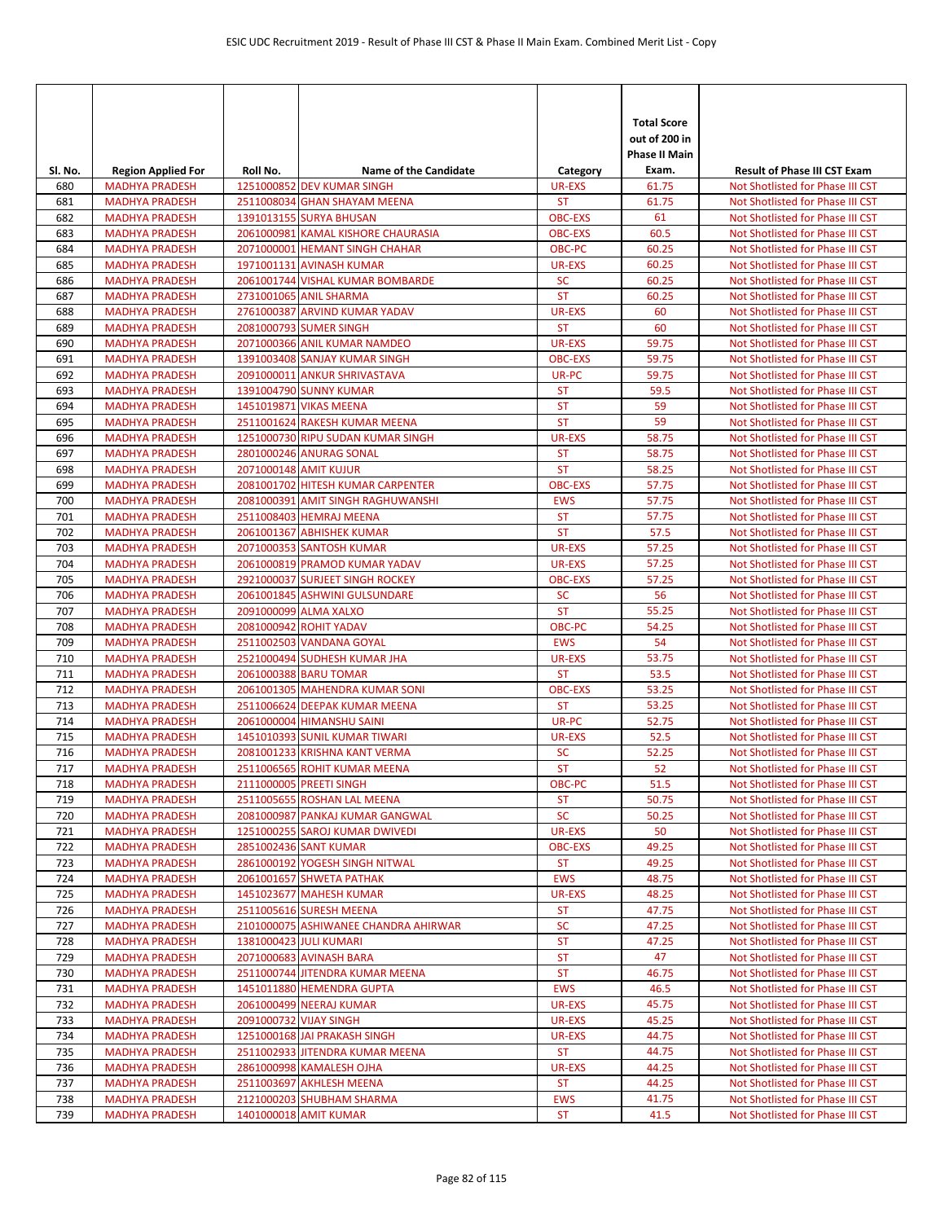| Sl. No. | Region Applied For | Roll No. | Name of the Candidate | Category | Total Score out of 200 in Phase II Main Exam. | Result of Phase III CST Exam |
|---|---|---|---|---|---|---|
| 680 | MADHYA PRADESH | 1251000852 | DEV KUMAR SINGH | UR-EXS | 61.75 | Not Shotlisted for Phase III CST |
| 681 | MADHYA PRADESH | 2511008034 | GHAN SHAYAM MEENA | ST | 61.75 | Not Shotlisted for Phase III CST |
| 682 | MADHYA PRADESH | 1391013155 | SURYA BHUSAN | OBC-EXS | 61 | Not Shotlisted for Phase III CST |
| 683 | MADHYA PRADESH | 2061000981 | KAMAL KISHORE CHAURASIA | OBC-EXS | 60.5 | Not Shotlisted for Phase III CST |
| 684 | MADHYA PRADESH | 2071000001 | HEMANT SINGH CHAHAR | OBC-PC | 60.25 | Not Shotlisted for Phase III CST |
| 685 | MADHYA PRADESH | 1971001131 | AVINASH KUMAR | UR-EXS | 60.25 | Not Shotlisted for Phase III CST |
| 686 | MADHYA PRADESH | 2061001744 | VISHAL KUMAR BOMBARDE | SC | 60.25 | Not Shotlisted for Phase III CST |
| 687 | MADHYA PRADESH | 2731001065 | ANIL SHARMA | ST | 60.25 | Not Shotlisted for Phase III CST |
| 688 | MADHYA PRADESH | 2761000387 | ARVIND KUMAR YADAV | UR-EXS | 60 | Not Shotlisted for Phase III CST |
| 689 | MADHYA PRADESH | 2081000793 | SUMER SINGH | ST | 60 | Not Shotlisted for Phase III CST |
| 690 | MADHYA PRADESH | 2071000366 | ANIL KUMAR NAMDEO | UR-EXS | 59.75 | Not Shotlisted for Phase III CST |
| 691 | MADHYA PRADESH | 1391003408 | SANJAY KUMAR SINGH | OBC-EXS | 59.75 | Not Shotlisted for Phase III CST |
| 692 | MADHYA PRADESH | 2091000011 | ANKUR SHRIVASTAVA | UR-PC | 59.75 | Not Shotlisted for Phase III CST |
| 693 | MADHYA PRADESH | 1391004790 | SUNNY KUMAR | ST | 59.5 | Not Shotlisted for Phase III CST |
| 694 | MADHYA PRADESH | 1451019871 | VIKAS MEENA | ST | 59 | Not Shotlisted for Phase III CST |
| 695 | MADHYA PRADESH | 2511001624 | RAKESH KUMAR MEENA | ST | 59 | Not Shotlisted for Phase III CST |
| 696 | MADHYA PRADESH | 1251000730 | RIPU SUDAN KUMAR SINGH | UR-EXS | 58.75 | Not Shotlisted for Phase III CST |
| 697 | MADHYA PRADESH | 2801000246 | ANURAG SONAL | ST | 58.75 | Not Shotlisted for Phase III CST |
| 698 | MADHYA PRADESH | 2071000148 | AMIT KUJUR | ST | 58.25 | Not Shotlisted for Phase III CST |
| 699 | MADHYA PRADESH | 2081001702 | HITESH KUMAR CARPENTER | OBC-EXS | 57.75 | Not Shotlisted for Phase III CST |
| 700 | MADHYA PRADESH | 2081000391 | AMIT SINGH RAGHUWANSHI | EWS | 57.75 | Not Shotlisted for Phase III CST |
| 701 | MADHYA PRADESH | 2511008403 | HEMRAJ MEENA | ST | 57.75 | Not Shotlisted for Phase III CST |
| 702 | MADHYA PRADESH | 2061001367 | ABHISHEK KUMAR | ST | 57.5 | Not Shotlisted for Phase III CST |
| 703 | MADHYA PRADESH | 2071000353 | SANTOSH KUMAR | UR-EXS | 57.25 | Not Shotlisted for Phase III CST |
| 704 | MADHYA PRADESH | 2061000819 | PRAMOD KUMAR YADAV | UR-EXS | 57.25 | Not Shotlisted for Phase III CST |
| 705 | MADHYA PRADESH | 2921000037 | SURJEET SINGH ROCKEY | OBC-EXS | 57.25 | Not Shotlisted for Phase III CST |
| 706 | MADHYA PRADESH | 2061001845 | ASHWINI GULSUNDARE | SC | 56 | Not Shotlisted for Phase III CST |
| 707 | MADHYA PRADESH | 2091000099 | ALMA XALXO | ST | 55.25 | Not Shotlisted for Phase III CST |
| 708 | MADHYA PRADESH | 2081000942 | ROHIT YADAV | OBC-PC | 54.25 | Not Shotlisted for Phase III CST |
| 709 | MADHYA PRADESH | 2511002503 | VANDANA GOYAL | EWS | 54 | Not Shotlisted for Phase III CST |
| 710 | MADHYA PRADESH | 2521000494 | SUDHESH KUMAR JHA | UR-EXS | 53.75 | Not Shotlisted for Phase III CST |
| 711 | MADHYA PRADESH | 2061000388 | BARU TOMAR | ST | 53.5 | Not Shotlisted for Phase III CST |
| 712 | MADHYA PRADESH | 2061001305 | MAHENDRA KUMAR SONI | OBC-EXS | 53.25 | Not Shotlisted for Phase III CST |
| 713 | MADHYA PRADESH | 2511006624 | DEEPAK KUMAR MEENA | ST | 53.25 | Not Shotlisted for Phase III CST |
| 714 | MADHYA PRADESH | 2061000004 | HIMANSHU SAINI | UR-PC | 52.75 | Not Shotlisted for Phase III CST |
| 715 | MADHYA PRADESH | 1451010393 | SUNIL KUMAR TIWARI | UR-EXS | 52.5 | Not Shotlisted for Phase III CST |
| 716 | MADHYA PRADESH | 2081001233 | KRISHNA KANT VERMA | SC | 52.25 | Not Shotlisted for Phase III CST |
| 717 | MADHYA PRADESH | 2511006565 | ROHIT KUMAR MEENA | ST | 52 | Not Shotlisted for Phase III CST |
| 718 | MADHYA PRADESH | 2111000005 | PREETI SINGH | OBC-PC | 51.5 | Not Shotlisted for Phase III CST |
| 719 | MADHYA PRADESH | 2511005655 | ROSHAN LAL MEENA | ST | 50.75 | Not Shotlisted for Phase III CST |
| 720 | MADHYA PRADESH | 2081000987 | PANKAJ KUMAR GANGWAL | SC | 50.25 | Not Shotlisted for Phase III CST |
| 721 | MADHYA PRADESH | 1251000255 | SAROJ KUMAR DWIVEDI | UR-EXS | 50 | Not Shotlisted for Phase III CST |
| 722 | MADHYA PRADESH | 2851002436 | SANT KUMAR | OBC-EXS | 49.25 | Not Shotlisted for Phase III CST |
| 723 | MADHYA PRADESH | 2861000192 | YOGESH SINGH NITWAL | ST | 49.25 | Not Shotlisted for Phase III CST |
| 724 | MADHYA PRADESH | 2061001657 | SHWETA PATHAK | EWS | 48.75 | Not Shotlisted for Phase III CST |
| 725 | MADHYA PRADESH | 1451023677 | MAHESH KUMAR | UR-EXS | 48.25 | Not Shotlisted for Phase III CST |
| 726 | MADHYA PRADESH | 2511005616 | SURESH MEENA | ST | 47.75 | Not Shotlisted for Phase III CST |
| 727 | MADHYA PRADESH | 2101000075 | ASHIWANEE CHANDRA AHIRWAR | SC | 47.25 | Not Shotlisted for Phase III CST |
| 728 | MADHYA PRADESH | 1381000423 | JULI KUMARI | ST | 47.25 | Not Shotlisted for Phase III CST |
| 729 | MADHYA PRADESH | 2071000683 | AVINASH BARA | ST | 47 | Not Shotlisted for Phase III CST |
| 730 | MADHYA PRADESH | 2511000744 | JITENDRA KUMAR MEENA | ST | 46.75 | Not Shotlisted for Phase III CST |
| 731 | MADHYA PRADESH | 1451011880 | HEMENDRA GUPTA | EWS | 46.5 | Not Shotlisted for Phase III CST |
| 732 | MADHYA PRADESH | 2061000499 | NEERAJ KUMAR | UR-EXS | 45.75 | Not Shotlisted for Phase III CST |
| 733 | MADHYA PRADESH | 2091000732 | VIJAY SINGH | UR-EXS | 45.25 | Not Shotlisted for Phase III CST |
| 734 | MADHYA PRADESH | 1251000168 | JAI PRAKASH SINGH | UR-EXS | 44.75 | Not Shotlisted for Phase III CST |
| 735 | MADHYA PRADESH | 2511002933 | JITENDRA KUMAR MEENA | ST | 44.75 | Not Shotlisted for Phase III CST |
| 736 | MADHYA PRADESH | 2861000998 | KAMALESH OJHA | UR-EXS | 44.25 | Not Shotlisted for Phase III CST |
| 737 | MADHYA PRADESH | 2511003697 | AKHLESH MEENA | ST | 44.25 | Not Shotlisted for Phase III CST |
| 738 | MADHYA PRADESH | 2121000203 | SHUBHAM SHARMA | EWS | 41.75 | Not Shotlisted for Phase III CST |
| 739 | MADHYA PRADESH | 1401000018 | AMIT KUMAR | ST | 41.5 | Not Shotlisted for Phase III CST |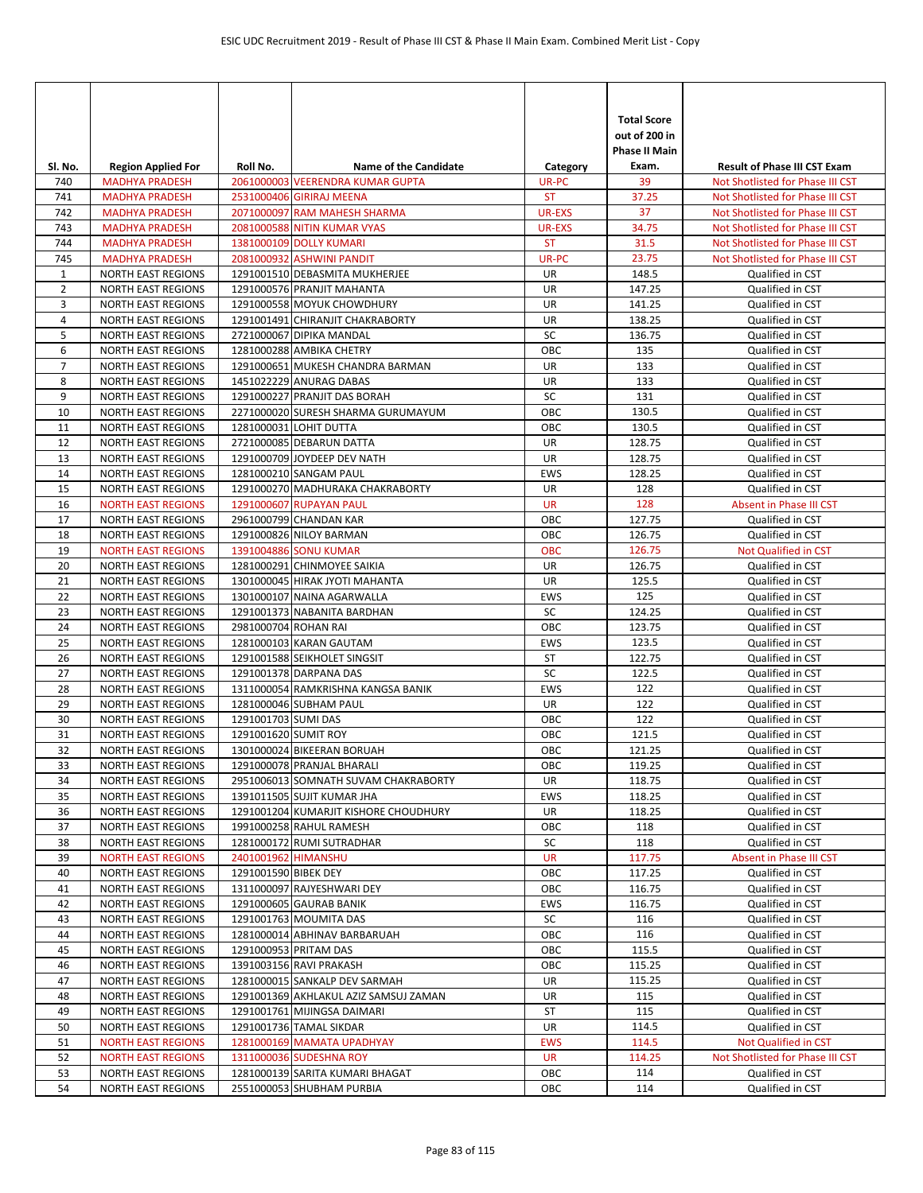| Sl. No. | Region Applied For | Roll No. | Name of the Candidate | Category | Total Score out of 200 in Phase II Main Exam. | Result of Phase III CST Exam |
|---|---|---|---|---|---|---|
| 740 | MADHYA PRADESH | 2061000003 | VEERENDRA KUMAR GUPTA | UR-PC | 39 | Not Shotlisted for Phase III CST |
| 741 | MADHYA PRADESH | 2531000406 | GIRIRAJ MEENA | ST | 37.25 | Not Shotlisted for Phase III CST |
| 742 | MADHYA PRADESH | 2071000097 | RAM MAHESH SHARMA | UR-EXS | 37 | Not Shotlisted for Phase III CST |
| 743 | MADHYA PRADESH | 2081000588 | NITIN KUMAR VYAS | UR-EXS | 34.75 | Not Shotlisted for Phase III CST |
| 744 | MADHYA PRADESH | 1381000109 | DOLLY KUMARI | ST | 31.5 | Not Shotlisted for Phase III CST |
| 745 | MADHYA PRADESH | 2081000932 | ASHWINI PANDIT | UR-PC | 23.75 | Not Shotlisted for Phase III CST |
| 1 | NORTH EAST REGIONS | 1291001510 | DEBASMITA MUKHERJEE | UR | 148.5 | Qualified in CST |
| 2 | NORTH EAST REGIONS | 1291000576 | PRANJIT MAHANTA | UR | 147.25 | Qualified in CST |
| 3 | NORTH EAST REGIONS | 1291000558 | MOYUK CHOWDHURY | UR | 141.25 | Qualified in CST |
| 4 | NORTH EAST REGIONS | 1291001491 | CHIRANJIT CHAKRABORTY | UR | 138.25 | Qualified in CST |
| 5 | NORTH EAST REGIONS | 2721000067 | DIPIKA MANDAL | SC | 136.75 | Qualified in CST |
| 6 | NORTH EAST REGIONS | 1281000288 | AMBIKA CHETRY | OBC | 135 | Qualified in CST |
| 7 | NORTH EAST REGIONS | 1291000651 | MUKESH CHANDRA BARMAN | UR | 133 | Qualified in CST |
| 8 | NORTH EAST REGIONS | 1451022229 | ANURAG DABAS | UR | 133 | Qualified in CST |
| 9 | NORTH EAST REGIONS | 1291000227 | PRANJIT DAS BORAH | SC | 131 | Qualified in CST |
| 10 | NORTH EAST REGIONS | 2271000020 | SURESH SHARMA GURUMAYUM | OBC | 130.5 | Qualified in CST |
| 11 | NORTH EAST REGIONS | 1281000031 | LOHIT DUTTA | OBC | 130.5 | Qualified in CST |
| 12 | NORTH EAST REGIONS | 2721000085 | DEBARUN DATTA | UR | 128.75 | Qualified in CST |
| 13 | NORTH EAST REGIONS | 1291000709 | JOYDEEP DEV NATH | UR | 128.75 | Qualified in CST |
| 14 | NORTH EAST REGIONS | 1281000210 | SANGAM PAUL | EWS | 128.25 | Qualified in CST |
| 15 | NORTH EAST REGIONS | 1291000270 | MADHURAKA CHAKRABORTY | UR | 128 | Qualified in CST |
| 16 | NORTH EAST REGIONS | 1291000607 | RUPAYAN PAUL | UR | 128 | Absent in Phase III CST |
| 17 | NORTH EAST REGIONS | 2961000799 | CHANDAN KAR | OBC | 127.75 | Qualified in CST |
| 18 | NORTH EAST REGIONS | 1291000826 | NILOY BARMAN | OBC | 126.75 | Qualified in CST |
| 19 | NORTH EAST REGIONS | 1391004886 | SONU KUMAR | OBC | 126.75 | Not Qualified in CST |
| 20 | NORTH EAST REGIONS | 1281000291 | CHINMOYEE SAIKIA | UR | 126.75 | Qualified in CST |
| 21 | NORTH EAST REGIONS | 1301000045 | HIRAK JYOTI MAHANTA | UR | 125.5 | Qualified in CST |
| 22 | NORTH EAST REGIONS | 1301000107 | NAINA AGARWALLA | EWS | 125 | Qualified in CST |
| 23 | NORTH EAST REGIONS | 1291001373 | NABANITA BARDHAN | SC | 124.25 | Qualified in CST |
| 24 | NORTH EAST REGIONS | 2981000704 | ROHAN RAI | OBC | 123.75 | Qualified in CST |
| 25 | NORTH EAST REGIONS | 1281000103 | KARAN GAUTAM | EWS | 123.5 | Qualified in CST |
| 26 | NORTH EAST REGIONS | 1291001588 | SEIKHOLET SINGSIT | ST | 122.75 | Qualified in CST |
| 27 | NORTH EAST REGIONS | 1291001378 | DARPANA DAS | SC | 122.5 | Qualified in CST |
| 28 | NORTH EAST REGIONS | 1311000054 | RAMKRISHNA KANGSA BANIK | EWS | 122 | Qualified in CST |
| 29 | NORTH EAST REGIONS | 1281000046 | SUBHAM PAUL | UR | 122 | Qualified in CST |
| 30 | NORTH EAST REGIONS | 1291001703 | SUMI DAS | OBC | 122 | Qualified in CST |
| 31 | NORTH EAST REGIONS | 1291001620 | SUMIT ROY | OBC | 121.5 | Qualified in CST |
| 32 | NORTH EAST REGIONS | 1301000024 | BIKEERAN BORUAH | OBC | 121.25 | Qualified in CST |
| 33 | NORTH EAST REGIONS | 1291000078 | PRANJAL BHARALI | OBC | 119.25 | Qualified in CST |
| 34 | NORTH EAST REGIONS | 2951006013 | SOMNATH SUVAM CHAKRABORTY | UR | 118.75 | Qualified in CST |
| 35 | NORTH EAST REGIONS | 1391011505 | SUJIT KUMAR JHA | EWS | 118.25 | Qualified in CST |
| 36 | NORTH EAST REGIONS | 1291001204 | KUMARJIT KISHORE CHOUDHURY | UR | 118.25 | Qualified in CST |
| 37 | NORTH EAST REGIONS | 1991000258 | RAHUL RAMESH | OBC | 118 | Qualified in CST |
| 38 | NORTH EAST REGIONS | 1281000172 | RUMI SUTRADHAR | SC | 118 | Qualified in CST |
| 39 | NORTH EAST REGIONS | 2401001962 | HIMANSHU | UR | 117.75 | Absent in Phase III CST |
| 40 | NORTH EAST REGIONS | 1291001590 | BIBEK DEY | OBC | 117.25 | Qualified in CST |
| 41 | NORTH EAST REGIONS | 1311000097 | RAJYESHWARI DEY | OBC | 116.75 | Qualified in CST |
| 42 | NORTH EAST REGIONS | 1291000605 | GAURAB BANIK | EWS | 116.75 | Qualified in CST |
| 43 | NORTH EAST REGIONS | 1291001763 | MOUMITA DAS | SC | 116 | Qualified in CST |
| 44 | NORTH EAST REGIONS | 1281000014 | ABHINAV BARBARUAH | OBC | 116 | Qualified in CST |
| 45 | NORTH EAST REGIONS | 1291000953 | PRITAM DAS | OBC | 115.5 | Qualified in CST |
| 46 | NORTH EAST REGIONS | 1391003156 | RAVI PRAKASH | OBC | 115.25 | Qualified in CST |
| 47 | NORTH EAST REGIONS | 1281000015 | SANKALP DEV SARMAH | UR | 115.25 | Qualified in CST |
| 48 | NORTH EAST REGIONS | 1291001369 | AKHLAKUL AZIZ SAMSUJ ZAMAN | UR | 115 | Qualified in CST |
| 49 | NORTH EAST REGIONS | 1291001761 | MIJINGSA DAIMARI | ST | 115 | Qualified in CST |
| 50 | NORTH EAST REGIONS | 1291001736 | TAMAL SIKDAR | UR | 114.5 | Qualified in CST |
| 51 | NORTH EAST REGIONS | 1281000169 | MAMATA UPADHYAY | EWS | 114.5 | Not Qualified in CST |
| 52 | NORTH EAST REGIONS | 1311000036 | SUDESHNA ROY | UR | 114.25 | Not Shotlisted for Phase III CST |
| 53 | NORTH EAST REGIONS | 1281000139 | SARITA KUMARI BHAGAT | OBC | 114 | Qualified in CST |
| 54 | NORTH EAST REGIONS | 2551000053 | SHUBHAM PURBIA | OBC | 114 | Qualified in CST |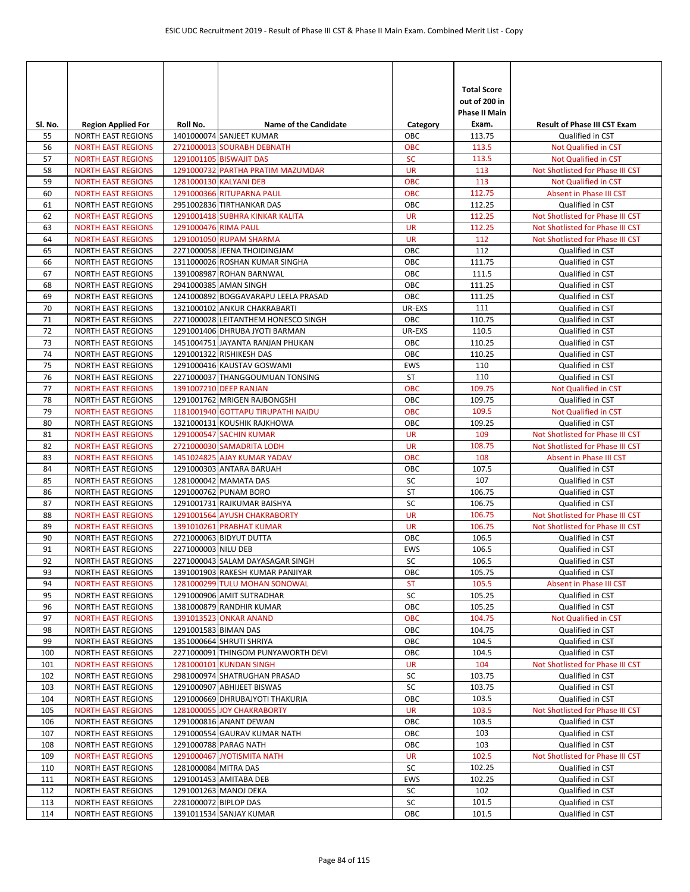| Sl. No. | Region Applied For | Roll No. | Name of the Candidate | Category | Total Score out of 200 in Phase II Main Exam. | Result of Phase III CST Exam |
|---|---|---|---|---|---|---|
| 55 | NORTH EAST REGIONS | 1401000074 | SANJEET KUMAR | OBC | 113.75 | Qualified in CST |
| 56 | NORTH EAST REGIONS | 2721000013 | SOURABH DEBNATH | OBC | 113.5 | Not Qualified in CST |
| 57 | NORTH EAST REGIONS | 1291001105 | BISWAJIT DAS | SC | 113.5 | Not Qualified in CST |
| 58 | NORTH EAST REGIONS | 1291000732 | PARTHA PRATIM MAZUMDAR | UR | 113 | Not Shotlisted for Phase III CST |
| 59 | NORTH EAST REGIONS | 1281000130 | KALYANI DEB | OBC | 113 | Not Qualified in CST |
| 60 | NORTH EAST REGIONS | 1291000366 | RITUPARNA PAUL | OBC | 112.75 | Absent in Phase III CST |
| 61 | NORTH EAST REGIONS | 2951002836 | TIRTHANKAR DAS | OBC | 112.25 | Qualified in CST |
| 62 | NORTH EAST REGIONS | 1291001418 | SUBHRA KINKAR KALITA | UR | 112.25 | Not Shotlisted for Phase III CST |
| 63 | NORTH EAST REGIONS | 1291000476 | RIMA PAUL | UR | 112.25 | Not Shotlisted for Phase III CST |
| 64 | NORTH EAST REGIONS | 1291001050 | RUPAM SHARMA | UR | 112 | Not Shotlisted for Phase III CST |
| 65 | NORTH EAST REGIONS | 2271000058 | JEENA THOIDINGJAM | OBC | 112 | Qualified in CST |
| 66 | NORTH EAST REGIONS | 1311000026 | ROSHAN KUMAR SINGHA | OBC | 111.75 | Qualified in CST |
| 67 | NORTH EAST REGIONS | 1391008987 | ROHAN BARNWAL | OBC | 111.5 | Qualified in CST |
| 68 | NORTH EAST REGIONS | 2941000385 | AMAN SINGH | OBC | 111.25 | Qualified in CST |
| 69 | NORTH EAST REGIONS | 1241000892 | BOGGAVARAPU LEELA PRASAD | OBC | 111.25 | Qualified in CST |
| 70 | NORTH EAST REGIONS | 1321000102 | ANKUR CHAKRABARTI | UR-EXS | 111 | Qualified in CST |
| 71 | NORTH EAST REGIONS | 2271000028 | LEITANTHEM HONESCO SINGH | OBC | 110.75 | Qualified in CST |
| 72 | NORTH EAST REGIONS | 1291001406 | DHRUBA JYOTI BARMAN | UR-EXS | 110.5 | Qualified in CST |
| 73 | NORTH EAST REGIONS | 1451004751 | JAYANTA RANJAN PHUKAN | OBC | 110.25 | Qualified in CST |
| 74 | NORTH EAST REGIONS | 1291001322 | RISHIKESH DAS | OBC | 110.25 | Qualified in CST |
| 75 | NORTH EAST REGIONS | 1291000416 | KAUSTAV GOSWAMI | EWS | 110 | Qualified in CST |
| 76 | NORTH EAST REGIONS | 2271000037 | THANGGOUMUAN TONSING | ST | 110 | Qualified in CST |
| 77 | NORTH EAST REGIONS | 1391007210 | DEEP RANJAN | OBC | 109.75 | Not Qualified in CST |
| 78 | NORTH EAST REGIONS | 1291001762 | MRIGEN RAJBONGSHI | OBC | 109.75 | Qualified in CST |
| 79 | NORTH EAST REGIONS | 1181001940 | GOTTAPU TIRUPATHI NAIDU | OBC | 109.5 | Not Qualified in CST |
| 80 | NORTH EAST REGIONS | 1321000131 | KOUSHIK RAJKHOWA | OBC | 109.25 | Qualified in CST |
| 81 | NORTH EAST REGIONS | 1291000547 | SACHIN KUMAR | UR | 109 | Not Shotlisted for Phase III CST |
| 82 | NORTH EAST REGIONS | 2721000030 | SAMADRITA LODH | UR | 108.75 | Not Shotlisted for Phase III CST |
| 83 | NORTH EAST REGIONS | 1451024825 | AJAY KUMAR YADAV | OBC | 108 | Absent in Phase III CST |
| 84 | NORTH EAST REGIONS | 1291000303 | ANTARA BARUAH | OBC | 107.5 | Qualified in CST |
| 85 | NORTH EAST REGIONS | 1281000042 | MAMATA DAS | SC | 107 | Qualified in CST |
| 86 | NORTH EAST REGIONS | 1291000762 | PUNAM BORO | ST | 106.75 | Qualified in CST |
| 87 | NORTH EAST REGIONS | 1291001731 | RAJKUMAR BAISHYA | SC | 106.75 | Qualified in CST |
| 88 | NORTH EAST REGIONS | 1291001564 | AYUSH CHAKRABORTY | UR | 106.75 | Not Shotlisted for Phase III CST |
| 89 | NORTH EAST REGIONS | 1391010261 | PRABHAT KUMAR | UR | 106.75 | Not Shotlisted for Phase III CST |
| 90 | NORTH EAST REGIONS | 2721000063 | BIDYUT DUTTA | OBC | 106.5 | Qualified in CST |
| 91 | NORTH EAST REGIONS | 2271000003 | NILU DEB | EWS | 106.5 | Qualified in CST |
| 92 | NORTH EAST REGIONS | 2271000043 | SALAM DAYASAGAR SINGH | SC | 106.5 | Qualified in CST |
| 93 | NORTH EAST REGIONS | 1391001903 | RAKESH KUMAR PANJIYAR | OBC | 105.75 | Qualified in CST |
| 94 | NORTH EAST REGIONS | 1281000299 | TULU MOHAN SONOWAL | ST | 105.5 | Absent in Phase III CST |
| 95 | NORTH EAST REGIONS | 1291000906 | AMIT SUTRADHAR | SC | 105.25 | Qualified in CST |
| 96 | NORTH EAST REGIONS | 1381000879 | RANDHIR KUMAR | OBC | 105.25 | Qualified in CST |
| 97 | NORTH EAST REGIONS | 1391013523 | ONKAR ANAND | OBC | 104.75 | Not Qualified in CST |
| 98 | NORTH EAST REGIONS | 1291001583 | BIMAN DAS | OBC | 104.75 | Qualified in CST |
| 99 | NORTH EAST REGIONS | 1351000664 | SHRUTI SHRIYA | OBC | 104.5 | Qualified in CST |
| 100 | NORTH EAST REGIONS | 2271000091 | THINGOM PUNYAWORTH DEVI | OBC | 104.5 | Qualified in CST |
| 101 | NORTH EAST REGIONS | 1281000101 | KUNDAN SINGH | UR | 104 | Not Shotlisted for Phase III CST |
| 102 | NORTH EAST REGIONS | 2981000974 | SHATRUGHAN PRASAD | SC | 103.75 | Qualified in CST |
| 103 | NORTH EAST REGIONS | 1291000907 | ABHIJEET BISWAS | SC | 103.75 | Qualified in CST |
| 104 | NORTH EAST REGIONS | 1291000669 | DHRUBAJYOTI THAKURIA | OBC | 103.5 | Qualified in CST |
| 105 | NORTH EAST REGIONS | 1281000055 | JOY CHAKRABORTY | UR | 103.5 | Not Shotlisted for Phase III CST |
| 106 | NORTH EAST REGIONS | 1291000816 | ANANT DEWAN | OBC | 103.5 | Qualified in CST |
| 107 | NORTH EAST REGIONS | 1291000554 | GAURAV KUMAR NATH | OBC | 103 | Qualified in CST |
| 108 | NORTH EAST REGIONS | 1291000788 | PARAG NATH | OBC | 103 | Qualified in CST |
| 109 | NORTH EAST REGIONS | 1291000467 | JYOTISMITA NATH | UR | 102.5 | Not Shotlisted for Phase III CST |
| 110 | NORTH EAST REGIONS | 1281000084 | MITRA DAS | SC | 102.25 | Qualified in CST |
| 111 | NORTH EAST REGIONS | 1291001453 | AMITABA DEB | EWS | 102.25 | Qualified in CST |
| 112 | NORTH EAST REGIONS | 1291001263 | MANOJ DEKA | SC | 102 | Qualified in CST |
| 113 | NORTH EAST REGIONS | 2281000072 | BIPLOP DAS | SC | 101.5 | Qualified in CST |
| 114 | NORTH EAST REGIONS | 1391011534 | SANJAY KUMAR | OBC | 101.5 | Qualified in CST |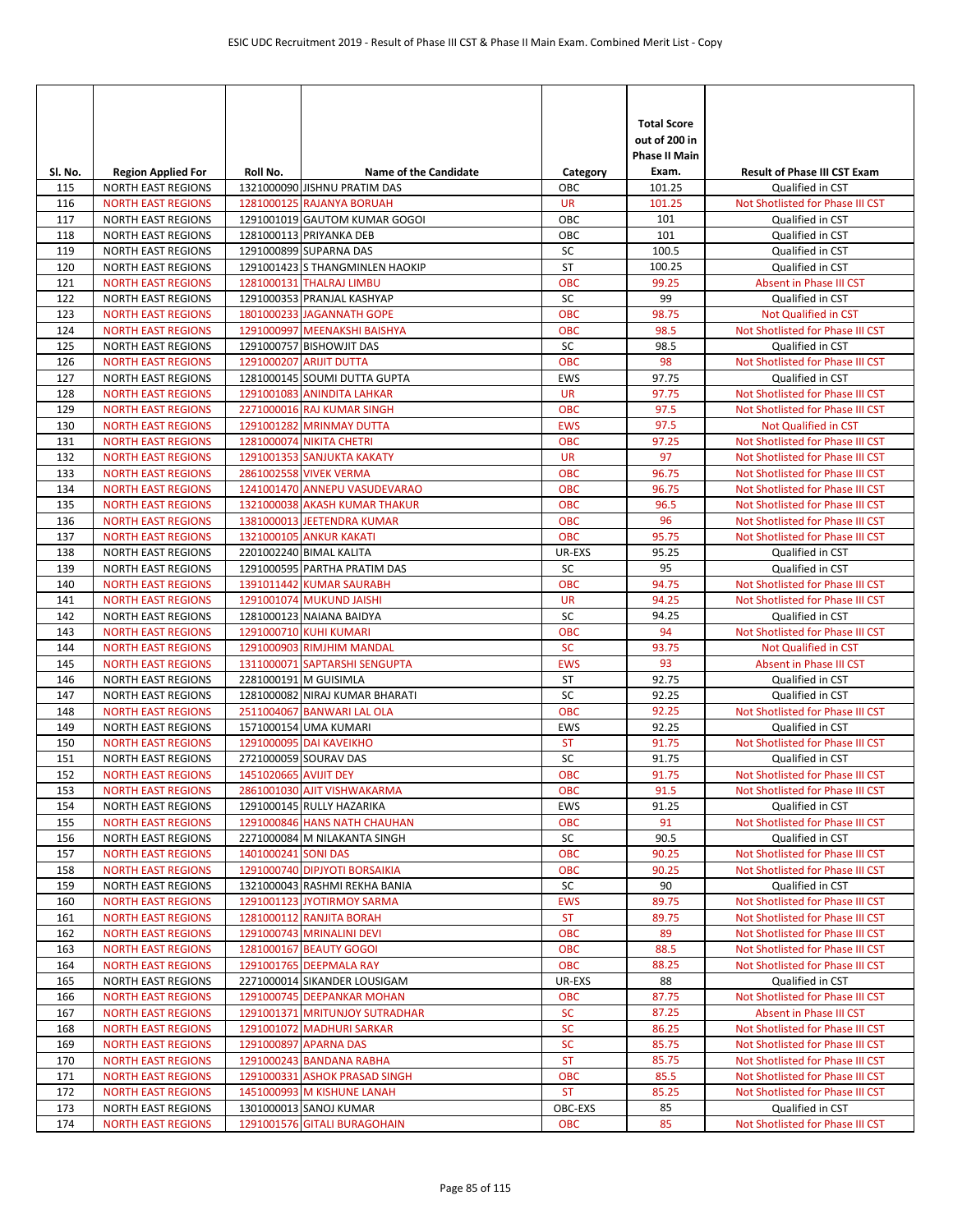| Sl. No. | Region Applied For | Roll No. | Name of the Candidate | Category | Total Score out of 200 in Phase II Main Exam. | Result of Phase III CST Exam |
|---|---|---|---|---|---|---|
| 115 | NORTH EAST REGIONS | 1321000090 | JISHNU PRATIM DAS | OBC | 101.25 | Qualified in CST |
| 116 | NORTH EAST REGIONS | 1281000125 | RAJANYA BORUAH | UR | 101.25 | Not Shotlisted for Phase III CST |
| 117 | NORTH EAST REGIONS | 1291001019 | GAUTOM KUMAR GOGOI | OBC | 101 | Qualified in CST |
| 118 | NORTH EAST REGIONS | 1281000113 | PRIYANKA DEB | OBC | 101 | Qualified in CST |
| 119 | NORTH EAST REGIONS | 1291000899 | SUPARNA DAS | SC | 100.5 | Qualified in CST |
| 120 | NORTH EAST REGIONS | 1291001423 | S THANGMINLEN HAOKIP | ST | 100.25 | Qualified in CST |
| 121 | NORTH EAST REGIONS | 1281000131 | THALRAJ LIMBU | OBC | 99.25 | Absent in Phase III CST |
| 122 | NORTH EAST REGIONS | 1291000353 | PRANJAL KASHYAP | SC | 99 | Qualified in CST |
| 123 | NORTH EAST REGIONS | 1801000233 | JAGANNATH GOPE | OBC | 98.75 | Not Qualified in CST |
| 124 | NORTH EAST REGIONS | 1291000997 | MEENAKSHI BAISHYA | OBC | 98.5 | Not Shotlisted for Phase III CST |
| 125 | NORTH EAST REGIONS | 1291000757 | BISHOWJIT DAS | SC | 98.5 | Qualified in CST |
| 126 | NORTH EAST REGIONS | 1291000207 | ARIJIT DUTTA | OBC | 98 | Not Shotlisted for Phase III CST |
| 127 | NORTH EAST REGIONS | 1281000145 | SOUMI DUTTA GUPTA | EWS | 97.75 | Qualified in CST |
| 128 | NORTH EAST REGIONS | 1291001083 | ANINDITA LAHKAR | UR | 97.75 | Not Shotlisted for Phase III CST |
| 129 | NORTH EAST REGIONS | 2271000016 | RAJ KUMAR SINGH | OBC | 97.5 | Not Shotlisted for Phase III CST |
| 130 | NORTH EAST REGIONS | 1291001282 | MRINMAY DUTTA | EWS | 97.5 | Not Qualified in CST |
| 131 | NORTH EAST REGIONS | 1281000074 | NIKITA CHETRI | OBC | 97.25 | Not Shotlisted for Phase III CST |
| 132 | NORTH EAST REGIONS | 1291001353 | SANJUKTA KAKATY | UR | 97 | Not Shotlisted for Phase III CST |
| 133 | NORTH EAST REGIONS | 2861002558 | VIVEK VERMA | OBC | 96.75 | Not Shotlisted for Phase III CST |
| 134 | NORTH EAST REGIONS | 1241001470 | ANNEPU VASUDEVARAO | OBC | 96.75 | Not Shotlisted for Phase III CST |
| 135 | NORTH EAST REGIONS | 1321000038 | AKASH KUMAR THAKUR | OBC | 96.5 | Not Shotlisted for Phase III CST |
| 136 | NORTH EAST REGIONS | 1381000013 | JEETENDRA KUMAR | OBC | 96 | Not Shotlisted for Phase III CST |
| 137 | NORTH EAST REGIONS | 1321000105 | ANKUR KAKATI | OBC | 95.75 | Not Shotlisted for Phase III CST |
| 138 | NORTH EAST REGIONS | 2201002240 | BIMAL KALITA | UR-EXS | 95.25 | Qualified in CST |
| 139 | NORTH EAST REGIONS | 1291000595 | PARTHA PRATIM DAS | SC | 95 | Qualified in CST |
| 140 | NORTH EAST REGIONS | 1391011442 | KUMAR SAURABH | OBC | 94.75 | Not Shotlisted for Phase III CST |
| 141 | NORTH EAST REGIONS | 1291001074 | MUKUND JAISHI | UR | 94.25 | Not Shotlisted for Phase III CST |
| 142 | NORTH EAST REGIONS | 1281000123 | NAIANA BAIDYA | SC | 94.25 | Qualified in CST |
| 143 | NORTH EAST REGIONS | 1291000710 | KUHI KUMARI | OBC | 94 | Not Shotlisted for Phase III CST |
| 144 | NORTH EAST REGIONS | 1291000903 | RIMJHIM MANDAL | SC | 93.75 | Not Qualified in CST |
| 145 | NORTH EAST REGIONS | 1311000071 | SAPTARSHI SENGUPTA | EWS | 93 | Absent in Phase III CST |
| 146 | NORTH EAST REGIONS | 2281000191 | M GUISIMLA | ST | 92.75 | Qualified in CST |
| 147 | NORTH EAST REGIONS | 1281000082 | NIRAJ KUMAR BHARATI | SC | 92.25 | Qualified in CST |
| 148 | NORTH EAST REGIONS | 2511004067 | BANWARI LAL OLA | OBC | 92.25 | Not Shotlisted for Phase III CST |
| 149 | NORTH EAST REGIONS | 1571000154 | UMA KUMARI | EWS | 92.25 | Qualified in CST |
| 150 | NORTH EAST REGIONS | 1291000095 | DAI KAVEIKHO | ST | 91.75 | Not Shotlisted for Phase III CST |
| 151 | NORTH EAST REGIONS | 2721000059 | SOURAV DAS | SC | 91.75 | Qualified in CST |
| 152 | NORTH EAST REGIONS | 1451020665 | AVIJIT DEY | OBC | 91.75 | Not Shotlisted for Phase III CST |
| 153 | NORTH EAST REGIONS | 2861001030 | AJIT VISHWAKARMA | OBC | 91.5 | Not Shotlisted for Phase III CST |
| 154 | NORTH EAST REGIONS | 1291000145 | RULLY HAZARIKA | EWS | 91.25 | Qualified in CST |
| 155 | NORTH EAST REGIONS | 1291000846 | HANS NATH CHAUHAN | OBC | 91 | Not Shotlisted for Phase III CST |
| 156 | NORTH EAST REGIONS | 2271000084 | M NILAKANTA SINGH | SC | 90.5 | Qualified in CST |
| 157 | NORTH EAST REGIONS | 1401000241 | SONI DAS | OBC | 90.25 | Not Shotlisted for Phase III CST |
| 158 | NORTH EAST REGIONS | 1291000740 | DIPJYOTI BORSAIKIA | OBC | 90.25 | Not Shotlisted for Phase III CST |
| 159 | NORTH EAST REGIONS | 1321000043 | RASHMI REKHA BANIA | SC | 90 | Qualified in CST |
| 160 | NORTH EAST REGIONS | 1291001123 | JYOTIRMOY SARMA | EWS | 89.75 | Not Shotlisted for Phase III CST |
| 161 | NORTH EAST REGIONS | 1281000112 | RANJITA BORAH | ST | 89.75 | Not Shotlisted for Phase III CST |
| 162 | NORTH EAST REGIONS | 1291000743 | MRINALINI DEVI | OBC | 89 | Not Shotlisted for Phase III CST |
| 163 | NORTH EAST REGIONS | 1281000167 | BEAUTY GOGOI | OBC | 88.5 | Not Shotlisted for Phase III CST |
| 164 | NORTH EAST REGIONS | 1291001765 | DEEPMALA RAY | OBC | 88.25 | Not Shotlisted for Phase III CST |
| 165 | NORTH EAST REGIONS | 2271000014 | SIKANDER LOUSIGAM | UR-EXS | 88 | Qualified in CST |
| 166 | NORTH EAST REGIONS | 1291000745 | DEEPANKAR MOHAN | OBC | 87.75 | Not Shotlisted for Phase III CST |
| 167 | NORTH EAST REGIONS | 1291001371 | MRITUNJOY SUTRADHAR | SC | 87.25 | Absent in Phase III CST |
| 168 | NORTH EAST REGIONS | 1291001072 | MADHURI SARKAR | SC | 86.25 | Not Shotlisted for Phase III CST |
| 169 | NORTH EAST REGIONS | 1291000897 | APARNA DAS | SC | 85.75 | Not Shotlisted for Phase III CST |
| 170 | NORTH EAST REGIONS | 1291000243 | BANDANA RABHA | ST | 85.75 | Not Shotlisted for Phase III CST |
| 171 | NORTH EAST REGIONS | 1291000331 | ASHOK PRASAD SINGH | OBC | 85.5 | Not Shotlisted for Phase III CST |
| 172 | NORTH EAST REGIONS | 1451000993 | M KISHUNE LANAH | ST | 85.25 | Not Shotlisted for Phase III CST |
| 173 | NORTH EAST REGIONS | 1301000013 | SANOJ KUMAR | OBC-EXS | 85 | Qualified in CST |
| 174 | NORTH EAST REGIONS | 1291001576 | GITALI BURAGOHAIN | OBC | 85 | Not Shotlisted for Phase III CST |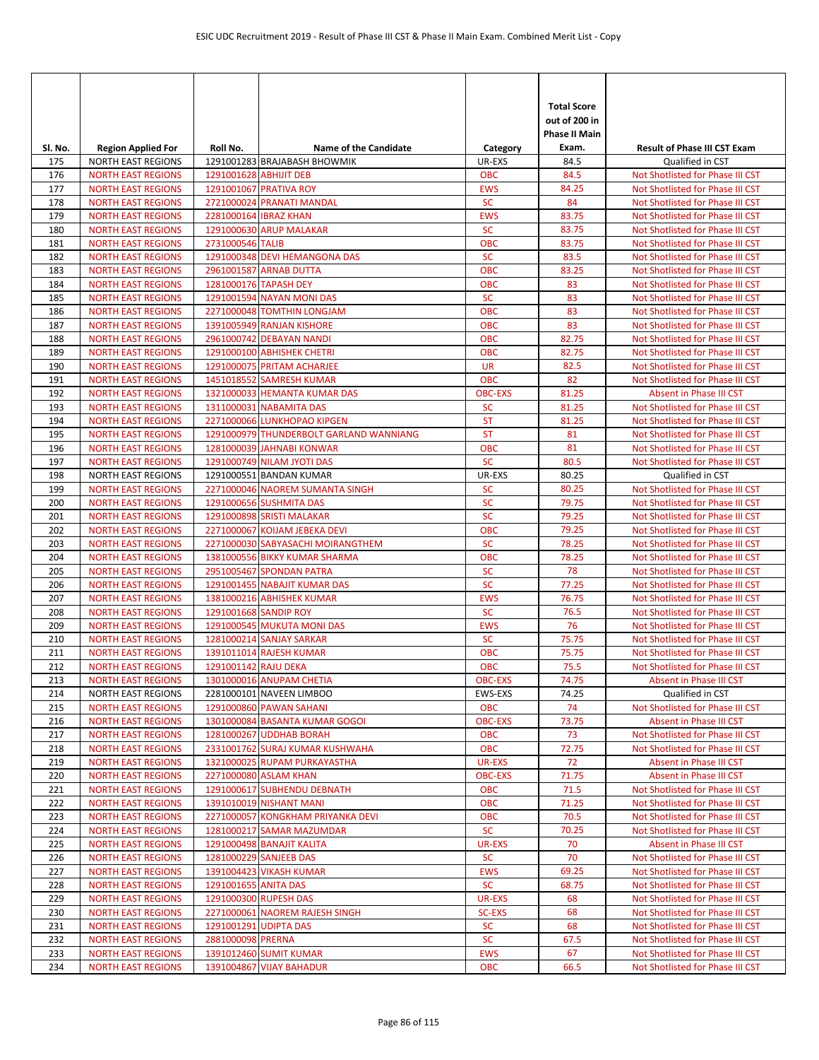| Sl. No. | Region Applied For | Roll No. | Name of the Candidate | Category | Total Score out of 200 in Phase II Main Exam. | Result of Phase III CST Exam |
|---|---|---|---|---|---|---|
| 175 | NORTH EAST REGIONS | 1291001283 | BRAJABASH BHOWMIK | UR-EXS | 84.5 | Qualified in CST |
| 176 | NORTH EAST REGIONS | 1291001628 | ABHIJIT DEB | OBC | 84.5 | Not Shotlisted for Phase III CST |
| 177 | NORTH EAST REGIONS | 1291001067 | PRATIVA ROY | EWS | 84.25 | Not Shotlisted for Phase III CST |
| 178 | NORTH EAST REGIONS | 2721000024 | PRANATI MANDAL | SC | 84 | Not Shotlisted for Phase III CST |
| 179 | NORTH EAST REGIONS | 2281000164 | IBRAZ KHAN | EWS | 83.75 | Not Shotlisted for Phase III CST |
| 180 | NORTH EAST REGIONS | 1291000630 | ARUP MALAKAR | SC | 83.75 | Not Shotlisted for Phase III CST |
| 181 | NORTH EAST REGIONS | 2731000546 | TALIB | OBC | 83.75 | Not Shotlisted for Phase III CST |
| 182 | NORTH EAST REGIONS | 1291000348 | DEVI HEMANGONA DAS | SC | 83.5 | Not Shotlisted for Phase III CST |
| 183 | NORTH EAST REGIONS | 2961001587 | ARNAB DUTTA | OBC | 83.25 | Not Shotlisted for Phase III CST |
| 184 | NORTH EAST REGIONS | 1281000176 | TAPASH DEY | OBC | 83 | Not Shotlisted for Phase III CST |
| 185 | NORTH EAST REGIONS | 1291001594 | NAYAN MONI DAS | SC | 83 | Not Shotlisted for Phase III CST |
| 186 | NORTH EAST REGIONS | 2271000048 | TOMTHIN LONGJAM | OBC | 83 | Not Shotlisted for Phase III CST |
| 187 | NORTH EAST REGIONS | 1391005949 | RANJAN KISHORE | OBC | 83 | Not Shotlisted for Phase III CST |
| 188 | NORTH EAST REGIONS | 2961000742 | DEBAYAN NANDI | OBC | 82.75 | Not Shotlisted for Phase III CST |
| 189 | NORTH EAST REGIONS | 1291000100 | ABHISHEK CHETRI | OBC | 82.75 | Not Shotlisted for Phase III CST |
| 190 | NORTH EAST REGIONS | 1291000075 | PRITAM ACHARJEE | UR | 82.5 | Not Shotlisted for Phase III CST |
| 191 | NORTH EAST REGIONS | 1451018552 | SAMRESH KUMAR | OBC | 82 | Not Shotlisted for Phase III CST |
| 192 | NORTH EAST REGIONS | 1321000033 | HEMANTA KUMAR DAS | OBC-EXS | 81.25 | Absent in Phase III CST |
| 193 | NORTH EAST REGIONS | 1311000031 | NABAMITA DAS | SC | 81.25 | Not Shotlisted for Phase III CST |
| 194 | NORTH EAST REGIONS | 2271000066 | LUNKHOPAO KIPGEN | ST | 81.25 | Not Shotlisted for Phase III CST |
| 195 | NORTH EAST REGIONS | 1291000979 | THUNDERBOLT GARLAND WANNIANG | ST | 81 | Not Shotlisted for Phase III CST |
| 196 | NORTH EAST REGIONS | 1281000039 | JAHNABI KONWAR | OBC | 81 | Not Shotlisted for Phase III CST |
| 197 | NORTH EAST REGIONS | 1291000749 | NILAM JYOTI DAS | SC | 80.5 | Not Shotlisted for Phase III CST |
| 198 | NORTH EAST REGIONS | 1291000551 | BANDAN KUMAR | UR-EXS | 80.25 | Qualified in CST |
| 199 | NORTH EAST REGIONS | 2271000046 | NAOREM SUMANTA SINGH | SC | 80.25 | Not Shotlisted for Phase III CST |
| 200 | NORTH EAST REGIONS | 1291000656 | SUSHMITA DAS | SC | 79.75 | Not Shotlisted for Phase III CST |
| 201 | NORTH EAST REGIONS | 1291000898 | SRISTI MALAKAR | SC | 79.25 | Not Shotlisted for Phase III CST |
| 202 | NORTH EAST REGIONS | 2271000067 | KOIJAM JEBEKA DEVI | OBC | 79.25 | Not Shotlisted for Phase III CST |
| 203 | NORTH EAST REGIONS | 2271000030 | SABYASACHI MOIRANGTHEM | SC | 78.25 | Not Shotlisted for Phase III CST |
| 204 | NORTH EAST REGIONS | 1381000556 | BIKKY KUMAR SHARMA | OBC | 78.25 | Not Shotlisted for Phase III CST |
| 205 | NORTH EAST REGIONS | 2951005467 | SPONDAN PATRA | SC | 78 | Not Shotlisted for Phase III CST |
| 206 | NORTH EAST REGIONS | 1291001455 | NABAJIT KUMAR DAS | SC | 77.25 | Not Shotlisted for Phase III CST |
| 207 | NORTH EAST REGIONS | 1381000216 | ABHISHEK KUMAR | EWS | 76.75 | Not Shotlisted for Phase III CST |
| 208 | NORTH EAST REGIONS | 1291001668 | SANDIP ROY | SC | 76.5 | Not Shotlisted for Phase III CST |
| 209 | NORTH EAST REGIONS | 1291000545 | MUKUTA MONI DAS | EWS | 76 | Not Shotlisted for Phase III CST |
| 210 | NORTH EAST REGIONS | 1281000214 | SANJAY SARKAR | SC | 75.75 | Not Shotlisted for Phase III CST |
| 211 | NORTH EAST REGIONS | 1391011014 | RAJESH KUMAR | OBC | 75.75 | Not Shotlisted for Phase III CST |
| 212 | NORTH EAST REGIONS | 1291001142 | RAJU DEKA | OBC | 75.5 | Not Shotlisted for Phase III CST |
| 213 | NORTH EAST REGIONS | 1301000016 | ANUPAM CHETIA | OBC-EXS | 74.75 | Absent in Phase III CST |
| 214 | NORTH EAST REGIONS | 2281000101 | NAVEEN LIMBOO | EWS-EXS | 74.25 | Qualified in CST |
| 215 | NORTH EAST REGIONS | 1291000860 | PAWAN SAHANI | OBC | 74 | Not Shotlisted for Phase III CST |
| 216 | NORTH EAST REGIONS | 1301000084 | BASANTA KUMAR GOGOI | OBC-EXS | 73.75 | Absent in Phase III CST |
| 217 | NORTH EAST REGIONS | 1281000267 | UDDHAB BORAH | OBC | 73 | Not Shotlisted for Phase III CST |
| 218 | NORTH EAST REGIONS | 2331001762 | SURAJ KUMAR KUSHWAHA | OBC | 72.75 | Not Shotlisted for Phase III CST |
| 219 | NORTH EAST REGIONS | 1321000025 | RUPAM PURKAYASTHA | UR-EXS | 72 | Absent in Phase III CST |
| 220 | NORTH EAST REGIONS | 2271000080 | ASLAM KHAN | OBC-EXS | 71.75 | Absent in Phase III CST |
| 221 | NORTH EAST REGIONS | 1291000617 | SUBHENDU DEBNATH | OBC | 71.5 | Not Shotlisted for Phase III CST |
| 222 | NORTH EAST REGIONS | 1391010019 | NISHANT MANI | OBC | 71.25 | Not Shotlisted for Phase III CST |
| 223 | NORTH EAST REGIONS | 2271000057 | KONGKHAM PRIYANKA DEVI | OBC | 70.5 | Not Shotlisted for Phase III CST |
| 224 | NORTH EAST REGIONS | 1281000217 | SAMAR MAZUMDAR | SC | 70.25 | Not Shotlisted for Phase III CST |
| 225 | NORTH EAST REGIONS | 1291000498 | BANAJIT KALITA | UR-EXS | 70 | Absent in Phase III CST |
| 226 | NORTH EAST REGIONS | 1281000229 | SANJEEB DAS | SC | 70 | Not Shotlisted for Phase III CST |
| 227 | NORTH EAST REGIONS | 1391004423 | VIKASH KUMAR | EWS | 69.25 | Not Shotlisted for Phase III CST |
| 228 | NORTH EAST REGIONS | 1291001655 | ANITA DAS | SC | 68.75 | Not Shotlisted for Phase III CST |
| 229 | NORTH EAST REGIONS | 1291000300 | RUPESH DAS | UR-EXS | 68 | Not Shotlisted for Phase III CST |
| 230 | NORTH EAST REGIONS | 2271000061 | NAOREM RAJESH SINGH | SC-EXS | 68 | Not Shotlisted for Phase III CST |
| 231 | NORTH EAST REGIONS | 1291001291 | UDIPTA DAS | SC | 68 | Not Shotlisted for Phase III CST |
| 232 | NORTH EAST REGIONS | 2881000098 | PRERNA | SC | 67.5 | Not Shotlisted for Phase III CST |
| 233 | NORTH EAST REGIONS | 1391012460 | SUMIT KUMAR | EWS | 67 | Not Shotlisted for Phase III CST |
| 234 | NORTH EAST REGIONS | 1391004867 | VIJAY BAHADUR | OBC | 66.5 | Not Shotlisted for Phase III CST |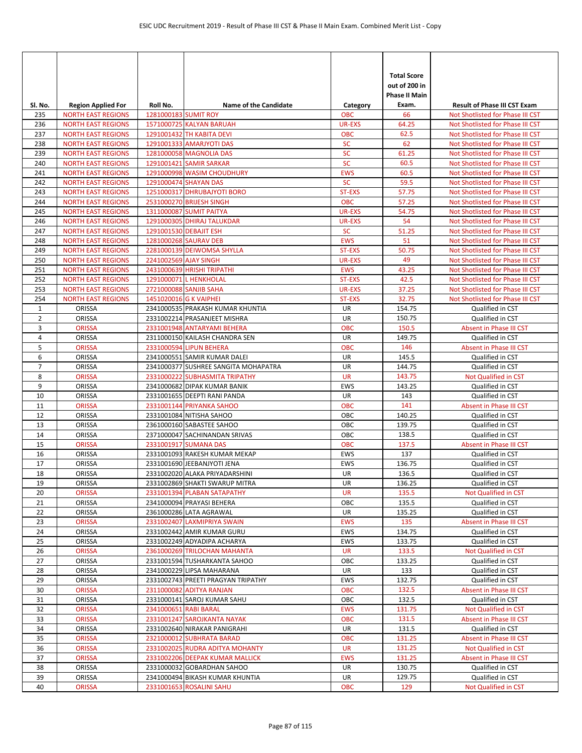| Sl. No. | Region Applied For | Roll No. | Name of the Candidate | Category | Total Score out of 200 in Phase II Main Exam. | Result of Phase III CST Exam |
|---|---|---|---|---|---|---|
| 235 | NORTH EAST REGIONS | 1281000183 | SUMIT ROY | OBC | 66 | Not Shotlisted for Phase III CST |
| 236 | NORTH EAST REGIONS | 1571000725 | KALYAN BARUAH | UR-EXS | 64.25 | Not Shotlisted for Phase III CST |
| 237 | NORTH EAST REGIONS | 1291001432 | TH KABITA DEVI | OBC | 62.5 | Not Shotlisted for Phase III CST |
| 238 | NORTH EAST REGIONS | 1291001333 | AMARJYOTI DAS | SC | 62 | Not Shotlisted for Phase III CST |
| 239 | NORTH EAST REGIONS | 1281000058 | MAGNOLIA DAS | SC | 61.25 | Not Shotlisted for Phase III CST |
| 240 | NORTH EAST REGIONS | 1291001421 | SAMIR SARKAR | SC | 60.5 | Not Shotlisted for Phase III CST |
| 241 | NORTH EAST REGIONS | 1291000998 | WASIM CHOUDHURY | EWS | 60.5 | Not Shotlisted for Phase III CST |
| 242 | NORTH EAST REGIONS | 1291000474 | SHAYAN DAS | SC | 59.5 | Not Shotlisted for Phase III CST |
| 243 | NORTH EAST REGIONS | 1251000317 | DHRUBAJYOTI BORO | ST-EXS | 57.75 | Not Shotlisted for Phase III CST |
| 244 | NORTH EAST REGIONS | 2531000270 | BRIJESH SINGH | OBC | 57.25 | Not Shotlisted for Phase III CST |
| 245 | NORTH EAST REGIONS | 1311000087 | SUMIT PAITYA | UR-EXS | 54.75 | Not Shotlisted for Phase III CST |
| 246 | NORTH EAST REGIONS | 1291000305 | DHIRAJ TALUKDAR | UR-EXS | 54 | Not Shotlisted for Phase III CST |
| 247 | NORTH EAST REGIONS | 1291001530 | DEBAJIT ESH | SC | 51.25 | Not Shotlisted for Phase III CST |
| 248 | NORTH EAST REGIONS | 1281000268 | SAURAV DEB | EWS | 51 | Not Shotlisted for Phase III CST |
| 249 | NORTH EAST REGIONS | 2281000139 | DEIWOMSA SHYLLA | ST-EXS | 50.75 | Not Shotlisted for Phase III CST |
| 250 | NORTH EAST REGIONS | 2241002569 | AJAY SINGH | UR-EXS | 49 | Not Shotlisted for Phase III CST |
| 251 | NORTH EAST REGIONS | 2431000639 | HRISHI TRIPATHI | EWS | 43.25 | Not Shotlisted for Phase III CST |
| 252 | NORTH EAST REGIONS | 1291000071 | L HENKHOLAL | ST-EXS | 42.5 | Not Shotlisted for Phase III CST |
| 253 | NORTH EAST REGIONS | 2721000088 | SANJIB SAHA | UR-EXS | 37.25 | Not Shotlisted for Phase III CST |
| 254 | NORTH EAST REGIONS | 1451020016 | G K VAIPHEI | ST-EXS | 32.75 | Not Shotlisted for Phase III CST |
| 1 | ORISSA | 2341000535 | PRAKASH KUMAR KHUNTIA | UR | 154.75 | Qualified in CST |
| 2 | ORISSA | 2331002214 | PRASANJEET MISHRA | UR | 150.75 | Qualified in CST |
| 3 | ORISSA | 2331001948 | ANTARYAMI BEHERA | OBC | 150.5 | Absent in Phase III CST |
| 4 | ORISSA | 2311000150 | KAILASH CHANDRA SEN | UR | 149.75 | Qualified in CST |
| 5 | ORISSA | 2331000594 | LIPUN BEHERA | OBC | 146 | Absent in Phase III CST |
| 6 | ORISSA | 2341000551 | SAMIR KUMAR DALEI | UR | 145.5 | Qualified in CST |
| 7 | ORISSA | 2341000377 | SUSHREE SANGITA MOHAPATRA | UR | 144.75 | Qualified in CST |
| 8 | ORISSA | 2331000222 | SUBHASMITA TRIPATHY | UR | 143.75 | Not Qualified in CST |
| 9 | ORISSA | 2341000682 | DIPAK KUMAR BANIK | EWS | 143.25 | Qualified in CST |
| 10 | ORISSA | 2331001655 | DEEPTI RANI PANDA | UR | 143 | Qualified in CST |
| 11 | ORISSA | 2331001144 | PRIYANKA SAHOO | OBC | 141 | Absent in Phase III CST |
| 12 | ORISSA | 2331001084 | NITISHA SAHOO | OBC | 140.25 | Qualified in CST |
| 13 | ORISSA | 2361000160 | SABASTEE SAHOO | OBC | 139.75 | Qualified in CST |
| 14 | ORISSA | 2371000047 | SACHINANDAN SRIVAS | OBC | 138.5 | Qualified in CST |
| 15 | ORISSA | 2331001917 | SUMANA DAS | OBC | 137.5 | Absent in Phase III CST |
| 16 | ORISSA | 2331001093 | RAKESH KUMAR MEKAP | EWS | 137 | Qualified in CST |
| 17 | ORISSA | 2331001690 | JEEBANJYOTI JENA | EWS | 136.75 | Qualified in CST |
| 18 | ORISSA | 2331002020 | ALAKA PRIYADARSHINI | UR | 136.5 | Qualified in CST |
| 19 | ORISSA | 2331002869 | SHAKTI SWARUP MITRA | UR | 136.25 | Qualified in CST |
| 20 | ORISSA | 2331001394 | PLABAN SATAPATHY | UR | 135.5 | Not Qualified in CST |
| 21 | ORISSA | 2341000094 | PRAYASI BEHERA | OBC | 135.5 | Qualified in CST |
| 22 | ORISSA | 2361000286 | LATA AGRAWAL | UR | 135.25 | Qualified in CST |
| 23 | ORISSA | 2331002407 | LAXMIPRIYA SWAIN | EWS | 135 | Absent in Phase III CST |
| 24 | ORISSA | 2331002442 | AMIR KUMAR GURU | EWS | 134.75 | Qualified in CST |
| 25 | ORISSA | 2331002249 | ADYADIPA ACHARYA | EWS | 133.75 | Qualified in CST |
| 26 | ORISSA | 2361000269 | TRILOCHAN MAHANTA | UR | 133.5 | Not Qualified in CST |
| 27 | ORISSA | 2331001594 | TUSHARKANTA SAHOO | OBC | 133.25 | Qualified in CST |
| 28 | ORISSA | 2341000229 | LIPSA MAHARANA | UR | 133 | Qualified in CST |
| 29 | ORISSA | 2331002743 | PREETI PRAGYAN TRIPATHY | EWS | 132.75 | Qualified in CST |
| 30 | ORISSA | 2311000082 | ADITYA RANJAN | OBC | 132.5 | Absent in Phase III CST |
| 31 | ORISSA | 2331000141 | SAROJ KUMAR SAHU | OBC | 132.5 | Qualified in CST |
| 32 | ORISSA | 2341000651 | RABI BARAL | EWS | 131.75 | Not Qualified in CST |
| 33 | ORISSA | 2331001247 | SAROJKANTA NAYAK | OBC | 131.5 | Absent in Phase III CST |
| 34 | ORISSA | 2331002640 | NIRAKAR PANIGRAHI | UR | 131.5 | Qualified in CST |
| 35 | ORISSA | 2321000012 | SUBHRATA BARAD | OBC | 131.25 | Absent in Phase III CST |
| 36 | ORISSA | 2331002025 | RUDRA ADITYA MOHANTY | UR | 131.25 | Not Qualified in CST |
| 37 | ORISSA | 2331002206 | DEEPAK KUMAR MALLICK | EWS | 131.25 | Absent in Phase III CST |
| 38 | ORISSA | 2331000032 | GOBARDHAN SAHOO | UR | 130.75 | Qualified in CST |
| 39 | ORISSA | 2341000494 | BIKASH KUMAR KHUNTIA | UR | 129.75 | Qualified in CST |
| 40 | ORISSA | 2331001653 | ROSALINI SAHU | OBC | 129 | Not Qualified in CST |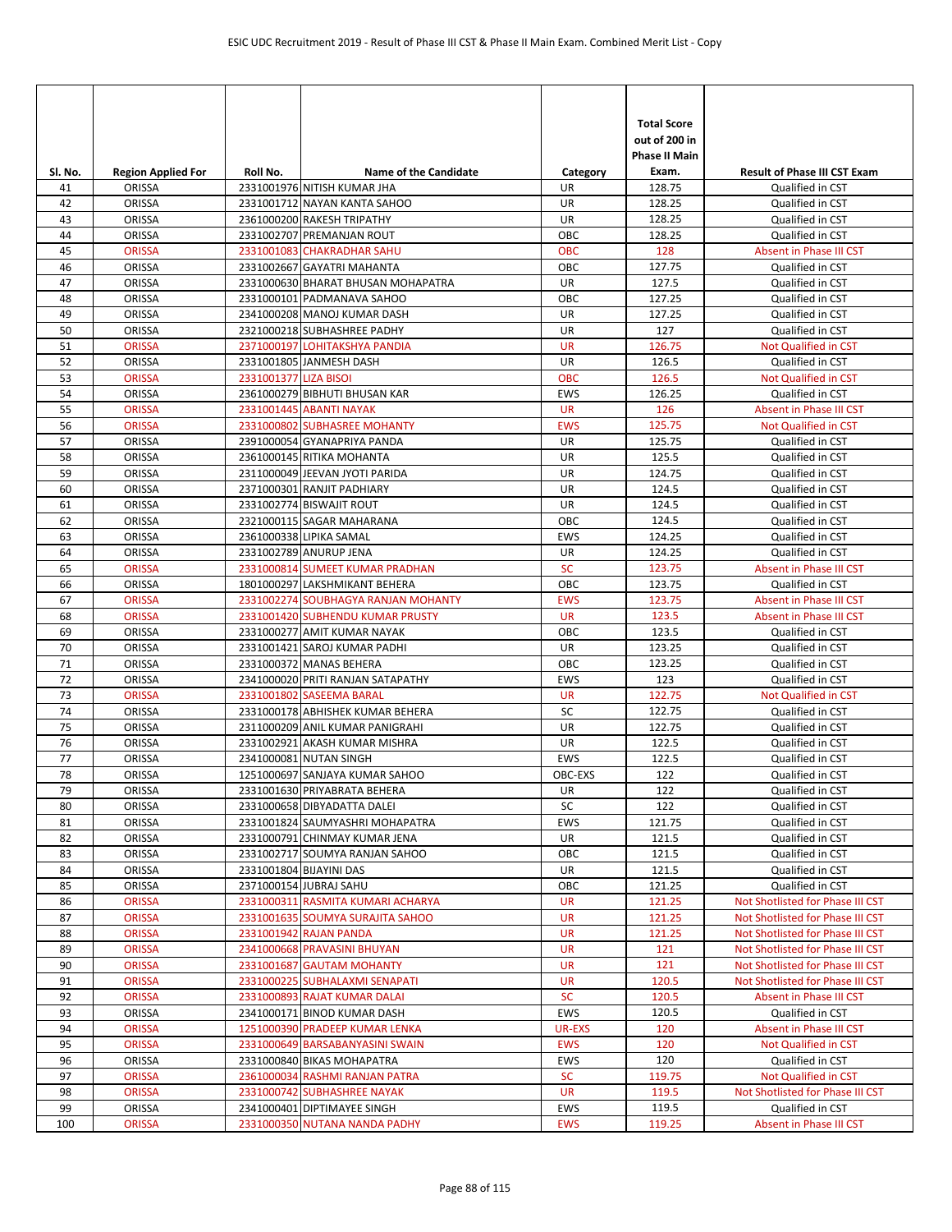| Sl. No. | Region Applied For | Roll No. | Name of the Candidate | Category | Total Score out of 200 in Phase II Main Exam. | Result of Phase III CST Exam |
|---|---|---|---|---|---|---|
| 41 | ORISSA | 2331001976 | NITISH KUMAR JHA | UR | 128.75 | Qualified in CST |
| 42 | ORISSA | 2331001712 | NAYAN KANTA SAHOO | UR | 128.25 | Qualified in CST |
| 43 | ORISSA | 2361000200 | RAKESH TRIPATHY | UR | 128.25 | Qualified in CST |
| 44 | ORISSA | 2331002707 | PREMANJAN ROUT | OBC | 128.25 | Qualified in CST |
| 45 | ORISSA | 2331001083 | CHAKRADHAR SAHU | OBC | 128 | Absent in Phase III CST |
| 46 | ORISSA | 2331002667 | GAYATRI MAHANTA | OBC | 127.75 | Qualified in CST |
| 47 | ORISSA | 2331000630 | BHARAT BHUSAN MOHAPATRA | UR | 127.5 | Qualified in CST |
| 48 | ORISSA | 2331000101 | PADMANAVA SAHOO | OBC | 127.25 | Qualified in CST |
| 49 | ORISSA | 2341000208 | MANOJ KUMAR DASH | UR | 127.25 | Qualified in CST |
| 50 | ORISSA | 2321000218 | SUBHASHREE PADHY | UR | 127 | Qualified in CST |
| 51 | ORISSA | 2371000197 | LOHITAKSHYA PANDIA | UR | 126.75 | Not Qualified in CST |
| 52 | ORISSA | 2331001805 | JANMESH DASH | UR | 126.5 | Qualified in CST |
| 53 | ORISSA | 2331001377 | LIZA BISOI | OBC | 126.5 | Not Qualified in CST |
| 54 | ORISSA | 2361000279 | BIBHUTI BHUSAN KAR | EWS | 126.25 | Qualified in CST |
| 55 | ORISSA | 2331001445 | ABANTI NAYAK | UR | 126 | Absent in Phase III CST |
| 56 | ORISSA | 2331000802 | SUBHASREE MOHANTY | EWS | 125.75 | Not Qualified in CST |
| 57 | ORISSA | 2391000054 | GYANAPRIYA PANDA | UR | 125.75 | Qualified in CST |
| 58 | ORISSA | 2361000145 | RITIKA MOHANTA | UR | 125.5 | Qualified in CST |
| 59 | ORISSA | 2311000049 | JEEVAN JYOTI PARIDA | UR | 124.75 | Qualified in CST |
| 60 | ORISSA | 2371000301 | RANJIT PADHIARY | UR | 124.5 | Qualified in CST |
| 61 | ORISSA | 2331002774 | BISWAJIT ROUT | UR | 124.5 | Qualified in CST |
| 62 | ORISSA | 2321000115 | SAGAR MAHARANA | OBC | 124.5 | Qualified in CST |
| 63 | ORISSA | 2361000338 | LIPIKA SAMAL | EWS | 124.25 | Qualified in CST |
| 64 | ORISSA | 2331002789 | ANURUP JENA | UR | 124.25 | Qualified in CST |
| 65 | ORISSA | 2331000814 | SUMEET KUMAR PRADHAN | SC | 123.75 | Absent in Phase III CST |
| 66 | ORISSA | 1801000297 | LAKSHMIKANT BEHERA | OBC | 123.75 | Qualified in CST |
| 67 | ORISSA | 2331002274 | SOUBHAGYA RANJAN MOHANTY | EWS | 123.75 | Absent in Phase III CST |
| 68 | ORISSA | 2331001420 | SUBHENDU KUMAR PRUSTY | UR | 123.5 | Absent in Phase III CST |
| 69 | ORISSA | 2331000277 | AMIT KUMAR NAYAK | OBC | 123.5 | Qualified in CST |
| 70 | ORISSA | 2331001421 | SAROJ KUMAR PADHI | UR | 123.25 | Qualified in CST |
| 71 | ORISSA | 2331000372 | MANAS BEHERA | OBC | 123.25 | Qualified in CST |
| 72 | ORISSA | 2341000020 | PRITI RANJAN SATAPATHY | EWS | 123 | Qualified in CST |
| 73 | ORISSA | 2331001802 | SASEEMA BARAL | UR | 122.75 | Not Qualified in CST |
| 74 | ORISSA | 2331000178 | ABHISHEK KUMAR BEHERA | SC | 122.75 | Qualified in CST |
| 75 | ORISSA | 2311000209 | ANIL KUMAR PANIGRAHI | UR | 122.75 | Qualified in CST |
| 76 | ORISSA | 2331002921 | AKASH KUMAR MISHRA | UR | 122.5 | Qualified in CST |
| 77 | ORISSA | 2341000081 | NUTAN SINGH | EWS | 122.5 | Qualified in CST |
| 78 | ORISSA | 1251000697 | SANJAYA KUMAR SAHOO | OBC-EXS | 122 | Qualified in CST |
| 79 | ORISSA | 2331001630 | PRIYABRATA BEHERA | UR | 122 | Qualified in CST |
| 80 | ORISSA | 2331000658 | DIBYADATTA DALEI | SC | 122 | Qualified in CST |
| 81 | ORISSA | 2331001824 | SAUMYASHRI MOHAPATRA | EWS | 121.75 | Qualified in CST |
| 82 | ORISSA | 2331000791 | CHINMAY KUMAR JENA | UR | 121.5 | Qualified in CST |
| 83 | ORISSA | 2331002717 | SOUMYA RANJAN SAHOO | OBC | 121.5 | Qualified in CST |
| 84 | ORISSA | 2331001804 | BIJAYINI DAS | UR | 121.5 | Qualified in CST |
| 85 | ORISSA | 2371000154 | JUBRAJ SAHU | OBC | 121.25 | Qualified in CST |
| 86 | ORISSA | 2331000311 | RASMITA KUMARI ACHARYA | UR | 121.25 | Not Shotlisted for Phase III CST |
| 87 | ORISSA | 2331001635 | SOUMYA SURAJITA SAHOO | UR | 121.25 | Not Shotlisted for Phase III CST |
| 88 | ORISSA | 2331001942 | RAJAN PANDA | UR | 121.25 | Not Shotlisted for Phase III CST |
| 89 | ORISSA | 2341000668 | PRAVASINI BHUYAN | UR | 121 | Not Shotlisted for Phase III CST |
| 90 | ORISSA | 2331001687 | GAUTAM MOHANTY | UR | 121 | Not Shotlisted for Phase III CST |
| 91 | ORISSA | 2331000225 | SUBHALAXMI SENAPATI | UR | 120.5 | Not Shotlisted for Phase III CST |
| 92 | ORISSA | 2331000893 | RAJAT KUMAR DALAI | SC | 120.5 | Absent in Phase III CST |
| 93 | ORISSA | 2341000171 | BINOD KUMAR DASH | EWS | 120.5 | Qualified in CST |
| 94 | ORISSA | 1251000390 | PRADEEP KUMAR LENKA | UR-EXS | 120 | Absent in Phase III CST |
| 95 | ORISSA | 2331000649 | BARSABANYASINI SWAIN | EWS | 120 | Not Qualified in CST |
| 96 | ORISSA | 2331000840 | BIKAS MOHAPATRA | EWS | 120 | Qualified in CST |
| 97 | ORISSA | 2361000034 | RASHMI RANJAN PATRA | SC | 119.75 | Not Qualified in CST |
| 98 | ORISSA | 2331000742 | SUBHASHREE NAYAK | UR | 119.5 | Not Shotlisted for Phase III CST |
| 99 | ORISSA | 2341000401 | DIPTIMAYEE SINGH | EWS | 119.5 | Qualified in CST |
| 100 | ORISSA | 2331000350 | NUTANA NANDA PADHY | EWS | 119.25 | Absent in Phase III CST |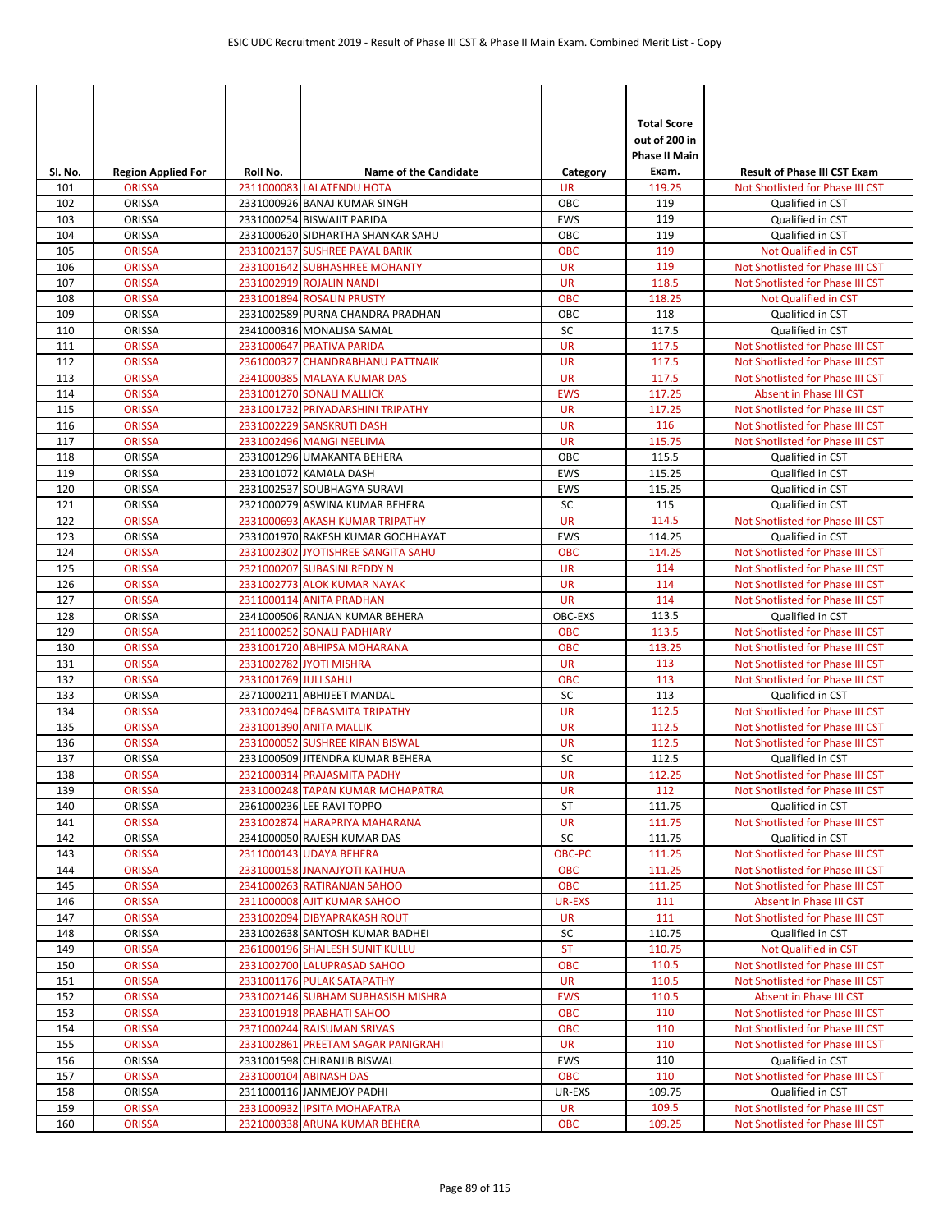| Sl. No. | Region Applied For | Roll No. | Name of the Candidate | Category | Total Score out of 200 in Phase II Main Exam. | Result of Phase III CST Exam |
|---|---|---|---|---|---|---|
| 101 | ORISSA | 2311000083 | LALATENDU HOTA | UR | 119.25 | Not Shotlisted for Phase III CST |
| 102 | ORISSA | 2331000926 | BANAJ KUMAR SINGH | OBC | 119 | Qualified in CST |
| 103 | ORISSA | 2331000254 | BISWAJIT PARIDA | EWS | 119 | Qualified in CST |
| 104 | ORISSA | 2331000620 | SIDHARTHA SHANKAR SAHU | OBC | 119 | Qualified in CST |
| 105 | ORISSA | 2331002137 | SUSHREE PAYAL BARIK | OBC | 119 | Not Qualified in CST |
| 106 | ORISSA | 2331001642 | SUBHASHREE MOHANTY | UR | 119 | Not Shotlisted for Phase III CST |
| 107 | ORISSA | 2331002919 | ROJALIN NANDI | UR | 118.5 | Not Shotlisted for Phase III CST |
| 108 | ORISSA | 2331001894 | ROSALIN PRUSTY | OBC | 118.25 | Not Qualified in CST |
| 109 | ORISSA | 2331002589 | PURNA CHANDRA PRADHAN | OBC | 118 | Qualified in CST |
| 110 | ORISSA | 2341000316 | MONALISA SAMAL | SC | 117.5 | Qualified in CST |
| 111 | ORISSA | 2331000647 | PRATIVA PARIDA | UR | 117.5 | Not Shotlisted for Phase III CST |
| 112 | ORISSA | 2361000327 | CHANDRABHANU PATTNAIK | UR | 117.5 | Not Shotlisted for Phase III CST |
| 113 | ORISSA | 2341000385 | MALAYA KUMAR DAS | UR | 117.5 | Not Shotlisted for Phase III CST |
| 114 | ORISSA | 2331001270 | SONALI MALLICK | EWS | 117.25 | Absent in Phase III CST |
| 115 | ORISSA | 2331001732 | PRIYADARSHINI TRIPATHY | UR | 117.25 | Not Shotlisted for Phase III CST |
| 116 | ORISSA | 2331002229 | SANSKRUTI DASH | UR | 116 | Not Shotlisted for Phase III CST |
| 117 | ORISSA | 2331002496 | MANGI NEELIMA | UR | 115.75 | Not Shotlisted for Phase III CST |
| 118 | ORISSA | 2331001296 | UMAKANTA BEHERA | OBC | 115.5 | Qualified in CST |
| 119 | ORISSA | 2331001072 | KAMALA DASH | EWS | 115.25 | Qualified in CST |
| 120 | ORISSA | 2331002537 | SOUBHAGYA SURAVI | EWS | 115.25 | Qualified in CST |
| 121 | ORISSA | 2321000279 | ASWINA KUMAR BEHERA | SC | 115 | Qualified in CST |
| 122 | ORISSA | 2331000693 | AKASH KUMAR TRIPATHY | UR | 114.5 | Not Shotlisted for Phase III CST |
| 123 | ORISSA | 2331001970 | RAKESH KUMAR GOCHHAYAT | EWS | 114.25 | Qualified in CST |
| 124 | ORISSA | 2331002302 | JYOTISHREE SANGITA SAHU | OBC | 114.25 | Not Shotlisted for Phase III CST |
| 125 | ORISSA | 2321000207 | SUBASINI REDDY N | UR | 114 | Not Shotlisted for Phase III CST |
| 126 | ORISSA | 2331002773 | ALOK KUMAR NAYAK | UR | 114 | Not Shotlisted for Phase III CST |
| 127 | ORISSA | 2311000114 | ANITA PRADHAN | UR | 114 | Not Shotlisted for Phase III CST |
| 128 | ORISSA | 2341000506 | RANJAN KUMAR BEHERA | OBC-EXS | 113.5 | Qualified in CST |
| 129 | ORISSA | 2311000252 | SONALI PADHIARY | OBC | 113.5 | Not Shotlisted for Phase III CST |
| 130 | ORISSA | 2331001720 | ABHIPSA MOHARANA | OBC | 113.25 | Not Shotlisted for Phase III CST |
| 131 | ORISSA | 2331002782 | JYOTI MISHRA | UR | 113 | Not Shotlisted for Phase III CST |
| 132 | ORISSA | 2331001769 | JULI SAHU | OBC | 113 | Not Shotlisted for Phase III CST |
| 133 | ORISSA | 2371000211 | ABHIJEET MANDAL | SC | 113 | Qualified in CST |
| 134 | ORISSA | 2331002494 | DEBASMITA TRIPATHY | UR | 112.5 | Not Shotlisted for Phase III CST |
| 135 | ORISSA | 2331001390 | ANITA MALLIK | UR | 112.5 | Not Shotlisted for Phase III CST |
| 136 | ORISSA | 2331000052 | SUSHREE KIRAN BISWAL | UR | 112.5 | Not Shotlisted for Phase III CST |
| 137 | ORISSA | 2331000509 | JITENDRA KUMAR BEHERA | SC | 112.5 | Qualified in CST |
| 138 | ORISSA | 2321000314 | PRAJASMITA PADHY | UR | 112.25 | Not Shotlisted for Phase III CST |
| 139 | ORISSA | 2331000248 | TAPAN KUMAR MOHAPATRA | UR | 112 | Not Shotlisted for Phase III CST |
| 140 | ORISSA | 2361000236 | LEE RAVI TOPPO | ST | 111.75 | Qualified in CST |
| 141 | ORISSA | 2331002874 | HARAPRIYA MAHARANA | UR | 111.75 | Not Shotlisted for Phase III CST |
| 142 | ORISSA | 2341000050 | RAJESH KUMAR DAS | SC | 111.75 | Qualified in CST |
| 143 | ORISSA | 2311000143 | UDAYA BEHERA | OBC-PC | 111.25 | Not Shotlisted for Phase III CST |
| 144 | ORISSA | 2331000158 | JNANAJYOTI KATHUA | OBC | 111.25 | Not Shotlisted for Phase III CST |
| 145 | ORISSA | 2341000263 | RATIRANJAN SAHOO | OBC | 111.25 | Not Shotlisted for Phase III CST |
| 146 | ORISSA | 2311000008 | AJIT KUMAR SAHOO | UR-EXS | 111 | Absent in Phase III CST |
| 147 | ORISSA | 2331002094 | DIBYAPRAKASH ROUT | UR | 111 | Not Shotlisted for Phase III CST |
| 148 | ORISSA | 2331002638 | SANTOSH KUMAR BADHEI | SC | 110.75 | Qualified in CST |
| 149 | ORISSA | 2361000196 | SHAILESH SUNIT KULLU | ST | 110.75 | Not Qualified in CST |
| 150 | ORISSA | 2331002700 | LALUPRASAD SAHOO | OBC | 110.5 | Not Shotlisted for Phase III CST |
| 151 | ORISSA | 2331001176 | PULAK SATAPATHY | UR | 110.5 | Not Shotlisted for Phase III CST |
| 152 | ORISSA | 2331002146 | SUBHAM SUBHASISH MISHRA | EWS | 110.5 | Absent in Phase III CST |
| 153 | ORISSA | 2331001918 | PRABHATI SAHOO | OBC | 110 | Not Shotlisted for Phase III CST |
| 154 | ORISSA | 2371000244 | RAJSUMAN SRIVAS | OBC | 110 | Not Shotlisted for Phase III CST |
| 155 | ORISSA | 2331002861 | PREETAM SAGAR PANIGRAHI | UR | 110 | Not Shotlisted for Phase III CST |
| 156 | ORISSA | 2331001598 | CHIRANJIB BISWAL | EWS | 110 | Qualified in CST |
| 157 | ORISSA | 2331000104 | ABINASH DAS | OBC | 110 | Not Shotlisted for Phase III CST |
| 158 | ORISSA | 2311000116 | JANMEJOY PADHI | UR-EXS | 109.75 | Qualified in CST |
| 159 | ORISSA | 2331000932 | IPSITA MOHAPATRA | UR | 109.5 | Not Shotlisted for Phase III CST |
| 160 | ORISSA | 2321000338 | ARUNA KUMAR BEHERA | OBC | 109.25 | Not Shotlisted for Phase III CST |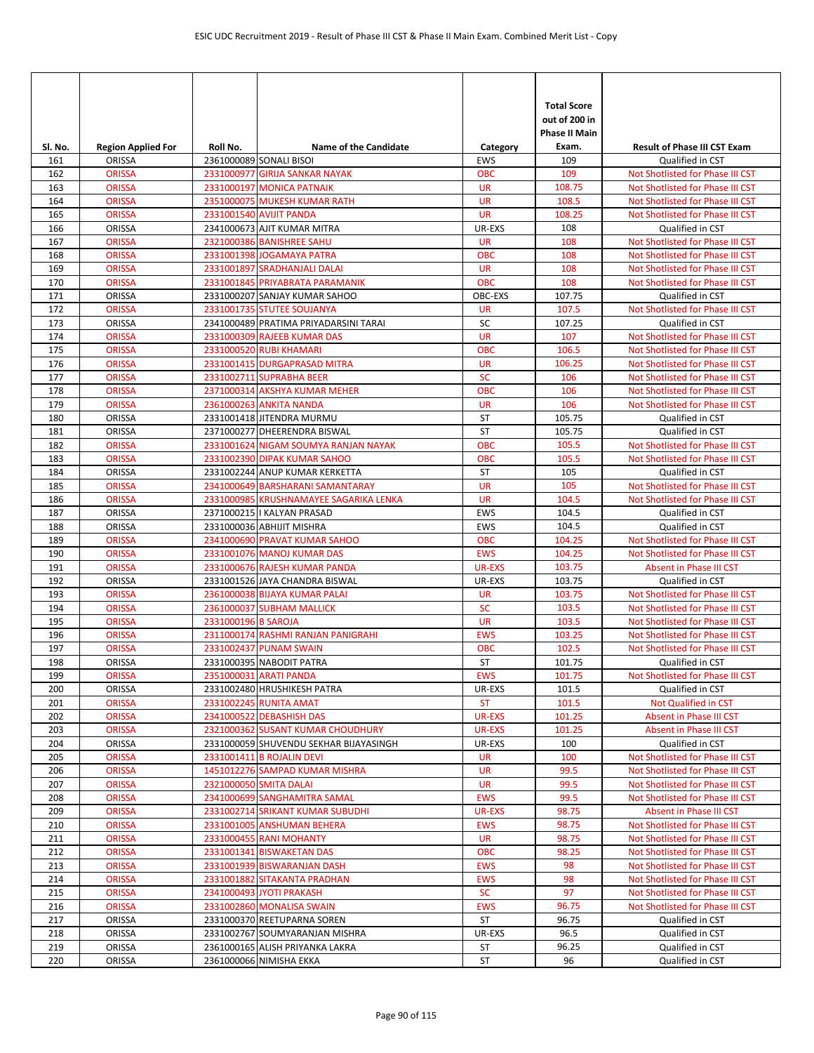| Sl. No. | Region Applied For | Roll No. | Name of the Candidate | Category | Total Score out of 200 in Phase II Main Exam. | Result of Phase III CST Exam |
|---|---|---|---|---|---|---|
| 161 | ORISSA | 2361000089 | SONALI BISOI | EWS | 109 | Qualified in CST |
| 162 | ORISSA | 2331000977 | GIRIJA SANKAR NAYAK | OBC | 109 | Not Shotlisted for Phase III CST |
| 163 | ORISSA | 2331000197 | MONICA PATNAIK | UR | 108.75 | Not Shotlisted for Phase III CST |
| 164 | ORISSA | 2351000075 | MUKESH KUMAR RATH | UR | 108.5 | Not Shotlisted for Phase III CST |
| 165 | ORISSA | 2331001540 | AVIJIT PANDA | UR | 108.25 | Not Shotlisted for Phase III CST |
| 166 | ORISSA | 2341000673 | AJIT KUMAR MITRA | UR-EXS | 108 | Qualified in CST |
| 167 | ORISSA | 2321000386 | BANISHREE SAHU | UR | 108 | Not Shotlisted for Phase III CST |
| 168 | ORISSA | 2331001398 | JOGAMAYA PATRA | OBC | 108 | Not Shotlisted for Phase III CST |
| 169 | ORISSA | 2331001897 | SRADHANJALI DALAI | UR | 108 | Not Shotlisted for Phase III CST |
| 170 | ORISSA | 2331001845 | PRIYABRATA PARAMANIK | OBC | 108 | Not Shotlisted for Phase III CST |
| 171 | ORISSA | 2331000207 | SANJAY KUMAR SAHOO | OBC-EXS | 107.75 | Qualified in CST |
| 172 | ORISSA | 2331001735 | STUTEE SOUJANYA | UR | 107.5 | Not Shotlisted for Phase III CST |
| 173 | ORISSA | 2341000489 | PRATIMA PRIYADARSINI TARAI | SC | 107.25 | Qualified in CST |
| 174 | ORISSA | 2331000309 | RAJEEB KUMAR DAS | UR | 107 | Not Shotlisted for Phase III CST |
| 175 | ORISSA | 2331000520 | RUBI KHAMARI | OBC | 106.5 | Not Shotlisted for Phase III CST |
| 176 | ORISSA | 2331001415 | DURGAPRASAD MITRA | UR | 106.25 | Not Shotlisted for Phase III CST |
| 177 | ORISSA | 2331002711 | SUPRABHA BEER | SC | 106 | Not Shotlisted for Phase III CST |
| 178 | ORISSA | 2371000314 | AKSHYA KUMAR MEHER | OBC | 106 | Not Shotlisted for Phase III CST |
| 179 | ORISSA | 2361000263 | ANKITA NANDA | UR | 106 | Not Shotlisted for Phase III CST |
| 180 | ORISSA | 2331001418 | JITENDRA MURMU | ST | 105.75 | Qualified in CST |
| 181 | ORISSA | 2371000277 | DHEERENDRA BISWAL | ST | 105.75 | Qualified in CST |
| 182 | ORISSA | 2331001624 | NIGAM SOUMYA RANJAN NAYAK | OBC | 105.5 | Not Shotlisted for Phase III CST |
| 183 | ORISSA | 2331002390 | DIPAK KUMAR SAHOO | OBC | 105.5 | Not Shotlisted for Phase III CST |
| 184 | ORISSA | 2331002244 | ANUP KUMAR KERKETTA | ST | 105 | Qualified in CST |
| 185 | ORISSA | 2341000649 | BARSHARANI SAMANTARAY | UR | 105 | Not Shotlisted for Phase III CST |
| 186 | ORISSA | 2331000985 | KRUSHNAMAYEE SAGARIKA LENKA | UR | 104.5 | Not Shotlisted for Phase III CST |
| 187 | ORISSA | 2371000215 | I KALYAN PRASAD | EWS | 104.5 | Qualified in CST |
| 188 | ORISSA | 2331000036 | ABHIJIT MISHRA | EWS | 104.5 | Qualified in CST |
| 189 | ORISSA | 2341000690 | PRAVAT KUMAR SAHOO | OBC | 104.25 | Not Shotlisted for Phase III CST |
| 190 | ORISSA | 2331001076 | MANOJ KUMAR DAS | EWS | 104.25 | Not Shotlisted for Phase III CST |
| 191 | ORISSA | 2331000676 | RAJESH KUMAR PANDA | UR-EXS | 103.75 | Absent in Phase III CST |
| 192 | ORISSA | 2331001526 | JAYA CHANDRA BISWAL | UR-EXS | 103.75 | Qualified in CST |
| 193 | ORISSA | 2361000038 | BIJAYA KUMAR PALAI | UR | 103.75 | Not Shotlisted for Phase III CST |
| 194 | ORISSA | 2361000037 | SUBHAM MALLICK | SC | 103.5 | Not Shotlisted for Phase III CST |
| 195 | ORISSA | 2331000196 | B SAROJA | UR | 103.5 | Not Shotlisted for Phase III CST |
| 196 | ORISSA | 2311000174 | RASHMI RANJAN PANIGRAHI | EWS | 103.25 | Not Shotlisted for Phase III CST |
| 197 | ORISSA | 2331002437 | PUNAM SWAIN | OBC | 102.5 | Not Shotlisted for Phase III CST |
| 198 | ORISSA | 2331000395 | NABODIT PATRA | ST | 101.75 | Qualified in CST |
| 199 | ORISSA | 2351000031 | ARATI PANDA | EWS | 101.75 | Not Shotlisted for Phase III CST |
| 200 | ORISSA | 2331002480 | HRUSHIKESH PATRA | UR-EXS | 101.5 | Qualified in CST |
| 201 | ORISSA | 2331002245 | RUNITA AMAT | ST | 101.5 | Not Qualified in CST |
| 202 | ORISSA | 2341000522 | DEBASHISH DAS | UR-EXS | 101.25 | Absent in Phase III CST |
| 203 | ORISSA | 2321000362 | SUSANT KUMAR CHOUDHURY | UR-EXS | 101.25 | Absent in Phase III CST |
| 204 | ORISSA | 2331000059 | SHUVENDU SEKHAR BIJAYASINGH | UR-EXS | 100 | Qualified in CST |
| 205 | ORISSA | 2331001411 | B ROJALIN DEVI | UR | 100 | Not Shotlisted for Phase III CST |
| 206 | ORISSA | 1451012276 | SAMPAD KUMAR MISHRA | UR | 99.5 | Not Shotlisted for Phase III CST |
| 207 | ORISSA | 2321000050 | SMITA DALAI | UR | 99.5 | Not Shotlisted for Phase III CST |
| 208 | ORISSA | 2341000699 | SANGHAMITRA SAMAL | EWS | 99.5 | Not Shotlisted for Phase III CST |
| 209 | ORISSA | 2331002714 | SRIKANT KUMAR SUBUDHI | UR-EXS | 98.75 | Absent in Phase III CST |
| 210 | ORISSA | 2331001005 | ANSHUMAN BEHERA | EWS | 98.75 | Not Shotlisted for Phase III CST |
| 211 | ORISSA | 2331000455 | RANI MOHANTY | UR | 98.75 | Not Shotlisted for Phase III CST |
| 212 | ORISSA | 2331001341 | BISWAKETAN DAS | OBC | 98.25 | Not Shotlisted for Phase III CST |
| 213 | ORISSA | 2331001939 | BISWARANJAN DASH | EWS | 98 | Not Shotlisted for Phase III CST |
| 214 | ORISSA | 2331001882 | SITAKANTA PRADHAN | EWS | 98 | Not Shotlisted for Phase III CST |
| 215 | ORISSA | 2341000493 | JYOTI PRAKASH | SC | 97 | Not Shotlisted for Phase III CST |
| 216 | ORISSA | 2331002860 | MONALISA SWAIN | EWS | 96.75 | Not Shotlisted for Phase III CST |
| 217 | ORISSA | 2331000370 | REETUPARNA SOREN | ST | 96.75 | Qualified in CST |
| 218 | ORISSA | 2331002767 | SOUMYARANJAN MISHRA | UR-EXS | 96.5 | Qualified in CST |
| 219 | ORISSA | 2361000165 | ALISH PRIYANKA LAKRA | ST | 96.25 | Qualified in CST |
| 220 | ORISSA | 2361000066 | NIMISHA EKKA | ST | 96 | Qualified in CST |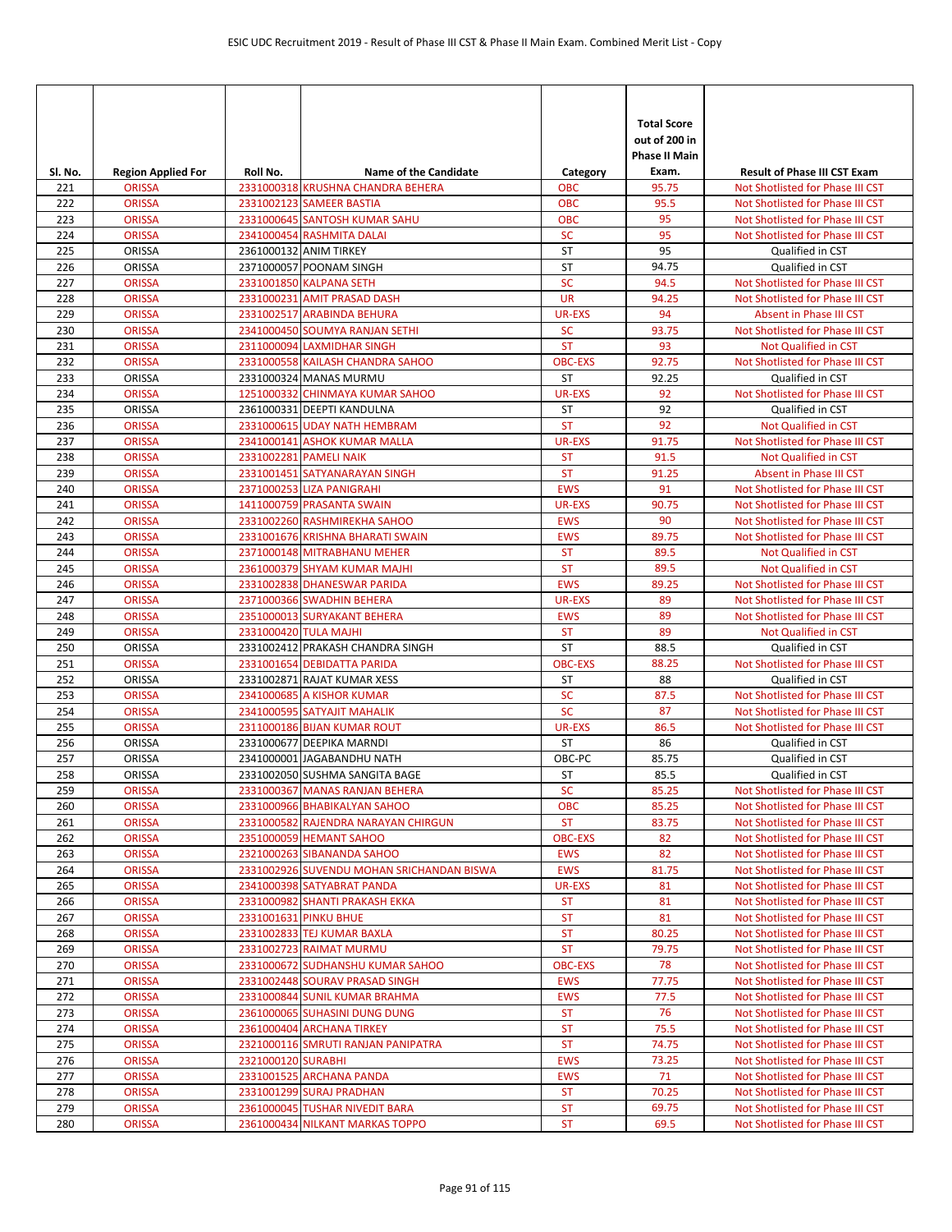| Sl. No. | Region Applied For | Roll No. | Name of the Candidate | Category | Total Score out of 200 in Phase II Main Exam. | Result of Phase III CST Exam |
|---|---|---|---|---|---|---|
| 221 | ORISSA | 2331000318 | KRUSHNA CHANDRA BEHERA | OBC | 95.75 | Not Shotlisted for Phase III CST |
| 222 | ORISSA | 2331002123 | SAMEER BASTIA | OBC | 95.5 | Not Shotlisted for Phase III CST |
| 223 | ORISSA | 2331000645 | SANTOSH KUMAR SAHU | OBC | 95 | Not Shotlisted for Phase III CST |
| 224 | ORISSA | 2341000454 | RASHMITA DALAI | SC | 95 | Not Shotlisted for Phase III CST |
| 225 | ORISSA | 2361000132 | ANIM TIRKEY | ST | 95 | Qualified in CST |
| 226 | ORISSA | 2371000057 | POONAM SINGH | ST | 94.75 | Qualified in CST |
| 227 | ORISSA | 2331001850 | KALPANA SETH | SC | 94.5 | Not Shotlisted for Phase III CST |
| 228 | ORISSA | 2331000231 | AMIT PRASAD DASH | UR | 94.25 | Not Shotlisted for Phase III CST |
| 229 | ORISSA | 2331002517 | ARABINDA BEHURA | UR-EXS | 94 | Absent in Phase III CST |
| 230 | ORISSA | 2341000450 | SOUMYA RANJAN SETHI | SC | 93.75 | Not Shotlisted for Phase III CST |
| 231 | ORISSA | 2311000094 | LAXMIDHAR SINGH | ST | 93 | Not Qualified in CST |
| 232 | ORISSA | 2331000558 | KAILASH CHANDRA SAHOO | OBC-EXS | 92.75 | Not Shotlisted for Phase III CST |
| 233 | ORISSA | 2331000324 | MANAS MURMU | ST | 92.25 | Qualified in CST |
| 234 | ORISSA | 1251000332 | CHINMAYA KUMAR SAHOO | UR-EXS | 92 | Not Shotlisted for Phase III CST |
| 235 | ORISSA | 2361000331 | DEEPTI KANDULNA | ST | 92 | Qualified in CST |
| 236 | ORISSA | 2331000615 | UDAY NATH HEMBRAM | ST | 92 | Not Qualified in CST |
| 237 | ORISSA | 2341000141 | ASHOK KUMAR MALLA | UR-EXS | 91.75 | Not Shotlisted for Phase III CST |
| 238 | ORISSA | 2331002281 | PAMELI NAIK | ST | 91.5 | Not Qualified in CST |
| 239 | ORISSA | 2331001451 | SATYANARAYAN SINGH | ST | 91.25 | Absent in Phase III CST |
| 240 | ORISSA | 2371000253 | LIZA PANIGRAHI | EWS | 91 | Not Shotlisted for Phase III CST |
| 241 | ORISSA | 1411000759 | PRASANTA SWAIN | UR-EXS | 90.75 | Not Shotlisted for Phase III CST |
| 242 | ORISSA | 2331002260 | RASHMIREKHA SAHOO | EWS | 90 | Not Shotlisted for Phase III CST |
| 243 | ORISSA | 2331001676 | KRISHNA BHARATI SWAIN | EWS | 89.75 | Not Shotlisted for Phase III CST |
| 244 | ORISSA | 2371000148 | MITRABHANU MEHER | ST | 89.5 | Not Qualified in CST |
| 245 | ORISSA | 2361000379 | SHYAM KUMAR MAJHI | ST | 89.5 | Not Qualified in CST |
| 246 | ORISSA | 2331002838 | DHANESWAR PARIDA | EWS | 89.25 | Not Shotlisted for Phase III CST |
| 247 | ORISSA | 2371000366 | SWADHIN BEHERA | UR-EXS | 89 | Not Shotlisted for Phase III CST |
| 248 | ORISSA | 2351000013 | SURYAKANT BEHERA | EWS | 89 | Not Shotlisted for Phase III CST |
| 249 | ORISSA | 2331000420 | TULA MAJHI | ST | 89 | Not Qualified in CST |
| 250 | ORISSA | 2331002412 | PRAKASH CHANDRA SINGH | ST | 88.5 | Qualified in CST |
| 251 | ORISSA | 2331001654 | DEBIDATTA PARIDA | OBC-EXS | 88.25 | Not Shotlisted for Phase III CST |
| 252 | ORISSA | 2331002871 | RAJAT KUMAR XESS | ST | 88 | Qualified in CST |
| 253 | ORISSA | 2341000685 | A KISHOR KUMAR | SC | 87.5 | Not Shotlisted for Phase III CST |
| 254 | ORISSA | 2341000595 | SATYAJIT MAHALIK | SC | 87 | Not Shotlisted for Phase III CST |
| 255 | ORISSA | 2311000186 | BIJAN KUMAR ROUT | UR-EXS | 86.5 | Not Shotlisted for Phase III CST |
| 256 | ORISSA | 2331000677 | DEEPIKA MARNDI | ST | 86 | Qualified in CST |
| 257 | ORISSA | 2341000001 | JAGABANDHU NATH | OBC-PC | 85.75 | Qualified in CST |
| 258 | ORISSA | 2331002050 | SUSHMA SANGITA BAGE | ST | 85.5 | Qualified in CST |
| 259 | ORISSA | 2331000367 | MANAS RANJAN BEHERA | SC | 85.25 | Not Shotlisted for Phase III CST |
| 260 | ORISSA | 2331000966 | BHABIKALYAN SAHOO | OBC | 85.25 | Not Shotlisted for Phase III CST |
| 261 | ORISSA | 2331000582 | RAJENDRA NARAYAN CHIRGUN | ST | 83.75 | Not Shotlisted for Phase III CST |
| 262 | ORISSA | 2351000059 | HEMANT SAHOO | OBC-EXS | 82 | Not Shotlisted for Phase III CST |
| 263 | ORISSA | 2321000263 | SIBANANDA SAHOO | EWS | 82 | Not Shotlisted for Phase III CST |
| 264 | ORISSA | 2331002926 | SUVENDU MOHAN SRICHANDAN BISWA | EWS | 81.75 | Not Shotlisted for Phase III CST |
| 265 | ORISSA | 2341000398 | SATYABRAT PANDA | UR-EXS | 81 | Not Shotlisted for Phase III CST |
| 266 | ORISSA | 2331000982 | SHANTI PRAKASH EKKA | ST | 81 | Not Shotlisted for Phase III CST |
| 267 | ORISSA | 2331001631 | PINKU BHUE | ST | 81 | Not Shotlisted for Phase III CST |
| 268 | ORISSA | 2331002833 | TEJ KUMAR BAXLA | ST | 80.25 | Not Shotlisted for Phase III CST |
| 269 | ORISSA | 2331002723 | RAIMAT MURMU | ST | 79.75 | Not Shotlisted for Phase III CST |
| 270 | ORISSA | 2331000672 | SUDHANSHU KUMAR SAHOO | OBC-EXS | 78 | Not Shotlisted for Phase III CST |
| 271 | ORISSA | 2331002448 | SOURAV PRASAD SINGH | EWS | 77.75 | Not Shotlisted for Phase III CST |
| 272 | ORISSA | 2331000844 | SUNIL KUMAR BRAHMA | EWS | 77.5 | Not Shotlisted for Phase III CST |
| 273 | ORISSA | 2361000065 | SUHASINI DUNG DUNG | ST | 76 | Not Shotlisted for Phase III CST |
| 274 | ORISSA | 2361000404 | ARCHANA TIRKEY | ST | 75.5 | Not Shotlisted for Phase III CST |
| 275 | ORISSA | 2321000116 | SMRUTI RANJAN PANIPATRA | ST | 74.75 | Not Shotlisted for Phase III CST |
| 276 | ORISSA | 2321000120 | SURABHI | EWS | 73.25 | Not Shotlisted for Phase III CST |
| 277 | ORISSA | 2331001525 | ARCHANA PANDA | EWS | 71 | Not Shotlisted for Phase III CST |
| 278 | ORISSA | 2331001299 | SURAJ PRADHAN | ST | 70.25 | Not Shotlisted for Phase III CST |
| 279 | ORISSA | 2361000045 | TUSHAR NIVEDIT BARA | ST | 69.75 | Not Shotlisted for Phase III CST |
| 280 | ORISSA | 2361000434 | NILKANT MARKAS TOPPO | ST | 69.5 | Not Shotlisted for Phase III CST |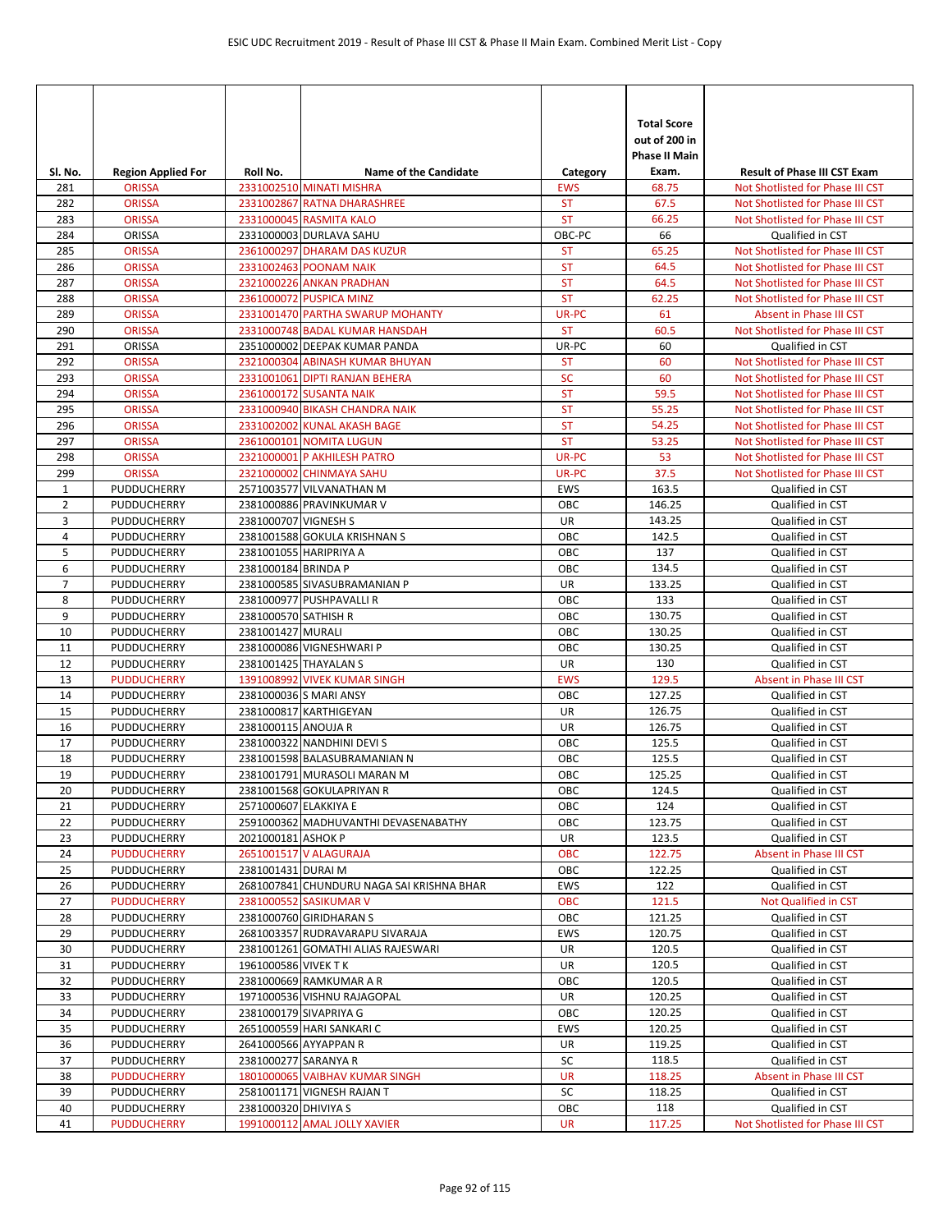| Sl. No. | Region Applied For | Roll No. | Name of the Candidate | Category | Total Score out of 200 in Phase II Main Exam. | Result of Phase III CST Exam |
|---|---|---|---|---|---|---|
| 281 | ORISSA | 2331002510 | MINATI MISHRA | EWS | 68.75 | Not Shotlisted for Phase III CST |
| 282 | ORISSA | 2331002867 | RATNA DHARASHREE | ST | 67.5 | Not Shotlisted for Phase III CST |
| 283 | ORISSA | 2331000045 | RASMITA KALO | ST | 66.25 | Not Shotlisted for Phase III CST |
| 284 | ORISSA | 2331000003 | DURLAVA SAHU | OBC-PC | 66 | Qualified in CST |
| 285 | ORISSA | 2361000297 | DHARAM DAS KUZUR | ST | 65.25 | Not Shotlisted for Phase III CST |
| 286 | ORISSA | 2331002463 | POONAM NAIK | ST | 64.5 | Not Shotlisted for Phase III CST |
| 287 | ORISSA | 2321000226 | ANKAN PRADHAN | ST | 64.5 | Not Shotlisted for Phase III CST |
| 288 | ORISSA | 2361000072 | PUSPICA MINZ | ST | 62.25 | Not Shotlisted for Phase III CST |
| 289 | ORISSA | 2331001470 | PARTHA SWARUP MOHANTY | UR-PC | 61 | Absent in Phase III CST |
| 290 | ORISSA | 2331000748 | BADAL KUMAR HANSDAH | ST | 60.5 | Not Shotlisted for Phase III CST |
| 291 | ORISSA | 2351000002 | DEEPAK KUMAR PANDA | UR-PC | 60 | Qualified in CST |
| 292 | ORISSA | 2321000304 | ABINASH KUMAR BHUYAN | ST | 60 | Not Shotlisted for Phase III CST |
| 293 | ORISSA | 2331001061 | DIPTI RANJAN BEHERA | SC | 60 | Not Shotlisted for Phase III CST |
| 294 | ORISSA | 2361000172 | SUSANTA NAIK | ST | 59.5 | Not Shotlisted for Phase III CST |
| 295 | ORISSA | 2331000940 | BIKASH CHANDRA NAIK | ST | 55.25 | Not Shotlisted for Phase III CST |
| 296 | ORISSA | 2331002002 | KUNAL AKASH BAGE | ST | 54.25 | Not Shotlisted for Phase III CST |
| 297 | ORISSA | 2361000101 | NOMITA LUGUN | ST | 53.25 | Not Shotlisted for Phase III CST |
| 298 | ORISSA | 2321000001 | P AKHILESH PATRO | UR-PC | 53 | Not Shotlisted for Phase III CST |
| 299 | ORISSA | 2321000002 | CHINMAYA SAHU | UR-PC | 37.5 | Not Shotlisted for Phase III CST |
| 1 | PUDDUCHERRY | 2571003577 | VILVANATHAN M | EWS | 163.5 | Qualified in CST |
| 2 | PUDDUCHERRY | 2381000886 | PRAVINKUMAR V | OBC | 146.25 | Qualified in CST |
| 3 | PUDDUCHERRY | 2381000707 | VIGNESH S | UR | 143.25 | Qualified in CST |
| 4 | PUDDUCHERRY | 2381001588 | GOKULA KRISHNAN S | OBC | 142.5 | Qualified in CST |
| 5 | PUDDUCHERRY | 2381001055 | HARIPRIYA A | OBC | 137 | Qualified in CST |
| 6 | PUDDUCHERRY | 2381000184 | BRINDA P | OBC | 134.5 | Qualified in CST |
| 7 | PUDDUCHERRY | 2381000585 | SIVASUBRAMANIAN P | UR | 133.25 | Qualified in CST |
| 8 | PUDDUCHERRY | 2381000977 | PUSHPAVALLI R | OBC | 133 | Qualified in CST |
| 9 | PUDDUCHERRY | 2381000570 | SATHISH R | OBC | 130.75 | Qualified in CST |
| 10 | PUDDUCHERRY | 2381001427 | MURALI | OBC | 130.25 | Qualified in CST |
| 11 | PUDDUCHERRY | 2381000086 | VIGNESHWARI P | OBC | 130.25 | Qualified in CST |
| 12 | PUDDUCHERRY | 2381001425 | THAYALAN S | UR | 130 | Qualified in CST |
| 13 | PUDDUCHERRY | 1391008992 | VIVEK KUMAR SINGH | EWS | 129.5 | Absent in Phase III CST |
| 14 | PUDDUCHERRY | 2381000036 | S MARI ANSY | OBC | 127.25 | Qualified in CST |
| 15 | PUDDUCHERRY | 2381000817 | KARTHIGEYAN | UR | 126.75 | Qualified in CST |
| 16 | PUDDUCHERRY | 2381000115 | ANOUJA R | UR | 126.75 | Qualified in CST |
| 17 | PUDDUCHERRY | 2381000322 | NANDHINI DEVI S | OBC | 125.5 | Qualified in CST |
| 18 | PUDDUCHERRY | 2381001598 | BALASUBRAMANIAN N | OBC | 125.5 | Qualified in CST |
| 19 | PUDDUCHERRY | 2381001791 | MURASOLI MARAN M | OBC | 125.25 | Qualified in CST |
| 20 | PUDDUCHERRY | 2381001568 | GOKULAPRIYAN R | OBC | 124.5 | Qualified in CST |
| 21 | PUDDUCHERRY | 2571000607 | ELAKKIYA E | OBC | 124 | Qualified in CST |
| 22 | PUDDUCHERRY | 2591000362 | MADHUVANTHI DEVASENABATHY | OBC | 123.75 | Qualified in CST |
| 23 | PUDDUCHERRY | 2021000181 | ASHOK P | UR | 123.5 | Qualified in CST |
| 24 | PUDDUCHERRY | 2651001517 | V ALAGURAJA | OBC | 122.75 | Absent in Phase III CST |
| 25 | PUDDUCHERRY | 2381001431 | DURAI M | OBC | 122.25 | Qualified in CST |
| 26 | PUDDUCHERRY | 2681007841 | CHUNDURU NAGA SAI KRISHNA BHAR | EWS | 122 | Qualified in CST |
| 27 | PUDDUCHERRY | 2381000552 | SASIKUMAR V | OBC | 121.5 | Not Qualified in CST |
| 28 | PUDDUCHERRY | 2381000760 | GIRIDHARAN S | OBC | 121.25 | Qualified in CST |
| 29 | PUDDUCHERRY | 2681003357 | RUDRAVARAPU SIVARAJA | EWS | 120.75 | Qualified in CST |
| 30 | PUDDUCHERRY | 2381001261 | GOMATHI ALIAS RAJESWARI | UR | 120.5 | Qualified in CST |
| 31 | PUDDUCHERRY | 1961000586 | VIVEK T K | UR | 120.5 | Qualified in CST |
| 32 | PUDDUCHERRY | 2381000669 | RAMKUMAR A R | OBC | 120.5 | Qualified in CST |
| 33 | PUDDUCHERRY | 1971000536 | VISHNU RAJAGOPAL | UR | 120.25 | Qualified in CST |
| 34 | PUDDUCHERRY | 2381000179 | SIVAPRIYA G | OBC | 120.25 | Qualified in CST |
| 35 | PUDDUCHERRY | 2651000559 | HARI SANKARI C | EWS | 120.25 | Qualified in CST |
| 36 | PUDDUCHERRY | 2641000566 | AYYAPPAN R | UR | 119.25 | Qualified in CST |
| 37 | PUDDUCHERRY | 2381000277 | SARANYA R | SC | 118.5 | Qualified in CST |
| 38 | PUDDUCHERRY | 1801000065 | VAIBHAV KUMAR SINGH | UR | 118.25 | Absent in Phase III CST |
| 39 | PUDDUCHERRY | 2581001171 | VIGNESH RAJAN T | SC | 118.25 | Qualified in CST |
| 40 | PUDDUCHERRY | 2381000320 | DHIVIYA S | OBC | 118 | Qualified in CST |
| 41 | PUDDUCHERRY | 1991000112 | AMAL JOLLY XAVIER | UR | 117.25 | Not Shotlisted for Phase III CST |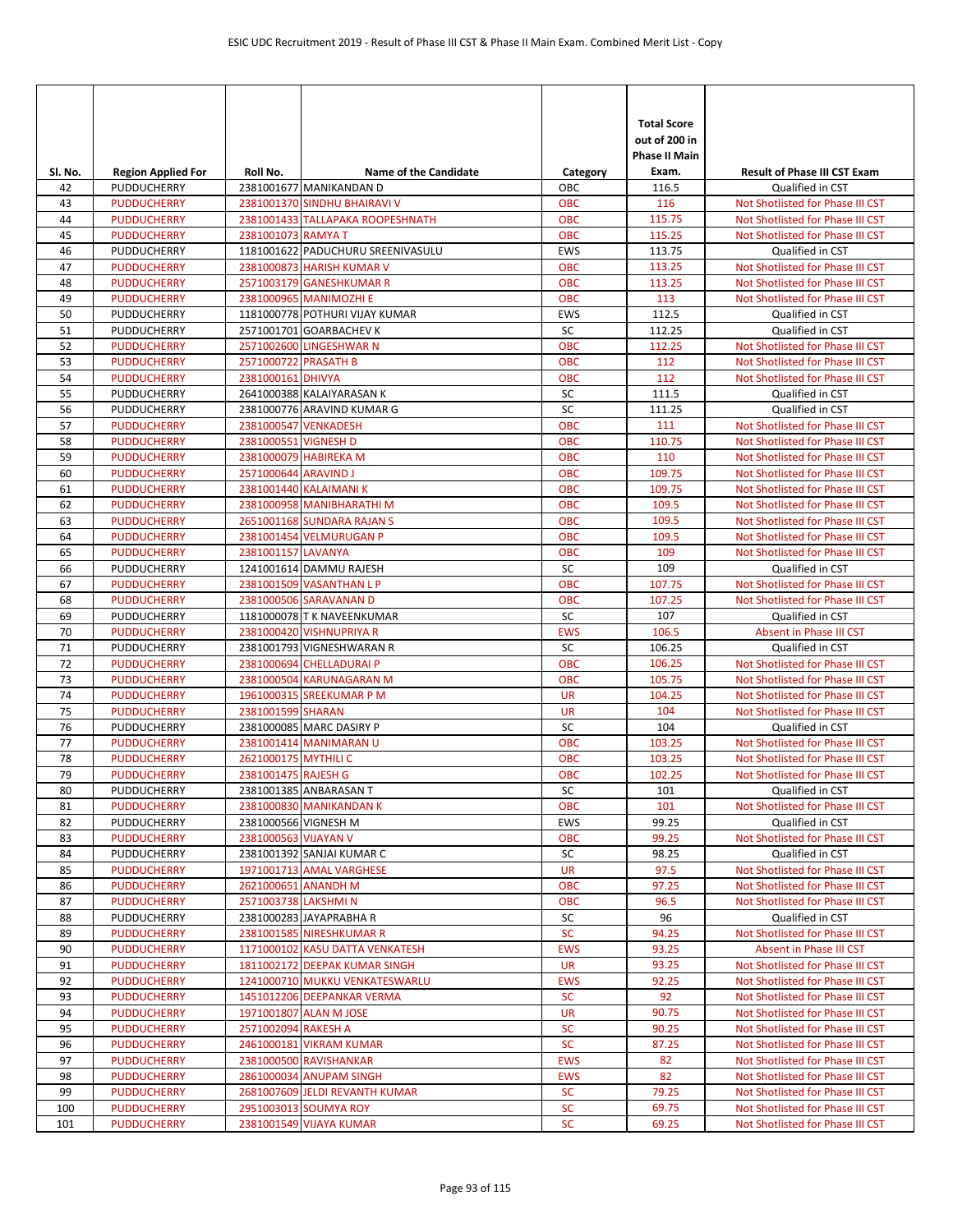| Sl. No. | Region Applied For | Roll No. | Name of the Candidate | Category | Total Score out of 200 in Phase II Main Exam. | Result of Phase III CST Exam |
|---|---|---|---|---|---|---|
| 42 | PUDDUCHERRY | 2381001677 | MANIKANDAN D | OBC | 116.5 | Qualified in CST |
| 43 | PUDDUCHERRY | 2381001370 | SINDHU BHAIRAVI V | OBC | 116 | Not Shotlisted for Phase III CST |
| 44 | PUDDUCHERRY | 2381001433 | TALLAPAKA ROOPESHNATH | OBC | 115.75 | Not Shotlisted for Phase III CST |
| 45 | PUDDUCHERRY | 2381001073 | RAMYA T | OBC | 115.25 | Not Shotlisted for Phase III CST |
| 46 | PUDDUCHERRY | 1181001622 | PADUCHURU SREENIVASULU | EWS | 113.75 | Qualified in CST |
| 47 | PUDDUCHERRY | 2381000873 | HARISH KUMAR V | OBC | 113.25 | Not Shotlisted for Phase III CST |
| 48 | PUDDUCHERRY | 2571003179 | GANESHKUMAR R | OBC | 113.25 | Not Shotlisted for Phase III CST |
| 49 | PUDDUCHERRY | 2381000965 | MANIMOZHI E | OBC | 113 | Not Shotlisted for Phase III CST |
| 50 | PUDDUCHERRY | 1181000778 | POTHURI VIJAY KUMAR | EWS | 112.5 | Qualified in CST |
| 51 | PUDDUCHERRY | 2571001701 | GOARBACHEV K | SC | 112.25 | Qualified in CST |
| 52 | PUDDUCHERRY | 2571002600 | LINGESHWAR N | OBC | 112.25 | Not Shotlisted for Phase III CST |
| 53 | PUDDUCHERRY | 2571000722 | PRASATH B | OBC | 112 | Not Shotlisted for Phase III CST |
| 54 | PUDDUCHERRY | 2381000161 | DHIVYA | OBC | 112 | Not Shotlisted for Phase III CST |
| 55 | PUDDUCHERRY | 2641000388 | KALAIYARASAN K | SC | 111.5 | Qualified in CST |
| 56 | PUDDUCHERRY | 2381000776 | ARAVIND KUMAR G | SC | 111.25 | Qualified in CST |
| 57 | PUDDUCHERRY | 2381000547 | VENKADESH | OBC | 111 | Not Shotlisted for Phase III CST |
| 58 | PUDDUCHERRY | 2381000551 | VIGNESH D | OBC | 110.75 | Not Shotlisted for Phase III CST |
| 59 | PUDDUCHERRY | 2381000079 | HABIREKA M | OBC | 110 | Not Shotlisted for Phase III CST |
| 60 | PUDDUCHERRY | 2571000644 | ARAVIND J | OBC | 109.75 | Not Shotlisted for Phase III CST |
| 61 | PUDDUCHERRY | 2381001440 | KALAIMANI K | OBC | 109.75 | Not Shotlisted for Phase III CST |
| 62 | PUDDUCHERRY | 2381000958 | MANIBHARATHI M | OBC | 109.5 | Not Shotlisted for Phase III CST |
| 63 | PUDDUCHERRY | 2651001168 | SUNDARA RAJAN S | OBC | 109.5 | Not Shotlisted for Phase III CST |
| 64 | PUDDUCHERRY | 2381001454 | VELMURUGAN P | OBC | 109.5 | Not Shotlisted for Phase III CST |
| 65 | PUDDUCHERRY | 2381001157 | LAVANYA | OBC | 109 | Not Shotlisted for Phase III CST |
| 66 | PUDDUCHERRY | 1241001614 | DAMMU RAJESH | SC | 109 | Qualified in CST |
| 67 | PUDDUCHERRY | 2381001509 | VASANTHAN L P | OBC | 107.75 | Not Shotlisted for Phase III CST |
| 68 | PUDDUCHERRY | 2381000506 | SARAVANAN D | OBC | 107.25 | Not Shotlisted for Phase III CST |
| 69 | PUDDUCHERRY | 1181000078 | T K NAVEENKUMAR | SC | 107 | Qualified in CST |
| 70 | PUDDUCHERRY | 2381000420 | VISHNUPRIYA R | EWS | 106.5 | Absent in Phase III CST |
| 71 | PUDDUCHERRY | 2381001793 | VIGNESHWARAN R | SC | 106.25 | Qualified in CST |
| 72 | PUDDUCHERRY | 2381000694 | CHELLADURAI P | OBC | 106.25 | Not Shotlisted for Phase III CST |
| 73 | PUDDUCHERRY | 2381000504 | KARUNAGARAN M | OBC | 105.75 | Not Shotlisted for Phase III CST |
| 74 | PUDDUCHERRY | 1961000315 | SREEKUMAR P M | UR | 104.25 | Not Shotlisted for Phase III CST |
| 75 | PUDDUCHERRY | 2381001599 | SHARAN | UR | 104 | Not Shotlisted for Phase III CST |
| 76 | PUDDUCHERRY | 2381000085 | MARC DASIRY P | SC | 104 | Qualified in CST |
| 77 | PUDDUCHERRY | 2381001414 | MANIMARAN U | OBC | 103.25 | Not Shotlisted for Phase III CST |
| 78 | PUDDUCHERRY | 2621000175 | MYTHILI C | OBC | 103.25 | Not Shotlisted for Phase III CST |
| 79 | PUDDUCHERRY | 2381001475 | RAJESH G | OBC | 102.25 | Not Shotlisted for Phase III CST |
| 80 | PUDDUCHERRY | 2381001385 | ANBARASAN T | SC | 101 | Qualified in CST |
| 81 | PUDDUCHERRY | 2381000830 | MANIKANDAN K | OBC | 101 | Not Shotlisted for Phase III CST |
| 82 | PUDDUCHERRY | 2381000566 | VIGNESH M | EWS | 99.25 | Qualified in CST |
| 83 | PUDDUCHERRY | 2381000563 | VIJAYAN V | OBC | 99.25 | Not Shotlisted for Phase III CST |
| 84 | PUDDUCHERRY | 2381001392 | SANJAI KUMAR C | SC | 98.25 | Qualified in CST |
| 85 | PUDDUCHERRY | 1971001713 | AMAL VARGHESE | UR | 97.5 | Not Shotlisted for Phase III CST |
| 86 | PUDDUCHERRY | 2621000651 | ANANDH M | OBC | 97.25 | Not Shotlisted for Phase III CST |
| 87 | PUDDUCHERRY | 2571003738 | LAKSHMI N | OBC | 96.5 | Not Shotlisted for Phase III CST |
| 88 | PUDDUCHERRY | 2381000283 | JAYAPRABHA R | SC | 96 | Qualified in CST |
| 89 | PUDDUCHERRY | 2381001585 | NIRESHKUMAR R | SC | 94.25 | Not Shotlisted for Phase III CST |
| 90 | PUDDUCHERRY | 1171000102 | KASU DATTA VENKATESH | EWS | 93.25 | Absent in Phase III CST |
| 91 | PUDDUCHERRY | 1811002172 | DEEPAK KUMAR SINGH | UR | 93.25 | Not Shotlisted for Phase III CST |
| 92 | PUDDUCHERRY | 1241000710 | MUKKU VENKATESWARLU | EWS | 92.25 | Not Shotlisted for Phase III CST |
| 93 | PUDDUCHERRY | 1451012206 | DEEPANKAR VERMA | SC | 92 | Not Shotlisted for Phase III CST |
| 94 | PUDDUCHERRY | 1971001807 | ALAN M JOSE | UR | 90.75 | Not Shotlisted for Phase III CST |
| 95 | PUDDUCHERRY | 2571002094 | RAKESH A | SC | 90.25 | Not Shotlisted for Phase III CST |
| 96 | PUDDUCHERRY | 2461000181 | VIKRAM KUMAR | SC | 87.25 | Not Shotlisted for Phase III CST |
| 97 | PUDDUCHERRY | 2381000500 | RAVISHANKAR | EWS | 82 | Not Shotlisted for Phase III CST |
| 98 | PUDDUCHERRY | 2861000034 | ANUPAM SINGH | EWS | 82 | Not Shotlisted for Phase III CST |
| 99 | PUDDUCHERRY | 2681007609 | JELDI REVANTH KUMAR | SC | 79.25 | Not Shotlisted for Phase III CST |
| 100 | PUDDUCHERRY | 2951003013 | SOUMYA ROY | SC | 69.75 | Not Shotlisted for Phase III CST |
| 101 | PUDDUCHERRY | 2381001549 | VIJAYA KUMAR | SC | 69.25 | Not Shotlisted for Phase III CST |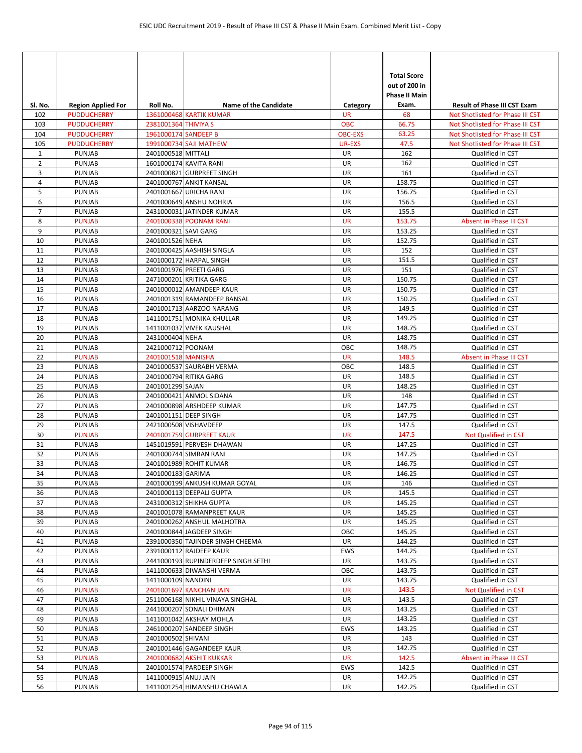| Sl. No. | Region Applied For | Roll No. | Name of the Candidate | Category | Total Score out of 200 in Phase II Main Exam. | Result of Phase III CST Exam |
|---|---|---|---|---|---|---|
| 102 | PUDDUCHERRY | 1361000468 | KARTIK KUMAR | UR | 68 | Not Shotlisted for Phase III CST |
| 103 | PUDDUCHERRY | 2381001364 | THIVIYA S | OBC | 66.75 | Not Shotlisted for Phase III CST |
| 104 | PUDDUCHERRY | 1961000174 | SANDEEP B | OBC-EXS | 63.25 | Not Shotlisted for Phase III CST |
| 105 | PUDDUCHERRY | 1991000734 | SAJI MATHEW | UR-EXS | 47.5 | Not Shotlisted for Phase III CST |
| 1 | PUNJAB | 2401000518 | MITTALI | UR | 162 | Qualified in CST |
| 2 | PUNJAB | 1601000174 | KAVITA RANI | UR | 162 | Qualified in CST |
| 3 | PUNJAB | 2401000821 | GURPREET SINGH | UR | 161 | Qualified in CST |
| 4 | PUNJAB | 2401000767 | ANKIT KANSAL | UR | 158.75 | Qualified in CST |
| 5 | PUNJAB | 2401001667 | URICHA RANI | UR | 156.75 | Qualified in CST |
| 6 | PUNJAB | 2401000649 | ANSHU NOHRIA | UR | 156.5 | Qualified in CST |
| 7 | PUNJAB | 2431000031 | JATINDER KUMAR | UR | 155.5 | Qualified in CST |
| 8 | PUNJAB | 2401000338 | POONAM RANI | UR | 153.75 | Absent in Phase III CST |
| 9 | PUNJAB | 2401000321 | SAVI GARG | UR | 153.25 | Qualified in CST |
| 10 | PUNJAB | 2401001526 | NEHA | UR | 152.75 | Qualified in CST |
| 11 | PUNJAB | 2401000425 | AASHISH SINGLA | UR | 152 | Qualified in CST |
| 12 | PUNJAB | 2401000172 | HARPAL SINGH | UR | 151.5 | Qualified in CST |
| 13 | PUNJAB | 2401001976 | PREETI GARG | UR | 151 | Qualified in CST |
| 14 | PUNJAB | 2471000201 | KRITIKA GARG | UR | 150.75 | Qualified in CST |
| 15 | PUNJAB | 2401000012 | AMANDEEP KAUR | UR | 150.75 | Qualified in CST |
| 16 | PUNJAB | 2401001319 | RAMANDEEP BANSAL | UR | 150.25 | Qualified in CST |
| 17 | PUNJAB | 2401001713 | AARZOO NARANG | UR | 149.5 | Qualified in CST |
| 18 | PUNJAB | 1411001751 | MONIKA KHULLAR | UR | 149.25 | Qualified in CST |
| 19 | PUNJAB | 1411001037 | VIVEK KAUSHAL | UR | 148.75 | Qualified in CST |
| 20 | PUNJAB | 2431000404 | NEHA | UR | 148.75 | Qualified in CST |
| 21 | PUNJAB | 2421000712 | POONAM | OBC | 148.75 | Qualified in CST |
| 22 | PUNJAB | 2401001518 | MANISHA | UR | 148.5 | Absent in Phase III CST |
| 23 | PUNJAB | 2401000537 | SAURABH VERMA | OBC | 148.5 | Qualified in CST |
| 24 | PUNJAB | 2401000794 | RITIKA GARG | UR | 148.5 | Qualified in CST |
| 25 | PUNJAB | 2401001299 | SAJAN | UR | 148.25 | Qualified in CST |
| 26 | PUNJAB | 2401000421 | ANMOL SIDANA | UR | 148 | Qualified in CST |
| 27 | PUNJAB | 2401000898 | ARSHDEEP KUMAR | UR | 147.75 | Qualified in CST |
| 28 | PUNJAB | 2401001151 | DEEP SINGH | UR | 147.75 | Qualified in CST |
| 29 | PUNJAB | 2421000508 | VISHAVDEEP | UR | 147.5 | Qualified in CST |
| 30 | PUNJAB | 2401001759 | GURPREET KAUR | UR | 147.5 | Not Qualified in CST |
| 31 | PUNJAB | 1451019591 | PERVESH DHAWAN | UR | 147.25 | Qualified in CST |
| 32 | PUNJAB | 2401000744 | SIMRAN RANI | UR | 147.25 | Qualified in CST |
| 33 | PUNJAB | 2401001989 | ROHIT KUMAR | UR | 146.75 | Qualified in CST |
| 34 | PUNJAB | 2401000183 | GARIMA | UR | 146.25 | Qualified in CST |
| 35 | PUNJAB | 2401000199 | ANKUSH KUMAR GOYAL | UR | 146 | Qualified in CST |
| 36 | PUNJAB | 2401000113 | DEEPALI GUPTA | UR | 145.5 | Qualified in CST |
| 37 | PUNJAB | 2431000312 | SHIKHA GUPTA | UR | 145.25 | Qualified in CST |
| 38 | PUNJAB | 2401001078 | RAMANPREET KAUR | UR | 145.25 | Qualified in CST |
| 39 | PUNJAB | 2401000262 | ANSHUL MALHOTRA | UR | 145.25 | Qualified in CST |
| 40 | PUNJAB | 2401000844 | JAGDEEP SINGH | OBC | 145.25 | Qualified in CST |
| 41 | PUNJAB | 2391000350 | TAJINDER SINGH CHEEMA | UR | 144.25 | Qualified in CST |
| 42 | PUNJAB | 2391000112 | RAJDEEP KAUR | EWS | 144.25 | Qualified in CST |
| 43 | PUNJAB | 2441000193 | RUPINDERDEEP SINGH SETHI | UR | 143.75 | Qualified in CST |
| 44 | PUNJAB | 1411000633 | DIWANSHI VERMA | OBC | 143.75 | Qualified in CST |
| 45 | PUNJAB | 1411000109 | NANDINI | UR | 143.75 | Qualified in CST |
| 46 | PUNJAB | 2401001697 | KANCHAN JAIN | UR | 143.5 | Not Qualified in CST |
| 47 | PUNJAB | 2511006168 | NIKHIL VINAYA SINGHAL | UR | 143.5 | Qualified in CST |
| 48 | PUNJAB | 2441000207 | SONALI DHIMAN | UR | 143.25 | Qualified in CST |
| 49 | PUNJAB | 1411001042 | AKSHAY MOHLA | UR | 143.25 | Qualified in CST |
| 50 | PUNJAB | 2461000207 | SANDEEP SINGH | EWS | 143.25 | Qualified in CST |
| 51 | PUNJAB | 2401000502 | SHIVANI | UR | 143 | Qualified in CST |
| 52 | PUNJAB | 2401001446 | GAGANDEEP KAUR | UR | 142.75 | Qualified in CST |
| 53 | PUNJAB | 2401000682 | AKSHIT KUKKAR | UR | 142.5 | Absent in Phase III CST |
| 54 | PUNJAB | 2401001574 | PARDEEP SINGH | EWS | 142.5 | Qualified in CST |
| 55 | PUNJAB | 1411000915 | ANUJ JAIN | UR | 142.25 | Qualified in CST |
| 56 | PUNJAB | 1411001254 | HIMANSHU CHAWLA | UR | 142.25 | Qualified in CST |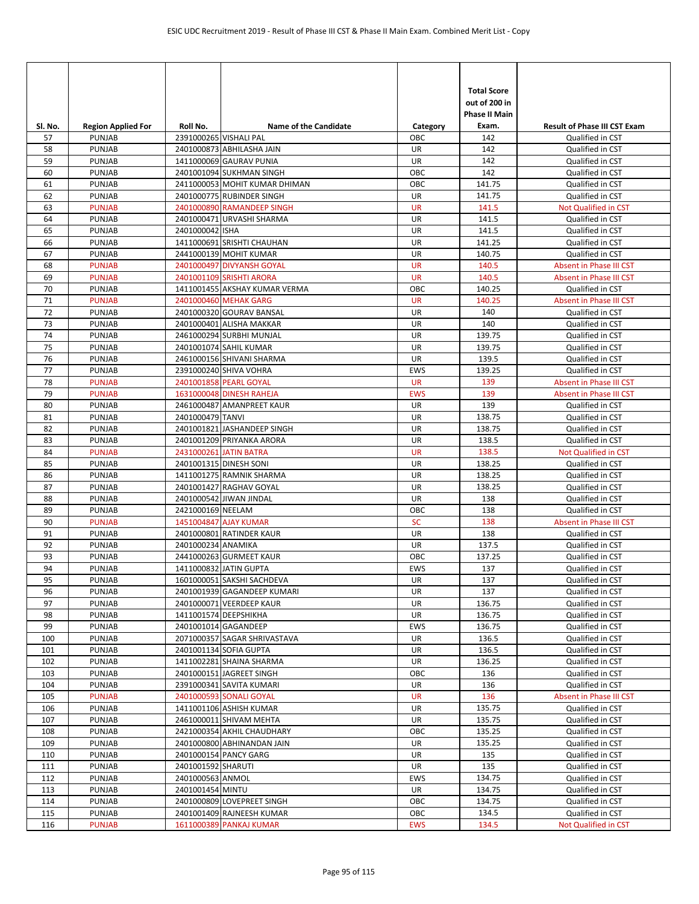| Sl. No. | Region Applied For | Roll No. | Name of the Candidate | Category | Total Score out of 200 in Phase II Main Exam. | Result of Phase III CST Exam |
|---|---|---|---|---|---|---|
| 57 | PUNJAB | 2391000265 | VISHALI PAL | OBC | 142 | Qualified in CST |
| 58 | PUNJAB | 2401000873 | ABHILASHA JAIN | UR | 142 | Qualified in CST |
| 59 | PUNJAB | 1411000069 | GAURAV PUNIA | UR | 142 | Qualified in CST |
| 60 | PUNJAB | 2401001094 | SUKHMAN SINGH | OBC | 142 | Qualified in CST |
| 61 | PUNJAB | 2411000053 | MOHIT KUMAR DHIMAN | OBC | 141.75 | Qualified in CST |
| 62 | PUNJAB | 2401000775 | RUBINDER SINGH | UR | 141.75 | Qualified in CST |
| 63 | PUNJAB | 2401000890 | RAMANDEEP SINGH | UR | 141.5 | Not Qualified in CST |
| 64 | PUNJAB | 2401000471 | URVASHI SHARMA | UR | 141.5 | Qualified in CST |
| 65 | PUNJAB | 2401000042 | ISHA | UR | 141.5 | Qualified in CST |
| 66 | PUNJAB | 1411000691 | SRISHTI CHAUHAN | UR | 141.25 | Qualified in CST |
| 67 | PUNJAB | 2441000139 | MOHIT KUMAR | UR | 140.75 | Qualified in CST |
| 68 | PUNJAB | 2401000497 | DIVYANSH GOYAL | UR | 140.5 | Absent in Phase III CST |
| 69 | PUNJAB | 2401001109 | SRISHTI ARORA | UR | 140.5 | Absent in Phase III CST |
| 70 | PUNJAB | 1411001455 | AKSHAY KUMAR VERMA | OBC | 140.25 | Qualified in CST |
| 71 | PUNJAB | 2401000460 | MEHAK GARG | UR | 140.25 | Absent in Phase III CST |
| 72 | PUNJAB | 2401000320 | GOURAV BANSAL | UR | 140 | Qualified in CST |
| 73 | PUNJAB | 2401000401 | ALISHA MAKKAR | UR | 140 | Qualified in CST |
| 74 | PUNJAB | 2461000294 | SURBHI MUNJAL | UR | 139.75 | Qualified in CST |
| 75 | PUNJAB | 2401001074 | SAHIL KUMAR | UR | 139.75 | Qualified in CST |
| 76 | PUNJAB | 2461000156 | SHIVANI SHARMA | UR | 139.5 | Qualified in CST |
| 77 | PUNJAB | 2391000240 | SHIVA VOHRA | EWS | 139.25 | Qualified in CST |
| 78 | PUNJAB | 2401001858 | PEARL GOYAL | UR | 139 | Absent in Phase III CST |
| 79 | PUNJAB | 1631000048 | DINESH RAHEJA | EWS | 139 | Absent in Phase III CST |
| 80 | PUNJAB | 2461000487 | AMANPREET KAUR | UR | 139 | Qualified in CST |
| 81 | PUNJAB | 2401000479 | TANVI | UR | 138.75 | Qualified in CST |
| 82 | PUNJAB | 2401001821 | JASHANDEEP SINGH | UR | 138.75 | Qualified in CST |
| 83 | PUNJAB | 2401001209 | PRIYANKA ARORA | UR | 138.5 | Qualified in CST |
| 84 | PUNJAB | 2431000261 | JATIN BATRA | UR | 138.5 | Not Qualified in CST |
| 85 | PUNJAB | 2401001315 | DINESH SONI | UR | 138.25 | Qualified in CST |
| 86 | PUNJAB | 1411001275 | RAMNIK SHARMA | UR | 138.25 | Qualified in CST |
| 87 | PUNJAB | 2401001427 | RAGHAV GOYAL | UR | 138.25 | Qualified in CST |
| 88 | PUNJAB | 2401000542 | JIWAN JINDAL | UR | 138 | Qualified in CST |
| 89 | PUNJAB | 2421000169 | NEELAM | OBC | 138 | Qualified in CST |
| 90 | PUNJAB | 1451004847 | AJAY KUMAR | SC | 138 | Absent in Phase III CST |
| 91 | PUNJAB | 2401000801 | RATINDER KAUR | UR | 138 | Qualified in CST |
| 92 | PUNJAB | 2401000234 | ANAMIKA | UR | 137.5 | Qualified in CST |
| 93 | PUNJAB | 2441000263 | GURMEET KAUR | OBC | 137.25 | Qualified in CST |
| 94 | PUNJAB | 1411000832 | JATIN GUPTA | EWS | 137 | Qualified in CST |
| 95 | PUNJAB | 1601000051 | SAKSHI SACHDEVA | UR | 137 | Qualified in CST |
| 96 | PUNJAB | 2401001939 | GAGANDEEP KUMARI | UR | 137 | Qualified in CST |
| 97 | PUNJAB | 2401000071 | VEERDEEP KAUR | UR | 136.75 | Qualified in CST |
| 98 | PUNJAB | 1411001574 | DEEPSHIKHA | UR | 136.75 | Qualified in CST |
| 99 | PUNJAB | 2401001014 | GAGANDEEP | EWS | 136.75 | Qualified in CST |
| 100 | PUNJAB | 2071000357 | SAGAR SHRIVASTAVA | UR | 136.5 | Qualified in CST |
| 101 | PUNJAB | 2401001134 | SOFIA GUPTA | UR | 136.5 | Qualified in CST |
| 102 | PUNJAB | 1411002281 | SHAINA SHARMA | UR | 136.25 | Qualified in CST |
| 103 | PUNJAB | 2401000151 | JAGREET SINGH | OBC | 136 | Qualified in CST |
| 104 | PUNJAB | 2391000341 | SAVITA KUMARI | UR | 136 | Qualified in CST |
| 105 | PUNJAB | 2401000593 | SONALI GOYAL | UR | 136 | Absent in Phase III CST |
| 106 | PUNJAB | 1411001106 | ASHISH KUMAR | UR | 135.75 | Qualified in CST |
| 107 | PUNJAB | 2461000011 | SHIVAM MEHTA | UR | 135.75 | Qualified in CST |
| 108 | PUNJAB | 2421000354 | AKHIL CHAUDHARY | OBC | 135.25 | Qualified in CST |
| 109 | PUNJAB | 2401000800 | ABHINANDAN JAIN | UR | 135.25 | Qualified in CST |
| 110 | PUNJAB | 2401000154 | PANCY GARG | UR | 135 | Qualified in CST |
| 111 | PUNJAB | 2401001592 | SHARUTI | UR | 135 | Qualified in CST |
| 112 | PUNJAB | 2401000563 | ANMOL | EWS | 134.75 | Qualified in CST |
| 113 | PUNJAB | 2401001454 | MINTU | UR | 134.75 | Qualified in CST |
| 114 | PUNJAB | 2401000809 | LOVEPREET SINGH | OBC | 134.75 | Qualified in CST |
| 115 | PUNJAB | 2401001409 | RAJNEESH KUMAR | OBC | 134.5 | Qualified in CST |
| 116 | PUNJAB | 1611000389 | PANKAJ KUMAR | EWS | 134.5 | Not Qualified in CST |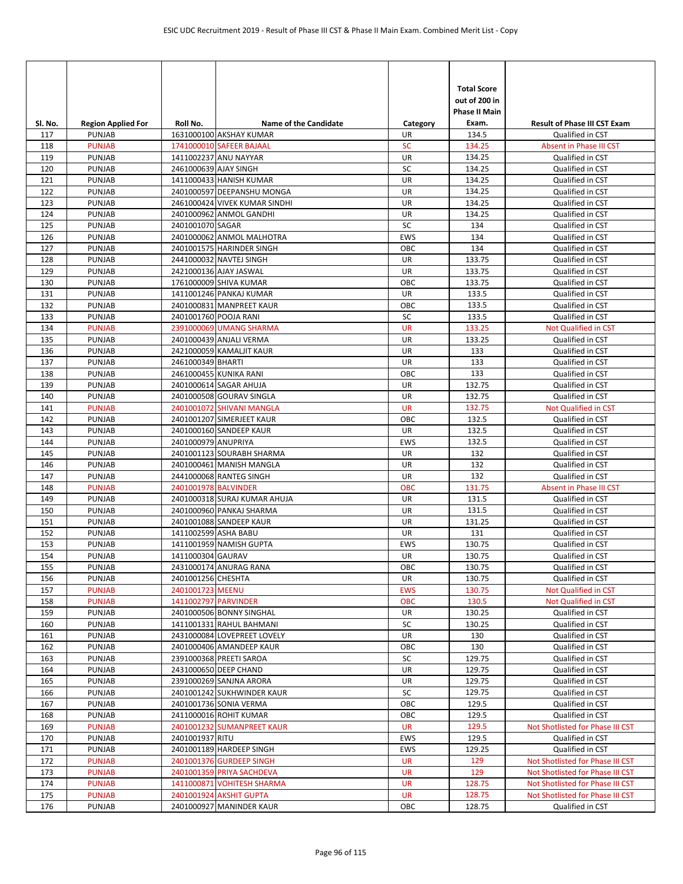| Sl. No. | Region Applied For | Roll No. | Name of the Candidate | Category | Total Score out of 200 in Phase II Main Exam. | Result of Phase III CST Exam |
|---|---|---|---|---|---|---|
| 117 | PUNJAB | 1631000100 | AKSHAY KUMAR | UR | 134.5 | Qualified in CST |
| 118 | PUNJAB | 1741000010 | SAFEER BAJAAL | SC | 134.25 | Absent in Phase III CST |
| 119 | PUNJAB | 1411002237 | ANU NAYYAR | UR | 134.25 | Qualified in CST |
| 120 | PUNJAB | 2461000639 | AJAY SINGH | SC | 134.25 | Qualified in CST |
| 121 | PUNJAB | 1411000433 | HANISH KUMAR | UR | 134.25 | Qualified in CST |
| 122 | PUNJAB | 2401000597 | DEEPANSHU MONGA | UR | 134.25 | Qualified in CST |
| 123 | PUNJAB | 2461000424 | VIVEK KUMAR SINDHI | UR | 134.25 | Qualified in CST |
| 124 | PUNJAB | 2401000962 | ANMOL GANDHI | UR | 134.25 | Qualified in CST |
| 125 | PUNJAB | 2401001070 | SAGAR | SC | 134 | Qualified in CST |
| 126 | PUNJAB | 2401000062 | ANMOL MALHOTRA | EWS | 134 | Qualified in CST |
| 127 | PUNJAB | 2401001575 | HARINDER SINGH | OBC | 134 | Qualified in CST |
| 128 | PUNJAB | 2441000032 | NAVTEJ SINGH | UR | 133.75 | Qualified in CST |
| 129 | PUNJAB | 2421000136 | AJAY JASWAL | UR | 133.75 | Qualified in CST |
| 130 | PUNJAB | 1761000009 | SHIVA KUMAR | OBC | 133.75 | Qualified in CST |
| 131 | PUNJAB | 1411001246 | PANKAJ KUMAR | UR | 133.5 | Qualified in CST |
| 132 | PUNJAB | 2401000831 | MANPREET KAUR | OBC | 133.5 | Qualified in CST |
| 133 | PUNJAB | 2401001760 | POOJA RANI | SC | 133.5 | Qualified in CST |
| 134 | PUNJAB | 2391000069 | UMANG SHARMA | UR | 133.25 | Not Qualified in CST |
| 135 | PUNJAB | 2401000439 | ANJALI VERMA | UR | 133.25 | Qualified in CST |
| 136 | PUNJAB | 2421000059 | KAMALJIT KAUR | UR | 133 | Qualified in CST |
| 137 | PUNJAB | 2461000349 | BHARTI | UR | 133 | Qualified in CST |
| 138 | PUNJAB | 2461000455 | KUNIKA RANI | OBC | 133 | Qualified in CST |
| 139 | PUNJAB | 2401000614 | SAGAR AHUJA | UR | 132.75 | Qualified in CST |
| 140 | PUNJAB | 2401000508 | GOURAV SINGLA | UR | 132.75 | Qualified in CST |
| 141 | PUNJAB | 2401001072 | SHIVANI MANGLA | UR | 132.75 | Not Qualified in CST |
| 142 | PUNJAB | 2401001207 | SIMERJEET KAUR | OBC | 132.5 | Qualified in CST |
| 143 | PUNJAB | 2401000160 | SANDEEP KAUR | UR | 132.5 | Qualified in CST |
| 144 | PUNJAB | 2401000979 | ANUPRIYA | EWS | 132.5 | Qualified in CST |
| 145 | PUNJAB | 2401001123 | SOURABH SHARMA | UR | 132 | Qualified in CST |
| 146 | PUNJAB | 2401000461 | MANISH MANGLA | UR | 132 | Qualified in CST |
| 147 | PUNJAB | 2441000068 | RANTEG SINGH | UR | 132 | Qualified in CST |
| 148 | PUNJAB | 2401001978 | BALVINDER | OBC | 131.75 | Absent in Phase III CST |
| 149 | PUNJAB | 2401000318 | SURAJ KUMAR AHUJA | UR | 131.5 | Qualified in CST |
| 150 | PUNJAB | 2401000960 | PANKAJ SHARMA | UR | 131.5 | Qualified in CST |
| 151 | PUNJAB | 2401001088 | SANDEEP KAUR | UR | 131.25 | Qualified in CST |
| 152 | PUNJAB | 1411002599 | ASHA BABU | UR | 131 | Qualified in CST |
| 153 | PUNJAB | 1411001959 | NAMISH GUPTA | EWS | 130.75 | Qualified in CST |
| 154 | PUNJAB | 1411000304 | GAURAV | UR | 130.75 | Qualified in CST |
| 155 | PUNJAB | 2431000174 | ANURAG RANA | OBC | 130.75 | Qualified in CST |
| 156 | PUNJAB | 2401001256 | CHESHTA | UR | 130.75 | Qualified in CST |
| 157 | PUNJAB | 2401001723 | MEENU | EWS | 130.75 | Not Qualified in CST |
| 158 | PUNJAB | 1411002797 | PARVINDER | OBC | 130.5 | Not Qualified in CST |
| 159 | PUNJAB | 2401000506 | BONNY SINGHAL | UR | 130.25 | Qualified in CST |
| 160 | PUNJAB | 1411001331 | RAHUL BAHMANI | SC | 130.25 | Qualified in CST |
| 161 | PUNJAB | 2431000084 | LOVEPREET LOVELY | UR | 130 | Qualified in CST |
| 162 | PUNJAB | 2401000406 | AMANDEEP KAUR | OBC | 130 | Qualified in CST |
| 163 | PUNJAB | 2391000368 | PREETI SAROA | SC | 129.75 | Qualified in CST |
| 164 | PUNJAB | 2431000650 | DEEP CHAND | UR | 129.75 | Qualified in CST |
| 165 | PUNJAB | 2391000269 | SANJNA ARORA | UR | 129.75 | Qualified in CST |
| 166 | PUNJAB | 2401001242 | SUKHWINDER KAUR | SC | 129.75 | Qualified in CST |
| 167 | PUNJAB | 2401001736 | SONIA VERMA | OBC | 129.5 | Qualified in CST |
| 168 | PUNJAB | 2411000016 | ROHIT KUMAR | OBC | 129.5 | Qualified in CST |
| 169 | PUNJAB | 2401001232 | SUMANPREET KAUR | UR | 129.5 | Not Shotlisted for Phase III CST |
| 170 | PUNJAB | 2401001937 | RITU | EWS | 129.5 | Qualified in CST |
| 171 | PUNJAB | 2401001189 | HARDEEP SINGH | EWS | 129.25 | Qualified in CST |
| 172 | PUNJAB | 2401001376 | GURDEEP SINGH | UR | 129 | Not Shotlisted for Phase III CST |
| 173 | PUNJAB | 2401001359 | PRIYA SACHDEVA | UR | 129 | Not Shotlisted for Phase III CST |
| 174 | PUNJAB | 1411000871 | VOHITESH SHARMA | UR | 128.75 | Not Shotlisted for Phase III CST |
| 175 | PUNJAB | 2401001924 | AKSHIT GUPTA | UR | 128.75 | Not Shotlisted for Phase III CST |
| 176 | PUNJAB | 2401000927 | MANINDER KAUR | OBC | 128.75 | Qualified in CST |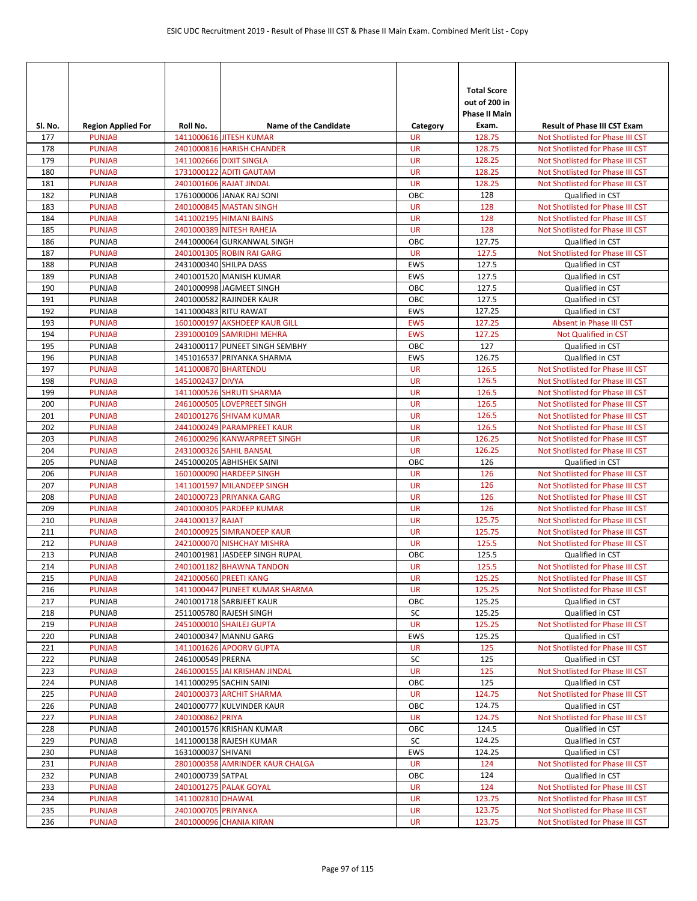| Sl. No. | Region Applied For | Roll No. | Name of the Candidate | Category | Total Score out of 200 in Phase II Main Exam. | Result of Phase III CST Exam |
|---|---|---|---|---|---|---|
| 177 | PUNJAB | 1411000616 | JITESH KUMAR | UR | 128.75 | Not Shotlisted for Phase III CST |
| 178 | PUNJAB | 2401000816 | HARISH CHANDER | UR | 128.75 | Not Shotlisted for Phase III CST |
| 179 | PUNJAB | 1411002666 | DIXIT SINGLA | UR | 128.25 | Not Shotlisted for Phase III CST |
| 180 | PUNJAB | 1731000122 | ADITI GAUTAM | UR | 128.25 | Not Shotlisted for Phase III CST |
| 181 | PUNJAB | 2401001606 | RAJAT JINDAL | UR | 128.25 | Not Shotlisted for Phase III CST |
| 182 | PUNJAB | 1761000006 | JANAK RAJ SONI | OBC | 128 | Qualified in CST |
| 183 | PUNJAB | 2401000845 | MASTAN SINGH | UR | 128 | Not Shotlisted for Phase III CST |
| 184 | PUNJAB | 1411002195 | HIMANI BAINS | UR | 128 | Not Shotlisted for Phase III CST |
| 185 | PUNJAB | 2401000389 | NITESH RAHEJA | UR | 128 | Not Shotlisted for Phase III CST |
| 186 | PUNJAB | 2441000064 | GURKANWAL SINGH | OBC | 127.75 | Qualified in CST |
| 187 | PUNJAB | 2401001305 | ROBIN RAI GARG | UR | 127.5 | Not Shotlisted for Phase III CST |
| 188 | PUNJAB | 2431000340 | SHILPA DASS | EWS | 127.5 | Qualified in CST |
| 189 | PUNJAB | 2401001520 | MANISH KUMAR | EWS | 127.5 | Qualified in CST |
| 190 | PUNJAB | 2401000998 | JAGMEET SINGH | OBC | 127.5 | Qualified in CST |
| 191 | PUNJAB | 2401000582 | RAJINDER KAUR | OBC | 127.5 | Qualified in CST |
| 192 | PUNJAB | 1411000483 | RITU RAWAT | EWS | 127.25 | Qualified in CST |
| 193 | PUNJAB | 1601000197 | AKSHDEEP KAUR GILL | EWS | 127.25 | Absent in Phase III CST |
| 194 | PUNJAB | 2391000109 | SAMRIDHI MEHRA | EWS | 127.25 | Not Qualified in CST |
| 195 | PUNJAB | 2431000117 | PUNEET SINGH SEMBHY | OBC | 127 | Qualified in CST |
| 196 | PUNJAB | 1451016537 | PRIYANKA SHARMA | EWS | 126.75 | Qualified in CST |
| 197 | PUNJAB | 1411000870 | BHARTENDU | UR | 126.5 | Not Shotlisted for Phase III CST |
| 198 | PUNJAB | 1451002437 | DIVYA | UR | 126.5 | Not Shotlisted for Phase III CST |
| 199 | PUNJAB | 1411000526 | SHRUTI SHARMA | UR | 126.5 | Not Shotlisted for Phase III CST |
| 200 | PUNJAB | 2461000505 | LOVEPREET SINGH | UR | 126.5 | Not Shotlisted for Phase III CST |
| 201 | PUNJAB | 2401001276 | SHIVAM KUMAR | UR | 126.5 | Not Shotlisted for Phase III CST |
| 202 | PUNJAB | 2441000249 | PARAMPREET KAUR | UR | 126.5 | Not Shotlisted for Phase III CST |
| 203 | PUNJAB | 2461000296 | KANWARPREET SINGH | UR | 126.25 | Not Shotlisted for Phase III CST |
| 204 | PUNJAB | 2431000326 | SAHIL BANSAL | UR | 126.25 | Not Shotlisted for Phase III CST |
| 205 | PUNJAB | 2451000205 | ABHISHEK SAINI | OBC | 126 | Qualified in CST |
| 206 | PUNJAB | 1601000090 | HARDEEP SINGH | UR | 126 | Not Shotlisted for Phase III CST |
| 207 | PUNJAB | 1411001597 | MILANDEEP SINGH | UR | 126 | Not Shotlisted for Phase III CST |
| 208 | PUNJAB | 2401000723 | PRIYANKA GARG | UR | 126 | Not Shotlisted for Phase III CST |
| 209 | PUNJAB | 2401000305 | PARDEEP KUMAR | UR | 126 | Not Shotlisted for Phase III CST |
| 210 | PUNJAB | 2441000137 | RAJAT | UR | 125.75 | Not Shotlisted for Phase III CST |
| 211 | PUNJAB | 2401000925 | SIMRANDEEP KAUR | UR | 125.75 | Not Shotlisted for Phase III CST |
| 212 | PUNJAB | 2421000070 | NISHCHAY MISHRA | UR | 125.5 | Not Shotlisted for Phase III CST |
| 213 | PUNJAB | 2401001981 | JASDEEP SINGH RUPAL | OBC | 125.5 | Qualified in CST |
| 214 | PUNJAB | 2401001182 | BHAWNA TANDON | UR | 125.5 | Not Shotlisted for Phase III CST |
| 215 | PUNJAB | 2421000560 | PREETI KANG | UR | 125.25 | Not Shotlisted for Phase III CST |
| 216 | PUNJAB | 1411000447 | PUNEET KUMAR SHARMA | UR | 125.25 | Not Shotlisted for Phase III CST |
| 217 | PUNJAB | 2401001718 | SARBJEET KAUR | OBC | 125.25 | Qualified in CST |
| 218 | PUNJAB | 2511005780 | RAJESH SINGH | SC | 125.25 | Qualified in CST |
| 219 | PUNJAB | 2451000010 | SHAILEJ GUPTA | UR | 125.25 | Not Shotlisted for Phase III CST |
| 220 | PUNJAB | 2401000347 | MANNU GARG | EWS | 125.25 | Qualified in CST |
| 221 | PUNJAB | 1411001626 | APOORV GUPTA | UR | 125 | Not Shotlisted for Phase III CST |
| 222 | PUNJAB | 2461000549 | PRERNA | SC | 125 | Qualified in CST |
| 223 | PUNJAB | 2461000155 | JAI KRISHAN JINDAL | UR | 125 | Not Shotlisted for Phase III CST |
| 224 | PUNJAB | 1411000295 | SACHIN SAINI | OBC | 125 | Qualified in CST |
| 225 | PUNJAB | 2401000373 | ARCHIT SHARMA | UR | 124.75 | Not Shotlisted for Phase III CST |
| 226 | PUNJAB | 2401000777 | KULVINDER KAUR | OBC | 124.75 | Qualified in CST |
| 227 | PUNJAB | 2401000862 | PRIYA | UR | 124.75 | Not Shotlisted for Phase III CST |
| 228 | PUNJAB | 2401001576 | KRISHAN KUMAR | OBC | 124.5 | Qualified in CST |
| 229 | PUNJAB | 1411000138 | RAJESH KUMAR | SC | 124.25 | Qualified in CST |
| 230 | PUNJAB | 1631000037 | SHIVANI | EWS | 124.25 | Qualified in CST |
| 231 | PUNJAB | 2801000358 | AMRINDER KAUR CHALGA | UR | 124 | Not Shotlisted for Phase III CST |
| 232 | PUNJAB | 2401000739 | SATPAL | OBC | 124 | Qualified in CST |
| 233 | PUNJAB | 2401001275 | PALAK GOYAL | UR | 124 | Not Shotlisted for Phase III CST |
| 234 | PUNJAB | 1411002810 | DHAWAL | UR | 123.75 | Not Shotlisted for Phase III CST |
| 235 | PUNJAB | 2401000705 | PRIYANKA | UR | 123.75 | Not Shotlisted for Phase III CST |
| 236 | PUNJAB | 2401000096 | CHANIA KIRAN | UR | 123.75 | Not Shotlisted for Phase III CST |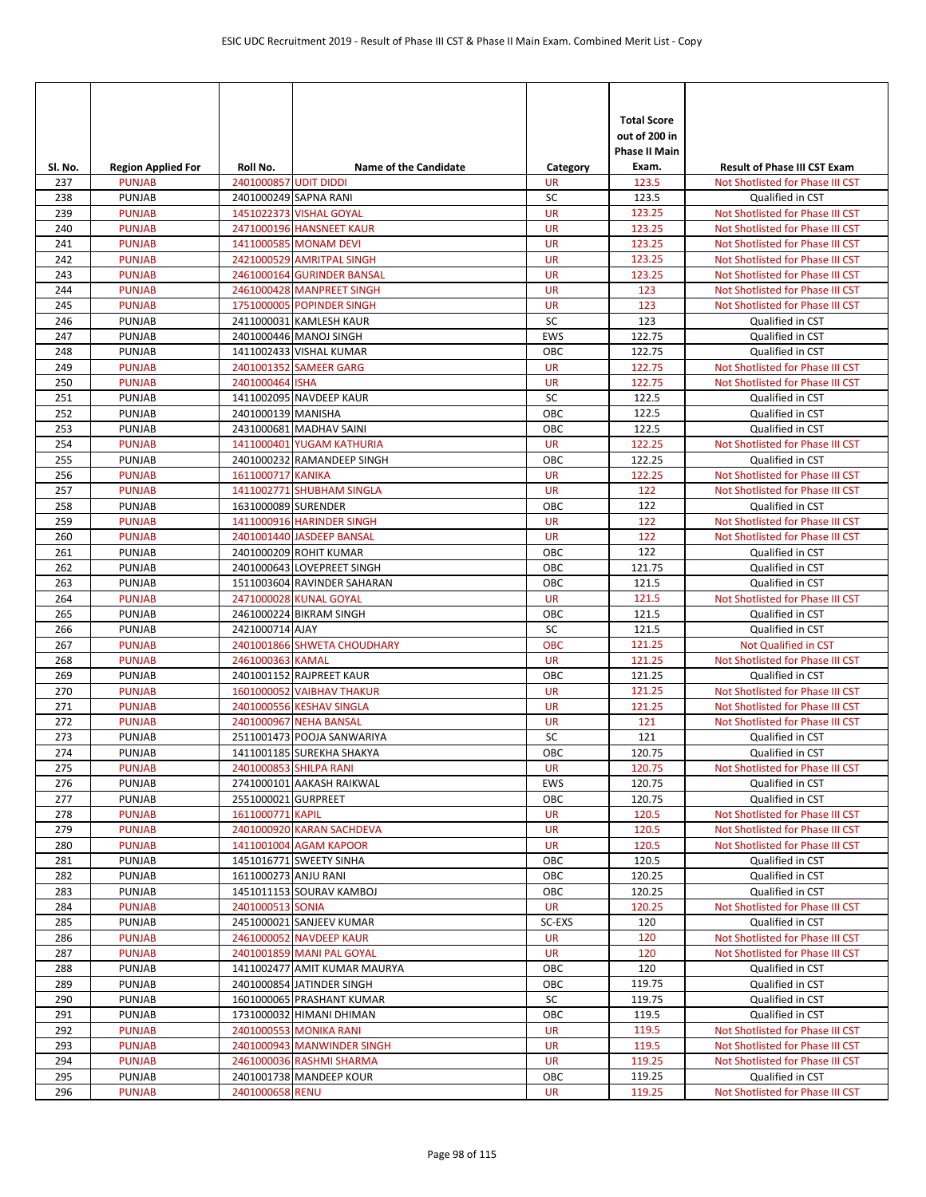| Sl. No. | Region Applied For | Roll No. | Name of the Candidate | Category | Total Score out of 200 in Phase II Main Exam. | Result of Phase III CST Exam |
|---|---|---|---|---|---|---|
| 237 | PUNJAB | 2401000857 | UDIT DIDDI | UR | 123.5 | Not Shotlisted for Phase III CST |
| 238 | PUNJAB | 2401000249 | SAPNA RANI | SC | 123.5 | Qualified in CST |
| 239 | PUNJAB | 1451022373 | VISHAL GOYAL | UR | 123.25 | Not Shotlisted for Phase III CST |
| 240 | PUNJAB | 2471000196 | HANSNEET KAUR | UR | 123.25 | Not Shotlisted for Phase III CST |
| 241 | PUNJAB | 1411000585 | MONAM DEVI | UR | 123.25 | Not Shotlisted for Phase III CST |
| 242 | PUNJAB | 2421000529 | AMRITPAL SINGH | UR | 123.25 | Not Shotlisted for Phase III CST |
| 243 | PUNJAB | 2461000164 | GURINDER BANSAL | UR | 123.25 | Not Shotlisted for Phase III CST |
| 244 | PUNJAB | 2461000428 | MANPREET SINGH | UR | 123 | Not Shotlisted for Phase III CST |
| 245 | PUNJAB | 1751000005 | POPINDER SINGH | UR | 123 | Not Shotlisted for Phase III CST |
| 246 | PUNJAB | 2411000031 | KAMLESH KAUR | SC | 123 | Qualified in CST |
| 247 | PUNJAB | 2401000446 | MANOJ SINGH | EWS | 122.75 | Qualified in CST |
| 248 | PUNJAB | 1411002433 | VISHAL KUMAR | OBC | 122.75 | Qualified in CST |
| 249 | PUNJAB | 2401001352 | SAMEER GARG | UR | 122.75 | Not Shotlisted for Phase III CST |
| 250 | PUNJAB | 2401000464 | ISHA | UR | 122.75 | Not Shotlisted for Phase III CST |
| 251 | PUNJAB | 1411002095 | NAVDEEP KAUR | SC | 122.5 | Qualified in CST |
| 252 | PUNJAB | 2401000139 | MANISHA | OBC | 122.5 | Qualified in CST |
| 253 | PUNJAB | 2431000681 | MADHAV SAINI | OBC | 122.5 | Qualified in CST |
| 254 | PUNJAB | 1411000401 | YUGAM KATHURIA | UR | 122.25 | Not Shotlisted for Phase III CST |
| 255 | PUNJAB | 2401000232 | RAMANDEEP SINGH | OBC | 122.25 | Qualified in CST |
| 256 | PUNJAB | 1611000717 | KANIKA | UR | 122.25 | Not Shotlisted for Phase III CST |
| 257 | PUNJAB | 1411002771 | SHUBHAM SINGLA | UR | 122 | Not Shotlisted for Phase III CST |
| 258 | PUNJAB | 1631000089 | SURENDER | OBC | 122 | Qualified in CST |
| 259 | PUNJAB | 1411000916 | HARINDER SINGH | UR | 122 | Not Shotlisted for Phase III CST |
| 260 | PUNJAB | 2401001440 | JASDEEP BANSAL | UR | 122 | Not Shotlisted for Phase III CST |
| 261 | PUNJAB | 2401000209 | ROHIT KUMAR | OBC | 122 | Qualified in CST |
| 262 | PUNJAB | 2401000643 | LOVEPREET SINGH | OBC | 121.75 | Qualified in CST |
| 263 | PUNJAB | 1511003604 | RAVINDER SAHARAN | OBC | 121.5 | Qualified in CST |
| 264 | PUNJAB | 2471000028 | KUNAL GOYAL | UR | 121.5 | Not Shotlisted for Phase III CST |
| 265 | PUNJAB | 2461000224 | BIKRAM SINGH | OBC | 121.5 | Qualified in CST |
| 266 | PUNJAB | 2421000714 | AJAY | SC | 121.5 | Qualified in CST |
| 267 | PUNJAB | 2401001866 | SHWETA CHOUDHARY | OBC | 121.25 | Not Qualified in CST |
| 268 | PUNJAB | 2461000363 | KAMAL | UR | 121.25 | Not Shotlisted for Phase III CST |
| 269 | PUNJAB | 2401001152 | RAJPREET KAUR | OBC | 121.25 | Qualified in CST |
| 270 | PUNJAB | 1601000052 | VAIBHAV THAKUR | UR | 121.25 | Not Shotlisted for Phase III CST |
| 271 | PUNJAB | 2401000556 | KESHAV SINGLA | UR | 121.25 | Not Shotlisted for Phase III CST |
| 272 | PUNJAB | 2401000967 | NEHA BANSAL | UR | 121 | Not Shotlisted for Phase III CST |
| 273 | PUNJAB | 2511001473 | POOJA SANWARIYA | SC | 121 | Qualified in CST |
| 274 | PUNJAB | 1411001185 | SUREKHA SHAKYA | OBC | 120.75 | Qualified in CST |
| 275 | PUNJAB | 2401000853 | SHILPA RANI | UR | 120.75 | Not Shotlisted for Phase III CST |
| 276 | PUNJAB | 2741000101 | AAKASH RAIKWAL | EWS | 120.75 | Qualified in CST |
| 277 | PUNJAB | 2551000021 | GURPREET | OBC | 120.75 | Qualified in CST |
| 278 | PUNJAB | 1611000771 | KAPIL | UR | 120.5 | Not Shotlisted for Phase III CST |
| 279 | PUNJAB | 2401000920 | KARAN SACHDEVA | UR | 120.5 | Not Shotlisted for Phase III CST |
| 280 | PUNJAB | 1411001004 | AGAM KAPOOR | UR | 120.5 | Not Shotlisted for Phase III CST |
| 281 | PUNJAB | 1451016771 | SWEETY SINHA | OBC | 120.5 | Qualified in CST |
| 282 | PUNJAB | 1611000273 | ANJU RANI | OBC | 120.25 | Qualified in CST |
| 283 | PUNJAB | 1451011153 | SOURAV KAMBOJ | OBC | 120.25 | Qualified in CST |
| 284 | PUNJAB | 2401000513 | SONIA | UR | 120.25 | Not Shotlisted for Phase III CST |
| 285 | PUNJAB | 2451000021 | SANJEEV KUMAR | SC-EXS | 120 | Qualified in CST |
| 286 | PUNJAB | 2461000052 | NAVDEEP KAUR | UR | 120 | Not Shotlisted for Phase III CST |
| 287 | PUNJAB | 2401001859 | MANI PAL GOYAL | UR | 120 | Not Shotlisted for Phase III CST |
| 288 | PUNJAB | 1411002477 | AMIT KUMAR MAURYA | OBC | 120 | Qualified in CST |
| 289 | PUNJAB | 2401000854 | JATINDER SINGH | OBC | 119.75 | Qualified in CST |
| 290 | PUNJAB | 1601000065 | PRASHANT KUMAR | SC | 119.75 | Qualified in CST |
| 291 | PUNJAB | 1731000032 | HIMANI DHIMAN | OBC | 119.5 | Qualified in CST |
| 292 | PUNJAB | 2401000553 | MONIKA RANI | UR | 119.5 | Not Shotlisted for Phase III CST |
| 293 | PUNJAB | 2401000943 | MANWINDER SINGH | UR | 119.5 | Not Shotlisted for Phase III CST |
| 294 | PUNJAB | 2461000036 | RASHMI SHARMA | UR | 119.25 | Not Shotlisted for Phase III CST |
| 295 | PUNJAB | 2401001738 | MANDEEP KOUR | OBC | 119.25 | Qualified in CST |
| 296 | PUNJAB | 2401000658 | RENU | UR | 119.25 | Not Shotlisted for Phase III CST |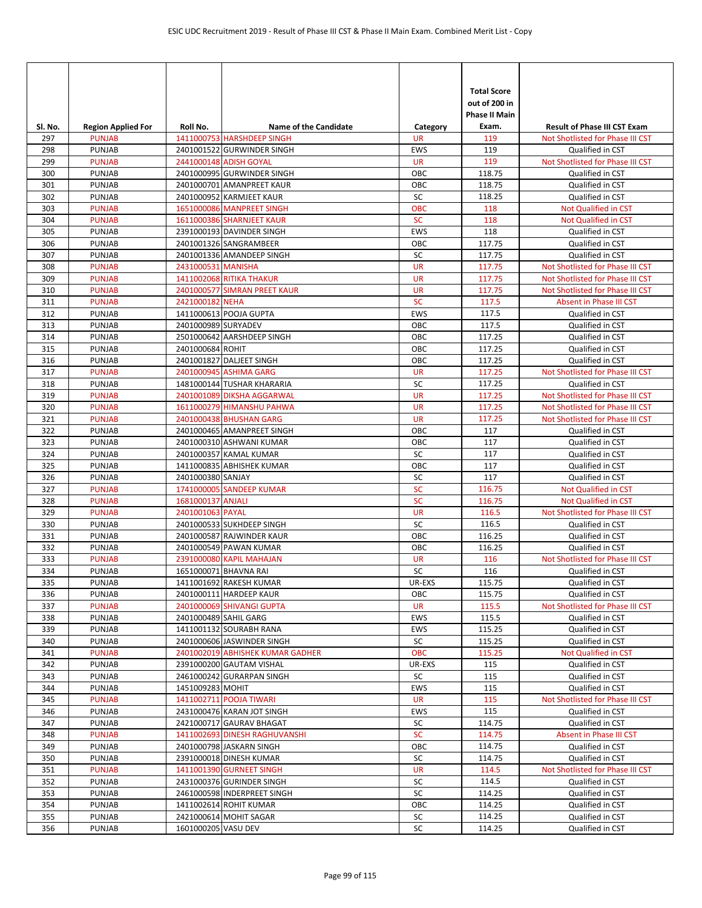| Sl. No. | Region Applied For | Roll No. | Name of the Candidate | Category | Total Score out of 200 in Phase II Main Exam. | Result of Phase III CST Exam |
|---|---|---|---|---|---|---|
| 297 | PUNJAB | 1411000753 | HARSHDEEP SINGH | UR | 119 | Not Shotlisted for Phase III CST |
| 298 | PUNJAB | 2401001522 | GURWINDER SINGH | EWS | 119 | Qualified in CST |
| 299 | PUNJAB | 2441000148 | ADISH GOYAL | UR | 119 | Not Shotlisted for Phase III CST |
| 300 | PUNJAB | 2401000995 | GURWINDER SINGH | OBC | 118.75 | Qualified in CST |
| 301 | PUNJAB | 2401000701 | AMANPREET KAUR | OBC | 118.75 | Qualified in CST |
| 302 | PUNJAB | 2401000952 | KARMJEET KAUR | SC | 118.25 | Qualified in CST |
| 303 | PUNJAB | 1651000086 | MANPREET SINGH | OBC | 118 | Not Qualified in CST |
| 304 | PUNJAB | 1611000386 | SHARNJEET KAUR | SC | 118 | Not Qualified in CST |
| 305 | PUNJAB | 2391000193 | DAVINDER SINGH | EWS | 118 | Qualified in CST |
| 306 | PUNJAB | 2401001326 | SANGRAMBEER | OBC | 117.75 | Qualified in CST |
| 307 | PUNJAB | 2401001336 | AMANDEEP SINGH | SC | 117.75 | Qualified in CST |
| 308 | PUNJAB | 2431000531 | MANISHA | UR | 117.75 | Not Shotlisted for Phase III CST |
| 309 | PUNJAB | 1411002068 | RITIKA THAKUR | UR | 117.75 | Not Shotlisted for Phase III CST |
| 310 | PUNJAB | 2401000577 | SIMRAN PREET KAUR | UR | 117.75 | Not Shotlisted for Phase III CST |
| 311 | PUNJAB | 2421000182 | NEHA | SC | 117.5 | Absent in Phase III CST |
| 312 | PUNJAB | 1411000613 | POOJA GUPTA | EWS | 117.5 | Qualified in CST |
| 313 | PUNJAB | 2401000989 | SURYADEV | OBC | 117.5 | Qualified in CST |
| 314 | PUNJAB | 2501000642 | AARSHDEEP SINGH | OBC | 117.25 | Qualified in CST |
| 315 | PUNJAB | 2401000684 | ROHIT | OBC | 117.25 | Qualified in CST |
| 316 | PUNJAB | 2401001827 | DALJEET SINGH | OBC | 117.25 | Qualified in CST |
| 317 | PUNJAB | 2401000945 | ASHIMA GARG | UR | 117.25 | Not Shotlisted for Phase III CST |
| 318 | PUNJAB | 1481000144 | TUSHAR KHARARIA | SC | 117.25 | Qualified in CST |
| 319 | PUNJAB | 2401001089 | DIKSHA AGGARWAL | UR | 117.25 | Not Shotlisted for Phase III CST |
| 320 | PUNJAB | 1611000279 | HIMANSHU PAHWA | UR | 117.25 | Not Shotlisted for Phase III CST |
| 321 | PUNJAB | 2401000438 | BHUSHAN GARG | UR | 117.25 | Not Shotlisted for Phase III CST |
| 322 | PUNJAB | 2401000465 | AMANPREET SINGH | OBC | 117 | Qualified in CST |
| 323 | PUNJAB | 2401000310 | ASHWANI KUMAR | OBC | 117 | Qualified in CST |
| 324 | PUNJAB | 2401000357 | KAMAL KUMAR | SC | 117 | Qualified in CST |
| 325 | PUNJAB | 1411000835 | ABHISHEK KUMAR | OBC | 117 | Qualified in CST |
| 326 | PUNJAB | 2401000380 | SANJAY | SC | 117 | Qualified in CST |
| 327 | PUNJAB | 1741000005 | SANDEEP KUMAR | SC | 116.75 | Not Qualified in CST |
| 328 | PUNJAB | 1681000137 | ANJALI | SC | 116.75 | Not Qualified in CST |
| 329 | PUNJAB | 2401001063 | PAYAL | UR | 116.5 | Not Shotlisted for Phase III CST |
| 330 | PUNJAB | 2401000533 | SUKHDEEP SINGH | SC | 116.5 | Qualified in CST |
| 331 | PUNJAB | 2401000587 | RAJWINDER KAUR | OBC | 116.25 | Qualified in CST |
| 332 | PUNJAB | 2401000549 | PAWAN KUMAR | OBC | 116.25 | Qualified in CST |
| 333 | PUNJAB | 2391000080 | KAPIL MAHAJAN | UR | 116 | Not Shotlisted for Phase III CST |
| 334 | PUNJAB | 1651000071 | BHAVNA RAI | SC | 116 | Qualified in CST |
| 335 | PUNJAB | 1411001692 | RAKESH KUMAR | UR-EXS | 115.75 | Qualified in CST |
| 336 | PUNJAB | 2401000111 | HARDEEP KAUR | OBC | 115.75 | Qualified in CST |
| 337 | PUNJAB | 2401000069 | SHIVANGI GUPTA | UR | 115.5 | Not Shotlisted for Phase III CST |
| 338 | PUNJAB | 2401000489 | SAHIL GARG | EWS | 115.5 | Qualified in CST |
| 339 | PUNJAB | 1411001132 | SOURABH RANA | EWS | 115.25 | Qualified in CST |
| 340 | PUNJAB | 2401000606 | JASWINDER SINGH | SC | 115.25 | Qualified in CST |
| 341 | PUNJAB | 2401002019 | ABHISHEK KUMAR GADHER | OBC | 115.25 | Not Qualified in CST |
| 342 | PUNJAB | 2391000200 | GAUTAM VISHAL | UR-EXS | 115 | Qualified in CST |
| 343 | PUNJAB | 2461000242 | GURARPAN SINGH | SC | 115 | Qualified in CST |
| 344 | PUNJAB | 1451009283 | MOHIT | EWS | 115 | Qualified in CST |
| 345 | PUNJAB | 1411002711 | POOJA TIWARI | UR | 115 | Not Shotlisted for Phase III CST |
| 346 | PUNJAB | 2431000476 | KARAN JOT SINGH | EWS | 115 | Qualified in CST |
| 347 | PUNJAB | 2421000717 | GAURAV BHAGAT | SC | 114.75 | Qualified in CST |
| 348 | PUNJAB | 1411002693 | DINESH RAGHUVANSHI | SC | 114.75 | Absent in Phase III CST |
| 349 | PUNJAB | 2401000798 | JASKARN SINGH | OBC | 114.75 | Qualified in CST |
| 350 | PUNJAB | 2391000018 | DINESH KUMAR | SC | 114.75 | Qualified in CST |
| 351 | PUNJAB | 1411001390 | GURNEET SINGH | UR | 114.5 | Not Shotlisted for Phase III CST |
| 352 | PUNJAB | 2431000376 | GURINDER SINGH | SC | 114.5 | Qualified in CST |
| 353 | PUNJAB | 2461000598 | INDERPREET SINGH | SC | 114.25 | Qualified in CST |
| 354 | PUNJAB | 1411002614 | ROHIT KUMAR | OBC | 114.25 | Qualified in CST |
| 355 | PUNJAB | 2421000614 | MOHIT SAGAR | SC | 114.25 | Qualified in CST |
| 356 | PUNJAB | 1601000205 | VASU DEV | SC | 114.25 | Qualified in CST |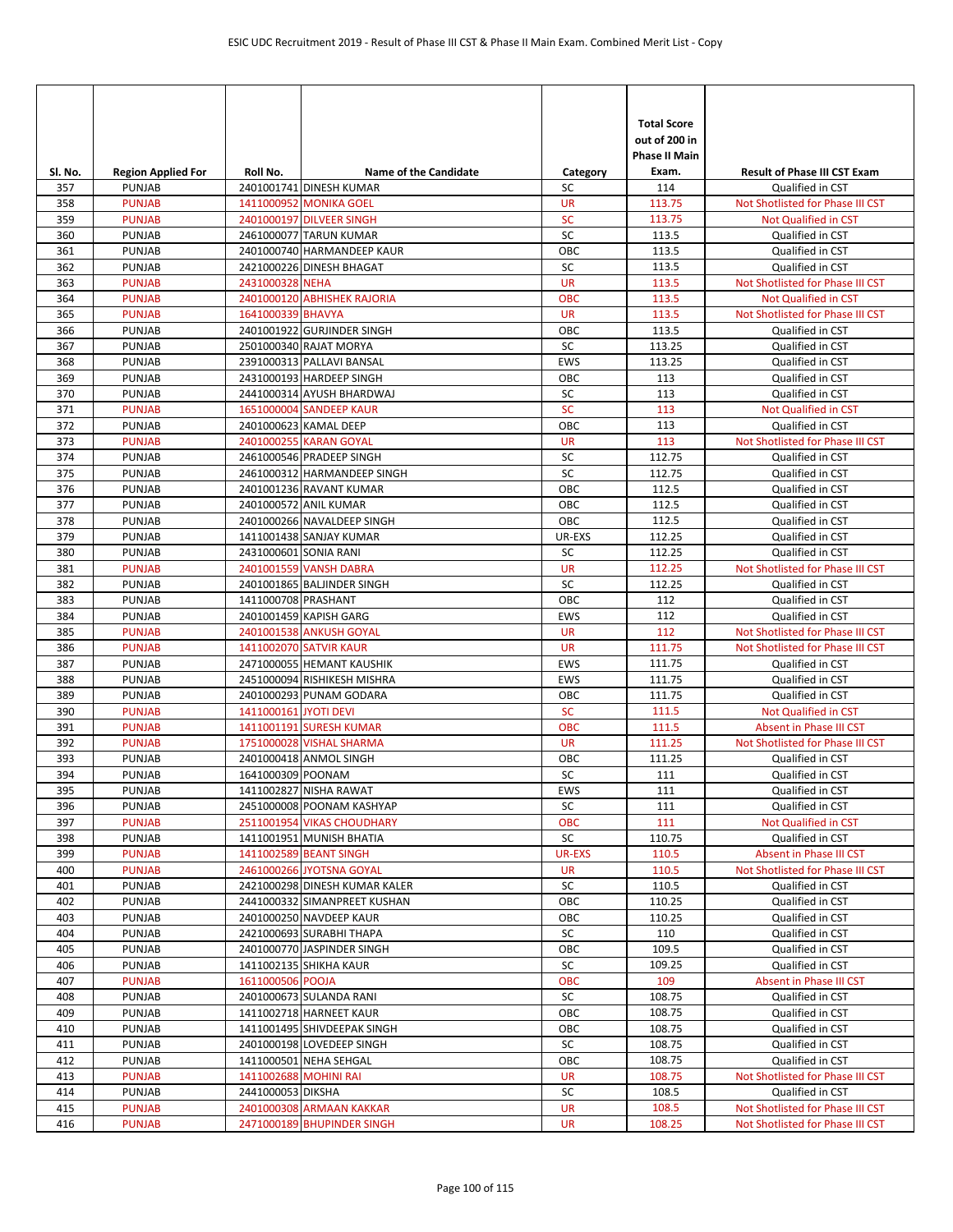| Sl. No. | Region Applied For | Roll No. | Name of the Candidate | Category | Total Score out of 200 in Phase II Main Exam. | Result of Phase III CST Exam |
|---|---|---|---|---|---|---|
| 357 | PUNJAB | 2401001741 | DINESH KUMAR | SC | 114 | Qualified in CST |
| 358 | PUNJAB | 1411000952 | MONIKA GOEL | UR | 113.75 | Not Shotlisted for Phase III CST |
| 359 | PUNJAB | 2401000197 | DILVEER SINGH | SC | 113.75 | Not Qualified in CST |
| 360 | PUNJAB | 2461000077 | TARUN KUMAR | SC | 113.5 | Qualified in CST |
| 361 | PUNJAB | 2401000740 | HARMANDEEP KAUR | OBC | 113.5 | Qualified in CST |
| 362 | PUNJAB | 2421000226 | DINESH BHAGAT | SC | 113.5 | Qualified in CST |
| 363 | PUNJAB | 2431000328 | NEHA | UR | 113.5 | Not Shotlisted for Phase III CST |
| 364 | PUNJAB | 2401000120 | ABHISHEK RAJORIA | OBC | 113.5 | Not Qualified in CST |
| 365 | PUNJAB | 1641000339 | BHAVYA | UR | 113.5 | Not Shotlisted for Phase III CST |
| 366 | PUNJAB | 2401001922 | GURJINDER SINGH | OBC | 113.5 | Qualified in CST |
| 367 | PUNJAB | 2501000340 | RAJAT MORYA | SC | 113.25 | Qualified in CST |
| 368 | PUNJAB | 2391000313 | PALLAVI BANSAL | EWS | 113.25 | Qualified in CST |
| 369 | PUNJAB | 2431000193 | HARDEEP SINGH | OBC | 113 | Qualified in CST |
| 370 | PUNJAB | 2441000314 | AYUSH BHARDWAJ | SC | 113 | Qualified in CST |
| 371 | PUNJAB | 1651000004 | SANDEEP KAUR | SC | 113 | Not Qualified in CST |
| 372 | PUNJAB | 2401000623 | KAMAL DEEP | OBC | 113 | Qualified in CST |
| 373 | PUNJAB | 2401000255 | KARAN GOYAL | UR | 113 | Not Shotlisted for Phase III CST |
| 374 | PUNJAB | 2461000546 | PRADEEP SINGH | SC | 112.75 | Qualified in CST |
| 375 | PUNJAB | 2461000312 | HARMANDEEP SINGH | SC | 112.75 | Qualified in CST |
| 376 | PUNJAB | 2401001236 | RAVANT KUMAR | OBC | 112.5 | Qualified in CST |
| 377 | PUNJAB | 2401000572 | ANIL KUMAR | OBC | 112.5 | Qualified in CST |
| 378 | PUNJAB | 2401000266 | NAVALDEEP SINGH | OBC | 112.5 | Qualified in CST |
| 379 | PUNJAB | 1411001438 | SANJAY KUMAR | UR-EXS | 112.25 | Qualified in CST |
| 380 | PUNJAB | 2431000601 | SONIA RANI | SC | 112.25 | Qualified in CST |
| 381 | PUNJAB | 2401001559 | VANSH DABRA | UR | 112.25 | Not Shotlisted for Phase III CST |
| 382 | PUNJAB | 2401001865 | BALJINDER SINGH | SC | 112.25 | Qualified in CST |
| 383 | PUNJAB | 1411000708 | PRASHANT | OBC | 112 | Qualified in CST |
| 384 | PUNJAB | 2401001459 | KAPISH GARG | EWS | 112 | Qualified in CST |
| 385 | PUNJAB | 2401001538 | ANKUSH GOYAL | UR | 112 | Not Shotlisted for Phase III CST |
| 386 | PUNJAB | 1411002070 | SATVIR KAUR | UR | 111.75 | Not Shotlisted for Phase III CST |
| 387 | PUNJAB | 2471000055 | HEMANT KAUSHIK | EWS | 111.75 | Qualified in CST |
| 388 | PUNJAB | 2451000094 | RISHIKESH MISHRA | EWS | 111.75 | Qualified in CST |
| 389 | PUNJAB | 2401000293 | PUNAM GODARA | OBC | 111.75 | Qualified in CST |
| 390 | PUNJAB | 1411000161 | JYOTI DEVI | SC | 111.5 | Not Qualified in CST |
| 391 | PUNJAB | 1411001191 | SURESH KUMAR | OBC | 111.5 | Absent in Phase III CST |
| 392 | PUNJAB | 1751000028 | VISHAL SHARMA | UR | 111.25 | Not Shotlisted for Phase III CST |
| 393 | PUNJAB | 2401000418 | ANMOL SINGH | OBC | 111.25 | Qualified in CST |
| 394 | PUNJAB | 1641000309 | POONAM | SC | 111 | Qualified in CST |
| 395 | PUNJAB | 1411002827 | NISHA RAWAT | EWS | 111 | Qualified in CST |
| 396 | PUNJAB | 2451000008 | POONAM KASHYAP | SC | 111 | Qualified in CST |
| 397 | PUNJAB | 2511001954 | VIKAS CHOUDHARY | OBC | 111 | Not Qualified in CST |
| 398 | PUNJAB | 1411001951 | MUNISH BHATIA | SC | 110.75 | Qualified in CST |
| 399 | PUNJAB | 1411002589 | BEANT SINGH | UR-EXS | 110.5 | Absent in Phase III CST |
| 400 | PUNJAB | 2461000266 | JYOTSNA GOYAL | UR | 110.5 | Not Shotlisted for Phase III CST |
| 401 | PUNJAB | 2421000298 | DINESH KUMAR KALER | SC | 110.5 | Qualified in CST |
| 402 | PUNJAB | 2441000332 | SIMANPREET KUSHAN | OBC | 110.25 | Qualified in CST |
| 403 | PUNJAB | 2401000250 | NAVDEEP KAUR | OBC | 110.25 | Qualified in CST |
| 404 | PUNJAB | 2421000693 | SURABHI THAPA | SC | 110 | Qualified in CST |
| 405 | PUNJAB | 2401000770 | JASPINDER SINGH | OBC | 109.5 | Qualified in CST |
| 406 | PUNJAB | 1411002135 | SHIKHA KAUR | SC | 109.25 | Qualified in CST |
| 407 | PUNJAB | 1611000506 | POOJA | OBC | 109 | Absent in Phase III CST |
| 408 | PUNJAB | 2401000673 | SULANDA RANI | SC | 108.75 | Qualified in CST |
| 409 | PUNJAB | 1411002718 | HARNEET KAUR | OBC | 108.75 | Qualified in CST |
| 410 | PUNJAB | 1411001495 | SHIVDEEPAK SINGH | OBC | 108.75 | Qualified in CST |
| 411 | PUNJAB | 2401000198 | LOVEDEEP SINGH | SC | 108.75 | Qualified in CST |
| 412 | PUNJAB | 1411000501 | NEHA SEHGAL | OBC | 108.75 | Qualified in CST |
| 413 | PUNJAB | 1411002688 | MOHINI RAI | UR | 108.75 | Not Shotlisted for Phase III CST |
| 414 | PUNJAB | 2441000053 | DIKSHA | SC | 108.5 | Qualified in CST |
| 415 | PUNJAB | 2401000308 | ARMAAN KAKKAR | UR | 108.5 | Not Shotlisted for Phase III CST |
| 416 | PUNJAB | 2471000189 | BHUPINDER SINGH | UR | 108.25 | Not Shotlisted for Phase III CST |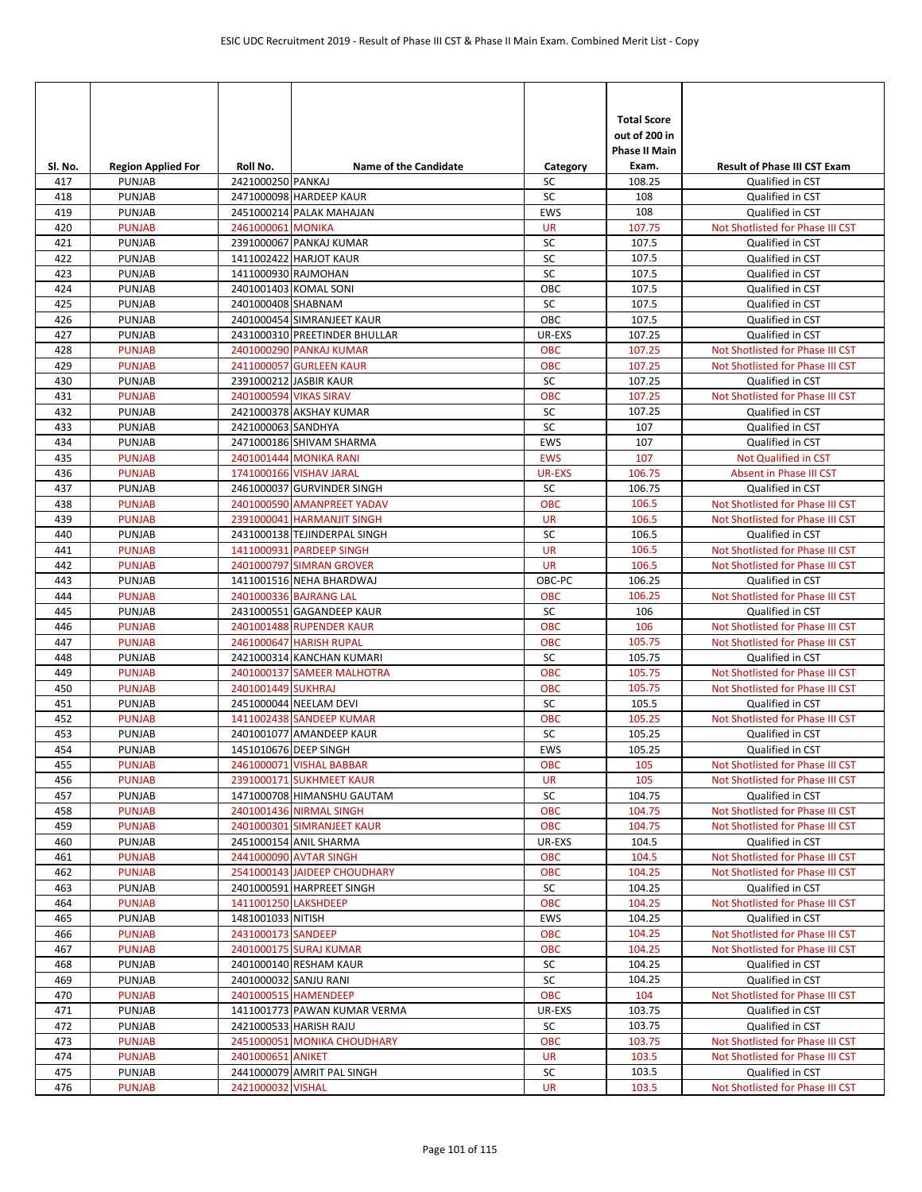| Sl. No. | Region Applied For | Roll No. | Name of the Candidate | Category | Total Score out of 200 in Phase II Main Exam. | Result of Phase III CST Exam |
|---|---|---|---|---|---|---|
| 417 | PUNJAB | 2421000250 | PANKAJ | SC | 108.25 | Qualified in CST |
| 418 | PUNJAB | 2471000098 | HARDEEP KAUR | SC | 108 | Qualified in CST |
| 419 | PUNJAB | 2451000214 | PALAK MAHAJAN | EWS | 108 | Qualified in CST |
| 420 | PUNJAB | 2461000061 | MONIKA | UR | 107.75 | Not Shotlisted for Phase III CST |
| 421 | PUNJAB | 2391000067 | PANKAJ KUMAR | SC | 107.5 | Qualified in CST |
| 422 | PUNJAB | 1411002422 | HARJOT KAUR | SC | 107.5 | Qualified in CST |
| 423 | PUNJAB | 1411000930 | RAJMOHAN | SC | 107.5 | Qualified in CST |
| 424 | PUNJAB | 2401001403 | KOMAL SONI | OBC | 107.5 | Qualified in CST |
| 425 | PUNJAB | 2401000408 | SHABNAM | SC | 107.5 | Qualified in CST |
| 426 | PUNJAB | 2401000454 | SIMRANJEET KAUR | OBC | 107.5 | Qualified in CST |
| 427 | PUNJAB | 2431000310 | PREETINDER BHULLAR | UR-EXS | 107.25 | Qualified in CST |
| 428 | PUNJAB | 2401000290 | PANKAJ KUMAR | OBC | 107.25 | Not Shotlisted for Phase III CST |
| 429 | PUNJAB | 2411000057 | GURLEEN KAUR | OBC | 107.25 | Not Shotlisted for Phase III CST |
| 430 | PUNJAB | 2391000212 | JASBIR KAUR | SC | 107.25 | Qualified in CST |
| 431 | PUNJAB | 2401000594 | VIKAS SIRAV | OBC | 107.25 | Not Shotlisted for Phase III CST |
| 432 | PUNJAB | 2421000378 | AKSHAY KUMAR | SC | 107.25 | Qualified in CST |
| 433 | PUNJAB | 2421000063 | SANDHYA | SC | 107 | Qualified in CST |
| 434 | PUNJAB | 2471000186 | SHIVAM SHARMA | EWS | 107 | Qualified in CST |
| 435 | PUNJAB | 2401001444 | MONIKA RANI | EWS | 107 | Not Qualified in CST |
| 436 | PUNJAB | 1741000166 | VISHAV JARAL | UR-EXS | 106.75 | Absent in Phase III CST |
| 437 | PUNJAB | 2461000037 | GURVINDER SINGH | SC | 106.75 | Qualified in CST |
| 438 | PUNJAB | 2401000590 | AMANPREET YADAV | OBC | 106.5 | Not Shotlisted for Phase III CST |
| 439 | PUNJAB | 2391000041 | HARMANJIT SINGH | UR | 106.5 | Not Shotlisted for Phase III CST |
| 440 | PUNJAB | 2431000138 | TEJINDERPAL SINGH | SC | 106.5 | Qualified in CST |
| 441 | PUNJAB | 1411000931 | PARDEEP SINGH | UR | 106.5 | Not Shotlisted for Phase III CST |
| 442 | PUNJAB | 2401000797 | SIMRAN GROVER | UR | 106.5 | Not Shotlisted for Phase III CST |
| 443 | PUNJAB | 1411001516 | NEHA BHARDWAJ | OBC-PC | 106.25 | Qualified in CST |
| 444 | PUNJAB | 2401000336 | BAJRANG LAL | OBC | 106.25 | Not Shotlisted for Phase III CST |
| 445 | PUNJAB | 2431000551 | GAGANDEEP KAUR | SC | 106 | Qualified in CST |
| 446 | PUNJAB | 2401001488 | RUPENDER KAUR | OBC | 106 | Not Shotlisted for Phase III CST |
| 447 | PUNJAB | 2461000647 | HARISH RUPAL | OBC | 105.75 | Not Shotlisted for Phase III CST |
| 448 | PUNJAB | 2421000314 | KANCHAN KUMARI | SC | 105.75 | Qualified in CST |
| 449 | PUNJAB | 2401000137 | SAMEER MALHOTRA | OBC | 105.75 | Not Shotlisted for Phase III CST |
| 450 | PUNJAB | 2401001449 | SUKHRAJ | OBC | 105.75 | Not Shotlisted for Phase III CST |
| 451 | PUNJAB | 2451000044 | NEELAM DEVI | SC | 105.5 | Qualified in CST |
| 452 | PUNJAB | 1411002438 | SANDEEP KUMAR | OBC | 105.25 | Not Shotlisted for Phase III CST |
| 453 | PUNJAB | 2401001077 | AMANDEEP KAUR | SC | 105.25 | Qualified in CST |
| 454 | PUNJAB | 1451010676 | DEEP SINGH | EWS | 105.25 | Qualified in CST |
| 455 | PUNJAB | 2461000071 | VISHAL BABBAR | OBC | 105 | Not Shotlisted for Phase III CST |
| 456 | PUNJAB | 2391000171 | SUKHMEET KAUR | UR | 105 | Not Shotlisted for Phase III CST |
| 457 | PUNJAB | 1471000708 | HIMANSHU GAUTAM | SC | 104.75 | Qualified in CST |
| 458 | PUNJAB | 2401001436 | NIRMAL SINGH | OBC | 104.75 | Not Shotlisted for Phase III CST |
| 459 | PUNJAB | 2401000301 | SIMRANJEET KAUR | OBC | 104.75 | Not Shotlisted for Phase III CST |
| 460 | PUNJAB | 2451000154 | ANIL SHARMA | UR-EXS | 104.5 | Qualified in CST |
| 461 | PUNJAB | 2441000090 | AVTAR SINGH | OBC | 104.5 | Not Shotlisted for Phase III CST |
| 462 | PUNJAB | 2541000143 | JAIDEEP CHOUDHARY | OBC | 104.25 | Not Shotlisted for Phase III CST |
| 463 | PUNJAB | 2401000591 | HARPREET SINGH | SC | 104.25 | Qualified in CST |
| 464 | PUNJAB | 1411001250 | LAKSHDEEP | OBC | 104.25 | Not Shotlisted for Phase III CST |
| 465 | PUNJAB | 1481001033 | NITISH | EWS | 104.25 | Qualified in CST |
| 466 | PUNJAB | 2431000173 | SANDEEP | OBC | 104.25 | Not Shotlisted for Phase III CST |
| 467 | PUNJAB | 2401000175 | SURAJ KUMAR | OBC | 104.25 | Not Shotlisted for Phase III CST |
| 468 | PUNJAB | 2401000140 | RESHAM KAUR | SC | 104.25 | Qualified in CST |
| 469 | PUNJAB | 2401000032 | SANJU RANI | SC | 104.25 | Qualified in CST |
| 470 | PUNJAB | 2401000515 | HAMENDEEP | OBC | 104 | Not Shotlisted for Phase III CST |
| 471 | PUNJAB | 1411001773 | PAWAN KUMAR VERMA | UR-EXS | 103.75 | Qualified in CST |
| 472 | PUNJAB | 2421000533 | HARISH RAJU | SC | 103.75 | Qualified in CST |
| 473 | PUNJAB | 2451000051 | MONIKA CHOUDHARY | OBC | 103.75 | Not Shotlisted for Phase III CST |
| 474 | PUNJAB | 2401000651 | ANIKET | UR | 103.5 | Not Shotlisted for Phase III CST |
| 475 | PUNJAB | 2441000079 | AMRIT PAL SINGH | SC | 103.5 | Qualified in CST |
| 476 | PUNJAB | 2421000032 | VISHAL | UR | 103.5 | Not Shotlisted for Phase III CST |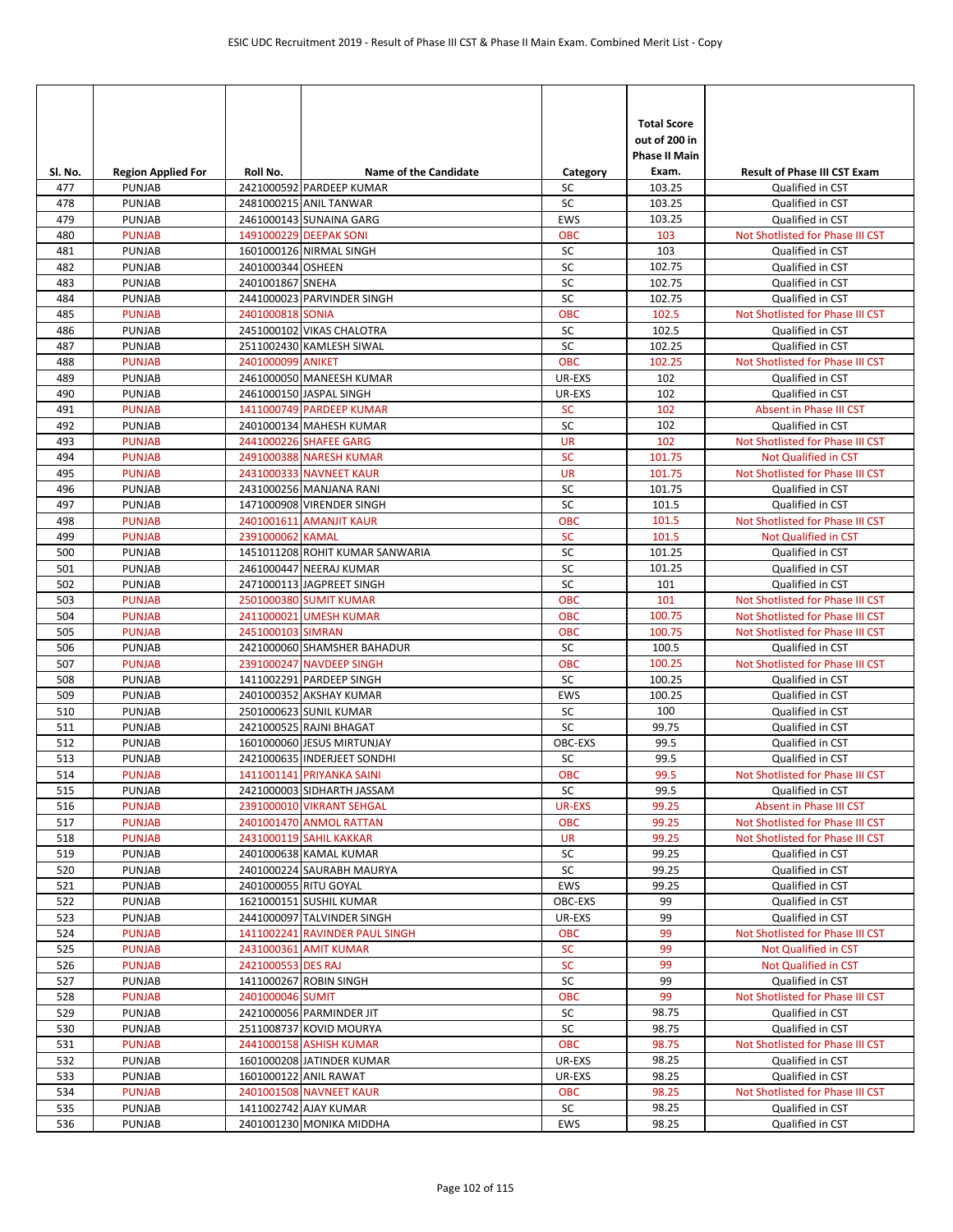| Sl. No. | Region Applied For | Roll No. | Name of the Candidate | Category | Total Score out of 200 in Phase II Main Exam. | Result of Phase III CST Exam |
|---|---|---|---|---|---|---|
| 477 | PUNJAB | 2421000592 | PARDEEP KUMAR | SC | 103.25 | Qualified in CST |
| 478 | PUNJAB | 2481000215 | ANIL TANWAR | SC | 103.25 | Qualified in CST |
| 479 | PUNJAB | 2461000143 | SUNAINA GARG | EWS | 103.25 | Qualified in CST |
| 480 | PUNJAB | 1491000229 | DEEPAK SONI | OBC | 103 | Not Shotlisted for Phase III CST |
| 481 | PUNJAB | 1601000126 | NIRMAL SINGH | SC | 103 | Qualified in CST |
| 482 | PUNJAB | 2401000344 | OSHEEN | SC | 102.75 | Qualified in CST |
| 483 | PUNJAB | 2401001867 | SNEHA | SC | 102.75 | Qualified in CST |
| 484 | PUNJAB | 2441000023 | PARVINDER SINGH | SC | 102.75 | Qualified in CST |
| 485 | PUNJAB | 2401000818 | SONIA | OBC | 102.5 | Not Shotlisted for Phase III CST |
| 486 | PUNJAB | 2451000102 | VIKAS CHALOTRA | SC | 102.5 | Qualified in CST |
| 487 | PUNJAB | 2511002430 | KAMLESH SIWAL | SC | 102.25 | Qualified in CST |
| 488 | PUNJAB | 2401000099 | ANIKET | OBC | 102.25 | Not Shotlisted for Phase III CST |
| 489 | PUNJAB | 2461000050 | MANEESH KUMAR | UR-EXS | 102 | Qualified in CST |
| 490 | PUNJAB | 2461000150 | JASPAL SINGH | UR-EXS | 102 | Qualified in CST |
| 491 | PUNJAB | 1411000749 | PARDEEP KUMAR | SC | 102 | Absent in Phase III CST |
| 492 | PUNJAB | 2401000134 | MAHESH KUMAR | SC | 102 | Qualified in CST |
| 493 | PUNJAB | 2441000226 | SHAFEE GARG | UR | 102 | Not Shotlisted for Phase III CST |
| 494 | PUNJAB | 2491000388 | NARESH KUMAR | SC | 101.75 | Not Qualified in CST |
| 495 | PUNJAB | 2431000333 | NAVNEET KAUR | UR | 101.75 | Not Shotlisted for Phase III CST |
| 496 | PUNJAB | 2431000256 | MANJANA RANI | SC | 101.75 | Qualified in CST |
| 497 | PUNJAB | 1471000908 | VIRENDER SINGH | SC | 101.5 | Qualified in CST |
| 498 | PUNJAB | 2401001611 | AMANJIT KAUR | OBC | 101.5 | Not Shotlisted for Phase III CST |
| 499 | PUNJAB | 2391000062 | KAMAL | SC | 101.5 | Not Qualified in CST |
| 500 | PUNJAB | 1451011208 | ROHIT KUMAR SANWARIA | SC | 101.25 | Qualified in CST |
| 501 | PUNJAB | 2461000447 | NEERAJ KUMAR | SC | 101.25 | Qualified in CST |
| 502 | PUNJAB | 2471000113 | JAGPREET SINGH | SC | 101 | Qualified in CST |
| 503 | PUNJAB | 2501000380 | SUMIT KUMAR | OBC | 101 | Not Shotlisted for Phase III CST |
| 504 | PUNJAB | 2411000021 | UMESH KUMAR | OBC | 100.75 | Not Shotlisted for Phase III CST |
| 505 | PUNJAB | 2451000103 | SIMRAN | OBC | 100.75 | Not Shotlisted for Phase III CST |
| 506 | PUNJAB | 2421000060 | SHAMSHER BAHADUR | SC | 100.5 | Qualified in CST |
| 507 | PUNJAB | 2391000247 | NAVDEEP SINGH | OBC | 100.25 | Not Shotlisted for Phase III CST |
| 508 | PUNJAB | 1411002291 | PARDEEP SINGH | SC | 100.25 | Qualified in CST |
| 509 | PUNJAB | 2401000352 | AKSHAY KUMAR | EWS | 100.25 | Qualified in CST |
| 510 | PUNJAB | 2501000623 | SUNIL KUMAR | SC | 100 | Qualified in CST |
| 511 | PUNJAB | 2421000525 | RAJNI BHAGAT | SC | 99.75 | Qualified in CST |
| 512 | PUNJAB | 1601000060 | JESUS MIRTUNJAY | OBC-EXS | 99.5 | Qualified in CST |
| 513 | PUNJAB | 2421000635 | INDERJEET SONDHI | SC | 99.5 | Qualified in CST |
| 514 | PUNJAB | 1411001141 | PRIYANKA SAINI | OBC | 99.5 | Not Shotlisted for Phase III CST |
| 515 | PUNJAB | 2421000003 | SIDHARTH JASSAM | SC | 99.5 | Qualified in CST |
| 516 | PUNJAB | 2391000010 | VIKRANT SEHGAL | UR-EXS | 99.25 | Absent in Phase III CST |
| 517 | PUNJAB | 2401001470 | ANMOL RATTAN | OBC | 99.25 | Not Shotlisted for Phase III CST |
| 518 | PUNJAB | 2431000119 | SAHIL KAKKAR | UR | 99.25 | Not Shotlisted for Phase III CST |
| 519 | PUNJAB | 2401000638 | KAMAL KUMAR | SC | 99.25 | Qualified in CST |
| 520 | PUNJAB | 2401000224 | SAURABH MAURYA | SC | 99.25 | Qualified in CST |
| 521 | PUNJAB | 2401000055 | RITU GOYAL | EWS | 99.25 | Qualified in CST |
| 522 | PUNJAB | 1621000151 | SUSHIL KUMAR | OBC-EXS | 99 | Qualified in CST |
| 523 | PUNJAB | 2441000097 | TALVINDER SINGH | UR-EXS | 99 | Qualified in CST |
| 524 | PUNJAB | 1411002241 | RAVINDER PAUL SINGH | OBC | 99 | Not Shotlisted for Phase III CST |
| 525 | PUNJAB | 2431000361 | AMIT KUMAR | SC | 99 | Not Qualified in CST |
| 526 | PUNJAB | 2421000553 | DES RAJ | SC | 99 | Not Qualified in CST |
| 527 | PUNJAB | 1411000267 | ROBIN SINGH | SC | 99 | Qualified in CST |
| 528 | PUNJAB | 2401000046 | SUMIT | OBC | 99 | Not Shotlisted for Phase III CST |
| 529 | PUNJAB | 2421000056 | PARMINDER JIT | SC | 98.75 | Qualified in CST |
| 530 | PUNJAB | 2511008737 | KOVID MOURYA | SC | 98.75 | Qualified in CST |
| 531 | PUNJAB | 2441000158 | ASHISH KUMAR | OBC | 98.75 | Not Shotlisted for Phase III CST |
| 532 | PUNJAB | 1601000208 | JATINDER KUMAR | UR-EXS | 98.25 | Qualified in CST |
| 533 | PUNJAB | 1601000122 | ANIL RAWAT | UR-EXS | 98.25 | Qualified in CST |
| 534 | PUNJAB | 2401001508 | NAVNEET KAUR | OBC | 98.25 | Not Shotlisted for Phase III CST |
| 535 | PUNJAB | 1411002742 | AJAY KUMAR | SC | 98.25 | Qualified in CST |
| 536 | PUNJAB | 2401001230 | MONIKA MIDDHA | EWS | 98.25 | Qualified in CST |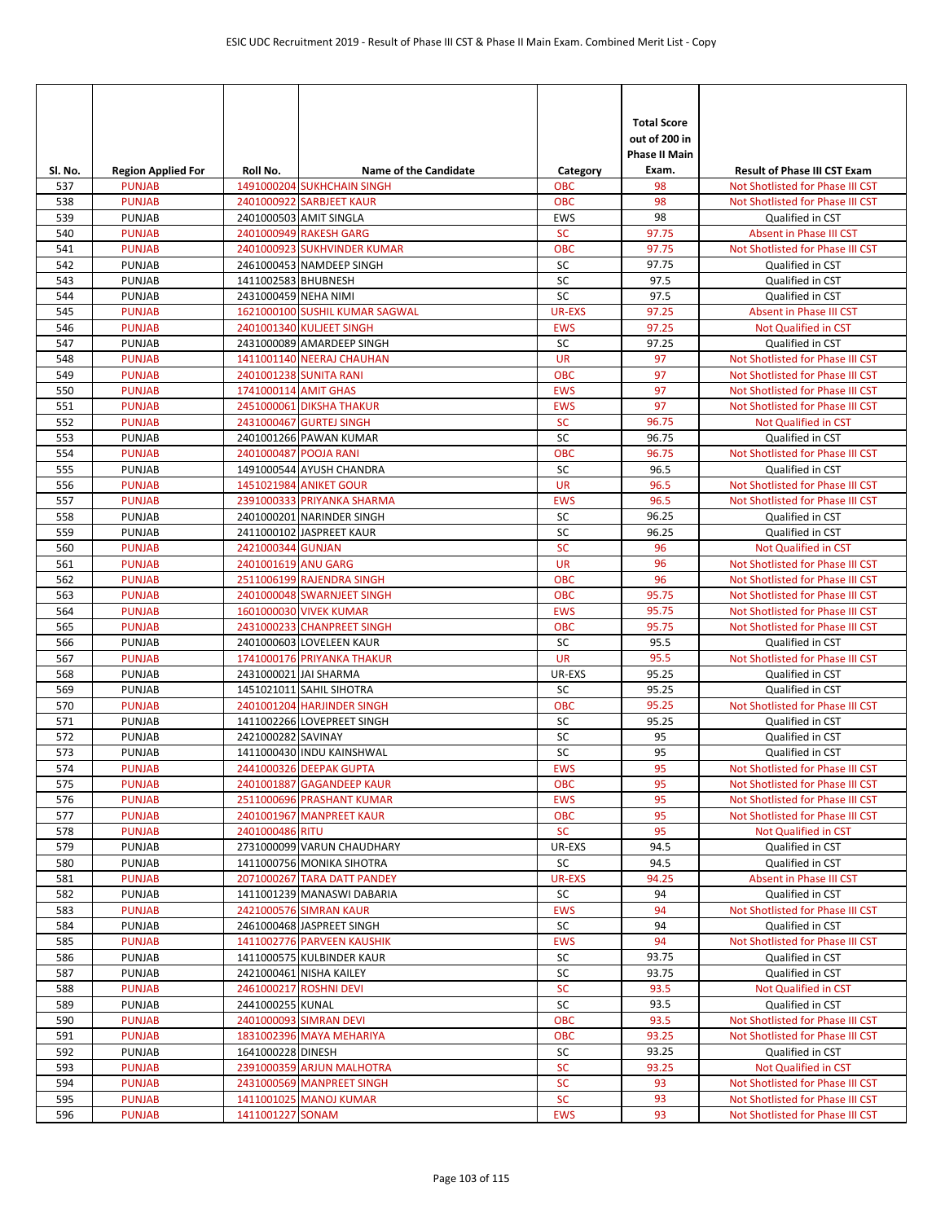| Sl. No. | Region Applied For | Roll No. | Name of the Candidate | Category | Total Score out of 200 in Phase II Main Exam. | Result of Phase III CST Exam |
|---|---|---|---|---|---|---|
| 537 | PUNJAB | 1491000204 | SUKHCHAIN SINGH | OBC | 98 | Not Shotlisted for Phase III CST |
| 538 | PUNJAB | 2401000922 | SARBJEET KAUR | OBC | 98 | Not Shotlisted for Phase III CST |
| 539 | PUNJAB | 2401000503 | AMIT SINGLA | EWS | 98 | Qualified in CST |
| 540 | PUNJAB | 2401000949 | RAKESH GARG | SC | 97.75 | Absent in Phase III CST |
| 541 | PUNJAB | 2401000923 | SUKHVINDER KUMAR | OBC | 97.75 | Not Shotlisted for Phase III CST |
| 542 | PUNJAB | 2461000453 | NAMDEEP SINGH | SC | 97.75 | Qualified in CST |
| 543 | PUNJAB | 1411002583 | BHUBNESH | SC | 97.5 | Qualified in CST |
| 544 | PUNJAB | 2431000459 | NEHA NIMI | SC | 97.5 | Qualified in CST |
| 545 | PUNJAB | 1621000100 | SUSHIL KUMAR SAGWAL | UR-EXS | 97.25 | Absent in Phase III CST |
| 546 | PUNJAB | 2401001340 | KULJEET SINGH | EWS | 97.25 | Not Qualified in CST |
| 547 | PUNJAB | 2431000089 | AMARDEEP SINGH | SC | 97.25 | Qualified in CST |
| 548 | PUNJAB | 1411001140 | NEERAJ CHAUHAN | UR | 97 | Not Shotlisted for Phase III CST |
| 549 | PUNJAB | 2401001238 | SUNITA RANI | OBC | 97 | Not Shotlisted for Phase III CST |
| 550 | PUNJAB | 1741000114 | AMIT GHAS | EWS | 97 | Not Shotlisted for Phase III CST |
| 551 | PUNJAB | 2451000061 | DIKSHA THAKUR | EWS | 97 | Not Shotlisted for Phase III CST |
| 552 | PUNJAB | 2431000467 | GURTEJ SINGH | SC | 96.75 | Not Qualified in CST |
| 553 | PUNJAB | 2401001266 | PAWAN KUMAR | SC | 96.75 | Qualified in CST |
| 554 | PUNJAB | 2401000487 | POOJA RANI | OBC | 96.75 | Not Shotlisted for Phase III CST |
| 555 | PUNJAB | 1491000544 | AYUSH CHANDRA | SC | 96.5 | Qualified in CST |
| 556 | PUNJAB | 1451021984 | ANIKET GOUR | UR | 96.5 | Not Shotlisted for Phase III CST |
| 557 | PUNJAB | 2391000333 | PRIYANKA SHARMA | EWS | 96.5 | Not Shotlisted for Phase III CST |
| 558 | PUNJAB | 2401000201 | NARINDER SINGH | SC | 96.25 | Qualified in CST |
| 559 | PUNJAB | 2411000102 | JASPREET KAUR | SC | 96.25 | Qualified in CST |
| 560 | PUNJAB | 2421000344 | GUNJAN | SC | 96 | Not Qualified in CST |
| 561 | PUNJAB | 2401001619 | ANU GARG | UR | 96 | Not Shotlisted for Phase III CST |
| 562 | PUNJAB | 2511006199 | RAJENDRA SINGH | OBC | 96 | Not Shotlisted for Phase III CST |
| 563 | PUNJAB | 2401000048 | SWARNJEET SINGH | OBC | 95.75 | Not Shotlisted for Phase III CST |
| 564 | PUNJAB | 1601000030 | VIVEK KUMAR | EWS | 95.75 | Not Shotlisted for Phase III CST |
| 565 | PUNJAB | 2431000233 | CHANPREET SINGH | OBC | 95.75 | Not Shotlisted for Phase III CST |
| 566 | PUNJAB | 2401000603 | LOVELEEN KAUR | SC | 95.5 | Qualified in CST |
| 567 | PUNJAB | 1741000176 | PRIYANKA THAKUR | UR | 95.5 | Not Shotlisted for Phase III CST |
| 568 | PUNJAB | 2431000021 | JAI SHARMA | UR-EXS | 95.25 | Qualified in CST |
| 569 | PUNJAB | 1451021011 | SAHIL SIHOTRA | SC | 95.25 | Qualified in CST |
| 570 | PUNJAB | 2401001204 | HARJINDER SINGH | OBC | 95.25 | Not Shotlisted for Phase III CST |
| 571 | PUNJAB | 1411002266 | LOVEPREET SINGH | SC | 95.25 | Qualified in CST |
| 572 | PUNJAB | 2421000282 | SAVINAY | SC | 95 | Qualified in CST |
| 573 | PUNJAB | 1411000430 | INDU KAINSHWAL | SC | 95 | Qualified in CST |
| 574 | PUNJAB | 2441000326 | DEEPAK GUPTA | EWS | 95 | Not Shotlisted for Phase III CST |
| 575 | PUNJAB | 2401001887 | GAGANDEEP KAUR | OBC | 95 | Not Shotlisted for Phase III CST |
| 576 | PUNJAB | 2511000696 | PRASHANT KUMAR | EWS | 95 | Not Shotlisted for Phase III CST |
| 577 | PUNJAB | 2401001967 | MANPREET KAUR | OBC | 95 | Not Shotlisted for Phase III CST |
| 578 | PUNJAB | 2401000486 | RITU | SC | 95 | Not Qualified in CST |
| 579 | PUNJAB | 2731000099 | VARUN CHAUDHARY | UR-EXS | 94.5 | Qualified in CST |
| 580 | PUNJAB | 1411000756 | MONIKA SIHOTRA | SC | 94.5 | Qualified in CST |
| 581 | PUNJAB | 2071000267 | TARA DATT PANDEY | UR-EXS | 94.25 | Absent in Phase III CST |
| 582 | PUNJAB | 1411001239 | MANASWI DABARIA | SC | 94 | Qualified in CST |
| 583 | PUNJAB | 2421000576 | SIMRAN KAUR | EWS | 94 | Not Shotlisted for Phase III CST |
| 584 | PUNJAB | 2461000468 | JASPREET SINGH | SC | 94 | Qualified in CST |
| 585 | PUNJAB | 1411002776 | PARVEEN KAUSHIK | EWS | 94 | Not Shotlisted for Phase III CST |
| 586 | PUNJAB | 1411000575 | KULBINDER KAUR | SC | 93.75 | Qualified in CST |
| 587 | PUNJAB | 2421000461 | NISHA KAILEY | SC | 93.75 | Qualified in CST |
| 588 | PUNJAB | 2461000217 | ROSHNI DEVI | SC | 93.5 | Not Qualified in CST |
| 589 | PUNJAB | 2441000255 | KUNAL | SC | 93.5 | Qualified in CST |
| 590 | PUNJAB | 2401000093 | SIMRAN DEVI | OBC | 93.5 | Not Shotlisted for Phase III CST |
| 591 | PUNJAB | 1831002396 | MAYA MEHARIYA | OBC | 93.25 | Not Shotlisted for Phase III CST |
| 592 | PUNJAB | 1641000228 | DINESH | SC | 93.25 | Qualified in CST |
| 593 | PUNJAB | 2391000359 | ARJUN MALHOTRA | SC | 93.25 | Not Qualified in CST |
| 594 | PUNJAB | 2431000569 | MANPREET SINGH | SC | 93 | Not Shotlisted for Phase III CST |
| 595 | PUNJAB | 1411001025 | MANOJ KUMAR | SC | 93 | Not Shotlisted for Phase III CST |
| 596 | PUNJAB | 1411001227 | SONAM | EWS | 93 | Not Shotlisted for Phase III CST |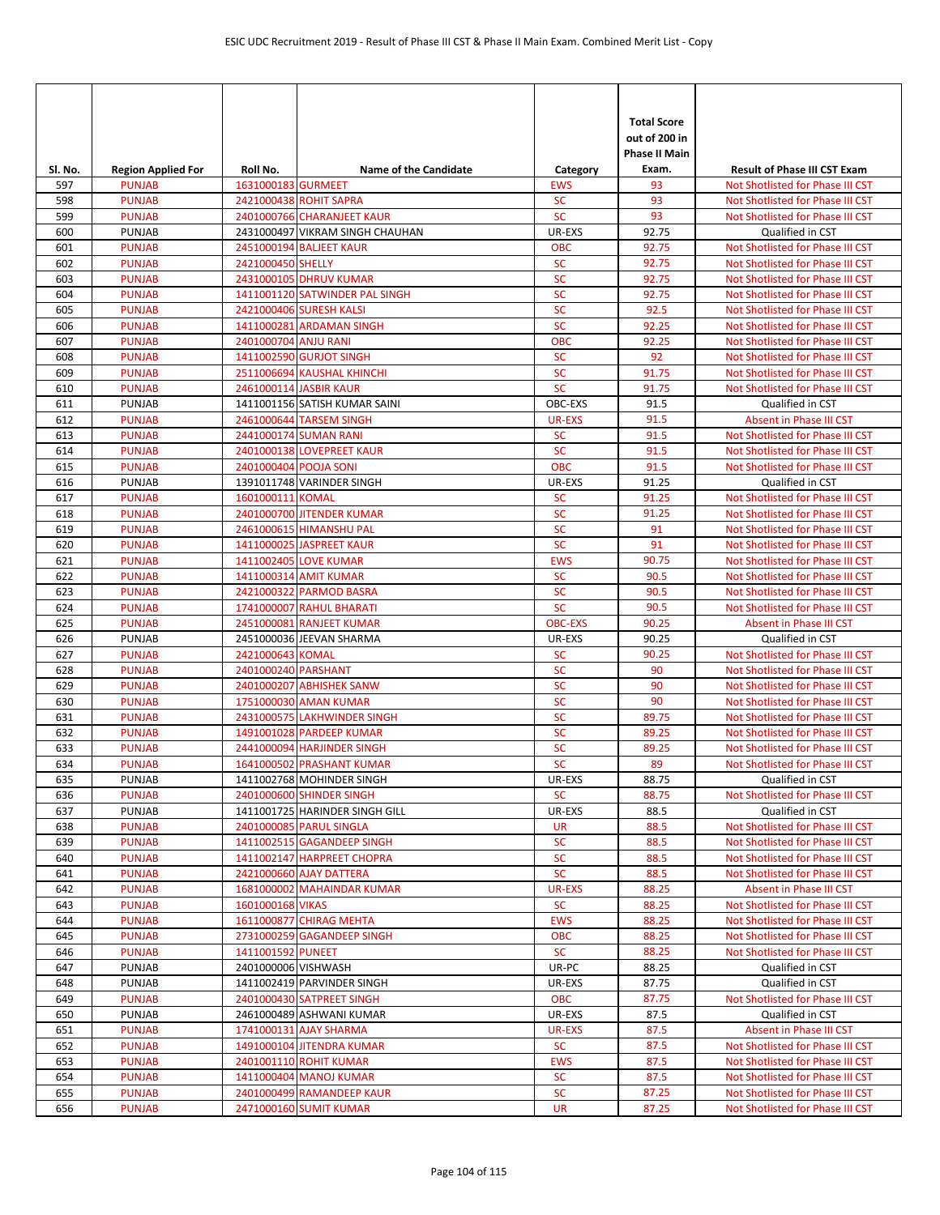| Sl. No. | Region Applied For | Roll No. | Name of the Candidate | Category | Total Score out of 200 in Phase II Main Exam. | Result of Phase III CST Exam |
|---|---|---|---|---|---|---|
| 597 | PUNJAB | 1631000183 | GURMEET | EWS | 93 | Not Shotlisted for Phase III CST |
| 598 | PUNJAB | 2421000438 | ROHIT SAPRA | SC | 93 | Not Shotlisted for Phase III CST |
| 599 | PUNJAB | 2401000766 | CHARANJEET KAUR | SC | 93 | Not Shotlisted for Phase III CST |
| 600 | PUNJAB | 2431000497 | VIKRAM SINGH CHAUHAN | UR-EXS | 92.75 | Qualified in CST |
| 601 | PUNJAB | 2451000194 | BALJEET KAUR | OBC | 92.75 | Not Shotlisted for Phase III CST |
| 602 | PUNJAB | 2421000450 | SHELLY | SC | 92.75 | Not Shotlisted for Phase III CST |
| 603 | PUNJAB | 2431000105 | DHRUV KUMAR | SC | 92.75 | Not Shotlisted for Phase III CST |
| 604 | PUNJAB | 1411001120 | SATWINDER PAL SINGH | SC | 92.75 | Not Shotlisted for Phase III CST |
| 605 | PUNJAB | 2421000406 | SURESH KALSI | SC | 92.5 | Not Shotlisted for Phase III CST |
| 606 | PUNJAB | 1411000281 | ARDAMAN SINGH | SC | 92.25 | Not Shotlisted for Phase III CST |
| 607 | PUNJAB | 2401000704 | ANJU RANI | OBC | 92.25 | Not Shotlisted for Phase III CST |
| 608 | PUNJAB | 1411002590 | GURJOT SINGH | SC | 92 | Not Shotlisted for Phase III CST |
| 609 | PUNJAB | 2511006694 | KAUSHAL KHINCHI | SC | 91.75 | Not Shotlisted for Phase III CST |
| 610 | PUNJAB | 2461000114 | JASBIR KAUR | SC | 91.75 | Not Shotlisted for Phase III CST |
| 611 | PUNJAB | 1411001156 | SATISH KUMAR SAINI | OBC-EXS | 91.5 | Qualified in CST |
| 612 | PUNJAB | 2461000644 | TARSEM SINGH | UR-EXS | 91.5 | Absent in Phase III CST |
| 613 | PUNJAB | 2441000174 | SUMAN RANI | SC | 91.5 | Not Shotlisted for Phase III CST |
| 614 | PUNJAB | 2401000138 | LOVEPREET KAUR | SC | 91.5 | Not Shotlisted for Phase III CST |
| 615 | PUNJAB | 2401000404 | POOJA SONI | OBC | 91.5 | Not Shotlisted for Phase III CST |
| 616 | PUNJAB | 1391011748 | VARINDER SINGH | UR-EXS | 91.25 | Qualified in CST |
| 617 | PUNJAB | 1601000111 | KOMAL | SC | 91.25 | Not Shotlisted for Phase III CST |
| 618 | PUNJAB | 2401000700 | JITENDER KUMAR | SC | 91.25 | Not Shotlisted for Phase III CST |
| 619 | PUNJAB | 2461000615 | HIMANSHU PAL | SC | 91 | Not Shotlisted for Phase III CST |
| 620 | PUNJAB | 1411000025 | JASPREET KAUR | SC | 91 | Not Shotlisted for Phase III CST |
| 621 | PUNJAB | 1411002405 | LOVE KUMAR | EWS | 90.75 | Not Shotlisted for Phase III CST |
| 622 | PUNJAB | 1411000314 | AMIT KUMAR | SC | 90.5 | Not Shotlisted for Phase III CST |
| 623 | PUNJAB | 2421000322 | PARMOD BASRA | SC | 90.5 | Not Shotlisted for Phase III CST |
| 624 | PUNJAB | 1741000007 | RAHUL BHARATI | SC | 90.5 | Not Shotlisted for Phase III CST |
| 625 | PUNJAB | 2451000081 | RANJEET KUMAR | OBC-EXS | 90.25 | Absent in Phase III CST |
| 626 | PUNJAB | 2451000036 | JEEVAN SHARMA | UR-EXS | 90.25 | Qualified in CST |
| 627 | PUNJAB | 2421000643 | KOMAL | SC | 90.25 | Not Shotlisted for Phase III CST |
| 628 | PUNJAB | 2401000240 | PARSHANT | SC | 90 | Not Shotlisted for Phase III CST |
| 629 | PUNJAB | 2401000207 | ABHISHEK SANW | SC | 90 | Not Shotlisted for Phase III CST |
| 630 | PUNJAB | 1751000030 | AMAN KUMAR | SC | 90 | Not Shotlisted for Phase III CST |
| 631 | PUNJAB | 2431000575 | LAKHWINDER SINGH | SC | 89.75 | Not Shotlisted for Phase III CST |
| 632 | PUNJAB | 1491001028 | PARDEEP KUMAR | SC | 89.25 | Not Shotlisted for Phase III CST |
| 633 | PUNJAB | 2441000094 | HARJINDER SINGH | SC | 89.25 | Not Shotlisted for Phase III CST |
| 634 | PUNJAB | 1641000502 | PRASHANT KUMAR | SC | 89 | Not Shotlisted for Phase III CST |
| 635 | PUNJAB | 1411002768 | MOHINDER SINGH | UR-EXS | 88.75 | Qualified in CST |
| 636 | PUNJAB | 2401000600 | SHINDER SINGH | SC | 88.75 | Not Shotlisted for Phase III CST |
| 637 | PUNJAB | 1411001725 | HARINDER SINGH GILL | UR-EXS | 88.5 | Qualified in CST |
| 638 | PUNJAB | 2401000085 | PARUL SINGLA | UR | 88.5 | Not Shotlisted for Phase III CST |
| 639 | PUNJAB | 1411002515 | GAGANDEEP SINGH | SC | 88.5 | Not Shotlisted for Phase III CST |
| 640 | PUNJAB | 1411002147 | HARPREET CHOPRA | SC | 88.5 | Not Shotlisted for Phase III CST |
| 641 | PUNJAB | 2421000660 | AJAY DATTERA | SC | 88.5 | Not Shotlisted for Phase III CST |
| 642 | PUNJAB | 1681000002 | MAHAINDAR KUMAR | UR-EXS | 88.25 | Absent in Phase III CST |
| 643 | PUNJAB | 1601000168 | VIKAS | SC | 88.25 | Not Shotlisted for Phase III CST |
| 644 | PUNJAB | 1611000877 | CHIRAG MEHTA | EWS | 88.25 | Not Shotlisted for Phase III CST |
| 645 | PUNJAB | 2731000259 | GAGANDEEP SINGH | OBC | 88.25 | Not Shotlisted for Phase III CST |
| 646 | PUNJAB | 1411001592 | PUNEET | SC | 88.25 | Not Shotlisted for Phase III CST |
| 647 | PUNJAB | 2401000006 | VISHWASH | UR-PC | 88.25 | Qualified in CST |
| 648 | PUNJAB | 1411002419 | PARVINDER SINGH | UR-EXS | 87.75 | Qualified in CST |
| 649 | PUNJAB | 2401000430 | SATPREET SINGH | OBC | 87.75 | Not Shotlisted for Phase III CST |
| 650 | PUNJAB | 2461000489 | ASHWANI KUMAR | UR-EXS | 87.5 | Qualified in CST |
| 651 | PUNJAB | 1741000131 | AJAY SHARMA | UR-EXS | 87.5 | Absent in Phase III CST |
| 652 | PUNJAB | 1491000104 | JITENDRA KUMAR | SC | 87.5 | Not Shotlisted for Phase III CST |
| 653 | PUNJAB | 2401001110 | ROHIT KUMAR | EWS | 87.5 | Not Shotlisted for Phase III CST |
| 654 | PUNJAB | 1411000404 | MANOJ KUMAR | SC | 87.5 | Not Shotlisted for Phase III CST |
| 655 | PUNJAB | 2401000499 | RAMANDEEP KAUR | SC | 87.25 | Not Shotlisted for Phase III CST |
| 656 | PUNJAB | 2471000160 | SUMIT KUMAR | UR | 87.25 | Not Shotlisted for Phase III CST |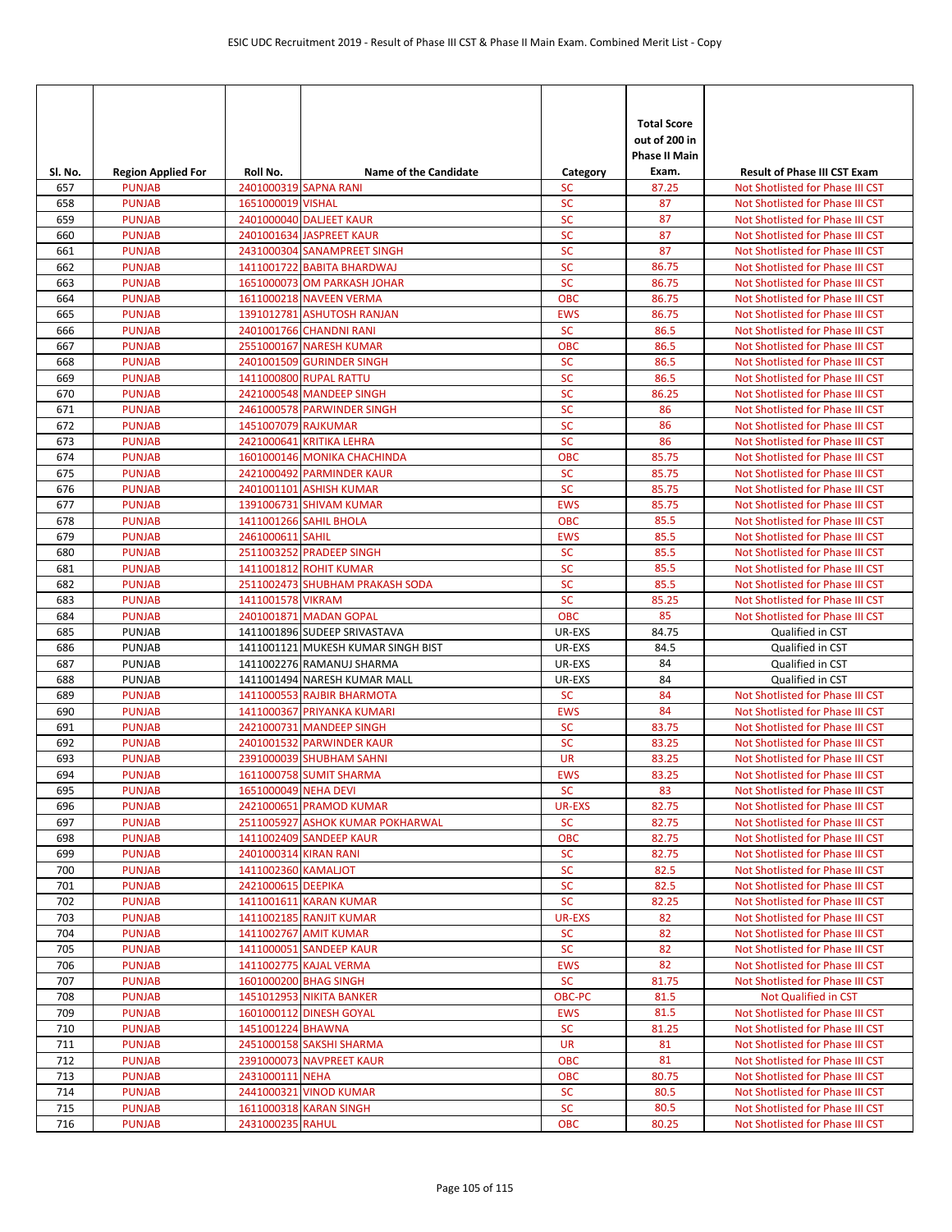| Sl. No. | Region Applied For | Roll No. | Name of the Candidate | Category | Total Score out of 200 in Phase II Main Exam. | Result of Phase III CST Exam |
|---|---|---|---|---|---|---|
| 657 | PUNJAB | 2401000319 | SAPNA RANI | SC | 87.25 | Not Shotlisted for Phase III CST |
| 658 | PUNJAB | 1651000019 | VISHAL | SC | 87 | Not Shotlisted for Phase III CST |
| 659 | PUNJAB | 2401000040 | DALJEET KAUR | SC | 87 | Not Shotlisted for Phase III CST |
| 660 | PUNJAB | 2401001634 | JASPREET KAUR | SC | 87 | Not Shotlisted for Phase III CST |
| 661 | PUNJAB | 2431000304 | SANAMPREET SINGH | SC | 87 | Not Shotlisted for Phase III CST |
| 662 | PUNJAB | 1411001722 | BABITA BHARDWAJ | SC | 86.75 | Not Shotlisted for Phase III CST |
| 663 | PUNJAB | 1651000073 | OM PARKASH JOHAR | SC | 86.75 | Not Shotlisted for Phase III CST |
| 664 | PUNJAB | 1611000218 | NAVEEN VERMA | OBC | 86.75 | Not Shotlisted for Phase III CST |
| 665 | PUNJAB | 1391012781 | ASHUTOSH RANJAN | EWS | 86.75 | Not Shotlisted for Phase III CST |
| 666 | PUNJAB | 2401001766 | CHANDNI RANI | SC | 86.5 | Not Shotlisted for Phase III CST |
| 667 | PUNJAB | 2551000167 | NARESH KUMAR | OBC | 86.5 | Not Shotlisted for Phase III CST |
| 668 | PUNJAB | 2401001509 | GURINDER SINGH | SC | 86.5 | Not Shotlisted for Phase III CST |
| 669 | PUNJAB | 1411000800 | RUPAL RATTU | SC | 86.5 | Not Shotlisted for Phase III CST |
| 670 | PUNJAB | 2421000548 | MANDEEP SINGH | SC | 86.25 | Not Shotlisted for Phase III CST |
| 671 | PUNJAB | 2461000578 | PARWINDER SINGH | SC | 86 | Not Shotlisted for Phase III CST |
| 672 | PUNJAB | 1451007079 | RAJKUMAR | SC | 86 | Not Shotlisted for Phase III CST |
| 673 | PUNJAB | 2421000641 | KRITIKA LEHRA | SC | 86 | Not Shotlisted for Phase III CST |
| 674 | PUNJAB | 1601000146 | MONIKA CHACHINDA | OBC | 85.75 | Not Shotlisted for Phase III CST |
| 675 | PUNJAB | 2421000492 | PARMINDER KAUR | SC | 85.75 | Not Shotlisted for Phase III CST |
| 676 | PUNJAB | 2401001101 | ASHISH KUMAR | SC | 85.75 | Not Shotlisted for Phase III CST |
| 677 | PUNJAB | 1391006731 | SHIVAM KUMAR | EWS | 85.75 | Not Shotlisted for Phase III CST |
| 678 | PUNJAB | 1411001266 | SAHIL BHOLA | OBC | 85.5 | Not Shotlisted for Phase III CST |
| 679 | PUNJAB | 2461000611 | SAHIL | EWS | 85.5 | Not Shotlisted for Phase III CST |
| 680 | PUNJAB | 2511003252 | PRADEEP SINGH | SC | 85.5 | Not Shotlisted for Phase III CST |
| 681 | PUNJAB | 1411001812 | ROHIT KUMAR | SC | 85.5 | Not Shotlisted for Phase III CST |
| 682 | PUNJAB | 2511002473 | SHUBHAM PRAKASH SODA | SC | 85.5 | Not Shotlisted for Phase III CST |
| 683 | PUNJAB | 1411001578 | VIKRAM | SC | 85.25 | Not Shotlisted for Phase III CST |
| 684 | PUNJAB | 2401001871 | MADAN GOPAL | OBC | 85 | Not Shotlisted for Phase III CST |
| 685 | PUNJAB | 1411001896 | SUDEEP SRIVASTAVA | UR-EXS | 84.75 | Qualified in CST |
| 686 | PUNJAB | 1411001121 | MUKESH KUMAR SINGH BIST | UR-EXS | 84.5 | Qualified in CST |
| 687 | PUNJAB | 1411002276 | RAMANUJ SHARMA | UR-EXS | 84 | Qualified in CST |
| 688 | PUNJAB | 1411001494 | NARESH KUMAR MALL | UR-EXS | 84 | Qualified in CST |
| 689 | PUNJAB | 1411000553 | RAJBIR BHARMOTA | SC | 84 | Not Shotlisted for Phase III CST |
| 690 | PUNJAB | 1411000367 | PRIYANKA KUMARI | EWS | 84 | Not Shotlisted for Phase III CST |
| 691 | PUNJAB | 2421000731 | MANDEEP SINGH | SC | 83.75 | Not Shotlisted for Phase III CST |
| 692 | PUNJAB | 2401001532 | PARWINDER KAUR | SC | 83.25 | Not Shotlisted for Phase III CST |
| 693 | PUNJAB | 2391000039 | SHUBHAM SAHNI | UR | 83.25 | Not Shotlisted for Phase III CST |
| 694 | PUNJAB | 1611000758 | SUMIT SHARMA | EWS | 83.25 | Not Shotlisted for Phase III CST |
| 695 | PUNJAB | 1651000049 | NEHA DEVI | SC | 83 | Not Shotlisted for Phase III CST |
| 696 | PUNJAB | 2421000651 | PRAMOD KUMAR | UR-EXS | 82.75 | Not Shotlisted for Phase III CST |
| 697 | PUNJAB | 2511005927 | ASHOK KUMAR POKHARWAL | SC | 82.75 | Not Shotlisted for Phase III CST |
| 698 | PUNJAB | 1411002409 | SANDEEP KAUR | OBC | 82.75 | Not Shotlisted for Phase III CST |
| 699 | PUNJAB | 2401000314 | KIRAN RANI | SC | 82.75 | Not Shotlisted for Phase III CST |
| 700 | PUNJAB | 1411002360 | KAMALJOT | SC | 82.5 | Not Shotlisted for Phase III CST |
| 701 | PUNJAB | 2421000615 | DEEPIKA | SC | 82.5 | Not Shotlisted for Phase III CST |
| 702 | PUNJAB | 1411001611 | KARAN KUMAR | SC | 82.25 | Not Shotlisted for Phase III CST |
| 703 | PUNJAB | 1411002185 | RANJIT KUMAR | UR-EXS | 82 | Not Shotlisted for Phase III CST |
| 704 | PUNJAB | 1411002767 | AMIT KUMAR | SC | 82 | Not Shotlisted for Phase III CST |
| 705 | PUNJAB | 1411000051 | SANDEEP KAUR | SC | 82 | Not Shotlisted for Phase III CST |
| 706 | PUNJAB | 1411002775 | KAJAL VERMA | EWS | 82 | Not Shotlisted for Phase III CST |
| 707 | PUNJAB | 1601000200 | BHAG SINGH | SC | 81.75 | Not Shotlisted for Phase III CST |
| 708 | PUNJAB | 1451012953 | NIKITA BANKER | OBC-PC | 81.5 | Not Qualified in CST |
| 709 | PUNJAB | 1601000112 | DINESH GOYAL | EWS | 81.5 | Not Shotlisted for Phase III CST |
| 710 | PUNJAB | 1451001224 | BHAWNA | SC | 81.25 | Not Shotlisted for Phase III CST |
| 711 | PUNJAB | 2451000158 | SAKSHI SHARMA | UR | 81 | Not Shotlisted for Phase III CST |
| 712 | PUNJAB | 2391000073 | NAVPREET KAUR | OBC | 81 | Not Shotlisted for Phase III CST |
| 713 | PUNJAB | 2431000111 | NEHA | OBC | 80.75 | Not Shotlisted for Phase III CST |
| 714 | PUNJAB | 2441000321 | VINOD KUMAR | SC | 80.5 | Not Shotlisted for Phase III CST |
| 715 | PUNJAB | 1611000318 | KARAN SINGH | SC | 80.5 | Not Shotlisted for Phase III CST |
| 716 | PUNJAB | 2431000235 | RAHUL | OBC | 80.25 | Not Shotlisted for Phase III CST |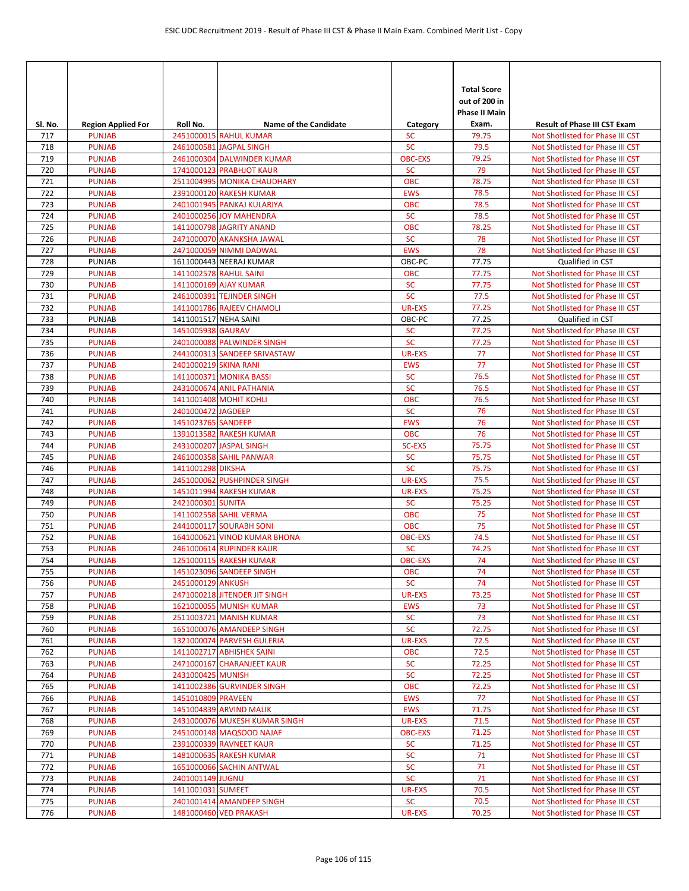| Sl. No. | Region Applied For | Roll No. | Name of the Candidate | Category | Total Score out of 200 in Phase II Main Exam. | Result of Phase III CST Exam |
|---|---|---|---|---|---|---|
| 717 | PUNJAB | 2451000015 | RAHUL KUMAR | SC | 79.75 | Not Shotlisted for Phase III CST |
| 718 | PUNJAB | 2461000581 | JAGPAL SINGH | SC | 79.5 | Not Shotlisted for Phase III CST |
| 719 | PUNJAB | 2461000304 | DALWINDER KUMAR | OBC-EXS | 79.25 | Not Shotlisted for Phase III CST |
| 720 | PUNJAB | 1741000123 | PRABHJOT KAUR | SC | 79 | Not Shotlisted for Phase III CST |
| 721 | PUNJAB | 2511004995 | MONIKA CHAUDHARY | OBC | 78.75 | Not Shotlisted for Phase III CST |
| 722 | PUNJAB | 2391000120 | RAKESH KUMAR | EWS | 78.5 | Not Shotlisted for Phase III CST |
| 723 | PUNJAB | 2401001945 | PANKAJ KULARIYA | OBC | 78.5 | Not Shotlisted for Phase III CST |
| 724 | PUNJAB | 2401000256 | JOY MAHENDRA | SC | 78.5 | Not Shotlisted for Phase III CST |
| 725 | PUNJAB | 1411000798 | JAGRITY ANAND | OBC | 78.25 | Not Shotlisted for Phase III CST |
| 726 | PUNJAB | 2471000070 | AKANKSHA JAWAL | SC | 78 | Not Shotlisted for Phase III CST |
| 727 | PUNJAB | 2471000059 | NIMMI DADWAL | EWS | 78 | Not Shotlisted for Phase III CST |
| 728 | PUNJAB | 1611000443 | NEERAJ KUMAR | OBC-PC | 77.75 | Qualified in CST |
| 729 | PUNJAB | 1411002578 | RAHUL SAINI | OBC | 77.75 | Not Shotlisted for Phase III CST |
| 730 | PUNJAB | 1411000169 | AJAY KUMAR | SC | 77.75 | Not Shotlisted for Phase III CST |
| 731 | PUNJAB | 2461000391 | TEJINDER SINGH | SC | 77.5 | Not Shotlisted for Phase III CST |
| 732 | PUNJAB | 1411001786 | RAJEEV CHAMOLI | UR-EXS | 77.25 | Not Shotlisted for Phase III CST |
| 733 | PUNJAB | 1411001517 | NEHA SAINI | OBC-PC | 77.25 | Qualified in CST |
| 734 | PUNJAB | 1451005938 | GAURAV | SC | 77.25 | Not Shotlisted for Phase III CST |
| 735 | PUNJAB | 2401000088 | PALWINDER SINGH | SC | 77.25 | Not Shotlisted for Phase III CST |
| 736 | PUNJAB | 2441000313 | SANDEEP SRIVASTAW | UR-EXS | 77 | Not Shotlisted for Phase III CST |
| 737 | PUNJAB | 2401000219 | SKINA RANI | EWS | 77 | Not Shotlisted for Phase III CST |
| 738 | PUNJAB | 1411000371 | MONIKA BASSI | SC | 76.5 | Not Shotlisted for Phase III CST |
| 739 | PUNJAB | 2431000674 | ANIL PATHANIA | SC | 76.5 | Not Shotlisted for Phase III CST |
| 740 | PUNJAB | 1411001408 | MOHIT KOHLI | OBC | 76.5 | Not Shotlisted for Phase III CST |
| 741 | PUNJAB | 2401000472 | JAGDEEP | SC | 76 | Not Shotlisted for Phase III CST |
| 742 | PUNJAB | 1451023765 | SANDEEP | EWS | 76 | Not Shotlisted for Phase III CST |
| 743 | PUNJAB | 1391013582 | RAKESH KUMAR | OBC | 76 | Not Shotlisted for Phase III CST |
| 744 | PUNJAB | 2431000207 | JASPAL SINGH | SC-EXS | 75.75 | Not Shotlisted for Phase III CST |
| 745 | PUNJAB | 2461000358 | SAHIL PANWAR | SC | 75.75 | Not Shotlisted for Phase III CST |
| 746 | PUNJAB | 1411001298 | DIKSHA | SC | 75.75 | Not Shotlisted for Phase III CST |
| 747 | PUNJAB | 2451000062 | PUSHPINDER SINGH | UR-EXS | 75.5 | Not Shotlisted for Phase III CST |
| 748 | PUNJAB | 1451011994 | RAKESH KUMAR | UR-EXS | 75.25 | Not Shotlisted for Phase III CST |
| 749 | PUNJAB | 2421000301 | SUNITA | SC | 75.25 | Not Shotlisted for Phase III CST |
| 750 | PUNJAB | 1411002558 | SAHIL VERMA | OBC | 75 | Not Shotlisted for Phase III CST |
| 751 | PUNJAB | 2441000117 | SOURABH SONI | OBC | 75 | Not Shotlisted for Phase III CST |
| 752 | PUNJAB | 1641000621 | VINOD KUMAR BHONA | OBC-EXS | 74.5 | Not Shotlisted for Phase III CST |
| 753 | PUNJAB | 2461000614 | RUPINDER KAUR | SC | 74.25 | Not Shotlisted for Phase III CST |
| 754 | PUNJAB | 1251000115 | RAKESH KUMAR | OBC-EXS | 74 | Not Shotlisted for Phase III CST |
| 755 | PUNJAB | 1451023096 | SANDEEP SINGH | OBC | 74 | Not Shotlisted for Phase III CST |
| 756 | PUNJAB | 2451000129 | ANKUSH | SC | 74 | Not Shotlisted for Phase III CST |
| 757 | PUNJAB | 2471000218 | JITENDER JIT SINGH | UR-EXS | 73.25 | Not Shotlisted for Phase III CST |
| 758 | PUNJAB | 1621000055 | MUNISH KUMAR | EWS | 73 | Not Shotlisted for Phase III CST |
| 759 | PUNJAB | 2511003721 | MANISH KUMAR | SC | 73 | Not Shotlisted for Phase III CST |
| 760 | PUNJAB | 1651000076 | AMANDEEP SINGH | SC | 72.75 | Not Shotlisted for Phase III CST |
| 761 | PUNJAB | 1321000074 | PARVESH GULERIA | UR-EXS | 72.5 | Not Shotlisted for Phase III CST |
| 762 | PUNJAB | 1411002717 | ABHISHEK SAINI | OBC | 72.5 | Not Shotlisted for Phase III CST |
| 763 | PUNJAB | 2471000167 | CHARANJEET KAUR | SC | 72.25 | Not Shotlisted for Phase III CST |
| 764 | PUNJAB | 2431000425 | MUNISH | SC | 72.25 | Not Shotlisted for Phase III CST |
| 765 | PUNJAB | 1411002386 | GURVINDER SINGH | OBC | 72.25 | Not Shotlisted for Phase III CST |
| 766 | PUNJAB | 1451010809 | PRAVEEN | EWS | 72 | Not Shotlisted for Phase III CST |
| 767 | PUNJAB | 1451004839 | ARVIND MALIK | EWS | 71.75 | Not Shotlisted for Phase III CST |
| 768 | PUNJAB | 2431000076 | MUKESH KUMAR SINGH | UR-EXS | 71.5 | Not Shotlisted for Phase III CST |
| 769 | PUNJAB | 2451000148 | MAQSOOD NAJAF | OBC-EXS | 71.25 | Not Shotlisted for Phase III CST |
| 770 | PUNJAB | 2391000339 | RAVNEET KAUR | SC | 71.25 | Not Shotlisted for Phase III CST |
| 771 | PUNJAB | 1481000635 | RAKESH KUMAR | SC | 71 | Not Shotlisted for Phase III CST |
| 772 | PUNJAB | 1651000066 | SACHIN ANTWAL | SC | 71 | Not Shotlisted for Phase III CST |
| 773 | PUNJAB | 2401001149 | JUGNU | SC | 71 | Not Shotlisted for Phase III CST |
| 774 | PUNJAB | 1411001031 | SUMEET | UR-EXS | 70.5 | Not Shotlisted for Phase III CST |
| 775 | PUNJAB | 2401001414 | AMANDEEP SINGH | SC | 70.5 | Not Shotlisted for Phase III CST |
| 776 | PUNJAB | 1481000460 | VED PRAKASH | UR-EXS | 70.25 | Not Shotlisted for Phase III CST |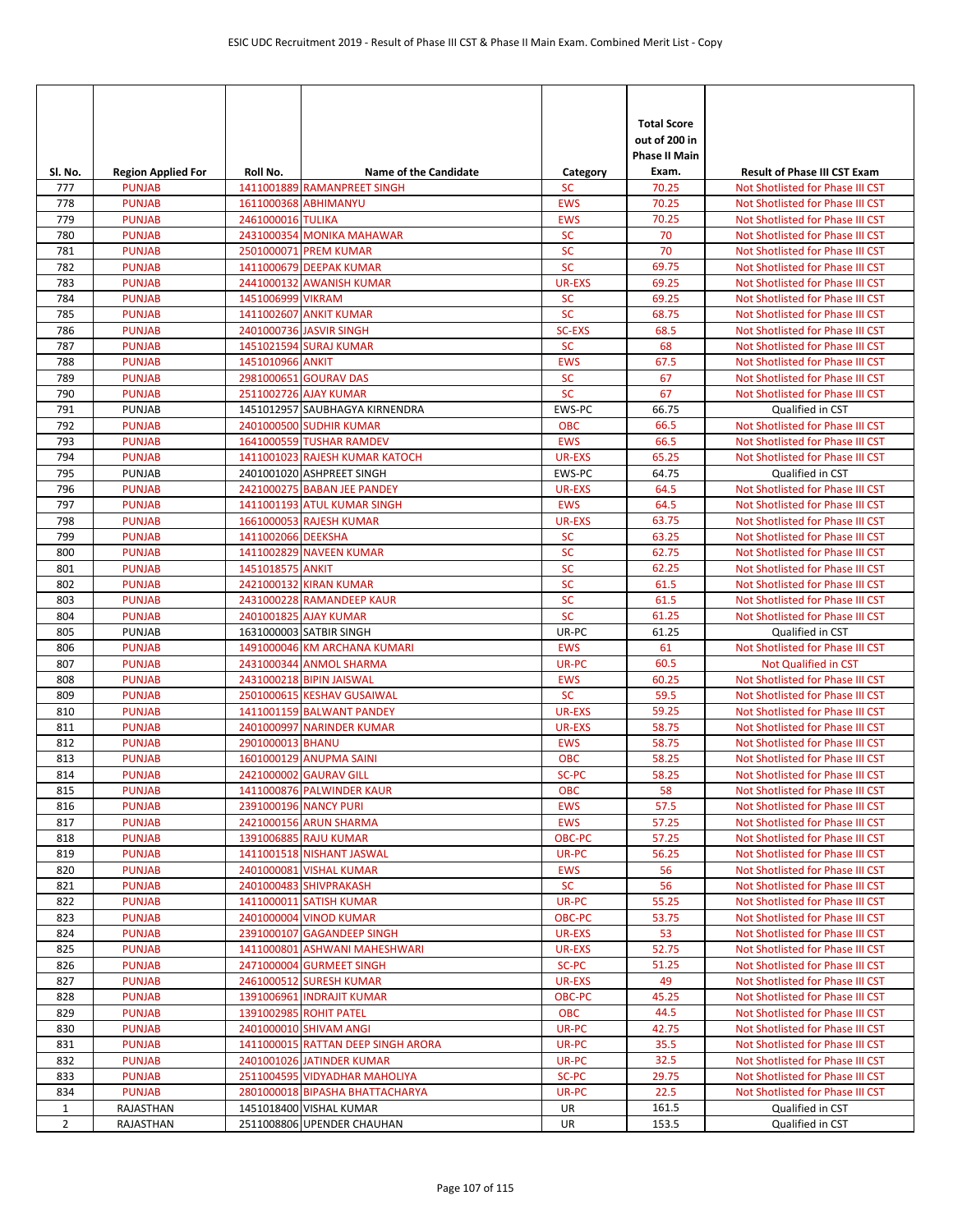| Sl. No. | Region Applied For | Roll No. | Name of the Candidate | Category | Total Score out of 200 in Phase II Main Exam. | Result of Phase III CST Exam |
|---|---|---|---|---|---|---|
| 777 | PUNJAB | 1411001889 | RAMANPREET SINGH | SC | 70.25 | Not Shotlisted for Phase III CST |
| 778 | PUNJAB | 1611000368 | ABHIMANYU | EWS | 70.25 | Not Shotlisted for Phase III CST |
| 779 | PUNJAB | 2461000016 | TULIKA | EWS | 70.25 | Not Shotlisted for Phase III CST |
| 780 | PUNJAB | 2431000354 | MONIKA MAHAWAR | SC | 70 | Not Shotlisted for Phase III CST |
| 781 | PUNJAB | 2501000071 | PREM KUMAR | SC | 70 | Not Shotlisted for Phase III CST |
| 782 | PUNJAB | 1411000679 | DEEPAK KUMAR | SC | 69.75 | Not Shotlisted for Phase III CST |
| 783 | PUNJAB | 2441000132 | AWANISH KUMAR | UR-EXS | 69.25 | Not Shotlisted for Phase III CST |
| 784 | PUNJAB | 1451006999 | VIKRAM | SC | 69.25 | Not Shotlisted for Phase III CST |
| 785 | PUNJAB | 1411002607 | ANKIT KUMAR | SC | 68.75 | Not Shotlisted for Phase III CST |
| 786 | PUNJAB | 2401000736 | JASVIR SINGH | SC-EXS | 68.5 | Not Shotlisted for Phase III CST |
| 787 | PUNJAB | 1451021594 | SURAJ KUMAR | SC | 68 | Not Shotlisted for Phase III CST |
| 788 | PUNJAB | 1451010966 | ANKIT | EWS | 67.5 | Not Shotlisted for Phase III CST |
| 789 | PUNJAB | 2981000651 | GOURAV DAS | SC | 67 | Not Shotlisted for Phase III CST |
| 790 | PUNJAB | 2511002726 | AJAY KUMAR | SC | 67 | Not Shotlisted for Phase III CST |
| 791 | PUNJAB | 1451012957 | SAUBHAGYA KIRNENDRA | EWS-PC | 66.75 | Qualified in CST |
| 792 | PUNJAB | 2401000500 | SUDHIR KUMAR | OBC | 66.5 | Not Shotlisted for Phase III CST |
| 793 | PUNJAB | 1641000559 | TUSHAR RAMDEV | EWS | 66.5 | Not Shotlisted for Phase III CST |
| 794 | PUNJAB | 1411001023 | RAJESH KUMAR KATOCH | UR-EXS | 65.25 | Not Shotlisted for Phase III CST |
| 795 | PUNJAB | 2401001020 | ASHPREET SINGH | EWS-PC | 64.75 | Qualified in CST |
| 796 | PUNJAB | 2421000275 | BABAN JEE PANDEY | UR-EXS | 64.5 | Not Shotlisted for Phase III CST |
| 797 | PUNJAB | 1411001193 | ATUL KUMAR SINGH | EWS | 64.5 | Not Shotlisted for Phase III CST |
| 798 | PUNJAB | 1661000053 | RAJESH KUMAR | UR-EXS | 63.75 | Not Shotlisted for Phase III CST |
| 799 | PUNJAB | 1411002066 | DEEKSHA | SC | 63.25 | Not Shotlisted for Phase III CST |
| 800 | PUNJAB | 1411002829 | NAVEEN KUMAR | SC | 62.75 | Not Shotlisted for Phase III CST |
| 801 | PUNJAB | 1451018575 | ANKIT | SC | 62.25 | Not Shotlisted for Phase III CST |
| 802 | PUNJAB | 2421000132 | KIRAN KUMAR | SC | 61.5 | Not Shotlisted for Phase III CST |
| 803 | PUNJAB | 2431000228 | RAMANDEEP KAUR | SC | 61.5 | Not Shotlisted for Phase III CST |
| 804 | PUNJAB | 2401001825 | AJAY KUMAR | SC | 61.25 | Not Shotlisted for Phase III CST |
| 805 | PUNJAB | 1631000003 | SATBIR SINGH | UR-PC | 61.25 | Qualified in CST |
| 806 | PUNJAB | 1491000046 | KM ARCHANA KUMARI | EWS | 61 | Not Shotlisted for Phase III CST |
| 807 | PUNJAB | 2431000344 | ANMOL SHARMA | UR-PC | 60.5 | Not Qualified in CST |
| 808 | PUNJAB | 2431000218 | BIPIN JAISWAL | EWS | 60.25 | Not Shotlisted for Phase III CST |
| 809 | PUNJAB | 2501000615 | KESHAV GUSAIWAL | SC | 59.5 | Not Shotlisted for Phase III CST |
| 810 | PUNJAB | 1411001159 | BALWANT PANDEY | UR-EXS | 59.25 | Not Shotlisted for Phase III CST |
| 811 | PUNJAB | 2401000997 | NARINDER KUMAR | UR-EXS | 58.75 | Not Shotlisted for Phase III CST |
| 812 | PUNJAB | 2901000013 | BHANU | EWS | 58.75 | Not Shotlisted for Phase III CST |
| 813 | PUNJAB | 1601000129 | ANUPMA SAINI | OBC | 58.25 | Not Shotlisted for Phase III CST |
| 814 | PUNJAB | 2421000002 | GAURAV GILL | SC-PC | 58.25 | Not Shotlisted for Phase III CST |
| 815 | PUNJAB | 1411000876 | PALWINDER KAUR | OBC | 58 | Not Shotlisted for Phase III CST |
| 816 | PUNJAB | 2391000196 | NANCY PURI | EWS | 57.5 | Not Shotlisted for Phase III CST |
| 817 | PUNJAB | 2421000156 | ARUN SHARMA | EWS | 57.25 | Not Shotlisted for Phase III CST |
| 818 | PUNJAB | 1391006885 | RAJU KUMAR | OBC-PC | 57.25 | Not Shotlisted for Phase III CST |
| 819 | PUNJAB | 1411001518 | NISHANT JASWAL | UR-PC | 56.25 | Not Shotlisted for Phase III CST |
| 820 | PUNJAB | 2401000081 | VISHAL KUMAR | EWS | 56 | Not Shotlisted for Phase III CST |
| 821 | PUNJAB | 2401000483 | SHIVPRAKASH | SC | 56 | Not Shotlisted for Phase III CST |
| 822 | PUNJAB | 1411000011 | SATISH KUMAR | UR-PC | 55.25 | Not Shotlisted for Phase III CST |
| 823 | PUNJAB | 2401000004 | VINOD KUMAR | OBC-PC | 53.75 | Not Shotlisted for Phase III CST |
| 824 | PUNJAB | 2391000107 | GAGANDEEP SINGH | UR-EXS | 53 | Not Shotlisted for Phase III CST |
| 825 | PUNJAB | 1411000801 | ASHWANI MAHESHWARI | UR-EXS | 52.75 | Not Shotlisted for Phase III CST |
| 826 | PUNJAB | 2471000004 | GURMEET SINGH | SC-PC | 51.25 | Not Shotlisted for Phase III CST |
| 827 | PUNJAB | 2461000512 | SURESH KUMAR | UR-EXS | 49 | Not Shotlisted for Phase III CST |
| 828 | PUNJAB | 1391006961 | INDRAJIT KUMAR | OBC-PC | 45.25 | Not Shotlisted for Phase III CST |
| 829 | PUNJAB | 1391002985 | ROHIT PATEL | OBC | 44.5 | Not Shotlisted for Phase III CST |
| 830 | PUNJAB | 2401000010 | SHIVAM ANGI | UR-PC | 42.75 | Not Shotlisted for Phase III CST |
| 831 | PUNJAB | 1411000015 | RATTAN DEEP SINGH ARORA | UR-PC | 35.5 | Not Shotlisted for Phase III CST |
| 832 | PUNJAB | 2401001026 | JATINDER KUMAR | UR-PC | 32.5 | Not Shotlisted for Phase III CST |
| 833 | PUNJAB | 2511004595 | VIDYADHAR MAHOLIYA | SC-PC | 29.75 | Not Shotlisted for Phase III CST |
| 834 | PUNJAB | 2801000018 | BIPASHA BHATTACHARYA | UR-PC | 22.5 | Not Shotlisted for Phase III CST |
| 1 | RAJASTHAN | 1451018400 | VISHAL KUMAR | UR | 161.5 | Qualified in CST |
| 2 | RAJASTHAN | 2511008806 | UPENDER CHAUHAN | UR | 153.5 | Qualified in CST |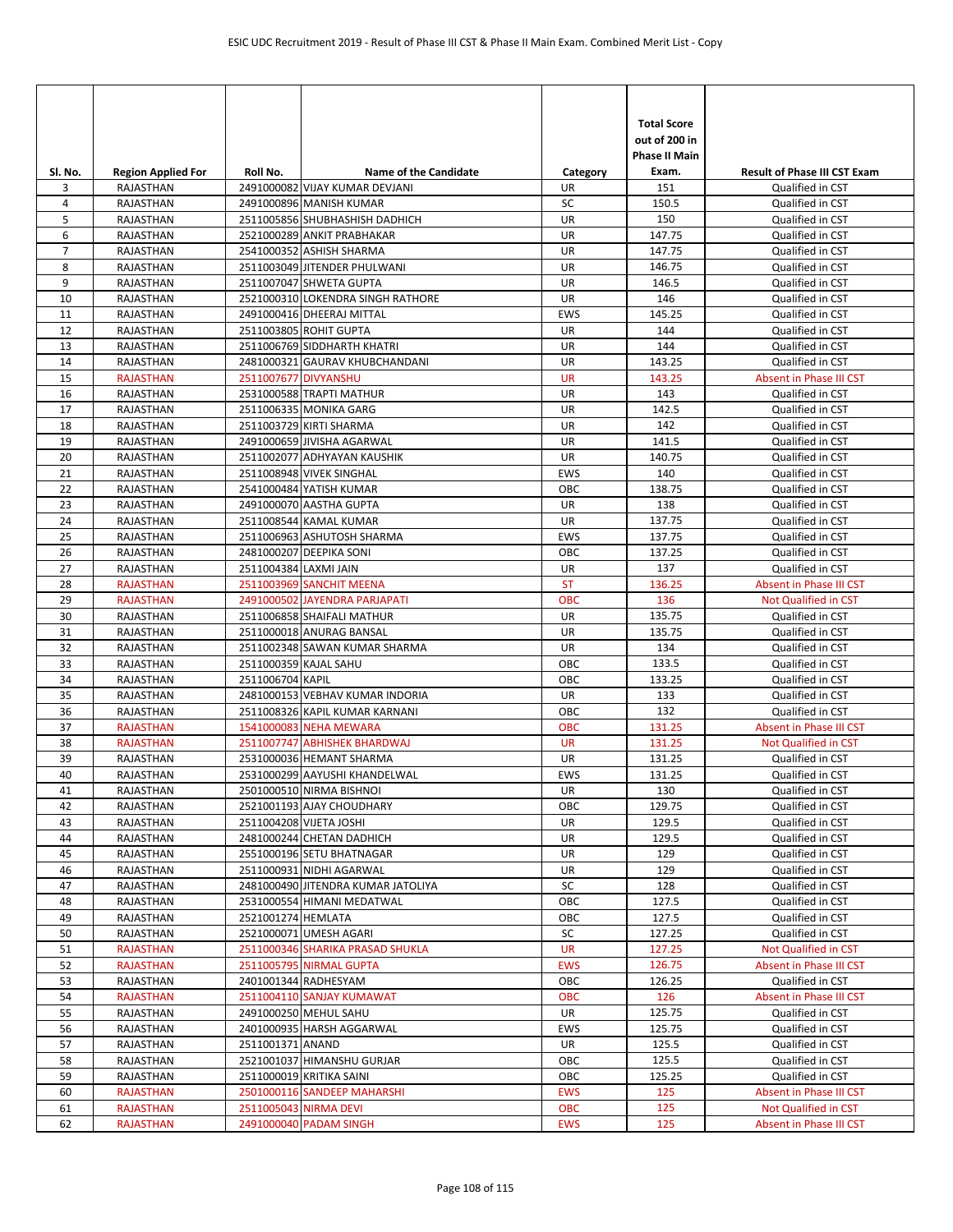| Sl. No. | Region Applied For | Roll No. | Name of the Candidate | Category | Total Score out of 200 in Phase II Main Exam. | Result of Phase III CST Exam |
|---|---|---|---|---|---|---|
| 3 | RAJASTHAN | 2491000082 | VIJAY KUMAR DEVJANI | UR | 151 | Qualified in CST |
| 4 | RAJASTHAN | 2491000896 | MANISH KUMAR | SC | 150.5 | Qualified in CST |
| 5 | RAJASTHAN | 2511005856 | SHUBHASHISH DADHICH | UR | 150 | Qualified in CST |
| 6 | RAJASTHAN | 2521000289 | ANKIT PRABHAKAR | UR | 147.75 | Qualified in CST |
| 7 | RAJASTHAN | 2541000352 | ASHISH SHARMA | UR | 147.75 | Qualified in CST |
| 8 | RAJASTHAN | 2511003049 | JITENDER PHULWANI | UR | 146.75 | Qualified in CST |
| 9 | RAJASTHAN | 2511007047 | SHWETA GUPTA | UR | 146.5 | Qualified in CST |
| 10 | RAJASTHAN | 2521000310 | LOKENDRA SINGH RATHORE | UR | 146 | Qualified in CST |
| 11 | RAJASTHAN | 2491000416 | DHEERAJ MITTAL | EWS | 145.25 | Qualified in CST |
| 12 | RAJASTHAN | 2511003805 | ROHIT GUPTA | UR | 144 | Qualified in CST |
| 13 | RAJASTHAN | 2511006769 | SIDDHARTH KHATRI | UR | 144 | Qualified in CST |
| 14 | RAJASTHAN | 2481000321 | GAURAV KHUBCHANDANI | UR | 143.25 | Qualified in CST |
| 15 | RAJASTHAN | 2511007677 | DIVYANSHU | UR | 143.25 | Absent in Phase III CST |
| 16 | RAJASTHAN | 2531000588 | TRAPTI MATHUR | UR | 143 | Qualified in CST |
| 17 | RAJASTHAN | 2511006335 | MONIKA GARG | UR | 142.5 | Qualified in CST |
| 18 | RAJASTHAN | 2511003729 | KIRTI SHARMA | UR | 142 | Qualified in CST |
| 19 | RAJASTHAN | 2491000659 | JIVISHA AGARWAL | UR | 141.5 | Qualified in CST |
| 20 | RAJASTHAN | 2511002077 | ADHYAYAN KAUSHIK | UR | 140.75 | Qualified in CST |
| 21 | RAJASTHAN | 2511008948 | VIVEK SINGHAL | EWS | 140 | Qualified in CST |
| 22 | RAJASTHAN | 2541000484 | YATISH KUMAR | OBC | 138.75 | Qualified in CST |
| 23 | RAJASTHAN | 2491000070 | AASTHA GUPTA | UR | 138 | Qualified in CST |
| 24 | RAJASTHAN | 2511008544 | KAMAL KUMAR | UR | 137.75 | Qualified in CST |
| 25 | RAJASTHAN | 2511006963 | ASHUTOSH SHARMA | EWS | 137.75 | Qualified in CST |
| 26 | RAJASTHAN | 2481000207 | DEEPIKA SONI | OBC | 137.25 | Qualified in CST |
| 27 | RAJASTHAN | 2511004384 | LAXMI JAIN | UR | 137 | Qualified in CST |
| 28 | RAJASTHAN | 2511003969 | SANCHIT MEENA | ST | 136.25 | Absent in Phase III CST |
| 29 | RAJASTHAN | 2491000502 | JAYENDRA PARJAPATI | OBC | 136 | Not Qualified in CST |
| 30 | RAJASTHAN | 2511006858 | SHAIFALI MATHUR | UR | 135.75 | Qualified in CST |
| 31 | RAJASTHAN | 2511000018 | ANURAG BANSAL | UR | 135.75 | Qualified in CST |
| 32 | RAJASTHAN | 2511002348 | SAWAN KUMAR SHARMA | UR | 134 | Qualified in CST |
| 33 | RAJASTHAN | 2511000359 | KAJAL SAHU | OBC | 133.5 | Qualified in CST |
| 34 | RAJASTHAN | 2511006704 | KAPIL | OBC | 133.25 | Qualified in CST |
| 35 | RAJASTHAN | 2481000153 | VEBHAV KUMAR INDORIA | UR | 133 | Qualified in CST |
| 36 | RAJASTHAN | 2511008326 | KAPIL KUMAR KARNANI | OBC | 132 | Qualified in CST |
| 37 | RAJASTHAN | 1541000083 | NEHA MEWARA | OBC | 131.25 | Absent in Phase III CST |
| 38 | RAJASTHAN | 2511007747 | ABHISHEK BHARDWAJ | UR | 131.25 | Not Qualified in CST |
| 39 | RAJASTHAN | 2531000036 | HEMANT SHARMA | UR | 131.25 | Qualified in CST |
| 40 | RAJASTHAN | 2531000299 | AAYUSHI KHANDELWAL | EWS | 131.25 | Qualified in CST |
| 41 | RAJASTHAN | 2501000510 | NIRMA BISHNOI | UR | 130 | Qualified in CST |
| 42 | RAJASTHAN | 2521001193 | AJAY CHOUDHARY | OBC | 129.75 | Qualified in CST |
| 43 | RAJASTHAN | 2511004208 | VIJETA JOSHI | UR | 129.5 | Qualified in CST |
| 44 | RAJASTHAN | 2481000244 | CHETAN DADHICH | UR | 129.5 | Qualified in CST |
| 45 | RAJASTHAN | 2551000196 | SETU BHATNAGAR | UR | 129 | Qualified in CST |
| 46 | RAJASTHAN | 2511000931 | NIDHI AGARWAL | UR | 129 | Qualified in CST |
| 47 | RAJASTHAN | 2481000490 | JITENDRA KUMAR JATOLIYA | SC | 128 | Qualified in CST |
| 48 | RAJASTHAN | 2531000554 | HIMANI MEDATWAL | OBC | 127.5 | Qualified in CST |
| 49 | RAJASTHAN | 2521001274 | HEMLATA | OBC | 127.5 | Qualified in CST |
| 50 | RAJASTHAN | 2521000071 | UMESH AGARI | SC | 127.25 | Qualified in CST |
| 51 | RAJASTHAN | 2511000346 | SHARIKA PRASAD SHUKLA | UR | 127.25 | Not Qualified in CST |
| 52 | RAJASTHAN | 2511005795 | NIRMAL GUPTA | EWS | 126.75 | Absent in Phase III CST |
| 53 | RAJASTHAN | 2401001344 | RADHESYAM | OBC | 126.25 | Qualified in CST |
| 54 | RAJASTHAN | 2511004110 | SANJAY KUMAWAT | OBC | 126 | Absent in Phase III CST |
| 55 | RAJASTHAN | 2491000250 | MEHUL SAHU | UR | 125.75 | Qualified in CST |
| 56 | RAJASTHAN | 2401000935 | HARSH AGGARWAL | EWS | 125.75 | Qualified in CST |
| 57 | RAJASTHAN | 2511001371 | ANAND | UR | 125.5 | Qualified in CST |
| 58 | RAJASTHAN | 2521001037 | HIMANSHU GURJAR | OBC | 125.5 | Qualified in CST |
| 59 | RAJASTHAN | 2511000019 | KRITIKA SAINI | OBC | 125.25 | Qualified in CST |
| 60 | RAJASTHAN | 2501000116 | SANDEEP MAHARSHI | EWS | 125 | Absent in Phase III CST |
| 61 | RAJASTHAN | 2511005043 | NIRMA DEVI | OBC | 125 | Not Qualified in CST |
| 62 | RAJASTHAN | 2491000040 | PADAM SINGH | EWS | 125 | Absent in Phase III CST |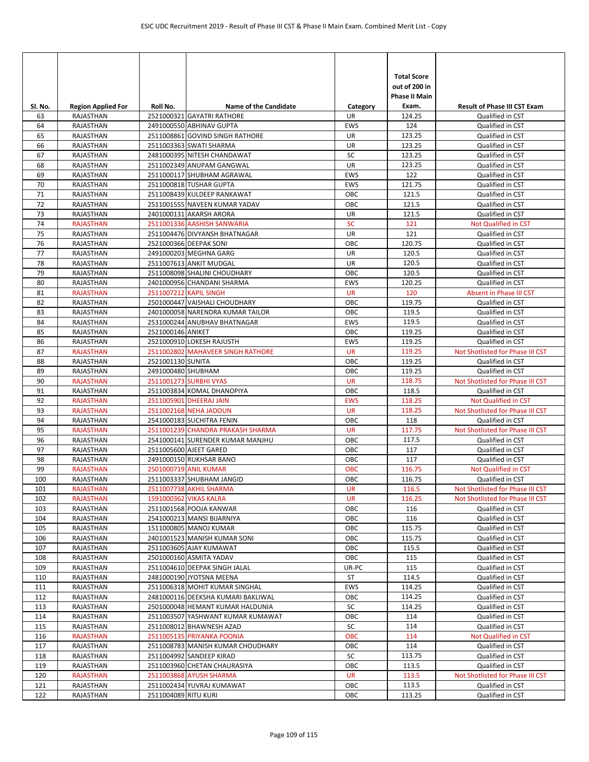| Sl. No. | Region Applied For | Roll No. | Name of the Candidate | Category | Total Score out of 200 in Phase II Main Exam. | Result of Phase III CST Exam |
|---|---|---|---|---|---|---|
| 63 | RAJASTHAN | 2521000321 | GAYATRI RATHORE | UR | 124.25 | Qualified in CST |
| 64 | RAJASTHAN | 2491000550 | ABHINAV GUPTA | EWS | 124 | Qualified in CST |
| 65 | RAJASTHAN | 2511008861 | GOVIND SINGH RATHORE | UR | 123.25 | Qualified in CST |
| 66 | RAJASTHAN | 2511003363 | SWATI SHARMA | UR | 123.25 | Qualified in CST |
| 67 | RAJASTHAN | 2481000395 | NITESH CHANDAWAT | SC | 123.25 | Qualified in CST |
| 68 | RAJASTHAN | 2511002349 | ANUPAM GANGWAL | UR | 123.25 | Qualified in CST |
| 69 | RAJASTHAN | 2511000117 | SHUBHAM AGRAWAL | EWS | 122 | Qualified in CST |
| 70 | RAJASTHAN | 2511000818 | TUSHAR GUPTA | EWS | 121.75 | Qualified in CST |
| 71 | RAJASTHAN | 2511008439 | KULDEEP RANKAWAT | OBC | 121.5 | Qualified in CST |
| 72 | RAJASTHAN | 2511001555 | NAVEEN KUMAR YADAV | OBC | 121.5 | Qualified in CST |
| 73 | RAJASTHAN | 2401000131 | AKARSH ARORA | UR | 121.5 | Qualified in CST |
| 74 | RAJASTHAN | 2511001336 | AASHISH SANWARIA | SC | 121 | Not Qualified in CST |
| 75 | RAJASTHAN | 2511004476 | DIVYANSH BHATNAGAR | UR | 121 | Qualified in CST |
| 76 | RAJASTHAN | 2521000366 | DEEPAK SONI | OBC | 120.75 | Qualified in CST |
| 77 | RAJASTHAN | 2491000203 | MEGHNA GARG | UR | 120.5 | Qualified in CST |
| 78 | RAJASTHAN | 2511007613 | ANKIT MUDGAL | UR | 120.5 | Qualified in CST |
| 79 | RAJASTHAN | 2511008098 | SHALINI CHOUDHARY | OBC | 120.5 | Qualified in CST |
| 80 | RAJASTHAN | 2401000956 | CHANDANI SHARMA | EWS | 120.25 | Qualified in CST |
| 81 | RAJASTHAN | 2511007212 | KAPIL SINGH | UR | 120 | Absent in Phase III CST |
| 82 | RAJASTHAN | 2501000447 | VAISHALI CHOUDHARY | OBC | 119.75 | Qualified in CST |
| 83 | RAJASTHAN | 2401000058 | NARENDRA KUMAR TAILOR | OBC | 119.5 | Qualified in CST |
| 84 | RAJASTHAN | 2531000244 | ANUBHAV BHATNAGAR | EWS | 119.5 | Qualified in CST |
| 85 | RAJASTHAN | 2521000146 | ANIKET | OBC | 119.25 | Qualified in CST |
| 86 | RAJASTHAN | 2521000910 | LOKESH RAJUSTH | EWS | 119.25 | Qualified in CST |
| 87 | RAJASTHAN | 2511002802 | MAHAVEER SINGH RATHORE | UR | 119.25 | Not Shotlisted for Phase III CST |
| 88 | RAJASTHAN | 2521001130 | SUNITA | OBC | 119.25 | Qualified in CST |
| 89 | RAJASTHAN | 2491000480 | SHUBHAM | OBC | 119.25 | Qualified in CST |
| 90 | RAJASTHAN | 2511001273 | SURBHI VYAS | UR | 118.75 | Not Shotlisted for Phase III CST |
| 91 | RAJASTHAN | 2511003834 | KOMAL DHANOPIYA | OBC | 118.5 | Qualified in CST |
| 92 | RAJASTHAN | 2511005901 | DHEERAJ JAIN | EWS | 118.25 | Not Qualified in CST |
| 93 | RAJASTHAN | 2511002168 | NEHA JADOUN | UR | 118.25 | Not Shotlisted for Phase III CST |
| 94 | RAJASTHAN | 2541000183 | SUCHITRA FENIN | OBC | 118 | Qualified in CST |
| 95 | RAJASTHAN | 2511001239 | CHANDRA PRAKASH SHARMA | UR | 117.75 | Not Shotlisted for Phase III CST |
| 96 | RAJASTHAN | 2541000141 | SURENDER KUMAR MANJHU | OBC | 117.5 | Qualified in CST |
| 97 | RAJASTHAN | 2511005600 | AJEET GARED | OBC | 117 | Qualified in CST |
| 98 | RAJASTHAN | 2491000150 | RUKHSAR BANO | OBC | 117 | Qualified in CST |
| 99 | RAJASTHAN | 2501000719 | ANIL KUMAR | OBC | 116.75 | Not Qualified in CST |
| 100 | RAJASTHAN | 2511003337 | SHUBHAM JANGID | OBC | 116.75 | Qualified in CST |
| 101 | RAJASTHAN | 2511007738 | AKHIL SHARMA | UR | 116.5 | Not Shotlisted for Phase III CST |
| 102 | RAJASTHAN | 1591000362 | VIKAS KALRA | UR | 116.25 | Not Shotlisted for Phase III CST |
| 103 | RAJASTHAN | 2511001568 | POOJA KANWAR | OBC | 116 | Qualified in CST |
| 104 | RAJASTHAN | 2541000213 | MANSI BIJARNIYA | OBC | 116 | Qualified in CST |
| 105 | RAJASTHAN | 1511000805 | MANOJ KUMAR | OBC | 115.75 | Qualified in CST |
| 106 | RAJASTHAN | 2401001523 | MANISH KUMAR SONI | OBC | 115.75 | Qualified in CST |
| 107 | RAJASTHAN | 2511003605 | AJAY KUMAWAT | OBC | 115.5 | Qualified in CST |
| 108 | RAJASTHAN | 2501000160 | ASMITA YADAV | OBC | 115 | Qualified in CST |
| 109 | RAJASTHAN | 2511004610 | DEEPAK SINGH JALAL | UR-PC | 115 | Qualified in CST |
| 110 | RAJASTHAN | 2481000190 | JYOTSNA MEENA | ST | 114.5 | Qualified in CST |
| 111 | RAJASTHAN | 2511006318 | MOHIT KUMAR SINGHAL | EWS | 114.25 | Qualified in CST |
| 112 | RAJASTHAN | 2481000116 | DEEKSHA KUMARI BAKLIWAL | OBC | 114.25 | Qualified in CST |
| 113 | RAJASTHAN | 2501000048 | HEMANT KUMAR HALDUNIA | SC | 114.25 | Qualified in CST |
| 114 | RAJASTHAN | 2511003507 | YASHWANT KUMAR KUMAWAT | OBC | 114 | Qualified in CST |
| 115 | RAJASTHAN | 2511008012 | BHAWNESH AZAD | SC | 114 | Qualified in CST |
| 116 | RAJASTHAN | 2511005135 | PRIYANKA POONIA | OBC | 114 | Not Qualified in CST |
| 117 | RAJASTHAN | 2511008783 | MANISH KUMAR CHOUDHARY | OBC | 114 | Qualified in CST |
| 118 | RAJASTHAN | 2511004992 | SANDEEP KIRAD | SC | 113.75 | Qualified in CST |
| 119 | RAJASTHAN | 2511003960 | CHETAN CHAURASIYA | OBC | 113.5 | Qualified in CST |
| 120 | RAJASTHAN | 2511003868 | AYUSH SHARMA | UR | 113.5 | Not Shotlisted for Phase III CST |
| 121 | RAJASTHAN | 2511002434 | YUVRAJ KUMAWAT | OBC | 113.5 | Qualified in CST |
| 122 | RAJASTHAN | 2511004089 | RITU KURI | OBC | 113.25 | Qualified in CST |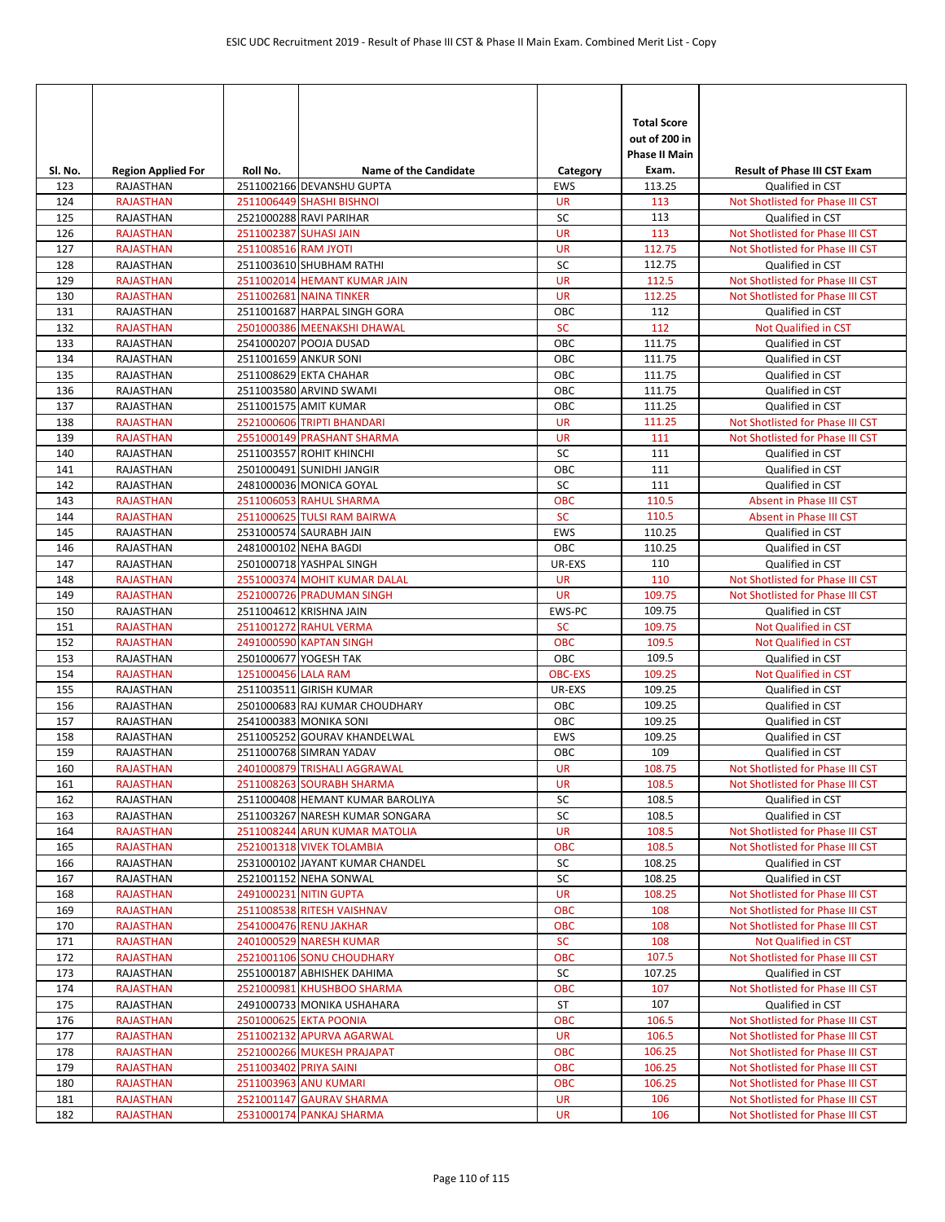| Sl. No. | Region Applied For | Roll No. | Name of the Candidate | Category | Total Score out of 200 in Phase II Main Exam. | Result of Phase III CST Exam |
|---|---|---|---|---|---|---|
| 123 | RAJASTHAN | 2511002166 | DEVANSHU GUPTA | EWS | 113.25 | Qualified in CST |
| 124 | RAJASTHAN | 2511006449 | SHASHI BISHNOI | UR | 113 | Not Shotlisted for Phase III CST |
| 125 | RAJASTHAN | 2521000288 | RAVI PARIHAR | SC | 113 | Qualified in CST |
| 126 | RAJASTHAN | 2511002387 | SUHASI JAIN | UR | 113 | Not Shotlisted for Phase III CST |
| 127 | RAJASTHAN | 2511008516 | RAM JYOTI | UR | 112.75 | Not Shotlisted for Phase III CST |
| 128 | RAJASTHAN | 2511003610 | SHUBHAM RATHI | SC | 112.75 | Qualified in CST |
| 129 | RAJASTHAN | 2511002014 | HEMANT KUMAR JAIN | UR | 112.5 | Not Shotlisted for Phase III CST |
| 130 | RAJASTHAN | 2511002681 | NAINA TINKER | UR | 112.25 | Not Shotlisted for Phase III CST |
| 131 | RAJASTHAN | 2511001687 | HARPAL SINGH GORA | OBC | 112 | Qualified in CST |
| 132 | RAJASTHAN | 2501000386 | MEENAKSHI DHAWAL | SC | 112 | Not Qualified in CST |
| 133 | RAJASTHAN | 2541000207 | POOJA DUSAD | OBC | 111.75 | Qualified in CST |
| 134 | RAJASTHAN | 2511001659 | ANKUR SONI | OBC | 111.75 | Qualified in CST |
| 135 | RAJASTHAN | 2511008629 | EKTA CHAHAR | OBC | 111.75 | Qualified in CST |
| 136 | RAJASTHAN | 2511003580 | ARVIND SWAMI | OBC | 111.75 | Qualified in CST |
| 137 | RAJASTHAN | 2511001575 | AMIT KUMAR | OBC | 111.25 | Qualified in CST |
| 138 | RAJASTHAN | 2521000606 | TRIPTI BHANDARI | UR | 111.25 | Not Shotlisted for Phase III CST |
| 139 | RAJASTHAN | 2551000149 | PRASHANT SHARMA | UR | 111 | Not Shotlisted for Phase III CST |
| 140 | RAJASTHAN | 2511003557 | ROHIT KHINCHI | SC | 111 | Qualified in CST |
| 141 | RAJASTHAN | 2501000491 | SUNIDHI JANGIR | OBC | 111 | Qualified in CST |
| 142 | RAJASTHAN | 2481000036 | MONICA GOYAL | SC | 111 | Qualified in CST |
| 143 | RAJASTHAN | 2511006053 | RAHUL SHARMA | OBC | 110.5 | Absent in Phase III CST |
| 144 | RAJASTHAN | 2511000625 | TULSI RAM BAIRWA | SC | 110.5 | Absent in Phase III CST |
| 145 | RAJASTHAN | 2531000574 | SAURABH JAIN | EWS | 110.25 | Qualified in CST |
| 146 | RAJASTHAN | 2481000102 | NEHA BAGDI | OBC | 110.25 | Qualified in CST |
| 147 | RAJASTHAN | 2501000718 | YASHPAL SINGH | UR-EXS | 110 | Qualified in CST |
| 148 | RAJASTHAN | 2551000374 | MOHIT KUMAR DALAL | UR | 110 | Not Shotlisted for Phase III CST |
| 149 | RAJASTHAN | 2521000726 | PRADUMAN SINGH | UR | 109.75 | Not Shotlisted for Phase III CST |
| 150 | RAJASTHAN | 2511004612 | KRISHNA JAIN | EWS-PC | 109.75 | Qualified in CST |
| 151 | RAJASTHAN | 2511001272 | RAHUL VERMA | SC | 109.75 | Not Qualified in CST |
| 152 | RAJASTHAN | 2491000590 | KAPTAN SINGH | OBC | 109.5 | Not Qualified in CST |
| 153 | RAJASTHAN | 2501000677 | YOGESH TAK | OBC | 109.5 | Qualified in CST |
| 154 | RAJASTHAN | 1251000456 | LALA RAM | OBC-EXS | 109.25 | Not Qualified in CST |
| 155 | RAJASTHAN | 2511003511 | GIRISH KUMAR | UR-EXS | 109.25 | Qualified in CST |
| 156 | RAJASTHAN | 2501000683 | RAJ KUMAR CHOUDHARY | OBC | 109.25 | Qualified in CST |
| 157 | RAJASTHAN | 2541000383 | MONIKA SONI | OBC | 109.25 | Qualified in CST |
| 158 | RAJASTHAN | 2511005252 | GOURAV KHANDELWAL | EWS | 109.25 | Qualified in CST |
| 159 | RAJASTHAN | 2511000768 | SIMRAN YADAV | OBC | 109 | Qualified in CST |
| 160 | RAJASTHAN | 2401000879 | TRISHALI AGGRAWAL | UR | 108.75 | Not Shotlisted for Phase III CST |
| 161 | RAJASTHAN | 2511008263 | SOURABH SHARMA | UR | 108.5 | Not Shotlisted for Phase III CST |
| 162 | RAJASTHAN | 2511000408 | HEMANT KUMAR BAROLIYA | SC | 108.5 | Qualified in CST |
| 163 | RAJASTHAN | 2511003267 | NARESH KUMAR SONGARA | SC | 108.5 | Qualified in CST |
| 164 | RAJASTHAN | 2511008244 | ARUN KUMAR MATOLIA | UR | 108.5 | Not Shotlisted for Phase III CST |
| 165 | RAJASTHAN | 2521001318 | VIVEK TOLAMBIA | OBC | 108.5 | Not Shotlisted for Phase III CST |
| 166 | RAJASTHAN | 2531000102 | JAYANT KUMAR CHANDEL | SC | 108.25 | Qualified in CST |
| 167 | RAJASTHAN | 2521001152 | NEHA SONWAL | SC | 108.25 | Qualified in CST |
| 168 | RAJASTHAN | 2491000231 | NITIN GUPTA | UR | 108.25 | Not Shotlisted for Phase III CST |
| 169 | RAJASTHAN | 2511008538 | RITESH VAISHNAV | OBC | 108 | Not Shotlisted for Phase III CST |
| 170 | RAJASTHAN | 2541000476 | RENU JAKHAR | OBC | 108 | Not Shotlisted for Phase III CST |
| 171 | RAJASTHAN | 2401000529 | NARESH KUMAR | SC | 108 | Not Qualified in CST |
| 172 | RAJASTHAN | 2521001106 | SONU CHOUDHARY | OBC | 107.5 | Not Shotlisted for Phase III CST |
| 173 | RAJASTHAN | 2551000187 | ABHISHEK DAHIMA | SC | 107.25 | Qualified in CST |
| 174 | RAJASTHAN | 2521000981 | KHUSHBOO SHARMA | OBC | 107 | Not Shotlisted for Phase III CST |
| 175 | RAJASTHAN | 2491000733 | MONIKA USHAHARA | ST | 107 | Qualified in CST |
| 176 | RAJASTHAN | 2501000625 | EKTA POONIA | OBC | 106.5 | Not Shotlisted for Phase III CST |
| 177 | RAJASTHAN | 2511002132 | APURVA AGARWAL | UR | 106.5 | Not Shotlisted for Phase III CST |
| 178 | RAJASTHAN | 2521000266 | MUKESH PRAJAPAT | OBC | 106.25 | Not Shotlisted for Phase III CST |
| 179 | RAJASTHAN | 2511003402 | PRIYA SAINI | OBC | 106.25 | Not Shotlisted for Phase III CST |
| 180 | RAJASTHAN | 2511003963 | ANU KUMARI | OBC | 106.25 | Not Shotlisted for Phase III CST |
| 181 | RAJASTHAN | 2521001147 | GAURAV SHARMA | UR | 106 | Not Shotlisted for Phase III CST |
| 182 | RAJASTHAN | 2531000174 | PANKAJ SHARMA | UR | 106 | Not Shotlisted for Phase III CST |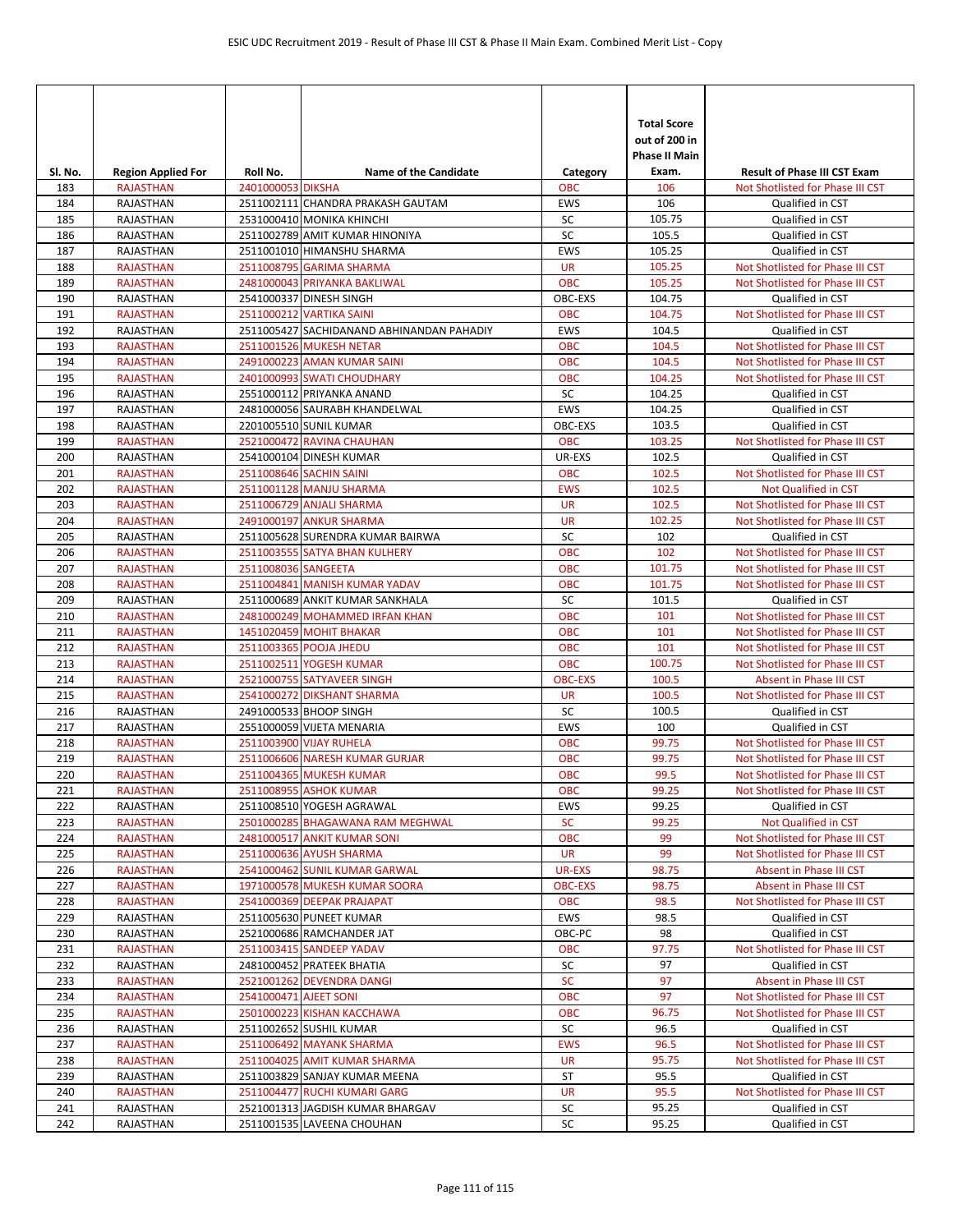| Sl. No. | Region Applied For | Roll No. | Name of the Candidate | Category | Total Score out of 200 in Phase II Main Exam. | Result of Phase III CST Exam |
|---|---|---|---|---|---|---|
| 183 | RAJASTHAN | 2401000053 | DIKSHA | OBC | 106 | Not Shotlisted for Phase III CST |
| 184 | RAJASTHAN | 2511002111 | CHANDRA PRAKASH GAUTAM | EWS | 106 | Qualified in CST |
| 185 | RAJASTHAN | 2531000410 | MONIKA KHINCHI | SC | 105.75 | Qualified in CST |
| 186 | RAJASTHAN | 2511002789 | AMIT KUMAR HINONIYA | SC | 105.5 | Qualified in CST |
| 187 | RAJASTHAN | 2511001010 | HIMANSHU SHARMA | EWS | 105.25 | Qualified in CST |
| 188 | RAJASTHAN | 2511008795 | GARIMA SHARMA | UR | 105.25 | Not Shotlisted for Phase III CST |
| 189 | RAJASTHAN | 2481000043 | PRIYANKA BAKLIWAL | OBC | 105.25 | Not Shotlisted for Phase III CST |
| 190 | RAJASTHAN | 2541000337 | DINESH SINGH | OBC-EXS | 104.75 | Qualified in CST |
| 191 | RAJASTHAN | 2511000212 | VARTIKA SAINI | OBC | 104.75 | Not Shotlisted for Phase III CST |
| 192 | RAJASTHAN | 2511005427 | SACHIDANAND ABHINANDAN PAHADIY | EWS | 104.5 | Qualified in CST |
| 193 | RAJASTHAN | 2511001526 | MUKESH NETAR | OBC | 104.5 | Not Shotlisted for Phase III CST |
| 194 | RAJASTHAN | 2491000223 | AMAN KUMAR SAINI | OBC | 104.5 | Not Shotlisted for Phase III CST |
| 195 | RAJASTHAN | 2401000993 | SWATI CHOUDHARY | OBC | 104.25 | Not Shotlisted for Phase III CST |
| 196 | RAJASTHAN | 2551000112 | PRIYANKA ANAND | SC | 104.25 | Qualified in CST |
| 197 | RAJASTHAN | 2481000056 | SAURABH KHANDELWAL | EWS | 104.25 | Qualified in CST |
| 198 | RAJASTHAN | 2201005510 | SUNIL KUMAR | OBC-EXS | 103.5 | Qualified in CST |
| 199 | RAJASTHAN | 2521000472 | RAVINA CHAUHAN | OBC | 103.25 | Not Shotlisted for Phase III CST |
| 200 | RAJASTHAN | 2541000104 | DINESH KUMAR | UR-EXS | 102.5 | Qualified in CST |
| 201 | RAJASTHAN | 2511008646 | SACHIN SAINI | OBC | 102.5 | Not Shotlisted for Phase III CST |
| 202 | RAJASTHAN | 2511001128 | MANJU SHARMA | EWS | 102.5 | Not Qualified in CST |
| 203 | RAJASTHAN | 2511006729 | ANJALI SHARMA | UR | 102.5 | Not Shotlisted for Phase III CST |
| 204 | RAJASTHAN | 2491000197 | ANKUR SHARMA | UR | 102.25 | Not Shotlisted for Phase III CST |
| 205 | RAJASTHAN | 2511005628 | SURENDRA KUMAR BAIRWA | SC | 102 | Qualified in CST |
| 206 | RAJASTHAN | 2511003555 | SATYA BHAN KULHERY | OBC | 102 | Not Shotlisted for Phase III CST |
| 207 | RAJASTHAN | 2511008036 | SANGEETA | OBC | 101.75 | Not Shotlisted for Phase III CST |
| 208 | RAJASTHAN | 2511004841 | MANISH KUMAR YADAV | OBC | 101.75 | Not Shotlisted for Phase III CST |
| 209 | RAJASTHAN | 2511000689 | ANKIT KUMAR SANKHALA | SC | 101.5 | Qualified in CST |
| 210 | RAJASTHAN | 2481000249 | MOHAMMED IRFAN KHAN | OBC | 101 | Not Shotlisted for Phase III CST |
| 211 | RAJASTHAN | 1451020459 | MOHIT BHAKAR | OBC | 101 | Not Shotlisted for Phase III CST |
| 212 | RAJASTHAN | 2511003365 | POOJA JHEDU | OBC | 101 | Not Shotlisted for Phase III CST |
| 213 | RAJASTHAN | 2511002511 | YOGESH KUMAR | OBC | 100.75 | Not Shotlisted for Phase III CST |
| 214 | RAJASTHAN | 2521000755 | SATYAVEER SINGH | OBC-EXS | 100.5 | Absent in Phase III CST |
| 215 | RAJASTHAN | 2541000272 | DIKSHANT SHARMA | UR | 100.5 | Not Shotlisted for Phase III CST |
| 216 | RAJASTHAN | 2491000533 | BHOOP SINGH | SC | 100.5 | Qualified in CST |
| 217 | RAJASTHAN | 2551000059 | VIJETA MENARIA | EWS | 100 | Qualified in CST |
| 218 | RAJASTHAN | 2511003900 | VIJAY RUHELA | OBC | 99.75 | Not Shotlisted for Phase III CST |
| 219 | RAJASTHAN | 2511006606 | NARESH KUMAR GURJAR | OBC | 99.75 | Not Shotlisted for Phase III CST |
| 220 | RAJASTHAN | 2511004365 | MUKESH KUMAR | OBC | 99.5 | Not Shotlisted for Phase III CST |
| 221 | RAJASTHAN | 2511008955 | ASHOK KUMAR | OBC | 99.25 | Not Shotlisted for Phase III CST |
| 222 | RAJASTHAN | 2511008510 | YOGESH AGRAWAL | EWS | 99.25 | Qualified in CST |
| 223 | RAJASTHAN | 2501000285 | BHAGAWANA RAM MEGHWAL | SC | 99.25 | Not Qualified in CST |
| 224 | RAJASTHAN | 2481000517 | ANKIT KUMAR SONI | OBC | 99 | Not Shotlisted for Phase III CST |
| 225 | RAJASTHAN | 2511000636 | AYUSH SHARMA | UR | 99 | Not Shotlisted for Phase III CST |
| 226 | RAJASTHAN | 2541000462 | SUNIL KUMAR GARWAL | UR-EXS | 98.75 | Absent in Phase III CST |
| 227 | RAJASTHAN | 1971000578 | MUKESH KUMAR SOORA | OBC-EXS | 98.75 | Absent in Phase III CST |
| 228 | RAJASTHAN | 2541000369 | DEEPAK PRAJAPAT | OBC | 98.5 | Not Shotlisted for Phase III CST |
| 229 | RAJASTHAN | 2511005630 | PUNEET KUMAR | EWS | 98.5 | Qualified in CST |
| 230 | RAJASTHAN | 2521000686 | RAMCHANDER JAT | OBC-PC | 98 | Qualified in CST |
| 231 | RAJASTHAN | 2511003415 | SANDEEP YADAV | OBC | 97.75 | Not Shotlisted for Phase III CST |
| 232 | RAJASTHAN | 2481000452 | PRATEEK BHATIA | SC | 97 | Qualified in CST |
| 233 | RAJASTHAN | 2521001262 | DEVENDRA DANGI | SC | 97 | Absent in Phase III CST |
| 234 | RAJASTHAN | 2541000471 | AJEET SONI | OBC | 97 | Not Shotlisted for Phase III CST |
| 235 | RAJASTHAN | 2501000223 | KISHAN KACCHAWA | OBC | 96.75 | Not Shotlisted for Phase III CST |
| 236 | RAJASTHAN | 2511002652 | SUSHIL KUMAR | SC | 96.5 | Qualified in CST |
| 237 | RAJASTHAN | 2511006492 | MAYANK SHARMA | EWS | 96.5 | Not Shotlisted for Phase III CST |
| 238 | RAJASTHAN | 2511004025 | AMIT KUMAR SHARMA | UR | 95.75 | Not Shotlisted for Phase III CST |
| 239 | RAJASTHAN | 2511003829 | SANJAY KUMAR MEENA | ST | 95.5 | Qualified in CST |
| 240 | RAJASTHAN | 2511004477 | RUCHI KUMARI GARG | UR | 95.5 | Not Shotlisted for Phase III CST |
| 241 | RAJASTHAN | 2521001313 | JAGDISH KUMAR BHARGAV | SC | 95.25 | Qualified in CST |
| 242 | RAJASTHAN | 2511001535 | LAVEENA CHOUHAN | SC | 95.25 | Qualified in CST |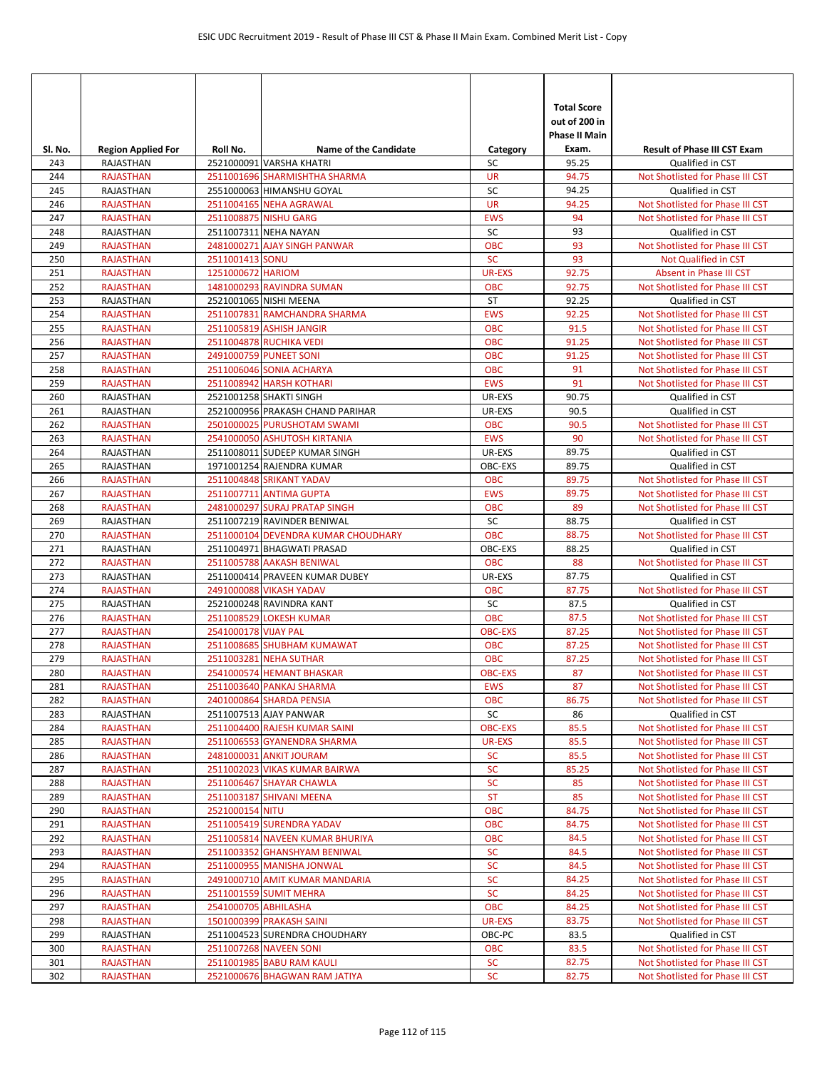| Sl. No. | Region Applied For | Roll No. | Name of the Candidate | Category | Total Score out of 200 in Phase II Main Exam. | Result of Phase III CST Exam |
|---|---|---|---|---|---|---|
| 243 | RAJASTHAN | 2521000091 | VARSHA KHATRI | SC | 95.25 | Qualified in CST |
| 244 | RAJASTHAN | 2511001696 | SHARMISHTHA SHARMA | UR | 94.75 | Not Shotlisted for Phase III CST |
| 245 | RAJASTHAN | 2551000063 | HIMANSHU GOYAL | SC | 94.25 | Qualified in CST |
| 246 | RAJASTHAN | 2511004165 | NEHA AGRAWAL | UR | 94.25 | Not Shotlisted for Phase III CST |
| 247 | RAJASTHAN | 2511008875 | NISHU GARG | EWS | 94 | Not Shotlisted for Phase III CST |
| 248 | RAJASTHAN | 2511007311 | NEHA NAYAN | SC | 93 | Qualified in CST |
| 249 | RAJASTHAN | 2481000271 | AJAY SINGH PANWAR | OBC | 93 | Not Shotlisted for Phase III CST |
| 250 | RAJASTHAN | 2511001413 | SONU | SC | 93 | Not Qualified in CST |
| 251 | RAJASTHAN | 1251000672 | HARIOM | UR-EXS | 92.75 | Absent in Phase III CST |
| 252 | RAJASTHAN | 1481000293 | RAVINDRA SUMAN | OBC | 92.75 | Not Shotlisted for Phase III CST |
| 253 | RAJASTHAN | 2521001065 | NISHI MEENA | ST | 92.25 | Qualified in CST |
| 254 | RAJASTHAN | 2511007831 | RAMCHANDRA SHARMA | EWS | 92.25 | Not Shotlisted for Phase III CST |
| 255 | RAJASTHAN | 2511005819 | ASHISH JANGIR | OBC | 91.5 | Not Shotlisted for Phase III CST |
| 256 | RAJASTHAN | 2511004878 | RUCHIKA VEDI | OBC | 91.25 | Not Shotlisted for Phase III CST |
| 257 | RAJASTHAN | 2491000759 | PUNEET SONI | OBC | 91.25 | Not Shotlisted for Phase III CST |
| 258 | RAJASTHAN | 2511006046 | SONIA ACHARYA | OBC | 91 | Not Shotlisted for Phase III CST |
| 259 | RAJASTHAN | 2511008942 | HARSH KOTHARI | EWS | 91 | Not Shotlisted for Phase III CST |
| 260 | RAJASTHAN | 2521001258 | SHAKTI SINGH | UR-EXS | 90.75 | Qualified in CST |
| 261 | RAJASTHAN | 2521000956 | PRAKASH CHAND PARIHAR | UR-EXS | 90.5 | Qualified in CST |
| 262 | RAJASTHAN | 2501000025 | PURUSHOTAM SWAMI | OBC | 90.5 | Not Shotlisted for Phase III CST |
| 263 | RAJASTHAN | 2541000050 | ASHUTOSH KIRTANIA | EWS | 90 | Not Shotlisted for Phase III CST |
| 264 | RAJASTHAN | 2511008011 | SUDEEP KUMAR SINGH | UR-EXS | 89.75 | Qualified in CST |
| 265 | RAJASTHAN | 1971001254 | RAJENDRA KUMAR | OBC-EXS | 89.75 | Qualified in CST |
| 266 | RAJASTHAN | 2511004848 | SRIKANT YADAV | OBC | 89.75 | Not Shotlisted for Phase III CST |
| 267 | RAJASTHAN | 2511007711 | ANTIMA GUPTA | EWS | 89.75 | Not Shotlisted for Phase III CST |
| 268 | RAJASTHAN | 2481000297 | SURAJ PRATAP SINGH | OBC | 89 | Not Shotlisted for Phase III CST |
| 269 | RAJASTHAN | 2511007219 | RAVINDER BENIWAL | SC | 88.75 | Qualified in CST |
| 270 | RAJASTHAN | 2511000104 | DEVENDRA KUMAR CHOUDHARY | OBC | 88.75 | Not Shotlisted for Phase III CST |
| 271 | RAJASTHAN | 2511004971 | BHAGWATI PRASAD | OBC-EXS | 88.25 | Qualified in CST |
| 272 | RAJASTHAN | 2511005788 | AAKASH BENIWAL | OBC | 88 | Not Shotlisted for Phase III CST |
| 273 | RAJASTHAN | 2511000414 | PRAVEEN KUMAR DUBEY | UR-EXS | 87.75 | Qualified in CST |
| 274 | RAJASTHAN | 2491000088 | VIKASH YADAV | OBC | 87.75 | Not Shotlisted for Phase III CST |
| 275 | RAJASTHAN | 2521000248 | RAVINDRA KANT | SC | 87.5 | Qualified in CST |
| 276 | RAJASTHAN | 2511008529 | LOKESH KUMAR | OBC | 87.5 | Not Shotlisted for Phase III CST |
| 277 | RAJASTHAN | 2541000178 | VIJAY PAL | OBC-EXS | 87.25 | Not Shotlisted for Phase III CST |
| 278 | RAJASTHAN | 2511008685 | SHUBHAM KUMAWAT | OBC | 87.25 | Not Shotlisted for Phase III CST |
| 279 | RAJASTHAN | 2511003281 | NEHA SUTHAR | OBC | 87.25 | Not Shotlisted for Phase III CST |
| 280 | RAJASTHAN | 2541000574 | HEMANT BHASKAR | OBC-EXS | 87 | Not Shotlisted for Phase III CST |
| 281 | RAJASTHAN | 2511003640 | PANKAJ SHARMA | EWS | 87 | Not Shotlisted for Phase III CST |
| 282 | RAJASTHAN | 2401000864 | SHARDA PENSIA | OBC | 86.75 | Not Shotlisted for Phase III CST |
| 283 | RAJASTHAN | 2511007513 | AJAY PANWAR | SC | 86 | Qualified in CST |
| 284 | RAJASTHAN | 2511004400 | RAJESH KUMAR SAINI | OBC-EXS | 85.5 | Not Shotlisted for Phase III CST |
| 285 | RAJASTHAN | 2511006553 | GYANENDRA SHARMA | UR-EXS | 85.5 | Not Shotlisted for Phase III CST |
| 286 | RAJASTHAN | 2481000031 | ANKIT JOURAM | SC | 85.5 | Not Shotlisted for Phase III CST |
| 287 | RAJASTHAN | 2511002023 | VIKAS KUMAR BAIRWA | SC | 85.25 | Not Shotlisted for Phase III CST |
| 288 | RAJASTHAN | 2511006467 | SHAYAR CHAWLA | SC | 85 | Not Shotlisted for Phase III CST |
| 289 | RAJASTHAN | 2511003187 | SHIVANI MEENA | ST | 85 | Not Shotlisted for Phase III CST |
| 290 | RAJASTHAN | 2521000154 | NITU | OBC | 84.75 | Not Shotlisted for Phase III CST |
| 291 | RAJASTHAN | 2511005419 | SURENDRA YADAV | OBC | 84.75 | Not Shotlisted for Phase III CST |
| 292 | RAJASTHAN | 2511005814 | NAVEEN KUMAR BHURIYA | OBC | 84.5 | Not Shotlisted for Phase III CST |
| 293 | RAJASTHAN | 2511003352 | GHANSHYAM BENIWAL | SC | 84.5 | Not Shotlisted for Phase III CST |
| 294 | RAJASTHAN | 2511000955 | MANISHA JONWAL | SC | 84.5 | Not Shotlisted for Phase III CST |
| 295 | RAJASTHAN | 2491000710 | AMIT KUMAR MANDARIA | SC | 84.25 | Not Shotlisted for Phase III CST |
| 296 | RAJASTHAN | 2511001559 | SUMIT MEHRA | SC | 84.25 | Not Shotlisted for Phase III CST |
| 297 | RAJASTHAN | 2541000705 | ABHILASHA | OBC | 84.25 | Not Shotlisted for Phase III CST |
| 298 | RAJASTHAN | 1501000399 | PRAKASH SAINI | UR-EXS | 83.75 | Not Shotlisted for Phase III CST |
| 299 | RAJASTHAN | 2511004523 | SURENDRA CHOUDHARY | OBC-PC | 83.5 | Qualified in CST |
| 300 | RAJASTHAN | 2511007268 | NAVEEN SONI | OBC | 83.5 | Not Shotlisted for Phase III CST |
| 301 | RAJASTHAN | 2511001985 | BABU RAM KAULI | SC | 82.75 | Not Shotlisted for Phase III CST |
| 302 | RAJASTHAN | 2521000676 | BHAGWAN RAM JATIYA | SC | 82.75 | Not Shotlisted for Phase III CST |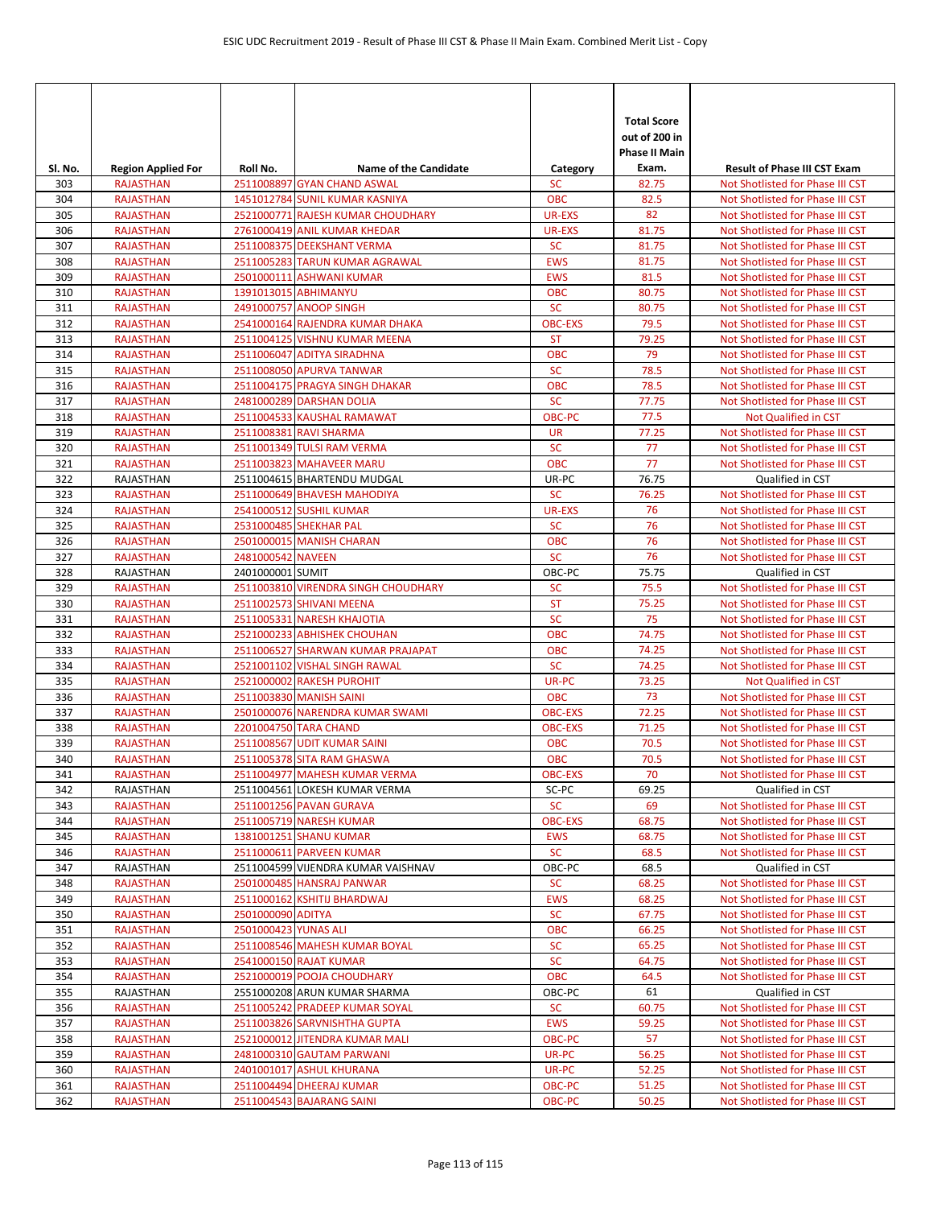| Sl. No. | Region Applied For | Roll No. | Name of the Candidate | Category | Total Score out of 200 in Phase II Main Exam. | Result of Phase III CST Exam |
|---|---|---|---|---|---|---|
| 303 | RAJASTHAN | 2511008897 | GYAN CHAND ASWAL | SC | 82.75 | Not Shotlisted for Phase III CST |
| 304 | RAJASTHAN | 1451012784 | SUNIL KUMAR KASNIYA | OBC | 82.5 | Not Shotlisted for Phase III CST |
| 305 | RAJASTHAN | 2521000771 | RAJESH KUMAR CHOUDHARY | UR-EXS | 82 | Not Shotlisted for Phase III CST |
| 306 | RAJASTHAN | 2761000419 | ANIL KUMAR KHEDAR | UR-EXS | 81.75 | Not Shotlisted for Phase III CST |
| 307 | RAJASTHAN | 2511008375 | DEEKSHANT VERMA | SC | 81.75 | Not Shotlisted for Phase III CST |
| 308 | RAJASTHAN | 2511005283 | TARUN KUMAR AGRAWAL | EWS | 81.75 | Not Shotlisted for Phase III CST |
| 309 | RAJASTHAN | 2501000111 | ASHWANI KUMAR | EWS | 81.5 | Not Shotlisted for Phase III CST |
| 310 | RAJASTHAN | 1391013015 | ABHIMANYU | OBC | 80.75 | Not Shotlisted for Phase III CST |
| 311 | RAJASTHAN | 2491000757 | ANOOP SINGH | SC | 80.75 | Not Shotlisted for Phase III CST |
| 312 | RAJASTHAN | 2541000164 | RAJENDRA KUMAR DHAKA | OBC-EXS | 79.5 | Not Shotlisted for Phase III CST |
| 313 | RAJASTHAN | 2511004125 | VISHNU KUMAR MEENA | ST | 79.25 | Not Shotlisted for Phase III CST |
| 314 | RAJASTHAN | 2511006047 | ADITYA SIRADHNA | OBC | 79 | Not Shotlisted for Phase III CST |
| 315 | RAJASTHAN | 2511008050 | APURVA TANWAR | SC | 78.5 | Not Shotlisted for Phase III CST |
| 316 | RAJASTHAN | 2511004175 | PRAGYA SINGH DHAKAR | OBC | 78.5 | Not Shotlisted for Phase III CST |
| 317 | RAJASTHAN | 2481000289 | DARSHAN DOLIA | SC | 77.75 | Not Shotlisted for Phase III CST |
| 318 | RAJASTHAN | 2511004533 | KAUSHAL RAMAWAT | OBC-PC | 77.5 | Not Qualified in CST |
| 319 | RAJASTHAN | 2511008381 | RAVI SHARMA | UR | 77.25 | Not Shotlisted for Phase III CST |
| 320 | RAJASTHAN | 2511001349 | TULSI RAM VERMA | SC | 77 | Not Shotlisted for Phase III CST |
| 321 | RAJASTHAN | 2511003823 | MAHAVEER MARU | OBC | 77 | Not Shotlisted for Phase III CST |
| 322 | RAJASTHAN | 2511004615 | BHARTENDU MUDGAL | UR-PC | 76.75 | Qualified in CST |
| 323 | RAJASTHAN | 2511000649 | BHAVESH MAHODIYA | SC | 76.25 | Not Shotlisted for Phase III CST |
| 324 | RAJASTHAN | 2541000512 | SUSHIL KUMAR | UR-EXS | 76 | Not Shotlisted for Phase III CST |
| 325 | RAJASTHAN | 2531000485 | SHEKHAR PAL | SC | 76 | Not Shotlisted for Phase III CST |
| 326 | RAJASTHAN | 2501000015 | MANISH CHARAN | OBC | 76 | Not Shotlisted for Phase III CST |
| 327 | RAJASTHAN | 2481000542 | NAVEEN | SC | 76 | Not Shotlisted for Phase III CST |
| 328 | RAJASTHAN | 2401000001 | SUMIT | OBC-PC | 75.75 | Qualified in CST |
| 329 | RAJASTHAN | 2511003810 | VIRENDRA SINGH CHOUDHARY | SC | 75.5 | Not Shotlisted for Phase III CST |
| 330 | RAJASTHAN | 2511002573 | SHIVANI MEENA | ST | 75.25 | Not Shotlisted for Phase III CST |
| 331 | RAJASTHAN | 2511005331 | NARESH KHAJOTIA | SC | 75 | Not Shotlisted for Phase III CST |
| 332 | RAJASTHAN | 2521000233 | ABHISHEK CHOUHAN | OBC | 74.75 | Not Shotlisted for Phase III CST |
| 333 | RAJASTHAN | 2511006527 | SHARWAN KUMAR PRAJAPAT | OBC | 74.25 | Not Shotlisted for Phase III CST |
| 334 | RAJASTHAN | 2521001102 | VISHAL SINGH RAWAL | SC | 74.25 | Not Shotlisted for Phase III CST |
| 335 | RAJASTHAN | 2521000002 | RAKESH PUROHIT | UR-PC | 73.25 | Not Qualified in CST |
| 336 | RAJASTHAN | 2511003830 | MANISH SAINI | OBC | 73 | Not Shotlisted for Phase III CST |
| 337 | RAJASTHAN | 2501000076 | NARENDRA KUMAR SWAMI | OBC-EXS | 72.25 | Not Shotlisted for Phase III CST |
| 338 | RAJASTHAN | 2201004750 | TARA CHAND | OBC-EXS | 71.25 | Not Shotlisted for Phase III CST |
| 339 | RAJASTHAN | 2511008567 | UDIT KUMAR SAINI | OBC | 70.5 | Not Shotlisted for Phase III CST |
| 340 | RAJASTHAN | 2511005378 | SITA RAM GHASWA | OBC | 70.5 | Not Shotlisted for Phase III CST |
| 341 | RAJASTHAN | 2511004977 | MAHESH KUMAR VERMA | OBC-EXS | 70 | Not Shotlisted for Phase III CST |
| 342 | RAJASTHAN | 2511004561 | LOKESH KUMAR VERMA | SC-PC | 69.25 | Qualified in CST |
| 343 | RAJASTHAN | 2511001256 | PAVAN GURAVA | SC | 69 | Not Shotlisted for Phase III CST |
| 344 | RAJASTHAN | 2511005719 | NARESH KUMAR | OBC-EXS | 68.75 | Not Shotlisted for Phase III CST |
| 345 | RAJASTHAN | 1381001251 | SHANU KUMAR | EWS | 68.75 | Not Shotlisted for Phase III CST |
| 346 | RAJASTHAN | 2511000611 | PARVEEN KUMAR | SC | 68.5 | Not Shotlisted for Phase III CST |
| 347 | RAJASTHAN | 2511004599 | VIJENDRA KUMAR VAISHNAV | OBC-PC | 68.5 | Qualified in CST |
| 348 | RAJASTHAN | 2501000485 | HANSRAJ PANWAR | SC | 68.25 | Not Shotlisted for Phase III CST |
| 349 | RAJASTHAN | 2511000162 | KSHITIJ BHARDWAJ | EWS | 68.25 | Not Shotlisted for Phase III CST |
| 350 | RAJASTHAN | 2501000090 | ADITYA | SC | 67.75 | Not Shotlisted for Phase III CST |
| 351 | RAJASTHAN | 2501000423 | YUNAS ALI | OBC | 66.25 | Not Shotlisted for Phase III CST |
| 352 | RAJASTHAN | 2511008546 | MAHESH KUMAR BOYAL | SC | 65.25 | Not Shotlisted for Phase III CST |
| 353 | RAJASTHAN | 2541000150 | RAJAT KUMAR | SC | 64.75 | Not Shotlisted for Phase III CST |
| 354 | RAJASTHAN | 2521000019 | POOJA CHOUDHARY | OBC | 64.5 | Not Shotlisted for Phase III CST |
| 355 | RAJASTHAN | 2551000208 | ARUN KUMAR SHARMA | OBC-PC | 61 | Qualified in CST |
| 356 | RAJASTHAN | 2511005242 | PRADEEP KUMAR SOYAL | SC | 60.75 | Not Shotlisted for Phase III CST |
| 357 | RAJASTHAN | 2511003826 | SARVNISHTHA GUPTA | EWS | 59.25 | Not Shotlisted for Phase III CST |
| 358 | RAJASTHAN | 2521000012 | JITENDRA KUMAR MALI | OBC-PC | 57 | Not Shotlisted for Phase III CST |
| 359 | RAJASTHAN | 2481000310 | GAUTAM PARWANI | UR-PC | 56.25 | Not Shotlisted for Phase III CST |
| 360 | RAJASTHAN | 2401001017 | ASHUL KHURANA | UR-PC | 52.25 | Not Shotlisted for Phase III CST |
| 361 | RAJASTHAN | 2511004494 | DHEERAJ KUMAR | OBC-PC | 51.25 | Not Shotlisted for Phase III CST |
| 362 | RAJASTHAN | 2511004543 | BAJARANG SAINI | OBC-PC | 50.25 | Not Shotlisted for Phase III CST |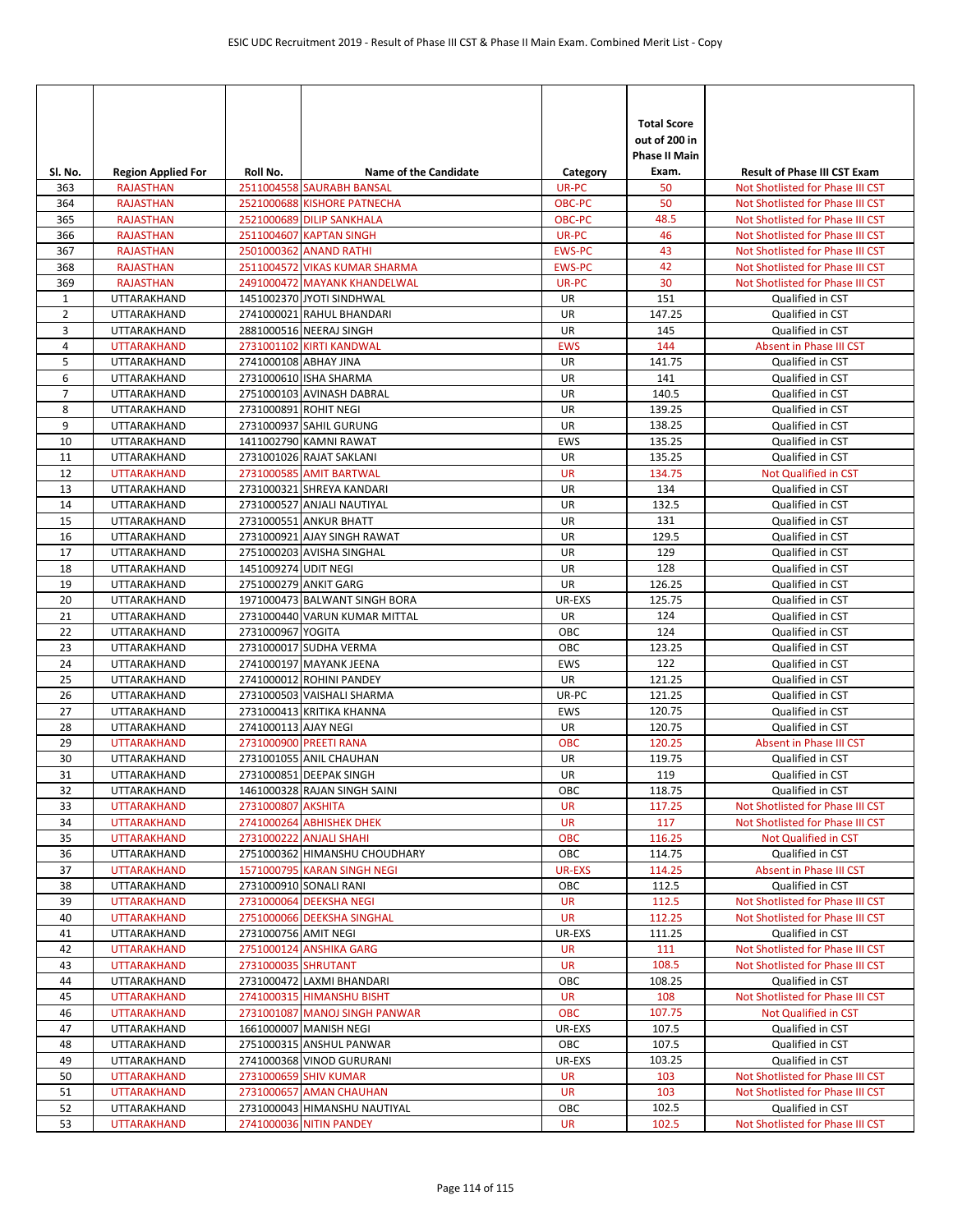| Sl. No. | Region Applied For | Roll No. | Name of the Candidate | Category | Total Score out of 200 in Phase II Main Exam. | Result of Phase III CST Exam |
|---|---|---|---|---|---|---|
| 363 | RAJASTHAN | 2511004558 | SAURABH BANSAL | UR-PC | 50 | Not Shotlisted for Phase III CST |
| 364 | RAJASTHAN | 2521000688 | KISHORE PATNECHA | OBC-PC | 50 | Not Shotlisted for Phase III CST |
| 365 | RAJASTHAN | 2521000689 | DILIP SANKHALA | OBC-PC | 48.5 | Not Shotlisted for Phase III CST |
| 366 | RAJASTHAN | 2511004607 | KAPTAN SINGH | UR-PC | 46 | Not Shotlisted for Phase III CST |
| 367 | RAJASTHAN | 2501000362 | ANAND RATHI | EWS-PC | 43 | Not Shotlisted for Phase III CST |
| 368 | RAJASTHAN | 2511004572 | VIKAS KUMAR SHARMA | EWS-PC | 42 | Not Shotlisted for Phase III CST |
| 369 | RAJASTHAN | 2491000472 | MAYANK KHANDELWAL | UR-PC | 30 | Not Shotlisted for Phase III CST |
| 1 | UTTARAKHAND | 1451002370 | JYOTI SINDHWAL | UR | 151 | Qualified in CST |
| 2 | UTTARAKHAND | 2741000021 | RAHUL BHANDARI | UR | 147.25 | Qualified in CST |
| 3 | UTTARAKHAND | 2881000516 | NEERAJ SINGH | UR | 145 | Qualified in CST |
| 4 | UTTARAKHAND | 2731001102 | KIRTI KANDWAL | EWS | 144 | Absent in Phase III CST |
| 5 | UTTARAKHAND | 2741000108 | ABHAY JINA | UR | 141.75 | Qualified in CST |
| 6 | UTTARAKHAND | 2731000610 | ISHA SHARMA | UR | 141 | Qualified in CST |
| 7 | UTTARAKHAND | 2751000103 | AVINASH DABRAL | UR | 140.5 | Qualified in CST |
| 8 | UTTARAKHAND | 2731000891 | ROHIT NEGI | UR | 139.25 | Qualified in CST |
| 9 | UTTARAKHAND | 2731000937 | SAHIL GURUNG | UR | 138.25 | Qualified in CST |
| 10 | UTTARAKHAND | 1411002790 | KAMNI RAWAT | EWS | 135.25 | Qualified in CST |
| 11 | UTTARAKHAND | 2731001026 | RAJAT SAKLANI | UR | 135.25 | Qualified in CST |
| 12 | UTTARAKHAND | 2731000585 | AMIT BARTWAL | UR | 134.75 | Not Qualified in CST |
| 13 | UTTARAKHAND | 2731000321 | SHREYA KANDARI | UR | 134 | Qualified in CST |
| 14 | UTTARAKHAND | 2731000527 | ANJALI NAUTIYAL | UR | 132.5 | Qualified in CST |
| 15 | UTTARAKHAND | 2731000551 | ANKUR BHATT | UR | 131 | Qualified in CST |
| 16 | UTTARAKHAND | 2731000921 | AJAY SINGH RAWAT | UR | 129.5 | Qualified in CST |
| 17 | UTTARAKHAND | 2751000203 | AVISHA SINGHAL | UR | 129 | Qualified in CST |
| 18 | UTTARAKHAND | 1451009274 | UDIT NEGI | UR | 128 | Qualified in CST |
| 19 | UTTARAKHAND | 2751000279 | ANKIT GARG | UR | 126.25 | Qualified in CST |
| 20 | UTTARAKHAND | 1971000473 | BALWANT SINGH BORA | UR-EXS | 125.75 | Qualified in CST |
| 21 | UTTARAKHAND | 2731000440 | VARUN KUMAR MITTAL | UR | 124 | Qualified in CST |
| 22 | UTTARAKHAND | 2731000967 | YOGITA | OBC | 124 | Qualified in CST |
| 23 | UTTARAKHAND | 2731000017 | SUDHA VERMA | OBC | 123.25 | Qualified in CST |
| 24 | UTTARAKHAND | 2741000197 | MAYANK JEENA | EWS | 122 | Qualified in CST |
| 25 | UTTARAKHAND | 2741000012 | ROHINI PANDEY | UR | 121.25 | Qualified in CST |
| 26 | UTTARAKHAND | 2731000503 | VAISHALI SHARMA | UR-PC | 121.25 | Qualified in CST |
| 27 | UTTARAKHAND | 2731000413 | KRITIKA KHANNA | EWS | 120.75 | Qualified in CST |
| 28 | UTTARAKHAND | 2741000113 | AJAY NEGI | UR | 120.75 | Qualified in CST |
| 29 | UTTARAKHAND | 2731000900 | PREETI RANA | OBC | 120.25 | Absent in Phase III CST |
| 30 | UTTARAKHAND | 2731001055 | ANIL CHAUHAN | UR | 119.75 | Qualified in CST |
| 31 | UTTARAKHAND | 2731000851 | DEEPAK SINGH | UR | 119 | Qualified in CST |
| 32 | UTTARAKHAND | 1461000328 | RAJAN SINGH SAINI | OBC | 118.75 | Qualified in CST |
| 33 | UTTARAKHAND | 2731000807 | AKSHITA | UR | 117.25 | Not Shotlisted for Phase III CST |
| 34 | UTTARAKHAND | 2741000264 | ABHISHEK DHEK | UR | 117 | Not Shotlisted for Phase III CST |
| 35 | UTTARAKHAND | 2731000222 | ANJALI SHAHI | OBC | 116.25 | Not Qualified in CST |
| 36 | UTTARAKHAND | 2751000362 | HIMANSHU CHOUDHARY | OBC | 114.75 | Qualified in CST |
| 37 | UTTARAKHAND | 1571000795 | KARAN SINGH NEGI | UR-EXS | 114.25 | Absent in Phase III CST |
| 38 | UTTARAKHAND | 2731000910 | SONALI RANI | OBC | 112.5 | Qualified in CST |
| 39 | UTTARAKHAND | 2731000064 | DEEKSHA NEGI | UR | 112.5 | Not Shotlisted for Phase III CST |
| 40 | UTTARAKHAND | 2751000066 | DEEKSHA SINGHAL | UR | 112.25 | Not Shotlisted for Phase III CST |
| 41 | UTTARAKHAND | 2731000756 | AMIT NEGI | UR-EXS | 111.25 | Qualified in CST |
| 42 | UTTARAKHAND | 2751000124 | ANSHIKA GARG | UR | 111 | Not Shotlisted for Phase III CST |
| 43 | UTTARAKHAND | 2731000035 | SHRUTANT | UR | 108.5 | Not Shotlisted for Phase III CST |
| 44 | UTTARAKHAND | 2731000472 | LAXMI BHANDARI | OBC | 108.25 | Qualified in CST |
| 45 | UTTARAKHAND | 2741000315 | HIMANSHU BISHT | UR | 108 | Not Shotlisted for Phase III CST |
| 46 | UTTARAKHAND | 2731001087 | MANOJ SINGH PANWAR | OBC | 107.75 | Not Qualified in CST |
| 47 | UTTARAKHAND | 1661000007 | MANISH NEGI | UR-EXS | 107.5 | Qualified in CST |
| 48 | UTTARAKHAND | 2751000315 | ANSHUL PANWAR | OBC | 107.5 | Qualified in CST |
| 49 | UTTARAKHAND | 2741000368 | VINOD GURURANI | UR-EXS | 103.25 | Qualified in CST |
| 50 | UTTARAKHAND | 2731000659 | SHIV KUMAR | UR | 103 | Not Shotlisted for Phase III CST |
| 51 | UTTARAKHAND | 2731000657 | AMAN CHAUHAN | UR | 103 | Not Shotlisted for Phase III CST |
| 52 | UTTARAKHAND | 2731000043 | HIMANSHU NAUTIYAL | OBC | 102.5 | Qualified in CST |
| 53 | UTTARAKHAND | 2741000036 | NITIN PANDEY | UR | 102.5 | Not Shotlisted for Phase III CST |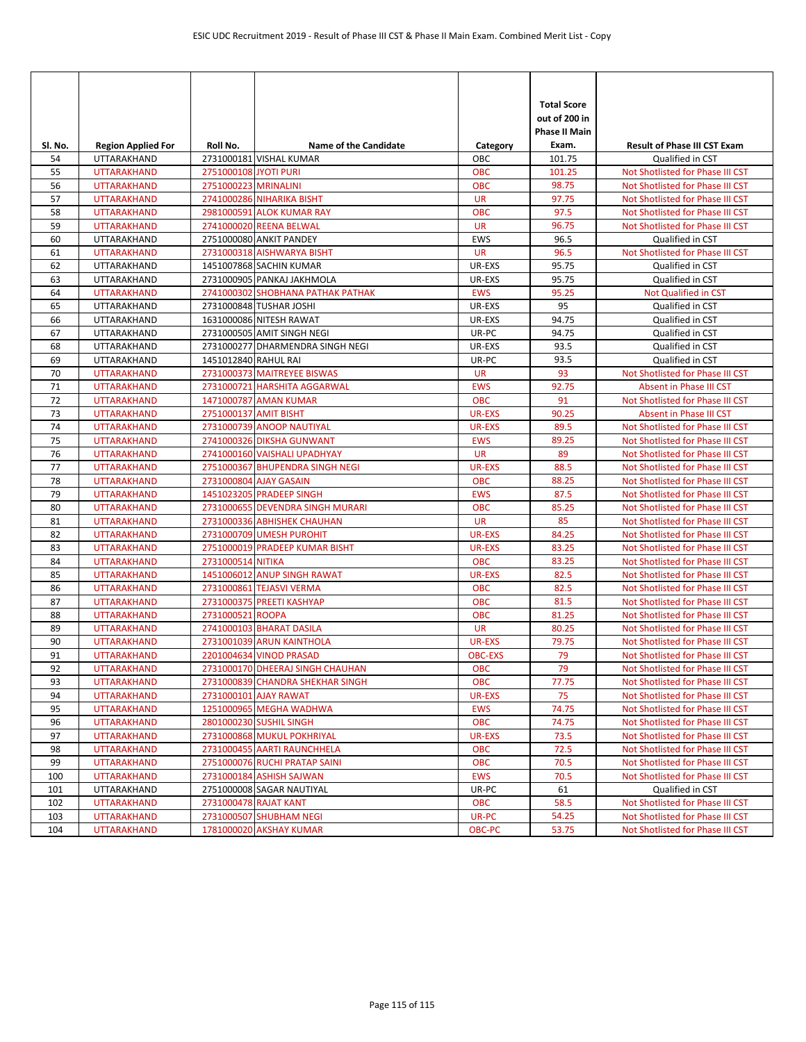| Sl. No. | Region Applied For | Roll No. | Name of the Candidate | Category | Total Score out of 200 in Phase II Main Exam. | Result of Phase III CST Exam |
|---|---|---|---|---|---|---|
| 54 | UTTARAKHAND | 2731000181 | VISHAL KUMAR | OBC | 101.75 | Qualified in CST |
| 55 | UTTARAKHAND | 2751000108 | JYOTI PURI | OBC | 101.25 | Not Shotlisted for Phase III CST |
| 56 | UTTARAKHAND | 2751000223 | MRINALINI | OBC | 98.75 | Not Shotlisted for Phase III CST |
| 57 | UTTARAKHAND | 2741000286 | NIHARIKA BISHT | UR | 97.75 | Not Shotlisted for Phase III CST |
| 58 | UTTARAKHAND | 2981000591 | ALOK KUMAR RAY | OBC | 97.5 | Not Shotlisted for Phase III CST |
| 59 | UTTARAKHAND | 2741000020 | REENA BELWAL | UR | 96.75 | Not Shotlisted for Phase III CST |
| 60 | UTTARAKHAND | 2751000080 | ANKIT PANDEY | EWS | 96.5 | Qualified in CST |
| 61 | UTTARAKHAND | 2731000318 | AISHWARYA BISHT | UR | 96.5 | Not Shotlisted for Phase III CST |
| 62 | UTTARAKHAND | 1451007868 | SACHIN KUMAR | UR-EXS | 95.75 | Qualified in CST |
| 63 | UTTARAKHAND | 2731000905 | PANKAJ JAKHMOLA | UR-EXS | 95.75 | Qualified in CST |
| 64 | UTTARAKHAND | 2741000302 | SHOBHANA PATHAK PATHAK | EWS | 95.25 | Not Qualified in CST |
| 65 | UTTARAKHAND | 2731000848 | TUSHAR JOSHI | UR-EXS | 95 | Qualified in CST |
| 66 | UTTARAKHAND | 1631000086 | NITESH RAWAT | UR-EXS | 94.75 | Qualified in CST |
| 67 | UTTARAKHAND | 2731000505 | AMIT SINGH NEGI | UR-PC | 94.75 | Qualified in CST |
| 68 | UTTARAKHAND | 2731000277 | DHARMENDRA SINGH NEGI | UR-EXS | 93.5 | Qualified in CST |
| 69 | UTTARAKHAND | 1451012840 | RAHUL RAI | UR-PC | 93.5 | Qualified in CST |
| 70 | UTTARAKHAND | 2731000373 | MAITREYEE BISWAS | UR | 93 | Not Shotlisted for Phase III CST |
| 71 | UTTARAKHAND | 2731000721 | HARSHITA AGGARWAL | EWS | 92.75 | Absent in Phase III CST |
| 72 | UTTARAKHAND | 1471000787 | AMAN KUMAR | OBC | 91 | Not Shotlisted for Phase III CST |
| 73 | UTTARAKHAND | 2751000137 | AMIT BISHT | UR-EXS | 90.25 | Absent in Phase III CST |
| 74 | UTTARAKHAND | 2731000739 | ANOOP NAUTIYAL | UR-EXS | 89.5 | Not Shotlisted for Phase III CST |
| 75 | UTTARAKHAND | 2741000326 | DIKSHA GUNWANT | EWS | 89.25 | Not Shotlisted for Phase III CST |
| 76 | UTTARAKHAND | 2741000160 | VAISHALI UPADHYAY | UR | 89 | Not Shotlisted for Phase III CST |
| 77 | UTTARAKHAND | 2751000367 | BHUPENDRA SINGH NEGI | UR-EXS | 88.5 | Not Shotlisted for Phase III CST |
| 78 | UTTARAKHAND | 2731000804 | AJAY GASAIN | OBC | 88.25 | Not Shotlisted for Phase III CST |
| 79 | UTTARAKHAND | 1451023205 | PRADEEP SINGH | EWS | 87.5 | Not Shotlisted for Phase III CST |
| 80 | UTTARAKHAND | 2731000655 | DEVENDRA SINGH MURARI | OBC | 85.25 | Not Shotlisted for Phase III CST |
| 81 | UTTARAKHAND | 2731000336 | ABHISHEK CHAUHAN | UR | 85 | Not Shotlisted for Phase III CST |
| 82 | UTTARAKHAND | 2731000709 | UMESH PUROHIT | UR-EXS | 84.25 | Not Shotlisted for Phase III CST |
| 83 | UTTARAKHAND | 2751000019 | PRADEEP KUMAR BISHT | UR-EXS | 83.25 | Not Shotlisted for Phase III CST |
| 84 | UTTARAKHAND | 2731000514 | NITIKA | OBC | 83.25 | Not Shotlisted for Phase III CST |
| 85 | UTTARAKHAND | 1451006012 | ANUP SINGH RAWAT | UR-EXS | 82.5 | Not Shotlisted for Phase III CST |
| 86 | UTTARAKHAND | 2731000861 | TEJASVI VERMA | OBC | 82.5 | Not Shotlisted for Phase III CST |
| 87 | UTTARAKHAND | 2731000375 | PREETI KASHYAP | OBC | 81.5 | Not Shotlisted for Phase III CST |
| 88 | UTTARAKHAND | 2731000521 | ROOPA | OBC | 81.25 | Not Shotlisted for Phase III CST |
| 89 | UTTARAKHAND | 2741000103 | BHARAT DASILA | UR | 80.25 | Not Shotlisted for Phase III CST |
| 90 | UTTARAKHAND | 2731001039 | ARUN KAINTHOLA | UR-EXS | 79.75 | Not Shotlisted for Phase III CST |
| 91 | UTTARAKHAND | 2201004634 | VINOD PRASAD | OBC-EXS | 79 | Not Shotlisted for Phase III CST |
| 92 | UTTARAKHAND | 2731000170 | DHEERAJ SINGH CHAUHAN | OBC | 79 | Not Shotlisted for Phase III CST |
| 93 | UTTARAKHAND | 2731000839 | CHANDRA SHEKHAR SINGH | OBC | 77.75 | Not Shotlisted for Phase III CST |
| 94 | UTTARAKHAND | 2731000101 | AJAY RAWAT | UR-EXS | 75 | Not Shotlisted for Phase III CST |
| 95 | UTTARAKHAND | 1251000965 | MEGHA WADHWA | EWS | 74.75 | Not Shotlisted for Phase III CST |
| 96 | UTTARAKHAND | 2801000230 | SUSHIL SINGH | OBC | 74.75 | Not Shotlisted for Phase III CST |
| 97 | UTTARAKHAND | 2731000868 | MUKUL POKHRIYAL | UR-EXS | 73.5 | Not Shotlisted for Phase III CST |
| 98 | UTTARAKHAND | 2731000455 | AARTI RAUNCHHELA | OBC | 72.5 | Not Shotlisted for Phase III CST |
| 99 | UTTARAKHAND | 2751000076 | RUCHI PRATAP SAINI | OBC | 70.5 | Not Shotlisted for Phase III CST |
| 100 | UTTARAKHAND | 2731000184 | ASHISH SAJWAN | EWS | 70.5 | Not Shotlisted for Phase III CST |
| 101 | UTTARAKHAND | 2751000008 | SAGAR NAUTIYAL | UR-PC | 61 | Qualified in CST |
| 102 | UTTARAKHAND | 2731000478 | RAJAT KANT | OBC | 58.5 | Not Shotlisted for Phase III CST |
| 103 | UTTARAKHAND | 2731000507 | SHUBHAM NEGI | UR-PC | 54.25 | Not Shotlisted for Phase III CST |
| 104 | UTTARAKHAND | 1781000020 | AKSHAY KUMAR | OBC-PC | 53.75 | Not Shotlisted for Phase III CST |